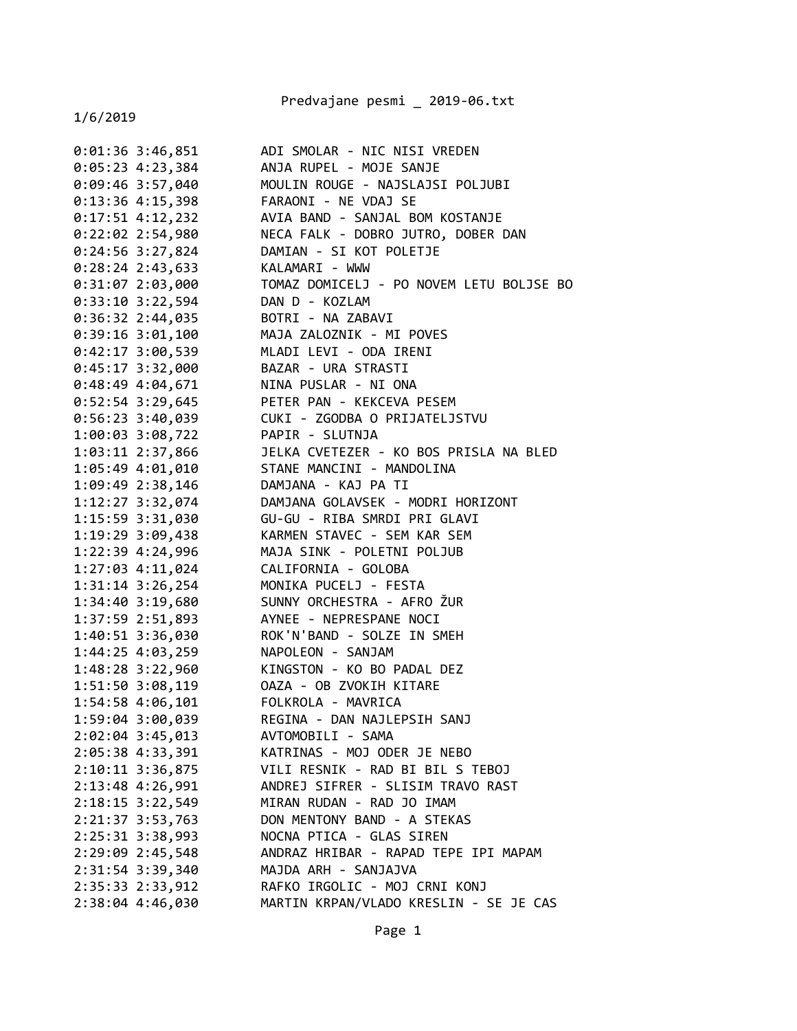Predvajane pesmi _ 2019-06.txt

1/6/2019

```
0:01:36 3:46,851        ADI SMOLAR - NIC NISI VREDEN
0:05:23 4:23,384        ANJA RUPEL - MOJE SANJE
0:09:46 3:57,040        MOULIN ROUGE - NAJSLAJSI POLJUBI
0:13:36 4:15,398        FARAONI - NE VDAJ SE
0:17:51 4:12,232        AVIA BAND - SANJAL BOM KOSTANJE
0:22:02 2:54,980        NECA FALK - DOBRO JUTRO, DOBER DAN
0:24:56 3:27,824        DAMIAN - SI KOT POLETJE
0:28:24 2:43,633        KALAMARI - WWW
0:31:07 2:03,000        TOMAZ DOMICELJ - PO NOVEM LETU BOLJSE BO
0:33:10 3:22,594        DAN D - KOZLAM
0:36:32 2:44,035        BOTRI - NA ZABAVI
0:39:16 3:01,100        MAJA ZALOZNIK - MI POVES
0:42:17 3:00,539        MLADI LEVI - ODA IRENI
0:45:17 3:32,000        BAZAR - URA STRASTI
0:48:49 4:04,671        NINA PUSLAR - NI ONA
0:52:54 3:29,645        PETER PAN - KEKCEVA PESEM
0:56:23 3:40,039        CUKI - ZGODBA O PRIJATELJSTVU
1:00:03 3:08,722        PAPIR - SLUTNJA
1:03:11 2:37,866        JELKA CVETEZER - KO BOS PRISLA NA BLED
1:05:49 4:01,010        STANE MANCINI - MANDOLINA
1:09:49 2:38,146        DAMJANA - KAJ PA TI
1:12:27 3:32,074        DAMJANA GOLAVSEK - MODRI HORIZONT
1:15:59 3:31,030        GU-GU - RIBA SMRDI PRI GLAVI
1:19:29 3:09,438        KARMEN STAVEC - SEM KAR SEM
1:22:39 4:24,996        MAJA SINK - POLETNI POLJUB
1:27:03 4:11,024        CALIFORNIA - GOLOBA
1:31:14 3:26,254        MONIKA PUCELJ - FESTA
1:34:40 3:19,680        SUNNY ORCHESTRA - AFRO ŽUR
1:37:59 2:51,893        AYNEE - NEPRESPANE NOCI
1:40:51 3:36,030        ROK'N'BAND - SOLZE IN SMEH
1:44:25 4:03,259        NAPOLEON - SANJAM
1:48:28 3:22,960        KINGSTON - KO BO PADAL DEZ
1:51:50 3:08,119        OAZA - OB ZVOKIH KITARE
1:54:58 4:06,101        FOLKROLA - MAVRICA
1:59:04 3:00,039        REGINA - DAN NAJLEPSIH SANJ
2:02:04 3:45,013        AVTOMOBILI - SAMA
2:05:38 4:33,391        KATRINAS - MOJ ODER JE NEBO
2:10:11 3:36,875        VILI RESNIK - RAD BI BIL S TEBOJ
2:13:48 4:26,991        ANDREJ SIFRER - SLISIM TRAVO RAST
2:18:15 3:22,549        MIRAN RUDAN - RAD JO IMAM
2:21:37 3:53,763        DON MENTONY BAND - A STEKAS
2:25:31 3:38,993        NOCNA PTICA - GLAS SIREN
2:29:09 2:45,548        ANDRAZ HRIBAR - RAPAD TEPE IPI MAPAM
2:31:54 3:39,340        MAJDA ARH - SANJAJVA
2:35:33 2:33,912        RAFKO IRGOLIC - MOJ CRNI KONJ
2:38:04 4:46,030        MARTIN KRPAN/VLADO KRESLIN - SE JE CAS
```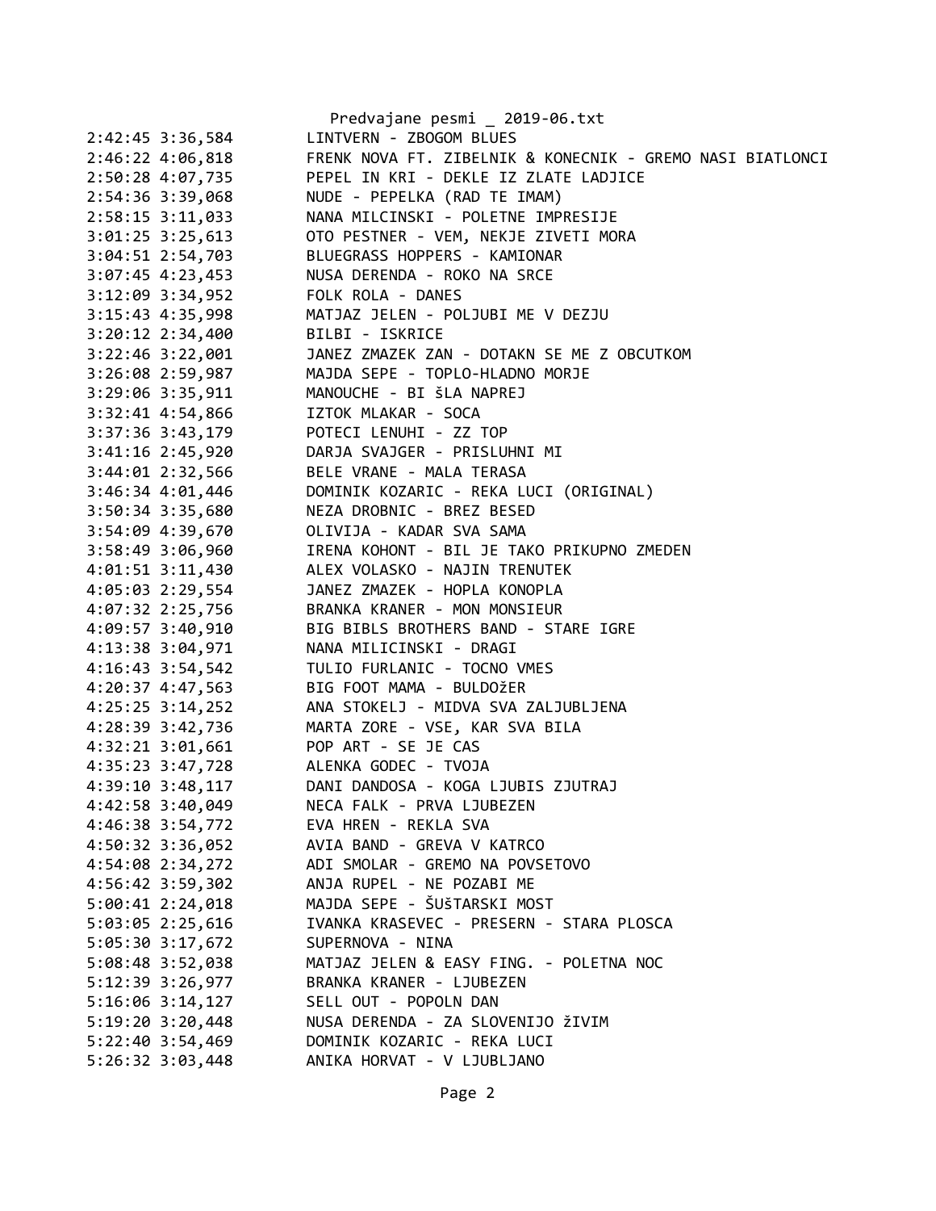```
2:42:45 3:36,584        LINTVERN - ZBOGOM BLUES
2:46:22 4:06,818        FRENK NOVA FT. ZIBELNIK & KONECNIK - GREMO NASI BIATLONCI
2:50:28 4:07,735        PEPEL IN KRI - DEKLE IZ ZLATE LADJICE
2:54:36 3:39,068        NUDE - PEPELKA (RAD TE IMAM)
2:58:15 3:11,033        NANA MILCINSKI - POLETNE IMPRESIJE
3:01:25 3:25,613        OTO PESTNER - VEM, NEKJE ZIVETI MORA
3:04:51 2:54,703        BLUEGRASS HOPPERS - KAMIONAR
3:07:45 4:23,453        NUSA DERENDA - ROKO NA SRCE
3:12:09 3:34,952        FOLK ROLA - DANES
3:15:43 4:35,998        MATJAZ JELEN - POLJUBI ME V DEZJU
3:20:12 2:34,400        BILBI - ISKRICE
3:22:46 3:22,001        JANEZ ZMAZEK ZAN - DOTAKN SE ME Z OBCUTKOM
3:26:08 2:59,987        MAJDA SEPE - TOPLO-HLADNO MORJE
3:29:06 3:35,911        MANOUCHE - BI šLA NAPREJ
3:32:41 4:54,866        IZTOK MLAKAR - SOCA
3:37:36 3:43,179        POTECI LENUHI - ZZ TOP
3:41:16 2:45,920        DARJA SVAJGER - PRISLUHNI MI
3:44:01 2:32,566        BELE VRANE - MALA TERASA
3:46:34 4:01,446        DOMINIK KOZARIC - REKA LUCI (ORIGINAL)
3:50:34 3:35,680        NEZA DROBNIC - BREZ BESED
3:54:09 4:39,670        OLIVIJA - KADAR SVA SAMA
3:58:49 3:06,960        IRENA KOHONT - BIL JE TAKO PRIKUPNO ZMEDEN
4:01:51 3:11,430        ALEX VOLASKO - NAJIN TRENUTEK
4:05:03 2:29,554        JANEZ ZMAZEK - HOPLA KONOPLA
4:07:32 2:25,756        BRANKA KRANER - MON MONSIEUR
4:09:57 3:40,910        BIG BIBLS BROTHERS BAND - STARE IGRE
4:13:38 3:04,971        NANA MILICINSKI - DRAGI
4:16:43 3:54,542        TULIO FURLANIC - TOCNO VMES
4:20:37 4:47,563        BIG FOOT MAMA - BULDOžER
4:25:25 3:14,252        ANA STOKELJ - MIDVA SVA ZALJUBLJENA
4:28:39 3:42,736        MARTA ZORE - VSE, KAR SVA BILA
4:32:21 3:01,661        POP ART - SE JE CAS
4:35:23 3:47,728        ALENKA GODEC - TVOJA
4:39:10 3:48,117        DANI DANDOSA - KOGA LJUBIS ZJUTRAJ
4:42:58 3:40,049        NECA FALK - PRVA LJUBEZEN
4:46:38 3:54,772        EVA HREN - REKLA SVA
4:50:32 3:36,052        AVIA BAND - GREVA V KATRCO
4:54:08 2:34,272        ADI SMOLAR - GREMO NA POVSETOVO
4:56:42 3:59,302        ANJA RUPEL - NE POZABI ME
5:00:41 2:24,018        MAJDA SEPE - ŠUšTARSKI MOST
5:03:05 2:25,616        IVANKA KRASEVEC - PRESERN - STARA PLOSCA
5:05:30 3:17,672        SUPERNOVA - NINA
5:08:48 3:52,038        MATJAZ JELEN & EASY FING. - POLETNA NOC
5:12:39 3:26,977        BRANKA KRANER - LJUBEZEN
5:16:06 3:14,127        SELL OUT - POPOLN DAN
5:19:20 3:20,448        NUSA DERENDA - ZA SLOVENIJO žIVIM
5:22:40 3:54,469        DOMINIK KOZARIC - REKA LUCI
5:26:32 3:03,448        ANIKA HORVAT - V LJUBLJANO
```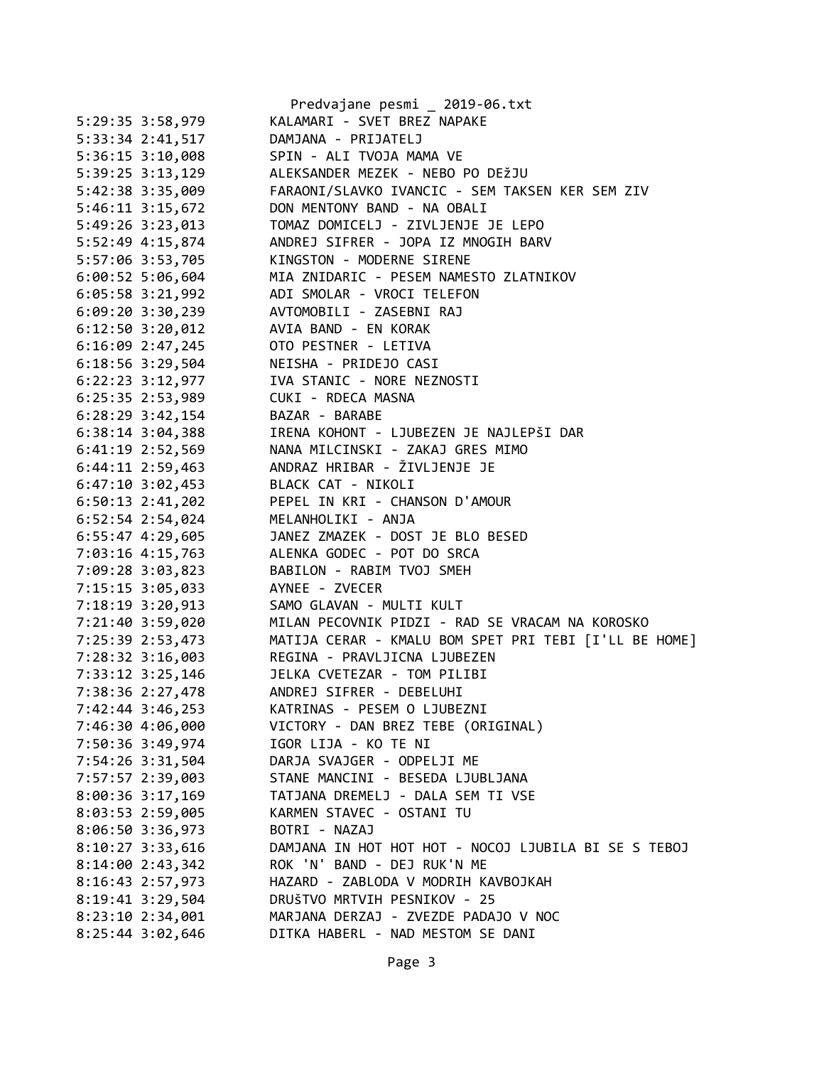```
5:29:35 3:58,979        KALAMARI - SVET BREZ NAPAKE
5:33:34 2:41,517        DAMJANA - PRIJATELJ
5:36:15 3:10,008        SPIN - ALI TVOJA MAMA VE
5:39:25 3:13,129        ALEKSANDER MEZEK - NEBO PO DEžJU
5:42:38 3:35,009        FARAONI/SLAVKO IVANCIC - SEM TAKSEN KER SEM ZIV
5:46:11 3:15,672        DON MENTONY BAND - NA OBALI
5:49:26 3:23,013        TOMAZ DOMICELJ - ZIVLJENJE JE LEPO
5:52:49 4:15,874        ANDREJ SIFRER - JOPA IZ MNOGIH BARV
5:57:06 3:53,705        KINGSTON - MODERNE SIRENE
6:00:52 5:06,604        MIA ZNIDARIC - PESEM NAMESTO ZLATNIKOV
6:05:58 3:21,992        ADI SMOLAR - VROCI TELEFON
6:09:20 3:30,239        AVTOMOBILI - ZASEBNI RAJ
6:12:50 3:20,012        AVIA BAND - EN KORAK
6:16:09 2:47,245        OTO PESTNER - LETIVA
6:18:56 3:29,504        NEISHA - PRIDEJO CASI
6:22:23 3:12,977        IVA STANIC - NORE NEZNOSTI
6:25:35 2:53,989        CUKI - RDECA MASNA
6:28:29 3:42,154        BAZAR - BARABE
6:38:14 3:04,388        IRENA KOHONT - LJUBEZEN JE NAJLEPŠI DAR
6:41:19 2:52,569        NANA MILCINSKI - ZAKAJ GRES MIMO
6:44:11 2:59,463        ANDRAZ HRIBAR - ŽIVLJENJE JE
6:47:10 3:02,453        BLACK CAT - NIKOLI
6:50:13 2:41,202        PEPEL IN KRI - CHANSON D'AMOUR
6:52:54 2:54,024        MELANHOLIKI - ANJA
6:55:47 4:29,605        JANEZ ZMAZEK - DOST JE BLO BESED
7:03:16 4:15,763        ALENKA GODEC - POT DO SRCA
7:09:28 3:03,823        BABILON - RABIM TVOJ SMEH
7:15:15 3:05,033        AYNEE - ZVECER
7:18:19 3:20,913        SAMO GLAVAN - MULTI KULT
7:21:40 3:59,020        MILAN PECOVNIK PIDZI - RAD SE VRACAM NA KOROSKO
7:25:39 2:53,473        MATIJA CERAR - KMALU BOM SPET PRI TEBI [I'LL BE HOME]
7:28:32 3:16,003        REGINA - PRAVLJICNA LJUBEZEN
7:33:12 3:25,146        JELKA CVETEZAR - TOM PILIBI
7:38:36 2:27,478        ANDREJ SIFRER - DEBELUHI
7:42:44 3:46,253        KATRINAS - PESEM O LJUBEZNI
7:46:30 4:06,000        VICTORY - DAN BREZ TEBE (ORIGINAL)
7:50:36 3:49,974        IGOR LIJA - KO TE NI
7:54:26 3:31,504        DARJA SVAJGER - ODPELJI ME
7:57:57 2:39,003        STANE MANCINI - BESEDA LJUBLJANA
8:00:36 3:17,169        TATJANA DREMELJ - DALA SEM TI VSE
8:03:53 2:59,005        KARMEN STAVEC - OSTANI TU
8:06:50 3:36,973        BOTRI - NAZAJ
8:10:27 3:33,616        DAMJANA IN HOT HOT HOT - NOCOJ LJUBILA BI SE S TEBOJ
8:14:00 2:43,342        ROK 'N' BAND - DEJ RUK'N ME
8:16:43 2:57,973        HAZARD - ZABLODA V MODRIH KAVBOJKAH
8:19:41 3:29,504        DRUŠTVO MRTVIH PESNIKOV - 25
8:23:10 2:34,001        MARJANA DERZAJ - ZVEZDE PADAJO V NOC
8:25:44 3:02,646        DITKA HABERL - NAD MESTOM SE DANI
```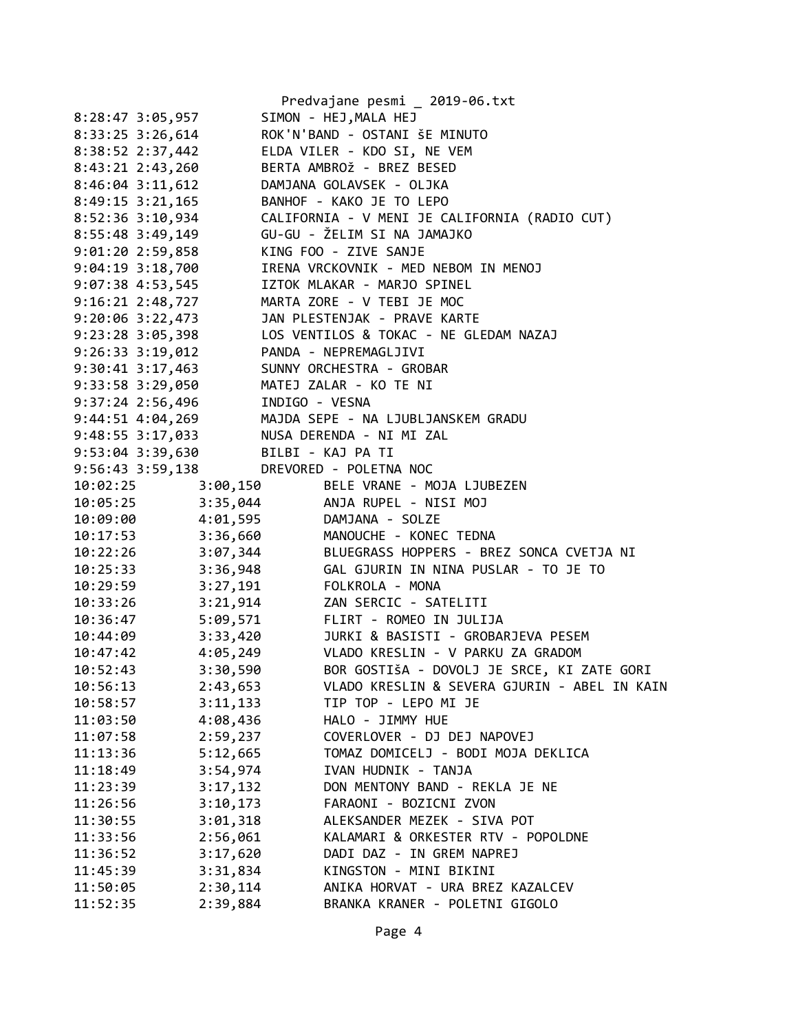```
8:28:47 3:05,957        SIMON - HEJ,MALA HEJ
8:33:25 3:26,614        ROK'N'BAND - OSTANI šE MINUTO
8:38:52 2:37,442        ELDA VILER - KDO SI, NE VEM
8:43:21 2:43,260        BERTA AMBROž - BREZ BESED
8:46:04 3:11,612        DAMJANA GOLAVSEK - OLJKA
8:49:15 3:21,165        BANHOF - KAKO JE TO LEPO
8:52:36 3:10,934        CALIFORNIA - V MENI JE CALIFORNIA (RADIO CUT)
8:55:48 3:49,149        GU-GU - ŽELIM SI NA JAMAJKO
9:01:20 2:59,858        KING FOO - ZIVE SANJE
9:04:19 3:18,700        IRENA VRCKOVNIK - MED NEBOM IN MENOJ
9:07:38 4:53,545        IZTOK MLAKAR - MARJO SPINEL
9:16:21 2:48,727        MARTA ZORE - V TEBI JE MOC
9:20:06 3:22,473        JAN PLESTENJAK - PRAVE KARTE
9:23:28 3:05,398        LOS VENTILOS & TOKAC - NE GLEDAM NAZAJ
9:26:33 3:19,012        PANDA - NEPREMAGLJIVI
9:30:41 3:17,463        SUNNY ORCHESTRA - GROBAR
9:33:58 3:29,050        MATEJ ZALAR - KO TE NI
9:37:24 2:56,496        INDIGO - VESNA
9:44:51 4:04,269        MAJDA SEPE - NA LJUBLJANSKEM GRADU
9:48:55 3:17,033        NUSA DERENDA - NI MI ZAL
9:53:04 3:39,630        BILBI - KAJ PA TI
9:56:43 3:59,138        DREVORED - POLETNA NOC
10:02:25        3:00,150        BELE VRANE - MOJA LJUBEZEN
10:05:25        3:35,044        ANJA RUPEL - NISI MOJ
10:09:00        4:01,595        DAMJANA - SOLZE
10:17:53        3:36,660        MANOUCHE - KONEC TEDNA
10:22:26        3:07,344        BLUEGRASS HOPPERS - BREZ SONCA CVETJA NI
10:25:33        3:36,948        GAL GJURIN IN NINA PUSLAR - TO JE TO
10:29:59        3:27,191        FOLKROLA - MONA
10:33:26        3:21,914        ZAN SERCIC - SATELITI
10:36:47        5:09,571        FLIRT - ROMEO IN JULIJA
10:44:09        3:33,420        JURKI & BASISTI - GROBARJEVA PESEM
10:47:42        4:05,249        VLADO KRESLIN - V PARKU ZA GRADOM
10:52:43        3:30,590        BOR GOSTIŠA - DOVOLJ JE SRCE, KI ZATE GORI
10:56:13        2:43,653        VLADO KRESLIN & SEVERA GJURIN - ABEL IN KAIN
10:58:57        3:11,133        TIP TOP - LEPO MI JE
11:03:50        4:08,436        HALO - JIMMY HUE
11:07:58        2:59,237        COVERLOVER - DJ DEJ NAPOVEJ
11:13:36        5:12,665        TOMAZ DOMICELJ - BODI MOJA DEKLICA
11:18:49        3:54,974        IVAN HUDNIK - TANJA
11:23:39        3:17,132        DON MENTONY BAND - REKLA JE NE
11:26:56        3:10,173        FARAONI - BOZICNI ZVON
11:30:55        3:01,318        ALEKSANDER MEZEK - SIVA POT
11:33:56        2:56,061        KALAMARI & ORKESTER RTV - POPOLDNE
11:36:52        3:17,620        DADI DAZ - IN GREM NAPREJ
11:45:39        3:31,834        KINGSTON - MINI BIKINI
11:50:05        2:30,114        ANIKA HORVAT - URA BREZ KAZALCEV
11:52:35        2:39,884        BRANKA KRANER - POLETNI GIGOLO
```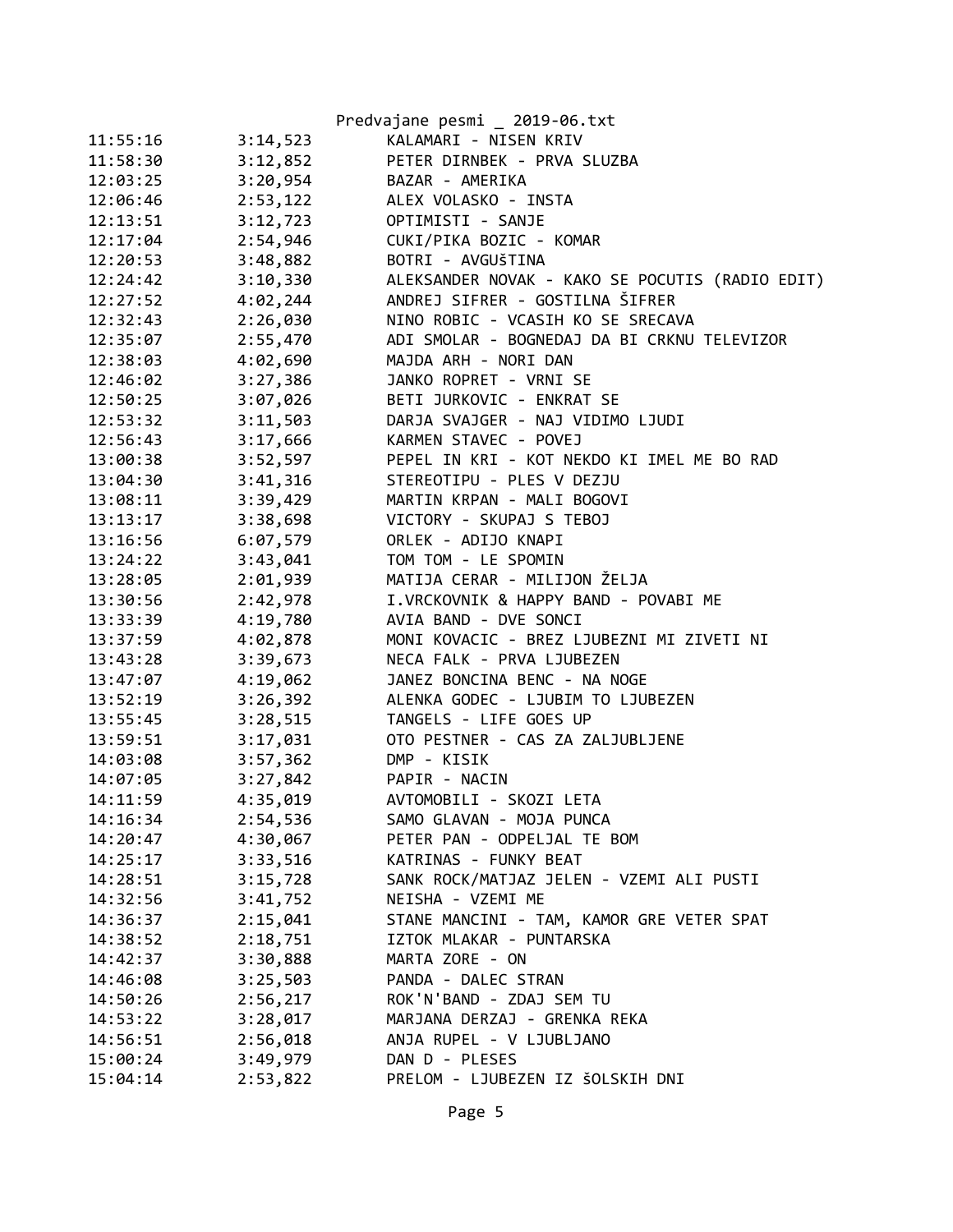| | | |
|---|---|---|
| 11:55:16 | 3:14,523 | KALAMARI - NISEN KRIV |
| 11:58:30 | 3:12,852 | PETER DIRNBEK - PRVA SLUZBA |
| 12:03:25 | 3:20,954 | BAZAR - AMERIKA |
| 12:06:46 | 2:53,122 | ALEX VOLASKO - INSTA |
| 12:13:51 | 3:12,723 | OPTIMISTI - SANJE |
| 12:17:04 | 2:54,946 | CUKI/PIKA BOZIC - KOMAR |
| 12:20:53 | 3:48,882 | BOTRI - AVGUšTINA |
| 12:24:42 | 3:10,330 | ALEKSANDER NOVAK - KAKO SE POCUTIS (RADIO EDIT) |
| 12:27:52 | 4:02,244 | ANDREJ SIFRER - GOSTILNA ŠIFRER |
| 12:32:43 | 2:26,030 | NINO ROBIC - VCASIH KO SE SRECAVA |
| 12:35:07 | 2:55,470 | ADI SMOLAR - BOGNEDAJ DA BI CRKNU TELEVIZOR |
| 12:38:03 | 4:02,690 | MAJDA ARH - NORI DAN |
| 12:46:02 | 3:27,386 | JANKO ROPRET - VRNI SE |
| 12:50:25 | 3:07,026 | BETI JURKOVIC - ENKRAT SE |
| 12:53:32 | 3:11,503 | DARJA SVAJGER - NAJ VIDIMO LJUDI |
| 12:56:43 | 3:17,666 | KARMEN STAVEC - POVEJ |
| 13:00:38 | 3:52,597 | PEPEL IN KRI - KOT NEKDO KI IMEL ME BO RAD |
| 13:04:30 | 3:41,316 | STEREOTIPU - PLES V DEZJU |
| 13:08:11 | 3:39,429 | MARTIN KRPAN - MALI BOGOVI |
| 13:13:17 | 3:38,698 | VICTORY - SKUPAJ S TEBOJ |
| 13:16:56 | 6:07,579 | ORLEK - ADIJO KNAPI |
| 13:24:22 | 3:43,041 | TOM TOM - LE SPOMIN |
| 13:28:05 | 2:01,939 | MATIJA CERAR - MILIJON ŽELJA |
| 13:30:56 | 2:42,978 | I.VRCKOVNIK & HAPPY BAND - POVABI ME |
| 13:33:39 | 4:19,780 | AVIA BAND - DVE SONCI |
| 13:37:59 | 4:02,878 | MONI KOVACIC - BREZ LJUBEZNI MI ZIVETI NI |
| 13:43:28 | 3:39,673 | NECA FALK - PRVA LJUBEZEN |
| 13:47:07 | 4:19,062 | JANEZ BONCINA BENC - NA NOGE |
| 13:52:19 | 3:26,392 | ALENKA GODEC - LJUBIM TO LJUBEZEN |
| 13:55:45 | 3:28,515 | TANGELS - LIFE GOES UP |
| 13:59:51 | 3:17,031 | OTO PESTNER - CAS ZA ZALJUBLJENE |
| 14:03:08 | 3:57,362 | DMP - KISIK |
| 14:07:05 | 3:27,842 | PAPIR - NACIN |
| 14:11:59 | 4:35,019 | AVTOMOBILI - SKOZI LETA |
| 14:16:34 | 2:54,536 | SAMO GLAVAN - MOJA PUNCA |
| 14:20:47 | 4:30,067 | PETER PAN - ODPELJAL TE BOM |
| 14:25:17 | 3:33,516 | KATRINAS - FUNKY BEAT |
| 14:28:51 | 3:15,728 | SANK ROCK/MATJAZ JELEN - VZEMI ALI PUSTI |
| 14:32:56 | 3:41,752 | NEISHA - VZEMI ME |
| 14:36:37 | 2:15,041 | STANE MANCINI - TAM, KAMOR GRE VETER SPAT |
| 14:38:52 | 2:18,751 | IZTOK MLAKAR - PUNTARSKA |
| 14:42:37 | 3:30,888 | MARTA ZORE - ON |
| 14:46:08 | 3:25,503 | PANDA - DALEC STRAN |
| 14:50:26 | 2:56,217 | ROK'N'BAND - ZDAJ SEM TU |
| 14:53:22 | 3:28,017 | MARJANA DERZAJ - GRENKA REKA |
| 14:56:51 | 2:56,018 | ANJA RUPEL - V LJUBLJANO |
| 15:00:24 | 3:49,979 | DAN D - PLESES |
| 15:04:14 | 2:53,822 | PRELOM - LJUBEZEN IZ šOLSKIH DNI |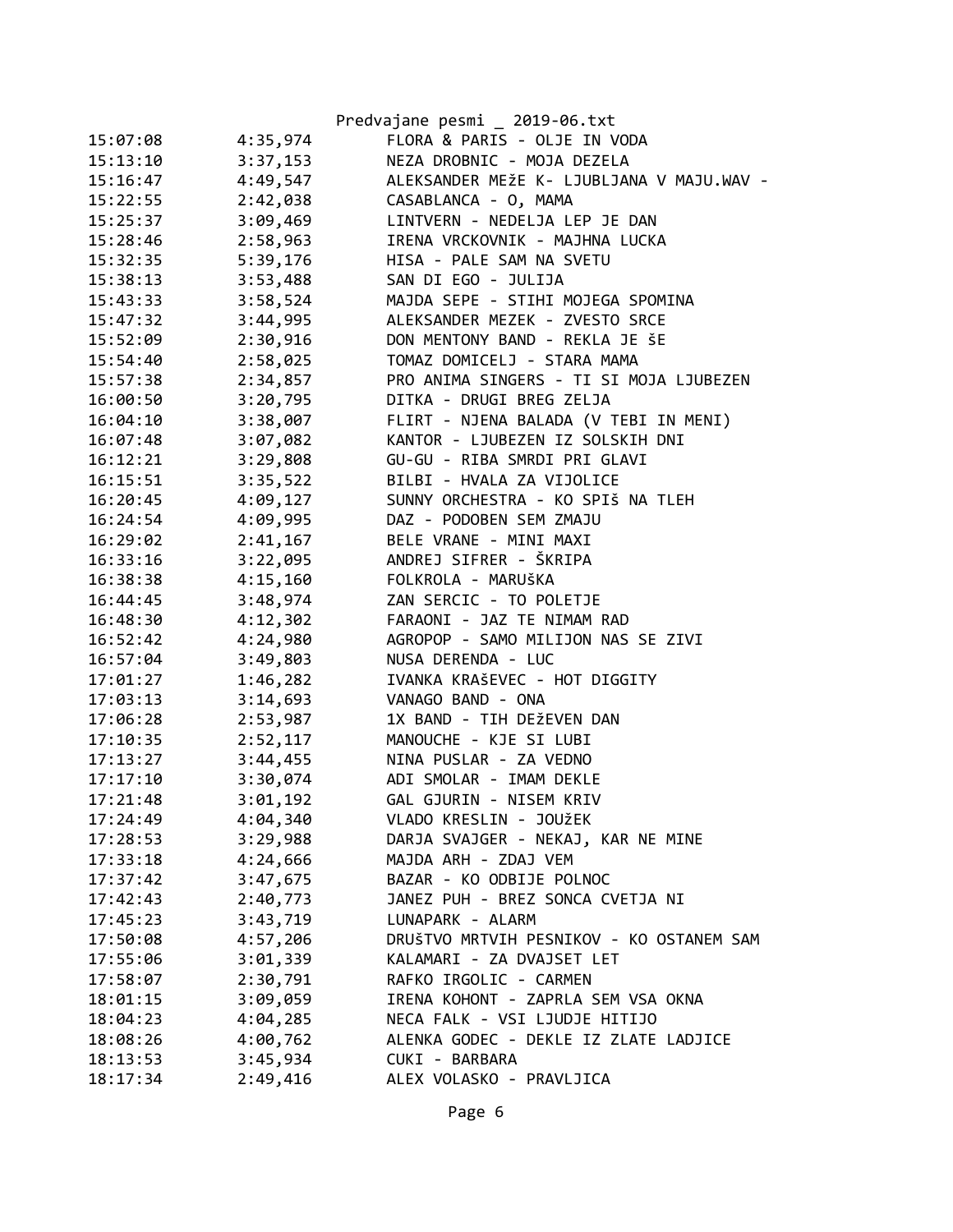Predvajane pesmi _ 2019-06.txt

```
15:07:08        4:35,974        FLORA & PARIS - OLJE IN VODA
15:13:10        3:37,153        NEZA DROBNIC - MOJA DEZELA
15:16:47        4:49,547        ALEKSANDER MEžE K- LJUBLJANA V MAJU.WAV -
15:22:55        2:42,038        CASABLANCA - O, MAMA
15:25:37        3:09,469        LINTVERN - NEDELJA LEP JE DAN
15:28:46        2:58,963        IRENA VRCKOVNIK - MAJHNA LUCKA
15:32:35        5:39,176        HISA - PALE SAM NA SVETU
15:38:13        3:53,488        SAN DI EGO - JULIJA
15:43:33        3:58,524        MAJDA SEPE - STIHI MOJEGA SPOMINA
15:47:32        3:44,995        ALEKSANDER MEZEK - ZVESTO SRCE
15:52:09        2:30,916        DON MENTONY BAND - REKLA JE ŠE
15:54:40        2:58,025        TOMAZ DOMICELJ - STARA MAMA
15:57:38        2:34,857        PRO ANIMA SINGERS - TI SI MOJA LJUBEZEN
16:00:50        3:20,795        DITKA - DRUGI BREG ZELJA
16:04:10        3:38,007        FLIRT - NJENA BALADA (V TEBI IN MENI)
16:07:48        3:07,082        KANTOR - LJUBEZEN IZ SOLSKIH DNI
16:12:21        3:29,808        GU-GU - RIBA SMRDI PRI GLAVI
16:15:51        3:35,522        BILBI - HVALA ZA VIJOLICE
16:20:45        4:09,127        SUNNY ORCHESTRA - KO SPIŠ NA TLEH
16:24:54        4:09,995        DAZ - PODOBEN SEM ZMAJU
16:29:02        2:41,167        BELE VRANE - MINI MAXI
16:33:16        3:22,095        ANDREJ SIFRER - ŠKRIPA
16:38:38        4:15,160        FOLKROLA - MARUŠKA
16:44:45        3:48,974        ZAN SERCIC - TO POLETJE
16:48:30        4:12,302        FARAONI - JAZ TE NIMAM RAD
16:52:42        4:24,980        AGROPOP - SAMO MILIJON NAS SE ZIVI
16:57:04        3:49,803        NUSA DERENDA - LUC
17:01:27        1:46,282        IVANKA KRAŠEVEC - HOT DIGGITY
17:03:13        3:14,693        VANAGO BAND - ONA
17:06:28        2:53,987        1X BAND - TIH DEŽEVEN DAN
17:10:35        2:52,117        MANOUCHE - KJE SI LUBI
17:13:27        3:44,455        NINA PUSLAR - ZA VEDNO
17:17:10        3:30,074        ADI SMOLAR - IMAM DEKLE
17:21:48        3:01,192        GAL GJURIN - NISEM KRIV
17:24:49        4:04,340        VLADO KRESLIN - JOUžEK
17:28:53        3:29,988        DARJA SVAJGER - NEKAJ, KAR NE MINE
17:33:18        4:24,666        MAJDA ARH - ZDAJ VEM
17:37:42        3:47,675        BAZAR - KO ODBIJE POLNOC
17:42:43        2:40,773        JANEZ PUH - BREZ SONCA CVETJA NI
17:45:23        3:43,719        LUNAPARK - ALARM
17:50:08        4:57,206        DRUŠTVO MRTVIH PESNIKOV - KO OSTANEM SAM
17:55:06        3:01,339        KALAMARI - ZA DVAJSET LET
17:58:07        2:30,791        RAFKO IRGOLIC - CARMEN
18:01:15        3:09,059        IRENA KOHONT - ZAPRLA SEM VSA OKNA
18:04:23        4:04,285        NECA FALK - VSI LJUDJE HITIJO
18:08:26        4:00,762        ALENKA GODEC - DEKLE IZ ZLATE LADJICE
18:13:53        3:45,934        CUKI - BARBARA
18:17:34        2:49,416        ALEX VOLASKO - PRAVLJICA
```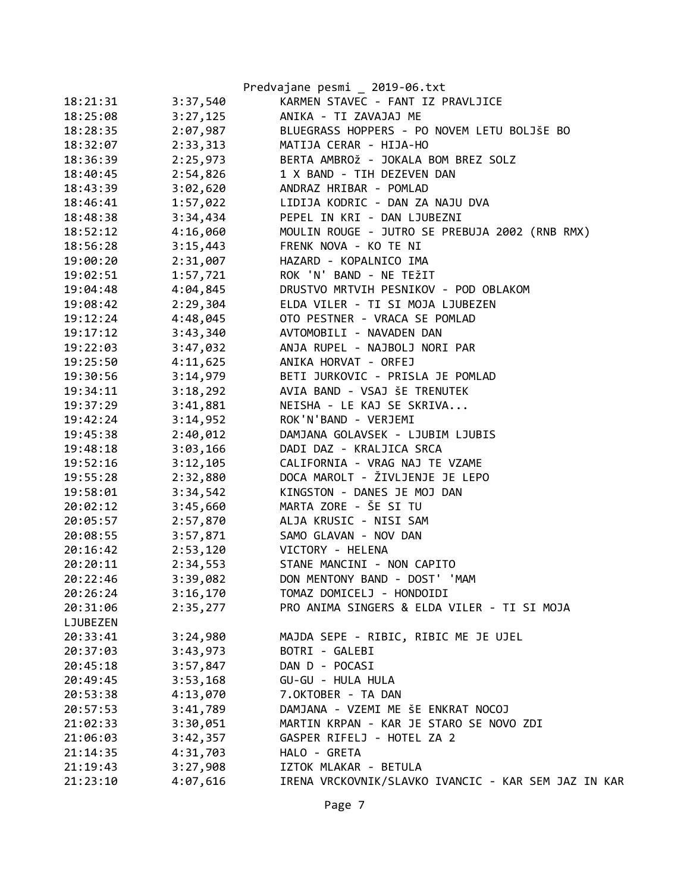```
18:21:31        3:37,540        KARMEN STAVEC - FANT IZ PRAVLJICE
18:25:08        3:27,125        ANIKA - TI ZAVAJAJ ME
18:28:35        2:07,987        BLUEGRASS HOPPERS - PO NOVEM LETU BOLJšE BO
18:32:07        2:33,313        MATIJA CERAR - HIJA-HO
18:36:39        2:25,973        BERTA AMBROž - JOKALA BOM BREZ SOLZ
18:40:45        2:54,826        1 X BAND - TIH DEZEVEN DAN
18:43:39        3:02,620        ANDRAZ HRIBAR - POMLAD
18:46:41        1:57,022        LIDIJA KODRIC - DAN ZA NAJU DVA
18:48:38        3:34,434        PEPEL IN KRI - DAN LJUBEZNI
18:52:12        4:16,060        MOULIN ROUGE - JUTRO SE PREBUJA 2002 (RNB RMX)
18:56:28        3:15,443        FRENK NOVA - KO TE NI
19:00:20        2:31,007        HAZARD - KOPALNICO IMA
19:02:51        1:57,721        ROK 'N' BAND - NE TEžIT
19:04:48        4:04,845        DRUSTVO MRTVIH PESNIKOV - POD OBLAKOM
19:08:42        2:29,304        ELDA VILER - TI SI MOJA LJUBEZEN
19:12:24        4:48,045        OTO PESTNER - VRACA SE POMLAD
19:17:12        3:43,340        AVTOMOBILI - NAVADEN DAN
19:22:03        3:47,032        ANJA RUPEL - NAJBOLJ NORI PAR
19:25:50        4:11,625        ANIKA HORVAT - ORFEJ
19:30:56        3:14,979        BETI JURKOVIC - PRISLA JE POMLAD
19:34:11        3:18,292        AVIA BAND - VSAJ šE TRENUTEK
19:37:29        3:41,881        NEISHA - LE KAJ SE SKRIVA...
19:42:24        3:14,952        ROK'N'BAND - VERJEMI
19:45:38        2:40,012        DAMJANA GOLAVSEK - LJUBIM LJUBIS
19:48:18        3:03,166        DADI DAZ - KRALJICA SRCA
19:52:16        3:12,105        CALIFORNIA - VRAG NAJ TE VZAME
19:55:28        2:32,880        DOCA MAROLT - ŽIVLJENJE JE LEPO
19:58:01        3:34,542        KINGSTON - DANES JE MOJ DAN
20:02:12        3:45,660        MARTA ZORE - ŠE SI TU
20:05:57        2:57,870        ALJA KRUSIC - NISI SAM
20:08:55        3:57,871        SAMO GLAVAN - NOV DAN
20:16:42        2:53,120        VICTORY - HELENA
20:20:11        2:34,553        STANE MANCINI - NON CAPITO
20:22:46        3:39,082        DON MENTONY BAND - DOST' 'MAM
20:26:24        3:16,170        TOMAZ DOMICELJ - HONDOIDI
20:31:06        2:35,277        PRO ANIMA SINGERS & ELDA VILER - TI SI MOJA
LJUBEZEN
20:33:41        3:24,980        MAJDA SEPE - RIBIC, RIBIC ME JE UJEL
20:37:03        3:43,973        BOTRI - GALEBI
20:45:18        3:57,847        DAN D - POCASI
20:49:45        3:53,168        GU-GU - HULA HULA
20:53:38        4:13,070        7.OKTOBER - TA DAN
20:57:53        3:41,789        DAMJANA - VZEMI ME šE ENKRAT NOCOJ
21:02:33        3:30,051        MARTIN KRPAN - KAR JE STARO SE NOVO ZDI
21:06:03        3:42,357        GASPER RIFELJ - HOTEL ZA 2
21:14:35        4:31,703        HALO - GRETA
21:19:43        3:27,908        IZTOK MLAKAR - BETULA
21:23:10        4:07,616        IRENA VRCKOVNIK/SLAVKO IVANCIC - KAR SEM JAZ IN KAR
```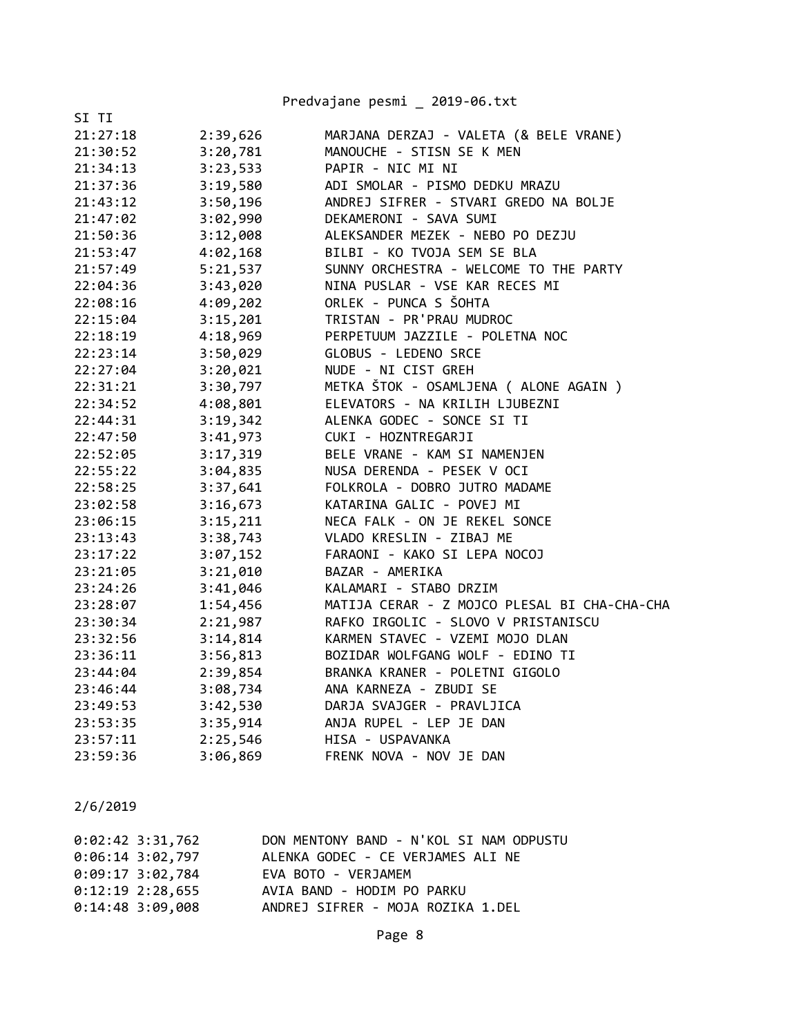SI TI

| | | |
|---|---|---|
| 21:27:18 | 2:39,626 | MARJANA DERZAJ - VALETA (& BELE VRANE) |
| 21:30:52 | 3:20,781 | MANOUCHE - STISN SE K MEN |
| 21:34:13 | 3:23,533 | PAPIR - NIC MI NI |
| 21:37:36 | 3:19,580 | ADI SMOLAR - PISMO DEDKU MRAZU |
| 21:43:12 | 3:50,196 | ANDREJ SIFRER - STVARI GREDO NA BOLJE |
| 21:47:02 | 3:02,990 | DEKAMERONI - SAVA SUMI |
| 21:50:36 | 3:12,008 | ALEKSANDER MEZEK - NEBO PO DEZJU |
| 21:53:47 | 4:02,168 | BILBI - KO TVOJA SEM SE BLA |
| 21:57:49 | 5:21,537 | SUNNY ORCHESTRA - WELCOME TO THE PARTY |
| 22:04:36 | 3:43,020 | NINA PUSLAR - VSE KAR RECES MI |
| 22:08:16 | 4:09,202 | ORLEK - PUNCA S ŠOHTA |
| 22:15:04 | 3:15,201 | TRISTAN - PR'PRAU MUDROC |
| 22:18:19 | 4:18,969 | PERPETUUM JAZZILE - POLETNA NOC |
| 22:23:14 | 3:50,029 | GLOBUS - LEDENO SRCE |
| 22:27:04 | 3:20,021 | NUDE - NI CIST GREH |
| 22:31:21 | 3:30,797 | METKA ŠTOK - OSAMLJENA ( ALONE AGAIN ) |
| 22:34:52 | 4:08,801 | ELEVATORS - NA KRILIH LJUBEZNI |
| 22:44:31 | 3:19,342 | ALENKA GODEC - SONCE SI TI |
| 22:47:50 | 3:41,973 | CUKI - HOZNTREGARJI |
| 22:52:05 | 3:17,319 | BELE VRANE - KAM SI NAMENJEN |
| 22:55:22 | 3:04,835 | NUSA DERENDA - PESEK V OCI |
| 22:58:25 | 3:37,641 | FOLKROLA - DOBRO JUTRO MADAME |
| 23:02:58 | 3:16,673 | KATARINA GALIC - POVEJ MI |
| 23:06:15 | 3:15,211 | NECA FALK - ON JE REKEL SONCE |
| 23:13:43 | 3:38,743 | VLADO KRESLIN - ZIBAJ ME |
| 23:17:22 | 3:07,152 | FARAONI - KAKO SI LEPA NOCOJ |
| 23:21:05 | 3:21,010 | BAZAR - AMERIKA |
| 23:24:26 | 3:41,046 | KALAMARI - STABO DRZIM |
| 23:28:07 | 1:54,456 | MATIJA CERAR - Z MOJCO PLESAL BI CHA-CHA-CHA |
| 23:30:34 | 2:21,987 | RAFKO IRGOLIC - SLOVO V PRISTANISCU |
| 23:32:56 | 3:14,814 | KARMEN STAVEC - VZEMI MOJO DLAN |
| 23:36:11 | 3:56,813 | BOZIDAR WOLFGANG WOLF - EDINO TI |
| 23:44:04 | 2:39,854 | BRANKA KRANER - POLETNI GIGOLO |
| 23:46:44 | 3:08,734 | ANA KARNEZA - ZBUDI SE |
| 23:49:53 | 3:42,530 | DARJA SVAJGER - PRAVLJICA |
| 23:53:35 | 3:35,914 | ANJA RUPEL - LEP JE DAN |
| 23:57:11 | 2:25,546 | HISA - USPAVANKA |
| 23:59:36 | 3:06,869 | FRENK NOVA - NOV JE DAN |

2/6/2019

| | | |
|---|---|---|
| 0:02:42 | 3:31,762 | DON MENTONY BAND - N'KOL SI NAM ODPUSTU |
| 0:06:14 | 3:02,797 | ALENKA GODEC - CE VERJAMES ALI NE |
| 0:09:17 | 3:02,784 | EVA BOTO - VERJAMEM |
| 0:12:19 | 2:28,655 | AVIA BAND - HODIM PO PARKU |
| 0:14:48 | 3:09,008 | ANDREJ SIFRER - MOJA ROZIKA 1.DEL |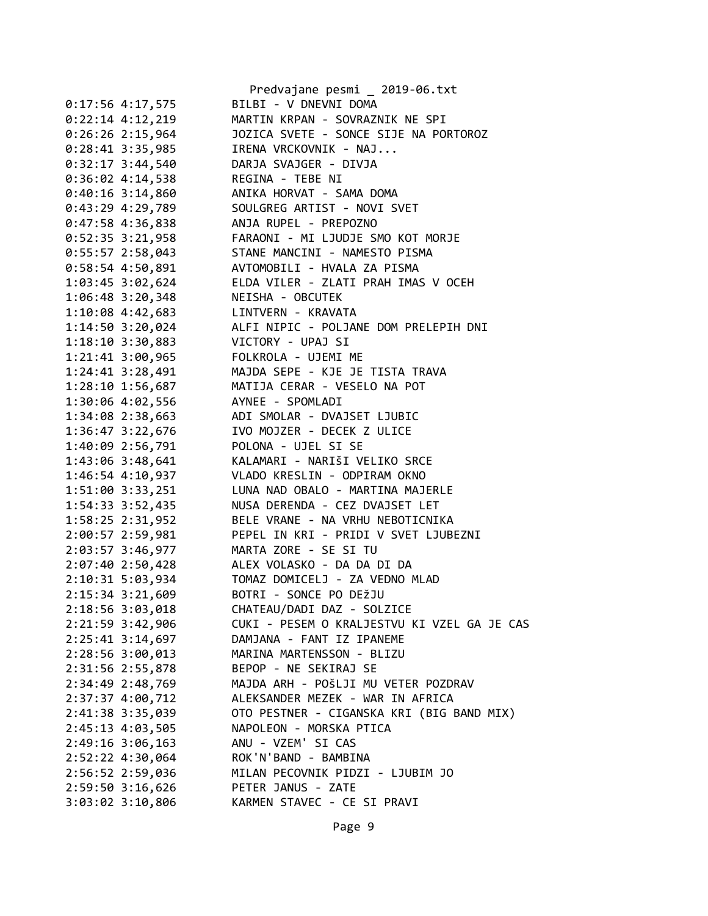```
0:17:56 4:17,575        BILBI - V DNEVNI DOMA
0:22:14 4:12,219        MARTIN KRPAN - SOVRAZNIK NE SPI
0:26:26 2:15,964        JOZICA SVETE - SONCE SIJE NA PORTOROZ
0:28:41 3:35,985        IRENA VRCKOVNIK - NAJ...
0:32:17 3:44,540        DARJA SVAJGER - DIVJA
0:36:02 4:14,538        REGINA - TEBE NI
0:40:16 3:14,860        ANIKA HORVAT - SAMA DOMA
0:43:29 4:29,789        SOULGREG ARTIST - NOVI SVET
0:47:58 4:36,838        ANJA RUPEL - PREPOZNO
0:52:35 3:21,958        FARAONI - MI LJUDJE SMO KOT MORJE
0:55:57 2:58,043        STANE MANCINI - NAMESTO PISMA
0:58:54 4:50,891        AVTOMOBILI - HVALA ZA PISMA
1:03:45 3:02,624        ELDA VILER - ZLATI PRAH IMAS V OCEH
1:06:48 3:20,348        NEISHA - OBCUTEK
1:10:08 4:42,683        LINTVERN - KRAVATA
1:14:50 3:20,024        ALFI NIPIC - POLJANE DOM PRELEPIH DNI
1:18:10 3:30,883        VICTORY - UPAJ SI
1:21:41 3:00,965        FOLKROLA - UJEMI ME
1:24:41 3:28,491        MAJDA SEPE - KJE JE TISTA TRAVA
1:28:10 1:56,687        MATIJA CERAR - VESELO NA POT
1:30:06 4:02,556        AYNEE - SPOMLADI
1:34:08 2:38,663        ADI SMOLAR - DVAJSET LJUBIC
1:36:47 3:22,676        IVO MOJZER - DECEK Z ULICE
1:40:09 2:56,791        POLONA - UJEL SI SE
1:43:06 3:48,641        KALAMARI - NARIŠI VELIKO SRCE
1:46:54 4:10,937        VLADO KRESLIN - ODPIRAM OKNO
1:51:00 3:33,251        LUNA NAD OBALO - MARTINA MAJERLE
1:54:33 3:52,435        NUSA DERENDA - CEZ DVAJSET LET
1:58:25 2:31,952        BELE VRANE - NA VRHU NEBOTICNIKA
2:00:57 2:59,981        PEPEL IN KRI - PRIDI V SVET LJUBEZNI
2:03:57 3:46,977        MARTA ZORE - SE SI TU
2:07:40 2:50,428        ALEX VOLASKO - DA DA DI DA
2:10:31 5:03,934        TOMAZ DOMICELJ - ZA VEDNO MLAD
2:15:34 3:21,609        BOTRI - SONCE PO DEžJU
2:18:56 3:03,018        CHATEAU/DADI DAZ - SOLZICE
2:21:59 3:42,906        CUKI - PESEM O KRALJESTVU KI VZEL GA JE CAS
2:25:41 3:14,697        DAMJANA - FANT IZ IPANEME
2:28:56 3:00,013        MARINA MARTENSSON - BLIZU
2:31:56 2:55,878        BEPOP - NE SEKIRAJ SE
2:34:49 2:48,769        MAJDA ARH - POšLJI MU VETER POZDRAV
2:37:37 4:00,712        ALEKSANDER MEZEK - WAR IN AFRICA
2:41:38 3:35,039        OTO PESTNER - CIGANSKA KRI (BIG BAND MIX)
2:45:13 4:03,505        NAPOLEON - MORSKA PTICA
2:49:16 3:06,163        ANU - VZEM' SI CAS
2:52:22 4:30,064        ROK'N'BAND - BAMBINA
2:56:52 2:59,036        MILAN PECOVNIK PIDZI - LJUBIM JO
2:59:50 3:16,626        PETER JANUS - ZATE
3:03:02 3:10,806        KARMEN STAVEC - CE SI PRAVI
```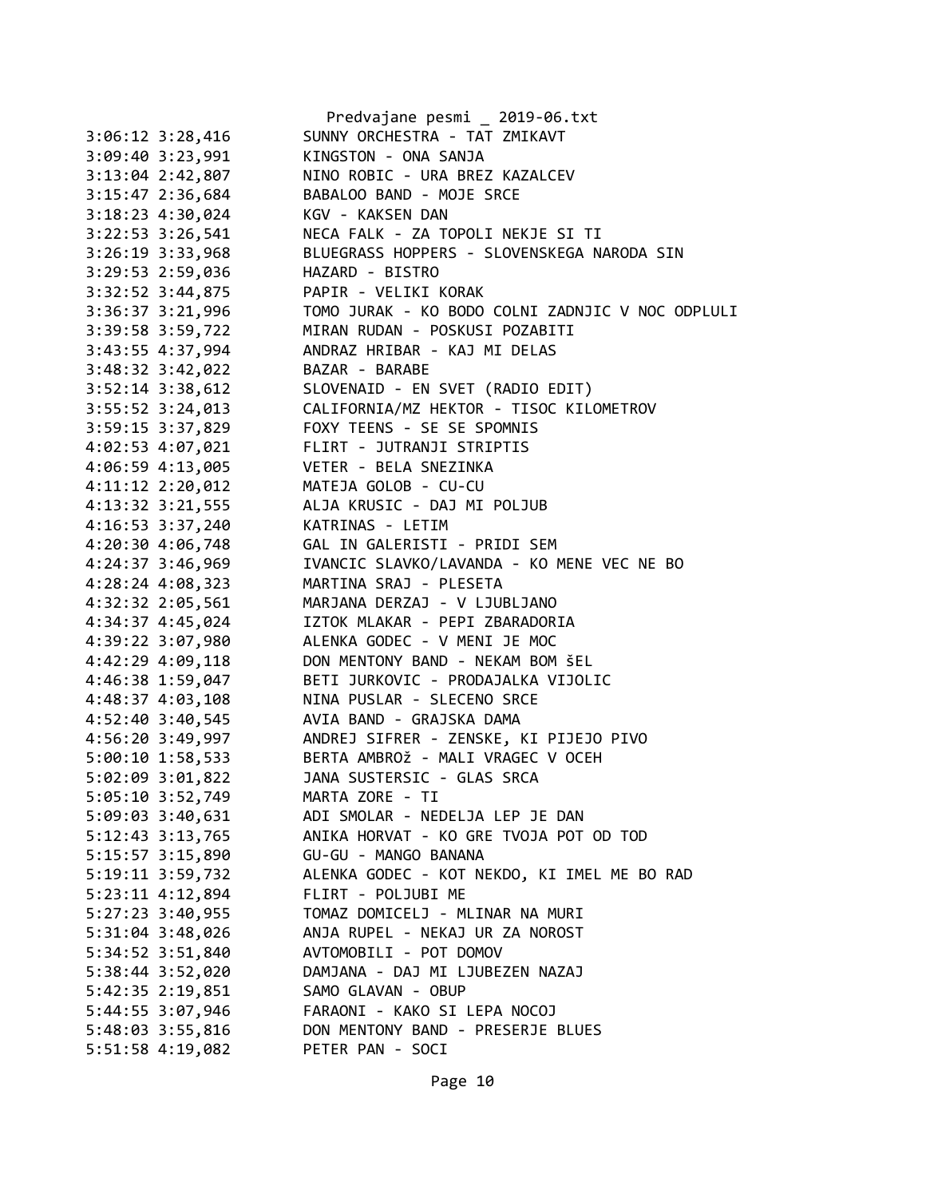```
3:06:12 3:28,416        SUNNY ORCHESTRA - TAT ZMIKAVT
3:09:40 3:23,991        KINGSTON - ONA SANJA
3:13:04 2:42,807        NINO ROBIC - URA BREZ KAZALCEV
3:15:47 2:36,684        BABALOO BAND - MOJE SRCE
3:18:23 4:30,024        KGV - KAKSEN DAN
3:22:53 3:26,541        NECA FALK - ZA TOPOLI NEKJE SI TI
3:26:19 3:33,968        BLUEGRASS HOPPERS - SLOVENSKEGA NARODA SIN
3:29:53 2:59,036        HAZARD - BISTRO
3:32:52 3:44,875        PAPIR - VELIKI KORAK
3:36:37 3:21,996        TOMO JURAK - KO BODO COLNI ZADNJIC V NOC ODPLULI
3:39:58 3:59,722        MIRAN RUDAN - POSKUSI POZABITI
3:43:55 4:37,994        ANDRAZ HRIBAR - KAJ MI DELAS
3:48:32 3:42,022        BAZAR - BARABE
3:52:14 3:38,612        SLOVENAID - EN SVET (RADIO EDIT)
3:55:52 3:24,013        CALIFORNIA/MZ HEKTOR - TISOC KILOMETROV
3:59:15 3:37,829        FOXY TEENS - SE SE SPOMNIS
4:02:53 4:07,021        FLIRT - JUTRANJI STRIPTIS
4:06:59 4:13,005        VETER - BELA SNEZINKA
4:11:12 2:20,012        MATEJA GOLOB - CU-CU
4:13:32 3:21,555        ALJA KRUSIC - DAJ MI POLJUB
4:16:53 3:37,240        KATRINAS - LETIM
4:20:30 4:06,748        GAL IN GALERISTI - PRIDI SEM
4:24:37 3:46,969        IVANCIC SLAVKO/LAVANDA - KO MENE VEC NE BO
4:28:24 4:08,323        MARTINA SRAJ - PLESETA
4:32:32 2:05,561        MARJANA DERZAJ - V LJUBLJANO
4:34:37 4:45,024        IZTOK MLAKAR - PEPI ZBARADORIA
4:39:22 3:07,980        ALENKA GODEC - V MENI JE MOC
4:42:29 4:09,118        DON MENTONY BAND - NEKAM BOM šEL
4:46:38 1:59,047        BETI JURKOVIC - PRODAJALKA VIJOLIC
4:48:37 4:03,108        NINA PUSLAR - SLECENO SRCE
4:52:40 3:40,545        AVIA BAND - GRAJSKA DAMA
4:56:20 3:49,997        ANDREJ SIFRER - ZENSKE, KI PIJEJO PIVO
5:00:10 1:58,533        BERTA AMBROž - MALI VRAGEC V OCEH
5:02:09 3:01,822        JANA SUSTERSIC - GLAS SRCA
5:05:10 3:52,749        MARTA ZORE - TI
5:09:03 3:40,631        ADI SMOLAR - NEDELJA LEP JE DAN
5:12:43 3:13,765        ANIKA HORVAT - KO GRE TVOJA POT OD TOD
5:15:57 3:15,890        GU-GU - MANGO BANANA
5:19:11 3:59,732        ALENKA GODEC - KOT NEKDO, KI IMEL ME BO RAD
5:23:11 4:12,894        FLIRT - POLJUBI ME
5:27:23 3:40,955        TOMAZ DOMICELJ - MLINAR NA MURI
5:31:04 3:48,026        ANJA RUPEL - NEKAJ UR ZA NOROST
5:34:52 3:51,840        AVTOMOBILI - POT DOMOV
5:38:44 3:52,020        DAMJANA - DAJ MI LJUBEZEN NAZAJ
5:42:35 2:19,851        SAMO GLAVAN - OBUP
5:44:55 3:07,946        FARAONI - KAKO SI LEPA NOCOJ
5:48:03 3:55,816        DON MENTONY BAND - PRESERJE BLUES
5:51:58 4:19,082        PETER PAN - SOCI
```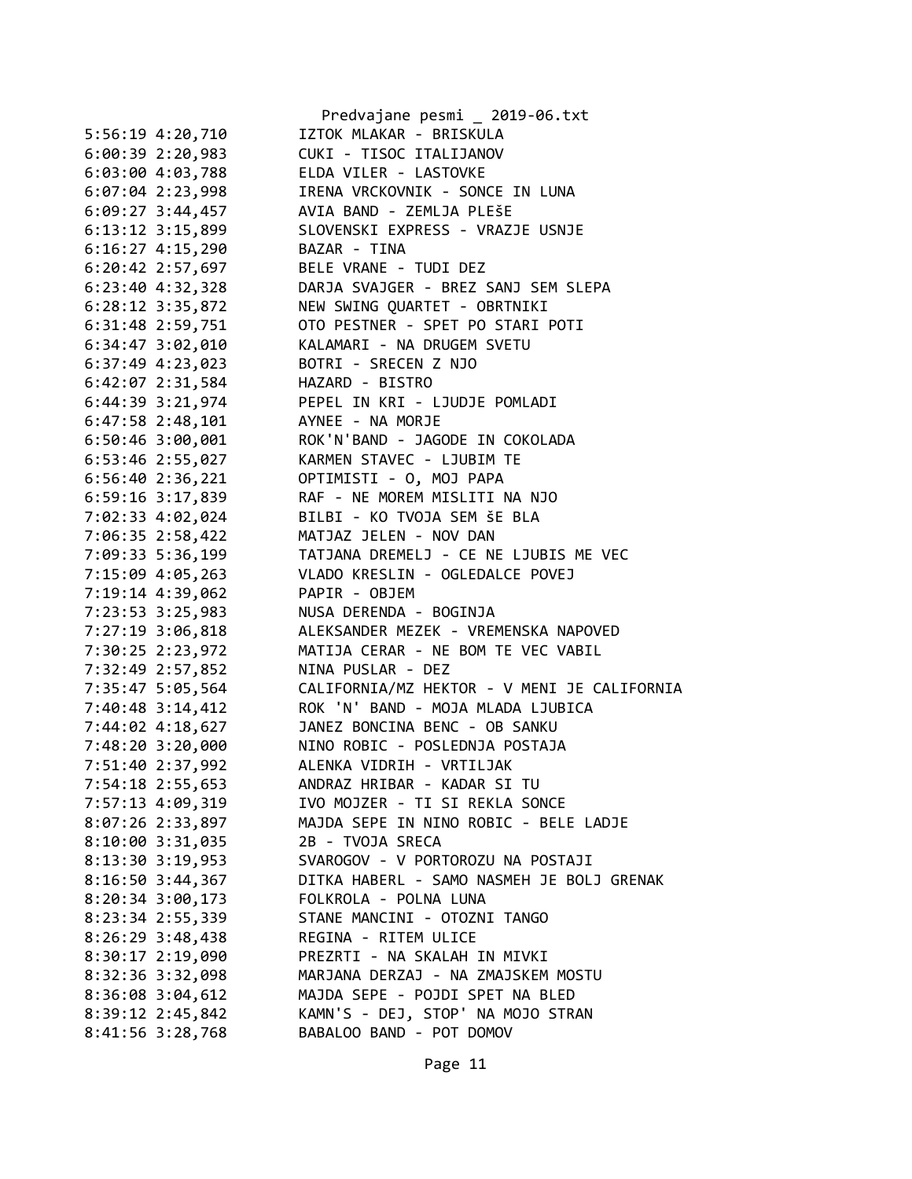```
5:56:19 4:20,710        IZTOK MLAKAR - BRISKULA
6:00:39 2:20,983        CUKI - TISOC ITALIJANOV
6:03:00 4:03,788        ELDA VILER - LASTOVKE
6:07:04 2:23,998        IRENA VRCKOVNIK - SONCE IN LUNA
6:09:27 3:44,457        AVIA BAND - ZEMLJA PLEŠE
6:13:12 3:15,899        SLOVENSKI EXPRESS - VRAZJE USNJE
6:16:27 4:15,290        BAZAR - TINA
6:20:42 2:57,697        BELE VRANE - TUDI DEZ
6:23:40 4:32,328        DARJA SVAJGER - BREZ SANJ SEM SLEPA
6:28:12 3:35,872        NEW SWING QUARTET - OBRTNIKI
6:31:48 2:59,751        OTO PESTNER - SPET PO STARI POTI
6:34:47 3:02,010        KALAMARI - NA DRUGEM SVETU
6:37:49 4:23,023        BOTRI - SRECEN Z NJO
6:42:07 2:31,584        HAZARD - BISTRO
6:44:39 3:21,974        PEPEL IN KRI - LJUDJE POMLADI
6:47:58 2:48,101        AYNEE - NA MORJE
6:50:46 3:00,001        ROK'N'BAND - JAGODE IN COKOLADA
6:53:46 2:55,027        KARMEN STAVEC - LJUBIM TE
6:56:40 2:36,221        OPTIMISTI - O, MOJ PAPA
6:59:16 3:17,839        RAF - NE MOREM MISLITI NA NJO
7:02:33 4:02,024        BILBI - KO TVOJA SEM ŠE BLA
7:06:35 2:58,422        MATJAZ JELEN - NOV DAN
7:09:33 5:36,199        TATJANA DREMELJ - CE NE LJUBIS ME VEC
7:15:09 4:05,263        VLADO KRESLIN - OGLEDALCE POVEJ
7:19:14 4:39,062        PAPIR - OBJEM
7:23:53 3:25,983        NUSA DERENDA - BOGINJA
7:27:19 3:06,818        ALEKSANDER MEZEK - VREMENSKA NAPOVED
7:30:25 2:23,972        MATIJA CERAR - NE BOM TE VEC VABIL
7:32:49 2:57,852        NINA PUSLAR - DEZ
7:35:47 5:05,564        CALIFORNIA/MZ HEKTOR - V MENI JE CALIFORNIA
7:40:48 3:14,412        ROK 'N' BAND - MOJA MLADA LJUBICA
7:44:02 4:18,627        JANEZ BONCINA BENC - OB SANKU
7:48:20 3:20,000        NINO ROBIC - POSLEDNJA POSTAJA
7:51:40 2:37,992        ALENKA VIDRIH - VRTILJAK
7:54:18 2:55,653        ANDRAZ HRIBAR - KADAR SI TU
7:57:13 4:09,319        IVO MOJZER - TI SI REKLA SONCE
8:07:26 2:33,897        MAJDA SEPE IN NINO ROBIC - BELE LADJE
8:10:00 3:31,035        2B - TVOJA SRECA
8:13:30 3:19,953        SVAROGOV - V PORTOROZU NA POSTAJI
8:16:50 3:44,367        DITKA HABERL - SAMO NASMEH JE BOLJ GRENAK
8:20:34 3:00,173        FOLKROLA - POLNA LUNA
8:23:34 2:55,339        STANE MANCINI - OTOZNI TANGO
8:26:29 3:48,438        REGINA - RITEM ULICE
8:30:17 2:19,090        PREZRTI - NA SKALAH IN MIVKI
8:32:36 3:32,098        MARJANA DERZAJ - NA ZMAJSKEM MOSTU
8:36:08 3:04,612        MAJDA SEPE - POJDI SPET NA BLED
8:39:12 2:45,842        KAMN'S - DEJ, STOP' NA MOJO STRAN
8:41:56 3:28,768        BABALOO BAND - POT DOMOV
```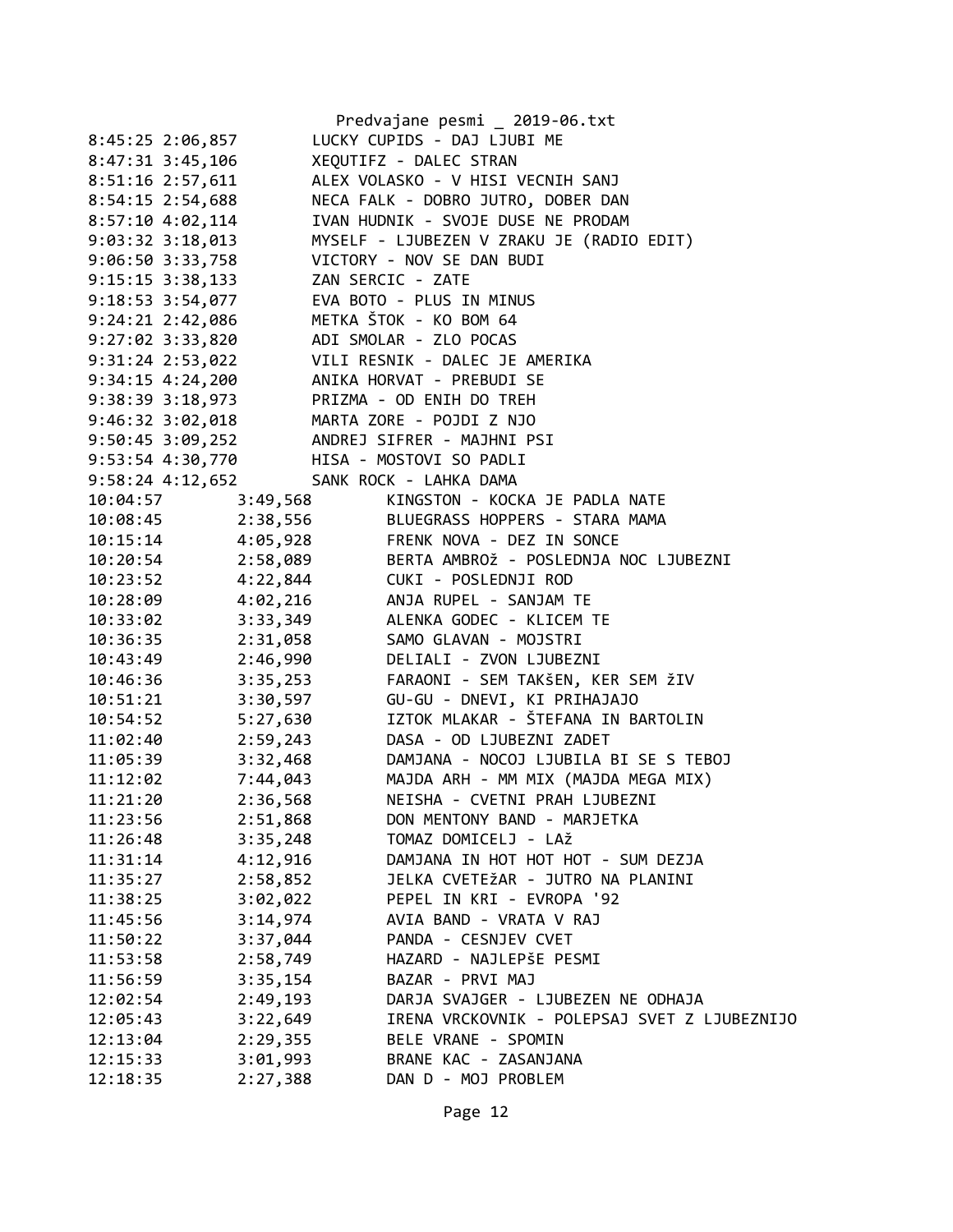```
8:45:25 2:06,857        LUCKY CUPIDS - DAJ LJUBI ME
8:47:31 3:45,106        XEQUTIFZ - DALEC STRAN
8:51:16 2:57,611        ALEX VOLASKO - V HISI VECNIH SANJ
8:54:15 2:54,688        NECA FALK - DOBRO JUTRO, DOBER DAN
8:57:10 4:02,114        IVAN HUDNIK - SVOJE DUSE NE PRODAM
9:03:32 3:18,013        MYSELF - LJUBEZEN V ZRAKU JE (RADIO EDIT)
9:06:50 3:33,758        VICTORY - NOV SE DAN BUDI
9:15:15 3:38,133        ZAN SERCIC - ZATE
9:18:53 3:54,077        EVA BOTO - PLUS IN MINUS
9:24:21 2:42,086        METKA ŠTOK - KO BOM 64
9:27:02 3:33,820        ADI SMOLAR - ZLO POCAS
9:31:24 2:53,022        VILI RESNIK - DALEC JE AMERIKA
9:34:15 4:24,200        ANIKA HORVAT - PREBUDI SE
9:38:39 3:18,973        PRIZMA - OD ENIH DO TREH
9:46:32 3:02,018        MARTA ZORE - POJDI Z NJO
9:50:45 3:09,252        ANDREJ SIFRER - MAJHNI PSI
9:53:54 4:30,770        HISA - MOSTOVI SO PADLI
9:58:24 4:12,652        SANK ROCK - LAHKA DAMA
10:04:57        3:49,568        KINGSTON - KOCKA JE PADLA NATE
10:08:45        2:38,556        BLUEGRASS HOPPERS - STARA MAMA
10:15:14        4:05,928        FRENK NOVA - DEZ IN SONCE
10:20:54        2:58,089        BERTA AMBROž - POSLEDNJA NOC LJUBEZNI
10:23:52        4:22,844        CUKI - POSLEDNJI ROD
10:28:09        4:02,216        ANJA RUPEL - SANJAM TE
10:33:02        3:33,349        ALENKA GODEC - KLICEM TE
10:36:35        2:31,058        SAMO GLAVAN - MOJSTRI
10:43:49        2:46,990        DELIALI - ZVON LJUBEZNI
10:46:36        3:35,253        FARAONI - SEM TAKšEN, KER SEM žIV
10:51:21        3:30,597        GU-GU - DNEVI, KI PRIHAJAJO
10:54:52        5:27,630        IZTOK MLAKAR - ŠTEFANA IN BARTOLIN
11:02:40        2:59,243        DASA - OD LJUBEZNI ZADET
11:05:39        3:32,468        DAMJANA - NOCOJ LJUBILA BI SE S TEBOJ
11:12:02        7:44,043        MAJDA ARH - MM MIX (MAJDA MEGA MIX)
11:21:20        2:36,568        NEISHA - CVETNI PRAH LJUBEZNI
11:23:56        2:51,868        DON MENTONY BAND - MARJETKA
11:26:48        3:35,248        TOMAZ DOMICELJ - LAž
11:31:14        4:12,916        DAMJANA IN HOT HOT HOT - SUM DEZJA
11:35:27        2:58,852        JELKA CVETEžAR - JUTRO NA PLANINI
11:38:25        3:02,022        PEPEL IN KRI - EVROPA '92
11:45:56        3:14,974        AVIA BAND - VRATA V RAJ
11:50:22        3:37,044        PANDA - CESNJEV CVET
11:53:58        2:58,749        HAZARD - NAJLEPšE PESMI
11:56:59        3:35,154        BAZAR - PRVI MAJ
12:02:54        2:49,193        DARJA SVAJGER - LJUBEZEN NE ODHAJA
12:05:43        3:22,649        IRENA VRCKOVNIK - POLEPSAJ SVET Z LJUBEZNIJO
12:13:04        2:29,355        BELE VRANE - SPOMIN
12:15:33        3:01,993        BRANE KAC - ZASANJANA
12:18:35        2:27,388        DAN D - MOJ PROBLEM
```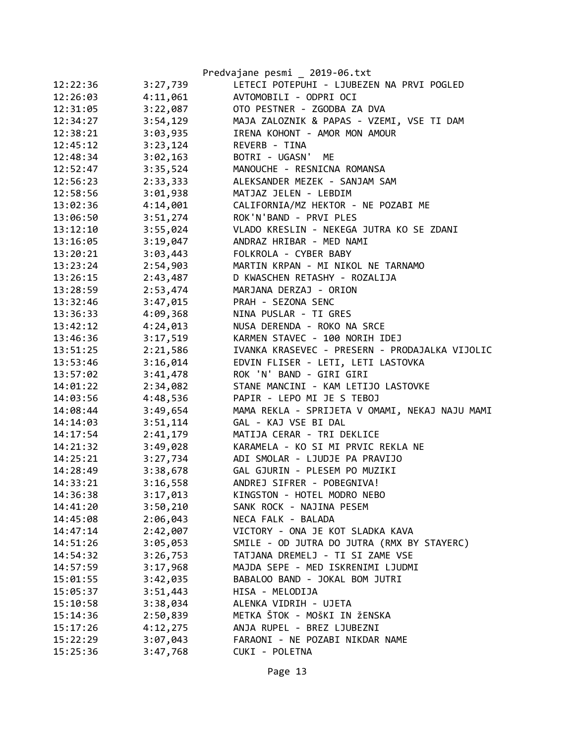| | | |
|---|---|---|
| 12:22:36 | 3:27,739 | LETECI POTEPUHI - LJUBEZEN NA PRVI POGLED |
| 12:26:03 | 4:11,061 | AVTOMOBILI - ODPRI OCI |
| 12:31:05 | 3:22,087 | OTO PESTNER - ZGODBA ZA DVA |
| 12:34:27 | 3:54,129 | MAJA ZALOZNIK & PAPAS - VZEMI, VSE TI DAM |
| 12:38:21 | 3:03,935 | IRENA KOHONT - AMOR MON AMOUR |
| 12:45:12 | 3:23,124 | REVERB - TINA |
| 12:48:34 | 3:02,163 | BOTRI - UGASN' ME |
| 12:52:47 | 3:35,524 | MANOUCHE - RESNICNA ROMANSA |
| 12:56:23 | 2:33,333 | ALEKSANDER MEZEK - SANJAM SAM |
| 12:58:56 | 3:01,938 | MATJAZ JELEN - LEBDIM |
| 13:02:36 | 4:14,001 | CALIFORNIA/MZ HEKTOR - NE POZABI ME |
| 13:06:50 | 3:51,274 | ROK'N'BAND - PRVI PLES |
| 13:12:10 | 3:55,024 | VLADO KRESLIN - NEKEGA JUTRA KO SE ZDANI |
| 13:16:05 | 3:19,047 | ANDRAZ HRIBAR - MED NAMI |
| 13:20:21 | 3:03,443 | FOLKROLA - CYBER BABY |
| 13:23:24 | 2:54,903 | MARTIN KRPAN - MI NIKOL NE TARNAMO |
| 13:26:15 | 2:43,487 | D KWASCHEN RETASHY - ROZALIJA |
| 13:28:59 | 2:53,474 | MARJANA DERZAJ - ORION |
| 13:32:46 | 3:47,015 | PRAH - SEZONA SENC |
| 13:36:33 | 4:09,368 | NINA PUSLAR - TI GRES |
| 13:42:12 | 4:24,013 | NUSA DERENDA - ROKO NA SRCE |
| 13:46:36 | 3:17,519 | KARMEN STAVEC - 100 NORIH IDEJ |
| 13:51:25 | 2:21,586 | IVANKA KRASEVEC - PRESERN - PRODAJALKA VIJOLIC |
| 13:53:46 | 3:16,014 | EDVIN FLISER - LETI, LETI LASTOVKA |
| 13:57:02 | 3:41,478 | ROK 'N' BAND - GIRI GIRI |
| 14:01:22 | 2:34,082 | STANE MANCINI - KAM LETIJO LASTOVKE |
| 14:03:56 | 4:48,536 | PAPIR - LEPO MI JE S TEBOJ |
| 14:08:44 | 3:49,654 | MAMA REKLA - SPRIJETA V OMAMI, NEKAJ NAJU MAMI |
| 14:14:03 | 3:51,114 | GAL - KAJ VSE BI DAL |
| 14:17:54 | 2:41,179 | MATIJA CERAR - TRI DEKLICE |
| 14:21:32 | 3:49,028 | KARAMELA - KO SI MI PRVIC REKLA NE |
| 14:25:21 | 3:27,734 | ADI SMOLAR - LJUDJE PA PRAVIJO |
| 14:28:49 | 3:38,678 | GAL GJURIN - PLESEM PO MUZIKI |
| 14:33:21 | 3:16,558 | ANDREJ SIFRER - POBEGNIVA! |
| 14:36:38 | 3:17,013 | KINGSTON - HOTEL MODRO NEBO |
| 14:41:20 | 3:50,210 | SANK ROCK - NAJINA PESEM |
| 14:45:08 | 2:06,043 | NECA FALK - BALADA |
| 14:47:14 | 2:42,007 | VICTORY - ONA JE KOT SLADKA KAVA |
| 14:51:26 | 3:05,053 | SMILE - OD JUTRA DO JUTRA (RMX BY STAYERC) |
| 14:54:32 | 3:26,753 | TATJANA DREMELJ - TI SI ZAME VSE |
| 14:57:59 | 3:17,968 | MAJDA SEPE - MED ISKRENIMI LJUDMI |
| 15:01:55 | 3:42,035 | BABALOO BAND - JOKAL BOM JUTRI |
| 15:05:37 | 3:51,443 | HISA - MELODIJA |
| 15:10:58 | 3:38,034 | ALENKA VIDRIH - UJETA |
| 15:14:36 | 2:50,839 | METKA ŠTOK - MOŠKI IN žENSKA |
| 15:17:26 | 4:12,275 | ANJA RUPEL - BREZ LJUBEZNI |
| 15:22:29 | 3:07,043 | FARAONI - NE POZABI NIKDAR NAME |
| 15:25:36 | 3:47,768 | CUKI - POLETNA |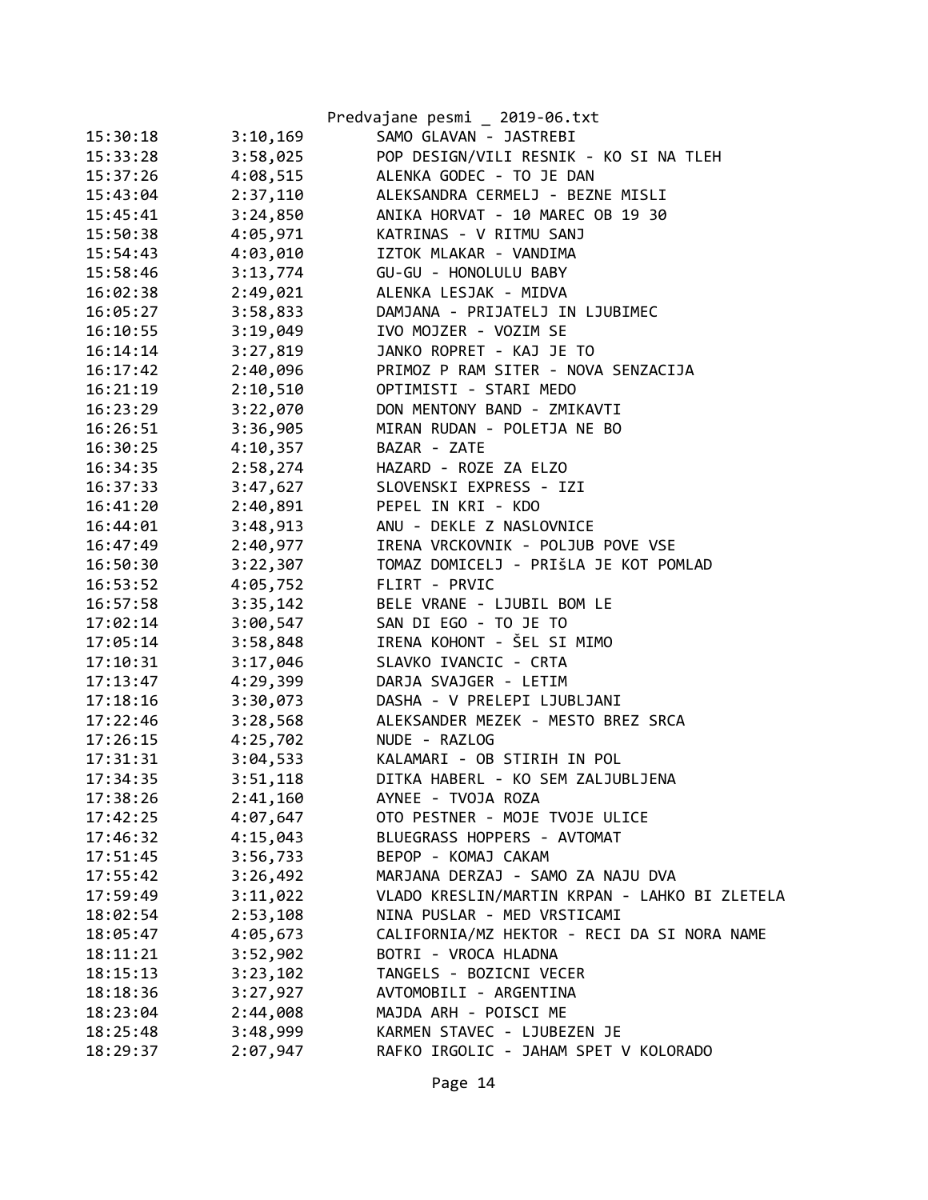Predvajane pesmi _ 2019-06.txt

```
15:30:18        3:10,169        SAMO GLAVAN - JASTREBI
15:33:28        3:58,025        POP DESIGN/VILI RESNIK - KO SI NA TLEH
15:37:26        4:08,515        ALENKA GODEC - TO JE DAN
15:43:04        2:37,110        ALEKSANDRA CERMELJ - BEZNE MISLI
15:45:41        3:24,850        ANIKA HORVAT - 10 MAREC OB 19 30
15:50:38        4:05,971        KATRINAS - V RITMU SANJ
15:54:43        4:03,010        IZTOK MLAKAR - VANDIMA
15:58:46        3:13,774        GU-GU - HONOLULU BABY
16:02:38        2:49,021        ALENKA LESJAK - MIDVA
16:05:27        3:58,833        DAMJANA - PRIJATELJ IN LJUBIMEC
16:10:55        3:19,049        IVO MOJZER - VOZIM SE
16:14:14        3:27,819        JANKO ROPRET - KAJ JE TO
16:17:42        2:40,096        PRIMOZ P RAM SITER - NOVA SENZACIJA
16:21:19        2:10,510        OPTIMISTI - STARI MEDO
16:23:29        3:22,070        DON MENTONY BAND - ZMIKAVTI
16:26:51        3:36,905        MIRAN RUDAN - POLETJA NE BO
16:30:25        4:10,357        BAZAR - ZATE
16:34:35        2:58,274        HAZARD - ROZE ZA ELZO
16:37:33        3:47,627        SLOVENSKI EXPRESS - IZI
16:41:20        2:40,891        PEPEL IN KRI - KDO
16:44:01        3:48,913        ANU - DEKLE Z NASLOVNICE
16:47:49        2:40,977        IRENA VRCKOVNIK - POLJUB POVE VSE
16:50:30        3:22,307        TOMAZ DOMICELJ - PRIŠLA JE KOT POMLAD
16:53:52        4:05,752        FLIRT - PRVIC
16:57:58        3:35,142        BELE VRANE - LJUBIL BOM LE
17:02:14        3:00,547        SAN DI EGO - TO JE TO
17:05:14        3:58,848        IRENA KOHONT - ŠEL SI MIMO
17:10:31        3:17,046        SLAVKO IVANCIC - CRTA
17:13:47        4:29,399        DARJA SVAJGER - LETIM
17:18:16        3:30,073        DASHA - V PRELEPI LJUBLJANI
17:22:46        3:28,568        ALEKSANDER MEZEK - MESTO BREZ SRCA
17:26:15        4:25,702        NUDE - RAZLOG
17:31:31        3:04,533        KALAMARI - OB STIRIH IN POL
17:34:35        3:51,118        DITKA HABERL - KO SEM ZALJUBLJENA
17:38:26        2:41,160        AYNEE - TVOJA ROZA
17:42:25        4:07,647        OTO PESTNER - MOJE TVOJE ULICE
17:46:32        4:15,043        BLUEGRASS HOPPERS - AVTOMAT
17:51:45        3:56,733        BEPOP - KOMAJ CAKAM
17:55:42        3:26,492        MARJANA DERZAJ - SAMO ZA NAJU DVA
17:59:49        3:11,022        VLADO KRESLIN/MARTIN KRPAN - LAHKO BI ZLETELA
18:02:54        2:53,108        NINA PUSLAR - MED VRSTICAMI
18:05:47        4:05,673        CALIFORNIA/MZ HEKTOR - RECI DA SI NORA NAME
18:11:21        3:52,902        BOTRI - VROCA HLADNA
18:15:13        3:23,102        TANGELS - BOZICNI VECER
18:18:36        3:27,927        AVTOMOBILI - ARGENTINA
18:23:04        2:44,008        MAJDA ARH - POISCI ME
18:25:48        3:48,999        KARMEN STAVEC - LJUBEZEN JE
18:29:37        2:07,947        RAFKO IRGOLIC - JAHAM SPET V KOLORADO
```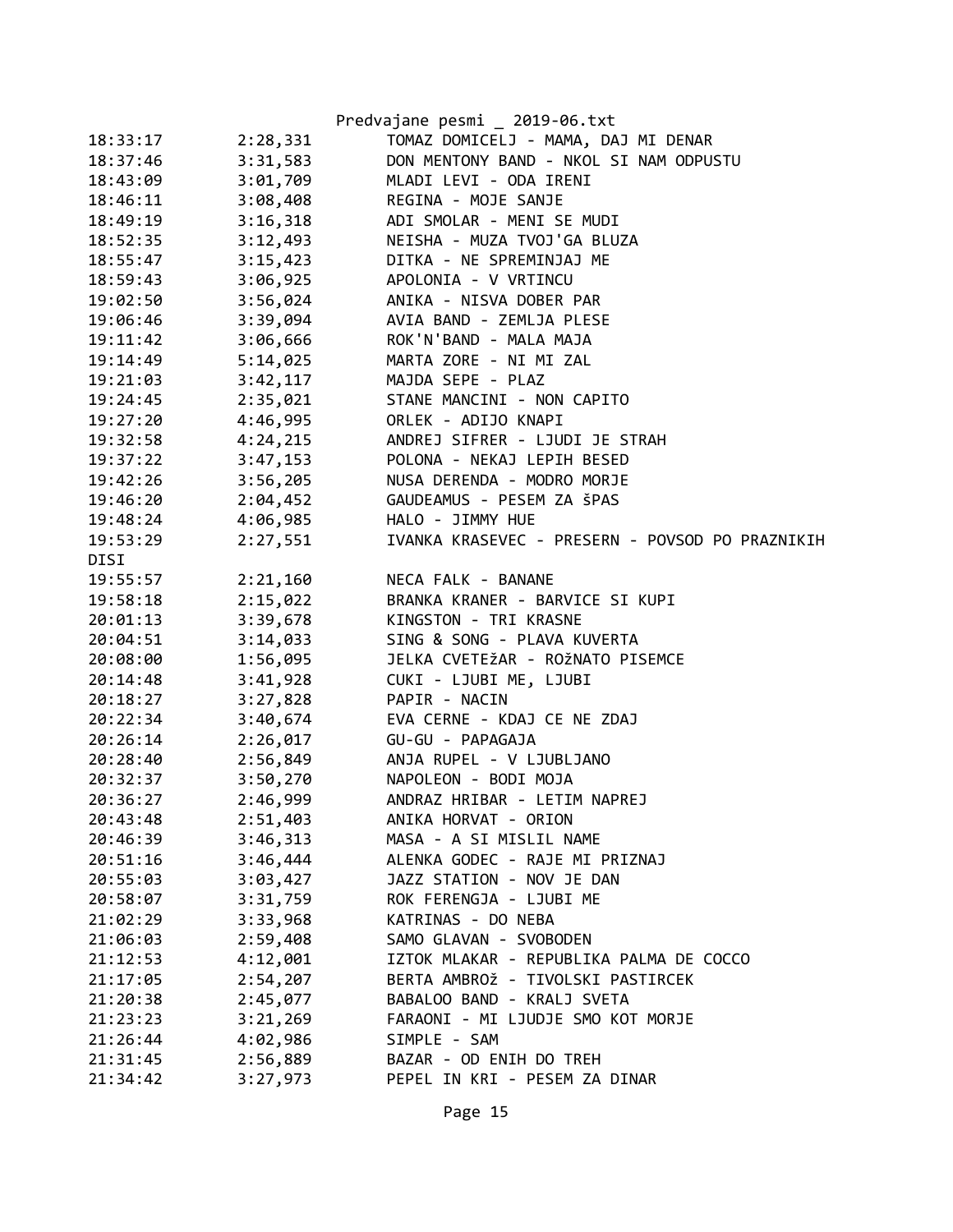| | | |
|---|---|---|
| 18:33:17 | 2:28,331 | TOMAZ DOMICELJ - MAMA, DAJ MI DENAR |
| 18:37:46 | 3:31,583 | DON MENTONY BAND - NKOL SI NAM ODPUSTU |
| 18:43:09 | 3:01,709 | MLADI LEVI - ODA IRENI |
| 18:46:11 | 3:08,408 | REGINA - MOJE SANJE |
| 18:49:19 | 3:16,318 | ADI SMOLAR - MENI SE MUDI |
| 18:52:35 | 3:12,493 | NEISHA - MUZA TVOJ'GA BLUZA |
| 18:55:47 | 3:15,423 | DITKA - NE SPREMINJAJ ME |
| 18:59:43 | 3:06,925 | APOLONIA - V VRTINCU |
| 19:02:50 | 3:56,024 | ANIKA - NISVA DOBER PAR |
| 19:06:46 | 3:39,094 | AVIA BAND - ZEMLJA PLESE |
| 19:11:42 | 3:06,666 | ROK'N'BAND - MALA MAJA |
| 19:14:49 | 5:14,025 | MARTA ZORE - NI MI ZAL |
| 19:21:03 | 3:42,117 | MAJDA SEPE - PLAZ |
| 19:24:45 | 2:35,021 | STANE MANCINI - NON CAPITO |
| 19:27:20 | 4:46,995 | ORLEK - ADIJO KNAPI |
| 19:32:58 | 4:24,215 | ANDREJ SIFRER - LJUDI JE STRAH |
| 19:37:22 | 3:47,153 | POLONA - NEKAJ LEPIH BESED |
| 19:42:26 | 3:56,205 | NUSA DERENDA - MODRO MORJE |
| 19:46:20 | 2:04,452 | GAUDEAMUS - PESEM ZA šPAS |
| 19:48:24 | 4:06,985 | HALO - JIMMY HUE |
| 19:53:29 | 2:27,551 | IVANKA KRASEVEC - PRESERN - POVSOD PO PRAZNIKIH DISI |
| 19:55:57 | 2:21,160 | NECA FALK - BANANE |
| 19:58:18 | 2:15,022 | BRANKA KRANER - BARVICE SI KUPI |
| 20:01:13 | 3:39,678 | KINGSTON - TRI KRASNE |
| 20:04:51 | 3:14,033 | SING & SONG - PLAVA KUVERTA |
| 20:08:00 | 1:56,095 | JELKA CVETEžAR - ROžNATO PISEMCE |
| 20:14:48 | 3:41,928 | CUKI - LJUBI ME, LJUBI |
| 20:18:27 | 3:27,828 | PAPIR - NACIN |
| 20:22:34 | 3:40,674 | EVA CERNE - KDAJ CE NE ZDAJ |
| 20:26:14 | 2:26,017 | GU-GU - PAPAGAJA |
| 20:28:40 | 2:56,849 | ANJA RUPEL - V LJUBLJANO |
| 20:32:37 | 3:50,270 | NAPOLEON - BODI MOJA |
| 20:36:27 | 2:46,999 | ANDRAZ HRIBAR - LETIM NAPREJ |
| 20:43:48 | 2:51,403 | ANIKA HORVAT - ORION |
| 20:46:39 | 3:46,313 | MASA - A SI MISLIL NAME |
| 20:51:16 | 3:46,444 | ALENKA GODEC - RAJE MI PRIZNAJ |
| 20:55:03 | 3:03,427 | JAZZ STATION - NOV JE DAN |
| 20:58:07 | 3:31,759 | ROK FERENGJA - LJUBI ME |
| 21:02:29 | 3:33,968 | KATRINAS - DO NEBA |
| 21:06:03 | 2:59,408 | SAMO GLAVAN - SVOBODEN |
| 21:12:53 | 4:12,001 | IZTOK MLAKAR - REPUBLIKA PALMA DE COCCO |
| 21:17:05 | 2:54,207 | BERTA AMBROž - TIVOLSKI PASTIRCEK |
| 21:20:38 | 2:45,077 | BABALOO BAND - KRALJ SVETA |
| 21:23:23 | 3:21,269 | FARAONI - MI LJUDJE SMO KOT MORJE |
| 21:26:44 | 4:02,986 | SIMPLE - SAM |
| 21:31:45 | 2:56,889 | BAZAR - OD ENIH DO TREH |
| 21:34:42 | 3:27,973 | PEPEL IN KRI - PESEM ZA DINAR |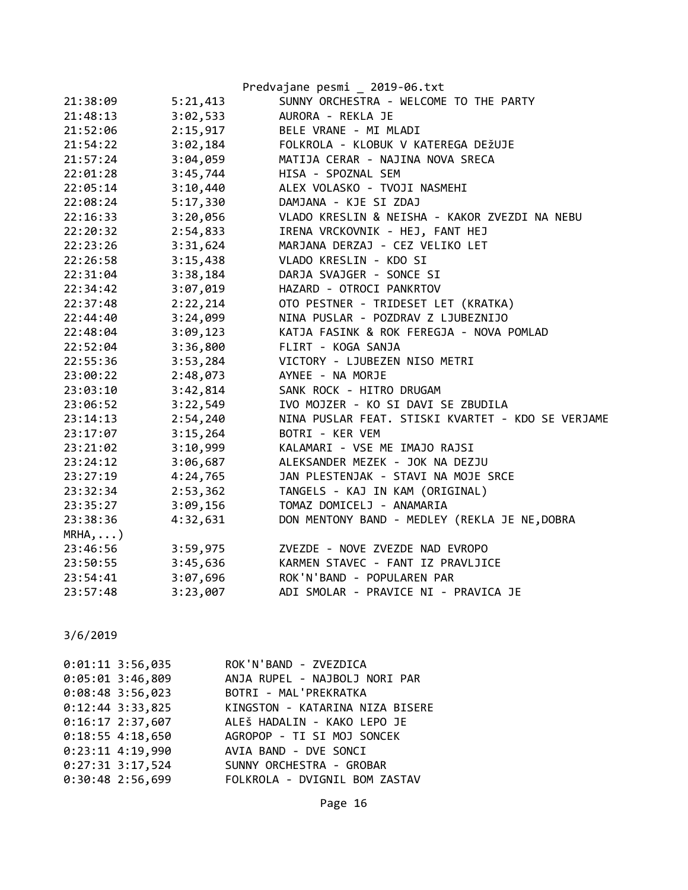| | | |
|---|---|---|
| 21:38:09 | 5:21,413 | SUNNY ORCHESTRA - WELCOME TO THE PARTY |
| 21:48:13 | 3:02,533 | AURORA - REKLA JE |
| 21:52:06 | 2:15,917 | BELE VRANE - MI MLADI |
| 21:54:22 | 3:02,184 | FOLKROLA - KLOBUK V KATEREGA DEžUJE |
| 21:57:24 | 3:04,059 | MATIJA CERAR - NAJINA NOVA SRECA |
| 22:01:28 | 3:45,744 | HISA - SPOZNAL SEM |
| 22:05:14 | 3:10,440 | ALEX VOLASKO - TVOJI NASMEHI |
| 22:08:24 | 5:17,330 | DAMJANA - KJE SI ZDAJ |
| 22:16:33 | 3:20,056 | VLADO KRESLIN & NEISHA - KAKOR ZVEZDI NA NEBU |
| 22:20:32 | 2:54,833 | IRENA VRCKOVNIK - HEJ, FANT HEJ |
| 22:23:26 | 3:31,624 | MARJANA DERZAJ - CEZ VELIKO LET |
| 22:26:58 | 3:15,438 | VLADO KRESLIN - KDO SI |
| 22:31:04 | 3:38,184 | DARJA SVAJGER - SONCE SI |
| 22:34:42 | 3:07,019 | HAZARD - OTROCI PANKRTOV |
| 22:37:48 | 2:22,214 | OTO PESTNER - TRIDESET LET (KRATKA) |
| 22:44:40 | 3:24,099 | NINA PUSLAR - POZDRAV Z LJUBEZNIJO |
| 22:48:04 | 3:09,123 | KATJA FASINK & ROK FEREGJA - NOVA POMLAD |
| 22:52:04 | 3:36,800 | FLIRT - KOGA SANJA |
| 22:55:36 | 3:53,284 | VICTORY - LJUBEZEN NISO METRI |
| 23:00:22 | 2:48,073 | AYNEE - NA MORJE |
| 23:03:10 | 3:42,814 | SANK ROCK - HITRO DRUGAM |
| 23:06:52 | 3:22,549 | IVO MOJZER - KO SI DAVI SE ZBUDILA |
| 23:14:13 | 2:54,240 | NINA PUSLAR FEAT. STISKI KVARTET - KDO SE VERJAME |
| 23:17:07 | 3:15,264 | BOTRI - KER VEM |
| 23:21:02 | 3:10,999 | KALAMARI - VSE ME IMAJO RAJSI |
| 23:24:12 | 3:06,687 | ALEKSANDER MEZEK - JOK NA DEZJU |
| 23:27:19 | 4:24,765 | JAN PLESTENJAK - STAVI NA MOJE SRCE |
| 23:32:34 | 2:53,362 | TANGELS - KAJ IN KAM (ORIGINAL) |
| 23:35:27 | 3:09,156 | TOMAZ DOMICELJ - ANAMARIA |
| 23:38:36 | 4:32,631 | DON MENTONY BAND - MEDLEY (REKLA JE NE,DOBRA MRHA,...) |
| 23:46:56 | 3:59,975 | ZVEZDE - NOVE ZVEZDE NAD EVROPO |
| 23:50:55 | 3:45,636 | KARMEN STAVEC - FANT IZ PRAVLJICE |
| 23:54:41 | 3:07,696 | ROK'N'BAND - POPULAREN PAR |
| 23:57:48 | 3:23,007 | ADI SMOLAR - PRAVICE NI - PRAVICA JE |

3/6/2019

| | | |
|---|---|---|
| 0:01:11 | 3:56,035 | ROK'N'BAND - ZVEZDICA |
| 0:05:01 | 3:46,809 | ANJA RUPEL - NAJBOLJ NORI PAR |
| 0:08:48 | 3:56,023 | BOTRI - MAL'PREKRATKA |
| 0:12:44 | 3:33,825 | KINGSTON - KATARINA NIZA BISERE |
| 0:16:17 | 2:37,607 | ALEš HADALIN - KAKO LEPO JE |
| 0:18:55 | 4:18,650 | AGROPOP - TI SI MOJ SONCEK |
| 0:23:11 | 4:19,990 | AVIA BAND - DVE SONCI |
| 0:27:31 | 3:17,524 | SUNNY ORCHESTRA - GROBAR |
| 0:30:48 | 2:56,699 | FOLKROLA - DVIGNIL BOM ZASTAV |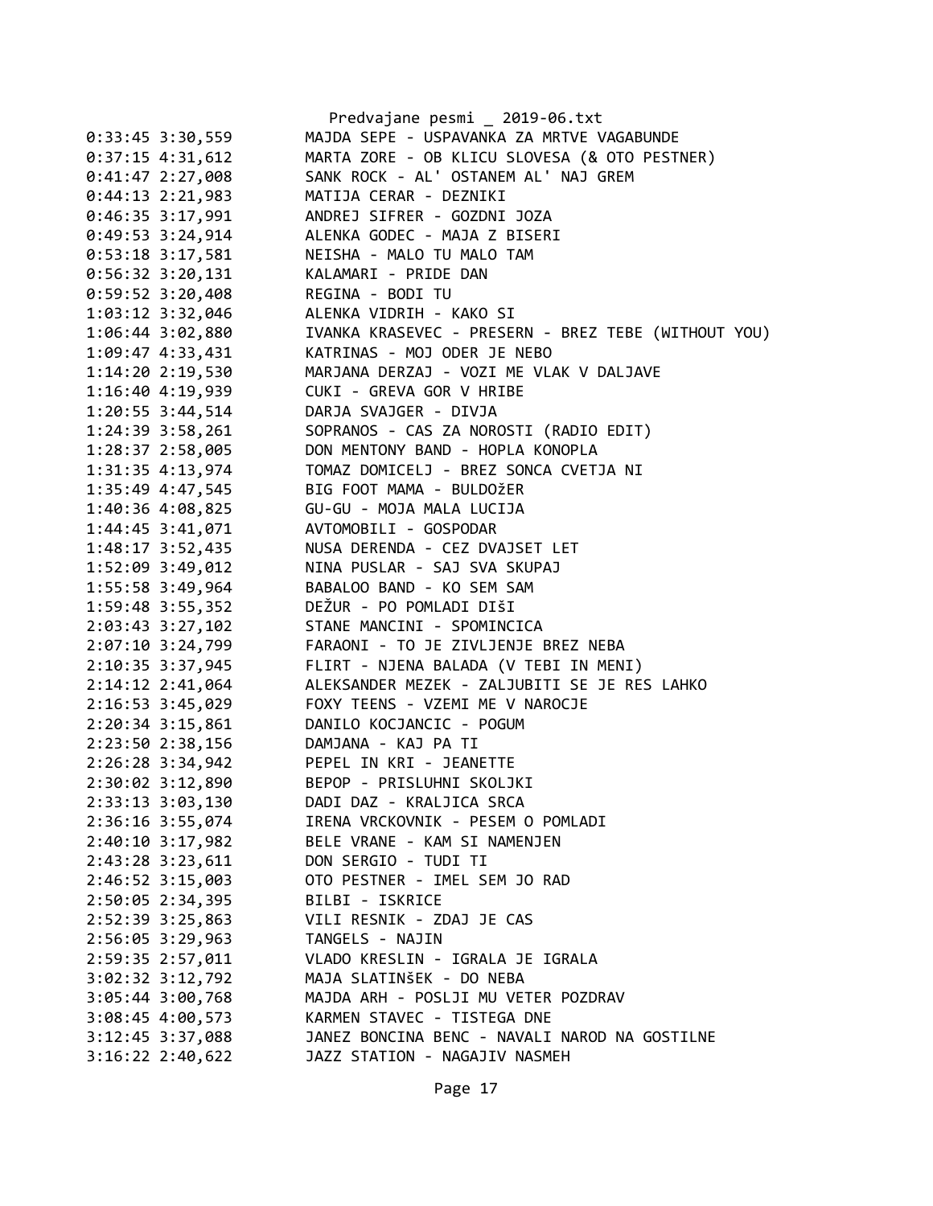```
0:33:45 3:30,559        MAJDA SEPE - USPAVANKA ZA MRTVE VAGABUNDE
0:37:15 4:31,612        MARTA ZORE - OB KLICU SLOVESA (& OTO PESTNER)
0:41:47 2:27,008        SANK ROCK - AL' OSTANEM AL' NAJ GREM
0:44:13 2:21,983        MATIJA CERAR - DEZNIKI
0:46:35 3:17,991        ANDREJ SIFRER - GOZDNI JOZA
0:49:53 3:24,914        ALENKA GODEC - MAJA Z BISERI
0:53:18 3:17,581        NEISHA - MALO TU MALO TAM
0:56:32 3:20,131        KALAMARI - PRIDE DAN
0:59:52 3:20,408        REGINA - BODI TU
1:03:12 3:32,046        ALENKA VIDRIH - KAKO SI
1:06:44 3:02,880        IVANKA KRASEVEC - PRESERN - BREZ TEBE (WITHOUT YOU)
1:09:47 4:33,431        KATRINAS - MOJ ODER JE NEBO
1:14:20 2:19,530        MARJANA DERZAJ - VOZI ME VLAK V DALJAVE
1:16:40 4:19,939        CUKI - GREVA GOR V HRIBE
1:20:55 3:44,514        DARJA SVAJGER - DIVJA
1:24:39 3:58,261        SOPRANOS - CAS ZA NOROSTI (RADIO EDIT)
1:28:37 2:58,005        DON MENTONY BAND - HOPLA KONOPLA
1:31:35 4:13,974        TOMAZ DOMICELJ - BREZ SONCA CVETJA NI
1:35:49 4:47,545        BIG FOOT MAMA - BULDOŽER
1:40:36 4:08,825        GU-GU - MOJA MALA LUCIJA
1:44:45 3:41,071        AVTOMOBILI - GOSPODAR
1:48:17 3:52,435        NUSA DERENDA - CEZ DVAJSET LET
1:52:09 3:49,012        NINA PUSLAR - SAJ SVA SKUPAJ
1:55:58 3:49,964        BABALOO BAND - KO SEM SAM
1:59:48 3:55,352        DEŽUR - PO POMLADI DIŠI
2:03:43 3:27,102        STANE MANCINI - SPOMINCICA
2:07:10 3:24,799        FARAONI - TO JE ZIVLJENJE BREZ NEBA
2:10:35 3:37,945        FLIRT - NJENA BALADA (V TEBI IN MENI)
2:14:12 2:41,064        ALEKSANDER MEZEK - ZALJUBITI SE JE RES LAHKO
2:16:53 3:45,029        FOXY TEENS - VZEMI ME V NAROCJE
2:20:34 3:15,861        DANILO KOCJANCIC - POGUM
2:23:50 2:38,156        DAMJANA - KAJ PA TI
2:26:28 3:34,942        PEPEL IN KRI - JEANETTE
2:30:02 3:12,890        BEPOP - PRISLUHNI SKOLJKI
2:33:13 3:03,130        DADI DAZ - KRALJICA SRCA
2:36:16 3:55,074        IRENA VRCKOVNIK - PESEM O POMLADI
2:40:10 3:17,982        BELE VRANE - KAM SI NAMENJEN
2:43:28 3:23,611        DON SERGIO - TUDI TI
2:46:52 3:15,003        OTO PESTNER - IMEL SEM JO RAD
2:50:05 2:34,395        BILBI - ISKRICE
2:52:39 3:25,863        VILI RESNIK - ZDAJ JE CAS
2:56:05 3:29,963        TANGELS - NAJIN
2:59:35 2:57,011        VLADO KRESLIN - IGRALA JE IGRALA
3:02:32 3:12,792        MAJA SLATINŠEK - DO NEBA
3:05:44 3:00,768        MAJDA ARH - POSLJI MU VETER POZDRAV
3:08:45 4:00,573        KARMEN STAVEC - TISTEGA DNE
3:12:45 3:37,088        JANEZ BONCINA BENC - NAVALI NAROD NA GOSTILNE
3:16:22 2:40,622        JAZZ STATION - NAGAJIV NASMEH
```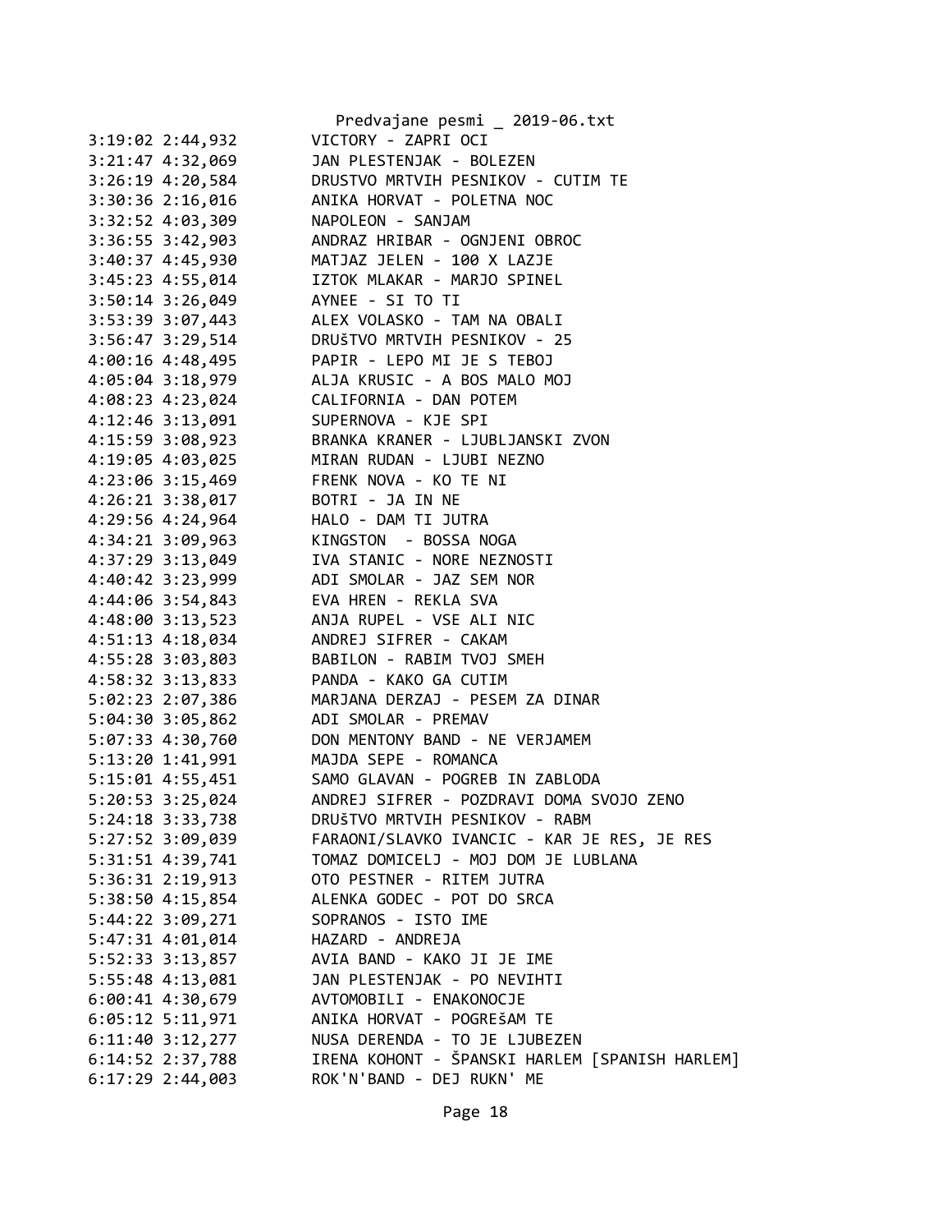```
3:19:02 2:44,932          VICTORY - ZAPRI OCI
3:21:47 4:32,069          JAN PLESTENJAK - BOLEZEN
3:26:19 4:20,584          DRUSTVO MRTVIH PESNIKOV - CUTIM TE
3:30:36 2:16,016          ANIKA HORVAT - POLETNA NOC
3:32:52 4:03,309          NAPOLEON - SANJAM
3:36:55 3:42,903          ANDRAZ HRIBAR - OGNJENI OBROC
3:40:37 4:45,930          MATJAZ JELEN - 100 X LAZJE
3:45:23 4:55,014          IZTOK MLAKAR - MARJO SPINEL
3:50:14 3:26,049          AYNEE - SI TO TI
3:53:39 3:07,443          ALEX VOLASKO - TAM NA OBALI
3:56:47 3:29,514          DRUŠTVO MRTVIH PESNIKOV - 25
4:00:16 4:48,495          PAPIR - LEPO MI JE S TEBOJ
4:05:04 3:18,979          ALJA KRUSIC - A BOS MALO MOJ
4:08:23 4:23,024          CALIFORNIA - DAN POTEM
4:12:46 3:13,091          SUPERNOVA - KJE SPI
4:15:59 3:08,923          BRANKA KRANER - LJUBLJANSKI ZVON
4:19:05 4:03,025          MIRAN RUDAN - LJUBI NEZNO
4:23:06 3:15,469          FRENK NOVA - KO TE NI
4:26:21 3:38,017          BOTRI - JA IN NE
4:29:56 4:24,964          HALO - DAM TI JUTRA
4:34:21 3:09,963          KINGSTON  - BOSSA NOGA
4:37:29 3:13,049          IVA STANIC - NORE NEZNOSTI
4:40:42 3:23,999          ADI SMOLAR - JAZ SEM NOR
4:44:06 3:54,843          EVA HREN - REKLA SVA
4:48:00 3:13,523          ANJA RUPEL - VSE ALI NIC
4:51:13 4:18,034          ANDREJ SIFRER - CAKAM
4:55:28 3:03,803          BABILON - RABIM TVOJ SMEH
4:58:32 3:13,833          PANDA - KAKO GA CUTIM
5:02:23 2:07,386          MARJANA DERZAJ - PESEM ZA DINAR
5:04:30 3:05,862          ADI SMOLAR - PREMAV
5:07:33 4:30,760          DON MENTONY BAND - NE VERJAMEM
5:13:20 1:41,991          MAJDA SEPE - ROMANCA
5:15:01 4:55,451          SAMO GLAVAN - POGREB IN ZABLODA
5:20:53 3:25,024          ANDREJ SIFRER - POZDRAVI DOMA SVOJO ZENO
5:24:18 3:33,738          DRUŠTVO MRTVIH PESNIKOV - RABM
5:27:52 3:09,039          FARAONI/SLAVKO IVANCIC - KAR JE RES, JE RES
5:31:51 4:39,741          TOMAZ DOMICELJ - MOJ DOM JE LUBLANA
5:36:31 2:19,913          OTO PESTNER - RITEM JUTRA
5:38:50 4:15,854          ALENKA GODEC - POT DO SRCA
5:44:22 3:09,271          SOPRANOS - ISTO IME
5:47:31 4:01,014          HAZARD - ANDREJA
5:52:33 3:13,857          AVIA BAND - KAKO JI JE IME
5:55:48 4:13,081          JAN PLESTENJAK - PO NEVIHTI
6:00:41 4:30,679          AVTOMOBILI - ENAKONOCJE
6:05:12 5:11,971          ANIKA HORVAT - POGREŠAM TE
6:11:40 3:12,277          NUSA DERENDA - TO JE LJUBEZEN
6:14:52 2:37,788          IRENA KOHONT - ŠPANSKI HARLEM [SPANISH HARLEM]
6:17:29 2:44,003          ROK'N'BAND - DEJ RUKN' ME
```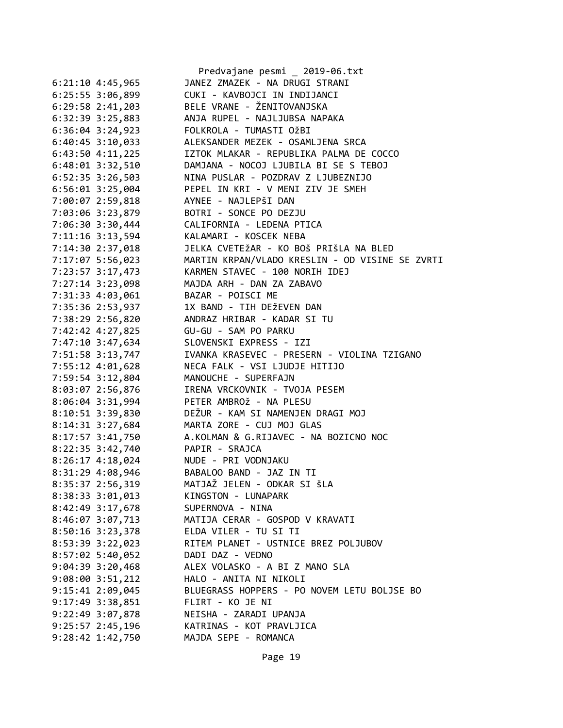```
6:21:10 4:45,965        JANEZ ZMAZEK - NA DRUGI STRANI
6:25:55 3:06,899        CUKI - KAVBOJCI IN INDIJANCI
6:29:58 2:41,203        BELE VRANE - ŽENITOVANJSKA
6:32:39 3:25,883        ANJA RUPEL - NAJLJUBSA NAPAKA
6:36:04 3:24,923        FOLKROLA - TUMASTI OžBI
6:40:45 3:10,033        ALEKSANDER MEZEK - OSAMLJENA SRCA
6:43:50 4:11,225        IZTOK MLAKAR - REPUBLIKA PALMA DE COCCO
6:48:01 3:32,510        DAMJANA - NOCOJ LJUBILA BI SE S TEBOJ
6:52:35 3:26,503        NINA PUSLAR - POZDRAV Z LJUBEZNIJO
6:56:01 3:25,004        PEPEL IN KRI - V MENI ZIV JE SMEH
7:00:07 2:59,818        AYNEE - NAJLEPŠI DAN
7:03:06 3:23,879        BOTRI - SONCE PO DEZJU
7:06:30 3:30,444        CALIFORNIA - LEDENA PTICA
7:11:16 3:13,594        KALAMARI - KOSCEK NEBA
7:14:30 2:37,018        JELKA CVETEŽAR - KO BOŠ PRIŠLA NA BLED
7:17:07 5:56,023        MARTIN KRPAN/VLADO KRESLIN - OD VISINE SE ZVRTI
7:23:57 3:17,473        KARMEN STAVEC - 100 NORIH IDEJ
7:27:14 3:23,098        MAJDA ARH - DAN ZA ZABAVO
7:31:33 4:03,061        BAZAR - POISCI ME
7:35:36 2:53,937        1X BAND - TIH DEžEVEN DAN
7:38:29 2:56,820        ANDRAZ HRIBAR - KADAR SI TU
7:42:42 4:27,825        GU-GU - SAM PO PARKU
7:47:10 3:47,634        SLOVENSKI EXPRESS - IZI
7:51:58 3:13,747        IVANKA KRASEVEC - PRESERN - VIOLINA TZIGANO
7:55:12 4:01,628        NECA FALK - VSI LJUDJE HITIJO
7:59:54 3:12,804        MANOUCHE - SUPERFAJN
8:03:07 2:56,876        IRENA VRCKOVNIK - TVOJA PESEM
8:06:04 3:31,994        PETER AMBROž - NA PLESU
8:10:51 3:39,830        DEŽUR - KAM SI NAMENJEN DRAGI MOJ
8:14:31 3:27,684        MARTA ZORE - CUJ MOJ GLAS
8:17:57 3:41,750        A.KOLMAN & G.RIJAVEC - NA BOZICNO NOC
8:22:35 3:42,740        PAPIR - SRAJCA
8:26:17 4:18,024        NUDE - PRI VODNJAKU
8:31:29 4:08,946        BABALOO BAND - JAZ IN TI
8:35:37 2:56,319        MATJAŽ JELEN - ODKAR SI ŠLA
8:38:33 3:01,013        KINGSTON - LUNAPARK
8:42:49 3:17,678        SUPERNOVA - NINA
8:46:07 3:07,713        MATIJA CERAR - GOSPOD V KRAVATI
8:50:16 3:23,378        ELDA VILER - TU SI TI
8:53:39 3:22,023        RITEM PLANET - USTNICE BREZ POLJUBOV
8:57:02 5:40,052        DADI DAZ - VEDNO
9:04:39 3:20,468        ALEX VOLASKO - A BI Z MANO SLA
9:08:00 3:51,212        HALO - ANITA NI NIKOLI
9:15:41 2:09,045        BLUEGRASS HOPPERS - PO NOVEM LETU BOLJSE BO
9:17:49 3:38,851        FLIRT - KO JE NI
9:22:49 3:07,878        NEISHA - ZARADI UPANJA
9:25:57 2:45,196        KATRINAS - KOT PRAVLJICA
9:28:42 1:42,750        MAJDA SEPE - ROMANCA
```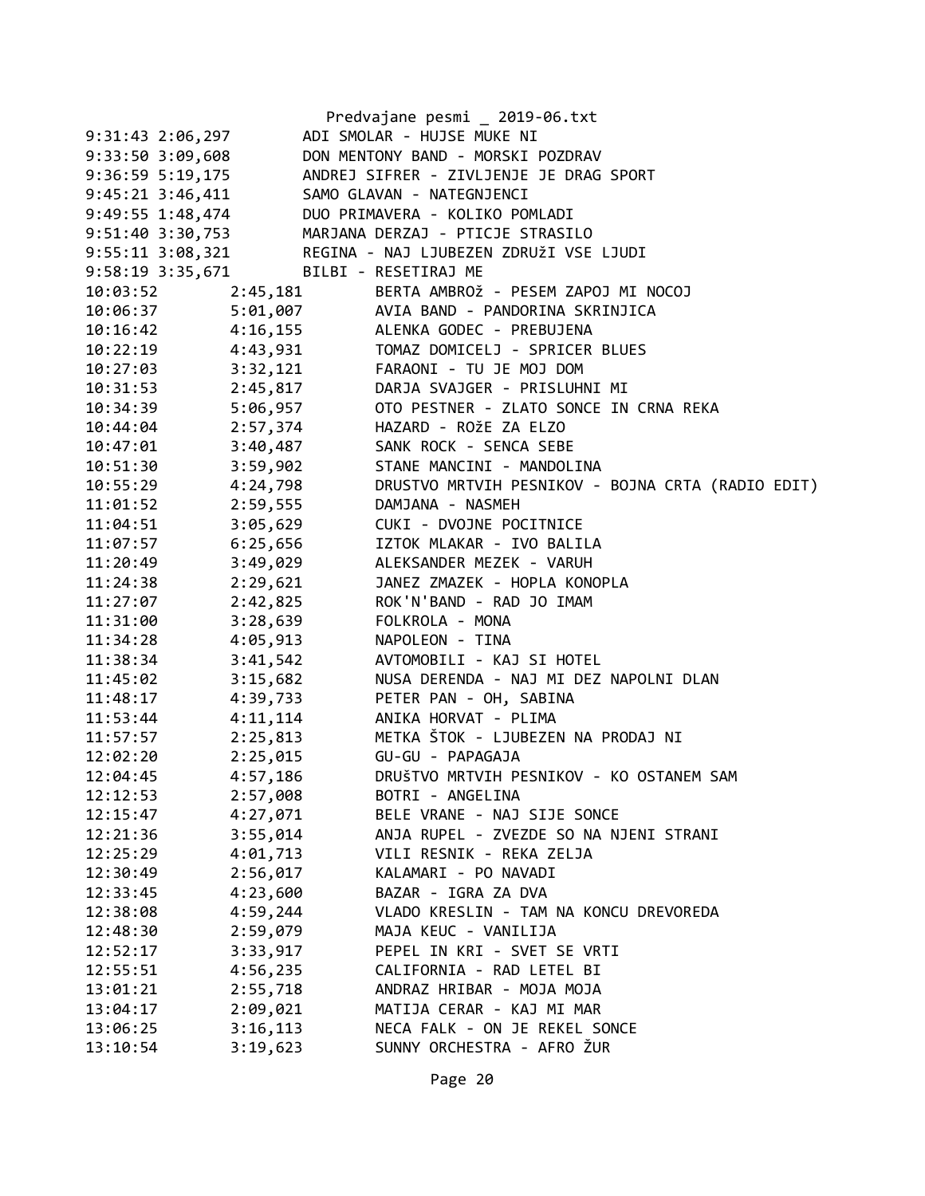Predvajane pesmi _ 2019-06.txt

```
9:31:43 2:06,297        ADI SMOLAR - HUJSE MUKE NI
9:33:50 3:09,608        DON MENTONY BAND - MORSKI POZDRAV
9:36:59 5:19,175        ANDREJ SIFRER - ZIVLJENJE JE DRAG SPORT
9:45:21 3:46,411        SAMO GLAVAN - NATEGNJENCI
9:49:55 1:48,474        DUO PRIMAVERA - KOLIKO POMLADI
9:51:40 3:30,753        MARJANA DERZAJ - PTICJE STRASILO
9:55:11 3:08,321        REGINA - NAJ LJUBEZEN ZDRUžI VSE LJUDI
9:58:19 3:35,671        BILBI - RESETIRAJ ME
10:03:52        2:45,181        BERTA AMBROž - PESEM ZAPOJ MI NOCOJ
10:06:37        5:01,007        AVIA BAND - PANDORINA SKRINJICA
10:16:42        4:16,155        ALENKA GODEC - PREBUJENA
10:22:19        4:43,931        TOMAZ DOMICELJ - SPRICER BLUES
10:27:03        3:32,121        FARAONI - TU JE MOJ DOM
10:31:53        2:45,817        DARJA SVAJGER - PRISLUHNI MI
10:34:39        5:06,957        OTO PESTNER - ZLATO SONCE IN CRNA REKA
10:44:04        2:57,374        HAZARD - ROžE ZA ELZO
10:47:01        3:40,487        SANK ROCK - SENCA SEBE
10:51:30        3:59,902        STANE MANCINI - MANDOLINA
10:55:29        4:24,798        DRUSTVO MRTVIH PESNIKOV - BOJNA CRTA (RADIO EDIT)
11:01:52        2:59,555        DAMJANA - NASMEH
11:04:51        3:05,629        CUKI - DVOJNE POCITNICE
11:07:57        6:25,656        IZTOK MLAKAR - IVO BALILA
11:20:49        3:49,029        ALEKSANDER MEZEK - VARUH
11:24:38        2:29,621        JANEZ ZMAZEK - HOPLA KONOPLA
11:27:07        2:42,825        ROK'N'BAND - RAD JO IMAM
11:31:00        3:28,639        FOLKROLA - MONA
11:34:28        4:05,913        NAPOLEON - TINA
11:38:34        3:41,542        AVTOMOBILI - KAJ SI HOTEL
11:45:02        3:15,682        NUSA DERENDA - NAJ MI DEZ NAPOLNI DLAN
11:48:17        4:39,733        PETER PAN - OH, SABINA
11:53:44        4:11,114        ANIKA HORVAT - PLIMA
11:57:57        2:25,813        METKA ŠTOK - LJUBEZEN NA PRODAJ NI
12:02:20        2:25,015        GU-GU - PAPAGAJA
12:04:45        4:57,186        DRUŠTVO MRTVIH PESNIKOV - KO OSTANEM SAM
12:12:53        2:57,008        BOTRI - ANGELINA
12:15:47        4:27,071        BELE VRANE - NAJ SIJE SONCE
12:21:36        3:55,014        ANJA RUPEL - ZVEZDE SO NA NJENI STRANI
12:25:29        4:01,713        VILI RESNIK - REKA ZELJA
12:30:49        2:56,017        KALAMARI - PO NAVADI
12:33:45        4:23,600        BAZAR - IGRA ZA DVA
12:38:08        4:59,244        VLADO KRESLIN - TAM NA KONCU DREVOREDA
12:48:30        2:59,079        MAJA KEUC - VANILIJA
12:52:17        3:33,917        PEPEL IN KRI - SVET SE VRTI
12:55:51        4:56,235        CALIFORNIA - RAD LETEL BI
13:01:21        2:55,718        ANDRAZ HRIBAR - MOJA MOJA
13:04:17        2:09,021        MATIJA CERAR - KAJ MI MAR
13:06:25        3:16,113        NECA FALK - ON JE REKEL SONCE
13:10:54        3:19,623        SUNNY ORCHESTRA - AFRO ŽUR
```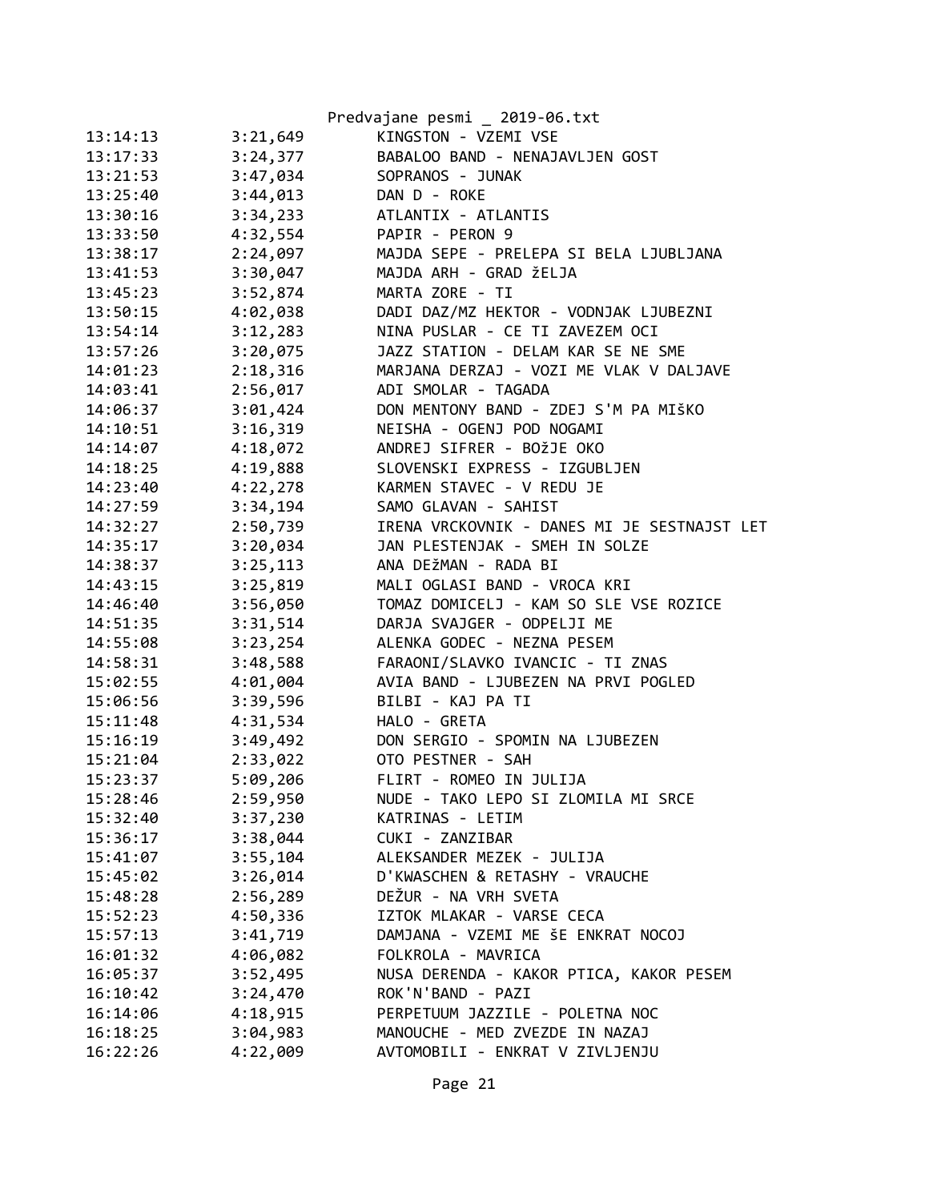| | | |
|---|---|---|
| 13:14:13 | 3:21,649 | KINGSTON - VZEMI VSE |
| 13:17:33 | 3:24,377 | BABALOO BAND - NENAJAVLJEN GOST |
| 13:21:53 | 3:47,034 | SOPRANOS - JUNAK |
| 13:25:40 | 3:44,013 | DAN D - ROKE |
| 13:30:16 | 3:34,233 | ATLANTIX - ATLANTIS |
| 13:33:50 | 4:32,554 | PAPIR - PERON 9 |
| 13:38:17 | 2:24,097 | MAJDA SEPE - PRELEPA SI BELA LJUBLJANA |
| 13:41:53 | 3:30,047 | MAJDA ARH - GRAD žELJA |
| 13:45:23 | 3:52,874 | MARTA ZORE - TI |
| 13:50:15 | 4:02,038 | DADI DAZ/MZ HEKTOR - VODNJAK LJUBEZNI |
| 13:54:14 | 3:12,283 | NINA PUSLAR - CE TI ZAVEZEM OCI |
| 13:57:26 | 3:20,075 | JAZZ STATION - DELAM KAR SE NE SME |
| 14:01:23 | 2:18,316 | MARJANA DERZAJ - VOZI ME VLAK V DALJAVE |
| 14:03:41 | 2:56,017 | ADI SMOLAR - TAGADA |
| 14:06:37 | 3:01,424 | DON MENTONY BAND - ZDEJ S'M PA MIšKO |
| 14:10:51 | 3:16,319 | NEISHA - OGENJ POD NOGAMI |
| 14:14:07 | 4:18,072 | ANDREJ SIFRER - BOžJE OKO |
| 14:18:25 | 4:19,888 | SLOVENSKI EXPRESS - IZGUBLJEN |
| 14:23:40 | 4:22,278 | KARMEN STAVEC - V REDU JE |
| 14:27:59 | 3:34,194 | SAMO GLAVAN - SAHIST |
| 14:32:27 | 2:50,739 | IRENA VRCKOVNIK - DANES MI JE SESTNAJST LET |
| 14:35:17 | 3:20,034 | JAN PLESTENJAK - SMEH IN SOLZE |
| 14:38:37 | 3:25,113 | ANA DEžMAN - RADA BI |
| 14:43:15 | 3:25,819 | MALI OGLASI BAND - VROCA KRI |
| 14:46:40 | 3:56,050 | TOMAZ DOMICELJ - KAM SO SLE VSE ROZICE |
| 14:51:35 | 3:31,514 | DARJA SVAJGER - ODPELJI ME |
| 14:55:08 | 3:23,254 | ALENKA GODEC - NEZNA PESEM |
| 14:58:31 | 3:48,588 | FARAONI/SLAVKO IVANCIC - TI ZNAS |
| 15:02:55 | 4:01,004 | AVIA BAND - LJUBEZEN NA PRVI POGLED |
| 15:06:56 | 3:39,596 | BILBI - KAJ PA TI |
| 15:11:48 | 4:31,534 | HALO - GRETA |
| 15:16:19 | 3:49,492 | DON SERGIO - SPOMIN NA LJUBEZEN |
| 15:21:04 | 2:33,022 | OTO PESTNER - SAH |
| 15:23:37 | 5:09,206 | FLIRT - ROMEO IN JULIJA |
| 15:28:46 | 2:59,950 | NUDE - TAKO LEPO SI ZLOMILA MI SRCE |
| 15:32:40 | 3:37,230 | KATRINAS - LETIM |
| 15:36:17 | 3:38,044 | CUKI - ZANZIBAR |
| 15:41:07 | 3:55,104 | ALEKSANDER MEZEK - JULIJA |
| 15:45:02 | 3:26,014 | D'KWASCHEN & RETASHY - VRAUCHE |
| 15:48:28 | 2:56,289 | DEžUR - NA VRH SVETA |
| 15:52:23 | 4:50,336 | IZTOK MLAKAR - VARSE CECA |
| 15:57:13 | 3:41,719 | DAMJANA - VZEMI ME šE ENKRAT NOCOJ |
| 16:01:32 | 4:06,082 | FOLKROLA - MAVRICA |
| 16:05:37 | 3:52,495 | NUSA DERENDA - KAKOR PTICA, KAKOR PESEM |
| 16:10:42 | 3:24,470 | ROK'N'BAND - PAZI |
| 16:14:06 | 4:18,915 | PERPETUUM JAZZILE - POLETNA NOC |
| 16:18:25 | 3:04,983 | MANOUCHE - MED ZVEZDE IN NAZAJ |
| 16:22:26 | 4:22,009 | AVTOMOBILI - ENKRAT V ZIVLJENJU |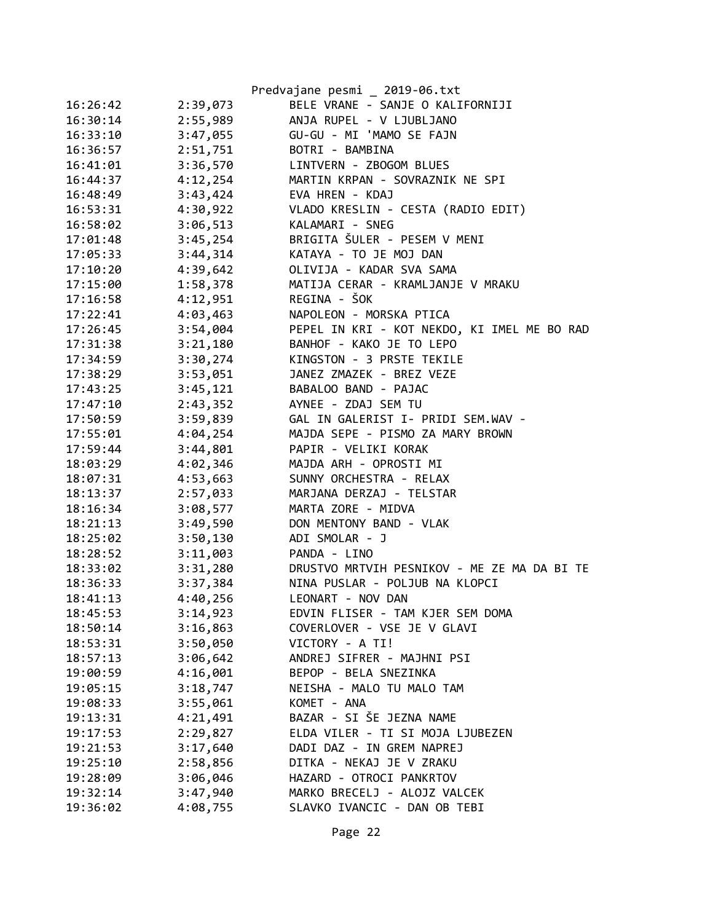Predvajane pesmi _ 2019-06.txt

| | | |
|---|---|---|
| 16:26:42 | 2:39,073 | BELE VRANE - SANJE O KALIFORNIJI |
| 16:30:14 | 2:55,989 | ANJA RUPEL - V LJUBLJANO |
| 16:33:10 | 3:47,055 | GU-GU - MI 'MAMO SE FAJN |
| 16:36:57 | 2:51,751 | BOTRI - BAMBINA |
| 16:41:01 | 3:36,570 | LINTVERN - ZBOGOM BLUES |
| 16:44:37 | 4:12,254 | MARTIN KRPAN - SOVRAZNIK NE SPI |
| 16:48:49 | 3:43,424 | EVA HREN - KDAJ |
| 16:53:31 | 4:30,922 | VLADO KRESLIN - CESTA (RADIO EDIT) |
| 16:58:02 | 3:06,513 | KALAMARI - SNEG |
| 17:01:48 | 3:45,254 | BRIGITA ŠULER - PESEM V MENI |
| 17:05:33 | 3:44,314 | KATAYA - TO JE MOJ DAN |
| 17:10:20 | 4:39,642 | OLIVIJA - KADAR SVA SAMA |
| 17:15:00 | 1:58,378 | MATIJA CERAR - KRAMLJANJE V MRAKU |
| 17:16:58 | 4:12,951 | REGINA - ŠOK |
| 17:22:41 | 4:03,463 | NAPOLEON - MORSKA PTICA |
| 17:26:45 | 3:54,004 | PEPEL IN KRI - KOT NEKDO, KI IMEL ME BO RAD |
| 17:31:38 | 3:21,180 | BANHOF - KAKO JE TO LEPO |
| 17:34:59 | 3:30,274 | KINGSTON - 3 PRSTE TEKILE |
| 17:38:29 | 3:53,051 | JANEZ ZMAZEK - BREZ VEZE |
| 17:43:25 | 3:45,121 | BABALOO BAND - PAJAC |
| 17:47:10 | 2:43,352 | AYNEE - ZDAJ SEM TU |
| 17:50:59 | 3:59,839 | GAL IN GALERIST I- PRIDI SEM.WAV - |
| 17:55:01 | 4:04,254 | MAJDA SEPE - PISMO ZA MARY BROWN |
| 17:59:44 | 3:44,801 | PAPIR - VELIKI KORAK |
| 18:03:29 | 4:02,346 | MAJDA ARH - OPROSTI MI |
| 18:07:31 | 4:53,663 | SUNNY ORCHESTRA - RELAX |
| 18:13:37 | 2:57,033 | MARJANA DERZAJ - TELSTAR |
| 18:16:34 | 3:08,577 | MARTA ZORE - MIDVA |
| 18:21:13 | 3:49,590 | DON MENTONY BAND - VLAK |
| 18:25:02 | 3:50,130 | ADI SMOLAR - J |
| 18:28:52 | 3:11,003 | PANDA - LINO |
| 18:33:02 | 3:31,280 | DRUSTVO MRTVIH PESNIKOV - ME ZE MA DA BI TE |
| 18:36:33 | 3:37,384 | NINA PUSLAR - POLJUB NA KLOPCI |
| 18:41:13 | 4:40,256 | LEONART - NOV DAN |
| 18:45:53 | 3:14,923 | EDVIN FLISER - TAM KJER SEM DOMA |
| 18:50:14 | 3:16,863 | COVERLOVER - VSE JE V GLAVI |
| 18:53:31 | 3:50,050 | VICTORY - A TI! |
| 18:57:13 | 3:06,642 | ANDREJ SIFRER - MAJHNI PSI |
| 19:00:59 | 4:16,001 | BEPOP - BELA SNEZINKA |
| 19:05:15 | 3:18,747 | NEISHA - MALO TU MALO TAM |
| 19:08:33 | 3:55,061 | KOMET - ANA |
| 19:13:31 | 4:21,491 | BAZAR - SI ŠE JEZNA NAME |
| 19:17:53 | 2:29,827 | ELDA VILER - TI SI MOJA LJUBEZEN |
| 19:21:53 | 3:17,640 | DADI DAZ - IN GREM NAPREJ |
| 19:25:10 | 2:58,856 | DITKA - NEKAJ JE V ZRAKU |
| 19:28:09 | 3:06,046 | HAZARD - OTROCI PANKRTOV |
| 19:32:14 | 3:47,940 | MARKO BRECELJ - ALOJZ VALCEK |
| 19:36:02 | 4:08,755 | SLAVKO IVANCIC - DAN OB TEBI |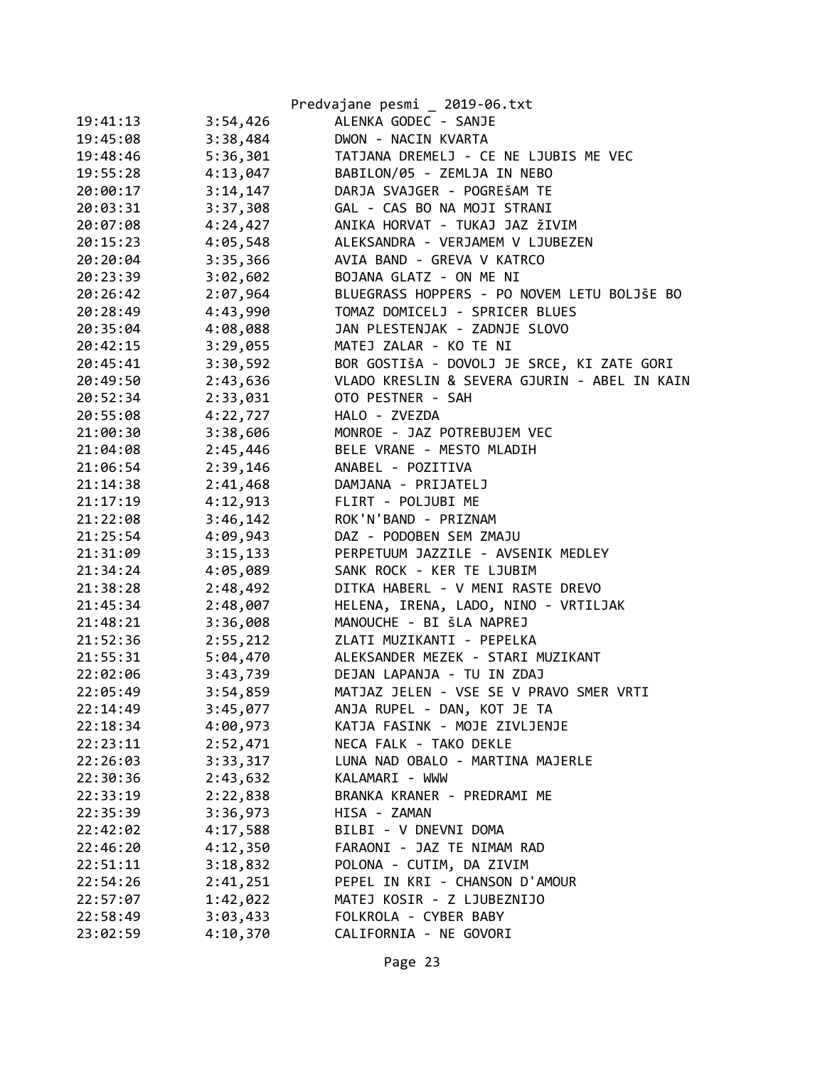Predvajane pesmi _ 2019-06.txt

```
19:41:13        3:54,426        ALENKA GODEC - SANJE
19:45:08        3:38,484        DWON - NACIN KVARTA
19:48:46        5:36,301        TATJANA DREMELJ - CE NE LJUBIS ME VEC
19:55:28        4:13,047        BABILON/05 - ZEMLJA IN NEBO
20:00:17        3:14,147        DARJA SVAJGER - POGREŠAM TE
20:03:31        3:37,308        GAL - CAS BO NA MOJI STRANI
20:07:08        4:24,427        ANIKA HORVAT - TUKAJ JAZ žIVIM
20:15:23        4:05,548        ALEKSANDRA - VERJAMEM V LJUBEZEN
20:20:04        3:35,366        AVIA BAND - GREVA V KATRCO
20:23:39        3:02,602        BOJANA GLATZ - ON ME NI
20:26:42        2:07,964        BLUEGRASS HOPPERS - PO NOVEM LETU BOLJŠE BO
20:28:49        4:43,990        TOMAZ DOMICELJ - SPRICER BLUES
20:35:04        4:08,088        JAN PLESTENJAK - ZADNJE SLOVO
20:42:15        3:29,055        MATEJ ZALAR - KO TE NI
20:45:41        3:30,592        BOR GOSTIŠA - DOVOLJ JE SRCE, KI ZATE GORI
20:49:50        2:43,636        VLADO KRESLIN & SEVERA GJURIN - ABEL IN KAIN
20:52:34        2:33,031        OTO PESTNER - SAH
20:55:08        4:22,727        HALO - ZVEZDA
21:00:30        3:38,606        MONROE - JAZ POTREBUJEM VEC
21:04:08        2:45,446        BELE VRANE - MESTO MLADIH
21:06:54        2:39,146        ANABEL - POZITIVA
21:14:38        2:41,468        DAMJANA - PRIJATELJ
21:17:19        4:12,913        FLIRT - POLJUBI ME
21:22:08        3:46,142        ROK'N'BAND - PRIZNAM
21:25:54        4:09,943        DAZ - PODOBEN SEM ZMAJU
21:31:09        3:15,133        PERPETUUM JAZZILE - AVSENIK MEDLEY
21:34:24        4:05,089        SANK ROCK - KER TE LJUBIM
21:38:28        2:48,492        DITKA HABERL - V MENI RASTE DREVO
21:45:34        2:48,007        HELENA, IRENA, LADO, NINO - VRTILJAK
21:48:21        3:36,008        MANOUCHE - BI šLA NAPREJ
21:52:36        2:55,212        ZLATI MUZIKANTI - PEPELKA
21:55:31        5:04,470        ALEKSANDER MEZEK - STARI MUZIKANT
22:02:06        3:43,739        DEJAN LAPANJA - TU IN ZDAJ
22:05:49        3:54,859        MATJAZ JELEN - VSE SE V PRAVO SMER VRTI
22:14:49        3:45,077        ANJA RUPEL - DAN, KOT JE TA
22:18:34        4:00,973        KATJA FASINK - MOJE ZIVLJENJE
22:23:11        2:52,471        NECA FALK - TAKO DEKLE
22:26:03        3:33,317        LUNA NAD OBALO - MARTINA MAJERLE
22:30:36        2:43,632        KALAMARI - WWW
22:33:19        2:22,838        BRANKA KRANER - PREDRAMI ME
22:35:39        3:36,973        HISA - ZAMAN
22:42:02        4:17,588        BILBI - V DNEVNI DOMA
22:46:20        4:12,350        FARAONI - JAZ TE NIMAM RAD
22:51:11        3:18,832        POLONA - CUTIM, DA ZIVIM
22:54:26        2:41,251        PEPEL IN KRI - CHANSON D'AMOUR
22:57:07        1:42,022        MATEJ KOSIR - Z LJUBEZNIJO
22:58:49        3:03,433        FOLKROLA - CYBER BABY
23:02:59        4:10,370        CALIFORNIA - NE GOVORI
```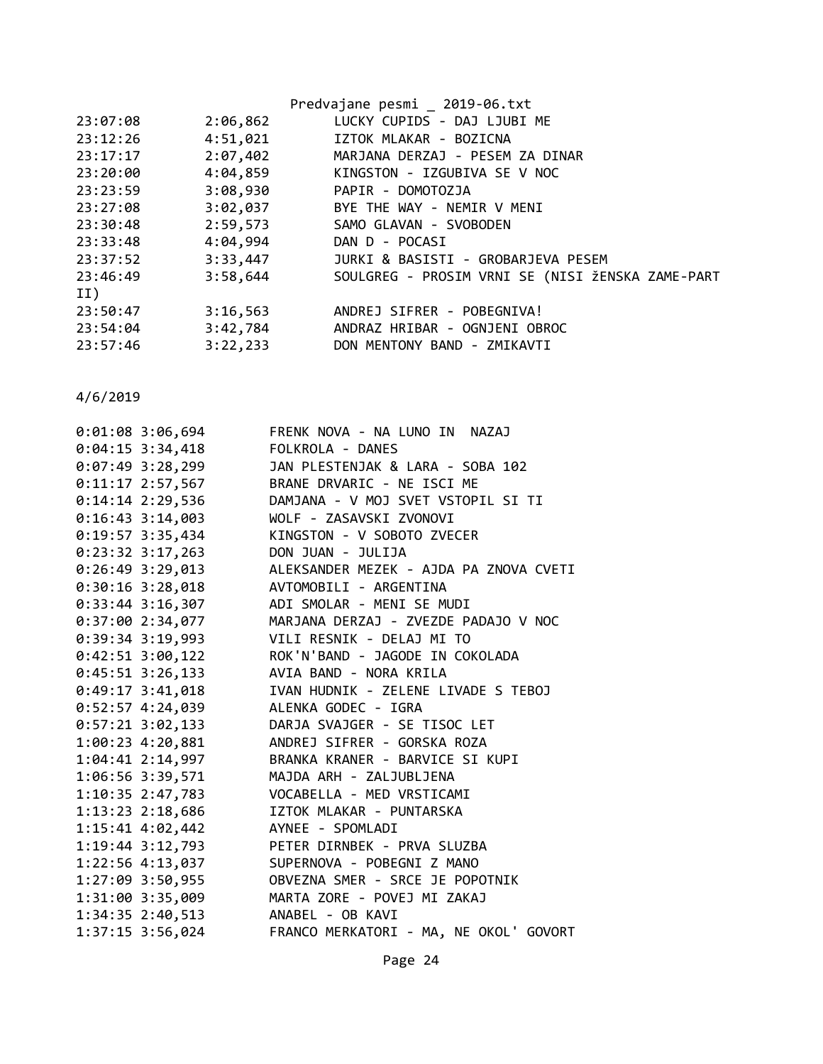```
23:07:08        2:06,862        LUCKY CUPIDS - DAJ LJUBI ME
23:12:26        4:51,021        IZTOK MLAKAR - BOZICNA
23:17:17        2:07,402        MARJANA DERZAJ - PESEM ZA DINAR
23:20:00        4:04,859        KINGSTON - IZGUBIVA SE V NOC
23:23:59        3:08,930        PAPIR - DOMOTOZJA
23:27:08        3:02,037        BYE THE WAY - NEMIR V MENI
23:30:48        2:59,573        SAMO GLAVAN - SVOBODEN
23:33:48        4:04,994        DAN D - POCASI
23:37:52        3:33,447        JURKI & BASISTI - GROBARJEVA PESEM
23:46:49        3:58,644        SOULGREG - PROSIM VRNI SE (NISI žENSKA ZAME-PART
II)
23:50:47        3:16,563        ANDREJ SIFRER - POBEGNIVA!
23:54:04        3:42,784        ANDRAZ HRIBAR - OGNJENI OBROC
23:57:46        3:22,233        DON MENTONY BAND - ZMIKAVTI
```

4/6/2019

```
0:01:08 3:06,694        FRENK NOVA - NA LUNO IN  NAZAJ
0:04:15 3:34,418        FOLKROLA - DANES
0:07:49 3:28,299        JAN PLESTENJAK & LARA - SOBA 102
0:11:17 2:57,567        BRANE DRVARIC - NE ISCI ME
0:14:14 2:29,536        DAMJANA - V MOJ SVET VSTOPIL SI TI
0:16:43 3:14,003        WOLF - ZASAVSKI ZVONOVI
0:19:57 3:35,434        KINGSTON - V SOBOTO ZVECER
0:23:32 3:17,263        DON JUAN - JULIJA
0:26:49 3:29,013        ALEKSANDER MEZEK - AJDA PA ZNOVA CVETI
0:30:16 3:28,018        AVTOMOBILI - ARGENTINA
0:33:44 3:16,307        ADI SMOLAR - MENI SE MUDI
0:37:00 2:34,077        MARJANA DERZAJ - ZVEZDE PADAJO V NOC
0:39:34 3:19,993        VILI RESNIK - DELAJ MI TO
0:42:51 3:00,122        ROK'N'BAND - JAGODE IN COKOLADA
0:45:51 3:26,133        AVIA BAND - NORA KRILA
0:49:17 3:41,018        IVAN HUDNIK - ZELENE LIVADE S TEBOJ
0:52:57 4:24,039        ALENKA GODEC - IGRA
0:57:21 3:02,133        DARJA SVAJGER - SE TISOC LET
1:00:23 4:20,881        ANDREJ SIFRER - GORSKA ROZA
1:04:41 2:14,997        BRANKA KRANER - BARVICE SI KUPI
1:06:56 3:39,571        MAJDA ARH - ZALJUBLJENA
1:10:35 2:47,783        VOCABELLA - MED VRSTICAMI
1:13:23 2:18,686        IZTOK MLAKAR - PUNTARSKA
1:15:41 4:02,442        AYNEE - SPOMLADI
1:19:44 3:12,793        PETER DIRNBEK - PRVA SLUZBA
1:22:56 4:13,037        SUPERNOVA - POBEGNI Z MANO
1:27:09 3:50,955        OBVEZNA SMER - SRCE JE POPOTNIK
1:31:00 3:35,009        MARTA ZORE - POVEJ MI ZAKAJ
1:34:35 2:40,513        ANABEL - OB KAVI
1:37:15 3:56,024        FRANCO MERKATORI - MA, NE OKOL' GOVORT
```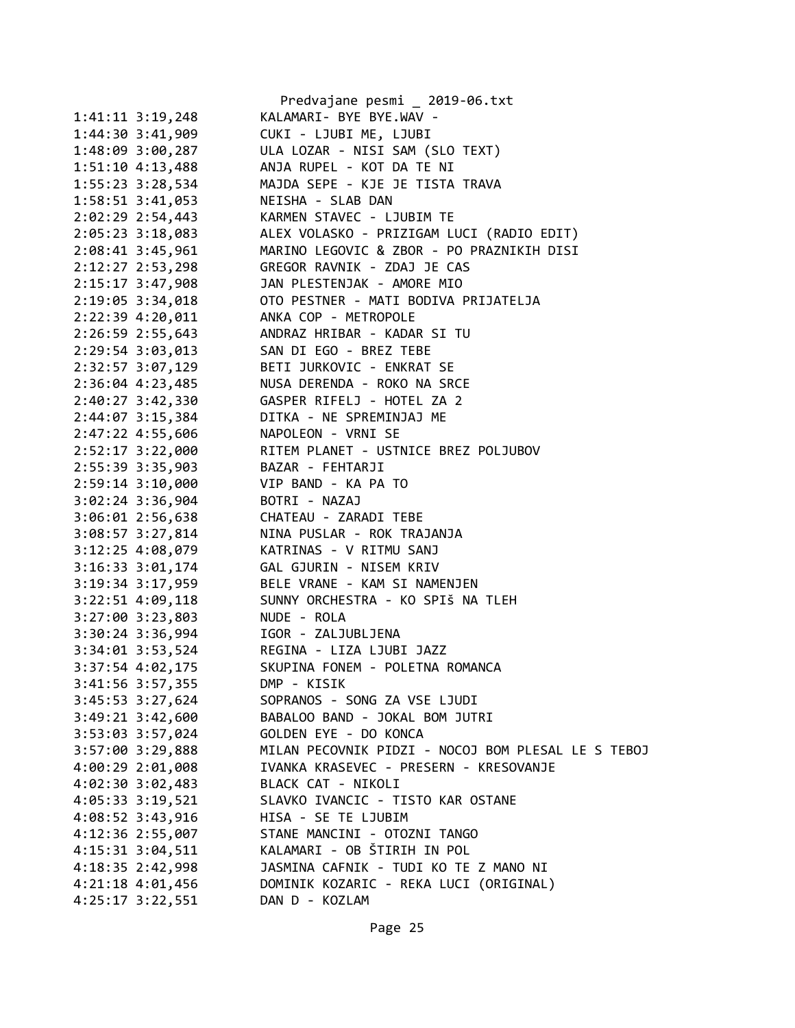```
1:41:11 3:19,248        KALAMARI- BYE BYE.WAV -
1:44:30 3:41,909        CUKI - LJUBI ME, LJUBI
1:48:09 3:00,287        ULA LOZAR - NISI SAM (SLO TEXT)
1:51:10 4:13,488        ANJA RUPEL - KOT DA TE NI
1:55:23 3:28,534        MAJDA SEPE - KJE JE TISTA TRAVA
1:58:51 3:41,053        NEISHA - SLAB DAN
2:02:29 2:54,443        KARMEN STAVEC - LJUBIM TE
2:05:23 3:18,083        ALEX VOLASKO - PRIZIGAM LUCI (RADIO EDIT)
2:08:41 3:45,961        MARINO LEGOVIC & ZBOR - PO PRAZNIKIH DISI
2:12:27 2:53,298        GREGOR RAVNIK - ZDAJ JE CAS
2:15:17 3:47,908        JAN PLESTENJAK - AMORE MIO
2:19:05 3:34,018        OTO PESTNER - MATI BODIVA PRIJATELJA
2:22:39 4:20,011        ANKA COP - METROPOLE
2:26:59 2:55,643        ANDRAZ HRIBAR - KADAR SI TU
2:29:54 3:03,013        SAN DI EGO - BREZ TEBE
2:32:57 3:07,129        BETI JURKOVIC - ENKRAT SE
2:36:04 4:23,485        NUSA DERENDA - ROKO NA SRCE
2:40:27 3:42,330        GASPER RIFELJ - HOTEL ZA 2
2:44:07 3:15,384        DITKA - NE SPREMINJAJ ME
2:47:22 4:55,606        NAPOLEON - VRNI SE
2:52:17 3:22,000        RITEM PLANET - USTNICE BREZ POLJUBOV
2:55:39 3:35,903        BAZAR - FEHTARJI
2:59:14 3:10,000        VIP BAND - KA PA TO
3:02:24 3:36,904        BOTRI - NAZAJ
3:06:01 2:56,638        CHATEAU - ZARADI TEBE
3:08:57 3:27,814        NINA PUSLAR - ROK TRAJANJA
3:12:25 4:08,079        KATRINAS - V RITMU SANJ
3:16:33 3:01,174        GAL GJURIN - NISEM KRIV
3:19:34 3:17,959        BELE VRANE - KAM SI NAMENJEN
3:22:51 4:09,118        SUNNY ORCHESTRA - KO SPIš NA TLEH
3:27:00 3:23,803        NUDE - ROLA
3:30:24 3:36,994        IGOR - ZALJUBLJENA
3:34:01 3:53,524        REGINA - LIZA LJUBI JAZZ
3:37:54 4:02,175        SKUPINA FONEM - POLETNA ROMANCA
3:41:56 3:57,355        DMP - KISIK
3:45:53 3:27,624        SOPRANOS - SONG ZA VSE LJUDI
3:49:21 3:42,600        BABALOO BAND - JOKAL BOM JUTRI
3:53:03 3:57,024        GOLDEN EYE - DO KONCA
3:57:00 3:29,888        MILAN PECOVNIK PIDZI - NOCOJ BOM PLESAL LE S TEBOJ
4:00:29 2:01,008        IVANKA KRASEVEC - PRESERN - KRESOVANJE
4:02:30 3:02,483        BLACK CAT - NIKOLI
4:05:33 3:19,521        SLAVKO IVANCIC - TISTO KAR OSTANE
4:08:52 3:43,916        HISA - SE TE LJUBIM
4:12:36 2:55,007        STANE MANCINI - OTOZNI TANGO
4:15:31 3:04,511        KALAMARI - OB ŠTIRIH IN POL
4:18:35 2:42,998        JASMINA CAFNIK - TUDI KO TE Z MANO NI
4:21:18 4:01,456        DOMINIK KOZARIC - REKA LUCI (ORIGINAL)
4:25:17 3:22,551        DAN D - KOZLAM
```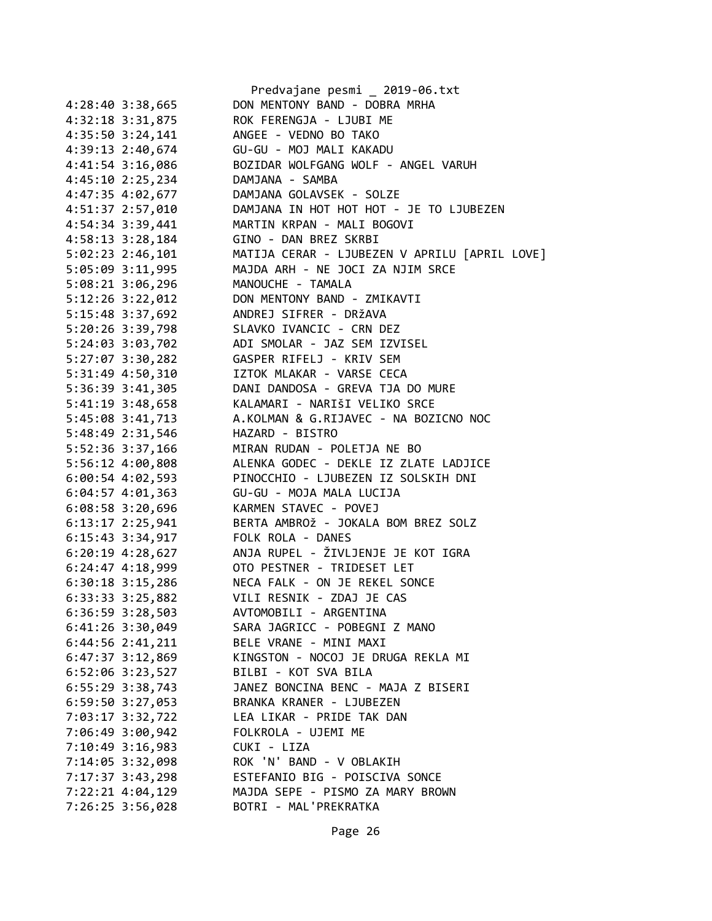```
4:28:40 3:38,665        DON MENTONY BAND - DOBRA MRHA
4:32:18 3:31,875        ROK FERENGJA - LJUBI ME
4:35:50 3:24,141        ANGEE - VEDNO BO TAKO
4:39:13 2:40,674        GU-GU - MOJ MALI KAKADU
4:41:54 3:16,086        BOZIDAR WOLFGANG WOLF - ANGEL VARUH
4:45:10 2:25,234        DAMJANA - SAMBA
4:47:35 4:02,677        DAMJANA GOLAVSEK - SOLZE
4:51:37 2:57,010        DAMJANA IN HOT HOT HOT - JE TO LJUBEZEN
4:54:34 3:39,441        MARTIN KRPAN - MALI BOGOVI
4:58:13 3:28,184        GINO - DAN BREZ SKRBI
5:02:23 2:46,101        MATIJA CERAR - LJUBEZEN V APRILU [APRIL LOVE]
5:05:09 3:11,995        MAJDA ARH - NE JOCI ZA NJIM SRCE
5:08:21 3:06,296        MANOUCHE - TAMALA
5:12:26 3:22,012        DON MENTONY BAND - ZMIKAVTI
5:15:48 3:37,692        ANDREJ SIFRER - DRŽAVA
5:20:26 3:39,798        SLAVKO IVANCIC - CRN DEZ
5:24:03 3:03,702        ADI SMOLAR - JAZ SEM IZVISEL
5:27:07 3:30,282        GASPER RIFELJ - KRIV SEM
5:31:49 4:50,310        IZTOK MLAKAR - VARSE CECA
5:36:39 3:41,305        DANI DANDOSA - GREVA TJA DO MURE
5:41:19 3:48,658        KALAMARI - NARIŠI VELIKO SRCE
5:45:08 3:41,713        A.KOLMAN & G.RIJAVEC - NA BOZICNO NOC
5:48:49 2:31,546        HAZARD - BISTRO
5:52:36 3:37,166        MIRAN RUDAN - POLETJA NE BO
5:56:12 4:00,808        ALENKA GODEC - DEKLE IZ ZLATE LADJICE
6:00:54 4:02,593        PINOCCHIO - LJUBEZEN IZ SOLSKIH DNI
6:04:57 4:01,363        GU-GU - MOJA MALA LUCIJA
6:08:58 3:20,696        KARMEN STAVEC - POVEJ
6:13:17 2:25,941        BERTA AMBROŽ - JOKALA BOM BREZ SOLZ
6:15:43 3:34,917        FOLK ROLA - DANES
6:20:19 4:28,627        ANJA RUPEL - ŽIVLJENJE JE KOT IGRA
6:24:47 4:18,999        OTO PESTNER - TRIDESET LET
6:30:18 3:15,286        NECA FALK - ON JE REKEL SONCE
6:33:33 3:25,882        VILI RESNIK - ZDAJ JE CAS
6:36:59 3:28,503        AVTOMOBILI - ARGENTINA
6:41:26 3:30,049        SARA JAGRICC - POBEGNI Z MANO
6:44:56 2:41,211        BELE VRANE - MINI MAXI
6:47:37 3:12,869        KINGSTON - NOCOJ JE DRUGA REKLA MI
6:52:06 3:23,527        BILBI - KOT SVA BILA
6:55:29 3:38,743        JANEZ BONCINA BENC - MAJA Z BISERI
6:59:50 3:27,053        BRANKA KRANER - LJUBEZEN
7:03:17 3:32,722        LEA LIKAR - PRIDE TAK DAN
7:06:49 3:00,942        FOLKROLA - UJEMI ME
7:10:49 3:16,983        CUKI - LIZA
7:14:05 3:32,098        ROK 'N' BAND - V OBLAKIH
7:17:37 3:43,298        ESTEFANIO BIG - POISCIVA SONCE
7:22:21 4:04,129        MAJDA SEPE - PISMO ZA MARY BROWN
7:26:25 3:56,028        BOTRI - MAL'PREKRATKA
```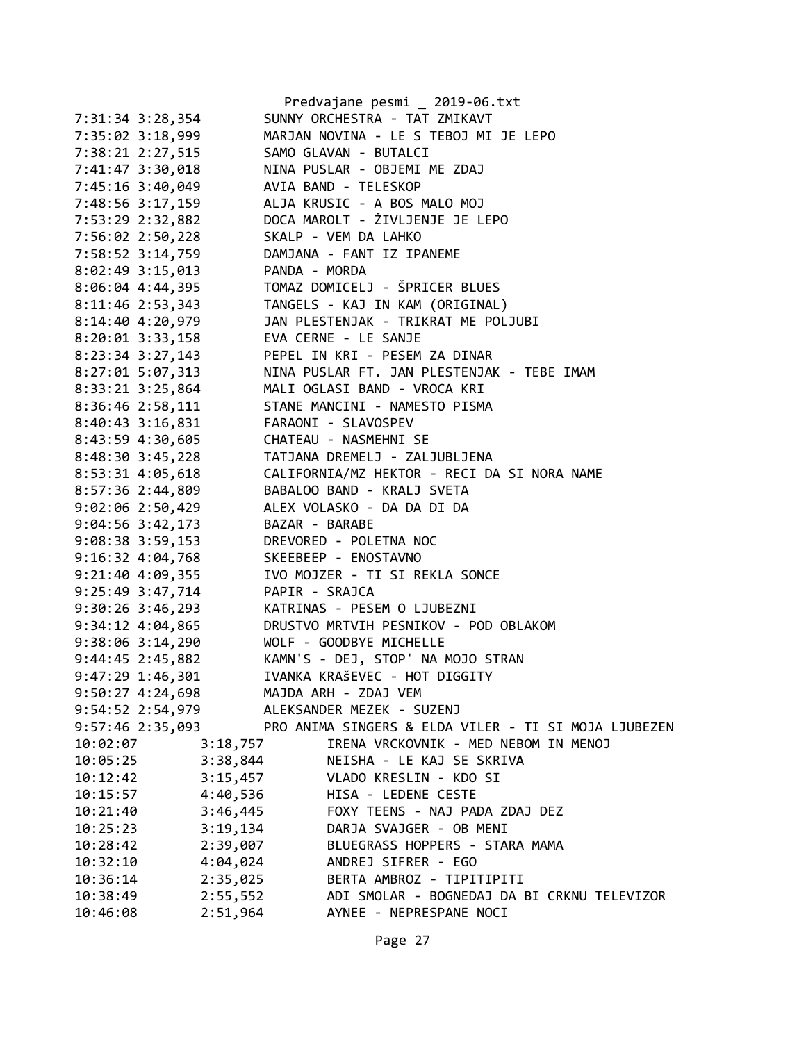```
7:31:34 3:28,354        SUNNY ORCHESTRA - TAT ZMIKAVT
7:35:02 3:18,999        MARJAN NOVINA - LE S TEBOJ MI JE LEPO
7:38:21 2:27,515        SAMO GLAVAN - BUTALCI
7:41:47 3:30,018        NINA PUSLAR - OBJEMI ME ZDAJ
7:45:16 3:40,049        AVIA BAND - TELESKOP
7:48:56 3:17,159        ALJA KRUSIC - A BOS MALO MOJ
7:53:29 2:32,882        DOCA MAROLT - ŽIVLJENJE JE LEPO
7:56:02 2:50,228        SKALP - VEM DA LAHKO
7:58:52 3:14,759        DAMJANA - FANT IZ IPANEME
8:02:49 3:15,013        PANDA - MORDA
8:06:04 4:44,395        TOMAZ DOMICELJ - ŠPRICER BLUES
8:11:46 2:53,343        TANGELS - KAJ IN KAM (ORIGINAL)
8:14:40 4:20,979        JAN PLESTENJAK - TRIKRAT ME POLJUBI
8:20:01 3:33,158        EVA CERNE - LE SANJE
8:23:34 3:27,143        PEPEL IN KRI - PESEM ZA DINAR
8:27:01 5:07,313        NINA PUSLAR FT. JAN PLESTENJAK - TEBE IMAM
8:33:21 3:25,864        MALI OGLASI BAND - VROCA KRI
8:36:46 2:58,111        STANE MANCINI - NAMESTO PISMA
8:40:43 3:16,831        FARAONI - SLAVOSPEV
8:43:59 4:30,605        CHATEAU - NASMEHNI SE
8:48:30 3:45,228        TATJANA DREMELJ - ZALJUBLJENA
8:53:31 4:05,618        CALIFORNIA/MZ HEKTOR - RECI DA SI NORA NAME
8:57:36 2:44,809        BABALOO BAND - KRALJ SVETA
9:02:06 2:50,429        ALEX VOLASKO - DA DA DI DA
9:04:56 3:42,173        BAZAR - BARABE
9:08:38 3:59,153        DREVORED - POLETNA NOC
9:16:32 4:04,768        SKEEBEEP - ENOSTAVNO
9:21:40 4:09,355        IVO MOJZER - TI SI REKLA SONCE
9:25:49 3:47,714        PAPIR - SRAJCA
9:30:26 3:46,293        KATRINAS - PESEM O LJUBEZNI
9:34:12 4:04,865        DRUSTVO MRTVIH PESNIKOV - POD OBLAKOM
9:38:06 3:14,290        WOLF - GOODBYE MICHELLE
9:44:45 2:45,882        KAMN'S - DEJ, STOP' NA MOJO STRAN
9:47:29 1:46,301        IVANKA KRAŠEVEC - HOT DIGGITY
9:50:27 4:24,698        MAJDA ARH - ZDAJ VEM
9:54:52 2:54,979        ALEKSANDER MEZEK - SUZENJ
9:57:46 2:35,093        PRO ANIMA SINGERS & ELDA VILER - TI SI MOJA LJUBEZEN
10:02:07        3:18,757        IRENA VRCKOVNIK - MED NEBOM IN MENOJ
10:05:25        3:38,844        NEISHA - LE KAJ SE SKRIVA
10:12:42        3:15,457        VLADO KRESLIN - KDO SI
10:15:57        4:40,536        HISA - LEDENE CESTE
10:21:40        3:46,445        FOXY TEENS - NAJ PADA ZDAJ DEZ
10:25:23        3:19,134        DARJA SVAJGER - OB MENI
10:28:42        2:39,007        BLUEGRASS HOPPERS - STARA MAMA
10:32:10        4:04,024        ANDREJ SIFRER - EGO
10:36:14        2:35,025        BERTA AMBROZ - TIPITIPITI
10:38:49        2:55,552        ADI SMOLAR - BOGNEDAJ DA BI CRKNU TELEVIZOR
10:46:08        2:51,964        AYNEE - NEPRESPANE NOCI
```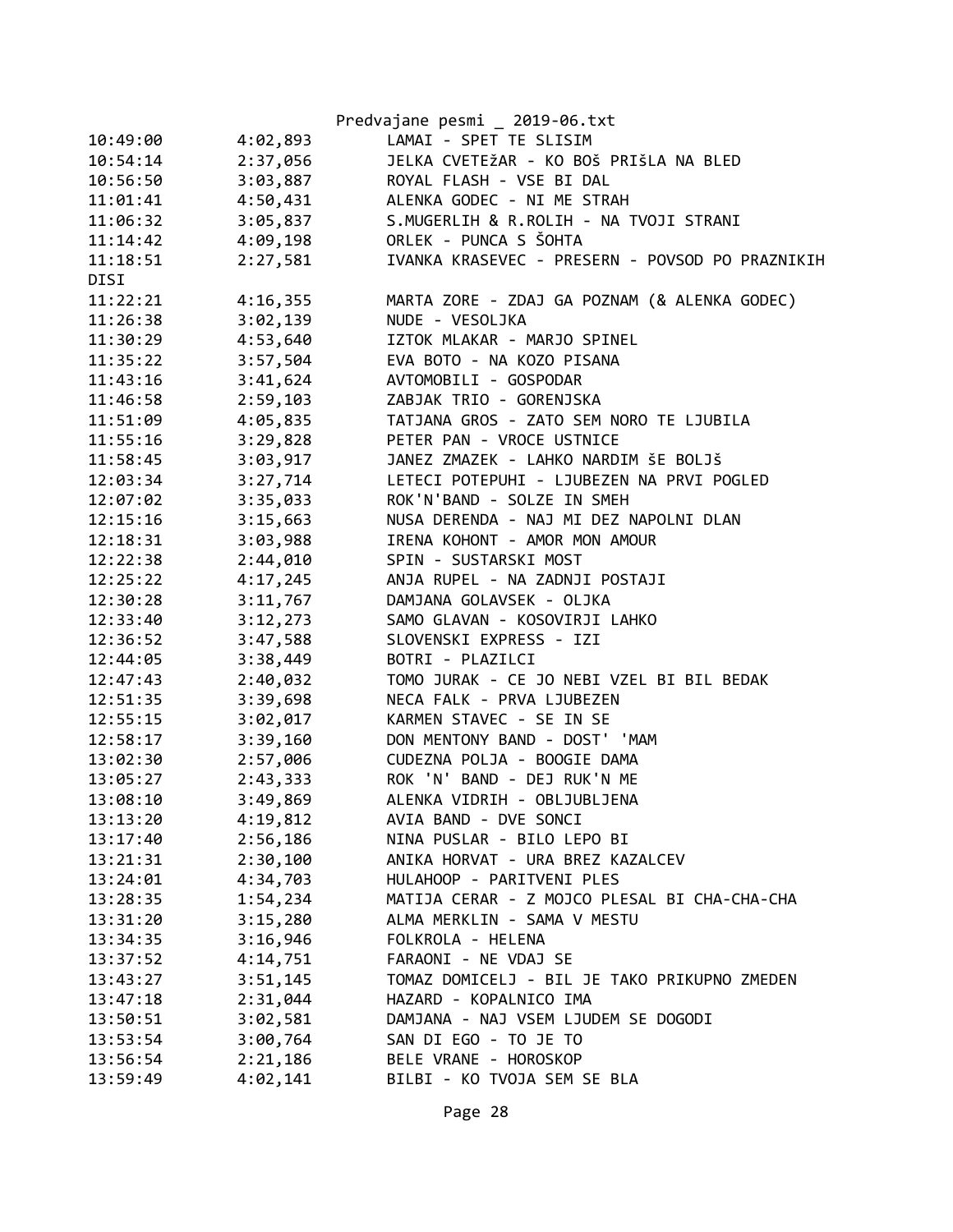| | | |
|---|---|---|
| 10:49:00 | 4:02,893 | LAMAI - SPET TE SLISIM |
| 10:54:14 | 2:37,056 | JELKA CVETEžAR - KO BOš PRIšLA NA BLED |
| 10:56:50 | 3:03,887 | ROYAL FLASH - VSE BI DAL |
| 11:01:41 | 4:50,431 | ALENKA GODEC - NI ME STRAH |
| 11:06:32 | 3:05,837 | S.MUGERLIH & R.ROLIH - NA TVOJI STRANI |
| 11:14:42 | 4:09,198 | ORLEK - PUNCA S ŠOHTA |
| 11:18:51 | 2:27,581 | IVANKA KRASEVEC - PRESERN - POVSOD PO PRAZNIKIH DISI |
| 11:22:21 | 4:16,355 | MARTA ZORE - ZDAJ GA POZNAM (& ALENKA GODEC) |
| 11:26:38 | 3:02,139 | NUDE - VESOLJKA |
| 11:30:29 | 4:53,640 | IZTOK MLAKAR - MARJO SPINEL |
| 11:35:22 | 3:57,504 | EVA BOTO - NA KOZO PISANA |
| 11:43:16 | 3:41,624 | AVTOMOBILI - GOSPODAR |
| 11:46:58 | 2:59,103 | ZABJAK TRIO - GORENJSKA |
| 11:51:09 | 4:05,835 | TATJANA GROS - ZATO SEM NORO TE LJUBILA |
| 11:55:16 | 3:29,828 | PETER PAN - VROCE USTNICE |
| 11:58:45 | 3:03,917 | JANEZ ZMAZEK - LAHKO NARDIM ŠE BOLJŠ |
| 12:03:34 | 3:27,714 | LETECI POTEPUHI - LJUBEZEN NA PRVI POGLED |
| 12:07:02 | 3:35,033 | ROK'N'BAND - SOLZE IN SMEH |
| 12:15:16 | 3:15,663 | NUSA DERENDA - NAJ MI DEZ NAPOLNI DLAN |
| 12:18:31 | 3:03,988 | IRENA KOHONT - AMOR MON AMOUR |
| 12:22:38 | 2:44,010 | SPIN - SUSTARSKI MOST |
| 12:25:22 | 4:17,245 | ANJA RUPEL - NA ZADNJI POSTAJI |
| 12:30:28 | 3:11,767 | DAMJANA GOLAVSEK - OLJKA |
| 12:33:40 | 3:12,273 | SAMO GLAVAN - KOSOVIRJI LAHKO |
| 12:36:52 | 3:47,588 | SLOVENSKI EXPRESS - IZI |
| 12:44:05 | 3:38,449 | BOTRI - PLAZILCI |
| 12:47:43 | 2:40,032 | TOMO JURAK - CE JO NEBI VZEL BI BIL BEDAK |
| 12:51:35 | 3:39,698 | NECA FALK - PRVA LJUBEZEN |
| 12:55:15 | 3:02,017 | KARMEN STAVEC - SE IN SE |
| 12:58:17 | 3:39,160 | DON MENTONY BAND - DOST' 'MAM |
| 13:02:30 | 2:57,006 | CUDEZNA POLJA - BOOGIE DAMA |
| 13:05:27 | 2:43,333 | ROK 'N' BAND - DEJ RUK'N ME |
| 13:08:10 | 3:49,869 | ALENKA VIDRIH - OBLJUBLJENA |
| 13:13:20 | 4:19,812 | AVIA BAND - DVE SONCI |
| 13:17:40 | 2:56,186 | NINA PUSLAR - BILO LEPO BI |
| 13:21:31 | 2:30,100 | ANIKA HORVAT - URA BREZ KAZALCEV |
| 13:24:01 | 4:34,703 | HULAHOOP - PARITVENI PLES |
| 13:28:35 | 1:54,234 | MATIJA CERAR - Z MOJCO PLESAL BI CHA-CHA-CHA |
| 13:31:20 | 3:15,280 | ALMA MERKLIN - SAMA V MESTU |
| 13:34:35 | 3:16,946 | FOLKROLA - HELENA |
| 13:37:52 | 4:14,751 | FARAONI - NE VDAJ SE |
| 13:43:27 | 3:51,145 | TOMAZ DOMICELJ - BIL JE TAKO PRIKUPNO ZMEDEN |
| 13:47:18 | 2:31,044 | HAZARD - KOPALNICO IMA |
| 13:50:51 | 3:02,581 | DAMJANA - NAJ VSEM LJUDEM SE DOGODI |
| 13:53:54 | 3:00,764 | SAN DI EGO - TO JE TO |
| 13:56:54 | 2:21,186 | BELE VRANE - HOROSKOP |
| 13:59:49 | 4:02,141 | BILBI - KO TVOJA SEM SE BLA |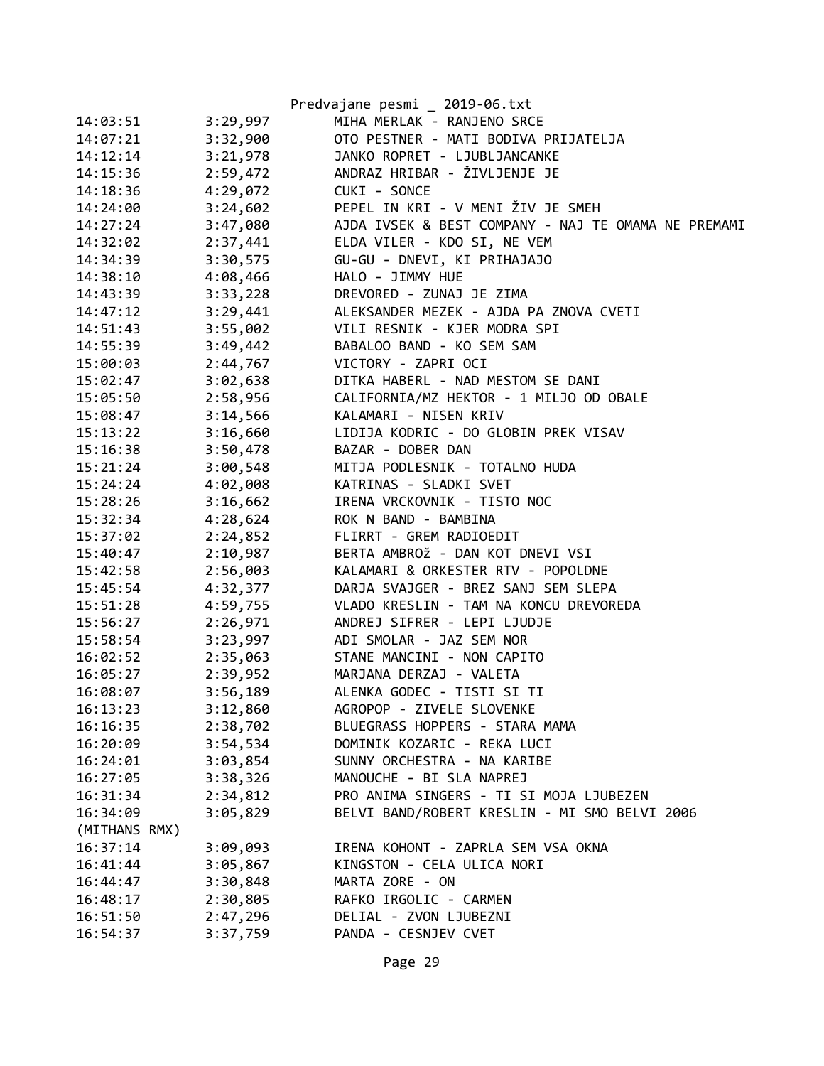| | | |
|---|---|---|
| 14:03:51 | 3:29,997 | MIHA MERLAK - RANJENO SRCE |
| 14:07:21 | 3:32,900 | OTO PESTNER - MATI BODIVA PRIJATELJA |
| 14:12:14 | 3:21,978 | JANKO ROPRET - LJUBLJANCANKE |
| 14:15:36 | 2:59,472 | ANDRAZ HRIBAR - ŽIVLJENJE JE |
| 14:18:36 | 4:29,072 | CUKI - SONCE |
| 14:24:00 | 3:24,602 | PEPEL IN KRI - V MENI ŽIV JE SMEH |
| 14:27:24 | 3:47,080 | AJDA IVSEK & BEST COMPANY - NAJ TE OMAMA NE PREMAMI |
| 14:32:02 | 2:37,441 | ELDA VILER - KDO SI, NE VEM |
| 14:34:39 | 3:30,575 | GU-GU - DNEVI, KI PRIHAJAJO |
| 14:38:10 | 4:08,466 | HALO - JIMMY HUE |
| 14:43:39 | 3:33,228 | DREVORED - ZUNAJ JE ZIMA |
| 14:47:12 | 3:29,441 | ALEKSANDER MEZEK - AJDA PA ZNOVA CVETI |
| 14:51:43 | 3:55,002 | VILI RESNIK - KJER MODRA SPI |
| 14:55:39 | 3:49,442 | BABALOO BAND - KO SEM SAM |
| 15:00:03 | 2:44,767 | VICTORY - ZAPRI OCI |
| 15:02:47 | 3:02,638 | DITKA HABERL - NAD MESTOM SE DANI |
| 15:05:50 | 2:58,956 | CALIFORNIA/MZ HEKTOR - 1 MILJO OD OBALE |
| 15:08:47 | 3:14,566 | KALAMARI - NISEN KRIV |
| 15:13:22 | 3:16,660 | LIDIJA KODRIC - DO GLOBIN PREK VISAV |
| 15:16:38 | 3:50,478 | BAZAR - DOBER DAN |
| 15:21:24 | 3:00,548 | MITJA PODLESNIK - TOTALNO HUDA |
| 15:24:24 | 4:02,008 | KATRINAS - SLADKI SVET |
| 15:28:26 | 3:16,662 | IRENA VRCKOVNIK - TISTO NOC |
| 15:32:34 | 4:28,624 | ROK N BAND - BAMBINA |
| 15:37:02 | 2:24,852 | FLIRRT - GREM RADIOEDIT |
| 15:40:47 | 2:10,987 | BERTA AMBROž - DAN KOT DNEVI VSI |
| 15:42:58 | 2:56,003 | KALAMARI & ORKESTER RTV - POPOLDNE |
| 15:45:54 | 4:32,377 | DARJA SVAJGER - BREZ SANJ SEM SLEPA |
| 15:51:28 | 4:59,755 | VLADO KRESLIN - TAM NA KONCU DREVOREDA |
| 15:56:27 | 2:26,971 | ANDREJ SIFRER - LEPI LJUDJE |
| 15:58:54 | 3:23,997 | ADI SMOLAR - JAZ SEM NOR |
| 16:02:52 | 2:35,063 | STANE MANCINI - NON CAPITO |
| 16:05:27 | 2:39,952 | MARJANA DERZAJ - VALETA |
| 16:08:07 | 3:56,189 | ALENKA GODEC - TISTI SI TI |
| 16:13:23 | 3:12,860 | AGROPOP - ZIVELE SLOVENKE |
| 16:16:35 | 2:38,702 | BLUEGRASS HOPPERS - STARA MAMA |
| 16:20:09 | 3:54,534 | DOMINIK KOZARIC - REKA LUCI |
| 16:24:01 | 3:03,854 | SUNNY ORCHESTRA - NA KARIBE |
| 16:27:05 | 3:38,326 | MANOUCHE - BI SLA NAPREJ |
| 16:31:34 | 2:34,812 | PRO ANIMA SINGERS - TI SI MOJA LJUBEZEN |
| 16:34:09 | 3:05,829 | BELVI BAND/ROBERT KRESLIN - MI SMO BELVI 2006 (MITHANS RMX) |
| 16:37:14 | 3:09,093 | IRENA KOHONT - ZAPRLA SEM VSA OKNA |
| 16:41:44 | 3:05,867 | KINGSTON - CELA ULICA NORI |
| 16:44:47 | 3:30,848 | MARTA ZORE - ON |
| 16:48:17 | 2:30,805 | RAFKO IRGOLIC - CARMEN |
| 16:51:50 | 2:47,296 | DELIAL - ZVON LJUBEZNI |
| 16:54:37 | 3:37,759 | PANDA - CESNJEV CVET |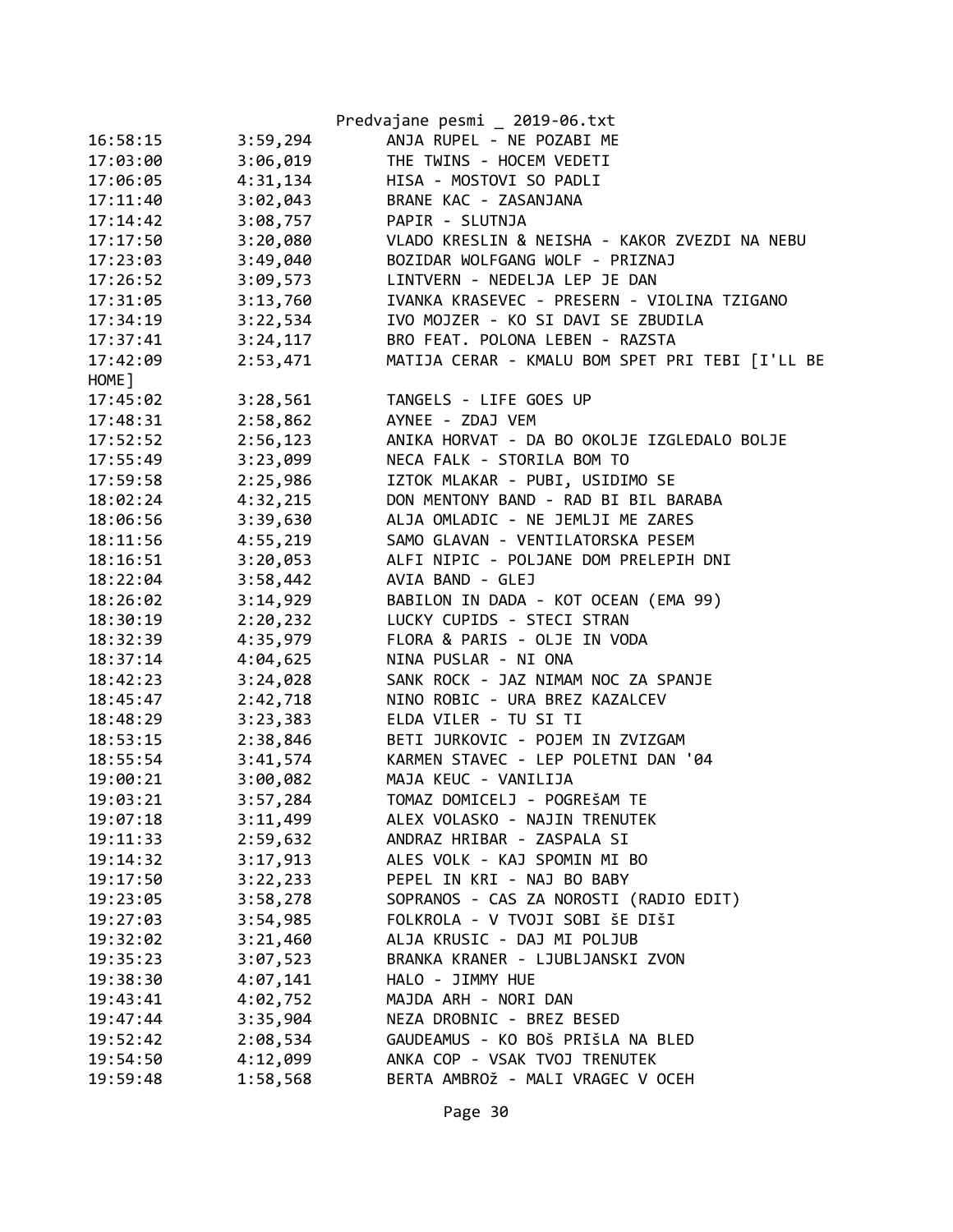```
16:58:15        3:59,294        ANJA RUPEL - NE POZABI ME
17:03:00        3:06,019        THE TWINS - HOCEM VEDETI
17:06:05        4:31,134        HISA - MOSTOVI SO PADLI
17:11:40        3:02,043        BRANE KAC - ZASANJANA
17:14:42        3:08,757        PAPIR - SLUTNJA
17:17:50        3:20,080        VLADO KRESLIN & NEISHA - KAKOR ZVEZDI NA NEBU
17:23:03        3:49,040        BOZIDAR WOLFGANG WOLF - PRIZNAJ
17:26:52        3:09,573        LINTVERN - NEDELJA LEP JE DAN
17:31:05        3:13,760        IVANKA KRASEVEC - PRESERN - VIOLINA TZIGANO
17:34:19        3:22,534        IVO MOJZER - KO SI DAVI SE ZBUDILA
17:37:41        3:24,117        BRO FEAT. POLONA LEBEN - RAZSTA
17:42:09        2:53,471        MATIJA CERAR - KMALU BOM SPET PRI TEBI [I'LL BE
HOME]
17:45:02        3:28,561        TANGELS - LIFE GOES UP
17:48:31        2:58,862        AYNEE - ZDAJ VEM
17:52:52        2:56,123        ANIKA HORVAT - DA BO OKOLJE IZGLEDALO BOLJE
17:55:49        3:23,099        NECA FALK - STORILA BOM TO
17:59:58        2:25,986        IZTOK MLAKAR - PUBI, USIDIMO SE
18:02:24        4:32,215        DON MENTONY BAND - RAD BI BIL BARABA
18:06:56        3:39,630        ALJA OMLADIC - NE JEMLJI ME ZARES
18:11:56        4:55,219        SAMO GLAVAN - VENTILATORSKA PESEM
18:16:51        3:20,053        ALFI NIPIC - POLJANE DOM PRELEPIH DNI
18:22:04        3:58,442        AVIA BAND - GLEJ
18:26:02        3:14,929        BABILON IN DADA - KOT OCEAN (EMA 99)
18:30:19        2:20,232        LUCKY CUPIDS - STECI STRAN
18:32:39        4:35,979        FLORA & PARIS - OLJE IN VODA
18:37:14        4:04,625        NINA PUSLAR - NI ONA
18:42:23        3:24,028        SANK ROCK - JAZ NIMAM NOC ZA SPANJE
18:45:47        2:42,718        NINO ROBIC - URA BREZ KAZALCEV
18:48:29        3:23,383        ELDA VILER - TU SI TI
18:53:15        2:38,846        BETI JURKOVIC - POJEM IN ZVIZGAM
18:55:54        3:41,574        KARMEN STAVEC - LEP POLETNI DAN '04
19:00:21        3:00,082        MAJA KEUC - VANILIJA
19:03:21        3:57,284        TOMAZ DOMICELJ - POGREŠAM TE
19:07:18        3:11,499        ALEX VOLASKO - NAJIN TRENUTEK
19:11:33        2:59,632        ANDRAZ HRIBAR - ZASPALA SI
19:14:32        3:17,913        ALES VOLK - KAJ SPOMIN MI BO
19:17:50        3:22,233        PEPEL IN KRI - NAJ BO BABY
19:23:05        3:58,278        SOPRANOS - CAS ZA NOROSTI (RADIO EDIT)
19:27:03        3:54,985        FOLKROLA - V TVOJI SOBI ŠE DIŠI
19:32:02        3:21,460        ALJA KRUSIC - DAJ MI POLJUB
19:35:23        3:07,523        BRANKA KRANER - LJUBLJANSKI ZVON
19:38:30        4:07,141        HALO - JIMMY HUE
19:43:41        4:02,752        MAJDA ARH - NORI DAN
19:47:44        3:35,904        NEZA DROBNIC - BREZ BESED
19:52:42        2:08,534        GAUDEAMUS - KO BOš PRIŠLA NA BLED
19:54:50        4:12,099        ANKA COP - VSAK TVOJ TRENUTEK
19:59:48        1:58,568        BERTA AMBROž - MALI VRAGEC V OCEH
```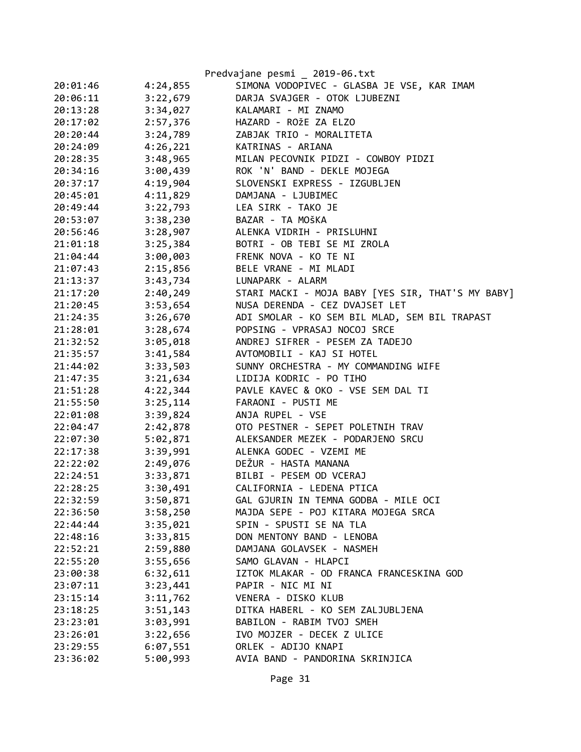| | | |
|---|---|---|
| 20:01:46 | 4:24,855 | SIMONA VODOPIVEC - GLASBA JE VSE, KAR IMAM |
| 20:06:11 | 3:22,679 | DARJA SVAJGER - OTOK LJUBEZNI |
| 20:13:28 | 3:34,027 | KALAMARI - MI ZNAMO |
| 20:17:02 | 2:57,376 | HAZARD - ROžE ZA ELZO |
| 20:20:44 | 3:24,789 | ZABJAK TRIO - MORALITETA |
| 20:24:09 | 4:26,221 | KATRINAS - ARIANA |
| 20:28:35 | 3:48,965 | MILAN PECOVNIK PIDZI - COWBOY PIDZI |
| 20:34:16 | 3:00,439 | ROK 'N' BAND - DEKLE MOJEGA |
| 20:37:17 | 4:19,904 | SLOVENSKI EXPRESS - IZGUBLJEN |
| 20:45:01 | 4:11,829 | DAMJANA - LJUBIMEC |
| 20:49:44 | 3:22,793 | LEA SIRK - TAKO JE |
| 20:53:07 | 3:38,230 | BAZAR - TA MOšKA |
| 20:56:46 | 3:28,907 | ALENKA VIDRIH - PRISLUHNI |
| 21:01:18 | 3:25,384 | BOTRI - OB TEBI SE MI ZROLA |
| 21:04:44 | 3:00,003 | FRENK NOVA - KO TE NI |
| 21:07:43 | 2:15,856 | BELE VRANE - MI MLADI |
| 21:13:37 | 3:43,734 | LUNAPARK - ALARM |
| 21:17:20 | 2:40,249 | STARI MACKI - MOJA BABY [YES SIR, THAT'S MY BABY] |
| 21:20:45 | 3:53,654 | NUSA DERENDA - CEZ DVAJSET LET |
| 21:24:35 | 3:26,670 | ADI SMOLAR - KO SEM BIL MLAD, SEM BIL TRAPAST |
| 21:28:01 | 3:28,674 | POPSING - VPRASAJ NOCOJ SRCE |
| 21:32:52 | 3:05,018 | ANDREJ SIFRER - PESEM ZA TADEJO |
| 21:35:57 | 3:41,584 | AVTOMOBILI - KAJ SI HOTEL |
| 21:44:02 | 3:33,503 | SUNNY ORCHESTRA - MY COMMANDING WIFE |
| 21:47:35 | 3:21,634 | LIDIJA KODRIC - PO TIHO |
| 21:51:28 | 4:22,344 | PAVLE KAVEC & OKO - VSE SEM DAL TI |
| 21:55:50 | 3:25,114 | FARAONI - PUSTI ME |
| 22:01:08 | 3:39,824 | ANJA RUPEL - VSE |
| 22:04:47 | 2:42,878 | OTO PESTNER - SEPET POLETNIH TRAV |
| 22:07:30 | 5:02,871 | ALEKSANDER MEZEK - PODARJENO SRCU |
| 22:17:38 | 3:39,991 | ALENKA GODEC - VZEMI ME |
| 22:22:02 | 2:49,076 | DEŽUR - HASTA MANANA |
| 22:24:51 | 3:33,871 | BILBI - PESEM OD VCERAJ |
| 22:28:25 | 3:30,491 | CALIFORNIA - LEDENA PTICA |
| 22:32:59 | 3:50,871 | GAL GJURIN IN TEMNA GODBA - MILE OCI |
| 22:36:50 | 3:58,250 | MAJDA SEPE - POJ KITARA MOJEGA SRCA |
| 22:44:44 | 3:35,021 | SPIN - SPUSTI SE NA TLA |
| 22:48:16 | 3:33,815 | DON MENTONY BAND - LENOBA |
| 22:52:21 | 2:59,880 | DAMJANA GOLAVSEK - NASMEH |
| 22:55:20 | 3:55,656 | SAMO GLAVAN - HLAPCI |
| 23:00:38 | 6:32,611 | IZTOK MLAKAR - OD FRANCA FRANCESKINA GOD |
| 23:07:11 | 3:23,441 | PAPIR - NIC MI NI |
| 23:15:14 | 3:11,762 | VENERA - DISKO KLUB |
| 23:18:25 | 3:51,143 | DITKA HABERL - KO SEM ZALJUBLJENA |
| 23:23:01 | 3:03,991 | BABILON - RABIM TVOJ SMEH |
| 23:26:01 | 3:22,656 | IVO MOJZER - DECEK Z ULICE |
| 23:29:55 | 6:07,551 | ORLEK - ADIJO KNAPI |
| 23:36:02 | 5:00,993 | AVIA BAND - PANDORINA SKRINJICA |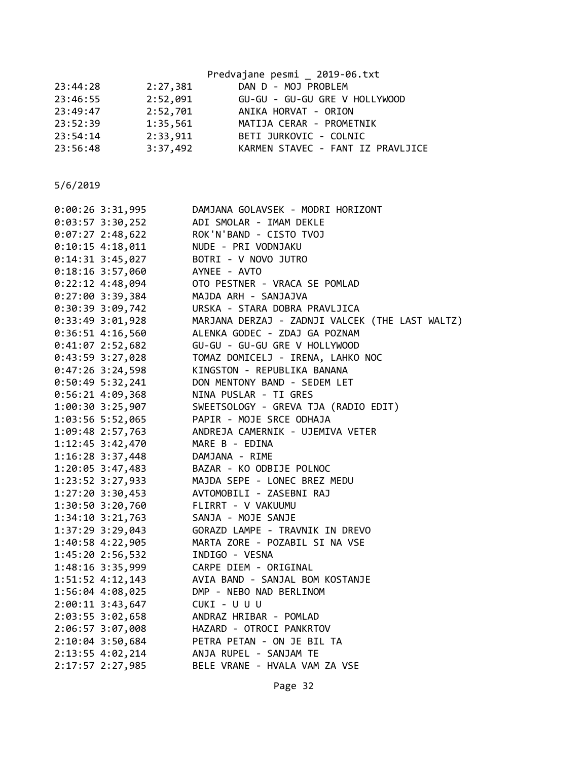| | | |
|---|---|---|
| 23:44:28 | 2:27,381 | DAN D - MOJ PROBLEM |
| 23:46:55 | 2:52,091 | GU-GU - GU-GU GRE V HOLLYWOOD |
| 23:49:47 | 2:52,701 | ANIKA HORVAT - ORION |
| 23:52:39 | 1:35,561 | MATIJA CERAR - PROMETNIK |
| 23:54:14 | 2:33,911 | BETI JURKOVIC - COLNIC |
| 23:56:48 | 3:37,492 | KARMEN STAVEC - FANT IZ PRAVLJICE |

5/6/2019

```
0:00:26 3:31,995        DAMJANA GOLAVSEK - MODRI HORIZONT
0:03:57 3:30,252        ADI SMOLAR - IMAM DEKLE
0:07:27 2:48,622        ROK'N'BAND - CISTO TVOJ
0:10:15 4:18,011        NUDE - PRI VODNJAKU
0:14:31 3:45,027        BOTRI - V NOVO JUTRO
0:18:16 3:57,060        AYNEE - AVTO
0:22:12 4:48,094        OTO PESTNER - VRACA SE POMLAD
0:27:00 3:39,384        MAJDA ARH - SANJAJVA
0:30:39 3:09,742        URSKA - STARA DOBRA PRAVLJICA
0:33:49 3:01,928        MARJANA DERZAJ - ZADNJI VALCEK (THE LAST WALTZ)
0:36:51 4:16,560        ALENKA GODEC - ZDAJ GA POZNAM
0:41:07 2:52,682        GU-GU - GU-GU GRE V HOLLYWOOD
0:43:59 3:27,028        TOMAZ DOMICELJ - IRENA, LAHKO NOC
0:47:26 3:24,598        KINGSTON - REPUBLIKA BANANA
0:50:49 5:32,241        DON MENTONY BAND - SEDEM LET
0:56:21 4:09,368        NINA PUSLAR - TI GRES
1:00:30 3:25,907        SWEETSOLOGY - GREVA TJA (RADIO EDIT)
1:03:56 5:52,065        PAPIR - MOJE SRCE ODHAJA
1:09:48 2:57,763        ANDREJA CAMERNIK - UJEMIVA VETER
1:12:45 3:42,470        MARE B - EDINA
1:16:28 3:37,448        DAMJANA - RIME
1:20:05 3:47,483        BAZAR - KO ODBIJE POLNOC
1:23:52 3:27,933        MAJDA SEPE - LONEC BREZ MEDU
1:27:20 3:30,453        AVTOMOBILI - ZASEBNI RAJ
1:30:50 3:20,760        FLIRRT - V VAKUUMU
1:34:10 3:21,763        SANJA - MOJE SANJE
1:37:29 3:29,043        GORAZD LAMPE - TRAVNIK IN DREVO
1:40:58 4:22,905        MARTA ZORE - POZABIL SI NA VSE
1:45:20 2:56,532        INDIGO - VESNA
1:48:16 3:35,999        CARPE DIEM - ORIGINAL
1:51:52 4:12,143        AVIA BAND - SANJAL BOM KOSTANJE
1:56:04 4:08,025        DMP - NEBO NAD BERLINOM
2:00:11 3:43,647        CUKI - U U U
2:03:55 3:02,658        ANDRAZ HRIBAR - POMLAD
2:06:57 3:07,008        HAZARD - OTROCI PANKRTOV
2:10:04 3:50,684        PETRA PETAN - ON JE BIL TA
2:13:55 4:02,214        ANJA RUPEL - SANJAM TE
2:17:57 2:27,985        BELE VRANE - HVALA VAM ZA VSE
```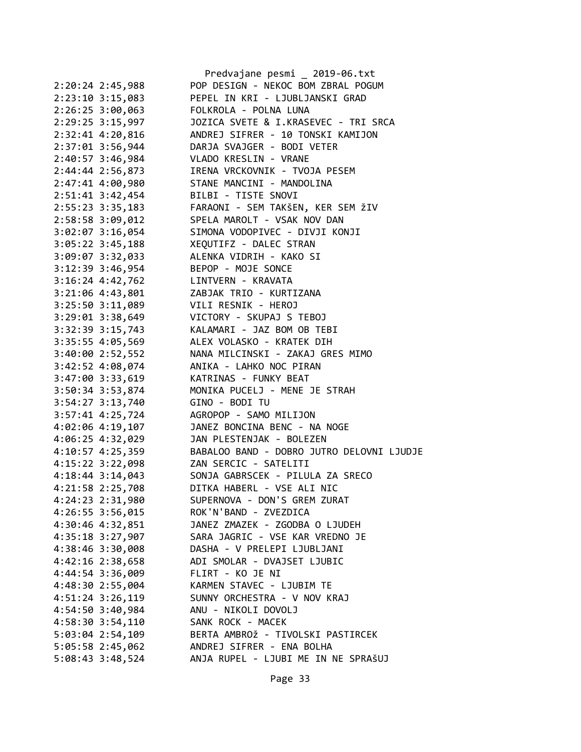```
2:20:24 2:45,988        POP DESIGN - NEKOC BOM ZBRAL POGUM
2:23:10 3:15,083        PEPEL IN KRI - LJUBLJANSKI GRAD
2:26:25 3:00,063        FOLKROLA - POLNA LUNA
2:29:25 3:15,997        JOZICA SVETE & I.KRASEVEC - TRI SRCA
2:32:41 4:20,816        ANDREJ SIFRER - 10 TONSKI KAMIJON
2:37:01 3:56,944        DARJA SVAJGER - BODI VETER
2:40:57 3:46,984        VLADO KRESLIN - VRANE
2:44:44 2:56,873        IRENA VRCKOVNIK - TVOJA PESEM
2:47:41 4:00,980        STANE MANCINI - MANDOLINA
2:51:41 3:42,454        BILBI - TISTE SNOVI
2:55:23 3:35,183        FARAONI - SEM TAKŠEN, KER SEM žIV
2:58:58 3:09,012        SPELA MAROLT - VSAK NOV DAN
3:02:07 3:16,054        SIMONA VODOPIVEC - DIVJI KONJI
3:05:22 3:45,188        XEQUTIFZ - DALEC STRAN
3:09:07 3:32,033        ALENKA VIDRIH - KAKO SI
3:12:39 3:46,954        BEPOP - MOJE SONCE
3:16:24 4:42,762        LINTVERN - KRAVATA
3:21:06 4:43,801        ZABJAK TRIO - KURTIZANA
3:25:50 3:11,089        VILI RESNIK - HEROJ
3:29:01 3:38,649        VICTORY - SKUPAJ S TEBOJ
3:32:39 3:15,743        KALAMARI - JAZ BOM OB TEBI
3:35:55 4:05,569        ALEX VOLASKO - KRATEK DIH
3:40:00 2:52,552        NANA MILCINSKI - ZAKAJ GRES MIMO
3:42:52 4:08,074        ANIKA - LAHKO NOC PIRAN
3:47:00 3:33,619        KATRINAS - FUNKY BEAT
3:50:34 3:53,874        MONIKA PUCELJ - MENE JE STRAH
3:54:27 3:13,740        GINO - BODI TU
3:57:41 4:25,724        AGROPOP - SAMO MILIJON
4:02:06 4:19,107        JANEZ BONCINA BENC - NA NOGE
4:06:25 4:32,029        JAN PLESTENJAK - BOLEZEN
4:10:57 4:25,359        BABALOO BAND - DOBRO JUTRO DELOVNI LJUDJE
4:15:22 3:22,098        ZAN SERCIC - SATELITI
4:18:44 3:14,043        SONJA GABRSCEK - PILULA ZA SRECO
4:21:58 2:25,708        DITKA HABERL - VSE ALI NIC
4:24:23 2:31,980        SUPERNOVA - DON'S GREM ZURAT
4:26:55 3:56,015        ROK'N'BAND - ZVEZDICA
4:30:46 4:32,851        JANEZ ZMAZEK - ZGODBA O LJUDEH
4:35:18 3:27,907        SARA JAGRIC - VSE KAR VREDNO JE
4:38:46 3:30,008        DASHA - V PRELEPI LJUBLJANI
4:42:16 2:38,658        ADI SMOLAR - DVAJSET LJUBIC
4:44:54 3:36,009        FLIRT - KO JE NI
4:48:30 2:55,004        KARMEN STAVEC - LJUBIM TE
4:51:24 3:26,119        SUNNY ORCHESTRA - V NOV KRAJ
4:54:50 3:40,984        ANU - NIKOLI DOVOLJ
4:58:30 3:54,110        SANK ROCK - MACEK
5:03:04 2:54,109        BERTA AMBROž - TIVOLSKI PASTIRCEK
5:05:58 2:45,062        ANDREJ SIFRER - ENA BOLHA
5:08:43 3:48,524        ANJA RUPEL - LJUBI ME IN NE SPRAšUJ
```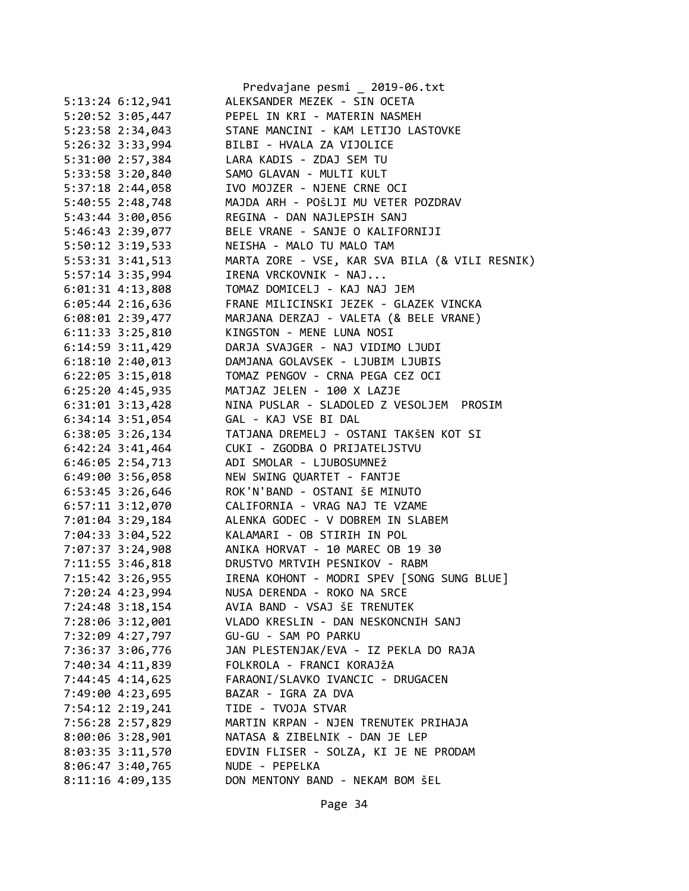```
5:13:24 6:12,941        ALEKSANDER MEZEK - SIN OCETA
5:20:52 3:05,447        PEPEL IN KRI - MATERIN NASMEH
5:23:58 2:34,043        STANE MANCINI - KAM LETIJO LASTOVKE
5:26:32 3:33,994        BILBI - HVALA ZA VIJOLICE
5:31:00 2:57,384        LARA KADIS - ZDAJ SEM TU
5:33:58 3:20,840        SAMO GLAVAN - MULTI KULT
5:37:18 2:44,058        IVO MOJZER - NJENE CRNE OCI
5:40:55 2:48,748        MAJDA ARH - POŠLJI MU VETER POZDRAV
5:43:44 3:00,056        REGINA - DAN NAJLEPSIH SANJ
5:46:43 2:39,077        BELE VRANE - SANJE O KALIFORNIJI
5:50:12 3:19,533        NEISHA - MALO TU MALO TAM
5:53:31 3:41,513        MARTA ZORE - VSE, KAR SVA BILA (& VILI RESNIK)
5:57:14 3:35,994        IRENA VRCKOVNIK - NAJ...
6:01:31 4:13,808        TOMAZ DOMICELJ - KAJ NAJ JEM
6:05:44 2:16,636        FRANE MILICINSKI JEZEK - GLAZEK VINCKA
6:08:01 2:39,477        MARJANA DERZAJ - VALETA (& BELE VRANE)
6:11:33 3:25,810        KINGSTON - MENE LUNA NOSI
6:14:59 3:11,429        DARJA SVAJGER - NAJ VIDIMO LJUDI
6:18:10 2:40,013        DAMJANA GOLAVSEK - LJUBIM LJUBIS
6:22:05 3:15,018        TOMAZ PENGOV - CRNA PEGA CEZ OCI
6:25:20 4:45,935        MATJAZ JELEN - 100 X LAZJE
6:31:01 3:13,428        NINA PUSLAR - SLADOLED Z VESOLJEM  PROSIM
6:34:14 3:51,054        GAL - KAJ VSE BI DAL
6:38:05 3:26,134        TATJANA DREMELJ - OSTANI TAKŠEN KOT SI
6:42:24 3:41,464        CUKI - ZGODBA O PRIJATELJSTVU
6:46:05 2:54,713        ADI SMOLAR - LJUBOSUMNEž
6:49:00 3:56,058        NEW SWING QUARTET - FANTJE
6:53:45 3:26,646        ROK'N'BAND - OSTANI šE MINUTO
6:57:11 3:12,070        CALIFORNIA - VRAG NAJ TE VZAME
7:01:04 3:29,184        ALENKA GODEC - V DOBREM IN SLABEM
7:04:33 3:04,522        KALAMARI - OB STIRIH IN POL
7:07:37 3:24,908        ANIKA HORVAT - 10 MAREC OB 19 30
7:11:55 3:46,818        DRUSTVO MRTVIH PESNIKOV - RABM
7:15:42 3:26,955        IRENA KOHONT - MODRI SPEV [SONG SUNG BLUE]
7:20:24 4:23,994        NUSA DERENDA - ROKO NA SRCE
7:24:48 3:18,154        AVIA BAND - VSAJ šE TRENUTEK
7:28:06 3:12,001        VLADO KRESLIN - DAN NESKONCNIH SANJ
7:32:09 4:27,797        GU-GU - SAM PO PARKU
7:36:37 3:06,776        JAN PLESTENJAK/EVA - IZ PEKLA DO RAJA
7:40:34 4:11,839        FOLKROLA - FRANCI KORAJžA
7:44:45 4:14,625        FARAONI/SLAVKO IVANCIC - DRUGACEN
7:49:00 4:23,695        BAZAR - IGRA ZA DVA
7:54:12 2:19,241        TIDE - TVOJA STVAR
7:56:28 2:57,829        MARTIN KRPAN - NJEN TRENUTEK PRIHAJA
8:00:06 3:28,901        NATASA & ZIBELNIK - DAN JE LEP
8:03:35 3:11,570        EDVIN FLISER - SOLZA, KI JE NE PRODAM
8:06:47 3:40,765        NUDE - PEPELKA
8:11:16 4:09,135        DON MENTONY BAND - NEKAM BOM šEL
```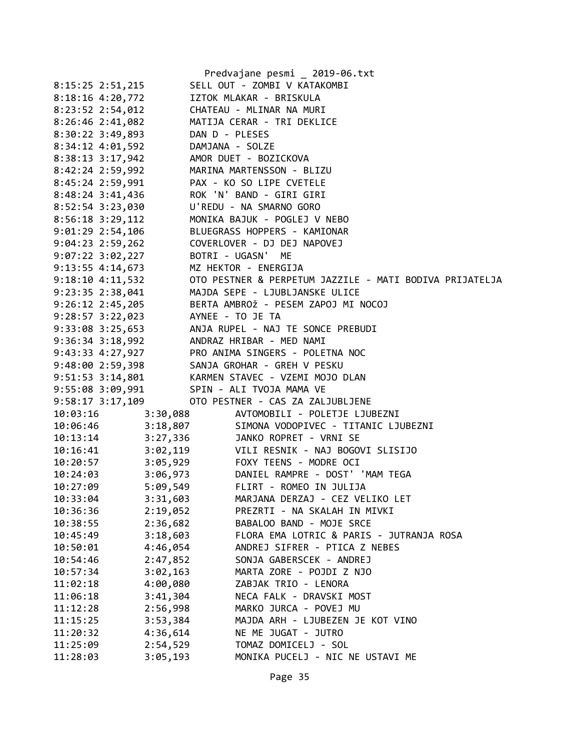Predvajane pesmi _ 2019-06.txt

```
8:15:25 2:51,215        SELL OUT - ZOMBI V KATAKOMBI
8:18:16 4:20,772        IZTOK MLAKAR - BRISKULA
8:23:52 2:54,012        CHATEAU - MLINAR NA MURI
8:26:46 2:41,082        MATIJA CERAR - TRI DEKLICE
8:30:22 3:49,893        DAN D - PLESES
8:34:12 4:01,592        DAMJANA - SOLZE
8:38:13 3:17,942        AMOR DUET - BOZICKOVA
8:42:24 2:59,992        MARINA MARTENSSON - BLIZU
8:45:24 2:59,991        PAX - KO SO LIPE CVETELE
8:48:24 3:41,436        ROK 'N' BAND - GIRI GIRI
8:52:54 3:23,030        U'REDU - NA SMARNO GORO
8:56:18 3:29,112        MONIKA BAJUK - POGLEJ V NEBO
9:01:29 2:54,106        BLUEGRASS HOPPERS - KAMIONAR
9:04:23 2:59,262        COVERLOVER - DJ DEJ NAPOVEJ
9:07:22 3:02,227        BOTRI - UGASN'  ME
9:13:55 4:14,673        MZ HEKTOR - ENERGIJA
9:18:10 4:11,532        OTO PESTNER & PERPETUM JAZZILE - MATI BODIVA PRIJATELJA
9:23:35 2:38,041        MAJDA SEPE - LJUBLJANSKE ULICE
9:26:12 2:45,205        BERTA AMBROž - PESEM ZAPOJ MI NOCOJ
9:28:57 3:22,023        AYNEE - TO JE TA
9:33:08 3:25,653        ANJA RUPEL - NAJ TE SONCE PREBUDI
9:36:34 3:18,992        ANDRAZ HRIBAR - MED NAMI
9:43:33 4:27,927        PRO ANIMA SINGERS - POLETNA NOC
9:48:00 2:59,398        SANJA GROHAR - GREH V PESKU
9:51:53 3:14,801        KARMEN STAVEC - VZEMI MOJO DLAN
9:55:08 3:09,991        SPIN - ALI TVOJA MAMA VE
9:58:17 3:17,109        OTO PESTNER - CAS ZA ZALJUBLJENE
10:03:16        3:30,088        AVTOMOBILI - POLETJE LJUBEZNI
10:06:46        3:18,807        SIMONA VODOPIVEC - TITANIC LJUBEZNI
10:13:14        3:27,336        JANKO ROPRET - VRNI SE
10:16:41        3:02,119        VILI RESNIK - NAJ BOGOVI SLISIJO
10:20:57        3:05,929        FOXY TEENS - MODRE OCI
10:24:03        3:06,973        DANIEL RAMPRE - DOST' 'MAM TEGA
10:27:09        5:09,549        FLIRT - ROMEO IN JULIJA
10:33:04        3:31,603        MARJANA DERZAJ - CEZ VELIKO LET
10:36:36        2:19,052        PREZRTI - NA SKALAH IN MIVKI
10:38:55        2:36,682        BABALOO BAND - MOJE SRCE
10:45:49        3:18,603        FLORA EMA LOTRIC & PARIS - JUTRANJA ROSA
10:50:01        4:46,054        ANDREJ SIFRER - PTICA Z NEBES
10:54:46        2:47,852        SONJA GABERSCEK - ANDREJ
10:57:34        3:02,163        MARTA ZORE - POJDI Z NJO
11:02:18        4:00,080        ZABJAK TRIO - LENORA
11:06:18        3:41,304        NECA FALK - DRAVSKI MOST
11:12:28        2:56,998        MARKO JURCA - POVEJ MU
11:15:25        3:53,384        MAJDA ARH - LJUBEZEN JE KOT VINO
11:20:32        4:36,614        NE ME JUGAT - JUTRO
11:25:09        2:54,529        TOMAZ DOMICELJ - SOL
11:28:03        3:05,193        MONIKA PUCELJ - NIC NE USTAVI ME
```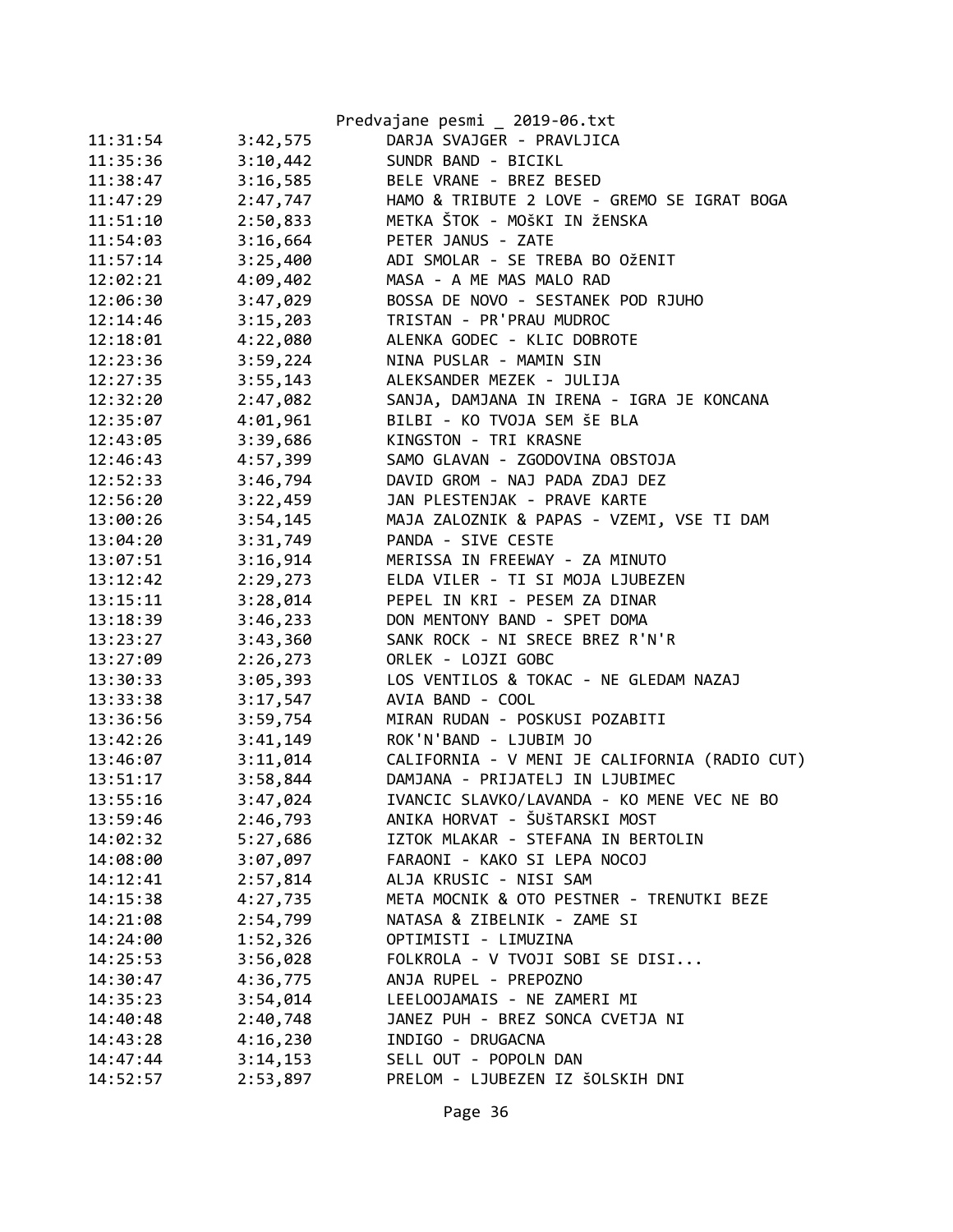Predvajane pesmi _ 2019-06.txt

| | | |
|---|---|---|
| 11:31:54 | 3:42,575 | DARJA SVAJGER - PRAVLJICA |
| 11:35:36 | 3:10,442 | SUNDR BAND - BICIKL |
| 11:38:47 | 3:16,585 | BELE VRANE - BREZ BESED |
| 11:47:29 | 2:47,747 | HAMO & TRIBUTE 2 LOVE - GREMO SE IGRAT BOGA |
| 11:51:10 | 2:50,833 | METKA ŠTOK - MOŠKI IN žENSKA |
| 11:54:03 | 3:16,664 | PETER JANUS - ZATE |
| 11:57:14 | 3:25,400 | ADI SMOLAR - SE TREBA BO OžENIT |
| 12:02:21 | 4:09,402 | MASA - A ME MAS MALO RAD |
| 12:06:30 | 3:47,029 | BOSSA DE NOVO - SESTANEK POD RJUHO |
| 12:14:46 | 3:15,203 | TRISTAN - PR'PRAU MUDROC |
| 12:18:01 | 4:22,080 | ALENKA GODEC - KLIC DOBROTE |
| 12:23:36 | 3:59,224 | NINA PUSLAR - MAMIN SIN |
| 12:27:35 | 3:55,143 | ALEKSANDER MEZEK - JULIJA |
| 12:32:20 | 2:47,082 | SANJA, DAMJANA IN IRENA - IGRA JE KONCANA |
| 12:35:07 | 4:01,961 | BILBI - KO TVOJA SEM še BLA |
| 12:43:05 | 3:39,686 | KINGSTON - TRI KRASNE |
| 12:46:43 | 4:57,399 | SAMO GLAVAN - ZGODOVINA OBSTOJA |
| 12:52:33 | 3:46,794 | DAVID GROM - NAJ PADA ZDAJ DEZ |
| 12:56:20 | 3:22,459 | JAN PLESTENJAK - PRAVE KARTE |
| 13:00:26 | 3:54,145 | MAJA ZALOZNIK & PAPAS - VZEMI, VSE TI DAM |
| 13:04:20 | 3:31,749 | PANDA - SIVE CESTE |
| 13:07:51 | 3:16,914 | MERISSA IN FREEWAY - ZA MINUTO |
| 13:12:42 | 2:29,273 | ELDA VILER - TI SI MOJA LJUBEZEN |
| 13:15:11 | 3:28,014 | PEPEL IN KRI - PESEM ZA DINAR |
| 13:18:39 | 3:46,233 | DON MENTONY BAND - SPET DOMA |
| 13:23:27 | 3:43,360 | SANK ROCK - NI SRECE BREZ R'N'R |
| 13:27:09 | 2:26,273 | ORLEK - LOJZI GOBC |
| 13:30:33 | 3:05,393 | LOS VENTILOS & TOKAC - NE GLEDAM NAZAJ |
| 13:33:38 | 3:17,547 | AVIA BAND - COOL |
| 13:36:56 | 3:59,754 | MIRAN RUDAN - POSKUSI POZABITI |
| 13:42:26 | 3:41,149 | ROK'N'BAND - LJUBIM JO |
| 13:46:07 | 3:11,014 | CALIFORNIA - V MENI JE CALIFORNIA (RADIO CUT) |
| 13:51:17 | 3:58,844 | DAMJANA - PRIJATELJ IN LJUBIMEC |
| 13:55:16 | 3:47,024 | IVANCIC SLAVKO/LAVANDA - KO MENE VEC NE BO |
| 13:59:46 | 2:46,793 | ANIKA HORVAT - ŠUšTARSKI MOST |
| 14:02:32 | 5:27,686 | IZTOK MLAKAR - STEFANA IN BERTOLIN |
| 14:08:00 | 3:07,097 | FARAONI - KAKO SI LEPA NOCOJ |
| 14:12:41 | 2:57,814 | ALJA KRUSIC - NISI SAM |
| 14:15:38 | 4:27,735 | META MOCNIK & OTO PESTNER - TRENUTKI BEZE |
| 14:21:08 | 2:54,799 | NATASA & ZIBELNIK - ZAME SI |
| 14:24:00 | 1:52,326 | OPTIMISTI - LIMUZINA |
| 14:25:53 | 3:56,028 | FOLKROLA - V TVOJI SOBI SE DISI... |
| 14:30:47 | 4:36,775 | ANJA RUPEL - PREPOZNO |
| 14:35:23 | 3:54,014 | LEELOOJAMAIS - NE ZAMERI MI |
| 14:40:48 | 2:40,748 | JANEZ PUH - BREZ SONCA CVETJA NI |
| 14:43:28 | 4:16,230 | INDIGO - DRUGACNA |
| 14:47:44 | 3:14,153 | SELL OUT - POPOLN DAN |
| 14:52:57 | 2:53,897 | PRELOM - LJUBEZEN IZ šOLSKIH DNI |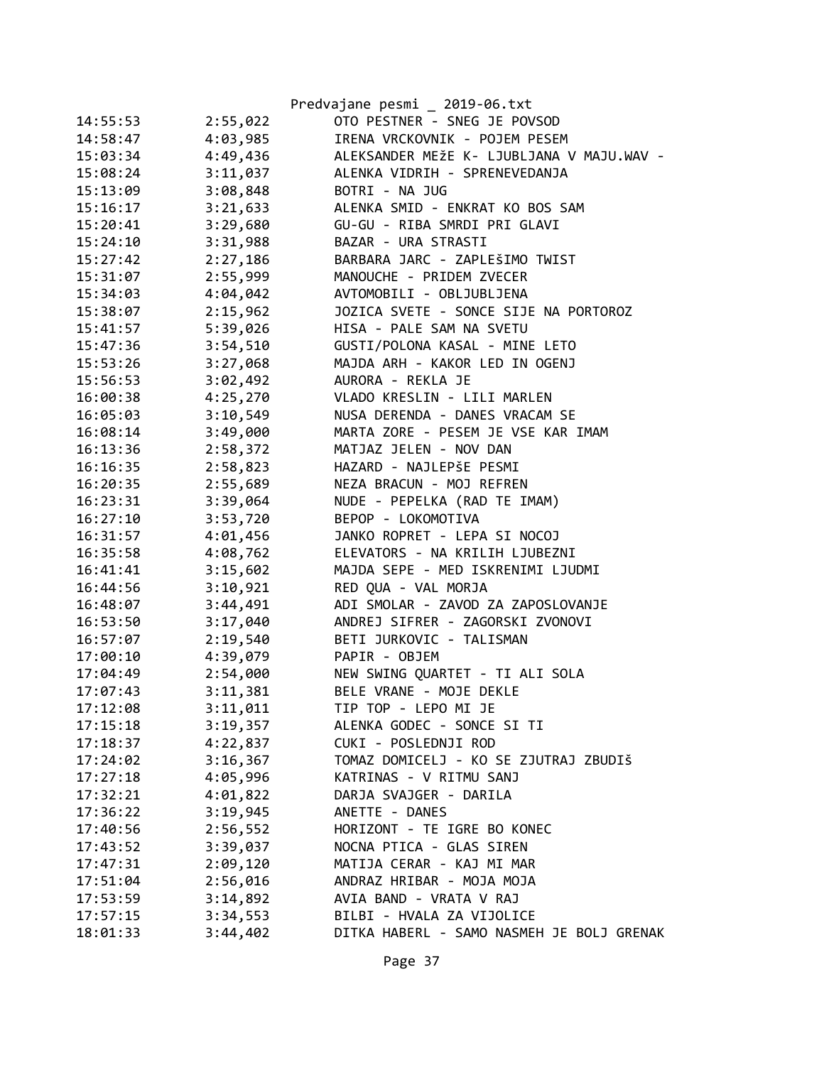| | | |
|---|---|---|
| 14:55:53 | 2:55,022 | OTO PESTNER - SNEG JE POVSOD |
| 14:58:47 | 4:03,985 | IRENA VRCKOVNIK - POJEM PESEM |
| 15:03:34 | 4:49,436 | ALEKSANDER MEžE K- LJUBLJANA V MAJU.WAV - |
| 15:08:24 | 3:11,037 | ALENKA VIDRIH - SPRENEVEDANJA |
| 15:13:09 | 3:08,848 | BOTRI - NA JUG |
| 15:16:17 | 3:21,633 | ALENKA SMID - ENKRAT KO BOS SAM |
| 15:20:41 | 3:29,680 | GU-GU - RIBA SMRDI PRI GLAVI |
| 15:24:10 | 3:31,988 | BAZAR - URA STRASTI |
| 15:27:42 | 2:27,186 | BARBARA JARC - ZAPLEŠIMO TWIST |
| 15:31:07 | 2:55,999 | MANOUCHE - PRIDEM ZVECER |
| 15:34:03 | 4:04,042 | AVTOMOBILI - OBLJUBLJENA |
| 15:38:07 | 2:15,962 | JOZICA SVETE - SONCE SIJE NA PORTOROZ |
| 15:41:57 | 5:39,026 | HISA - PALE SAM NA SVETU |
| 15:47:36 | 3:54,510 | GUSTI/POLONA KASAL - MINE LETO |
| 15:53:26 | 3:27,068 | MAJDA ARH - KAKOR LED IN OGENJ |
| 15:56:53 | 3:02,492 | AURORA - REKLA JE |
| 16:00:38 | 4:25,270 | VLADO KRESLIN - LILI MARLEN |
| 16:05:03 | 3:10,549 | NUSA DERENDA - DANES VRACAM SE |
| 16:08:14 | 3:49,000 | MARTA ZORE - PESEM JE VSE KAR IMAM |
| 16:13:36 | 2:58,372 | MATJAZ JELEN - NOV DAN |
| 16:16:35 | 2:58,823 | HAZARD - NAJLEPŠE PESMI |
| 16:20:35 | 2:55,689 | NEZA BRACUN - MOJ REFREN |
| 16:23:31 | 3:39,064 | NUDE - PEPELKA (RAD TE IMAM) |
| 16:27:10 | 3:53,720 | BEPOP - LOKOMOTIVA |
| 16:31:57 | 4:01,456 | JANKO ROPRET - LEPA SI NOCOJ |
| 16:35:58 | 4:08,762 | ELEVATORS - NA KRILIH LJUBEZNI |
| 16:41:41 | 3:15,602 | MAJDA SEPE - MED ISKRENIMI LJUDMI |
| 16:44:56 | 3:10,921 | RED QUA - VAL MORJA |
| 16:48:07 | 3:44,491 | ADI SMOLAR - ZAVOD ZA ZAPOSLOVANJE |
| 16:53:50 | 3:17,040 | ANDREJ SIFRER - ZAGORSKI ZVONOVI |
| 16:57:07 | 2:19,540 | BETI JURKOVIC - TALISMAN |
| 17:00:10 | 4:39,079 | PAPIR - OBJEM |
| 17:04:49 | 2:54,000 | NEW SWING QUARTET - TI ALI SOLA |
| 17:07:43 | 3:11,381 | BELE VRANE - MOJE DEKLE |
| 17:12:08 | 3:11,011 | TIP TOP - LEPO MI JE |
| 17:15:18 | 3:19,357 | ALENKA GODEC - SONCE SI TI |
| 17:18:37 | 4:22,837 | CUKI - POSLEDNJI ROD |
| 17:24:02 | 3:16,367 | TOMAZ DOMICELJ - KO SE ZJUTRAJ ZBUDIŠ |
| 17:27:18 | 4:05,996 | KATRINAS - V RITMU SANJ |
| 17:32:21 | 4:01,822 | DARJA SVAJGER - DARILA |
| 17:36:22 | 3:19,945 | ANETTE - DANES |
| 17:40:56 | 2:56,552 | HORIZONT - TE IGRE BO KONEC |
| 17:43:52 | 3:39,037 | NOCNA PTICA - GLAS SIREN |
| 17:47:31 | 2:09,120 | MATIJA CERAR - KAJ MI MAR |
| 17:51:04 | 2:56,016 | ANDRAZ HRIBAR - MOJA MOJA |
| 17:53:59 | 3:14,892 | AVIA BAND - VRATA V RAJ |
| 17:57:15 | 3:34,553 | BILBI - HVALA ZA VIJOLICE |
| 18:01:33 | 3:44,402 | DITKA HABERL - SAMO NASMEH JE BOLJ GRENAK |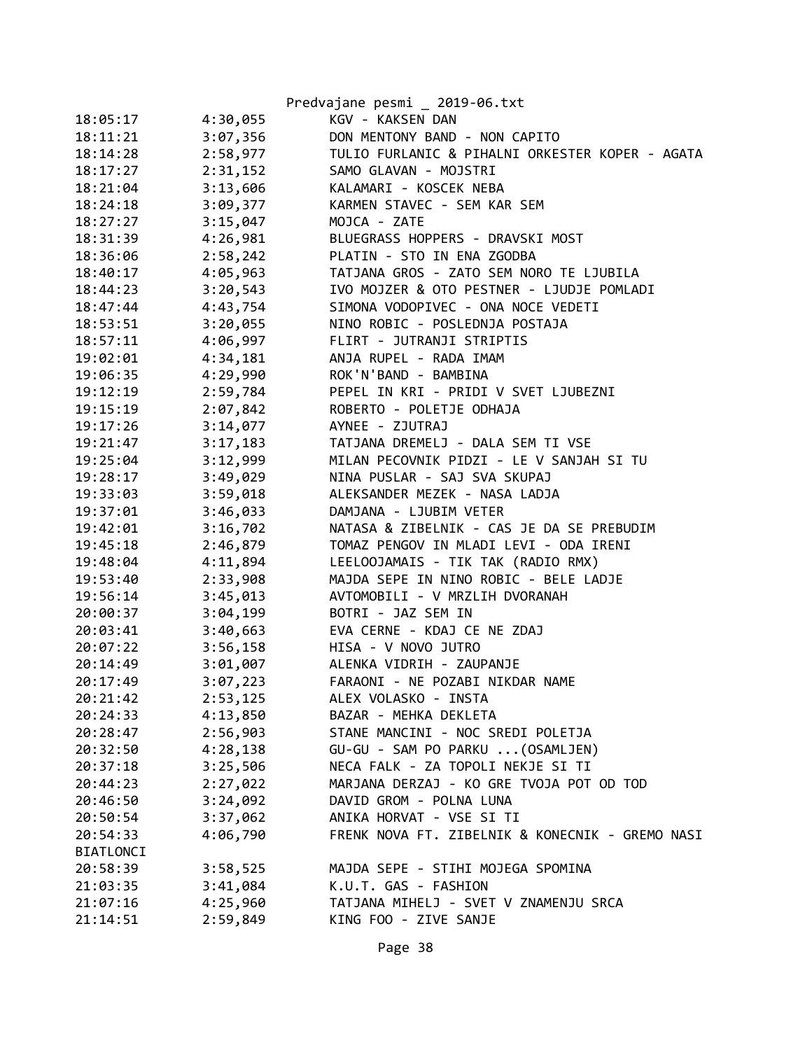| | | |
|---|---|---|
| 18:05:17 | 4:30,055 | KGV - KAKSEN DAN |
| 18:11:21 | 3:07,356 | DON MENTONY BAND - NON CAPITO |
| 18:14:28 | 2:58,977 | TULIO FURLANIC & PIHALNI ORKESTER KOPER - AGATA |
| 18:17:27 | 2:31,152 | SAMO GLAVAN - MOJSTRI |
| 18:21:04 | 3:13,606 | KALAMARI - KOSCEK NEBA |
| 18:24:18 | 3:09,377 | KARMEN STAVEC - SEM KAR SEM |
| 18:27:27 | 3:15,047 | MOJCA - ZATE |
| 18:31:39 | 4:26,981 | BLUEGRASS HOPPERS - DRAVSKI MOST |
| 18:36:06 | 2:58,242 | PLATIN - STO IN ENA ZGODBA |
| 18:40:17 | 4:05,963 | TATJANA GROS - ZATO SEM NORO TE LJUBILA |
| 18:44:23 | 3:20,543 | IVO MOJZER & OTO PESTNER - LJUDJE POMLADI |
| 18:47:44 | 4:43,754 | SIMONA VODOPIVEC - ONA NOCE VEDETI |
| 18:53:51 | 3:20,055 | NINO ROBIC - POSLEDNJA POSTAJA |
| 18:57:11 | 4:06,997 | FLIRT - JUTRANJI STRIPTIS |
| 19:02:01 | 4:34,181 | ANJA RUPEL - RADA IMAM |
| 19:06:35 | 4:29,990 | ROK'N'BAND - BAMBINA |
| 19:12:19 | 2:59,784 | PEPEL IN KRI - PRIDI V SVET LJUBEZNI |
| 19:15:19 | 2:07,842 | ROBERTO - POLETJE ODHAJA |
| 19:17:26 | 3:14,077 | AYNEE - ZJUTRAJ |
| 19:21:47 | 3:17,183 | TATJANA DREMELJ - DALA SEM TI VSE |
| 19:25:04 | 3:12,999 | MILAN PECOVNIK PIDZI - LE V SANJAH SI TU |
| 19:28:17 | 3:49,029 | NINA PUSLAR - SAJ SVA SKUPAJ |
| 19:33:03 | 3:59,018 | ALEKSANDER MEZEK - NASA LADJA |
| 19:37:01 | 3:46,033 | DAMJANA - LJUBIM VETER |
| 19:42:01 | 3:16,702 | NATASA & ZIBELNIK - CAS JE DA SE PREBUDIM |
| 19:45:18 | 2:46,879 | TOMAZ PENGOV IN MLADI LEVI - ODA IRENI |
| 19:48:04 | 4:11,894 | LEELOOJAMAIS - TIK TAK (RADIO RMX) |
| 19:53:40 | 2:33,908 | MAJDA SEPE IN NINO ROBIC - BELE LADJE |
| 19:56:14 | 3:45,013 | AVTOMOBILI - V MRZLIH DVORANAH |
| 20:00:37 | 3:04,199 | BOTRI - JAZ SEM IN |
| 20:03:41 | 3:40,663 | EVA CERNE - KDAJ CE NE ZDAJ |
| 20:07:22 | 3:56,158 | HISA - V NOVO JUTRO |
| 20:14:49 | 3:01,007 | ALENKA VIDRIH - ZAUPANJE |
| 20:17:49 | 3:07,223 | FARAONI - NE POZABI NIKDAR NAME |
| 20:21:42 | 2:53,125 | ALEX VOLASKO - INSTA |
| 20:24:33 | 4:13,850 | BAZAR - MEHKA DEKLETA |
| 20:28:47 | 2:56,903 | STANE MANCINI - NOC SREDI POLETJA |
| 20:32:50 | 4:28,138 | GU-GU - SAM PO PARKU ...(OSAMLJEN) |
| 20:37:18 | 3:25,506 | NECA FALK - ZA TOPOLI NEKJE SI TI |
| 20:44:23 | 2:27,022 | MARJANA DERZAJ - KO GRE TVOJA POT OD TOD |
| 20:46:50 | 3:24,092 | DAVID GROM - POLNA LUNA |
| 20:50:54 | 3:37,062 | ANIKA HORVAT - VSE SI TI |
| 20:54:33 | 4:06,790 | FRENK NOVA FT. ZIBELNIK & KONECNIK - GREMO NASI BIATLONCI |
| 20:58:39 | 3:58,525 | MAJDA SEPE - STIHI MOJEGA SPOMINA |
| 21:03:35 | 3:41,084 | K.U.T. GAS - FASHION |
| 21:07:16 | 4:25,960 | TATJANA MIHELJ - SVET V ZNAMENJU SRCA |
| 21:14:51 | 2:59,849 | KING FOO - ZIVE SANJE |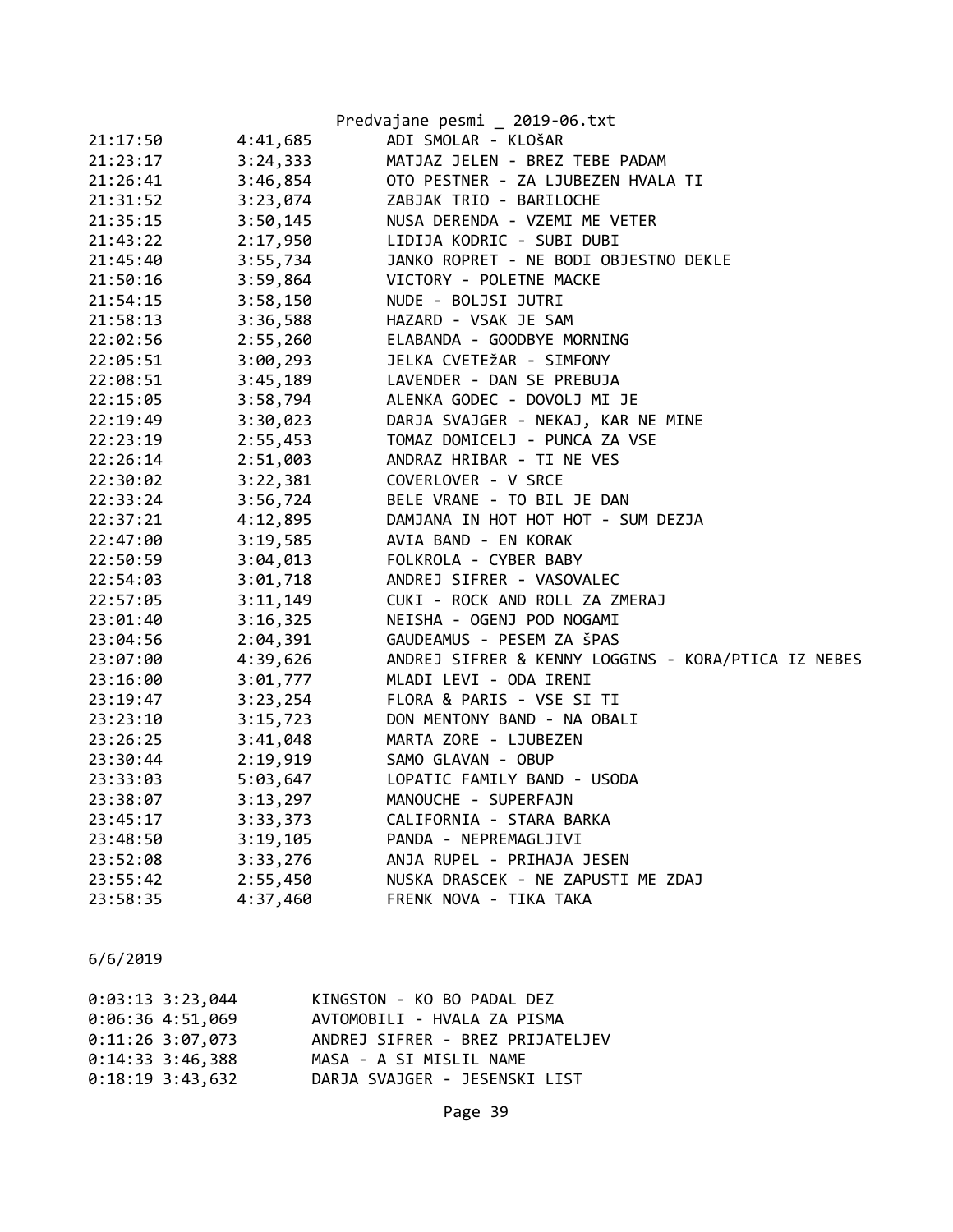| | | |
|---|---|---|
| 21:17:50 | 4:41,685 | ADI SMOLAR - KLOŠAR |
| 21:23:17 | 3:24,333 | MATJAZ JELEN - BREZ TEBE PADAM |
| 21:26:41 | 3:46,854 | OTO PESTNER - ZA LJUBEZEN HVALA TI |
| 21:31:52 | 3:23,074 | ZABJAK TRIO - BARILOCHE |
| 21:35:15 | 3:50,145 | NUSA DERENDA - VZEMI ME VETER |
| 21:43:22 | 2:17,950 | LIDIJA KODRIC - SUBI DUBI |
| 21:45:40 | 3:55,734 | JANKO ROPRET - NE BODI OBJESTNO DEKLE |
| 21:50:16 | 3:59,864 | VICTORY - POLETNE MACKE |
| 21:54:15 | 3:58,150 | NUDE - BOLJSI JUTRI |
| 21:58:13 | 3:36,588 | HAZARD - VSAK JE SAM |
| 22:02:56 | 2:55,260 | ELABANDA - GOODBYE MORNING |
| 22:05:51 | 3:00,293 | JELKA CVETEŽAR - SIMFONY |
| 22:08:51 | 3:45,189 | LAVENDER - DAN SE PREBUJA |
| 22:15:05 | 3:58,794 | ALENKA GODEC - DOVOLJ MI JE |
| 22:19:49 | 3:30,023 | DARJA SVAJGER - NEKAJ, KAR NE MINE |
| 22:23:19 | 2:55,453 | TOMAZ DOMICELJ - PUNCA ZA VSE |
| 22:26:14 | 2:51,003 | ANDRAZ HRIBAR - TI NE VES |
| 22:30:02 | 3:22,381 | COVERLOVER - V SRCE |
| 22:33:24 | 3:56,724 | BELE VRANE - TO BIL JE DAN |
| 22:37:21 | 4:12,895 | DAMJANA IN HOT HOT HOT - SUM DEZJA |
| 22:47:00 | 3:19,585 | AVIA BAND - EN KORAK |
| 22:50:59 | 3:04,013 | FOLKROLA - CYBER BABY |
| 22:54:03 | 3:01,718 | ANDREJ SIFRER - VASOVALEC |
| 22:57:05 | 3:11,149 | CUKI - ROCK AND ROLL ZA ZMERAJ |
| 23:01:40 | 3:16,325 | NEISHA - OGENJ POD NOGAMI |
| 23:04:56 | 2:04,391 | GAUDEAMUS - PESEM ZA ŠPAS |
| 23:07:00 | 4:39,626 | ANDREJ SIFRER & KENNY LOGGINS - KORA/PTICA IZ NEBES |
| 23:16:00 | 3:01,777 | MLADI LEVI - ODA IRENI |
| 23:19:47 | 3:23,254 | FLORA & PARIS - VSE SI TI |
| 23:23:10 | 3:15,723 | DON MENTONY BAND - NA OBALI |
| 23:26:25 | 3:41,048 | MARTA ZORE - LJUBEZEN |
| 23:30:44 | 2:19,919 | SAMO GLAVAN - OBUP |
| 23:33:03 | 5:03,647 | LOPATIC FAMILY BAND - USODA |
| 23:38:07 | 3:13,297 | MANOUCHE - SUPERFAJN |
| 23:45:17 | 3:33,373 | CALIFORNIA - STARA BARKA |
| 23:48:50 | 3:19,105 | PANDA - NEPREMAGLJIVI |
| 23:52:08 | 3:33,276 | ANJA RUPEL - PRIHAJA JESEN |
| 23:55:42 | 2:55,450 | NUSKA DRASCEK - NE ZAPUSTI ME ZDAJ |
| 23:58:35 | 4:37,460 | FRENK NOVA - TIKA TAKA |

6/6/2019

| | | |
|---|---|---|
| 0:03:13 | 3:23,044 | KINGSTON - KO BO PADAL DEZ |
| 0:06:36 | 4:51,069 | AVTOMOBILI - HVALA ZA PISMA |
| 0:11:26 | 3:07,073 | ANDREJ SIFRER - BREZ PRIJATELJEV |
| 0:14:33 | 3:46,388 | MASA - A SI MISLIL NAME |
| 0:18:19 | 3:43,632 | DARJA SVAJGER - JESENSKI LIST |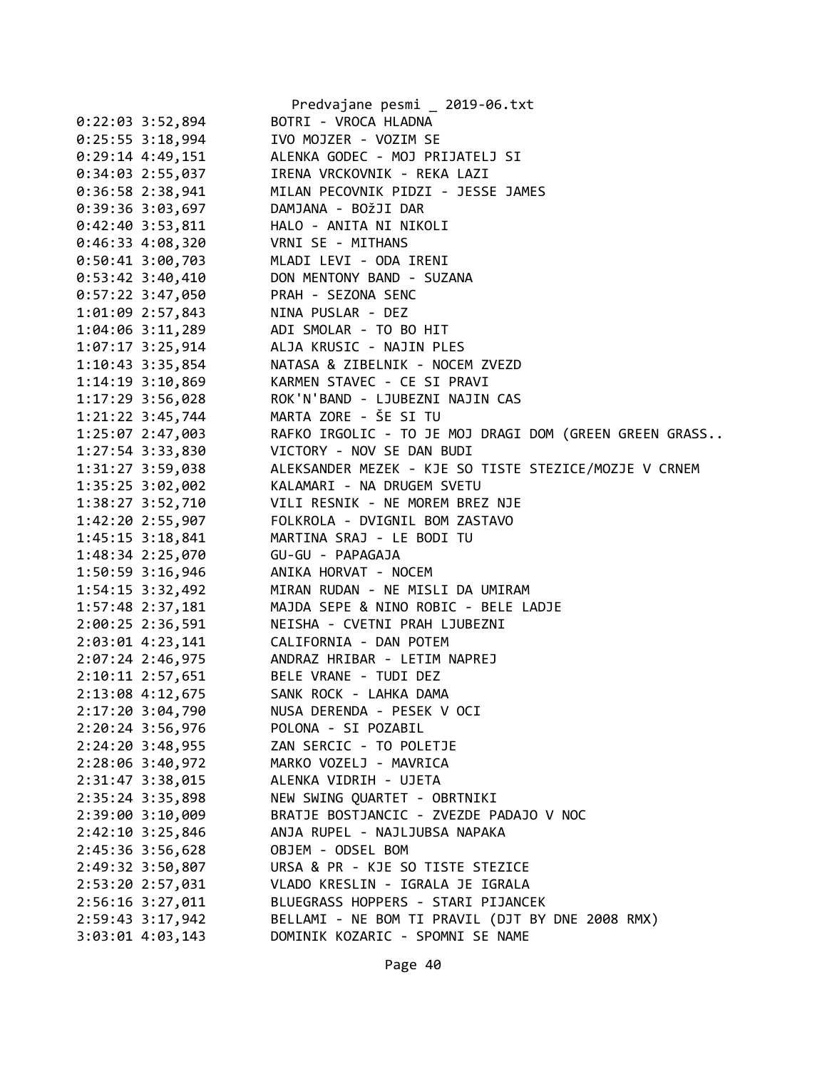```
0:22:03 3:52,894        BOTRI - VROCA HLADNA
0:25:55 3:18,994        IVO MOJZER - VOZIM SE
0:29:14 4:49,151        ALENKA GODEC - MOJ PRIJATELJ SI
0:34:03 2:55,037        IRENA VRCKOVNIK - REKA LAZI
0:36:58 2:38,941        MILAN PECOVNIK PIDZI - JESSE JAMES
0:39:36 3:03,697        DAMJANA - BOžJI DAR
0:42:40 3:53,811        HALO - ANITA NI NIKOLI
0:46:33 4:08,320        VRNI SE - MITHANS
0:50:41 3:00,703        MLADI LEVI - ODA IRENI
0:53:42 3:40,410        DON MENTONY BAND - SUZANA
0:57:22 3:47,050        PRAH - SEZONA SENC
1:01:09 2:57,843        NINA PUSLAR - DEZ
1:04:06 3:11,289        ADI SMOLAR - TO BO HIT
1:07:17 3:25,914        ALJA KRUSIC - NAJIN PLES
1:10:43 3:35,854        NATASA & ZIBELNIK - NOCEM ZVEZD
1:14:19 3:10,869        KARMEN STAVEC - CE SI PRAVI
1:17:29 3:56,028        ROK'N'BAND - LJUBEZNI NAJIN CAS
1:21:22 3:45,744        MARTA ZORE - ŠE SI TU
1:25:07 2:47,003        RAFKO IRGOLIC - TO JE MOJ DRAGI DOM (GREEN GREEN GRASS..
1:27:54 3:33,830        VICTORY - NOV SE DAN BUDI
1:31:27 3:59,038        ALEKSANDER MEZEK - KJE SO TISTE STEZICE/MOZJE V CRNEM
1:35:25 3:02,002        KALAMARI - NA DRUGEM SVETU
1:38:27 3:52,710        VILI RESNIK - NE MOREM BREZ NJE
1:42:20 2:55,907        FOLKROLA - DVIGNIL BOM ZASTAVO
1:45:15 3:18,841        MARTINA SRAJ - LE BODI TU
1:48:34 2:25,070        GU-GU - PAPAGAJA
1:50:59 3:16,946        ANIKA HORVAT - NOCEM
1:54:15 3:32,492        MIRAN RUDAN - NE MISLI DA UMIRAM
1:57:48 2:37,181        MAJDA SEPE & NINO ROBIC - BELE LADJE
2:00:25 2:36,591        NEISHA - CVETNI PRAH LJUBEZNI
2:03:01 4:23,141        CALIFORNIA - DAN POTEM
2:07:24 2:46,975        ANDRAZ HRIBAR - LETIM NAPREJ
2:10:11 2:57,651        BELE VRANE - TUDI DEZ
2:13:08 4:12,675        SANK ROCK - LAHKA DAMA
2:17:20 3:04,790        NUSA DERENDA - PESEK V OCI
2:20:24 3:56,976        POLONA - SI POZABIL
2:24:20 3:48,955        ZAN SERCIC - TO POLETJE
2:28:06 3:40,972        MARKO VOZELJ - MAVRICA
2:31:47 3:38,015        ALENKA VIDRIH - UJETA
2:35:24 3:35,898        NEW SWING QUARTET - OBRTNIKI
2:39:00 3:10,009        BRATJE BOSTJANCIC - ZVEZDE PADAJO V NOC
2:42:10 3:25,846        ANJA RUPEL - NAJLJUBSA NAPAKA
2:45:36 3:56,628        OBJEM - ODSEL BOM
2:49:32 3:50,807        URSA & PR - KJE SO TISTE STEZICE
2:53:20 2:57,031        VLADO KRESLIN - IGRALA JE IGRALA
2:56:16 3:27,011        BLUEGRASS HOPPERS - STARI PIJANCEK
2:59:43 3:17,942        BELLAMI - NE BOM TI PRAVIL (DJT BY DNE 2008 RMX)
3:03:01 4:03,143        DOMINIK KOZARIC - SPOMNI SE NAME
```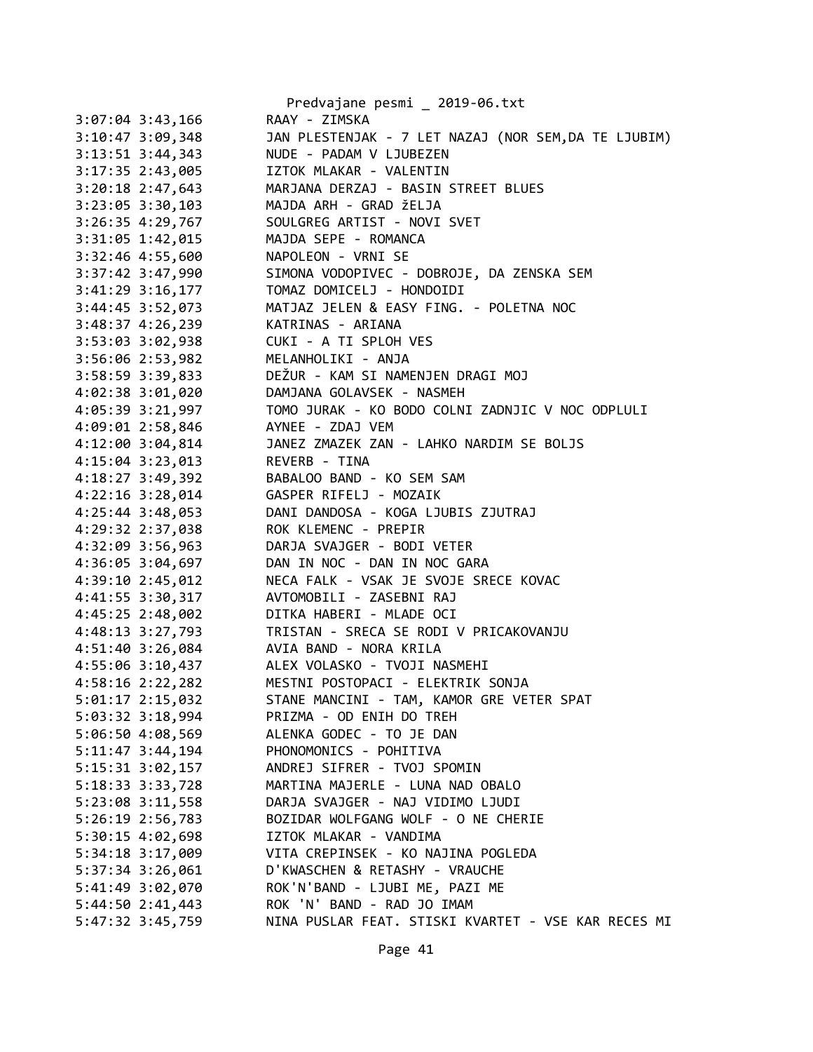```
3:07:04 3:43,166        RAAY - ZIMSKA
3:10:47 3:09,348        JAN PLESTENJAK - 7 LET NAZAJ (NOR SEM,DA TE LJUBIM)
3:13:51 3:44,343        NUDE - PADAM V LJUBEZEN
3:17:35 2:43,005        IZTOK MLAKAR - VALENTIN
3:20:18 2:47,643        MARJANA DERZAJ - BASIN STREET BLUES
3:23:05 3:30,103        MAJDA ARH - GRAD žELJA
3:26:35 4:29,767        SOULGREG ARTIST - NOVI SVET
3:31:05 1:42,015        MAJDA SEPE - ROMANCA
3:32:46 4:55,600        NAPOLEON - VRNI SE
3:37:42 3:47,990        SIMONA VODOPIVEC - DOBROJE, DA ZENSKA SEM
3:41:29 3:16,177        TOMAZ DOMICELJ - HONDOIDI
3:44:45 3:52,073        MATJAZ JELEN & EASY FING. - POLETNA NOC
3:48:37 4:26,239        KATRINAS - ARIANA
3:53:03 3:02,938        CUKI - A TI SPLOH VES
3:56:06 2:53,982        MELANHOLIKI - ANJA
3:58:59 3:39,833        DEŽUR - KAM SI NAMENJEN DRAGI MOJ
4:02:38 3:01,020        DAMJANA GOLAVSEK - NASMEH
4:05:39 3:21,997        TOMO JURAK - KO BODO COLNI ZADNJIC V NOC ODPLULI
4:09:01 2:58,846        AYNEE - ZDAJ VEM
4:12:00 3:04,814        JANEZ ZMAZEK ZAN - LAHKO NARDIM SE BOLJS
4:15:04 3:23,013        REVERB - TINA
4:18:27 3:49,392        BABALOO BAND - KO SEM SAM
4:22:16 3:28,014        GASPER RIFELJ - MOZAIK
4:25:44 3:48,053        DANI DANDOSA - KOGA LJUBIS ZJUTRAJ
4:29:32 2:37,038        ROK KLEMENC - PREPIR
4:32:09 3:56,963        DARJA SVAJGER - BODI VETER
4:36:05 3:04,697        DAN IN NOC - DAN IN NOC GARA
4:39:10 2:45,012        NECA FALK - VSAK JE SVOJE SRECE KOVAC
4:41:55 3:30,317        AVTOMOBILI - ZASEBNI RAJ
4:45:25 2:48,002        DITKA HABERI - MLADE OCI
4:48:13 3:27,793        TRISTAN - SRECA SE RODI V PRICAKOVANJU
4:51:40 3:26,084        AVIA BAND - NORA KRILA
4:55:06 3:10,437        ALEX VOLASKO - TVOJI NASMEHI
4:58:16 2:22,282        MESTNI POSTOPACI - ELEKTRIK SONJA
5:01:17 2:15,032        STANE MANCINI - TAM, KAMOR GRE VETER SPAT
5:03:32 3:18,994        PRIZMA - OD ENIH DO TREH
5:06:50 4:08,569        ALENKA GODEC - TO JE DAN
5:11:47 3:44,194        PHONOMONICS - POHITIVA
5:15:31 3:02,157        ANDREJ SIFRER - TVOJ SPOMIN
5:18:33 3:33,728        MARTINA MAJERLE - LUNA NAD OBALO
5:23:08 3:11,558        DARJA SVAJGER - NAJ VIDIMO LJUDI
5:26:19 2:56,783        BOZIDAR WOLFGANG WOLF - O NE CHERIE
5:30:15 4:02,698        IZTOK MLAKAR - VANDIMA
5:34:18 3:17,009        VITA CREPINSEK - KO NAJINA POGLEDA
5:37:34 3:26,061        D'KWASCHEN & RETASHY - VRAUCHE
5:41:49 3:02,070        ROK'N'BAND - LJUBI ME, PAZI ME
5:44:50 2:41,443        ROK 'N' BAND - RAD JO IMAM
5:47:32 3:45,759        NINA PUSLAR FEAT. STISKI KVARTET - VSE KAR RECES MI
```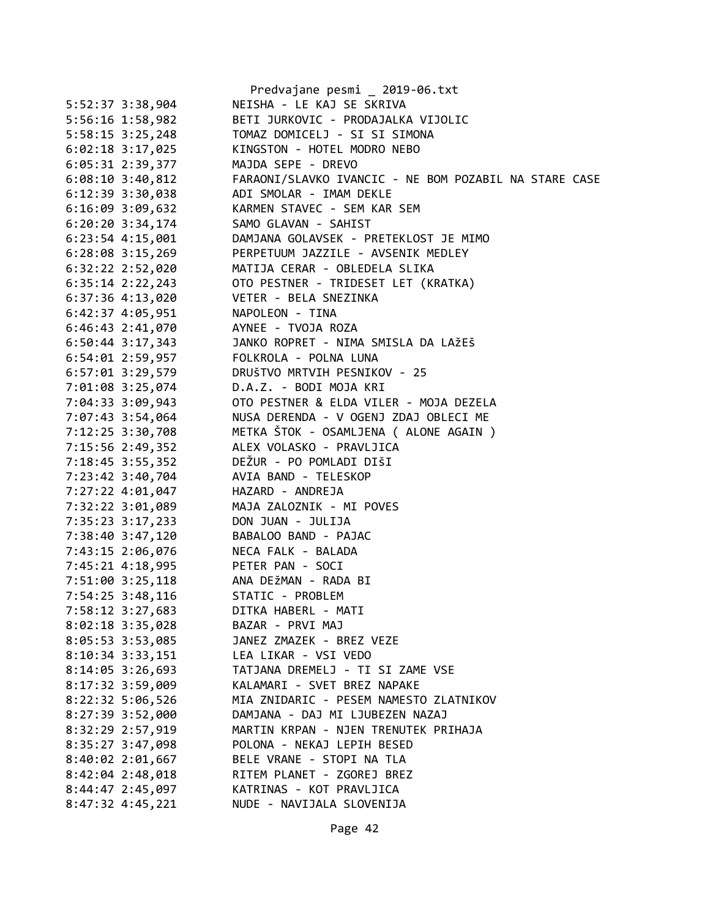```
5:52:37 3:38,904        NEISHA - LE KAJ SE SKRIVA
5:56:16 1:58,982        BETI JURKOVIC - PRODAJALKA VIJOLIC
5:58:15 3:25,248        TOMAZ DOMICELJ - SI SI SIMONA
6:02:18 3:17,025        KINGSTON - HOTEL MODRO NEBO
6:05:31 2:39,377        MAJDA SEPE - DREVO
6:08:10 3:40,812        FARAONI/SLAVKO IVANCIC - NE BOM POZABIL NA STARE CASE
6:12:39 3:30,038        ADI SMOLAR - IMAM DEKLE
6:16:09 3:09,632        KARMEN STAVEC - SEM KAR SEM
6:20:20 3:34,174        SAMO GLAVAN - SAHIST
6:23:54 4:15,001        DAMJANA GOLAVSEK - PRETEKLOST JE MIMO
6:28:08 3:15,269        PERPETUUM JAZZILE - AVSENIK MEDLEY
6:32:22 2:52,020        MATIJA CERAR - OBLEDELA SLIKA
6:35:14 2:22,243        OTO PESTNER - TRIDESET LET (KRATKA)
6:37:36 4:13,020        VETER - BELA SNEZINKA
6:42:37 4:05,951        NAPOLEON - TINA
6:46:43 2:41,070        AYNEE - TVOJA ROZA
6:50:44 3:17,343        JANKO ROPRET - NIMA SMISLA DA LAžEŠ
6:54:01 2:59,957        FOLKROLA - POLNA LUNA
6:57:01 3:29,579        DRUŠTVO MRTVIH PESNIKOV - 25
7:01:08 3:25,074        D.A.Z. - BODI MOJA KRI
7:04:33 3:09,943        OTO PESTNER & ELDA VILER - MOJA DEZELA
7:07:43 3:54,064        NUSA DERENDA - V OGENJ ZDAJ OBLECI ME
7:12:25 3:30,708        METKA ŠTOK - OSAMLJENA ( ALONE AGAIN )
7:15:56 2:49,352        ALEX VOLASKO - PRAVLJICA
7:18:45 3:55,352        DEŽUR - PO POMLADI DIŠI
7:23:42 3:40,704        AVIA BAND - TELESKOP
7:27:22 4:01,047        HAZARD - ANDREJA
7:32:22 3:01,089        MAJA ZALOZNIK - MI POVES
7:35:23 3:17,233        DON JUAN - JULIJA
7:38:40 3:47,120        BABALOO BAND - PAJAC
7:43:15 2:06,076        NECA FALK - BALADA
7:45:21 4:18,995        PETER PAN - SOCI
7:51:00 3:25,118        ANA DEžMAN - RADA BI
7:54:25 3:48,116        STATIC - PROBLEM
7:58:12 3:27,683        DITKA HABERL - MATI
8:02:18 3:35,028        BAZAR - PRVI MAJ
8:05:53 3:53,085        JANEZ ZMAZEK - BREZ VEZE
8:10:34 3:33,151        LEA LIKAR - VSI VEDO
8:14:05 3:26,693        TATJANA DREMELJ - TI SI ZAME VSE
8:17:32 3:59,009        KALAMARI - SVET BREZ NAPAKE
8:22:32 5:06,526        MIA ZNIDARIC - PESEM NAMESTO ZLATNIKOV
8:27:39 3:52,000        DAMJANA - DAJ MI LJUBEZEN NAZAJ
8:32:29 2:57,919        MARTIN KRPAN - NJEN TRENUTEK PRIHAJA
8:35:27 3:47,098        POLONA - NEKAJ LEPIH BESED
8:40:02 2:01,667        BELE VRANE - STOPI NA TLA
8:42:04 2:48,018        RITEM PLANET - ZGOREJ BREZ
8:44:47 2:45,097        KATRINAS - KOT PRAVLJICA
8:47:32 4:45,221        NUDE - NAVIJALA SLOVENIJA
```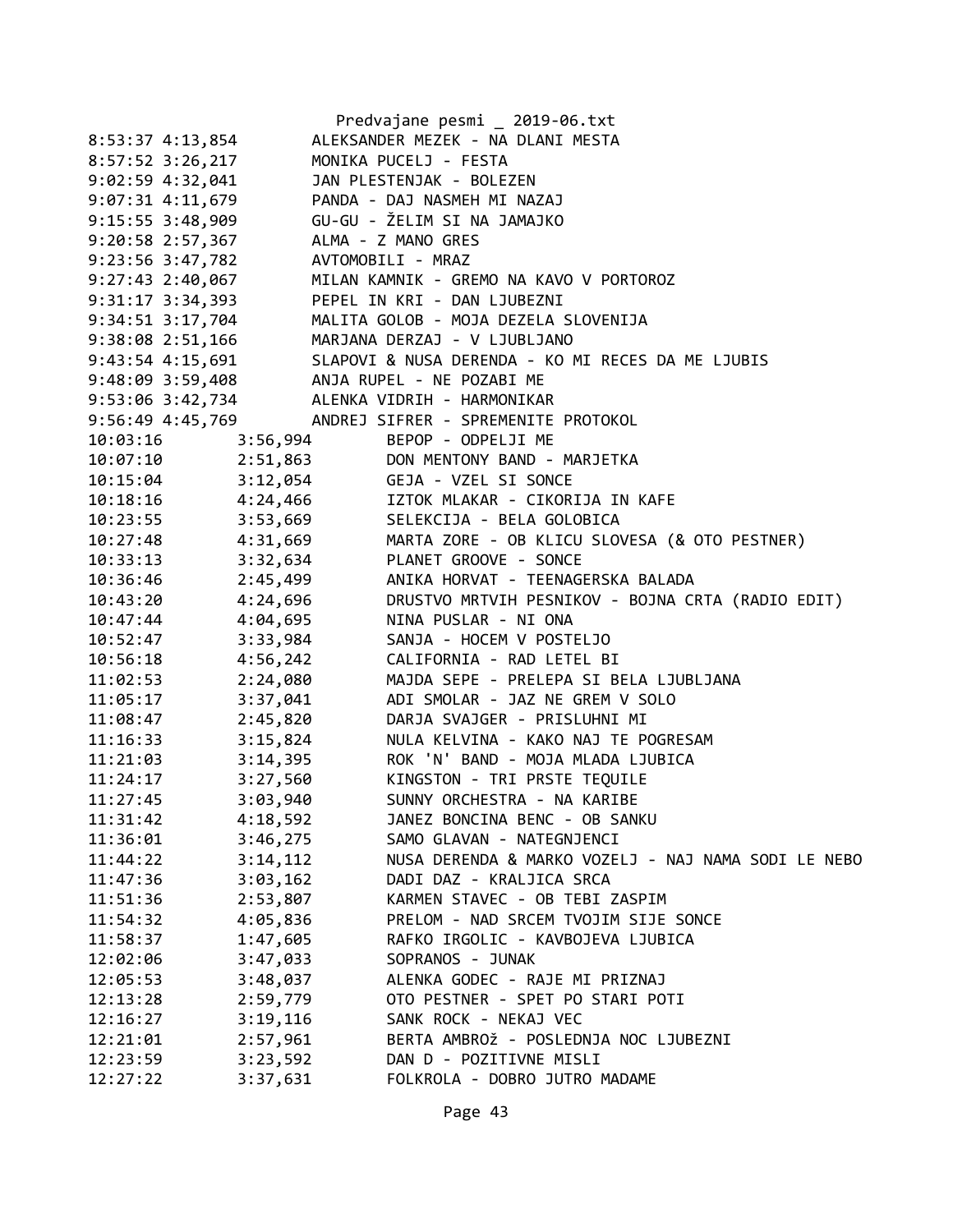Predvajane pesmi _ 2019-06.txt

```
8:53:37 4:13,854        ALEKSANDER MEZEK - NA DLANI MESTA
8:57:52 3:26,217        MONIKA PUCELJ - FESTA
9:02:59 4:32,041        JAN PLESTENJAK - BOLEZEN
9:07:31 4:11,679        PANDA - DAJ NASMEH MI NAZAJ
9:15:55 3:48,909        GU-GU - ŽELIM SI NA JAMAJKO
9:20:58 2:57,367        ALMA - Z MANO GRES
9:23:56 3:47,782        AVTOMOBILI - MRAZ
9:27:43 2:40,067        MILAN KAMNIK - GREMO NA KAVO V PORTOROZ
9:31:17 3:34,393        PEPEL IN KRI - DAN LJUBEZNI
9:34:51 3:17,704        MALITA GOLOB - MOJA DEZELA SLOVENIJA
9:38:08 2:51,166        MARJANA DERZAJ - V LJUBLJANO
9:43:54 4:15,691        SLAPOVI & NUSA DERENDA - KO MI RECES DA ME LJUBIS
9:48:09 3:59,408        ANJA RUPEL - NE POZABI ME
9:53:06 3:42,734        ALENKA VIDRIH - HARMONIKAR
9:56:49 4:45,769        ANDREJ SIFRER - SPREMENITE PROTOKOL
10:03:16        3:56,994        BEPOP - ODPELJI ME
10:07:10        2:51,863        DON MENTONY BAND - MARJETKA
10:15:04        3:12,054        GEJA - VZEL SI SONCE
10:18:16        4:24,466        IZTOK MLAKAR - CIKORIJA IN KAFE
10:23:55        3:53,669        SELEKCIJA - BELA GOLOBICA
10:27:48        4:31,669        MARTA ZORE - OB KLICU SLOVESA (& OTO PESTNER)
10:33:13        3:32,634        PLANET GROOVE - SONCE
10:36:46        2:45,499        ANIKA HORVAT - TEENAGERSKA BALADA
10:43:20        4:24,696        DRUSTVO MRTVIH PESNIKOV - BOJNA CRTA (RADIO EDIT)
10:47:44        4:04,695        NINA PUSLAR - NI ONA
10:52:47        3:33,984        SANJA - HOCEM V POSTELJO
10:56:18        4:56,242        CALIFORNIA - RAD LETEL BI
11:02:53        2:24,080        MAJDA SEPE - PRELEPA SI BELA LJUBLJANA
11:05:17        3:37,041        ADI SMOLAR - JAZ NE GREM V SOLO
11:08:47        2:45,820        DARJA SVAJGER - PRISLUHNI MI
11:16:33        3:15,824        NULA KELVINA - KAKO NAJ TE POGRESAM
11:21:03        3:14,395        ROK 'N' BAND - MOJA MLADA LJUBICA
11:24:17        3:27,560        KINGSTON - TRI PRSTE TEQUILE
11:27:45        3:03,940        SUNNY ORCHESTRA - NA KARIBE
11:31:42        4:18,592        JANEZ BONCINA BENC - OB SANKU
11:36:01        3:46,275        SAMO GLAVAN - NATEGNJENCI
11:44:22        3:14,112        NUSA DERENDA & MARKO VOZELJ - NAJ NAMA SODI LE NEBO
11:47:36        3:03,162        DADI DAZ - KRALJICA SRCA
11:51:36        2:53,807        KARMEN STAVEC - OB TEBI ZASPIM
11:54:32        4:05,836        PRELOM - NAD SRCEM TVOJIM SIJE SONCE
11:58:37        1:47,605        RAFKO IRGOLIC - KAVBOJEVA LJUBICA
12:02:06        3:47,033        SOPRANOS - JUNAK
12:05:53        3:48,037        ALENKA GODEC - RAJE MI PRIZNAJ
12:13:28        2:59,779        OTO PESTNER - SPET PO STARI POTI
12:16:27        3:19,116        SANK ROCK - NEKAJ VEC
12:21:01        2:57,961        BERTA AMBROŽ - POSLEDNJA NOC LJUBEZNI
12:23:59        3:23,592        DAN D - POZITIVNE MISLI
12:27:22        3:37,631        FOLKROLA - DOBRO JUTRO MADAME
```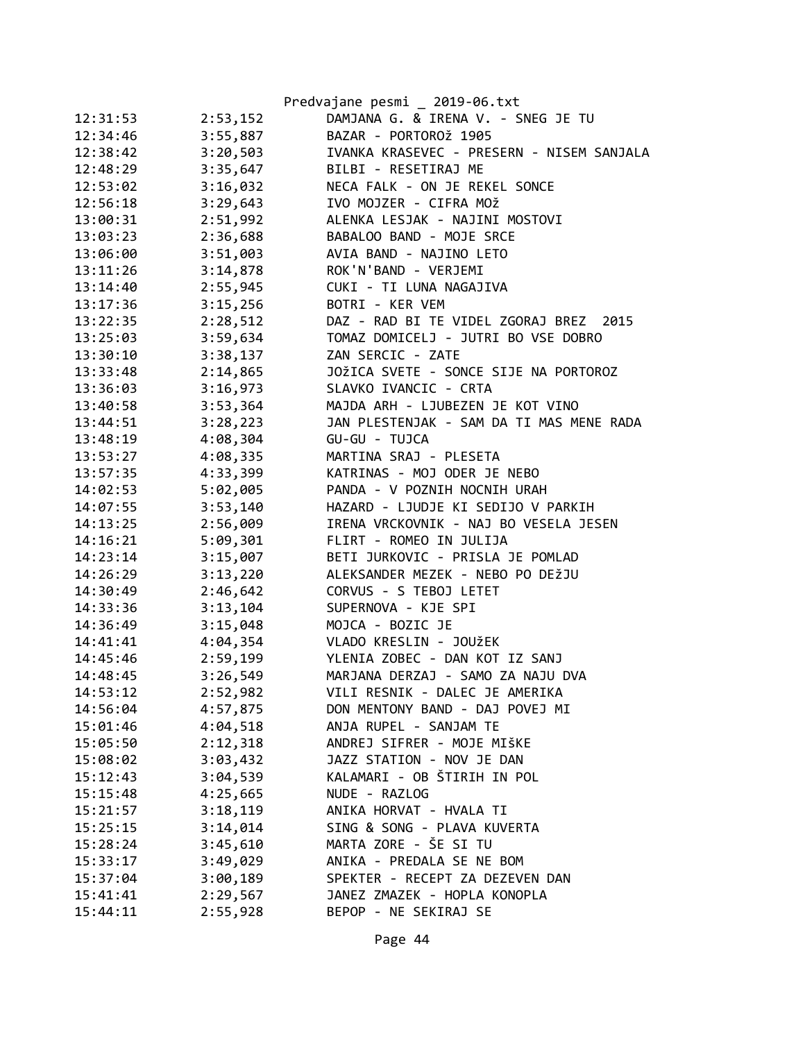| | | |
|---|---|---|
| 12:31:53 | 2:53,152 | DAMJANA G. & IRENA V. - SNEG JE TU |
| 12:34:46 | 3:55,887 | BAZAR - PORTOROž 1905 |
| 12:38:42 | 3:20,503 | IVANKA KRASEVEC - PRESERN - NISEM SANJALA |
| 12:48:29 | 3:35,647 | BILBI - RESETIRAJ ME |
| 12:53:02 | 3:16,032 | NECA FALK - ON JE REKEL SONCE |
| 12:56:18 | 3:29,643 | IVO MOJZER - CIFRA MOž |
| 13:00:31 | 2:51,992 | ALENKA LESJAK - NAJINI MOSTOVI |
| 13:03:23 | 2:36,688 | BABALOO BAND - MOJE SRCE |
| 13:06:00 | 3:51,003 | AVIA BAND - NAJINO LETO |
| 13:11:26 | 3:14,878 | ROK'N'BAND - VERJEMI |
| 13:14:40 | 2:55,945 | CUKI - TI LUNA NAGAJIVA |
| 13:17:36 | 3:15,256 | BOTRI - KER VEM |
| 13:22:35 | 2:28,512 | DAZ - RAD BI TE VIDEL ZGORAJ BREZ 2015 |
| 13:25:03 | 3:59,634 | TOMAZ DOMICELJ - JUTRI BO VSE DOBRO |
| 13:30:10 | 3:38,137 | ZAN SERCIC - ZATE |
| 13:33:48 | 2:14,865 | JOžICA SVETE - SONCE SIJE NA PORTOROZ |
| 13:36:03 | 3:16,973 | SLAVKO IVANCIC - CRTA |
| 13:40:58 | 3:53,364 | MAJDA ARH - LJUBEZEN JE KOT VINO |
| 13:44:51 | 3:28,223 | JAN PLESTENJAK - SAM DA TI MAS MENE RADA |
| 13:48:19 | 4:08,304 | GU-GU - TUJCA |
| 13:53:27 | 4:08,335 | MARTINA SRAJ - PLESETA |
| 13:57:35 | 4:33,399 | KATRINAS - MOJ ODER JE NEBO |
| 14:02:53 | 5:02,005 | PANDA - V POZNIH NOCNIH URAH |
| 14:07:55 | 3:53,140 | HAZARD - LJUDJE KI SEDIJO V PARKIH |
| 14:13:25 | 2:56,009 | IRENA VRCKOVNIK - NAJ BO VESELA JESEN |
| 14:16:21 | 5:09,301 | FLIRT - ROMEO IN JULIJA |
| 14:23:14 | 3:15,007 | BETI JURKOVIC - PRISLA JE POMLAD |
| 14:26:29 | 3:13,220 | ALEKSANDER MEZEK - NEBO PO DEžJU |
| 14:30:49 | 2:46,642 | CORVUS - S TEBOJ LETET |
| 14:33:36 | 3:13,104 | SUPERNOVA - KJE SPI |
| 14:36:49 | 3:15,048 | MOJCA - BOZIC JE |
| 14:41:41 | 4:04,354 | VLADO KRESLIN - JOUžEK |
| 14:45:46 | 2:59,199 | YLENIA ZOBEC - DAN KOT IZ SANJ |
| 14:48:45 | 3:26,549 | MARJANA DERZAJ - SAMO ZA NAJU DVA |
| 14:53:12 | 2:52,982 | VILI RESNIK - DALEC JE AMERIKA |
| 14:56:04 | 4:57,875 | DON MENTONY BAND - DAJ POVEJ MI |
| 15:01:46 | 4:04,518 | ANJA RUPEL - SANJAM TE |
| 15:05:50 | 2:12,318 | ANDREJ SIFRER - MOJE MIŠKE |
| 15:08:02 | 3:03,432 | JAZZ STATION - NOV JE DAN |
| 15:12:43 | 3:04,539 | KALAMARI - OB ŠTIRIH IN POL |
| 15:15:48 | 4:25,665 | NUDE - RAZLOG |
| 15:21:57 | 3:18,119 | ANIKA HORVAT - HVALA TI |
| 15:25:15 | 3:14,014 | SING & SONG - PLAVA KUVERTA |
| 15:28:24 | 3:45,610 | MARTA ZORE - ŠE SI TU |
| 15:33:17 | 3:49,029 | ANIKA - PREDALA SE NE BOM |
| 15:37:04 | 3:00,189 | SPEKTER - RECEPT ZA DEZEVEN DAN |
| 15:41:41 | 2:29,567 | JANEZ ZMAZEK - HOPLA KONOPLA |
| 15:44:11 | 2:55,928 | BEPOP - NE SEKIRAJ SE |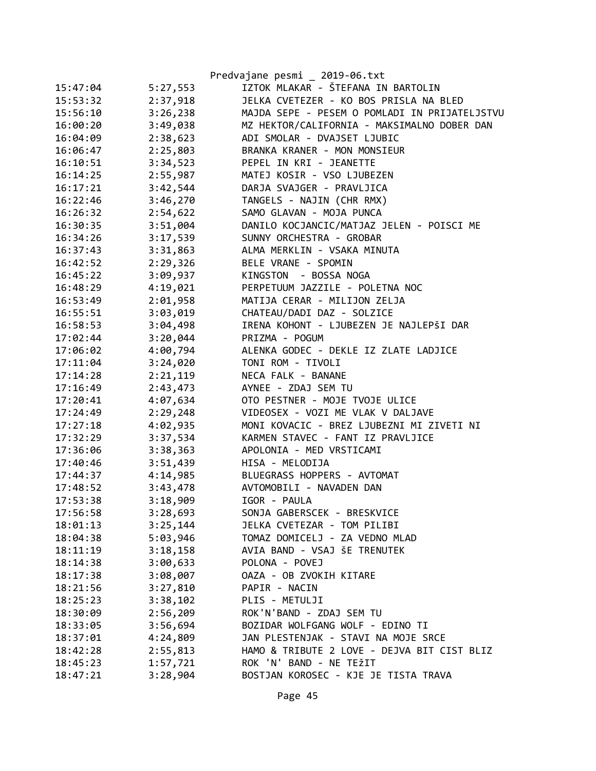| | | |
|---|---|---|
| 15:47:04 | 5:27,553 | IZTOK MLAKAR - ŠTEFANA IN BARTOLIN |
| 15:53:32 | 2:37,918 | JELKA CVETEZER - KO BOS PRISLA NA BLED |
| 15:56:10 | 3:26,238 | MAJDA SEPE - PESEM O POMLADI IN PRIJATELJSTVU |
| 16:00:20 | 3:49,038 | MZ HEKTOR/CALIFORNIA - MAKSIMALNO DOBER DAN |
| 16:04:09 | 2:38,623 | ADI SMOLAR - DVAJSET LJUBIC |
| 16:06:47 | 2:25,803 | BRANKA KRANER - MON MONSIEUR |
| 16:10:51 | 3:34,523 | PEPEL IN KRI - JEANETTE |
| 16:14:25 | 2:55,987 | MATEJ KOSIR - VSO LJUBEZEN |
| 16:17:21 | 3:42,544 | DARJA SVAJGER - PRAVLJICA |
| 16:22:46 | 3:46,270 | TANGELS - NAJIN (CHR RMX) |
| 16:26:32 | 2:54,622 | SAMO GLAVAN - MOJA PUNCA |
| 16:30:35 | 3:51,004 | DANILO KOCJANCIC/MATJAZ JELEN - POISCI ME |
| 16:34:26 | 3:17,539 | SUNNY ORCHESTRA - GROBAR |
| 16:37:43 | 3:31,863 | ALMA MERKLIN - VSAKA MINUTA |
| 16:42:52 | 2:29,326 | BELE VRANE - SPOMIN |
| 16:45:22 | 3:09,937 | KINGSTON - BOSSA NOGA |
| 16:48:29 | 4:19,021 | PERPETUUM JAZZILE - POLETNA NOC |
| 16:53:49 | 2:01,958 | MATIJA CERAR - MILIJON ZELJA |
| 16:55:51 | 3:03,019 | CHATEAU/DADI DAZ - SOLZICE |
| 16:58:53 | 3:04,498 | IRENA KOHONT - LJUBEZEN JE NAJLEPšI DAR |
| 17:02:44 | 3:20,044 | PRIZMA - POGUM |
| 17:06:02 | 4:00,794 | ALENKA GODEC - DEKLE IZ ZLATE LADJICE |
| 17:11:04 | 3:24,020 | TONI ROM - TIVOLI |
| 17:14:28 | 2:21,119 | NECA FALK - BANANE |
| 17:16:49 | 2:43,473 | AYNEE - ZDAJ SEM TU |
| 17:20:41 | 4:07,634 | OTO PESTNER - MOJE TVOJE ULICE |
| 17:24:49 | 2:29,248 | VIDEOSEX - VOZI ME VLAK V DALJAVE |
| 17:27:18 | 4:02,935 | MONI KOVACIC - BREZ LJUBEZNI MI ZIVETI NI |
| 17:32:29 | 3:37,534 | KARMEN STAVEC - FANT IZ PRAVLJICE |
| 17:36:06 | 3:38,363 | APOLONIA - MED VRSTICAMI |
| 17:40:46 | 3:51,439 | HISA - MELODIJA |
| 17:44:37 | 4:14,985 | BLUEGRASS HOPPERS - AVTOMAT |
| 17:48:52 | 3:43,478 | AVTOMOBILI - NAVADEN DAN |
| 17:53:38 | 3:18,909 | IGOR - PAULA |
| 17:56:58 | 3:28,693 | SONJA GABERSCEK - BRESKVICE |
| 18:01:13 | 3:25,144 | JELKA CVETEZAR - TOM PILIBI |
| 18:04:38 | 5:03,946 | TOMAZ DOMICELJ - ZA VEDNO MLAD |
| 18:11:19 | 3:18,158 | AVIA BAND - VSAJ šE TRENUTEK |
| 18:14:38 | 3:00,633 | POLONA - POVEJ |
| 18:17:38 | 3:08,007 | OAZA - OB ZVOKIH KITARE |
| 18:21:56 | 3:27,810 | PAPIR - NACIN |
| 18:25:23 | 3:38,102 | PLIS - METULJI |
| 18:30:09 | 2:56,209 | ROK'N'BAND - ZDAJ SEM TU |
| 18:33:05 | 3:56,694 | BOZIDAR WOLFGANG WOLF - EDINO TI |
| 18:37:01 | 4:24,809 | JAN PLESTENJAK - STAVI NA MOJE SRCE |
| 18:42:28 | 2:55,813 | HAMO & TRIBUTE 2 LOVE - DEJVA BIT CIST BLIZ |
| 18:45:23 | 1:57,721 | ROK 'N' BAND - NE TEžIT |
| 18:47:21 | 3:28,904 | BOSTJAN KOROSEC - KJE JE TISTA TRAVA |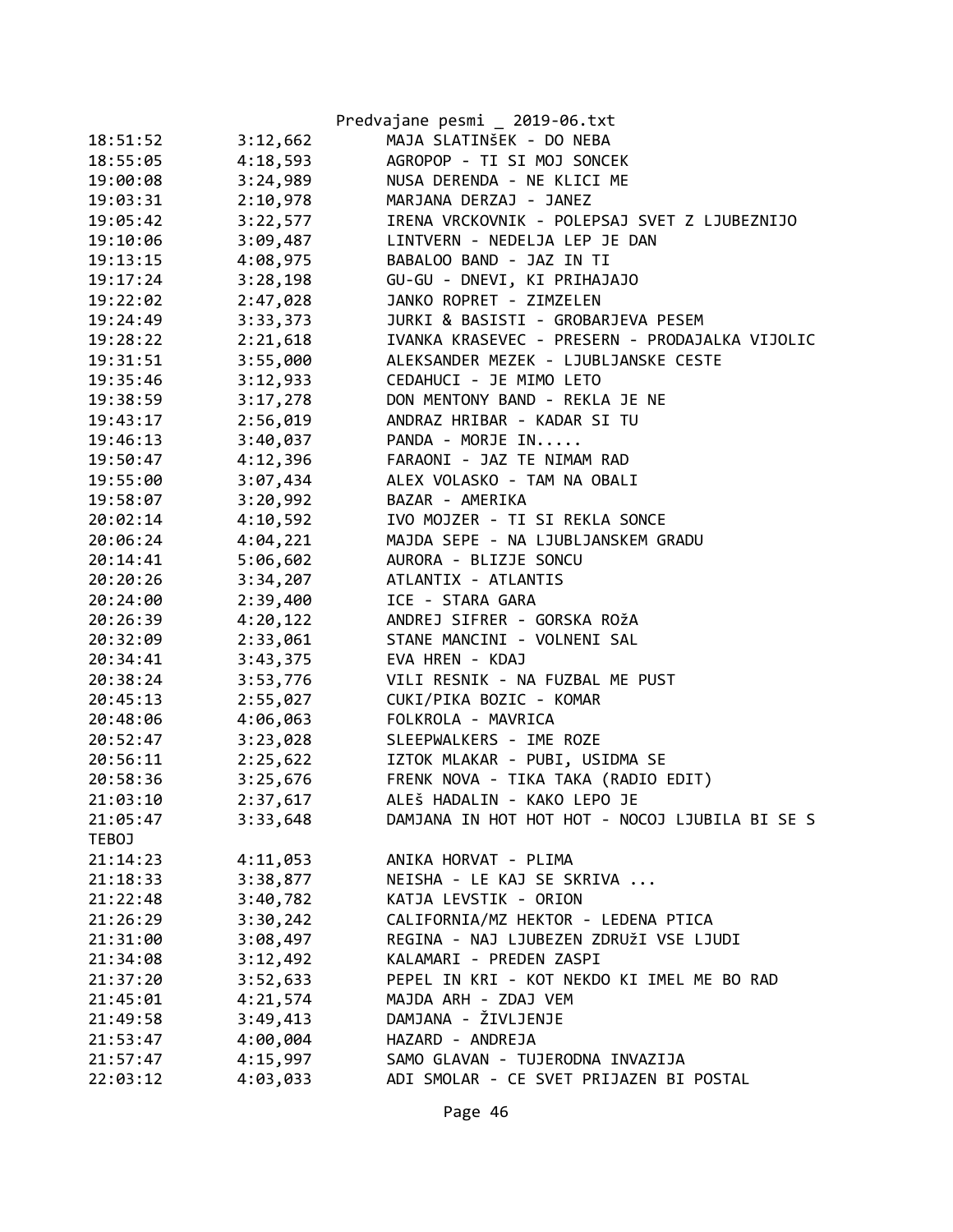| | | |
|---|---|---|
| 18:51:52 | 3:12,662 | MAJA SLATINŠEK - DO NEBA |
| 18:55:05 | 4:18,593 | AGROPOP - TI SI MOJ SONCEK |
| 19:00:08 | 3:24,989 | NUSA DERENDA - NE KLICI ME |
| 19:03:31 | 2:10,978 | MARJANA DERZAJ - JANEZ |
| 19:05:42 | 3:22,577 | IRENA VRCKOVNIK - POLEPSAJ SVET Z LJUBEZNIJO |
| 19:10:06 | 3:09,487 | LINTVERN - NEDELJA LEP JE DAN |
| 19:13:15 | 4:08,975 | BABALOO BAND - JAZ IN TI |
| 19:17:24 | 3:28,198 | GU-GU - DNEVI, KI PRIHAJAJO |
| 19:22:02 | 2:47,028 | JANKO ROPRET - ZIMZELEN |
| 19:24:49 | 3:33,373 | JURKI & BASISTI - GROBARJEVA PESEM |
| 19:28:22 | 2:21,618 | IVANKA KRASEVEC - PRESERN - PRODAJALKA VIJOLIC |
| 19:31:51 | 3:55,000 | ALEKSANDER MEZEK - LJUBLJANSKE CESTE |
| 19:35:46 | 3:12,933 | CEDAHUCI - JE MIMO LETO |
| 19:38:59 | 3:17,278 | DON MENTONY BAND - REKLA JE NE |
| 19:43:17 | 2:56,019 | ANDRAZ HRIBAR - KADAR SI TU |
| 19:46:13 | 3:40,037 | PANDA - MORJE IN..... |
| 19:50:47 | 4:12,396 | FARAONI - JAZ TE NIMAM RAD |
| 19:55:00 | 3:07,434 | ALEX VOLASKO - TAM NA OBALI |
| 19:58:07 | 3:20,992 | BAZAR - AMERIKA |
| 20:02:14 | 4:10,592 | IVO MOJZER - TI SI REKLA SONCE |
| 20:06:24 | 4:04,221 | MAJDA SEPE - NA LJUBLJANSKEM GRADU |
| 20:14:41 | 5:06,602 | AURORA - BLIZJE SONCU |
| 20:20:26 | 3:34,207 | ATLANTIX - ATLANTIS |
| 20:24:00 | 2:39,400 | ICE - STARA GARA |
| 20:26:39 | 4:20,122 | ANDREJ SIFRER - GORSKA ROŽA |
| 20:32:09 | 2:33,061 | STANE MANCINI - VOLNENI SAL |
| 20:34:41 | 3:43,375 | EVA HREN - KDAJ |
| 20:38:24 | 3:53,776 | VILI RESNIK - NA FUZBAL ME PUST |
| 20:45:13 | 2:55,027 | CUKI/PIKA BOZIC - KOMAR |
| 20:48:06 | 4:06,063 | FOLKROLA - MAVRICA |
| 20:52:47 | 3:23,028 | SLEEPWALKERS - IME ROZE |
| 20:56:11 | 2:25,622 | IZTOK MLAKAR - PUBI, USIDMA SE |
| 20:58:36 | 3:25,676 | FRENK NOVA - TIKA TAKA (RADIO EDIT) |
| 21:03:10 | 2:37,617 | ALEŠ HADALIN - KAKO LEPO JE |
| 21:05:47 | 3:33,648 | DAMJANA IN HOT HOT HOT - NOCOJ LJUBILA BI SE S TEBOJ |
| 21:14:23 | 4:11,053 | ANIKA HORVAT - PLIMA |
| 21:18:33 | 3:38,877 | NEISHA - LE KAJ SE SKRIVA ... |
| 21:22:48 | 3:40,782 | KATJA LEVSTIK - ORION |
| 21:26:29 | 3:30,242 | CALIFORNIA/MZ HEKTOR - LEDENA PTICA |
| 21:31:00 | 3:08,497 | REGINA - NAJ LJUBEZEN ZDRUŽI VSE LJUDI |
| 21:34:08 | 3:12,492 | KALAMARI - PREDEN ZASPI |
| 21:37:20 | 3:52,633 | PEPEL IN KRI - KOT NEKDO KI IMEL ME BO RAD |
| 21:45:01 | 4:21,574 | MAJDA ARH - ZDAJ VEM |
| 21:49:58 | 3:49,413 | DAMJANA - ŽIVLJENJE |
| 21:53:47 | 4:00,004 | HAZARD - ANDREJA |
| 21:57:47 | 4:15,997 | SAMO GLAVAN - TUJERODNA INVAZIJA |
| 22:03:12 | 4:03,033 | ADI SMOLAR - CE SVET PRIJAZEN BI POSTAL |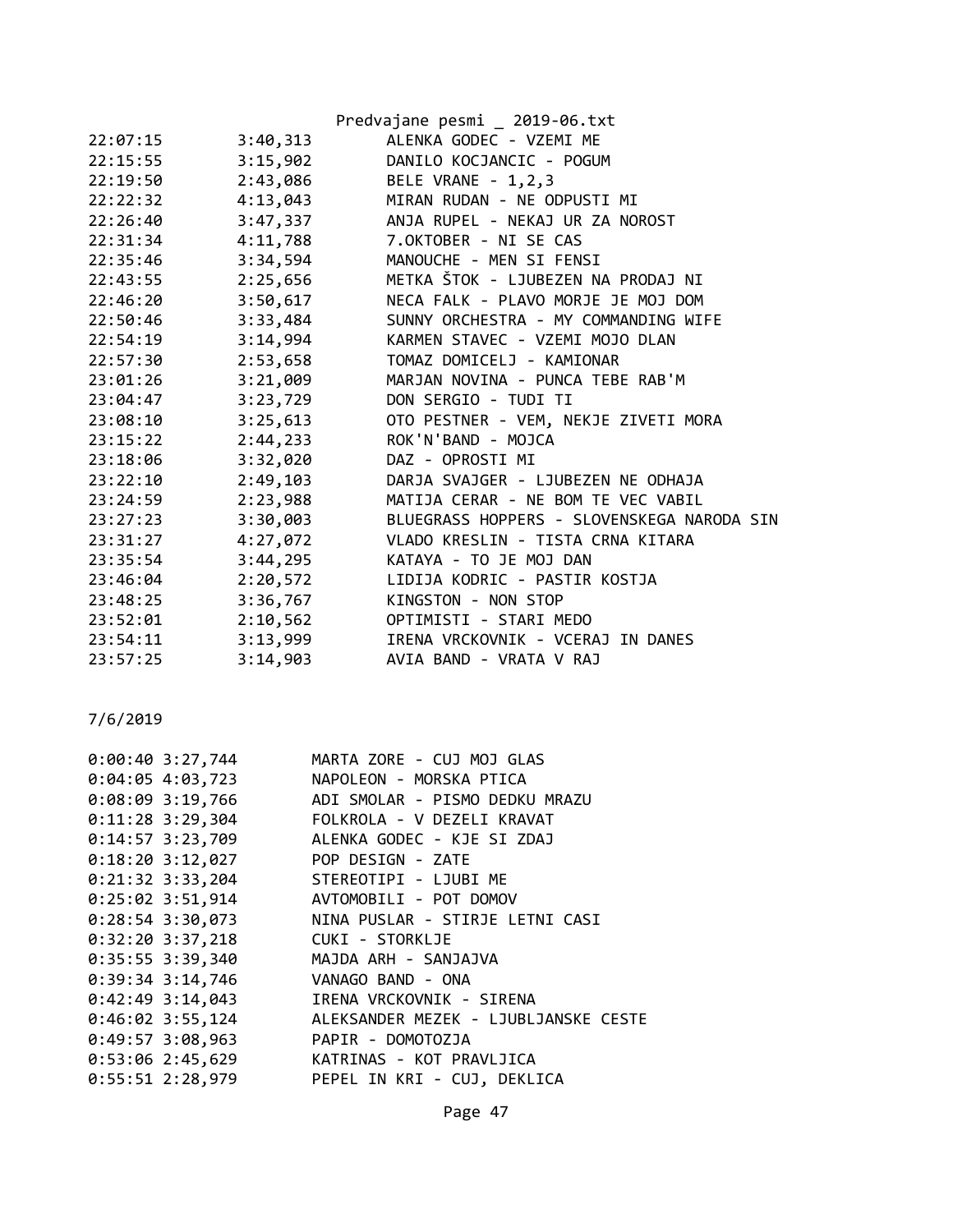| | | |
|---|---|---|
| 22:07:15 | 3:40,313 | ALENKA GODEC - VZEMI ME |
| 22:15:55 | 3:15,902 | DANILO KOCJANCIC - POGUM |
| 22:19:50 | 2:43,086 | BELE VRANE - 1,2,3 |
| 22:22:32 | 4:13,043 | MIRAN RUDAN - NE ODPUSTI MI |
| 22:26:40 | 3:47,337 | ANJA RUPEL - NEKAJ UR ZA NOROST |
| 22:31:34 | 4:11,788 | 7.OKTOBER - NI SE CAS |
| 22:35:46 | 3:34,594 | MANOUCHE - MEN SI FENSI |
| 22:43:55 | 2:25,656 | METKA ŠTOK - LJUBEZEN NA PRODAJ NI |
| 22:46:20 | 3:50,617 | NECA FALK - PLAVO MORJE JE MOJ DOM |
| 22:50:46 | 3:33,484 | SUNNY ORCHESTRA - MY COMMANDING WIFE |
| 22:54:19 | 3:14,994 | KARMEN STAVEC - VZEMI MOJO DLAN |
| 22:57:30 | 2:53,658 | TOMAZ DOMICELJ - KAMIONAR |
| 23:01:26 | 3:21,009 | MARJAN NOVINA - PUNCA TEBE RAB'M |
| 23:04:47 | 3:23,729 | DON SERGIO - TUDI TI |
| 23:08:10 | 3:25,613 | OTO PESTNER - VEM, NEKJE ZIVETI MORA |
| 23:15:22 | 2:44,233 | ROK'N'BAND - MOJCA |
| 23:18:06 | 3:32,020 | DAZ - OPROSTI MI |
| 23:22:10 | 2:49,103 | DARJA SVAJGER - LJUBEZEN NE ODHAJA |
| 23:24:59 | 2:23,988 | MATIJA CERAR - NE BOM TE VEC VABIL |
| 23:27:23 | 3:30,003 | BLUEGRASS HOPPERS - SLOVENSKEGA NARODA SIN |
| 23:31:27 | 4:27,072 | VLADO KRESLIN - TISTA CRNA KITARA |
| 23:35:54 | 3:44,295 | KATAYA - TO JE MOJ DAN |
| 23:46:04 | 2:20,572 | LIDIJA KODRIC - PASTIR KOSTJA |
| 23:48:25 | 3:36,767 | KINGSTON - NON STOP |
| 23:52:01 | 2:10,562 | OPTIMISTI - STARI MEDO |
| 23:54:11 | 3:13,999 | IRENA VRCKOVNIK - VCERAJ IN DANES |
| 23:57:25 | 3:14,903 | AVIA BAND - VRATA V RAJ |

7/6/2019

| | | |
|---|---|---|
| 0:00:40 | 3:27,744 | MARTA ZORE - CUJ MOJ GLAS |
| 0:04:05 | 4:03,723 | NAPOLEON - MORSKA PTICA |
| 0:08:09 | 3:19,766 | ADI SMOLAR - PISMO DEDKU MRAZU |
| 0:11:28 | 3:29,304 | FOLKROLA - V DEZELI KRAVAT |
| 0:14:57 | 3:23,709 | ALENKA GODEC - KJE SI ZDAJ |
| 0:18:20 | 3:12,027 | POP DESIGN - ZATE |
| 0:21:32 | 3:33,204 | STEREOTIPI - LJUBI ME |
| 0:25:02 | 3:51,914 | AVTOMOBILI - POT DOMOV |
| 0:28:54 | 3:30,073 | NINA PUSLAR - STIRJE LETNI CASI |
| 0:32:20 | 3:37,218 | CUKI - STORKLJE |
| 0:35:55 | 3:39,340 | MAJDA ARH - SANJAJVA |
| 0:39:34 | 3:14,746 | VANAGO BAND - ONA |
| 0:42:49 | 3:14,043 | IRENA VRCKOVNIK - SIRENA |
| 0:46:02 | 3:55,124 | ALEKSANDER MEZEK - LJUBLJANSKE CESTE |
| 0:49:57 | 3:08,963 | PAPIR - DOMOTOZJA |
| 0:53:06 | 2:45,629 | KATRINAS - KOT PRAVLJICA |
| 0:55:51 | 2:28,979 | PEPEL IN KRI - CUJ, DEKLICA |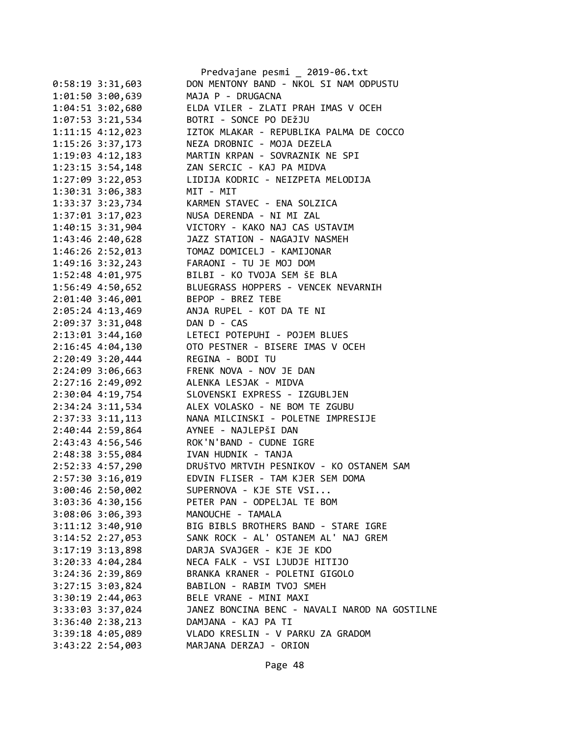```
0:58:19 3:31,603        DON MENTONY BAND - NKOL SI NAM ODPUSTU
1:01:50 3:00,639        MAJA P - DRUGACNA
1:04:51 3:02,680        ELDA VILER - ZLATI PRAH IMAS V OCEH
1:07:53 3:21,534        BOTRI - SONCE PO DEžJU
1:11:15 4:12,023        IZTOK MLAKAR - REPUBLIKA PALMA DE COCCO
1:15:26 3:37,173        NEZA DROBNIC - MOJA DEZELA
1:19:03 4:12,183        MARTIN KRPAN - SOVRAZNIK NE SPI
1:23:15 3:54,148        ZAN SERCIC - KAJ PA MIDVA
1:27:09 3:22,053        LIDIJA KODRIC - NEIZPETA MELODIJA
1:30:31 3:06,383        MIT - MIT
1:33:37 3:23,734        KARMEN STAVEC - ENA SOLZICA
1:37:01 3:17,023        NUSA DERENDA - NI MI ZAL
1:40:15 3:31,904        VICTORY - KAKO NAJ CAS USTAVIM
1:43:46 2:40,628        JAZZ STATION - NAGAJIV NASMEH
1:46:26 2:52,013        TOMAZ DOMICELJ - KAMIJONAR
1:49:16 3:32,243        FARAONI - TU JE MOJ DOM
1:52:48 4:01,975        BILBI - KO TVOJA SEM ŠE BLA
1:56:49 4:50,652        BLUEGRASS HOPPERS - VENCEK NEVARNIH
2:01:40 3:46,001        BEPOP - BREZ TEBE
2:05:24 4:13,469        ANJA RUPEL - KOT DA TE NI
2:09:37 3:31,048        DAN D - CAS
2:13:01 3:44,160        LETECI POTEPUHI - POJEM BLUES
2:16:45 4:04,130        OTO PESTNER - BISERE IMAS V OCEH
2:20:49 3:20,444        REGINA - BODI TU
2:24:09 3:06,663        FRENK NOVA - NOV JE DAN
2:27:16 2:49,092        ALENKA LESJAK - MIDVA
2:30:04 4:19,754        SLOVENSKI EXPRESS - IZGUBLJEN
2:34:24 3:11,534        ALEX VOLASKO - NE BOM TE ZGUBU
2:37:33 3:11,113        NANA MILCINSKI - POLETNE IMPRESIJE
2:40:44 2:59,864        AYNEE - NAJLEPŠI DAN
2:43:43 4:56,546        ROK'N'BAND - CUDNE IGRE
2:48:38 3:55,084        IVAN HUDNIK - TANJA
2:52:33 4:57,290        DRUŠTVO MRTVIH PESNIKOV - KO OSTANEM SAM
2:57:30 3:16,019        EDVIN FLISER - TAM KJER SEM DOMA
3:00:46 2:50,002        SUPERNOVA - KJE STE VSI...
3:03:36 4:30,156        PETER PAN - ODPELJAL TE BOM
3:08:06 3:06,393        MANOUCHE - TAMALA
3:11:12 3:40,910        BIG BIBLS BROTHERS BAND - STARE IGRE
3:14:52 2:27,053        SANK ROCK - AL' OSTANEM AL' NAJ GREM
3:17:19 3:13,898        DARJA SVAJGER - KJE JE KDO
3:20:33 4:04,284        NECA FALK - VSI LJUDJE HITIJO
3:24:36 2:39,869        BRANKA KRANER - POLETNI GIGOLO
3:27:15 3:03,824        BABILON - RABIM TVOJ SMEH
3:30:19 2:44,063        BELE VRANE - MINI MAXI
3:33:03 3:37,024        JANEZ BONCINA BENC - NAVALI NAROD NA GOSTILNE
3:36:40 2:38,213        DAMJANA - KAJ PA TI
3:39:18 4:05,089        VLADO KRESLIN - V PARKU ZA GRADOM
3:43:22 2:54,003        MARJANA DERZAJ - ORION
```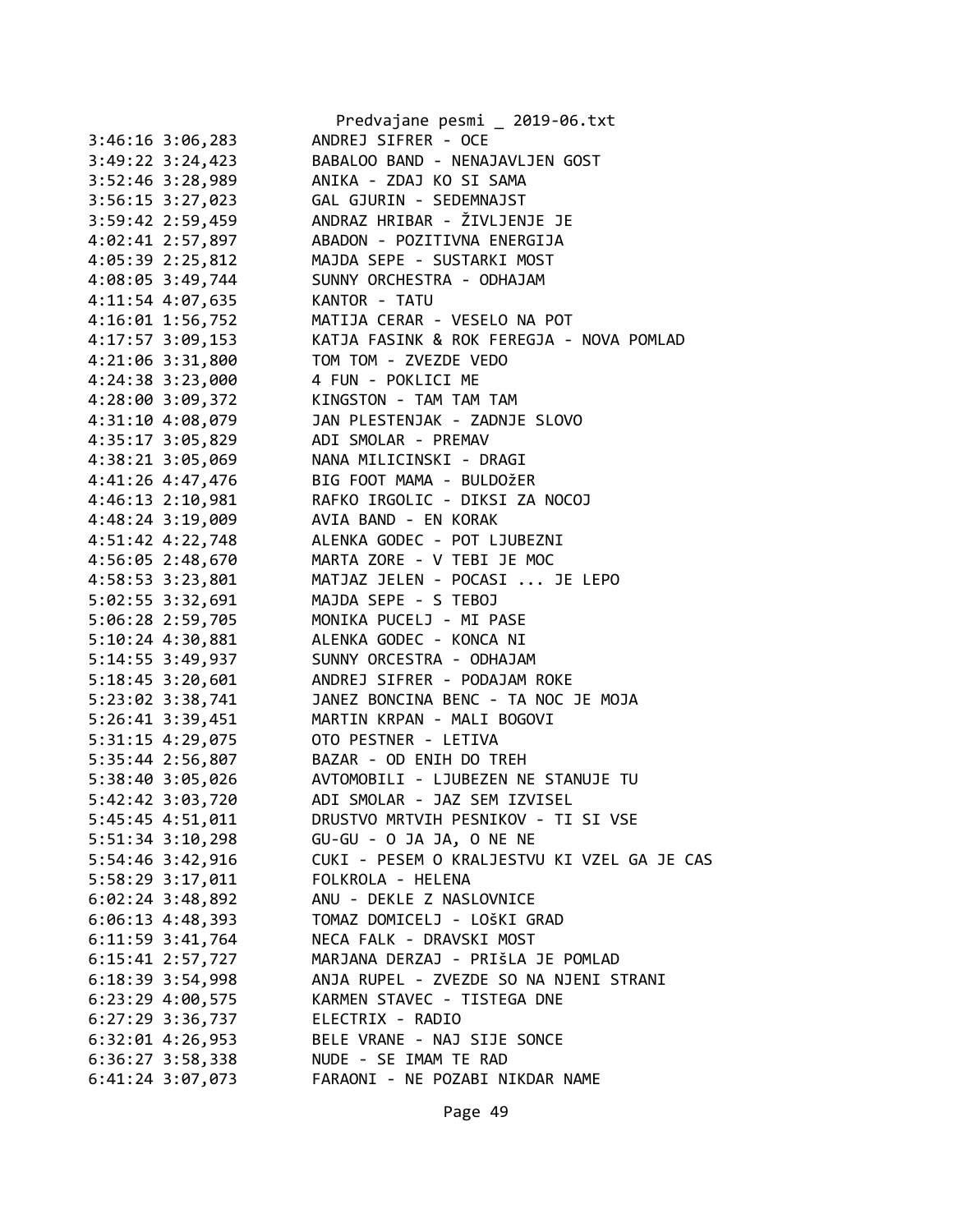```
3:46:16 3:06,283        ANDREJ SIFRER - OCE
3:49:22 3:24,423        BABALOO BAND - NENAJAVLJEN GOST
3:52:46 3:28,989        ANIKA - ZDAJ KO SI SAMA
3:56:15 3:27,023        GAL GJURIN - SEDEMNAJST
3:59:42 2:59,459        ANDRAZ HRIBAR - ŽIVLJENJE JE
4:02:41 2:57,897        ABADON - POZITIVNA ENERGIJA
4:05:39 2:25,812        MAJDA SEPE - SUSTARKI MOST
4:08:05 3:49,744        SUNNY ORCHESTRA - ODHAJAM
4:11:54 4:07,635        KANTOR - TATU
4:16:01 1:56,752        MATIJA CERAR - VESELO NA POT
4:17:57 3:09,153        KATJA FASINK & ROK FEREGJA - NOVA POMLAD
4:21:06 3:31,800        TOM TOM - ZVEZDE VEDO
4:24:38 3:23,000        4 FUN - POKLICI ME
4:28:00 3:09,372        KINGSTON - TAM TAM TAM
4:31:10 4:08,079        JAN PLESTENJAK - ZADNJE SLOVO
4:35:17 3:05,829        ADI SMOLAR - PREMAV
4:38:21 3:05,069        NANA MILICINSKI - DRAGI
4:41:26 4:47,476        BIG FOOT MAMA - BULDOžER
4:46:13 2:10,981        RAFKO IRGOLIC - DIKSI ZA NOCOJ
4:48:24 3:19,009        AVIA BAND - EN KORAK
4:51:42 4:22,748        ALENKA GODEC - POT LJUBEZNI
4:56:05 2:48,670        MARTA ZORE - V TEBI JE MOC
4:58:53 3:23,801        MATJAZ JELEN - POCASI ... JE LEPO
5:02:55 3:32,691        MAJDA SEPE - S TEBOJ
5:06:28 2:59,705        MONIKA PUCELJ - MI PASE
5:10:24 4:30,881        ALENKA GODEC - KONCA NI
5:14:55 3:49,937        SUNNY ORCESTRA - ODHAJAM
5:18:45 3:20,601        ANDREJ SIFRER - PODAJAM ROKE
5:23:02 3:38,741        JANEZ BONCINA BENC - TA NOC JE MOJA
5:26:41 3:39,451        MARTIN KRPAN - MALI BOGOVI
5:31:15 4:29,075        OTO PESTNER - LETIVA
5:35:44 2:56,807        BAZAR - OD ENIH DO TREH
5:38:40 3:05,026        AVTOMOBILI - LJUBEZEN NE STANUJE TU
5:42:42 3:03,720        ADI SMOLAR - JAZ SEM IZVISEL
5:45:45 4:51,011        DRUSTVO MRTVIH PESNIKOV - TI SI VSE
5:51:34 3:10,298        GU-GU - O JA JA, O NE NE
5:54:46 3:42,916        CUKI - PESEM O KRALJESTVU KI VZEL GA JE CAS
5:58:29 3:17,011        FOLKROLA - HELENA
6:02:24 3:48,892        ANU - DEKLE Z NASLOVNICE
6:06:13 4:48,393        TOMAZ DOMICELJ - LOŠKI GRAD
6:11:59 3:41,764        NECA FALK - DRAVSKI MOST
6:15:41 2:57,727        MARJANA DERZAJ - PRIŠLA JE POMLAD
6:18:39 3:54,998        ANJA RUPEL - ZVEZDE SO NA NJENI STRANI
6:23:29 4:00,575        KARMEN STAVEC - TISTEGA DNE
6:27:29 3:36,737        ELECTRIX - RADIO
6:32:01 4:26,953        BELE VRANE - NAJ SIJE SONCE
6:36:27 3:58,338        NUDE - SE IMAM TE RAD
6:41:24 3:07,073        FARAONI - NE POZABI NIKDAR NAME
```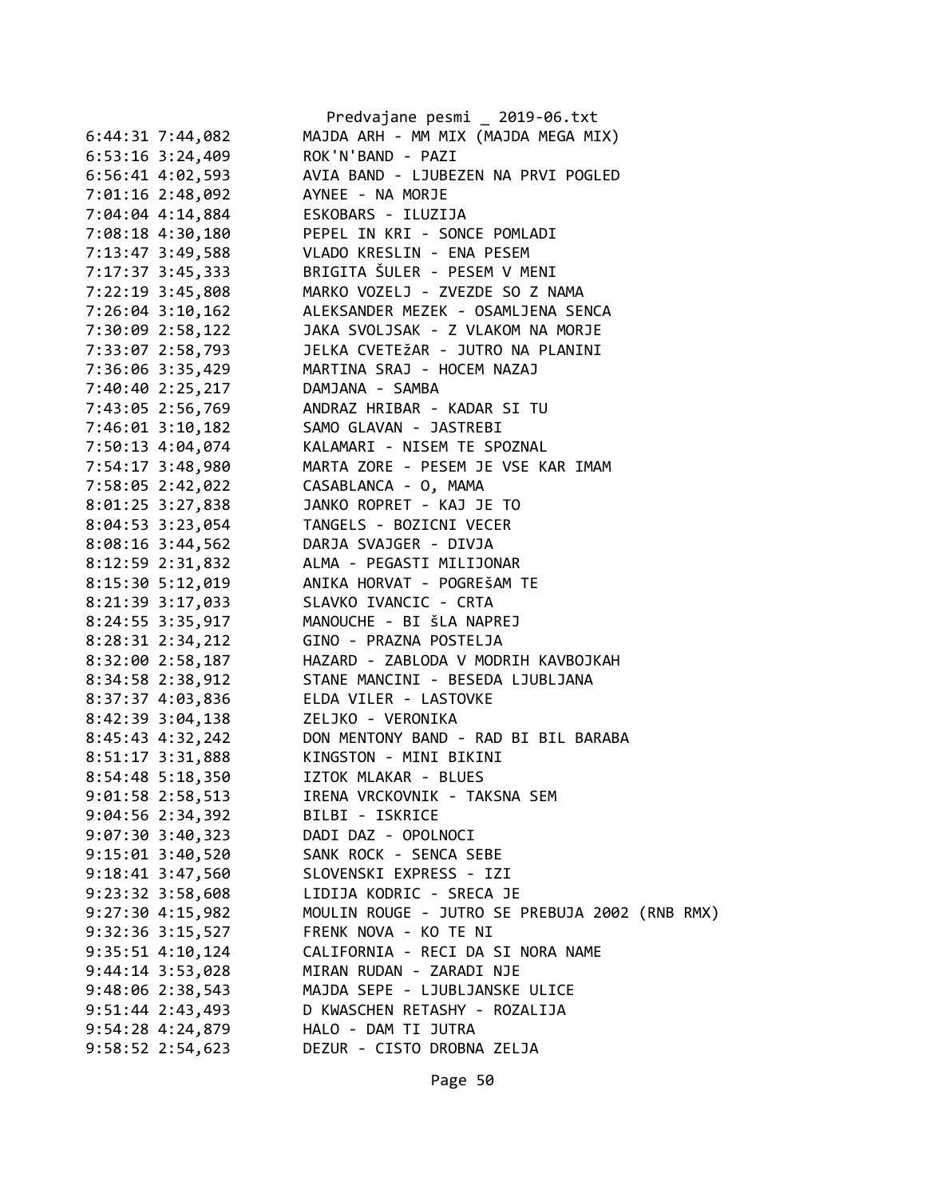```
6:44:31 7:44,082        MAJDA ARH - MM MIX (MAJDA MEGA MIX)
6:53:16 3:24,409        ROK'N'BAND - PAZI
6:56:41 4:02,593        AVIA BAND - LJUBEZEN NA PRVI POGLED
7:01:16 2:48,092        AYNEE - NA MORJE
7:04:04 4:14,884        ESKOBARS - ILUZIJA
7:08:18 4:30,180        PEPEL IN KRI - SONCE POMLADI
7:13:47 3:49,588        VLADO KRESLIN - ENA PESEM
7:17:37 3:45,333        BRIGITA ŠULER - PESEM V MENI
7:22:19 3:45,808        MARKO VOZELJ - ZVEZDE SO Z NAMA
7:26:04 3:10,162        ALEKSANDER MEZEK - OSAMLJENA SENCA
7:30:09 2:58,122        JAKA SVOLJSAK - Z VLAKOM NA MORJE
7:33:07 2:58,793        JELKA CVETEžAR - JUTRO NA PLANINI
7:36:06 3:35,429        MARTINA SRAJ - HOCEM NAZAJ
7:40:40 2:25,217        DAMJANA - SAMBA
7:43:05 2:56,769        ANDRAZ HRIBAR - KADAR SI TU
7:46:01 3:10,182        SAMO GLAVAN - JASTREBI
7:50:13 4:04,074        KALAMARI - NISEM TE SPOZNAL
7:54:17 3:48,980        MARTA ZORE - PESEM JE VSE KAR IMAM
7:58:05 2:42,022        CASABLANCA - O, MAMA
8:01:25 3:27,838        JANKO ROPRET - KAJ JE TO
8:04:53 3:23,054        TANGELS - BOZICNI VECER
8:08:16 3:44,562        DARJA SVAJGER - DIVJA
8:12:59 2:31,832        ALMA - PEGASTI MILIJONAR
8:15:30 5:12,019        ANIKA HORVAT - POGREšAM TE
8:21:39 3:17,033        SLAVKO IVANCIC - CRTA
8:24:55 3:35,917        MANOUCHE - BI šLA NAPREJ
8:28:31 2:34,212        GINO - PRAZNA POSTELJA
8:32:00 2:58,187        HAZARD - ZABLODA V MODRIH KAVBOJKAH
8:34:58 2:38,912        STANE MANCINI - BESEDA LJUBLJANA
8:37:37 4:03,836        ELDA VILER - LASTOVKE
8:42:39 3:04,138        ZELJKO - VERONIKA
8:45:43 4:32,242        DON MENTONY BAND - RAD BI BIL BARABA
8:51:17 3:31,888        KINGSTON - MINI BIKINI
8:54:48 5:18,350        IZTOK MLAKAR - BLUES
9:01:58 2:58,513        IRENA VRCKOVNIK - TAKSNA SEM
9:04:56 2:34,392        BILBI - ISKRICE
9:07:30 3:40,323        DADI DAZ - OPOLNOCI
9:15:01 3:40,520        SANK ROCK - SENCA SEBE
9:18:41 3:47,560        SLOVENSKI EXPRESS - IZI
9:23:32 3:58,608        LIDIJA KODRIC - SRECA JE
9:27:30 4:15,982        MOULIN ROUGE - JUTRO SE PREBUJA 2002 (RNB RMX)
9:32:36 3:15,527        FRENK NOVA - KO TE NI
9:35:51 4:10,124        CALIFORNIA - RECI DA SI NORA NAME
9:44:14 3:53,028        MIRAN RUDAN - ZARADI NJE
9:48:06 2:38,543        MAJDA SEPE - LJUBLJANSKE ULICE
9:51:44 2:43,493        D KWASCHEN RETASHY - ROZALIJA
9:54:28 4:24,879        HALO - DAM TI JUTRA
9:58:52 2:54,623        DEZUR - CISTO DROBNA ZELJA
```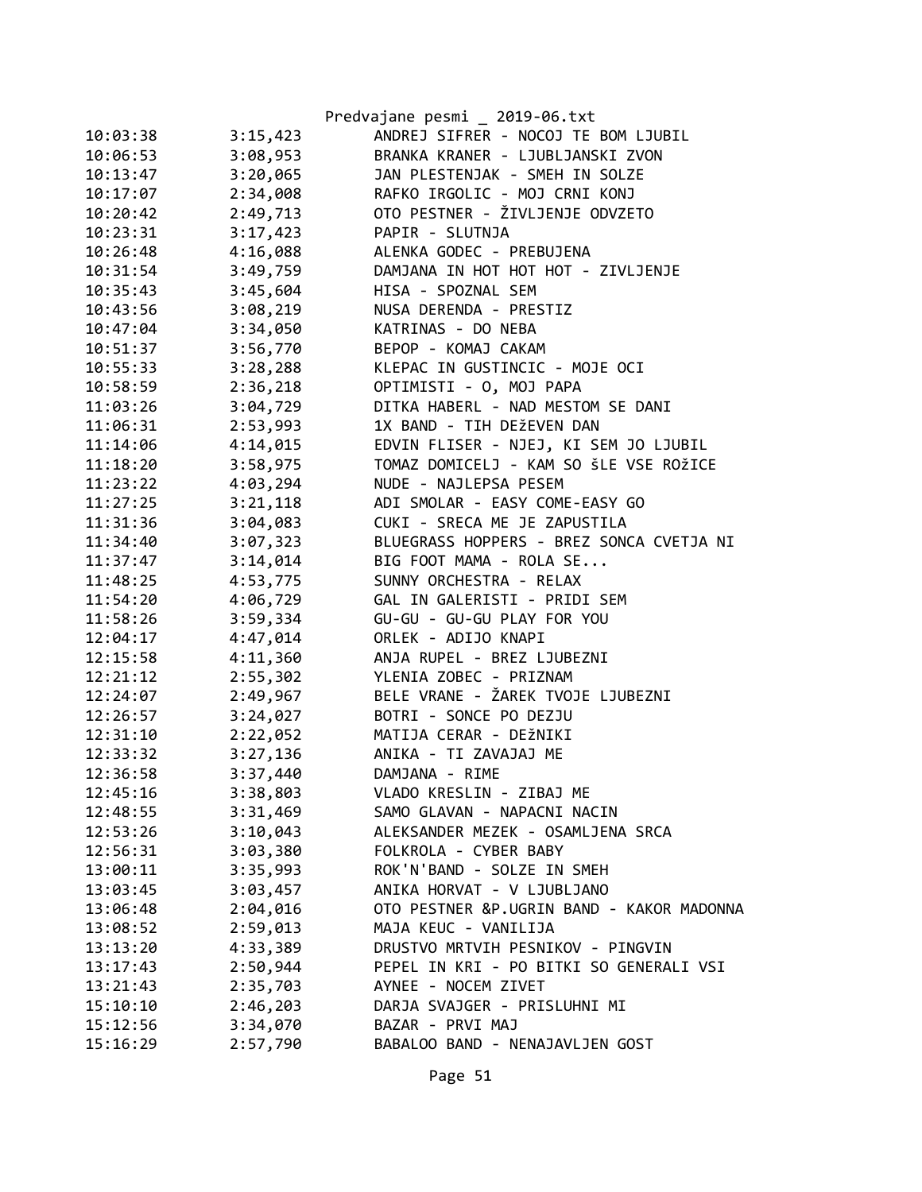Predvajane pesmi _ 2019-06.txt

| | | |
|---|---|---|
| 10:03:38 | 3:15,423 | ANDREJ SIFRER - NOCOJ TE BOM LJUBIL |
| 10:06:53 | 3:08,953 | BRANKA KRANER - LJUBLJANSKI ZVON |
| 10:13:47 | 3:20,065 | JAN PLESTENJAK - SMEH IN SOLZE |
| 10:17:07 | 2:34,008 | RAFKO IRGOLIC - MOJ CRNI KONJ |
| 10:20:42 | 2:49,713 | OTO PESTNER - ŽIVLJENJE ODVZETO |
| 10:23:31 | 3:17,423 | PAPIR - SLUTNJA |
| 10:26:48 | 4:16,088 | ALENKA GODEC - PREBUJENA |
| 10:31:54 | 3:49,759 | DAMJANA IN HOT HOT HOT - ZIVLJENJE |
| 10:35:43 | 3:45,604 | HISA - SPOZNAL SEM |
| 10:43:56 | 3:08,219 | NUSA DERENDA - PRESTIZ |
| 10:47:04 | 3:34,050 | KATRINAS - DO NEBA |
| 10:51:37 | 3:56,770 | BEPOP - KOMAJ CAKAM |
| 10:55:33 | 3:28,288 | KLEPAC IN GUSTINCIC - MOJE OCI |
| 10:58:59 | 2:36,218 | OPTIMISTI - O, MOJ PAPA |
| 11:03:26 | 3:04,729 | DITKA HABERL - NAD MESTOM SE DANI |
| 11:06:31 | 2:53,993 | 1X BAND - TIH DEžEVEN DAN |
| 11:14:06 | 4:14,015 | EDVIN FLISER - NJEJ, KI SEM JO LJUBIL |
| 11:18:20 | 3:58,975 | TOMAZ DOMICELJ - KAM SO šLE VSE ROžICE |
| 11:23:22 | 4:03,294 | NUDE - NAJLEPSA PESEM |
| 11:27:25 | 3:21,118 | ADI SMOLAR - EASY COME-EASY GO |
| 11:31:36 | 3:04,083 | CUKI - SRECA ME JE ZAPUSTILA |
| 11:34:40 | 3:07,323 | BLUEGRASS HOPPERS - BREZ SONCA CVETJA NI |
| 11:37:47 | 3:14,014 | BIG FOOT MAMA - ROLA SE... |
| 11:48:25 | 4:53,775 | SUNNY ORCHESTRA - RELAX |
| 11:54:20 | 4:06,729 | GAL IN GALERISTI - PRIDI SEM |
| 11:58:26 | 3:59,334 | GU-GU - GU-GU PLAY FOR YOU |
| 12:04:17 | 4:47,014 | ORLEK - ADIJO KNAPI |
| 12:15:58 | 4:11,360 | ANJA RUPEL - BREZ LJUBEZNI |
| 12:21:12 | 2:55,302 | YLENIA ZOBEC - PRIZNAM |
| 12:24:07 | 2:49,967 | BELE VRANE - ŽAREK TVOJE LJUBEZNI |
| 12:26:57 | 3:24,027 | BOTRI - SONCE PO DEZJU |
| 12:31:10 | 2:22,052 | MATIJA CERAR - DEžNIKI |
| 12:33:32 | 3:27,136 | ANIKA - TI ZAVAJAJ ME |
| 12:36:58 | 3:37,440 | DAMJANA - RIME |
| 12:45:16 | 3:38,803 | VLADO KRESLIN - ZIBAJ ME |
| 12:48:55 | 3:31,469 | SAMO GLAVAN - NAPACNI NACIN |
| 12:53:26 | 3:10,043 | ALEKSANDER MEZEK - OSAMLJENA SRCA |
| 12:56:31 | 3:03,380 | FOLKROLA - CYBER BABY |
| 13:00:11 | 3:35,993 | ROK'N'BAND - SOLZE IN SMEH |
| 13:03:45 | 3:03,457 | ANIKA HORVAT - V LJUBLJANO |
| 13:06:48 | 2:04,016 | OTO PESTNER &P.UGRIN BAND - KAKOR MADONNA |
| 13:08:52 | 2:59,013 | MAJA KEUC - VANILIJA |
| 13:13:20 | 4:33,389 | DRUSTVO MRTVIH PESNIKOV - PINGVIN |
| 13:17:43 | 2:50,944 | PEPEL IN KRI - PO BITKI SO GENERALI VSI |
| 13:21:43 | 2:35,703 | AYNEE - NOCEM ZIVET |
| 15:10:10 | 2:46,203 | DARJA SVAJGER - PRISLUHNI MI |
| 15:12:56 | 3:34,070 | BAZAR - PRVI MAJ |
| 15:16:29 | 2:57,790 | BABALOO BAND - NENAJAVLJEN GOST |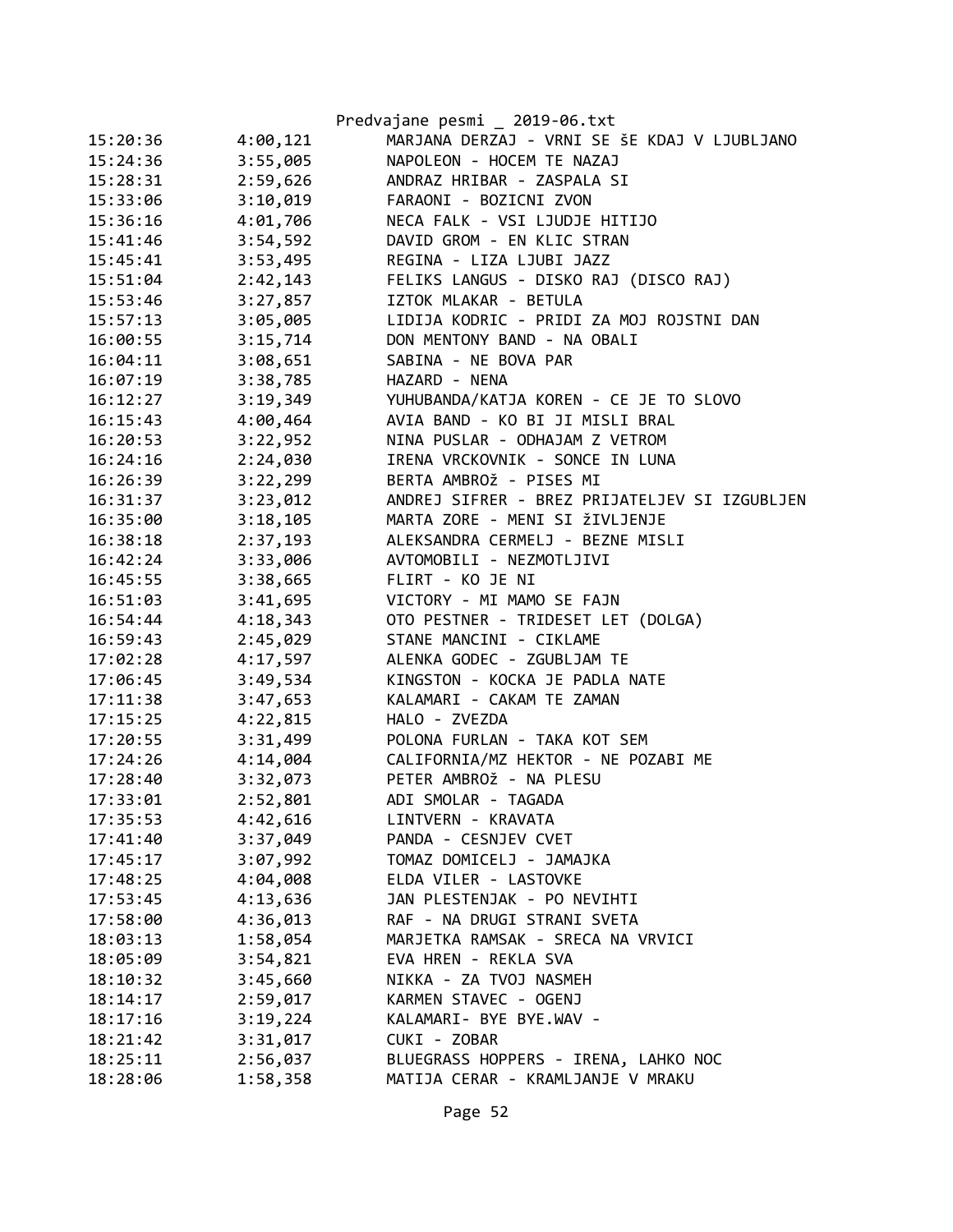| 15:20:36 | 4:00,121 | MARJANA DERZAJ - VRNI SE ŠE KDAJ V LJUBLJANO |
|---|---|---|
| 15:24:36 | 3:55,005 | NAPOLEON - HOCEM TE NAZAJ |
| 15:28:31 | 2:59,626 | ANDRAZ HRIBAR - ZASPALA SI |
| 15:33:06 | 3:10,019 | FARAONI - BOZICNI ZVON |
| 15:36:16 | 4:01,706 | NECA FALK - VSI LJUDJE HITIJO |
| 15:41:46 | 3:54,592 | DAVID GROM - EN KLIC STRAN |
| 15:45:41 | 3:53,495 | REGINA - LIZA LJUBI JAZZ |
| 15:51:04 | 2:42,143 | FELIKS LANGUS - DISKO RAJ (DISCO RAJ) |
| 15:53:46 | 3:27,857 | IZTOK MLAKAR - BETULA |
| 15:57:13 | 3:05,005 | LIDIJA KODRIC - PRIDI ZA MOJ ROJSTNI DAN |
| 16:00:55 | 3:15,714 | DON MENTONY BAND - NA OBALI |
| 16:04:11 | 3:08,651 | SABINA - NE BOVA PAR |
| 16:07:19 | 3:38,785 | HAZARD - NENA |
| 16:12:27 | 3:19,349 | YUHUBANDA/KATJA KOREN - CE JE TO SLOVO |
| 16:15:43 | 4:00,464 | AVIA BAND - KO BI JI MISLI BRAL |
| 16:20:53 | 3:22,952 | NINA PUSLAR - ODHAJAM Z VETROM |
| 16:24:16 | 2:24,030 | IRENA VRCKOVNIK - SONCE IN LUNA |
| 16:26:39 | 3:22,299 | BERTA AMBROž - PISES MI |
| 16:31:37 | 3:23,012 | ANDREJ SIFRER - BREZ PRIJATELJEV SI IZGUBLJEN |
| 16:35:00 | 3:18,105 | MARTA ZORE - MENI SI žIVLJENJE |
| 16:38:18 | 2:37,193 | ALEKSANDRA CERMELJ - BEZNE MISLI |
| 16:42:24 | 3:33,006 | AVTOMOBILI - NEZMOTLJIVI |
| 16:45:55 | 3:38,665 | FLIRT - KO JE NI |
| 16:51:03 | 3:41,695 | VICTORY - MI MAMO SE FAJN |
| 16:54:44 | 4:18,343 | OTO PESTNER - TRIDESET LET (DOLGA) |
| 16:59:43 | 2:45,029 | STANE MANCINI - CIKLAME |
| 17:02:28 | 4:17,597 | ALENKA GODEC - ZGUBLJAM TE |
| 17:06:45 | 3:49,534 | KINGSTON - KOCKA JE PADLA NATE |
| 17:11:38 | 3:47,653 | KALAMARI - CAKAM TE ZAMAN |
| 17:15:25 | 4:22,815 | HALO - ZVEZDA |
| 17:20:55 | 3:31,499 | POLONA FURLAN - TAKA KOT SEM |
| 17:24:26 | 4:14,004 | CALIFORNIA/MZ HEKTOR - NE POZABI ME |
| 17:28:40 | 3:32,073 | PETER AMBROž - NA PLESU |
| 17:33:01 | 2:52,801 | ADI SMOLAR - TAGADA |
| 17:35:53 | 4:42,616 | LINTVERN - KRAVATA |
| 17:41:40 | 3:37,049 | PANDA - CESNJEV CVET |
| 17:45:17 | 3:07,992 | TOMAZ DOMICELJ - JAMAJKA |
| 17:48:25 | 4:04,008 | ELDA VILER - LASTOVKE |
| 17:53:45 | 4:13,636 | JAN PLESTENJAK - PO NEVIHTI |
| 17:58:00 | 4:36,013 | RAF - NA DRUGI STRANI SVETA |
| 18:03:13 | 1:58,054 | MARJETKA RAMSAK - SRECA NA VRVICI |
| 18:05:09 | 3:54,821 | EVA HREN - REKLA SVA |
| 18:10:32 | 3:45,660 | NIKKA - ZA TVOJ NASMEH |
| 18:14:17 | 2:59,017 | KARMEN STAVEC - OGENJ |
| 18:17:16 | 3:19,224 | KALAMARI- BYE BYE.WAV - |
| 18:21:42 | 3:31,017 | CUKI - ZOBAR |
| 18:25:11 | 2:56,037 | BLUEGRASS HOPPERS - IRENA, LAHKO NOC |
| 18:28:06 | 1:58,358 | MATIJA CERAR - KRAMLJANJE V MRAKU |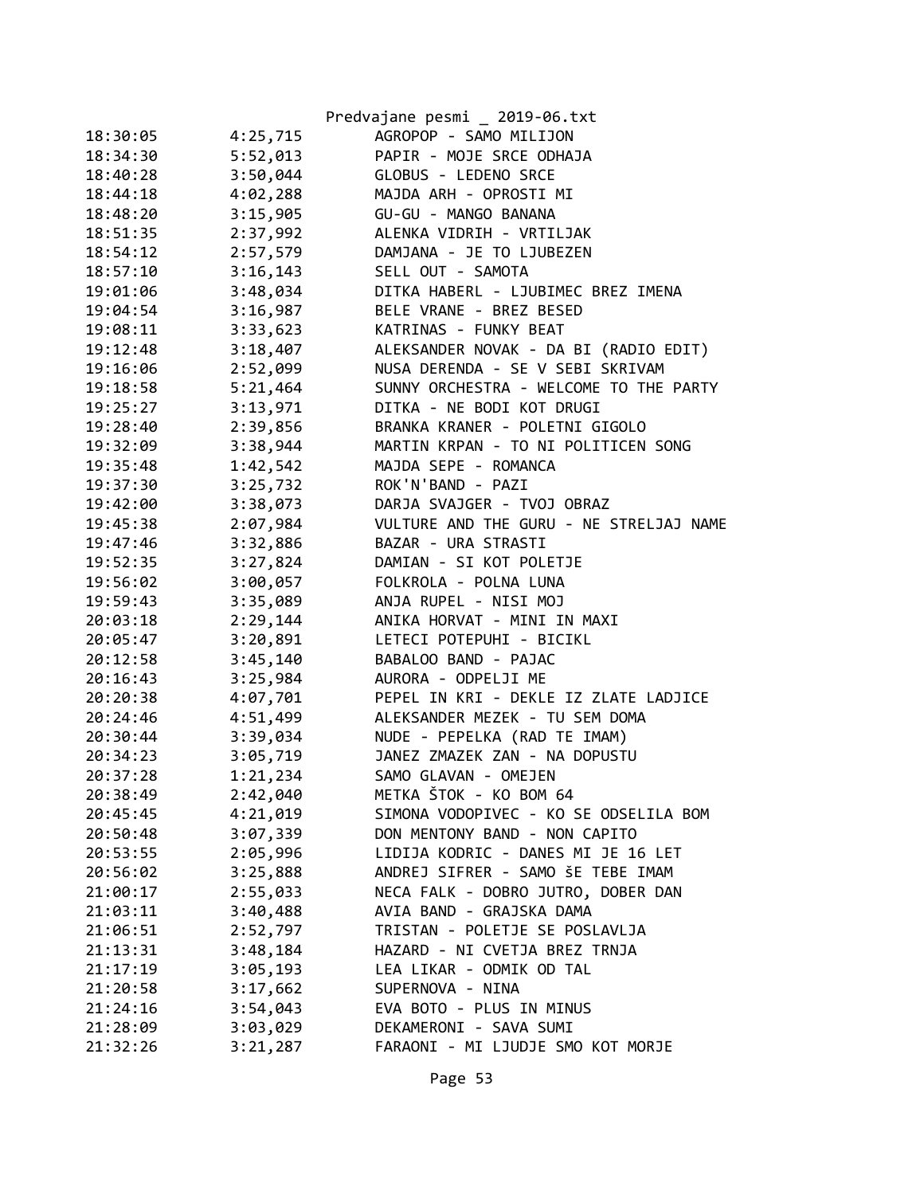| | | |
|---|---|---|
| 18:30:05 | 4:25,715 | AGROPOP - SAMO MILIJON |
| 18:34:30 | 5:52,013 | PAPIR - MOJE SRCE ODHAJA |
| 18:40:28 | 3:50,044 | GLOBUS - LEDENO SRCE |
| 18:44:18 | 4:02,288 | MAJDA ARH - OPROSTI MI |
| 18:48:20 | 3:15,905 | GU-GU - MANGO BANANA |
| 18:51:35 | 2:37,992 | ALENKA VIDRIH - VRTILJAK |
| 18:54:12 | 2:57,579 | DAMJANA - JE TO LJUBEZEN |
| 18:57:10 | 3:16,143 | SELL OUT - SAMOTA |
| 19:01:06 | 3:48,034 | DITKA HABERL - LJUBIMEC BREZ IMENA |
| 19:04:54 | 3:16,987 | BELE VRANE - BREZ BESED |
| 19:08:11 | 3:33,623 | KATRINAS - FUNKY BEAT |
| 19:12:48 | 3:18,407 | ALEKSANDER NOVAK - DA BI (RADIO EDIT) |
| 19:16:06 | 2:52,099 | NUSA DERENDA - SE V SEBI SKRIVAM |
| 19:18:58 | 5:21,464 | SUNNY ORCHESTRA - WELCOME TO THE PARTY |
| 19:25:27 | 3:13,971 | DITKA - NE BODI KOT DRUGI |
| 19:28:40 | 2:39,856 | BRANKA KRANER - POLETNI GIGOLO |
| 19:32:09 | 3:38,944 | MARTIN KRPAN - TO NI POLITICEN SONG |
| 19:35:48 | 1:42,542 | MAJDA SEPE - ROMANCA |
| 19:37:30 | 3:25,732 | ROK'N'BAND - PAZI |
| 19:42:00 | 3:38,073 | DARJA SVAJGER - TVOJ OBRAZ |
| 19:45:38 | 2:07,984 | VULTURE AND THE GURU - NE STRELJAJ NAME |
| 19:47:46 | 3:32,886 | BAZAR - URA STRASTI |
| 19:52:35 | 3:27,824 | DAMIAN - SI KOT POLETJE |
| 19:56:02 | 3:00,057 | FOLKROLA - POLNA LUNA |
| 19:59:43 | 3:35,089 | ANJA RUPEL - NISI MOJ |
| 20:03:18 | 2:29,144 | ANIKA HORVAT - MINI IN MAXI |
| 20:05:47 | 3:20,891 | LETECI POTEPUHI - BICIKL |
| 20:12:58 | 3:45,140 | BABALOO BAND - PAJAC |
| 20:16:43 | 3:25,984 | AURORA - ODPELJI ME |
| 20:20:38 | 4:07,701 | PEPEL IN KRI - DEKLE IZ ZLATE LADJICE |
| 20:24:46 | 4:51,499 | ALEKSANDER MEZEK - TU SEM DOMA |
| 20:30:44 | 3:39,034 | NUDE - PEPELKA (RAD TE IMAM) |
| 20:34:23 | 3:05,719 | JANEZ ZMAZEK ZAN - NA DOPUSTU |
| 20:37:28 | 1:21,234 | SAMO GLAVAN - OMEJEN |
| 20:38:49 | 2:42,040 | METKA ŠTOK - KO BOM 64 |
| 20:45:45 | 4:21,019 | SIMONA VODOPIVEC - KO SE ODSELILA BOM |
| 20:50:48 | 3:07,339 | DON MENTONY BAND - NON CAPITO |
| 20:53:55 | 2:05,996 | LIDIJA KODRIC - DANES MI JE 16 LET |
| 20:56:02 | 3:25,888 | ANDREJ SIFRER - SAMO šE TEBE IMAM |
| 21:00:17 | 2:55,033 | NECA FALK - DOBRO JUTRO, DOBER DAN |
| 21:03:11 | 3:40,488 | AVIA BAND - GRAJSKA DAMA |
| 21:06:51 | 2:52,797 | TRISTAN - POLETJE SE POSLAVLJA |
| 21:13:31 | 3:48,184 | HAZARD - NI CVETJA BREZ TRNJA |
| 21:17:19 | 3:05,193 | LEA LIKAR - ODMIK OD TAL |
| 21:20:58 | 3:17,662 | SUPERNOVA - NINA |
| 21:24:16 | 3:54,043 | EVA BOTO - PLUS IN MINUS |
| 21:28:09 | 3:03,029 | DEKAMERONI - SAVA SUMI |
| 21:32:26 | 3:21,287 | FARAONI - MI LJUDJE SMO KOT MORJE |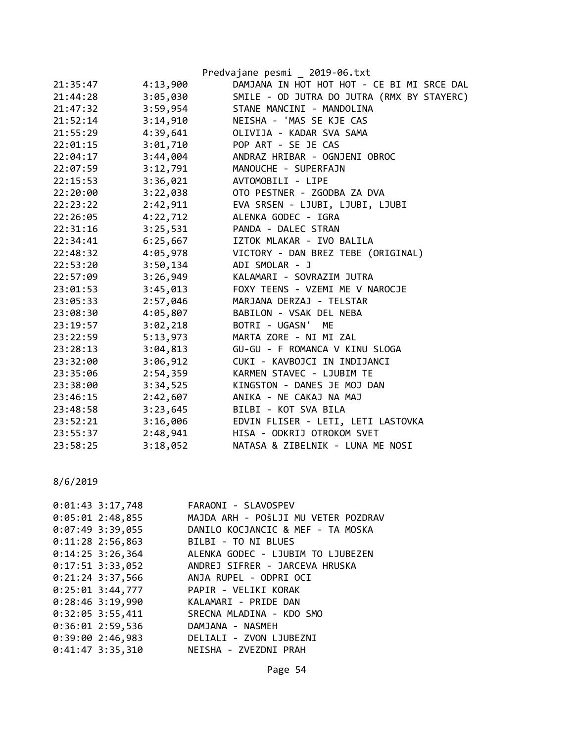| | | |
|---|---|---|
| 21:35:47 | 4:13,900 | DAMJANA IN HOT HOT HOT - CE BI MI SRCE DAL |
| 21:44:28 | 3:05,030 | SMILE - OD JUTRA DO JUTRA (RMX BY STAYERC) |
| 21:47:32 | 3:59,954 | STANE MANCINI - MANDOLINA |
| 21:52:14 | 3:14,910 | NEISHA - 'MAS SE KJE CAS |
| 21:55:29 | 4:39,641 | OLIVIJA - KADAR SVA SAMA |
| 22:01:15 | 3:01,710 | POP ART - SE JE CAS |
| 22:04:17 | 3:44,004 | ANDRAZ HRIBAR - OGNJENI OBROC |
| 22:07:59 | 3:12,791 | MANOUCHE - SUPERFAJN |
| 22:15:53 | 3:36,021 | AVTOMOBILI - LIPE |
| 22:20:00 | 3:22,038 | OTO PESTNER - ZGODBA ZA DVA |
| 22:23:22 | 2:42,911 | EVA SRSEN - LJUBI, LJUBI, LJUBI |
| 22:26:05 | 4:22,712 | ALENKA GODEC - IGRA |
| 22:31:16 | 3:25,531 | PANDA - DALEC STRAN |
| 22:34:41 | 6:25,667 | IZTOK MLAKAR - IVO BALILA |
| 22:48:32 | 4:05,978 | VICTORY - DAN BREZ TEBE (ORIGINAL) |
| 22:53:20 | 3:50,134 | ADI SMOLAR - J |
| 22:57:09 | 3:26,949 | KALAMARI - SOVRAZIM JUTRA |
| 23:01:53 | 3:45,013 | FOXY TEENS - VZEMI ME V NAROCJE |
| 23:05:33 | 2:57,046 | MARJANA DERZAJ - TELSTAR |
| 23:08:30 | 4:05,807 | BABILON - VSAK DEL NEBA |
| 23:19:57 | 3:02,218 | BOTRI - UGASN' ME |
| 23:22:59 | 5:13,973 | MARTA ZORE - NI MI ZAL |
| 23:28:13 | 3:04,813 | GU-GU - F ROMANCA V KINU SLOGA |
| 23:32:00 | 3:06,912 | CUKI - KAVBOJCI IN INDIJANCI |
| 23:35:06 | 2:54,359 | KARMEN STAVEC - LJUBIM TE |
| 23:38:00 | 3:34,525 | KINGSTON - DANES JE MOJ DAN |
| 23:46:15 | 2:42,607 | ANIKA - NE CAKAJ NA MAJ |
| 23:48:58 | 3:23,645 | BILBI - KOT SVA BILA |
| 23:52:21 | 3:16,006 | EDVIN FLISER - LETI, LETI LASTOVKA |
| 23:55:37 | 2:48,941 | HISA - ODKRIJ OTROKOM SVET |
| 23:58:25 | 3:18,052 | NATASA & ZIBELNIK - LUNA ME NOSI |

8/6/2019

| | | |
|---|---|---|
| 0:01:43 | 3:17,748 | FARAONI - SLAVOSPEV |
| 0:05:01 | 2:48,855 | MAJDA ARH - POšLJI MU VETER POZDRAV |
| 0:07:49 | 3:39,055 | DANILO KOCJANCIC & MEF - TA MOSKA |
| 0:11:28 | 2:56,863 | BILBI - TO NI BLUES |
| 0:14:25 | 3:26,364 | ALENKA GODEC - LJUBIM TO LJUBEZEN |
| 0:17:51 | 3:33,052 | ANDREJ SIFRER - JARCEVA HRUSKA |
| 0:21:24 | 3:37,566 | ANJA RUPEL - ODPRI OCI |
| 0:25:01 | 3:44,777 | PAPIR - VELIKI KORAK |
| 0:28:46 | 3:19,990 | KALAMARI - PRIDE DAN |
| 0:32:05 | 3:55,411 | SRECNA MLADINA - KDO SMO |
| 0:36:01 | 2:59,536 | DAMJANA - NASMEH |
| 0:39:00 | 2:46,983 | DELIALI - ZVON LJUBEZNI |
| 0:41:47 | 3:35,310 | NEISHA - ZVEZDNI PRAH |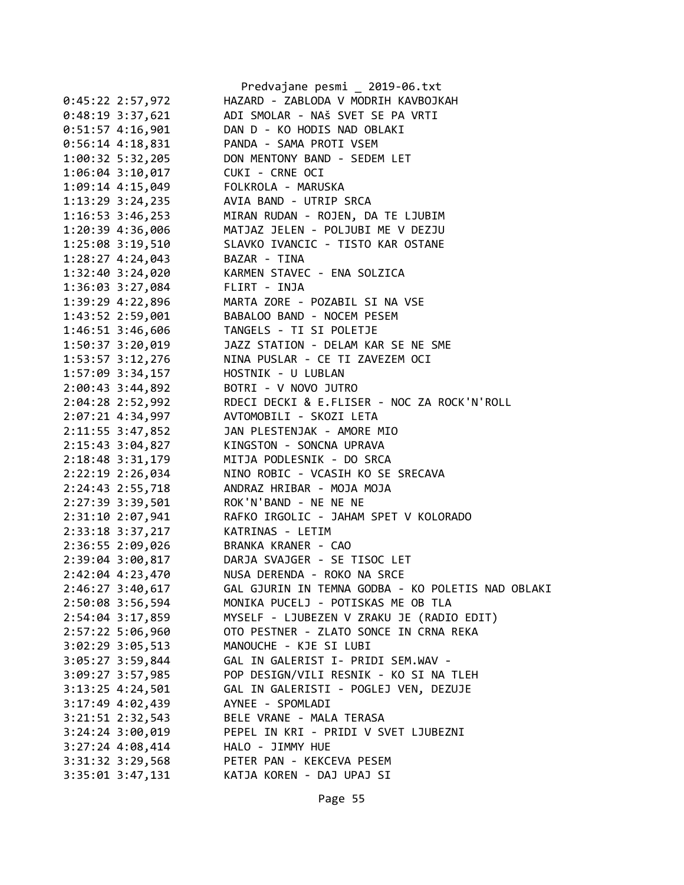```
0:45:22 2:57,972        HAZARD - ZABLODA V MODRIH KAVBOJKAH
0:48:19 3:37,621        ADI SMOLAR - NAš SVET SE PA VRTI
0:51:57 4:16,901        DAN D - KO HODIS NAD OBLAKI
0:56:14 4:18,831        PANDA - SAMA PROTI VSEM
1:00:32 5:32,205        DON MENTONY BAND - SEDEM LET
1:06:04 3:10,017        CUKI - CRNE OCI
1:09:14 4:15,049        FOLKROLA - MARUSKA
1:13:29 3:24,235        AVIA BAND - UTRIP SRCA
1:16:53 3:46,253        MIRAN RUDAN - ROJEN, DA TE LJUBIM
1:20:39 4:36,006        MATJAZ JELEN - POLJUBI ME V DEZJU
1:25:08 3:19,510        SLAVKO IVANCIC - TISTO KAR OSTANE
1:28:27 4:24,043        BAZAR - TINA
1:32:40 3:24,020        KARMEN STAVEC - ENA SOLZICA
1:36:03 3:27,084        FLIRT - INJA
1:39:29 4:22,896        MARTA ZORE - POZABIL SI NA VSE
1:43:52 2:59,001        BABALOO BAND - NOCEM PESEM
1:46:51 3:46,606        TANGELS - TI SI POLETJE
1:50:37 3:20,019        JAZZ STATION - DELAM KAR SE NE SME
1:53:57 3:12,276        NINA PUSLAR - CE TI ZAVEZEM OCI
1:57:09 3:34,157        HOSTNIK - U LUBLAN
2:00:43 3:44,892        BOTRI - V NOVO JUTRO
2:04:28 2:52,992        RDECI DECKI & E.FLISER - NOC ZA ROCK'N'ROLL
2:07:21 4:34,997        AVTOMOBILI - SKOZI LETA
2:11:55 3:47,852        JAN PLESTENJAK - AMORE MIO
2:15:43 3:04,827        KINGSTON - SONCNA UPRAVA
2:18:48 3:31,179        MITJA PODLESNIK - DO SRCA
2:22:19 2:26,034        NINO ROBIC - VCASIH KO SE SRECAVA
2:24:43 2:55,718        ANDRAZ HRIBAR - MOJA MOJA
2:27:39 3:39,501        ROK'N'BAND - NE NE NE
2:31:10 2:07,941        RAFKO IRGOLIC - JAHAM SPET V KOLORADO
2:33:18 3:37,217        KATRINAS - LETIM
2:36:55 2:09,026        BRANKA KRANER - CAO
2:39:04 3:00,817        DARJA SVAJGER - SE TISOC LET
2:42:04 4:23,470        NUSA DERENDA - ROKO NA SRCE
2:46:27 3:40,617        GAL GJURIN IN TEMNA GODBA - KO POLETIS NAD OBLAKI
2:50:08 3:56,594        MONIKA PUCELJ - POTISKAS ME OB TLA
2:54:04 3:17,859        MYSELF - LJUBEZEN V ZRAKU JE (RADIO EDIT)
2:57:22 5:06,960        OTO PESTNER - ZLATO SONCE IN CRNA REKA
3:02:29 3:05,513        MANOUCHE - KJE SI LUBI
3:05:27 3:59,844        GAL IN GALERIST I- PRIDI SEM.WAV -
3:09:27 3:57,985        POP DESIGN/VILI RESNIK - KO SI NA TLEH
3:13:25 4:24,501        GAL IN GALERISTI - POGLEJ VEN, DEZUJE
3:17:49 4:02,439        AYNEE - SPOMLADI
3:21:51 2:32,543        BELE VRANE - MALA TERASA
3:24:24 3:00,019        PEPEL IN KRI - PRIDI V SVET LJUBEZNI
3:27:24 4:08,414        HALO - JIMMY HUE
3:31:32 3:29,568        PETER PAN - KEKCEVA PESEM
3:35:01 3:47,131        KATJA KOREN - DAJ UPAJ SI
```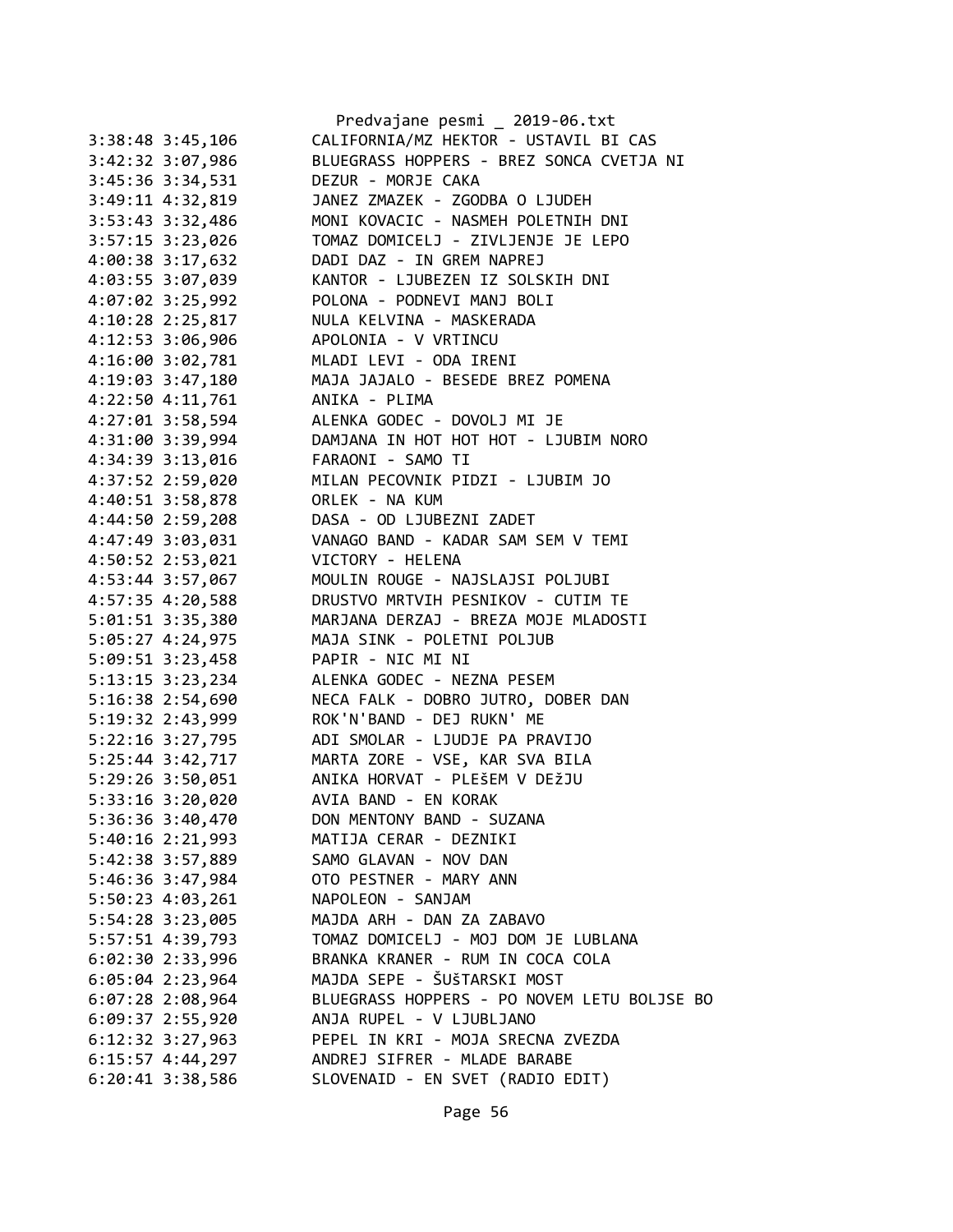```
3:38:48 3:45,106        CALIFORNIA/MZ HEKTOR - USTAVIL BI CAS
3:42:32 3:07,986        BLUEGRASS HOPPERS - BREZ SONCA CVETJA NI
3:45:36 3:34,531        DEZUR - MORJE CAKA
3:49:11 4:32,819        JANEZ ZMAZEK - ZGODBA O LJUDEH
3:53:43 3:32,486        MONI KOVACIC - NASMEH POLETNIH DNI
3:57:15 3:23,026        TOMAZ DOMICELJ - ZIVLJENJE JE LEPO
4:00:38 3:17,632        DADI DAZ - IN GREM NAPREJ
4:03:55 3:07,039        KANTOR - LJUBEZEN IZ SOLSKIH DNI
4:07:02 3:25,992        POLONA - PODNEVI MANJ BOLI
4:10:28 2:25,817        NULA KELVINA - MASKERADA
4:12:53 3:06,906        APOLONIA - V VRTINCU
4:16:00 3:02,781        MLADI LEVI - ODA IRENI
4:19:03 3:47,180        MAJA JAJALO - BESEDE BREZ POMENA
4:22:50 4:11,761        ANIKA - PLIMA
4:27:01 3:58,594        ALENKA GODEC - DOVOLJ MI JE
4:31:00 3:39,994        DAMJANA IN HOT HOT HOT - LJUBIM NORO
4:34:39 3:13,016        FARAONI - SAMO TI
4:37:52 2:59,020        MILAN PECOVNIK PIDZI - LJUBIM JO
4:40:51 3:58,878        ORLEK - NA KUM
4:44:50 2:59,208        DASA - OD LJUBEZNI ZADET
4:47:49 3:03,031        VANAGO BAND - KADAR SAM SEM V TEMI
4:50:52 2:53,021        VICTORY - HELENA
4:53:44 3:57,067        MOULIN ROUGE - NAJSLAJSI POLJUBI
4:57:35 4:20,588        DRUSTVO MRTVIH PESNIKOV - CUTIM TE
5:01:51 3:35,380        MARJANA DERZAJ - BREZA MOJE MLADOSTI
5:05:27 4:24,975        MAJA SINK - POLETNI POLJUB
5:09:51 3:23,458        PAPIR - NIC MI NI
5:13:15 3:23,234        ALENKA GODEC - NEZNA PESEM
5:16:38 2:54,690        NECA FALK - DOBRO JUTRO, DOBER DAN
5:19:32 2:43,999        ROK'N'BAND - DEJ RUKN' ME
5:22:16 3:27,795        ADI SMOLAR - LJUDJE PA PRAVIJO
5:25:44 3:42,717        MARTA ZORE - VSE, KAR SVA BILA
5:29:26 3:50,051        ANIKA HORVAT - PLEŠEM V DEžJU
5:33:16 3:20,020        AVIA BAND - EN KORAK
5:36:36 3:40,470        DON MENTONY BAND - SUZANA
5:40:16 2:21,993        MATIJA CERAR - DEZNIKI
5:42:38 3:57,889        SAMO GLAVAN - NOV DAN
5:46:36 3:47,984        OTO PESTNER - MARY ANN
5:50:23 4:03,261        NAPOLEON - SANJAM
5:54:28 3:23,005        MAJDA ARH - DAN ZA ZABAVO
5:57:51 4:39,793        TOMAZ DOMICELJ - MOJ DOM JE LUBLANA
6:02:30 2:33,996        BRANKA KRANER - RUM IN COCA COLA
6:05:04 2:23,964        MAJDA SEPE - ŠUŠTARSKI MOST
6:07:28 2:08,964        BLUEGRASS HOPPERS - PO NOVEM LETU BOLJSE BO
6:09:37 2:55,920        ANJA RUPEL - V LJUBLJANO
6:12:32 3:27,963        PEPEL IN KRI - MOJA SRECNA ZVEZDA
6:15:57 4:44,297        ANDREJ SIFRER - MLADE BARABE
6:20:41 3:38,586        SLOVENAID - EN SVET (RADIO EDIT)
```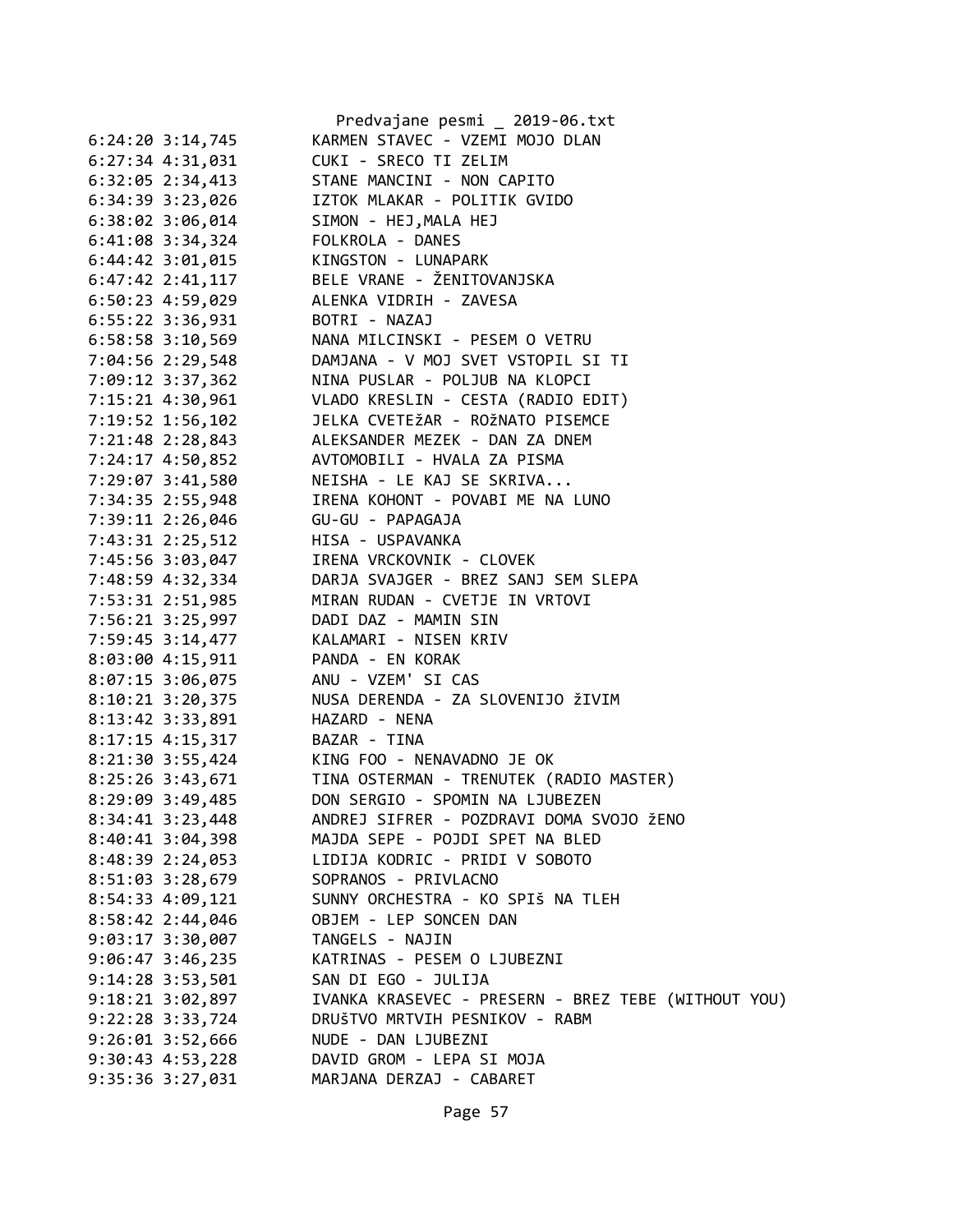Predvajane pesmi _ 2019-06.txt

```
6:24:20 3:14,745        KARMEN STAVEC - VZEMI MOJO DLAN
6:27:34 4:31,031        CUKI - SRECO TI ZELIM
6:32:05 2:34,413        STANE MANCINI - NON CAPITO
6:34:39 3:23,026        IZTOK MLAKAR - POLITIK GVIDO
6:38:02 3:06,014        SIMON - HEJ,MALA HEJ
6:41:08 3:34,324        FOLKROLA - DANES
6:44:42 3:01,015        KINGSTON - LUNAPARK
6:47:42 2:41,117        BELE VRANE - ŽENITOVANJSKA
6:50:23 4:59,029        ALENKA VIDRIH - ZAVESA
6:55:22 3:36,931        BOTRI - NAZAJ
6:58:58 3:10,569        NANA MILCINSKI - PESEM O VETRU
7:04:56 2:29,548        DAMJANA - V MOJ SVET VSTOPIL SI TI
7:09:12 3:37,362        NINA PUSLAR - POLJUB NA KLOPCI
7:15:21 4:30,961        VLADO KRESLIN - CESTA (RADIO EDIT)
7:19:52 1:56,102        JELKA CVETEžAR - ROžNATO PISEMCE
7:21:48 2:28,843        ALEKSANDER MEZEK - DAN ZA DNEM
7:24:17 4:50,852        AVTOMOBILI - HVALA ZA PISMA
7:29:07 3:41,580        NEISHA - LE KAJ SE SKRIVA...
7:34:35 2:55,948        IRENA KOHONT - POVABI ME NA LUNO
7:39:11 2:26,046        GU-GU - PAPAGAJA
7:43:31 2:25,512        HISA - USPAVANKA
7:45:56 3:03,047        IRENA VRCKOVNIK - CLOVEK
7:48:59 4:32,334        DARJA SVAJGER - BREZ SANJ SEM SLEPA
7:53:31 2:51,985        MIRAN RUDAN - CVETJE IN VRTOVI
7:56:21 3:25,997        DADI DAZ - MAMIN SIN
7:59:45 3:14,477        KALAMARI - NISEN KRIV
8:03:00 4:15,911        PANDA - EN KORAK
8:07:15 3:06,075        ANU - VZEM' SI CAS
8:10:21 3:20,375        NUSA DERENDA - ZA SLOVENIJO žIVIM
8:13:42 3:33,891        HAZARD - NENA
8:17:15 4:15,317        BAZAR - TINA
8:21:30 3:55,424        KING FOO - NENAVADNO JE OK
8:25:26 3:43,671        TINA OSTERMAN - TRENUTEK (RADIO MASTER)
8:29:09 3:49,485        DON SERGIO - SPOMIN NA LJUBEZEN
8:34:41 3:23,448        ANDREJ SIFRER - POZDRAVI DOMA SVOJO žENO
8:40:41 3:04,398        MAJDA SEPE - POJDI SPET NA BLED
8:48:39 2:24,053        LIDIJA KODRIC - PRIDI V SOBOTO
8:51:03 3:28,679        SOPRANOS - PRIVLACNO
8:54:33 4:09,121        SUNNY ORCHESTRA - KO SPIš NA TLEH
8:58:42 2:44,046        OBJEM - LEP SONCEN DAN
9:03:17 3:30,007        TANGELS - NAJIN
9:06:47 3:46,235        KATRINAS - PESEM O LJUBEZNI
9:14:28 3:53,501        SAN DI EGO - JULIJA
9:18:21 3:02,897        IVANKA KRASEVEC - PRESERN - BREZ TEBE (WITHOUT YOU)
9:22:28 3:33,724        DRUšTVO MRTVIH PESNIKOV - RABM
9:26:01 3:52,666        NUDE - DAN LJUBEZNI
9:30:43 4:53,228        DAVID GROM - LEPA SI MOJA
9:35:36 3:27,031        MARJANA DERZAJ - CABARET
```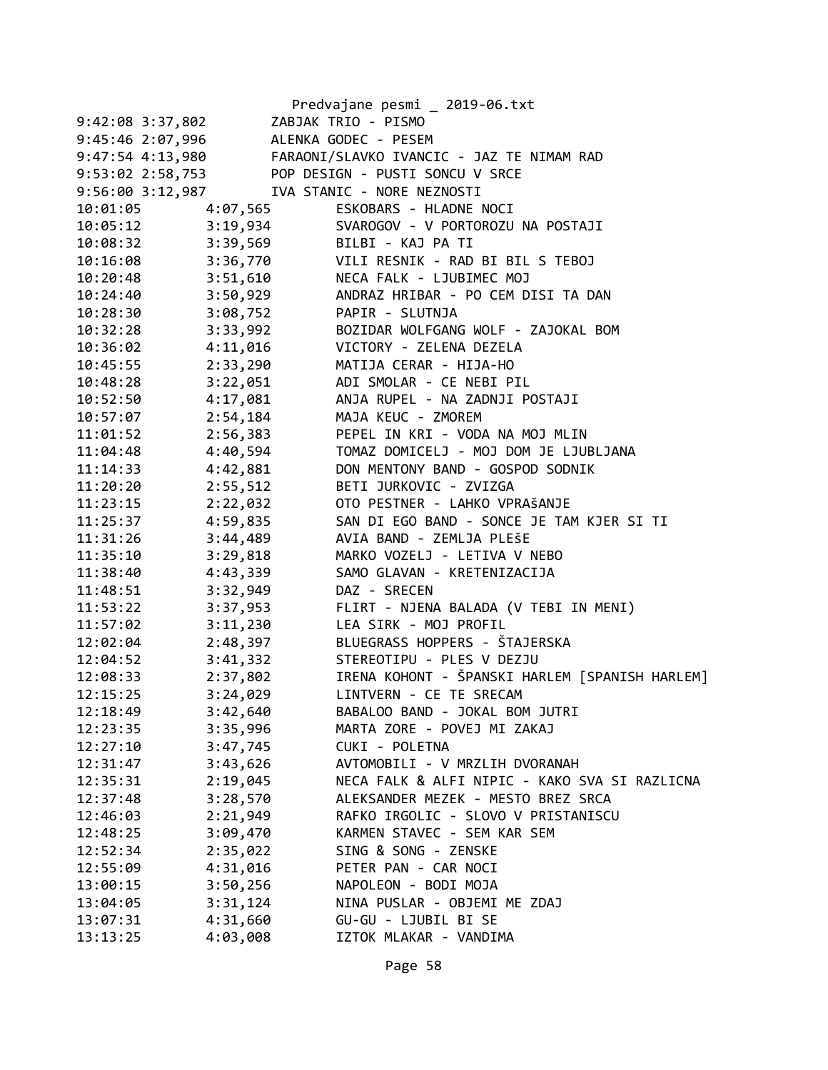```
9:42:08 3:37,802        ZABJAK TRIO - PISMO
9:45:46 2:07,996        ALENKA GODEC - PESEM
9:47:54 4:13,980        FARAONI/SLAVKO IVANCIC - JAZ TE NIMAM RAD
9:53:02 2:58,753        POP DESIGN - PUSTI SONCU V SRCE
9:56:00 3:12,987        IVA STANIC - NORE NEZNOSTI
10:01:05        4:07,565        ESKOBARS - HLADNE NOCI
10:05:12        3:19,934        SVAROGOV - V PORTOROZU NA POSTAJI
10:08:32        3:39,569        BILBI - KAJ PA TI
10:16:08        3:36,770        VILI RESNIK - RAD BI BIL S TEBOJ
10:20:48        3:51,610        NECA FALK - LJUBIMEC MOJ
10:24:40        3:50,929        ANDRAZ HRIBAR - PO CEM DISI TA DAN
10:28:30        3:08,752        PAPIR - SLUTNJA
10:32:28        3:33,992        BOZIDAR WOLFGANG WOLF - ZAJOKAL BOM
10:36:02        4:11,016        VICTORY - ZELENA DEZELA
10:45:55        2:33,290        MATIJA CERAR - HIJA-HO
10:48:28        3:22,051        ADI SMOLAR - CE NEBI PIL
10:52:50        4:17,081        ANJA RUPEL - NA ZADNJI POSTAJI
10:57:07        2:54,184        MAJA KEUC - ZMOREM
11:01:52        2:56,383        PEPEL IN KRI - VODA NA MOJ MLIN
11:04:48        4:40,594        TOMAZ DOMICELJ - MOJ DOM JE LJUBLJANA
11:14:33        4:42,881        DON MENTONY BAND - GOSPOD SODNIK
11:20:20        2:55,512        BETI JURKOVIC - ZVIZGA
11:23:15        2:22,032        OTO PESTNER - LAHKO VPRAŠANJE
11:25:37        4:59,835        SAN DI EGO BAND - SONCE JE TAM KJER SI TI
11:31:26        3:44,489        AVIA BAND - ZEMLJA PLEŠE
11:35:10        3:29,818        MARKO VOZELJ - LETIVA V NEBO
11:38:40        4:43,339        SAMO GLAVAN - KRETENIZACIJA
11:48:51        3:32,949        DAZ - SRECEN
11:53:22        3:37,953        FLIRT - NJENA BALADA (V TEBI IN MENI)
11:57:02        3:11,230        LEA SIRK - MOJ PROFIL
12:02:04        2:48,397        BLUEGRASS HOPPERS - ŠTAJERSKA
12:04:52        3:41,332        STEREOTIPU - PLES V DEZJU
12:08:33        2:37,802        IRENA KOHONT - ŠPANSKI HARLEM [SPANISH HARLEM]
12:15:25        3:24,029        LINTVERN - CE TE SRECAM
12:18:49        3:42,640        BABALOO BAND - JOKAL BOM JUTRI
12:23:35        3:35,996        MARTA ZORE - POVEJ MI ZAKAJ
12:27:10        3:47,745        CUKI - POLETNA
12:31:47        3:43,626        AVTOMOBILI - V MRZLIH DVORANAH
12:35:31        2:19,045        NECA FALK & ALFI NIPIC - KAKO SVA SI RAZLICNA
12:37:48        3:28,570        ALEKSANDER MEZEK - MESTO BREZ SRCA
12:46:03        2:21,949        RAFKO IRGOLIC - SLOVO V PRISTANISCU
12:48:25        3:09,470        KARMEN STAVEC - SEM KAR SEM
12:52:34        2:35,022        SING & SONG - ZENSKE
12:55:09        4:31,016        PETER PAN - CAR NOCI
13:00:15        3:50,256        NAPOLEON - BODI MOJA
13:04:05        3:31,124        NINA PUSLAR - OBJEMI ME ZDAJ
13:07:31        4:31,660        GU-GU - LJUBIL BI SE
13:13:25        4:03,008        IZTOK MLAKAR - VANDIMA
```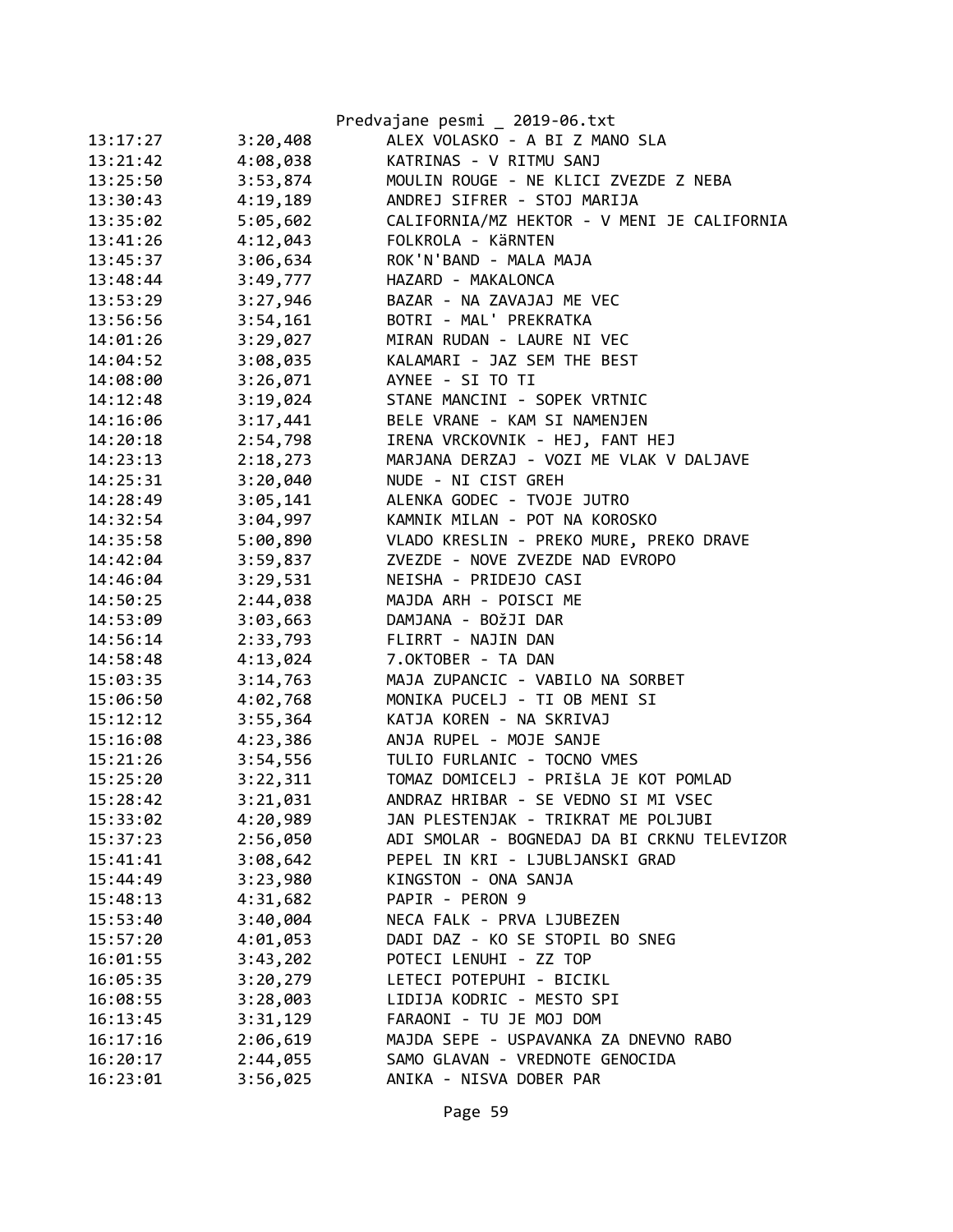| | | |
|---|---|---|
| 13:17:27 | 3:20,408 | ALEX VOLASKO - A BI Z MANO SLA |
| 13:21:42 | 4:08,038 | KATRINAS - V RITMU SANJ |
| 13:25:50 | 3:53,874 | MOULIN ROUGE - NE KLICI ZVEZDE Z NEBA |
| 13:30:43 | 4:19,189 | ANDREJ SIFRER - STOJ MARIJA |
| 13:35:02 | 5:05,602 | CALIFORNIA/MZ HEKTOR - V MENI JE CALIFORNIA |
| 13:41:26 | 4:12,043 | FOLKROLA - KäRNTEN |
| 13:45:37 | 3:06,634 | ROK'N'BAND - MALA MAJA |
| 13:48:44 | 3:49,777 | HAZARD - MAKALONCA |
| 13:53:29 | 3:27,946 | BAZAR - NA ZAVAJAJ ME VEC |
| 13:56:56 | 3:54,161 | BOTRI - MAL' PREKRATKA |
| 14:01:26 | 3:29,027 | MIRAN RUDAN - LAURE NI VEC |
| 14:04:52 | 3:08,035 | KALAMARI - JAZ SEM THE BEST |
| 14:08:00 | 3:26,071 | AYNEE - SI TO TI |
| 14:12:48 | 3:19,024 | STANE MANCINI - SOPEK VRTNIC |
| 14:16:06 | 3:17,441 | BELE VRANE - KAM SI NAMENJEN |
| 14:20:18 | 2:54,798 | IRENA VRCKOVNIK - HEJ, FANT HEJ |
| 14:23:13 | 2:18,273 | MARJANA DERZAJ - VOZI ME VLAK V DALJAVE |
| 14:25:31 | 3:20,040 | NUDE - NI CIST GREH |
| 14:28:49 | 3:05,141 | ALENKA GODEC - TVOJE JUTRO |
| 14:32:54 | 3:04,997 | KAMNIK MILAN - POT NA KOROSKO |
| 14:35:58 | 5:00,890 | VLADO KRESLIN - PREKO MURE, PREKO DRAVE |
| 14:42:04 | 3:59,837 | ZVEZDE - NOVE ZVEZDE NAD EVROPO |
| 14:46:04 | 3:29,531 | NEISHA - PRIDEJO CASI |
| 14:50:25 | 2:44,038 | MAJDA ARH - POISCI ME |
| 14:53:09 | 3:03,663 | DAMJANA - BOžJI DAR |
| 14:56:14 | 2:33,793 | FLIRRT - NAJIN DAN |
| 14:58:48 | 4:13,024 | 7.OKTOBER - TA DAN |
| 15:03:35 | 3:14,763 | MAJA ZUPANCIC - VABILO NA SORBET |
| 15:06:50 | 4:02,768 | MONIKA PUCELJ - TI OB MENI SI |
| 15:12:12 | 3:55,364 | KATJA KOREN - NA SKRIVAJ |
| 15:16:08 | 4:23,386 | ANJA RUPEL - MOJE SANJE |
| 15:21:26 | 3:54,556 | TULIO FURLANIC - TOCNO VMES |
| 15:25:20 | 3:22,311 | TOMAZ DOMICELJ - PRIšLA JE KOT POMLAD |
| 15:28:42 | 3:21,031 | ANDRAZ HRIBAR - SE VEDNO SI MI VSEC |
| 15:33:02 | 4:20,989 | JAN PLESTENJAK - TRIKRAT ME POLJUBI |
| 15:37:23 | 2:56,050 | ADI SMOLAR - BOGNEDAJ DA BI CRKNU TELEVIZOR |
| 15:41:41 | 3:08,642 | PEPEL IN KRI - LJUBLJANSKI GRAD |
| 15:44:49 | 3:23,980 | KINGSTON - ONA SANJA |
| 15:48:13 | 4:31,682 | PAPIR - PERON 9 |
| 15:53:40 | 3:40,004 | NECA FALK - PRVA LJUBEZEN |
| 15:57:20 | 4:01,053 | DADI DAZ - KO SE STOPIL BO SNEG |
| 16:01:55 | 3:43,202 | POTECI LENUHI - ZZ TOP |
| 16:05:35 | 3:20,279 | LETECI POTEPUHI - BICIKL |
| 16:08:55 | 3:28,003 | LIDIJA KODRIC - MESTO SPI |
| 16:13:45 | 3:31,129 | FARAONI - TU JE MOJ DOM |
| 16:17:16 | 2:06,619 | MAJDA SEPE - USPAVANKA ZA DNEVNO RABO |
| 16:20:17 | 2:44,055 | SAMO GLAVAN - VREDNOTE GENOCIDA |
| 16:23:01 | 3:56,025 | ANIKA - NISVA DOBER PAR |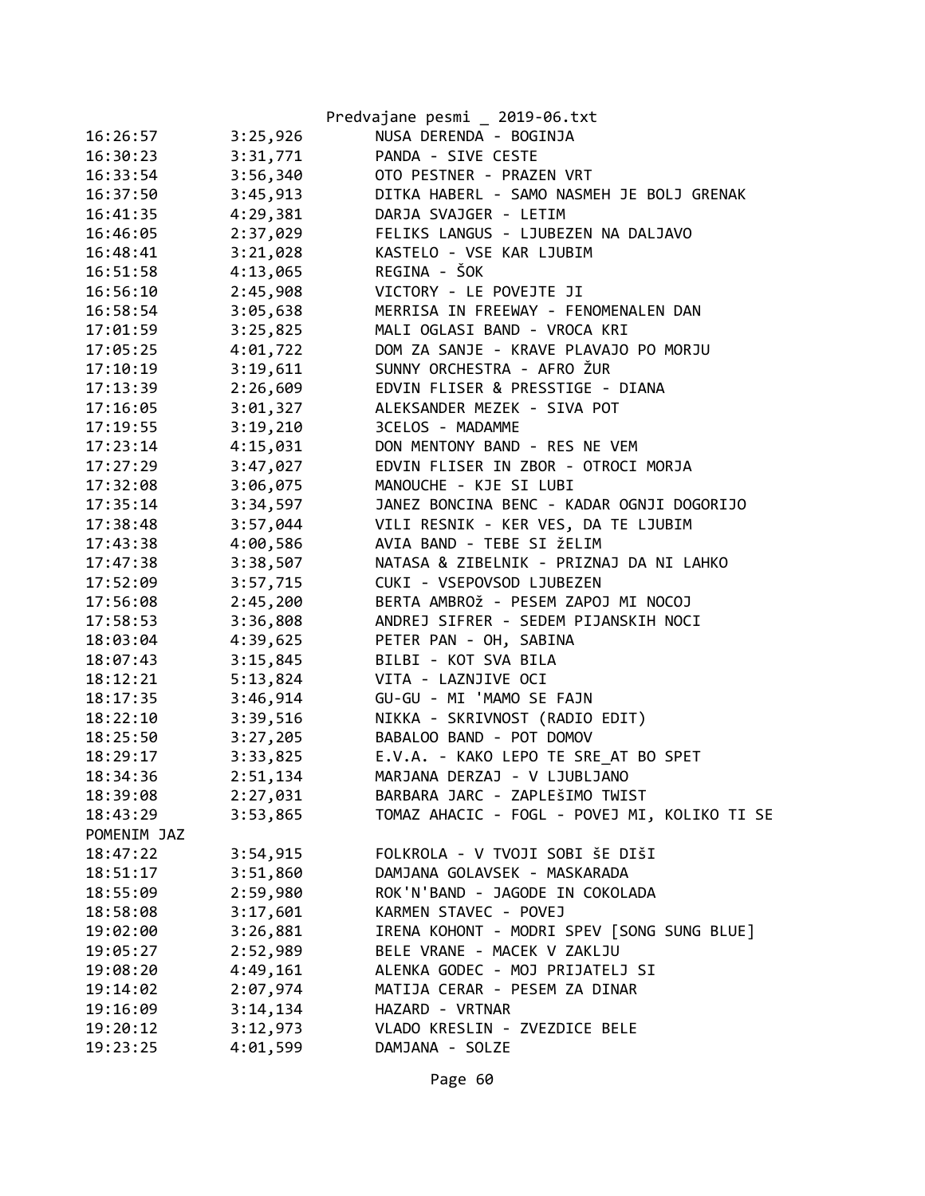| | | |
|---|---|---|
| 16:26:57 | 3:25,926 | NUSA DERENDA - BOGINJA |
| 16:30:23 | 3:31,771 | PANDA - SIVE CESTE |
| 16:33:54 | 3:56,340 | OTO PESTNER - PRAZEN VRT |
| 16:37:50 | 3:45,913 | DITKA HABERL - SAMO NASMEH JE BOLJ GRENAK |
| 16:41:35 | 4:29,381 | DARJA SVAJGER - LETIM |
| 16:46:05 | 2:37,029 | FELIKS LANGUS - LJUBEZEN NA DALJAVO |
| 16:48:41 | 3:21,028 | KASTELO - VSE KAR LJUBIM |
| 16:51:58 | 4:13,065 | REGINA - ŠOK |
| 16:56:10 | 2:45,908 | VICTORY - LE POVEJTE JI |
| 16:58:54 | 3:05,638 | MERRISA IN FREEWAY - FENOMENALEN DAN |
| 17:01:59 | 3:25,825 | MALI OGLASI BAND - VROCA KRI |
| 17:05:25 | 4:01,722 | DOM ZA SANJE - KRAVE PLAVAJO PO MORJU |
| 17:10:19 | 3:19,611 | SUNNY ORCHESTRA - AFRO ŽUR |
| 17:13:39 | 2:26,609 | EDVIN FLISER & PRESSTIGE - DIANA |
| 17:16:05 | 3:01,327 | ALEKSANDER MEZEK - SIVA POT |
| 17:19:55 | 3:19,210 | 3CELOS - MADAMME |
| 17:23:14 | 4:15,031 | DON MENTONY BAND - RES NE VEM |
| 17:27:29 | 3:47,027 | EDVIN FLISER IN ZBOR - OTROCI MORJA |
| 17:32:08 | 3:06,075 | MANOUCHE - KJE SI LUBI |
| 17:35:14 | 3:34,597 | JANEZ BONCINA BENC - KADAR OGNJI DOGORIJO |
| 17:38:48 | 3:57,044 | VILI RESNIK - KER VES, DA TE LJUBIM |
| 17:43:38 | 4:00,586 | AVIA BAND - TEBE SI žELIM |
| 17:47:38 | 3:38,507 | NATASA & ZIBELNIK - PRIZNAJ DA NI LAHKO |
| 17:52:09 | 3:57,715 | CUKI - VSEPOVSOD LJUBEZEN |
| 17:56:08 | 2:45,200 | BERTA AMBROž - PESEM ZAPOJ MI NOCOJ |
| 17:58:53 | 3:36,808 | ANDREJ SIFRER - SEDEM PIJANSKIH NOCI |
| 18:03:04 | 4:39,625 | PETER PAN - OH, SABINA |
| 18:07:43 | 3:15,845 | BILBI - KOT SVA BILA |
| 18:12:21 | 5:13,824 | VITA - LAZNJIVE OCI |
| 18:17:35 | 3:46,914 | GU-GU - MI 'MAMO SE FAJN |
| 18:22:10 | 3:39,516 | NIKKA - SKRIVNOST (RADIO EDIT) |
| 18:25:50 | 3:27,205 | BABALOO BAND - POT DOMOV |
| 18:29:17 | 3:33,825 | E.V.A. - KAKO LEPO TE SRE_AT BO SPET |
| 18:34:36 | 2:51,134 | MARJANA DERZAJ - V LJUBLJANO |
| 18:39:08 | 2:27,031 | BARBARA JARC - ZAPLEŠIMO TWIST |
| 18:43:29 | 3:53,865 | TOMAZ AHACIC - FOGL - POVEJ MI, KOLIKO TI SE POMENIM JAZ |
| 18:47:22 | 3:54,915 | FOLKROLA - V TVOJI SOBI ŠE DIŠI |
| 18:51:17 | 3:51,860 | DAMJANA GOLAVSEK - MASKARADA |
| 18:55:09 | 2:59,980 | ROK'N'BAND - JAGODE IN COKOLADA |
| 18:58:08 | 3:17,601 | KARMEN STAVEC - POVEJ |
| 19:02:00 | 3:26,881 | IRENA KOHONT - MODRI SPEV [SONG SUNG BLUE] |
| 19:05:27 | 2:52,989 | BELE VRANE - MACEK V ZAKLJU |
| 19:08:20 | 4:49,161 | ALENKA GODEC - MOJ PRIJATELJ SI |
| 19:14:02 | 2:07,974 | MATIJA CERAR - PESEM ZA DINAR |
| 19:16:09 | 3:14,134 | HAZARD - VRTNAR |
| 19:20:12 | 3:12,973 | VLADO KRESLIN - ZVEZDICE BELE |
| 19:23:25 | 4:01,599 | DAMJANA - SOLZE |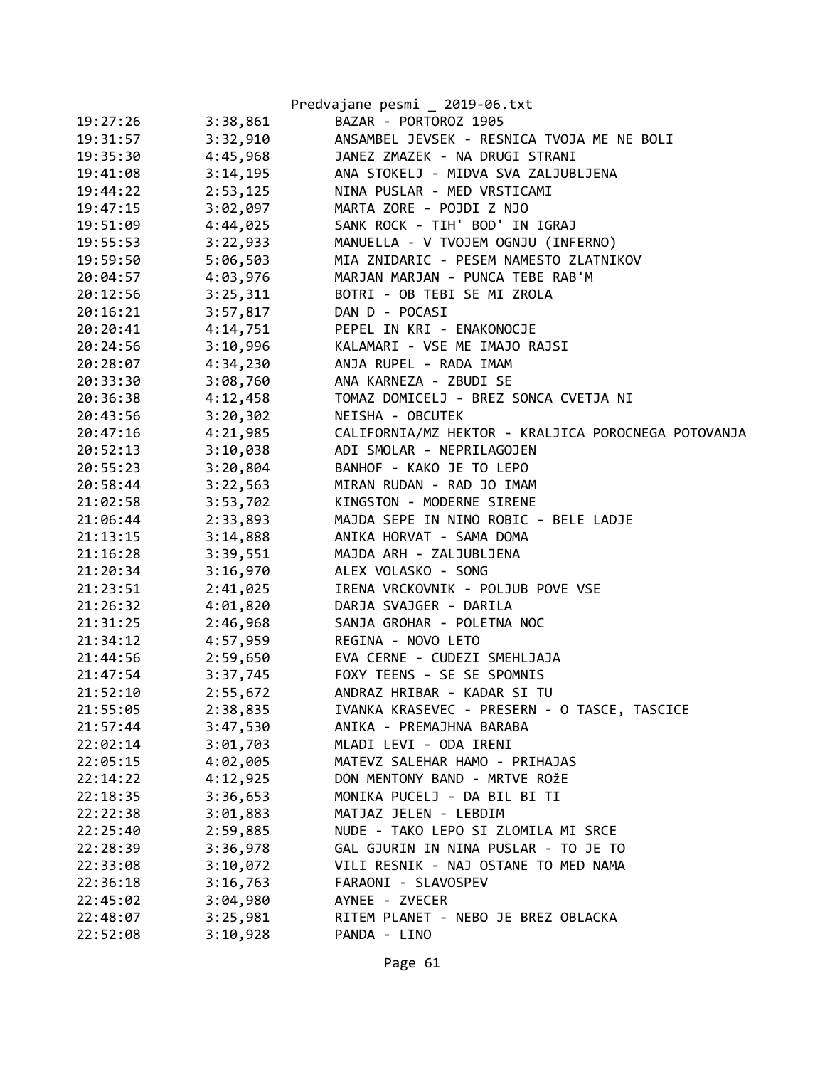| | | |
|---|---|---|
| 19:27:26 | 3:38,861 | BAZAR - PORTOROZ 1905 |
| 19:31:57 | 3:32,910 | ANSAMBEL JEVSEK - RESNICA TVOJA ME NE BOLI |
| 19:35:30 | 4:45,968 | JANEZ ZMAZEK - NA DRUGI STRANI |
| 19:41:08 | 3:14,195 | ANA STOKELJ - MIDVA SVA ZALJUBLJENA |
| 19:44:22 | 2:53,125 | NINA PUSLAR - MED VRSTICAMI |
| 19:47:15 | 3:02,097 | MARTA ZORE - POJDI Z NJO |
| 19:51:09 | 4:44,025 | SANK ROCK - TIH' BOD' IN IGRAJ |
| 19:55:53 | 3:22,933 | MANUELLA - V TVOJEM OGNJU (INFERNO) |
| 19:59:50 | 5:06,503 | MIA ZNIDARIC - PESEM NAMESTO ZLATNIKOV |
| 20:04:57 | 4:03,976 | MARJAN MARJAN - PUNCA TEBE RAB'M |
| 20:12:56 | 3:25,311 | BOTRI - OB TEBI SE MI ZROLA |
| 20:16:21 | 3:57,817 | DAN D - POCASI |
| 20:20:41 | 4:14,751 | PEPEL IN KRI - ENAKONOCJE |
| 20:24:56 | 3:10,996 | KALAMARI - VSE ME IMAJO RAJSI |
| 20:28:07 | 4:34,230 | ANJA RUPEL - RADA IMAM |
| 20:33:30 | 3:08,760 | ANA KARNEZA - ZBUDI SE |
| 20:36:38 | 4:12,458 | TOMAZ DOMICELJ - BREZ SONCA CVETJA NI |
| 20:43:56 | 3:20,302 | NEISHA - OBCUTEK |
| 20:47:16 | 4:21,985 | CALIFORNIA/MZ HEKTOR - KRALJICA POROCNEGA POTOVANJA |
| 20:52:13 | 3:10,038 | ADI SMOLAR - NEPRILAGOJEN |
| 20:55:23 | 3:20,804 | BANHOF - KAKO JE TO LEPO |
| 20:58:44 | 3:22,563 | MIRAN RUDAN - RAD JO IMAM |
| 21:02:58 | 3:53,702 | KINGSTON - MODERNE SIRENE |
| 21:06:44 | 2:33,893 | MAJDA SEPE IN NINO ROBIC - BELE LADJE |
| 21:13:15 | 3:14,888 | ANIKA HORVAT - SAMA DOMA |
| 21:16:28 | 3:39,551 | MAJDA ARH - ZALJUBLJENA |
| 21:20:34 | 3:16,970 | ALEX VOLASKO - SONG |
| 21:23:51 | 2:41,025 | IRENA VRCKOVNIK - POLJUB POVE VSE |
| 21:26:32 | 4:01,820 | DARJA SVAJGER - DARILA |
| 21:31:25 | 2:46,968 | SANJA GROHAR - POLETNA NOC |
| 21:34:12 | 4:57,959 | REGINA - NOVO LETO |
| 21:44:56 | 2:59,650 | EVA CERNE - CUDEZI SMEHLJAJA |
| 21:47:54 | 3:37,745 | FOXY TEENS - SE SE SPOMNIS |
| 21:52:10 | 2:55,672 | ANDRAZ HRIBAR - KADAR SI TU |
| 21:55:05 | 2:38,835 | IVANKA KRASEVEC - PRESERN - O TASCE, TASCICE |
| 21:57:44 | 3:47,530 | ANIKA - PREMAJHNA BARABA |
| 22:02:14 | 3:01,703 | MLADI LEVI - ODA IRENI |
| 22:05:15 | 4:02,005 | MATEVZ SALEHAR HAMO - PRIHAJAS |
| 22:14:22 | 4:12,925 | DON MENTONY BAND - MRTVE ROžE |
| 22:18:35 | 3:36,653 | MONIKA PUCELJ - DA BIL BI TI |
| 22:22:38 | 3:01,883 | MATJAZ JELEN - LEBDIM |
| 22:25:40 | 2:59,885 | NUDE - TAKO LEPO SI ZLOMILA MI SRCE |
| 22:28:39 | 3:36,978 | GAL GJURIN IN NINA PUSLAR - TO JE TO |
| 22:33:08 | 3:10,072 | VILI RESNIK - NAJ OSTANE TO MED NAMA |
| 22:36:18 | 3:16,763 | FARAONI - SLAVOSPEV |
| 22:45:02 | 3:04,980 | AYNEE - ZVECER |
| 22:48:07 | 3:25,981 | RITEM PLANET - NEBO JE BREZ OBLACKA |
| 22:52:08 | 3:10,928 | PANDA - LINO |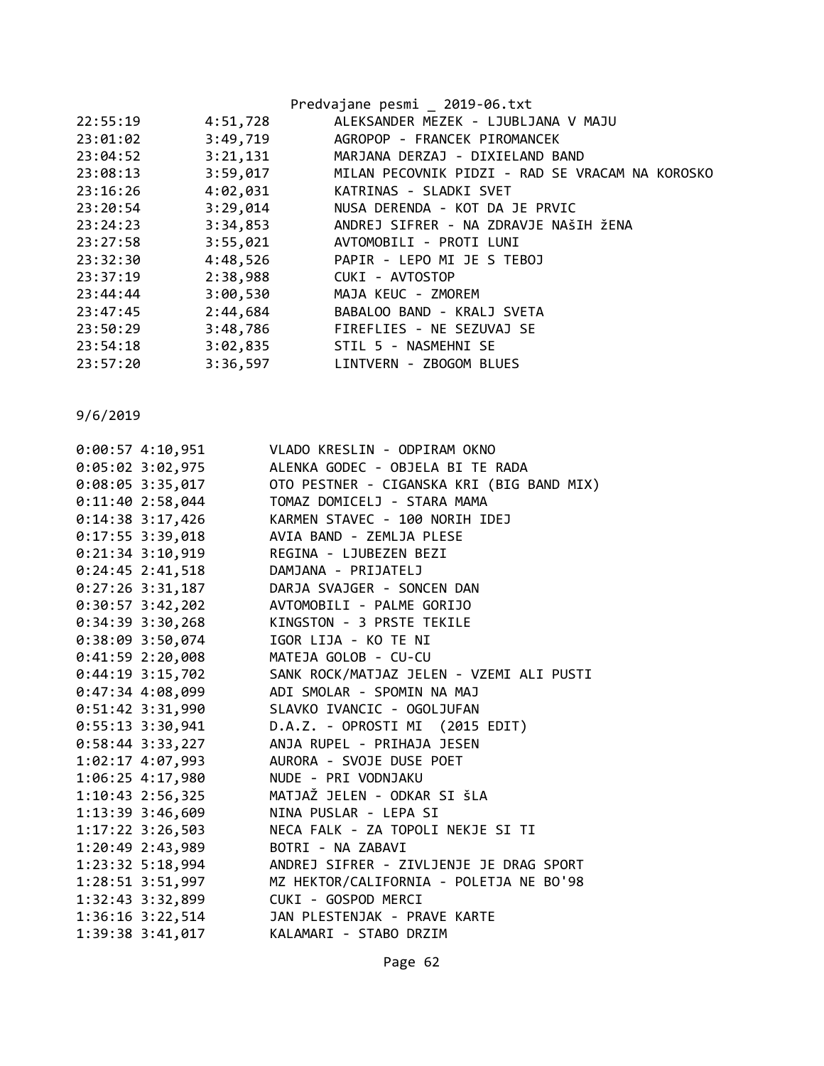| | | |
|---|---|---|
| 22:55:19 | 4:51,728 | ALEKSANDER MEZEK - LJUBLJANA V MAJU |
| 23:01:02 | 3:49,719 | AGROPOP - FRANCEK PIROMANCEK |
| 23:04:52 | 3:21,131 | MARJANA DERZAJ - DIXIELAND BAND |
| 23:08:13 | 3:59,017 | MILAN PECOVNIK PIDZI - RAD SE VRACAM NA KOROSKO |
| 23:16:26 | 4:02,031 | KATRINAS - SLADKI SVET |
| 23:20:54 | 3:29,014 | NUSA DERENDA - KOT DA JE PRVIC |
| 23:24:23 | 3:34,853 | ANDREJ SIFRER - NA ZDRAVJE NAŠIH žENA |
| 23:27:58 | 3:55,021 | AVTOMOBILI - PROTI LUNI |
| 23:32:30 | 4:48,526 | PAPIR - LEPO MI JE S TEBOJ |
| 23:37:19 | 2:38,988 | CUKI - AVTOSTOP |
| 23:44:44 | 3:00,530 | MAJA KEUC - ZMOREM |
| 23:47:45 | 2:44,684 | BABALOO BAND - KRALJ SVETA |
| 23:50:29 | 3:48,786 | FIREFLIES - NE SEZUVAJ SE |
| 23:54:18 | 3:02,835 | STIL 5 - NASMEHNI SE |
| 23:57:20 | 3:36,597 | LINTVERN - ZBOGOM BLUES |

9/6/2019

| | | |
|---|---|---|
| 0:00:57 | 4:10,951 | VLADO KRESLIN - ODPIRAM OKNO |
| 0:05:02 | 3:02,975 | ALENKA GODEC - OBJELA BI TE RADA |
| 0:08:05 | 3:35,017 | OTO PESTNER - CIGANSKA KRI (BIG BAND MIX) |
| 0:11:40 | 2:58,044 | TOMAZ DOMICELJ - STARA MAMA |
| 0:14:38 | 3:17,426 | KARMEN STAVEC - 100 NORIH IDEJ |
| 0:17:55 | 3:39,018 | AVIA BAND - ZEMLJA PLESE |
| 0:21:34 | 3:10,919 | REGINA - LJUBEZEN BEZI |
| 0:24:45 | 2:41,518 | DAMJANA - PRIJATELJ |
| 0:27:26 | 3:31,187 | DARJA SVAJGER - SONCEN DAN |
| 0:30:57 | 3:42,202 | AVTOMOBILI - PALME GORIJO |
| 0:34:39 | 3:30,268 | KINGSTON - 3 PRSTE TEKILE |
| 0:38:09 | 3:50,074 | IGOR LIJA - KO TE NI |
| 0:41:59 | 2:20,008 | MATEJA GOLOB - CU-CU |
| 0:44:19 | 3:15,702 | SANK ROCK/MATJAZ JELEN - VZEMI ALI PUSTI |
| 0:47:34 | 4:08,099 | ADI SMOLAR - SPOMIN NA MAJ |
| 0:51:42 | 3:31,990 | SLAVKO IVANCIC - OGOLJUFAN |
| 0:55:13 | 3:30,941 | D.A.Z. - OPROSTI MI (2015 EDIT) |
| 0:58:44 | 3:33,227 | ANJA RUPEL - PRIHAJA JESEN |
| 1:02:17 | 4:07,993 | AURORA - SVOJE DUSE POET |
| 1:06:25 | 4:17,980 | NUDE - PRI VODNJAKU |
| 1:10:43 | 2:56,325 | MATJAŽ JELEN - ODKAR SI šLA |
| 1:13:39 | 3:46,609 | NINA PUSLAR - LEPA SI |
| 1:17:22 | 3:26,503 | NECA FALK - ZA TOPOLI NEKJE SI TI |
| 1:20:49 | 2:43,989 | BOTRI - NA ZABAVI |
| 1:23:32 | 5:18,994 | ANDREJ SIFRER - ZIVLJENJE JE DRAG SPORT |
| 1:28:51 | 3:51,997 | MZ HEKTOR/CALIFORNIA - POLETJA NE BO'98 |
| 1:32:43 | 3:32,899 | CUKI - GOSPOD MERCI |
| 1:36:16 | 3:22,514 | JAN PLESTENJAK - PRAVE KARTE |
| 1:39:38 | 3:41,017 | KALAMARI - STABO DRZIM |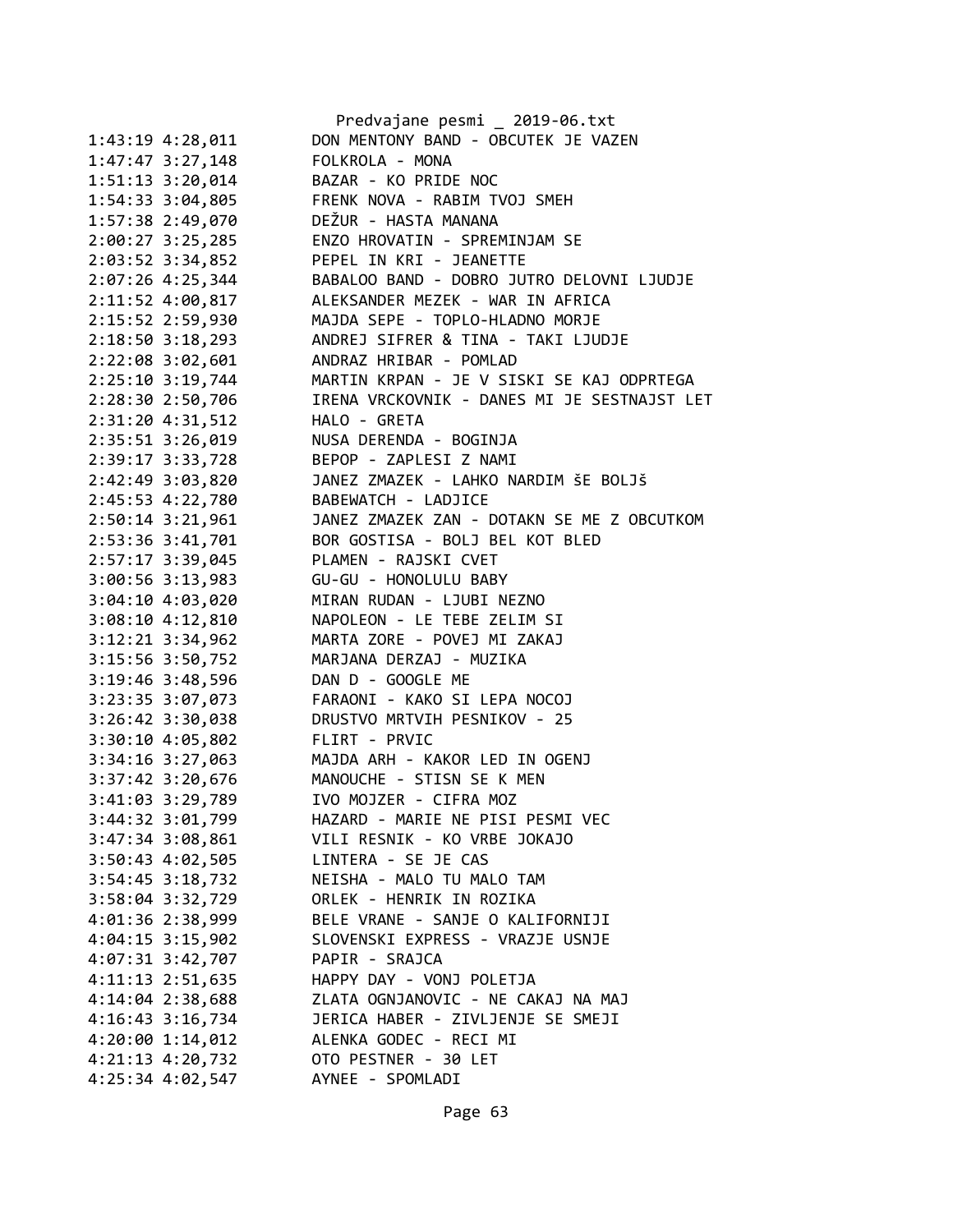```
1:43:19 4:28,011        DON MENTONY BAND - OBCUTEK JE VAZEN
1:47:47 3:27,148        FOLKROLA - MONA
1:51:13 3:20,014        BAZAR - KO PRIDE NOC
1:54:33 3:04,805        FRENK NOVA - RABIM TVOJ SMEH
1:57:38 2:49,070        DEŽUR - HASTA MANANA
2:00:27 3:25,285        ENZO HROVATIN - SPREMINJAM SE
2:03:52 3:34,852        PEPEL IN KRI - JEANETTE
2:07:26 4:25,344        BABALOO BAND - DOBRO JUTRO DELOVNI LJUDJE
2:11:52 4:00,817        ALEKSANDER MEZEK - WAR IN AFRICA
2:15:52 2:59,930        MAJDA SEPE - TOPLO-HLADNO MORJE
2:18:50 3:18,293        ANDREJ SIFRER & TINA - TAKI LJUDJE
2:22:08 3:02,601        ANDRAZ HRIBAR - POMLAD
2:25:10 3:19,744        MARTIN KRPAN - JE V SISKI SE KAJ ODPRTEGA
2:28:30 2:50,706        IRENA VRCKOVNIK - DANES MI JE SESTNAJST LET
2:31:20 4:31,512        HALO - GRETA
2:35:51 3:26,019        NUSA DERENDA - BOGINJA
2:39:17 3:33,728        BEPOP - ZAPLESI Z NAMI
2:42:49 3:03,820        JANEZ ZMAZEK - LAHKO NARDIM ŠE BOLJŠ
2:45:53 4:22,780        BABEWATCH - LADJICE
2:50:14 3:21,961        JANEZ ZMAZEK ZAN - DOTAKN SE ME Z OBCUTKOM
2:53:36 3:41,701        BOR GOSTISA - BOLJ BEL KOT BLED
2:57:17 3:39,045        PLAMEN - RAJSKI CVET
3:00:56 3:13,983        GU-GU - HONOLULU BABY
3:04:10 4:03,020        MIRAN RUDAN - LJUBI NEZNO
3:08:10 4:12,810        NAPOLEON - LE TEBE ZELIM SI
3:12:21 3:34,962        MARTA ZORE - POVEJ MI ZAKAJ
3:15:56 3:50,752        MARJANA DERZAJ - MUZIKA
3:19:46 3:48,596        DAN D - GOOGLE ME
3:23:35 3:07,073        FARAONI - KAKO SI LEPA NOCOJ
3:26:42 3:30,038        DRUSTVO MRTVIH PESNIKOV - 25
3:30:10 4:05,802        FLIRT - PRVIC
3:34:16 3:27,063        MAJDA ARH - KAKOR LED IN OGENJ
3:37:42 3:20,676        MANOUCHE - STISN SE K MEN
3:41:03 3:29,789        IVO MOJZER - CIFRA MOZ
3:44:32 3:01,799        HAZARD - MARIE NE PISI PESMI VEC
3:47:34 3:08,861        VILI RESNIK - KO VRBE JOKAJO
3:50:43 4:02,505        LINTERA - SE JE CAS
3:54:45 3:18,732        NEISHA - MALO TU MALO TAM
3:58:04 3:32,729        ORLEK - HENRIK IN ROZIKA
4:01:36 2:38,999        BELE VRANE - SANJE O KALIFORNIJI
4:04:15 3:15,902        SLOVENSKI EXPRESS - VRAZJE USNJE
4:07:31 3:42,707        PAPIR - SRAJCA
4:11:13 2:51,635        HAPPY DAY - VONJ POLETJA
4:14:04 2:38,688        ZLATA OGNJANOVIC - NE CAKAJ NA MAJ
4:16:43 3:16,734        JERICA HABER - ZIVLJENJE SE SMEJI
4:20:00 1:14,012        ALENKA GODEC - RECI MI
4:21:13 4:20,732        OTO PESTNER - 30 LET
4:25:34 4:02,547        AYNEE - SPOMLADI
```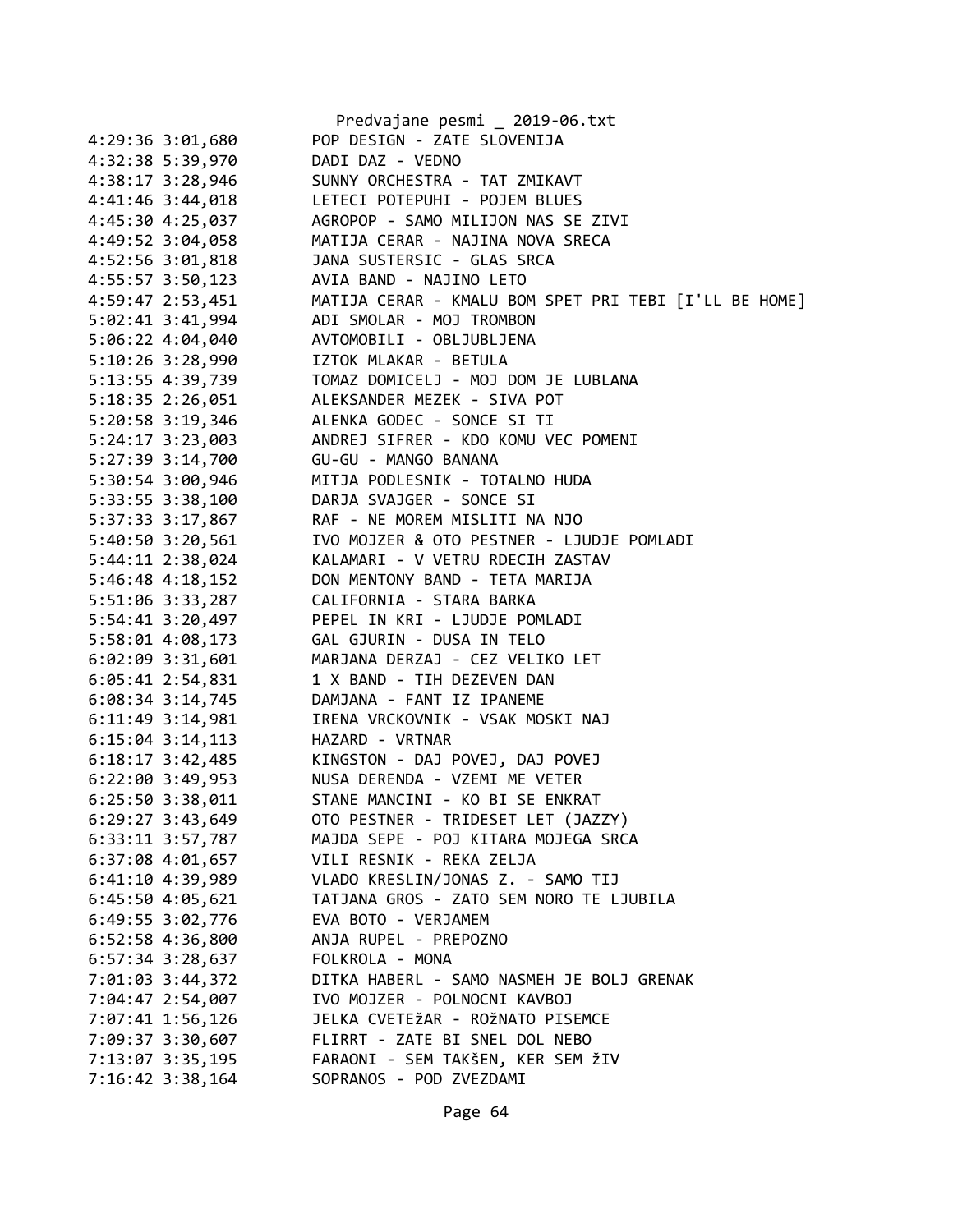```
4:29:36 3:01,680        POP DESIGN - ZATE SLOVENIJA
4:32:38 5:39,970        DADI DAZ - VEDNO
4:38:17 3:28,946        SUNNY ORCHESTRA - TAT ZMIKAVT
4:41:46 3:44,018        LETECI POTEPUHI - POJEM BLUES
4:45:30 4:25,037        AGROPOP - SAMO MILIJON NAS SE ZIVI
4:49:52 3:04,058        MATIJA CERAR - NAJINA NOVA SRECA
4:52:56 3:01,818        JANA SUSTERSIC - GLAS SRCA
4:55:57 3:50,123        AVIA BAND - NAJINO LETO
4:59:47 2:53,451        MATIJA CERAR - KMALU BOM SPET PRI TEBI [I'LL BE HOME]
5:02:41 3:41,994        ADI SMOLAR - MOJ TROMBON
5:06:22 4:04,040        AVTOMOBILI - OBLJUBLJENA
5:10:26 3:28,990        IZTOK MLAKAR - BETULA
5:13:55 4:39,739        TOMAZ DOMICELJ - MOJ DOM JE LUBLANA
5:18:35 2:26,051        ALEKSANDER MEZEK - SIVA POT
5:20:58 3:19,346        ALENKA GODEC - SONCE SI TI
5:24:17 3:23,003        ANDREJ SIFRER - KDO KOMU VEC POMENI
5:27:39 3:14,700        GU-GU - MANGO BANANA
5:30:54 3:00,946        MITJA PODLESNIK - TOTALNO HUDA
5:33:55 3:38,100        DARJA SVAJGER - SONCE SI
5:37:33 3:17,867        RAF - NE MOREM MISLITI NA NJO
5:40:50 3:20,561        IVO MOJZER & OTO PESTNER - LJUDJE POMLADI
5:44:11 2:38,024        KALAMARI - V VETRU RDECIH ZASTAV
5:46:48 4:18,152        DON MENTONY BAND - TETA MARIJA
5:51:06 3:33,287        CALIFORNIA - STARA BARKA
5:54:41 3:20,497        PEPEL IN KRI - LJUDJE POMLADI
5:58:01 4:08,173        GAL GJURIN - DUSA IN TELO
6:02:09 3:31,601        MARJANA DERZAJ - CEZ VELIKO LET
6:05:41 2:54,831        1 X BAND - TIH DEZEVEN DAN
6:08:34 3:14,745        DAMJANA - FANT IZ IPANEME
6:11:49 3:14,981        IRENA VRCKOVNIK - VSAK MOSKI NAJ
6:15:04 3:14,113        HAZARD - VRTNAR
6:18:17 3:42,485        KINGSTON - DAJ POVEJ, DAJ POVEJ
6:22:00 3:49,953        NUSA DERENDA - VZEMI ME VETER
6:25:50 3:38,011        STANE MANCINI - KO BI SE ENKRAT
6:29:27 3:43,649        OTO PESTNER - TRIDESET LET (JAZZY)
6:33:11 3:57,787        MAJDA SEPE - POJ KITARA MOJEGA SRCA
6:37:08 4:01,657        VILI RESNIK - REKA ZELJA
6:41:10 4:39,989        VLADO KRESLIN/JONAS Z. - SAMO TIJ
6:45:50 4:05,621        TATJANA GROS - ZATO SEM NORO TE LJUBILA
6:49:55 3:02,776        EVA BOTO - VERJAMEM
6:52:58 4:36,800        ANJA RUPEL - PREPOZNO
6:57:34 3:28,637        FOLKROLA - MONA
7:01:03 3:44,372        DITKA HABERL - SAMO NASMEH JE BOLJ GRENAK
7:04:47 2:54,007        IVO MOJZER - POLNOCNI KAVBOJ
7:07:41 1:56,126        JELKA CVETEžAR - ROžNATO PISEMCE
7:09:37 3:30,607        FLIRRT - ZATE BI SNEL DOL NEBO
7:13:07 3:35,195        FARAONI - SEM TAKšEN, KER SEM žIV
7:16:42 3:38,164        SOPRANOS - POD ZVEZDAMI
```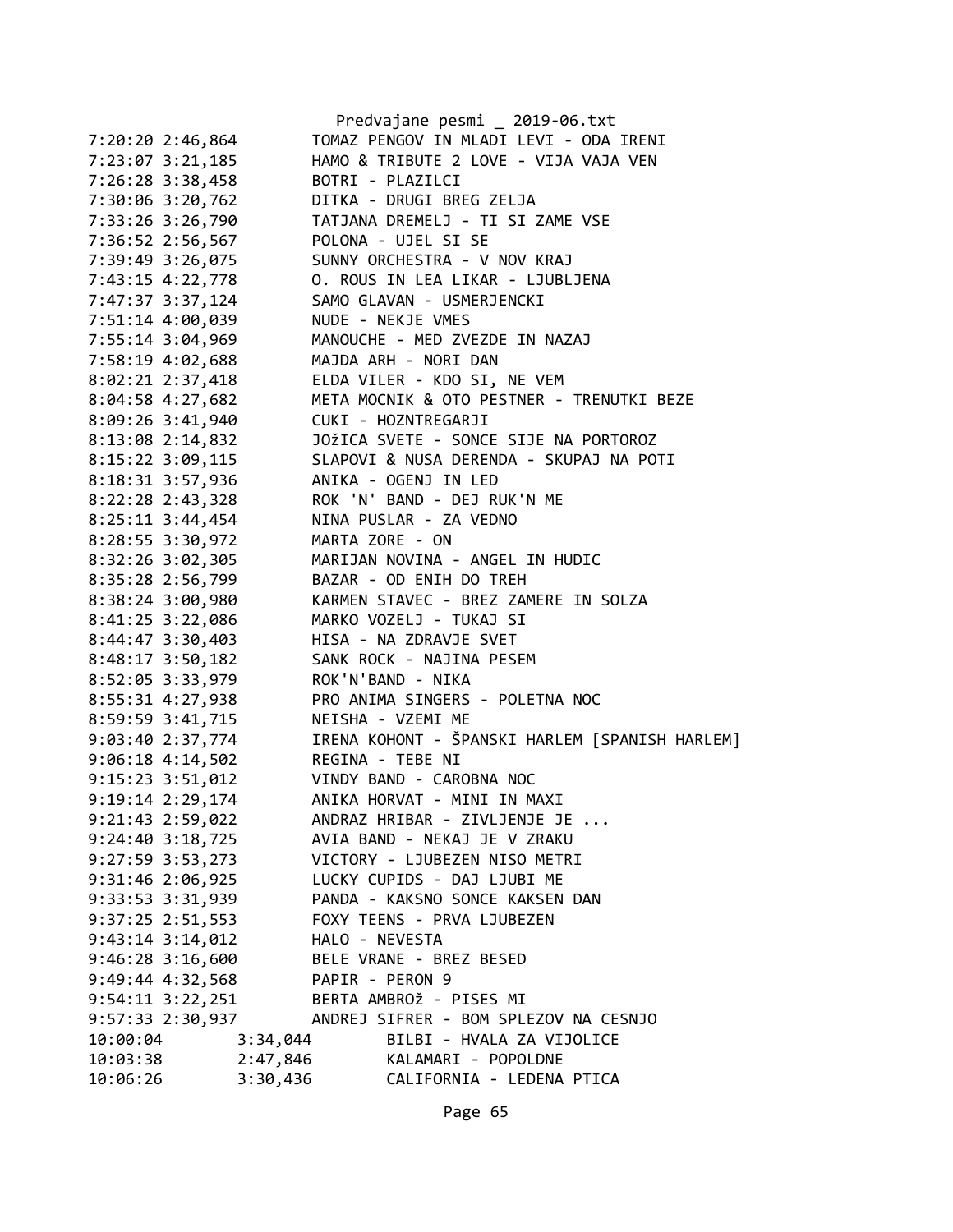7:20:20 2:46,864        TOMAZ PENGOV IN MLADI LEVI - ODA IRENI
7:23:07 3:21,185        HAMO & TRIBUTE 2 LOVE - VIJA VAJA VEN
7:26:28 3:38,458        BOTRI - PLAZILCI
7:30:06 3:20,762        DITKA - DRUGI BREG ZELJA
7:33:26 3:26,790        TATJANA DREMELJ - TI SI ZAME VSE
7:36:52 2:56,567        POLONA - UJEL SI SE
7:39:49 3:26,075        SUNNY ORCHESTRA - V NOV KRAJ
7:43:15 4:22,778        O. ROUS IN LEA LIKAR - LJUBLJENA
7:47:37 3:37,124        SAMO GLAVAN - USMERJENCKI
7:51:14 4:00,039        NUDE - NEKJE VMES
7:55:14 3:04,969        MANOUCHE - MED ZVEZDE IN NAZAJ
7:58:19 4:02,688        MAJDA ARH - NORI DAN
8:02:21 2:37,418        ELDA VILER - KDO SI, NE VEM
8:04:58 4:27,682        META MOCNIK & OTO PESTNER - TRENUTKI BEZE
8:09:26 3:41,940        CUKI - HOZNTREGARJI
8:13:08 2:14,832        JOžICA SVETE - SONCE SIJE NA PORTOROZ
8:15:22 3:09,115        SLAPOVI & NUSA DERENDA - SKUPAJ NA POTI
8:18:31 3:57,936        ANIKA - OGENJ IN LED
8:22:28 2:43,328        ROK 'N' BAND - DEJ RUK'N ME
8:25:11 3:44,454        NINA PUSLAR - ZA VEDNO
8:28:55 3:30,972        MARTA ZORE - ON
8:32:26 3:02,305        MARIJAN NOVINA - ANGEL IN HUDIC
8:35:28 2:56,799        BAZAR - OD ENIH DO TREH
8:38:24 3:00,980        KARMEN STAVEC - BREZ ZAMERE IN SOLZA
8:41:25 3:22,086        MARKO VOZELJ - TUKAJ SI
8:44:47 3:30,403        HISA - NA ZDRAVJE SVET
8:48:17 3:50,182        SANK ROCK - NAJINA PESEM
8:52:05 3:33,979        ROK'N'BAND - NIKA
8:55:31 4:27,938        PRO ANIMA SINGERS - POLETNA NOC
8:59:59 3:41,715        NEISHA - VZEMI ME
9:03:40 2:37,774        IRENA KOHONT - ŠPANSKI HARLEM [SPANISH HARLEM]
9:06:18 4:14,502        REGINA - TEBE NI
9:15:23 3:51,012        VINDY BAND - CAROBNA NOC
9:19:14 2:29,174        ANIKA HORVAT - MINI IN MAXI
9:21:43 2:59,022        ANDRAZ HRIBAR - ZIVLJENJE JE ...
9:24:40 3:18,725        AVIA BAND - NEKAJ JE V ZRAKU
9:27:59 3:53,273        VICTORY - LJUBEZEN NISO METRI
9:31:46 2:06,925        LUCKY CUPIDS - DAJ LJUBI ME
9:33:53 3:31,939        PANDA - KAKSNO SONCE KAKSEN DAN
9:37:25 2:51,553        FOXY TEENS - PRVA LJUBEZEN
9:43:14 3:14,012        HALO - NEVESTA
9:46:28 3:16,600        BELE VRANE - BREZ BESED
9:49:44 4:32,568        PAPIR - PERON 9
9:54:11 3:22,251        BERTA AMBROž - PISES MI
9:57:33 2:30,937        ANDREJ SIFRER - BOM SPLEZOV NA CESNJO
10:00:04        3:34,044        BILBI - HVALA ZA VIJOLICE
10:03:38        2:47,846        KALAMARI - POPOLDNE
10:06:26        3:30,436        CALIFORNIA - LEDENA PTICA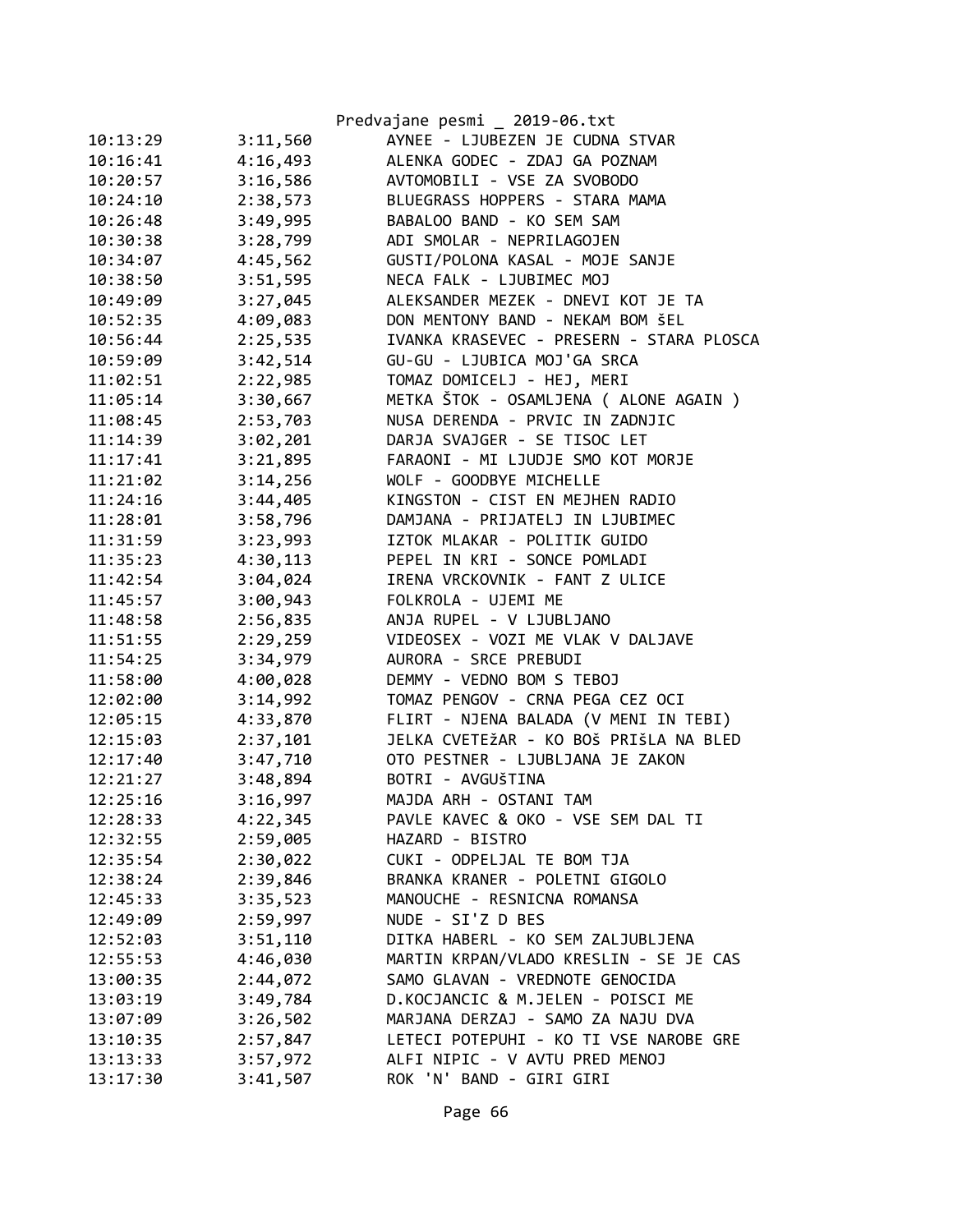| | | |
|---|---|---|
| 10:13:29 | 3:11,560 | AYNEE - LJUBEZEN JE CUDNA STVAR |
| 10:16:41 | 4:16,493 | ALENKA GODEC - ZDAJ GA POZNAM |
| 10:20:57 | 3:16,586 | AVTOMOBILI - VSE ZA SVOBODO |
| 10:24:10 | 2:38,573 | BLUEGRASS HOPPERS - STARA MAMA |
| 10:26:48 | 3:49,995 | BABALOO BAND - KO SEM SAM |
| 10:30:38 | 3:28,799 | ADI SMOLAR - NEPRILAGOJEN |
| 10:34:07 | 4:45,562 | GUSTI/POLONA KASAL - MOJE SANJE |
| 10:38:50 | 3:51,595 | NECA FALK - LJUBIMEC MOJ |
| 10:49:09 | 3:27,045 | ALEKSANDER MEZEK - DNEVI KOT JE TA |
| 10:52:35 | 4:09,083 | DON MENTONY BAND - NEKAM BOM šEL |
| 10:56:44 | 2:25,535 | IVANKA KRASEVEC - PRESERN - STARA PLOSCA |
| 10:59:09 | 3:42,514 | GU-GU - LJUBICA MOJ'GA SRCA |
| 11:02:51 | 2:22,985 | TOMAZ DOMICELJ - HEJ, MERI |
| 11:05:14 | 3:30,667 | METKA ŠTOK - OSAMLJENA ( ALONE AGAIN ) |
| 11:08:45 | 2:53,703 | NUSA DERENDA - PRVIC IN ZADNJIC |
| 11:14:39 | 3:02,201 | DARJA SVAJGER - SE TISOC LET |
| 11:17:41 | 3:21,895 | FARAONI - MI LJUDJE SMO KOT MORJE |
| 11:21:02 | 3:14,256 | WOLF - GOODBYE MICHELLE |
| 11:24:16 | 3:44,405 | KINGSTON - CIST EN MEJHEN RADIO |
| 11:28:01 | 3:58,796 | DAMJANA - PRIJATELJ IN LJUBIMEC |
| 11:31:59 | 3:23,993 | IZTOK MLAKAR - POLITIK GUIDO |
| 11:35:23 | 4:30,113 | PEPEL IN KRI - SONCE POMLADI |
| 11:42:54 | 3:04,024 | IRENA VRCKOVNIK - FANT Z ULICE |
| 11:45:57 | 3:00,943 | FOLKROLA - UJEMI ME |
| 11:48:58 | 2:56,835 | ANJA RUPEL - V LJUBLJANO |
| 11:51:55 | 2:29,259 | VIDEOSEX - VOZI ME VLAK V DALJAVE |
| 11:54:25 | 3:34,979 | AURORA - SRCE PREBUDI |
| 11:58:00 | 4:00,028 | DEMMY - VEDNO BOM S TEBOJ |
| 12:02:00 | 3:14,992 | TOMAZ PENGOV - CRNA PEGA CEZ OCI |
| 12:05:15 | 4:33,870 | FLIRT - NJENA BALADA (V MENI IN TEBI) |
| 12:15:03 | 2:37,101 | JELKA CVETEžAR - KO BOš PRIšLA NA BLED |
| 12:17:40 | 3:47,710 | OTO PESTNER - LJUBLJANA JE ZAKON |
| 12:21:27 | 3:48,894 | BOTRI - AVGUšTINA |
| 12:25:16 | 3:16,997 | MAJDA ARH - OSTANI TAM |
| 12:28:33 | 4:22,345 | PAVLE KAVEC & OKO - VSE SEM DAL TI |
| 12:32:55 | 2:59,005 | HAZARD - BISTRO |
| 12:35:54 | 2:30,022 | CUKI - ODPELJAL TE BOM TJA |
| 12:38:24 | 2:39,846 | BRANKA KRANER - POLETNI GIGOLO |
| 12:45:33 | 3:35,523 | MANOUCHE - RESNICNA ROMANSA |
| 12:49:09 | 2:59,997 | NUDE - SI'Z D BES |
| 12:52:03 | 3:51,110 | DITKA HABERL - KO SEM ZALJUBLJENA |
| 12:55:53 | 4:46,030 | MARTIN KRPAN/VLADO KRESLIN - SE JE CAS |
| 13:00:35 | 2:44,072 | SAMO GLAVAN - VREDNOTE GENOCIDA |
| 13:03:19 | 3:49,784 | D.KOCJANCIC & M.JELEN - POISCI ME |
| 13:07:09 | 3:26,502 | MARJANA DERZAJ - SAMO ZA NAJU DVA |
| 13:10:35 | 2:57,847 | LETECI POTEPUHI - KO TI VSE NAROBE GRE |
| 13:13:33 | 3:57,972 | ALFI NIPIC - V AVTU PRED MENOJ |
| 13:17:30 | 3:41,507 | ROK 'N' BAND - GIRI GIRI |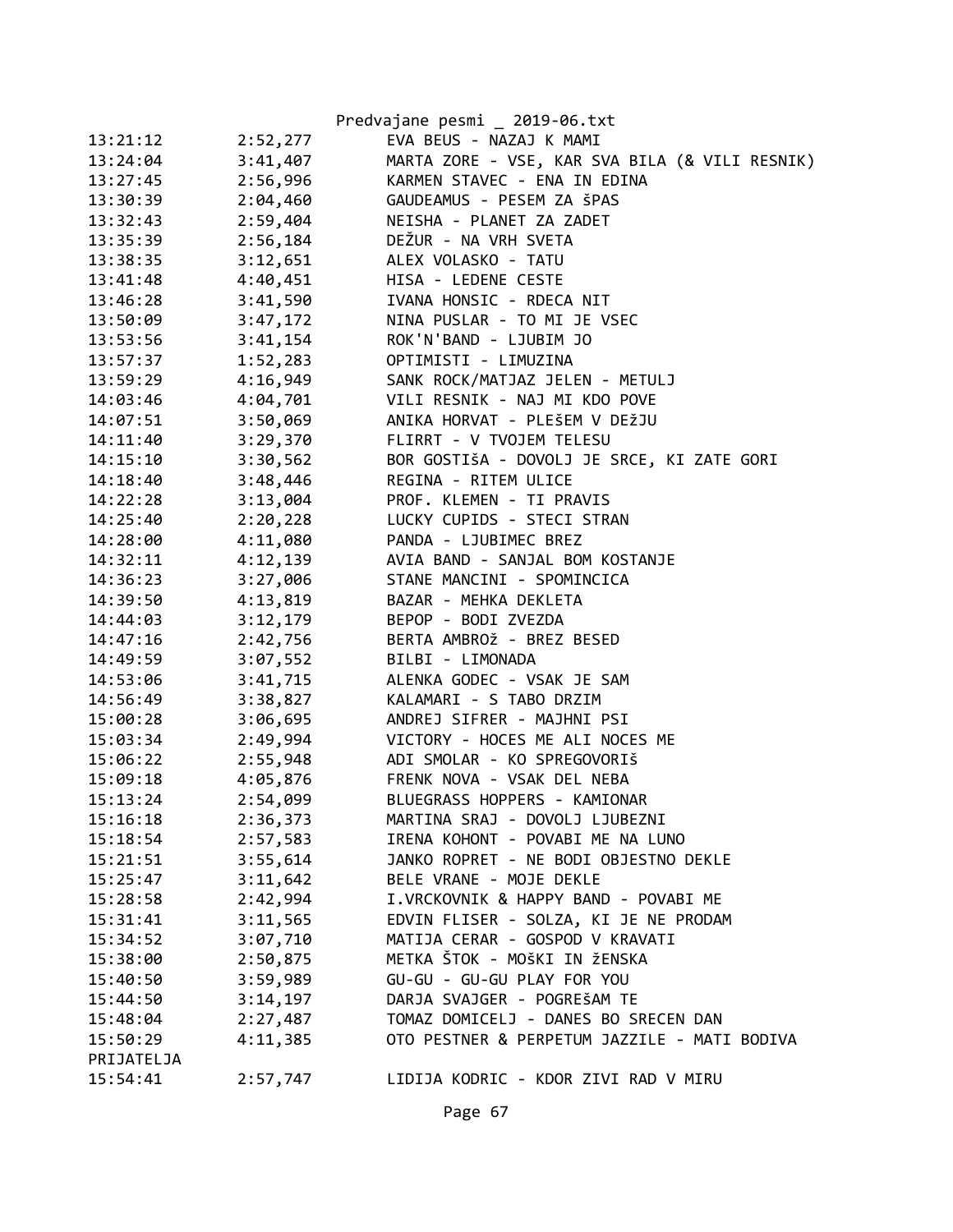Predvajane pesmi _ 2019-06.txt

```
13:21:12        2:52,277        EVA BEUS - NAZAJ K MAMI
13:24:04        3:41,407        MARTA ZORE - VSE, KAR SVA BILA (& VILI RESNIK)
13:27:45        2:56,996        KARMEN STAVEC - ENA IN EDINA
13:30:39        2:04,460        GAUDEAMUS - PESEM ZA šPAS
13:32:43        2:59,404        NEISHA - PLANET ZA ZADET
13:35:39        2:56,184        DEŽUR - NA VRH SVETA
13:38:35        3:12,651        ALEX VOLASKO - TATU
13:41:48        4:40,451        HISA - LEDENE CESTE
13:46:28        3:41,590        IVANA HONSIC - RDECA NIT
13:50:09        3:47,172        NINA PUSLAR - TO MI JE VSEC
13:53:56        3:41,154        ROK'N'BAND - LJUBIM JO
13:57:37        1:52,283        OPTIMISTI - LIMUZINA
13:59:29        4:16,949        SANK ROCK/MATJAZ JELEN - METULJ
14:03:46        4:04,701        VILI RESNIK - NAJ MI KDO POVE
14:07:51        3:50,069        ANIKA HORVAT - PLEŠEM V DEžJU
14:11:40        3:29,370        FLIRRT - V TVOJEM TELESU
14:15:10        3:30,562        BOR GOSTIšA - DOVOLJ JE SRCE, KI ZATE GORI
14:18:40        3:48,446        REGINA - RITEM ULICE
14:22:28        3:13,004        PROF. KLEMEN - TI PRAVIS
14:25:40        2:20,228        LUCKY CUPIDS - STECI STRAN
14:28:00        4:11,080        PANDA - LJUBIMEC BREZ
14:32:11        4:12,139        AVIA BAND - SANJAL BOM KOSTANJE
14:36:23        3:27,006        STANE MANCINI - SPOMINCICA
14:39:50        4:13,819        BAZAR - MEHKA DEKLETA
14:44:03        3:12,179        BEPOP - BODI ZVEZDA
14:47:16        2:42,756        BERTA AMBROž - BREZ BESED
14:49:59        3:07,552        BILBI - LIMONADA
14:53:06        3:41,715        ALENKA GODEC - VSAK JE SAM
14:56:49        3:38,827        KALAMARI - S TABO DRZIM
15:00:28        3:06,695        ANDREJ SIFRER - MAJHNI PSI
15:03:34        2:49,994        VICTORY - HOCES ME ALI NOCES ME
15:06:22        2:55,948        ADI SMOLAR - KO SPREGOVORIš
15:09:18        4:05,876        FRENK NOVA - VSAK DEL NEBA
15:13:24        2:54,099        BLUEGRASS HOPPERS - KAMIONAR
15:16:18        2:36,373        MARTINA SRAJ - DOVOLJ LJUBEZNI
15:18:54        2:57,583        IRENA KOHONT - POVABI ME NA LUNO
15:21:51        3:55,614        JANKO ROPRET - NE BODI OBJESTNO DEKLE
15:25:47        3:11,642        BELE VRANE - MOJE DEKLE
15:28:58        2:42,994        I.VRCKOVNIK & HAPPY BAND - POVABI ME
15:31:41        3:11,565        EDVIN FLISER - SOLZA, KI JE NE PRODAM
15:34:52        3:07,710        MATIJA CERAR - GOSPOD V KRAVATI
15:38:00        2:50,875        METKA ŠTOK - MOŠKI IN žENSKA
15:40:50        3:59,989        GU-GU - GU-GU PLAY FOR YOU
15:44:50        3:14,197        DARJA SVAJGER - POGREšAM TE
15:48:04        2:27,487        TOMAZ DOMICELJ - DANES BO SRECEN DAN
15:50:29        4:11,385        OTO PESTNER & PERPETUM JAZZILE - MATI BODIVA
PRIJATELJA
15:54:41        2:57,747        LIDIJA KODRIC - KDOR ZIVI RAD V MIRU
```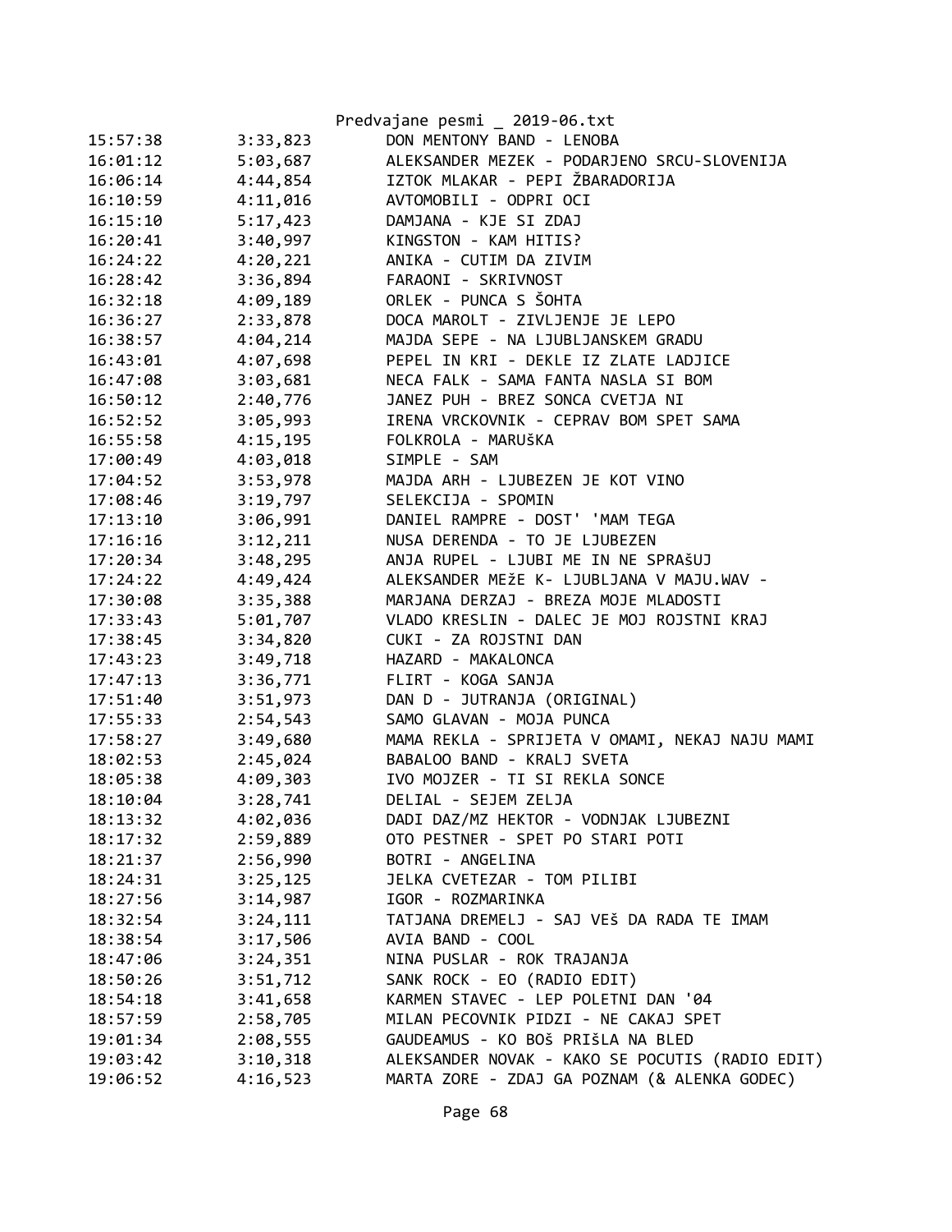Predvajane pesmi _ 2019-06.txt

| | | |
|---|---|---|
| 15:57:38 | 3:33,823 | DON MENTONY BAND - LENOBA |
| 16:01:12 | 5:03,687 | ALEKSANDER MEZEK - PODARJENO SRCU-SLOVENIJA |
| 16:06:14 | 4:44,854 | IZTOK MLAKAR - PEPI ŽBARADORIJA |
| 16:10:59 | 4:11,016 | AVTOMOBILI - ODPRI OCI |
| 16:15:10 | 5:17,423 | DAMJANA - KJE SI ZDAJ |
| 16:20:41 | 3:40,997 | KINGSTON - KAM HITIS? |
| 16:24:22 | 4:20,221 | ANIKA - CUTIM DA ZIVIM |
| 16:28:42 | 3:36,894 | FARAONI - SKRIVNOST |
| 16:32:18 | 4:09,189 | ORLEK - PUNCA S ŠOHTA |
| 16:36:27 | 2:33,878 | DOCA MAROLT - ZIVLJENJE JE LEPO |
| 16:38:57 | 4:04,214 | MAJDA SEPE - NA LJUBLJANSKEM GRADU |
| 16:43:01 | 4:07,698 | PEPEL IN KRI - DEKLE IZ ZLATE LADJICE |
| 16:47:08 | 3:03,681 | NECA FALK - SAMA FANTA NASLA SI BOM |
| 16:50:12 | 2:40,776 | JANEZ PUH - BREZ SONCA CVETJA NI |
| 16:52:52 | 3:05,993 | IRENA VRCKOVNIK - CEPRAV BOM SPET SAMA |
| 16:55:58 | 4:15,195 | FOLKROLA - MARUŠKA |
| 17:00:49 | 4:03,018 | SIMPLE - SAM |
| 17:04:52 | 3:53,978 | MAJDA ARH - LJUBEZEN JE KOT VINO |
| 17:08:46 | 3:19,797 | SELEKCIJA - SPOMIN |
| 17:13:10 | 3:06,991 | DANIEL RAMPRE - DOST' 'MAM TEGA |
| 17:16:16 | 3:12,211 | NUSA DERENDA - TO JE LJUBEZEN |
| 17:20:34 | 3:48,295 | ANJA RUPEL - LJUBI ME IN NE SPRAŠUJ |
| 17:24:22 | 4:49,424 | ALEKSANDER MEžE K- LJUBLJANA V MAJU.WAV - |
| 17:30:08 | 3:35,388 | MARJANA DERZAJ - BREZA MOJE MLADOSTI |
| 17:33:43 | 5:01,707 | VLADO KRESLIN - DALEC JE MOJ ROJSTNI KRAJ |
| 17:38:45 | 3:34,820 | CUKI - ZA ROJSTNI DAN |
| 17:43:23 | 3:49,718 | HAZARD - MAKALONCA |
| 17:47:13 | 3:36,771 | FLIRT - KOGA SANJA |
| 17:51:40 | 3:51,973 | DAN D - JUTRANJA (ORIGINAL) |
| 17:55:33 | 2:54,543 | SAMO GLAVAN - MOJA PUNCA |
| 17:58:27 | 3:49,680 | MAMA REKLA - SPRIJETA V OMAMI, NEKAJ NAJU MAMI |
| 18:02:53 | 2:45,024 | BABALOO BAND - KRALJ SVETA |
| 18:05:38 | 4:09,303 | IVO MOJZER - TI SI REKLA SONCE |
| 18:10:04 | 3:28,741 | DELIAL - SEJEM ZELJA |
| 18:13:32 | 4:02,036 | DADI DAZ/MZ HEKTOR - VODNJAK LJUBEZNI |
| 18:17:32 | 2:59,889 | OTO PESTNER - SPET PO STARI POTI |
| 18:21:37 | 2:56,990 | BOTRI - ANGELINA |
| 18:24:31 | 3:25,125 | JELKA CVETEZAR - TOM PILIBI |
| 18:27:56 | 3:14,987 | IGOR - ROZMARINKA |
| 18:32:54 | 3:24,111 | TATJANA DREMELJ - SAJ VEš DA RADA TE IMAM |
| 18:38:54 | 3:17,506 | AVIA BAND - COOL |
| 18:47:06 | 3:24,351 | NINA PUSLAR - ROK TRAJANJA |
| 18:50:26 | 3:51,712 | SANK ROCK - EO (RADIO EDIT) |
| 18:54:18 | 3:41,658 | KARMEN STAVEC - LEP POLETNI DAN '04 |
| 18:57:59 | 2:58,705 | MILAN PECOVNIK PIDZI - NE CAKAJ SPET |
| 19:01:34 | 2:08,555 | GAUDEAMUS - KO BOš PRIŠLA NA BLED |
| 19:03:42 | 3:10,318 | ALEKSANDER NOVAK - KAKO SE POCUTIS (RADIO EDIT) |
| 19:06:52 | 4:16,523 | MARTA ZORE - ZDAJ GA POZNAM (& ALENKA GODEC) |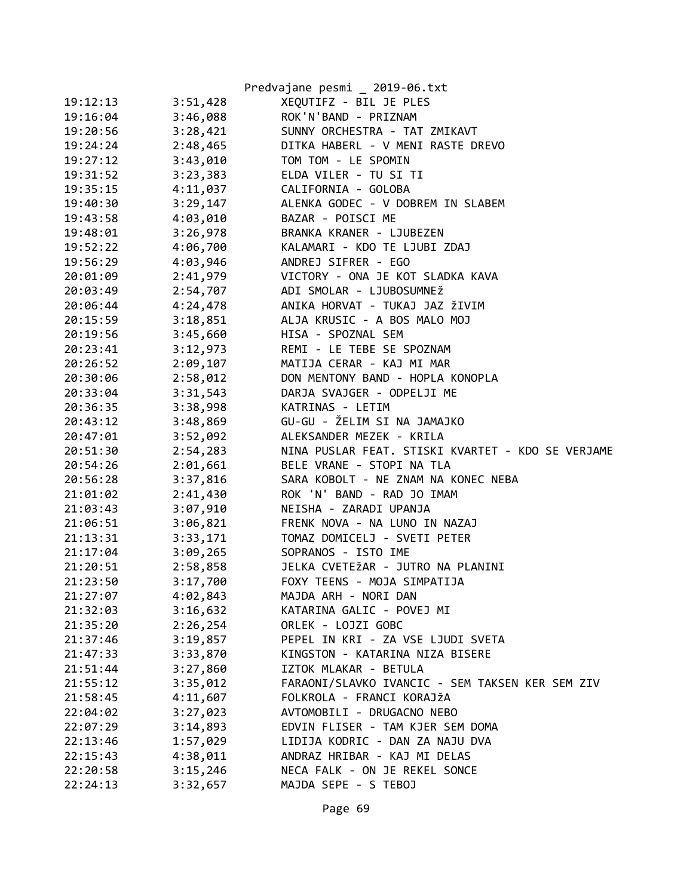| | | |
|---|---|---|
| 19:12:13 | 3:51,428 | XEQUTIFZ - BIL JE PLES |
| 19:16:04 | 3:46,088 | ROK'N'BAND - PRIZNAM |
| 19:20:56 | 3:28,421 | SUNNY ORCHESTRA - TAT ZMIKAVT |
| 19:24:24 | 2:48,465 | DITKA HABERL - V MENI RASTE DREVO |
| 19:27:12 | 3:43,010 | TOM TOM - LE SPOMIN |
| 19:31:52 | 3:23,383 | ELDA VILER - TU SI TI |
| 19:35:15 | 4:11,037 | CALIFORNIA - GOLOBA |
| 19:40:30 | 3:29,147 | ALENKA GODEC - V DOBREM IN SLABEM |
| 19:43:58 | 4:03,010 | BAZAR - POISCI ME |
| 19:48:01 | 3:26,978 | BRANKA KRANER - LJUBEZEN |
| 19:52:22 | 4:06,700 | KALAMARI - KDO TE LJUBI ZDAJ |
| 19:56:29 | 4:03,946 | ANDREJ SIFRER - EGO |
| 20:01:09 | 2:41,979 | VICTORY - ONA JE KOT SLADKA KAVA |
| 20:03:49 | 2:54,707 | ADI SMOLAR - LJUBOSUMNEž |
| 20:06:44 | 4:24,478 | ANIKA HORVAT - TUKAJ JAZ žIVIM |
| 20:15:59 | 3:18,851 | ALJA KRUSIC - A BOS MALO MOJ |
| 20:19:56 | 3:45,660 | HISA - SPOZNAL SEM |
| 20:23:41 | 3:12,973 | REMI - LE TEBE SE SPOZNAM |
| 20:26:52 | 2:09,107 | MATIJA CERAR - KAJ MI MAR |
| 20:30:06 | 2:58,012 | DON MENTONY BAND - HOPLA KONOPLA |
| 20:33:04 | 3:31,543 | DARJA SVAJGER - ODPELJI ME |
| 20:36:35 | 3:38,998 | KATRINAS - LETIM |
| 20:43:12 | 3:48,869 | GU-GU - ŽELIM SI NA JAMAJKO |
| 20:47:01 | 3:52,092 | ALEKSANDER MEZEK - KRILA |
| 20:51:30 | 2:54,283 | NINA PUSLAR FEAT. STISKI KVARTET - KDO SE VERJAME |
| 20:54:26 | 2:01,661 | BELE VRANE - STOPI NA TLA |
| 20:56:28 | 3:37,816 | SARA KOBOLT - NE ZNAM NA KONEC NEBA |
| 21:01:02 | 2:41,430 | ROK 'N' BAND - RAD JO IMAM |
| 21:03:43 | 3:07,910 | NEISHA - ZARADI UPANJA |
| 21:06:51 | 3:06,821 | FRENK NOVA - NA LUNO IN NAZAJ |
| 21:13:31 | 3:33,171 | TOMAZ DOMICELJ - SVETI PETER |
| 21:17:04 | 3:09,265 | SOPRANOS - ISTO IME |
| 21:20:51 | 2:58,858 | JELKA CVETEžAR - JUTRO NA PLANINI |
| 21:23:50 | 3:17,700 | FOXY TEENS - MOJA SIMPATIJA |
| 21:27:07 | 4:02,843 | MAJDA ARH - NORI DAN |
| 21:32:03 | 3:16,632 | KATARINA GALIC - POVEJ MI |
| 21:35:20 | 2:26,254 | ORLEK - LOJZI GOBC |
| 21:37:46 | 3:19,857 | PEPEL IN KRI - ZA VSE LJUDI SVETA |
| 21:47:33 | 3:33,870 | KINGSTON - KATARINA NIZA BISERE |
| 21:51:44 | 3:27,860 | IZTOK MLAKAR - BETULA |
| 21:55:12 | 3:35,012 | FARAONI/SLAVKO IVANCIC - SEM TAKSEN KER SEM ZIV |
| 21:58:45 | 4:11,607 | FOLKROLA - FRANCI KORAJžA |
| 22:04:02 | 3:27,023 | AVTOMOBILI - DRUGACNO NEBO |
| 22:07:29 | 3:14,893 | EDVIN FLISER - TAM KJER SEM DOMA |
| 22:13:46 | 1:57,029 | LIDIJA KODRIC - DAN ZA NAJU DVA |
| 22:15:43 | 4:38,011 | ANDRAZ HRIBAR - KAJ MI DELAS |
| 22:20:58 | 3:15,246 | NECA FALK - ON JE REKEL SONCE |
| 22:24:13 | 3:32,657 | MAJDA SEPE - S TEBOJ |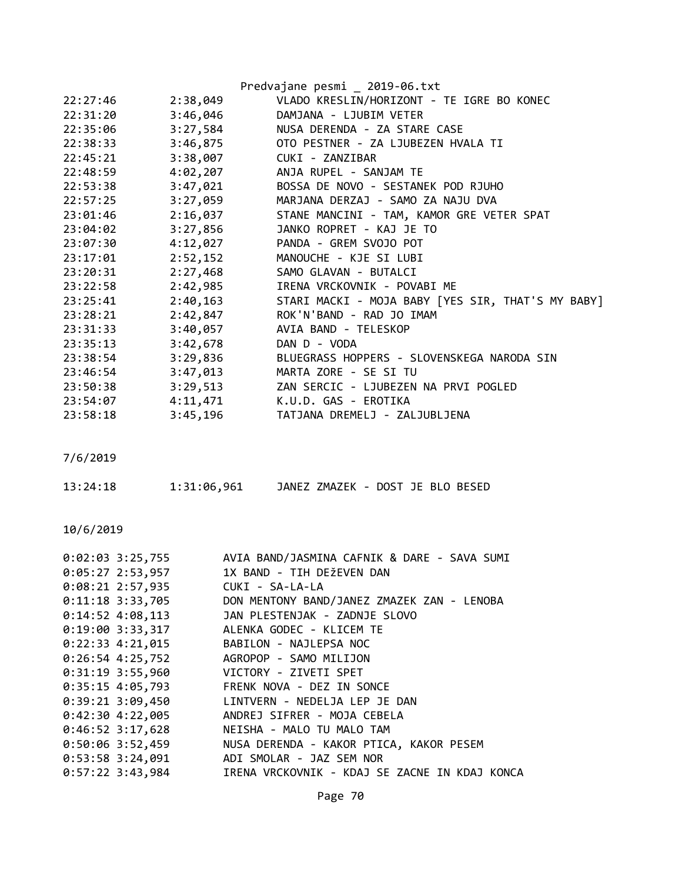```
22:27:46        2:38,049        VLADO KRESLIN/HORIZONT - TE IGRE BO KONEC
22:31:20        3:46,046        DAMJANA - LJUBIM VETER
22:35:06        3:27,584        NUSA DERENDA - ZA STARE CASE
22:38:33        3:46,875        OTO PESTNER - ZA LJUBEZEN HVALA TI
22:45:21        3:38,007        CUKI - ZANZIBAR
22:48:59        4:02,207        ANJA RUPEL - SANJAM TE
22:53:38        3:47,021        BOSSA DE NOVO - SESTANEK POD RJUHO
22:57:25        3:27,059        MARJANA DERZAJ - SAMO ZA NAJU DVA
23:01:46        2:16,037        STANE MANCINI - TAM, KAMOR GRE VETER SPAT
23:04:02        3:27,856        JANKO ROPRET - KAJ JE TO
23:07:30        4:12,027        PANDA - GREM SVOJO POT
23:17:01        2:52,152        MANOUCHE - KJE SI LUBI
23:20:31        2:27,468        SAMO GLAVAN - BUTALCI
23:22:58        2:42,985        IRENA VRCKOVNIK - POVABI ME
23:25:41        2:40,163        STARI MACKI - MOJA BABY [YES SIR, THAT'S MY BABY]
23:28:21        2:42,847        ROK'N'BAND - RAD JO IMAM
23:31:33        3:40,057        AVIA BAND - TELESKOP
23:35:13        3:42,678        DAN D - VODA
23:38:54        3:29,836        BLUEGRASS HOPPERS - SLOVENSKEGA NARODA SIN
23:46:54        3:47,013        MARTA ZORE - SE SI TU
23:50:38        3:29,513        ZAN SERCIC - LJUBEZEN NA PRVI POGLED
23:54:07        4:11,471        K.U.D. GAS - EROTIKA
23:58:18        3:45,196        TATJANA DREMELJ - ZALJUBLJENA


7/6/2019

13:24:18        1:31:06,961     JANEZ ZMAZEK - DOST JE BLO BESED


10/6/2019

0:02:03 3:25,755        AVIA BAND/JASMINA CAFNIK & DARE - SAVA SUMI
0:05:27 2:53,957        1X BAND - TIH DEžEVEN DAN
0:08:21 2:57,935        CUKI - SA-LA-LA
0:11:18 3:33,705        DON MENTONY BAND/JANEZ ZMAZEK ZAN - LENOBA
0:14:52 4:08,113        JAN PLESTENJAK - ZADNJE SLOVO
0:19:00 3:33,317        ALENKA GODEC - KLICEM TE
0:22:33 4:21,015        BABILON - NAJLEPSA NOC
0:26:54 4:25,752        AGROPOP - SAMO MILIJON
0:31:19 3:55,960        VICTORY - ZIVETI SPET
0:35:15 4:05,793        FRENK NOVA - DEZ IN SONCE
0:39:21 3:09,450        LINTVERN - NEDELJA LEP JE DAN
0:42:30 4:22,005        ANDREJ SIFRER - MOJA CEBELA
0:46:52 3:17,628        NEISHA - MALO TU MALO TAM
0:50:06 3:52,459        NUSA DERENDA - KAKOR PTICA, KAKOR PESEM
0:53:58 3:24,091        ADI SMOLAR - JAZ SEM NOR
0:57:22 3:43,984        IRENA VRCKOVNIK - KDAJ SE ZACNE IN KDAJ KONCA
```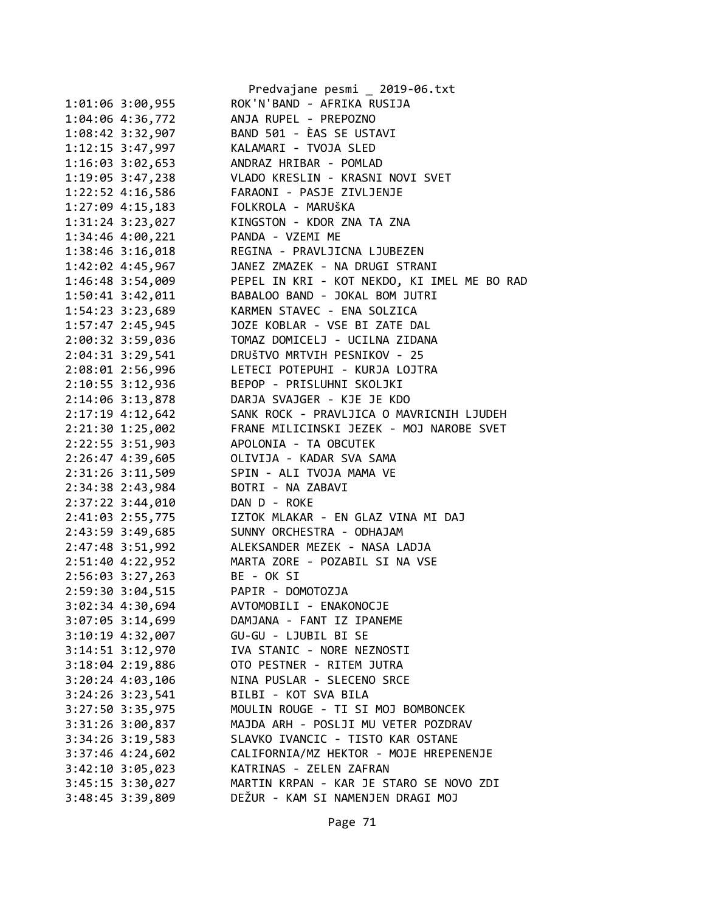Predvajane pesmi _ 2019-06.txt

```
1:01:06 3:00,955        ROK'N'BAND - AFRIKA RUSIJA
1:04:06 4:36,772        ANJA RUPEL - PREPOZNO
1:08:42 3:32,907        BAND 501 - ÈAS SE USTAVI
1:12:15 3:47,997        KALAMARI - TVOJA SLED
1:16:03 3:02,653        ANDRAZ HRIBAR - POMLAD
1:19:05 3:47,238        VLADO KRESLIN - KRASNI NOVI SVET
1:22:52 4:16,586        FARAONI - PASJE ZIVLJENJE
1:27:09 4:15,183        FOLKROLA - MARUŠKA
1:31:24 3:23,027        KINGSTON - KDOR ZNA TA ZNA
1:34:46 4:00,221        PANDA - VZEMI ME
1:38:46 3:16,018        REGINA - PRAVLJICNA LJUBEZEN
1:42:02 4:45,967        JANEZ ZMAZEK - NA DRUGI STRANI
1:46:48 3:54,009        PEPEL IN KRI - KOT NEKDO, KI IMEL ME BO RAD
1:50:41 3:42,011        BABALOO BAND - JOKAL BOM JUTRI
1:54:23 3:23,689        KARMEN STAVEC - ENA SOLZICA
1:57:47 2:45,945        JOZE KOBLAR - VSE BI ZATE DAL
2:00:32 3:59,036        TOMAZ DOMICELJ - UCILNA ZIDANA
2:04:31 3:29,541        DRUŠTVO MRTVIH PESNIKOV - 25
2:08:01 2:56,996        LETECI POTEPUHI - KURJA LOJTRA
2:10:55 3:12,936        BEPOP - PRISLUHNI SKOLJKI
2:14:06 3:13,878        DARJA SVAJGER - KJE JE KDO
2:17:19 4:12,642        SANK ROCK - PRAVLJICA O MAVRICNIH LJUDEH
2:21:30 1:25,002        FRANE MILICINSKI JEZEK - MOJ NAROBE SVET
2:22:55 3:51,903        APOLONIA - TA OBCUTEK
2:26:47 4:39,605        OLIVIJA - KADAR SVA SAMA
2:31:26 3:11,509        SPIN - ALI TVOJA MAMA VE
2:34:38 2:43,984        BOTRI - NA ZABAVI
2:37:22 3:44,010        DAN D - ROKE
2:41:03 2:55,775        IZTOK MLAKAR - EN GLAZ VINA MI DAJ
2:43:59 3:49,685        SUNNY ORCHESTRA - ODHAJAM
2:47:48 3:51,992        ALEKSANDER MEZEK - NASA LADJA
2:51:40 4:22,952        MARTA ZORE - POZABIL SI NA VSE
2:56:03 3:27,263        BE - OK SI
2:59:30 3:04,515        PAPIR - DOMOTOZJA
3:02:34 4:30,694        AVTOMOBILI - ENAKONOCJE
3:07:05 3:14,699        DAMJANA - FANT IZ IPANEME
3:10:19 4:32,007        GU-GU - LJUBIL BI SE
3:14:51 3:12,970        IVA STANIC - NORE NEZNOSTI
3:18:04 2:19,886        OTO PESTNER - RITEM JUTRA
3:20:24 4:03,106        NINA PUSLAR - SLECENO SRCE
3:24:26 3:23,541        BILBI - KOT SVA BILA
3:27:50 3:35,975        MOULIN ROUGE - TI SI MOJ BOMBONCEK
3:31:26 3:00,837        MAJDA ARH - POSLJI MU VETER POZDRAV
3:34:26 3:19,583        SLAVKO IVANCIC - TISTO KAR OSTANE
3:37:46 4:24,602        CALIFORNIA/MZ HEKTOR - MOJE HREPENENJE
3:42:10 3:05,023        KATRINAS - ZELEN ZAFRAN
3:45:15 3:30,027        MARTIN KRPAN - KAR JE STARO SE NOVO ZDI
3:48:45 3:39,809        DEŽUR - KAM SI NAMENJEN DRAGI MOJ
```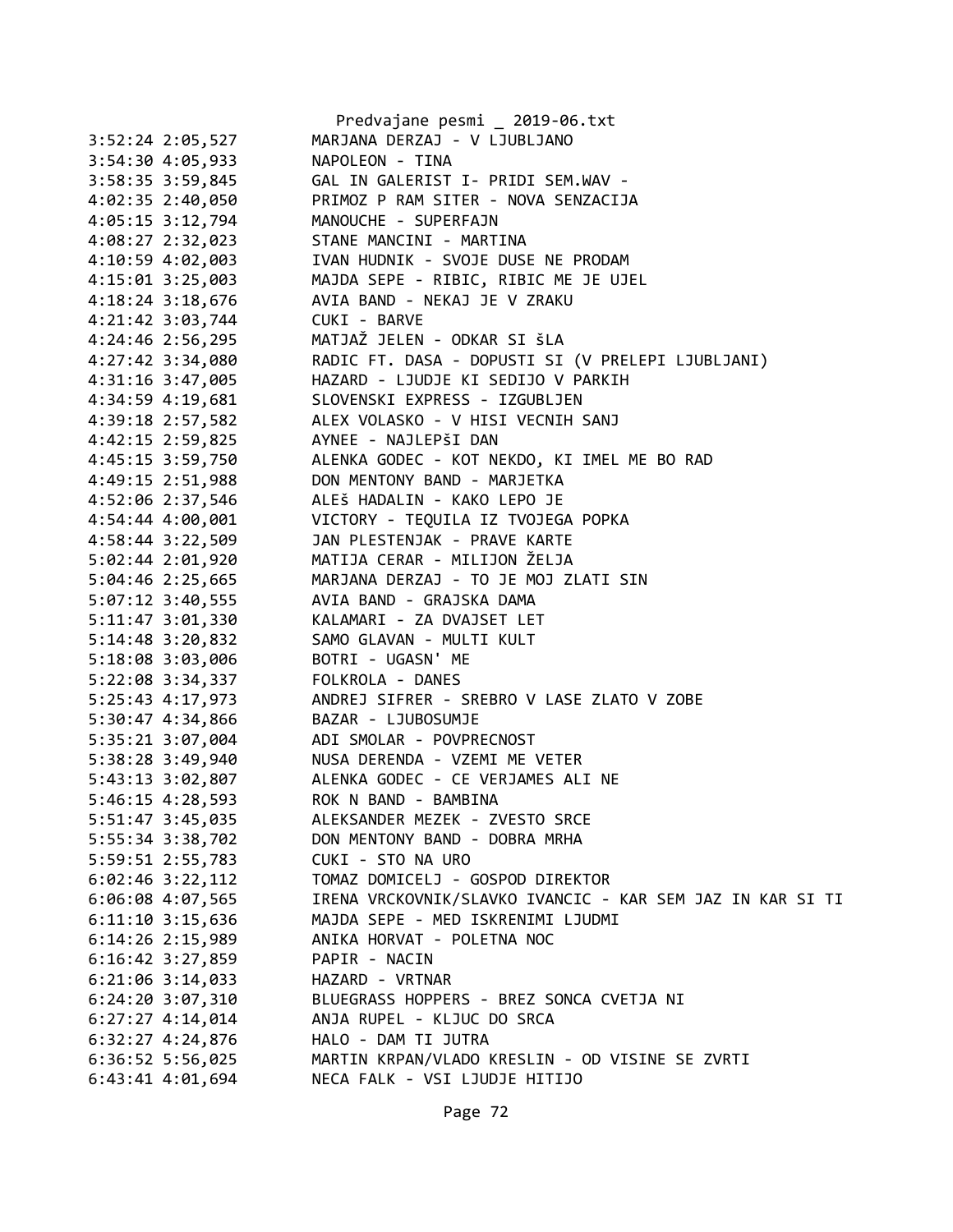3:52:24 2:05,527        MARJANA DERZAJ - V LJUBLJANO
3:54:30 4:05,933        NAPOLEON - TINA
3:58:35 3:59,845        GAL IN GALERIST I- PRIDI SEM.WAV -
4:02:35 2:40,050        PRIMOZ P RAM SITER - NOVA SENZACIJA
4:05:15 3:12,794        MANOUCHE - SUPERFAJN
4:08:27 2:32,023        STANE MANCINI - MARTINA
4:10:59 4:02,003        IVAN HUDNIK - SVOJE DUSE NE PRODAM
4:15:01 3:25,003        MAJDA SEPE - RIBIC, RIBIC ME JE UJEL
4:18:24 3:18,676        AVIA BAND - NEKAJ JE V ZRAKU
4:21:42 3:03,744        CUKI - BARVE
4:24:46 2:56,295        MATJAŽ JELEN - ODKAR SI šLA
4:27:42 3:34,080        RADIC FT. DASA - DOPUSTI SI (V PRELEPI LJUBLJANI)
4:31:16 3:47,005        HAZARD - LJUDJE KI SEDIJO V PARKIH
4:34:59 4:19,681        SLOVENSKI EXPRESS - IZGUBLJEN
4:39:18 2:57,582        ALEX VOLASKO - V HISI VECNIH SANJ
4:42:15 2:59,825        AYNEE - NAJLEPšI DAN
4:45:15 3:59,750        ALENKA GODEC - KOT NEKDO, KI IMEL ME BO RAD
4:49:15 2:51,988        DON MENTONY BAND - MARJETKA
4:52:06 2:37,546        ALEš HADALIN - KAKO LEPO JE
4:54:44 4:00,001        VICTORY - TEQUILA IZ TVOJEGA POPKA
4:58:44 3:22,509        JAN PLESTENJAK - PRAVE KARTE
5:02:44 2:01,920        MATIJA CERAR - MILIJON ŽELJA
5:04:46 2:25,665        MARJANA DERZAJ - TO JE MOJ ZLATI SIN
5:07:12 3:40,555        AVIA BAND - GRAJSKA DAMA
5:11:47 3:01,330        KALAMARI - ZA DVAJSET LET
5:14:48 3:20,832        SAMO GLAVAN - MULTI KULT
5:18:08 3:03,006        BOTRI - UGASN' ME
5:22:08 3:34,337        FOLKROLA - DANES
5:25:43 4:17,973        ANDREJ SIFRER - SREBRO V LASE ZLATO V ZOBE
5:30:47 4:34,866        BAZAR - LJUBOSUMJE
5:35:21 3:07,004        ADI SMOLAR - POVPRECNOST
5:38:28 3:49,940        NUSA DERENDA - VZEMI ME VETER
5:43:13 3:02,807        ALENKA GODEC - CE VERJAMES ALI NE
5:46:15 4:28,593        ROK N BAND - BAMBINA
5:51:47 3:45,035        ALEKSANDER MEZEK - ZVESTO SRCE
5:55:34 3:38,702        DON MENTONY BAND - DOBRA MRHA
5:59:51 2:55,783        CUKI - STO NA URO
6:02:46 3:22,112        TOMAZ DOMICELJ - GOSPOD DIREKTOR
6:06:08 4:07,565        IRENA VRCKOVNIK/SLAVKO IVANCIC - KAR SEM JAZ IN KAR SI TI
6:11:10 3:15,636        MAJDA SEPE - MED ISKRENIMI LJUDMI
6:14:26 2:15,989        ANIKA HORVAT - POLETNA NOC
6:16:42 3:27,859        PAPIR - NACIN
6:21:06 3:14,033        HAZARD - VRTNAR
6:24:20 3:07,310        BLUEGRASS HOPPERS - BREZ SONCA CVETJA NI
6:27:27 4:14,014        ANJA RUPEL - KLJUC DO SRCA
6:32:27 4:24,876        HALO - DAM TI JUTRA
6:36:52 5:56,025        MARTIN KRPAN/VLADO KRESLIN - OD VISINE SE ZVRTI
6:43:41 4:01,694        NECA FALK - VSI LJUDJE HITIJO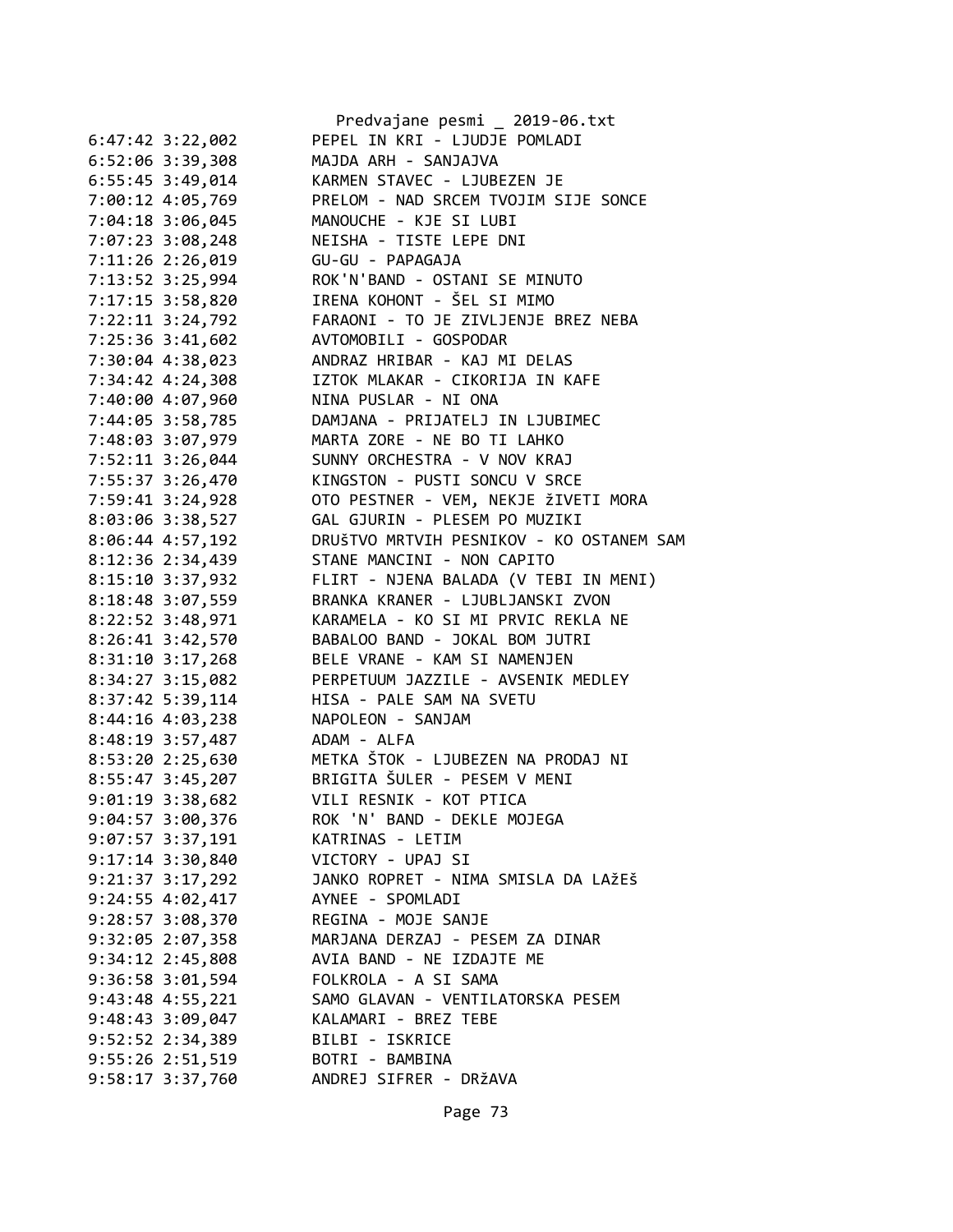6:47:42 3:22,002        PEPEL IN KRI - LJUDJE POMLADI
6:52:06 3:39,308        MAJDA ARH - SANJAJVA
6:55:45 3:49,014        KARMEN STAVEC - LJUBEZEN JE
7:00:12 4:05,769        PRELOM - NAD SRCEM TVOJIM SIJE SONCE
7:04:18 3:06,045        MANOUCHE - KJE SI LUBI
7:07:23 3:08,248        NEISHA - TISTE LEPE DNI
7:11:26 2:26,019        GU-GU - PAPAGAJA
7:13:52 3:25,994        ROK'N'BAND - OSTANI SE MINUTO
7:17:15 3:58,820        IRENA KOHONT - ŠEL SI MIMO
7:22:11 3:24,792        FARAONI - TO JE ZIVLJENJE BREZ NEBA
7:25:36 3:41,602        AVTOMOBILI - GOSPODAR
7:30:04 4:38,023        ANDRAZ HRIBAR - KAJ MI DELAS
7:34:42 4:24,308        IZTOK MLAKAR - CIKORIJA IN KAFE
7:40:00 4:07,960        NINA PUSLAR - NI ONA
7:44:05 3:58,785        DAMJANA - PRIJATELJ IN LJUBIMEC
7:48:03 3:07,979        MARTA ZORE - NE BO TI LAHKO
7:52:11 3:26,044        SUNNY ORCHESTRA - V NOV KRAJ
7:55:37 3:26,470        KINGSTON - PUSTI SONCU V SRCE
7:59:41 3:24,928        OTO PESTNER - VEM, NEKJE žIVETI MORA
8:03:06 3:38,527        GAL GJURIN - PLESEM PO MUZIKI
8:06:44 4:57,192        DRUšTVO MRTVIH PESNIKOV - KO OSTANEM SAM
8:12:36 2:34,439        STANE MANCINI - NON CAPITO
8:15:10 3:37,932        FLIRT - NJENA BALADA (V TEBI IN MENI)
8:18:48 3:07,559        BRANKA KRANER - LJUBLJANSKI ZVON
8:22:52 3:48,971        KARAMELA - KO SI MI PRVIC REKLA NE
8:26:41 3:42,570        BABALOO BAND - JOKAL BOM JUTRI
8:31:10 3:17,268        BELE VRANE - KAM SI NAMENJEN
8:34:27 3:15,082        PERPETUUM JAZZILE - AVSENIK MEDLEY
8:37:42 5:39,114        HISA - PALE SAM NA SVETU
8:44:16 4:03,238        NAPOLEON - SANJAM
8:48:19 3:57,487        ADAM - ALFA
8:53:20 2:25,630        METKA ŠTOK - LJUBEZEN NA PRODAJ NI
8:55:47 3:45,207        BRIGITA ŠULER - PESEM V MENI
9:01:19 3:38,682        VILI RESNIK - KOT PTICA
9:04:57 3:00,376        ROK 'N' BAND - DEKLE MOJEGA
9:07:57 3:37,191        KATRINAS - LETIM
9:17:14 3:30,840        VICTORY - UPAJ SI
9:21:37 3:17,292        JANKO ROPRET - NIMA SMISLA DA LAžEš
9:24:55 4:02,417        AYNEE - SPOMLADI
9:28:57 3:08,370        REGINA - MOJE SANJE
9:32:05 2:07,358        MARJANA DERZAJ - PESEM ZA DINAR
9:34:12 2:45,808        AVIA BAND - NE IZDAJTE ME
9:36:58 3:01,594        FOLKROLA - A SI SAMA
9:43:48 4:55,221        SAMO GLAVAN - VENTILATORSKA PESEM
9:48:43 3:09,047        KALAMARI - BREZ TEBE
9:52:52 2:34,389        BILBI - ISKRICE
9:55:26 2:51,519        BOTRI - BAMBINA
9:58:17 3:37,760        ANDREJ SIFRER - DRžAVA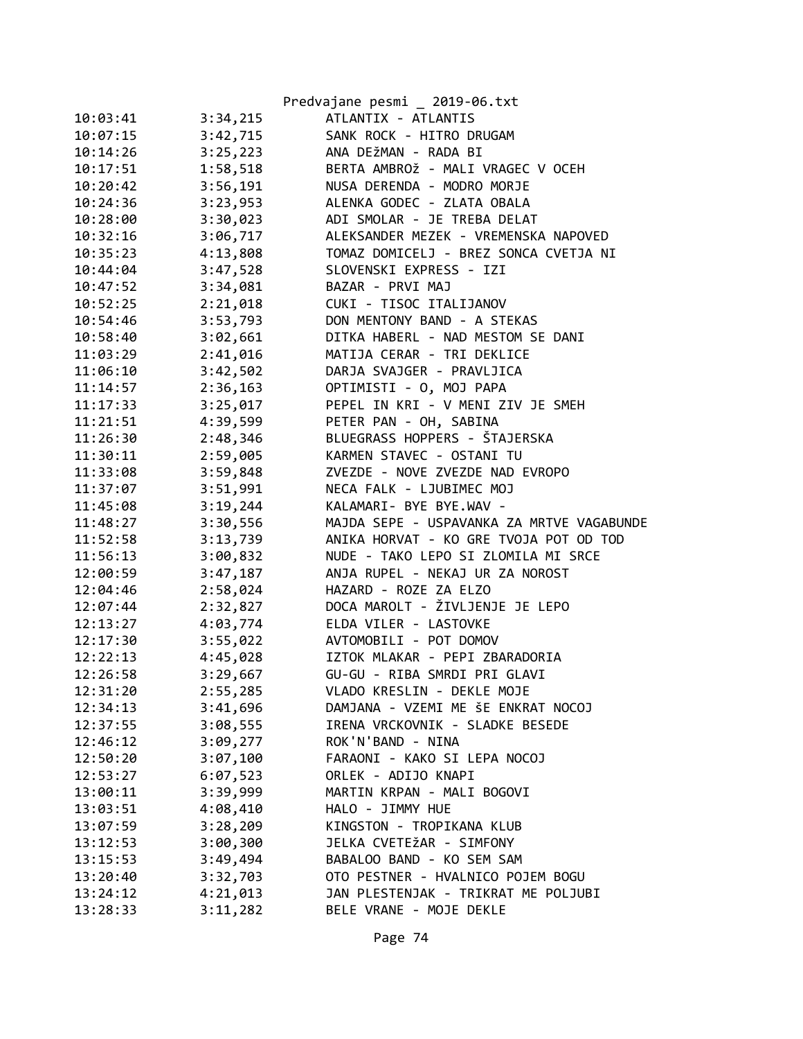Predvajane pesmi _ 2019-06.txt

| | | |
|---|---|---|
| 10:03:41 | 3:34,215 | ATLANTIX - ATLANTIS |
| 10:07:15 | 3:42,715 | SANK ROCK - HITRO DRUGAM |
| 10:14:26 | 3:25,223 | ANA DEžMAN - RADA BI |
| 10:17:51 | 1:58,518 | BERTA AMBROž - MALI VRAGEC V OCEH |
| 10:20:42 | 3:56,191 | NUSA DERENDA - MODRO MORJE |
| 10:24:36 | 3:23,953 | ALENKA GODEC - ZLATA OBALA |
| 10:28:00 | 3:30,023 | ADI SMOLAR - JE TREBA DELAT |
| 10:32:16 | 3:06,717 | ALEKSANDER MEZEK - VREMENSKA NAPOVED |
| 10:35:23 | 4:13,808 | TOMAZ DOMICELJ - BREZ SONCA CVETJA NI |
| 10:44:04 | 3:47,528 | SLOVENSKI EXPRESS - IZI |
| 10:47:52 | 3:34,081 | BAZAR - PRVI MAJ |
| 10:52:25 | 2:21,018 | CUKI - TISOC ITALIJANOV |
| 10:54:46 | 3:53,793 | DON MENTONY BAND - A STEKAS |
| 10:58:40 | 3:02,661 | DITKA HABERL - NAD MESTOM SE DANI |
| 11:03:29 | 2:41,016 | MATIJA CERAR - TRI DEKLICE |
| 11:06:10 | 3:42,502 | DARJA SVAJGER - PRAVLJICA |
| 11:14:57 | 2:36,163 | OPTIMISTI - O, MOJ PAPA |
| 11:17:33 | 3:25,017 | PEPEL IN KRI - V MENI ZIV JE SMEH |
| 11:21:51 | 4:39,599 | PETER PAN - OH, SABINA |
| 11:26:30 | 2:48,346 | BLUEGRASS HOPPERS - ŠTAJERSKA |
| 11:30:11 | 2:59,005 | KARMEN STAVEC - OSTANI TU |
| 11:33:08 | 3:59,848 | ZVEZDE - NOVE ZVEZDE NAD EVROPO |
| 11:37:07 | 3:51,991 | NECA FALK - LJUBIMEC MOJ |
| 11:45:08 | 3:19,244 | KALAMARI- BYE BYE.WAV - |
| 11:48:27 | 3:30,556 | MAJDA SEPE - USPAVANKA ZA MRTVE VAGABUNDE |
| 11:52:58 | 3:13,739 | ANIKA HORVAT - KO GRE TVOJA POT OD TOD |
| 11:56:13 | 3:00,832 | NUDE - TAKO LEPO SI ZLOMILA MI SRCE |
| 12:00:59 | 3:47,187 | ANJA RUPEL - NEKAJ UR ZA NOROST |
| 12:04:46 | 2:58,024 | HAZARD - ROZE ZA ELZO |
| 12:07:44 | 2:32,827 | DOCA MAROLT - ŽIVLJENJE JE LEPO |
| 12:13:27 | 4:03,774 | ELDA VILER - LASTOVKE |
| 12:17:30 | 3:55,022 | AVTOMOBILI - POT DOMOV |
| 12:22:13 | 4:45,028 | IZTOK MLAKAR - PEPI ZBARADORIA |
| 12:26:58 | 3:29,667 | GU-GU - RIBA SMRDI PRI GLAVI |
| 12:31:20 | 2:55,285 | VLADO KRESLIN - DEKLE MOJE |
| 12:34:13 | 3:41,696 | DAMJANA - VZEMI ME ŠE ENKRAT NOCOJ |
| 12:37:55 | 3:08,555 | IRENA VRCKOVNIK - SLADKE BESEDE |
| 12:46:12 | 3:09,277 | ROK'N'BAND - NINA |
| 12:50:20 | 3:07,100 | FARAONI - KAKO SI LEPA NOCOJ |
| 12:53:27 | 6:07,523 | ORLEK - ADIJO KNAPI |
| 13:00:11 | 3:39,999 | MARTIN KRPAN - MALI BOGOVI |
| 13:03:51 | 4:08,410 | HALO - JIMMY HUE |
| 13:07:59 | 3:28,209 | KINGSTON - TROPIKANA KLUB |
| 13:12:53 | 3:00,300 | JELKA CVETEžAR - SIMFONY |
| 13:15:53 | 3:49,494 | BABALOO BAND - KO SEM SAM |
| 13:20:40 | 3:32,703 | OTO PESTNER - HVALNICO POJEM BOGU |
| 13:24:12 | 4:21,013 | JAN PLESTENJAK - TRIKRAT ME POLJUBI |
| 13:28:33 | 3:11,282 | BELE VRANE - MOJE DEKLE |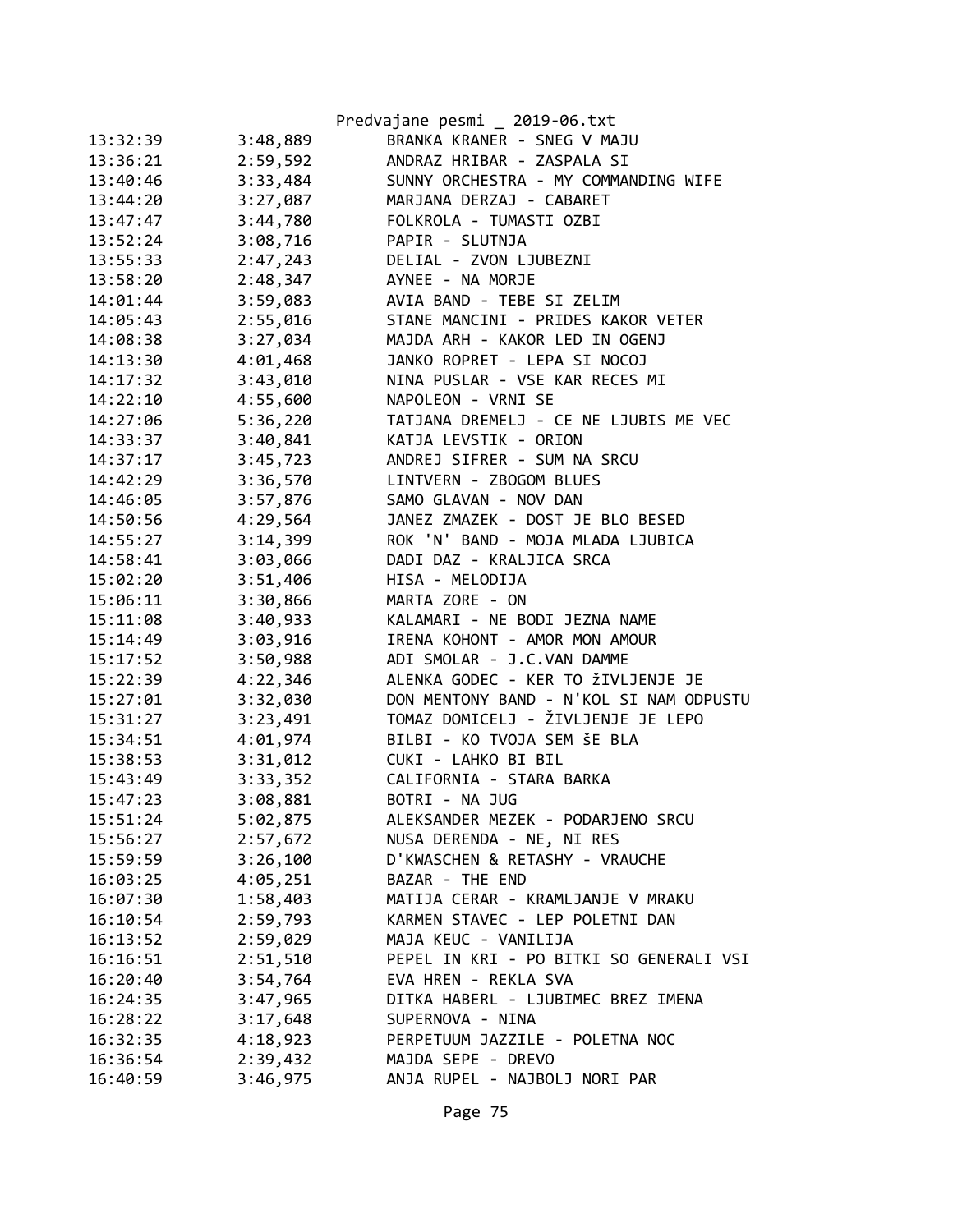| | | |
|---|---|---|
| 13:32:39 | 3:48,889 | BRANKA KRANER - SNEG V MAJU |
| 13:36:21 | 2:59,592 | ANDRAZ HRIBAR - ZASPALA SI |
| 13:40:46 | 3:33,484 | SUNNY ORCHESTRA - MY COMMANDING WIFE |
| 13:44:20 | 3:27,087 | MARJANA DERZAJ - CABARET |
| 13:47:47 | 3:44,780 | FOLKROLA - TUMASTI OZBI |
| 13:52:24 | 3:08,716 | PAPIR - SLUTNJA |
| 13:55:33 | 2:47,243 | DELIAL - ZVON LJUBEZNI |
| 13:58:20 | 2:48,347 | AYNEE - NA MORJE |
| 14:01:44 | 3:59,083 | AVIA BAND - TEBE SI ZELIM |
| 14:05:43 | 2:55,016 | STANE MANCINI - PRIDES KAKOR VETER |
| 14:08:38 | 3:27,034 | MAJDA ARH - KAKOR LED IN OGENJ |
| 14:13:30 | 4:01,468 | JANKO ROPRET - LEPA SI NOCOJ |
| 14:17:32 | 3:43,010 | NINA PUSLAR - VSE KAR RECES MI |
| 14:22:10 | 4:55,600 | NAPOLEON - VRNI SE |
| 14:27:06 | 5:36,220 | TATJANA DREMELJ - CE NE LJUBIS ME VEC |
| 14:33:37 | 3:40,841 | KATJA LEVSTIK - ORION |
| 14:37:17 | 3:45,723 | ANDREJ SIFRER - SUM NA SRCU |
| 14:42:29 | 3:36,570 | LINTVERN - ZBOGOM BLUES |
| 14:46:05 | 3:57,876 | SAMO GLAVAN - NOV DAN |
| 14:50:56 | 4:29,564 | JANEZ ZMAZEK - DOST JE BLO BESED |
| 14:55:27 | 3:14,399 | ROK 'N' BAND - MOJA MLADA LJUBICA |
| 14:58:41 | 3:03,066 | DADI DAZ - KRALJICA SRCA |
| 15:02:20 | 3:51,406 | HISA - MELODIJA |
| 15:06:11 | 3:30,866 | MARTA ZORE - ON |
| 15:11:08 | 3:40,933 | KALAMARI - NE BODI JEZNA NAME |
| 15:14:49 | 3:03,916 | IRENA KOHONT - AMOR MON AMOUR |
| 15:17:52 | 3:50,988 | ADI SMOLAR - J.C.VAN DAMME |
| 15:22:39 | 4:22,346 | ALENKA GODEC - KER TO žIVLJENJE JE |
| 15:27:01 | 3:32,030 | DON MENTONY BAND - N'KOL SI NAM ODPUSTU |
| 15:31:27 | 3:23,491 | TOMAZ DOMICELJ - ŽIVLJENJE JE LEPO |
| 15:34:51 | 4:01,974 | BILBI - KO TVOJA SEM ŠE BLA |
| 15:38:53 | 3:31,012 | CUKI - LAHKO BI BIL |
| 15:43:49 | 3:33,352 | CALIFORNIA - STARA BARKA |
| 15:47:23 | 3:08,881 | BOTRI - NA JUG |
| 15:51:24 | 5:02,875 | ALEKSANDER MEZEK - PODARJENO SRCU |
| 15:56:27 | 2:57,672 | NUSA DERENDA - NE, NI RES |
| 15:59:59 | 3:26,100 | D'KWASCHEN & RETASHY - VRAUCHE |
| 16:03:25 | 4:05,251 | BAZAR - THE END |
| 16:07:30 | 1:58,403 | MATIJA CERAR - KRAMLJANJE V MRAKU |
| 16:10:54 | 2:59,793 | KARMEN STAVEC - LEP POLETNI DAN |
| 16:13:52 | 2:59,029 | MAJA KEUC - VANILIJA |
| 16:16:51 | 2:51,510 | PEPEL IN KRI - PO BITKI SO GENERALI VSI |
| 16:20:40 | 3:54,764 | EVA HREN - REKLA SVA |
| 16:24:35 | 3:47,965 | DITKA HABERL - LJUBIMEC BREZ IMENA |
| 16:28:22 | 3:17,648 | SUPERNOVA - NINA |
| 16:32:35 | 4:18,923 | PERPETUUM JAZZILE - POLETNA NOC |
| 16:36:54 | 2:39,432 | MAJDA SEPE - DREVO |
| 16:40:59 | 3:46,975 | ANJA RUPEL - NAJBOLJ NORI PAR |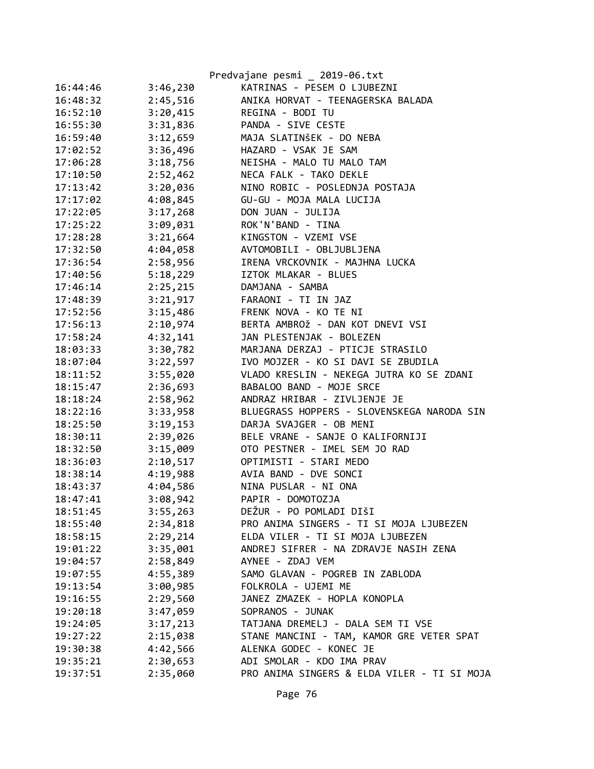| | | |
|---|---|---|
| 16:44:46 | 3:46,230 | KATRINAS - PESEM O LJUBEZNI |
| 16:48:32 | 2:45,516 | ANIKA HORVAT - TEENAGERSKA BALADA |
| 16:52:10 | 3:20,415 | REGINA - BODI TU |
| 16:55:30 | 3:31,836 | PANDA - SIVE CESTE |
| 16:59:40 | 3:12,659 | MAJA SLATINŠEK - DO NEBA |
| 17:02:52 | 3:36,496 | HAZARD - VSAK JE SAM |
| 17:06:28 | 3:18,756 | NEISHA - MALO TU MALO TAM |
| 17:10:50 | 2:52,462 | NECA FALK - TAKO DEKLE |
| 17:13:42 | 3:20,036 | NINO ROBIC - POSLEDNJA POSTAJA |
| 17:17:02 | 4:08,845 | GU-GU - MOJA MALA LUCIJA |
| 17:22:05 | 3:17,268 | DON JUAN - JULIJA |
| 17:25:22 | 3:09,031 | ROK'N'BAND - TINA |
| 17:28:28 | 3:21,664 | KINGSTON - VZEMI VSE |
| 17:32:50 | 4:04,058 | AVTOMOBILI - OBLJUBLJENA |
| 17:36:54 | 2:58,956 | IRENA VRCKOVNIK - MAJHNA LUCKA |
| 17:40:56 | 5:18,229 | IZTOK MLAKAR - BLUES |
| 17:46:14 | 2:25,215 | DAMJANA - SAMBA |
| 17:48:39 | 3:21,917 | FARAONI - TI IN JAZ |
| 17:52:56 | 3:15,486 | FRENK NOVA - KO TE NI |
| 17:56:13 | 2:10,974 | BERTA AMBROŽ - DAN KOT DNEVI VSI |
| 17:58:24 | 4:32,141 | JAN PLESTENJAK - BOLEZEN |
| 18:03:33 | 3:30,782 | MARJANA DERZAJ - PTICJE STRASILO |
| 18:07:04 | 3:22,597 | IVO MOJZER - KO SI DAVI SE ZBUDILA |
| 18:11:52 | 3:55,020 | VLADO KRESLIN - NEKEGA JUTRA KO SE ZDANI |
| 18:15:47 | 2:36,693 | BABALOO BAND - MOJE SRCE |
| 18:18:24 | 2:58,962 | ANDRAZ HRIBAR - ZIVLJENJE JE |
| 18:22:16 | 3:33,958 | BLUEGRASS HOPPERS - SLOVENSKEGA NARODA SIN |
| 18:25:50 | 3:19,153 | DARJA SVAJGER - OB MENI |
| 18:30:11 | 2:39,026 | BELE VRANE - SANJE O KALIFORNIJI |
| 18:32:50 | 3:15,009 | OTO PESTNER - IMEL SEM JO RAD |
| 18:36:03 | 2:10,517 | OPTIMISTI - STARI MEDO |
| 18:38:14 | 4:19,988 | AVIA BAND - DVE SONCI |
| 18:43:37 | 4:04,586 | NINA PUSLAR - NI ONA |
| 18:47:41 | 3:08,942 | PAPIR - DOMOTOZJA |
| 18:51:45 | 3:55,263 | DEŽUR - PO POMLADI DIŠI |
| 18:55:40 | 2:34,818 | PRO ANIMA SINGERS - TI SI MOJA LJUBEZEN |
| 18:58:15 | 2:29,214 | ELDA VILER - TI SI MOJA LJUBEZEN |
| 19:01:22 | 3:35,001 | ANDREJ SIFRER - NA ZDRAVJE NASIH ZENA |
| 19:04:57 | 2:58,849 | AYNEE - ZDAJ VEM |
| 19:07:55 | 4:55,389 | SAMO GLAVAN - POGREB IN ZABLODA |
| 19:13:54 | 3:00,985 | FOLKROLA - UJEMI ME |
| 19:16:55 | 2:29,560 | JANEZ ZMAZEK - HOPLA KONOPLA |
| 19:20:18 | 3:47,059 | SOPRANOS - JUNAK |
| 19:24:05 | 3:17,213 | TATJANA DREMELJ - DALA SEM TI VSE |
| 19:27:22 | 2:15,038 | STANE MANCINI - TAM, KAMOR GRE VETER SPAT |
| 19:30:38 | 4:42,566 | ALENKA GODEC - KONEC JE |
| 19:35:21 | 2:30,653 | ADI SMOLAR - KDO IMA PRAV |
| 19:37:51 | 2:35,060 | PRO ANIMA SINGERS & ELDA VILER - TI SI MOJA |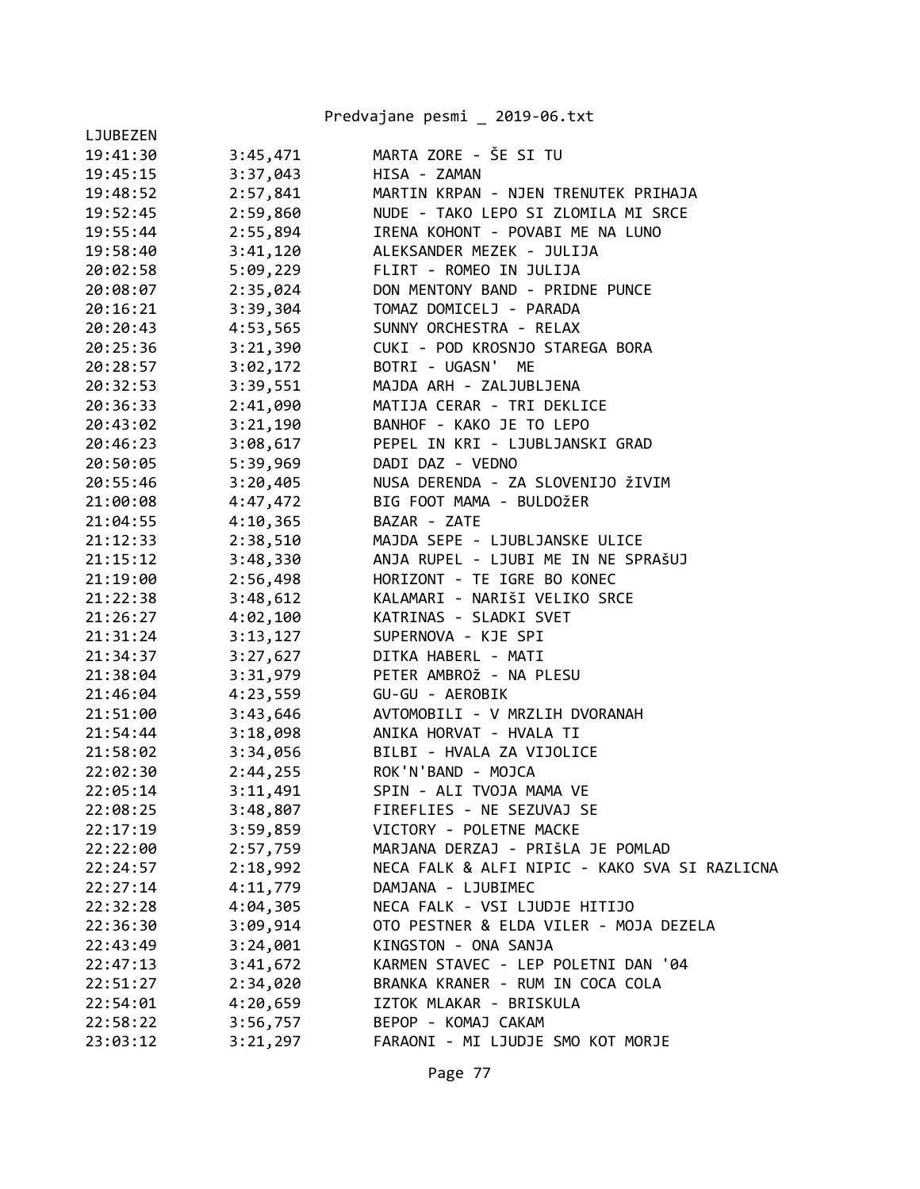LJUBEZEN

| | | |
|---|---|---|
| 19:41:30 | 3:45,471 | MARTA ZORE - ŠE SI TU |
| 19:45:15 | 3:37,043 | HISA - ZAMAN |
| 19:48:52 | 2:57,841 | MARTIN KRPAN - NJEN TRENUTEK PRIHAJA |
| 19:52:45 | 2:59,860 | NUDE - TAKO LEPO SI ZLOMILA MI SRCE |
| 19:55:44 | 2:55,894 | IRENA KOHONT - POVABI ME NA LUNO |
| 19:58:40 | 3:41,120 | ALEKSANDER MEZEK - JULIJA |
| 20:02:58 | 5:09,229 | FLIRT - ROMEO IN JULIJA |
| 20:08:07 | 2:35,024 | DON MENTONY BAND - PRIDNE PUNCE |
| 20:16:21 | 3:39,304 | TOMAZ DOMICELJ - PARADA |
| 20:20:43 | 4:53,565 | SUNNY ORCHESTRA - RELAX |
| 20:25:36 | 3:21,390 | CUKI - POD KROSNJO STAREGA BORA |
| 20:28:57 | 3:02,172 | BOTRI - UGASN'  ME |
| 20:32:53 | 3:39,551 | MAJDA ARH - ZALJUBLJENA |
| 20:36:33 | 2:41,090 | MATIJA CERAR - TRI DEKLICE |
| 20:43:02 | 3:21,190 | BANHOF - KAKO JE TO LEPO |
| 20:46:23 | 3:08,617 | PEPEL IN KRI - LJUBLJANSKI GRAD |
| 20:50:05 | 5:39,969 | DADI DAZ - VEDNO |
| 20:55:46 | 3:20,405 | NUSA DERENDA - ZA SLOVENIJO žIVIM |
| 21:00:08 | 4:47,472 | BIG FOOT MAMA - BULDOžER |
| 21:04:55 | 4:10,365 | BAZAR - ZATE |
| 21:12:33 | 2:38,510 | MAJDA SEPE - LJUBLJANSKE ULICE |
| 21:15:12 | 3:48,330 | ANJA RUPEL - LJUBI ME IN NE SPRAšUJ |
| 21:19:00 | 2:56,498 | HORIZONT - TE IGRE BO KONEC |
| 21:22:38 | 3:48,612 | KALAMARI - NARIŠI VELIKO SRCE |
| 21:26:27 | 4:02,100 | KATRINAS - SLADKI SVET |
| 21:31:24 | 3:13,127 | SUPERNOVA - KJE SPI |
| 21:34:37 | 3:27,627 | DITKA HABERL - MATI |
| 21:38:04 | 3:31,979 | PETER AMBROž - NA PLESU |
| 21:46:04 | 4:23,559 | GU-GU - AEROBIK |
| 21:51:00 | 3:43,646 | AVTOMOBILI - V MRZLIH DVORANAH |
| 21:54:44 | 3:18,098 | ANIKA HORVAT - HVALA TI |
| 21:58:02 | 3:34,056 | BILBI - HVALA ZA VIJOLICE |
| 22:02:30 | 2:44,255 | ROK'N'BAND - MOJCA |
| 22:05:14 | 3:11,491 | SPIN - ALI TVOJA MAMA VE |
| 22:08:25 | 3:48,807 | FIREFLIES - NE SEZUVAJ SE |
| 22:17:19 | 3:59,859 | VICTORY - POLETNE MACKE |
| 22:22:00 | 2:57,759 | MARJANA DERZAJ - PRIŠLA JE POMLAD |
| 22:24:57 | 2:18,992 | NECA FALK & ALFI NIPIC - KAKO SVA SI RAZLICNA |
| 22:27:14 | 4:11,779 | DAMJANA - LJUBIMEC |
| 22:32:28 | 4:04,305 | NECA FALK - VSI LJUDJE HITIJO |
| 22:36:30 | 3:09,914 | OTO PESTNER & ELDA VILER - MOJA DEZELA |
| 22:43:49 | 3:24,001 | KINGSTON - ONA SANJA |
| 22:47:13 | 3:41,672 | KARMEN STAVEC - LEP POLETNI DAN '04 |
| 22:51:27 | 2:34,020 | BRANKA KRANER - RUM IN COCA COLA |
| 22:54:01 | 4:20,659 | IZTOK MLAKAR - BRISKULA |
| 22:58:22 | 3:56,757 | BEPOP - KOMAJ CAKAM |
| 23:03:12 | 3:21,297 | FARAONI - MI LJUDJE SMO KOT MORJE |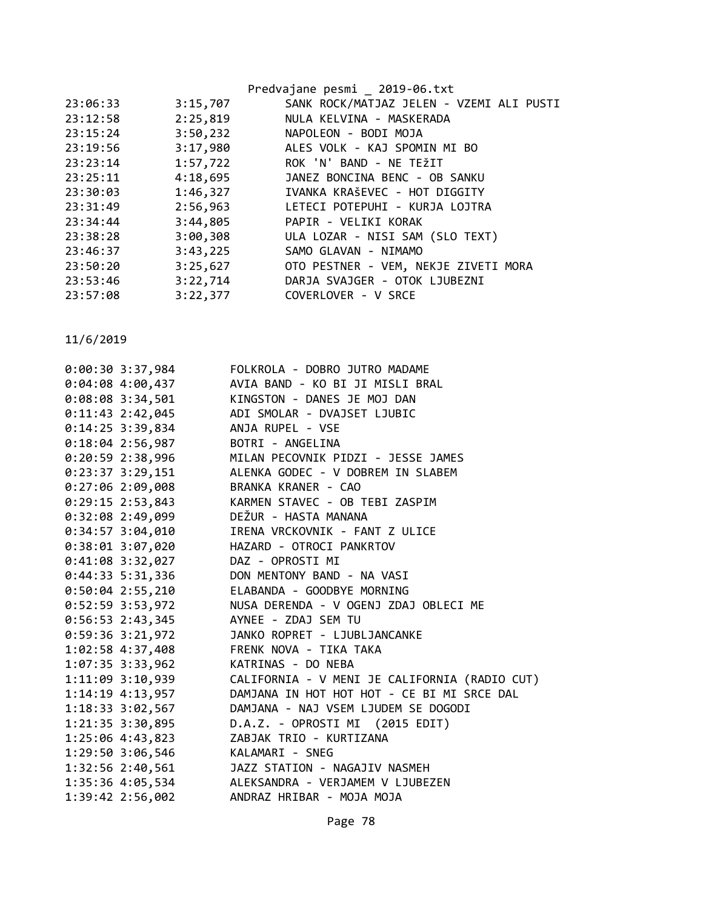```
23:06:33        3:15,707        SANK ROCK/MATJAZ JELEN - VZEMI ALI PUSTI
23:12:58        2:25,819        NULA KELVINA - MASKERADA
23:15:24        3:50,232        NAPOLEON - BODI MOJA
23:19:56        3:17,980        ALES VOLK - KAJ SPOMIN MI BO
23:23:14        1:57,722        ROK 'N' BAND - NE TEžIT
23:25:11        4:18,695        JANEZ BONCINA BENC - OB SANKU
23:30:03        1:46,327        IVANKA KRAŠEVEC - HOT DIGGITY
23:31:49        2:56,963        LETECI POTEPUHI - KURJA LOJTRA
23:34:44        3:44,805        PAPIR - VELIKI KORAK
23:38:28        3:00,308        ULA LOZAR - NISI SAM (SLO TEXT)
23:46:37        3:43,225        SAMO GLAVAN - NIMAMO
23:50:20        3:25,627        OTO PESTNER - VEM, NEKJE ZIVETI MORA
23:53:46        3:22,714        DARJA SVAJGER - OTOK LJUBEZNI
23:57:08        3:22,377        COVERLOVER - V SRCE
```

11/6/2019

```
0:00:30 3:37,984        FOLKROLA - DOBRO JUTRO MADAME
0:04:08 4:00,437        AVIA BAND - KO BI JI MISLI BRAL
0:08:08 3:34,501        KINGSTON - DANES JE MOJ DAN
0:11:43 2:42,045        ADI SMOLAR - DVAJSET LJUBIC
0:14:25 3:39,834        ANJA RUPEL - VSE
0:18:04 2:56,987        BOTRI - ANGELINA
0:20:59 2:38,996        MILAN PECOVNIK PIDZI - JESSE JAMES
0:23:37 3:29,151        ALENKA GODEC - V DOBREM IN SLABEM
0:27:06 2:09,008        BRANKA KRANER - CAO
0:29:15 2:53,843        KARMEN STAVEC - OB TEBI ZASPIM
0:32:08 2:49,099        DEŽUR - HASTA MANANA
0:34:57 3:04,010        IRENA VRCKOVNIK - FANT Z ULICE
0:38:01 3:07,020        HAZARD - OTROCI PANKRTOV
0:41:08 3:32,027        DAZ - OPROSTI MI
0:44:33 5:31,336        DON MENTONY BAND - NA VASI
0:50:04 2:55,210        ELABANDA - GOODBYE MORNING
0:52:59 3:53,972        NUSA DERENDA - V OGENJ ZDAJ OBLECI ME
0:56:53 2:43,345        AYNEE - ZDAJ SEM TU
0:59:36 3:21,972        JANKO ROPRET - LJUBLJANCANKE
1:02:58 4:37,408        FRENK NOVA - TIKA TAKA
1:07:35 3:33,962        KATRINAS - DO NEBA
1:11:09 3:10,939        CALIFORNIA - V MENI JE CALIFORNIA (RADIO CUT)
1:14:19 4:13,957        DAMJANA IN HOT HOT HOT - CE BI MI SRCE DAL
1:18:33 3:02,567        DAMJANA - NAJ VSEM LJUDEM SE DOGODI
1:21:35 3:30,895        D.A.Z. - OPROSTI MI  (2015 EDIT)
1:25:06 4:43,823        ZABJAK TRIO - KURTIZANA
1:29:50 3:06,546        KALAMARI - SNEG
1:32:56 2:40,561        JAZZ STATION - NAGAJIV NASMEH
1:35:36 4:05,534        ALEKSANDRA - VERJAMEM V LJUBEZEN
1:39:42 2:56,002        ANDRAZ HRIBAR - MOJA MOJA
```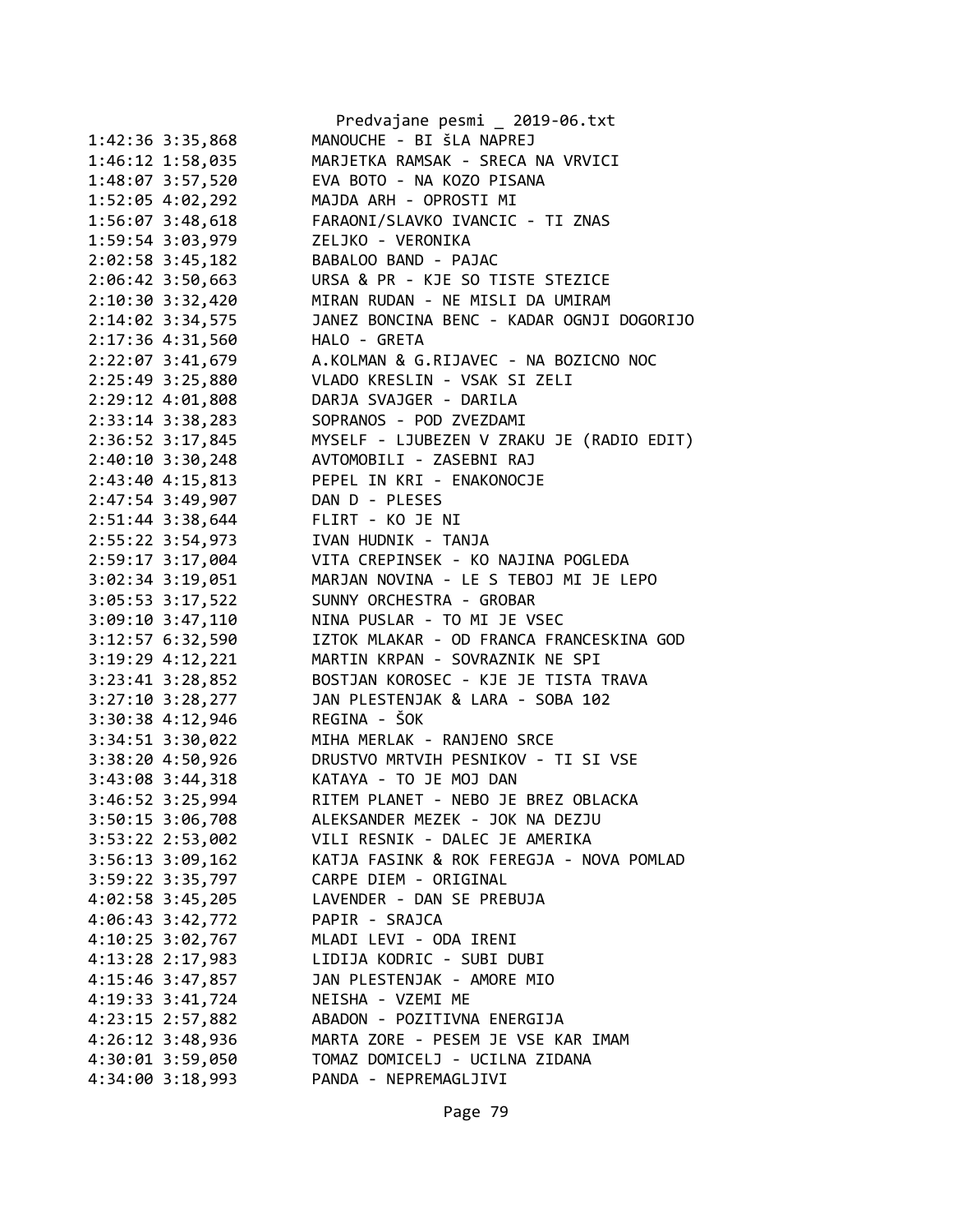```
1:42:36 3:35,868        MANOUCHE - BI šLA NAPREJ
1:46:12 1:58,035        MARJETKA RAMSAK - SRECA NA VRVICI
1:48:07 3:57,520        EVA BOTO - NA KOZO PISANA
1:52:05 4:02,292        MAJDA ARH - OPROSTI MI
1:56:07 3:48,618        FARAONI/SLAVKO IVANCIC - TI ZNAS
1:59:54 3:03,979        ZELJKO - VERONIKA
2:02:58 3:45,182        BABALOO BAND - PAJAC
2:06:42 3:50,663        URSA & PR - KJE SO TISTE STEZICE
2:10:30 3:32,420        MIRAN RUDAN - NE MISLI DA UMIRAM
2:14:02 3:34,575        JANEZ BONCINA BENC - KADAR OGNJI DOGORIJO
2:17:36 4:31,560        HALO - GRETA
2:22:07 3:41,679        A.KOLMAN & G.RIJAVEC - NA BOZICNO NOC
2:25:49 3:25,880        VLADO KRESLIN - VSAK SI ZELI
2:29:12 4:01,808        DARJA SVAJGER - DARILA
2:33:14 3:38,283        SOPRANOS - POD ZVEZDAMI
2:36:52 3:17,845        MYSELF - LJUBEZEN V ZRAKU JE (RADIO EDIT)
2:40:10 3:30,248        AVTOMOBILI - ZASEBNI RAJ
2:43:40 4:15,813        PEPEL IN KRI - ENAKONOCJE
2:47:54 3:49,907        DAN D - PLESES
2:51:44 3:38,644        FLIRT - KO JE NI
2:55:22 3:54,973        IVAN HUDNIK - TANJA
2:59:17 3:17,004        VITA CREPINSEK - KO NAJINA POGLEDA
3:02:34 3:19,051        MARJAN NOVINA - LE S TEBOJ MI JE LEPO
3:05:53 3:17,522        SUNNY ORCHESTRA - GROBAR
3:09:10 3:47,110        NINA PUSLAR - TO MI JE VSEC
3:12:57 6:32,590        IZTOK MLAKAR - OD FRANCA FRANCESKINA GOD
3:19:29 4:12,221        MARTIN KRPAN - SOVRAZNIK NE SPI
3:23:41 3:28,852        BOSTJAN KOROSEC - KJE JE TISTA TRAVA
3:27:10 3:28,277        JAN PLESTENJAK & LARA - SOBA 102
3:30:38 4:12,946        REGINA - ŠOK
3:34:51 3:30,022        MIHA MERLAK - RANJENO SRCE
3:38:20 4:50,926        DRUSTVO MRTVIH PESNIKOV - TI SI VSE
3:43:08 3:44,318        KATAYA - TO JE MOJ DAN
3:46:52 3:25,994        RITEM PLANET - NEBO JE BREZ OBLACKA
3:50:15 3:06,708        ALEKSANDER MEZEK - JOK NA DEZJU
3:53:22 2:53,002        VILI RESNIK - DALEC JE AMERIKA
3:56:13 3:09,162        KATJA FASINK & ROK FEREGJA - NOVA POMLAD
3:59:22 3:35,797        CARPE DIEM - ORIGINAL
4:02:58 3:45,205        LAVENDER - DAN SE PREBUJA
4:06:43 3:42,772        PAPIR - SRAJCA
4:10:25 3:02,767        MLADI LEVI - ODA IRENI
4:13:28 2:17,983        LIDIJA KODRIC - SUBI DUBI
4:15:46 3:47,857        JAN PLESTENJAK - AMORE MIO
4:19:33 3:41,724        NEISHA - VZEMI ME
4:23:15 2:57,882        ABADON - POZITIVNA ENERGIJA
4:26:12 3:48,936        MARTA ZORE - PESEM JE VSE KAR IMAM
4:30:01 3:59,050        TOMAZ DOMICELJ - UCILNA ZIDANA
4:34:00 3:18,993        PANDA - NEPREMAGLJIVI
```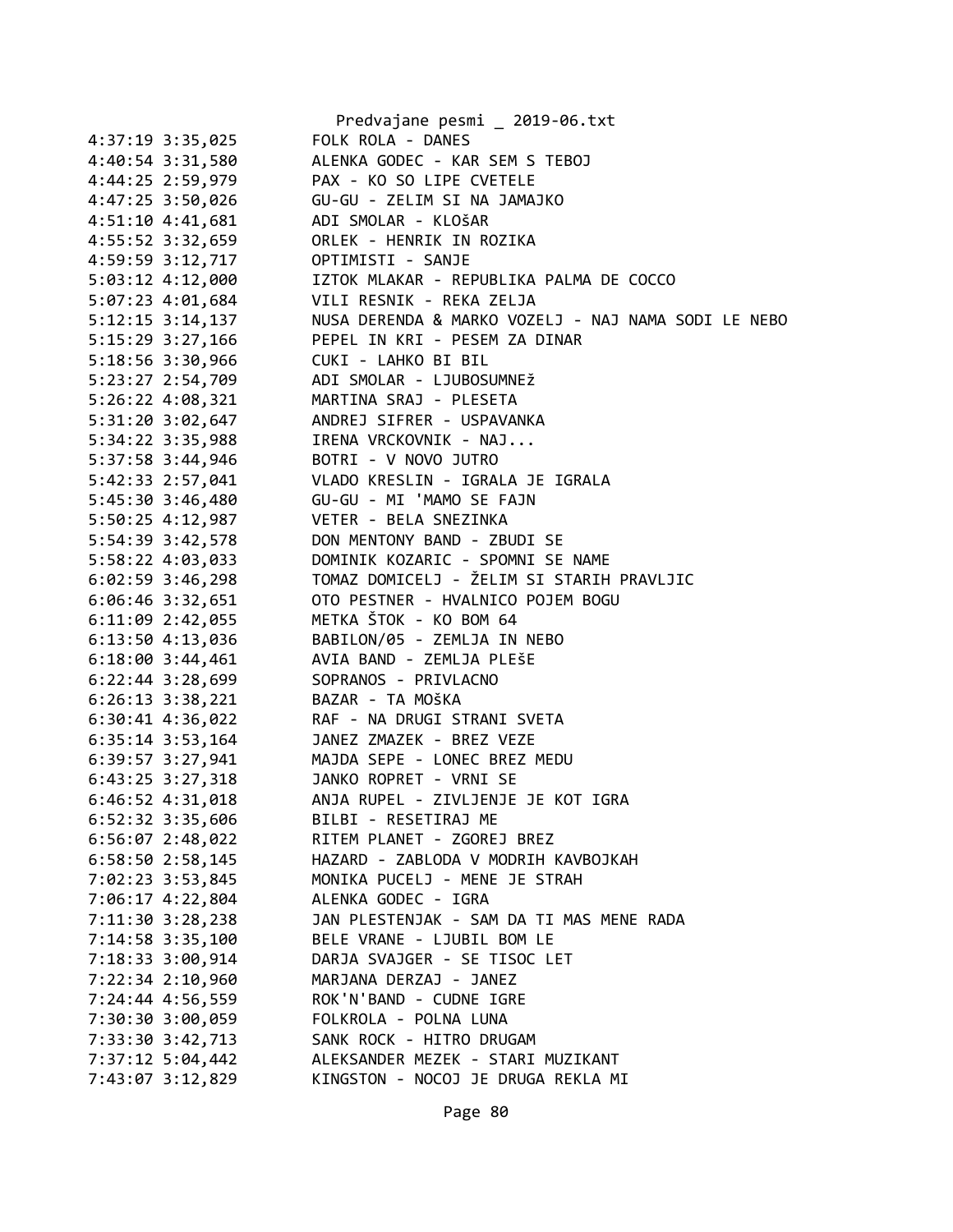4:37:19 3:35,025        FOLK ROLA - DANES
4:40:54 3:31,580        ALENKA GODEC - KAR SEM S TEBOJ
4:44:25 2:59,979        PAX - KO SO LIPE CVETELE
4:47:25 3:50,026        GU-GU - ZELIM SI NA JAMAJKO
4:51:10 4:41,681        ADI SMOLAR - KLOŠAR
4:55:52 3:32,659        ORLEK - HENRIK IN ROZIKA
4:59:59 3:12,717        OPTIMISTI - SANJE
5:03:12 4:12,000        IZTOK MLAKAR - REPUBLIKA PALMA DE COCCO
5:07:23 4:01,684        VILI RESNIK - REKA ZELJA
5:12:15 3:14,137        NUSA DERENDA & MARKO VOZELJ - NAJ NAMA SODI LE NEBO
5:15:29 3:27,166        PEPEL IN KRI - PESEM ZA DINAR
5:18:56 3:30,966        CUKI - LAHKO BI BIL
5:23:27 2:54,709        ADI SMOLAR - LJUBOSUMNEŽ
5:26:22 4:08,321        MARTINA SRAJ - PLESETA
5:31:20 3:02,647        ANDREJ SIFRER - USPAVANKA
5:34:22 3:35,988        IRENA VRCKOVNIK - NAJ...
5:37:58 3:44,946        BOTRI - V NOVO JUTRO
5:42:33 2:57,041        VLADO KRESLIN - IGRALA JE IGRALA
5:45:30 3:46,480        GU-GU - MI 'MAMO SE FAJN
5:50:25 4:12,987        VETER - BELA SNEZINKA
5:54:39 3:42,578        DON MENTONY BAND - ZBUDI SE
5:58:22 4:03,033        DOMINIK KOZARIC - SPOMNI SE NAME
6:02:59 3:46,298        TOMAZ DOMICELJ - ŽELIM SI STARIH PRAVLJIC
6:06:46 3:32,651        OTO PESTNER - HVALNICO POJEM BOGU
6:11:09 2:42,055        METKA ŠTOK - KO BOM 64
6:13:50 4:13,036        BABILON/05 - ZEMLJA IN NEBO
6:18:00 3:44,461        AVIA BAND - ZEMLJA PLEŠE
6:22:44 3:28,699        SOPRANOS - PRIVLACNO
6:26:13 3:38,221        BAZAR - TA MOŠKA
6:30:41 4:36,022        RAF - NA DRUGI STRANI SVETA
6:35:14 3:53,164        JANEZ ZMAZEK - BREZ VEZE
6:39:57 3:27,941        MAJDA SEPE - LONEC BREZ MEDU
6:43:25 3:27,318        JANKO ROPRET - VRNI SE
6:46:52 4:31,018        ANJA RUPEL - ZIVLJENJE JE KOT IGRA
6:52:32 3:35,606        BILBI - RESETIRAJ ME
6:56:07 2:48,022        RITEM PLANET - ZGOREJ BREZ
6:58:50 2:58,145        HAZARD - ZABLODA V MODRIH KAVBOJKAH
7:02:23 3:53,845        MONIKA PUCELJ - MENE JE STRAH
7:06:17 4:22,804        ALENKA GODEC - IGRA
7:11:30 3:28,238        JAN PLESTENJAK - SAM DA TI MAS MENE RADA
7:14:58 3:35,100        BELE VRANE - LJUBIL BOM LE
7:18:33 3:00,914        DARJA SVAJGER - SE TISOC LET
7:22:34 2:10,960        MARJANA DERZAJ - JANEZ
7:24:44 4:56,559        ROK'N'BAND - CUDNE IGRE
7:30:30 3:00,059        FOLKROLA - POLNA LUNA
7:33:30 3:42,713        SANK ROCK - HITRO DRUGAM
7:37:12 5:04,442        ALEKSANDER MEZEK - STARI MUZIKANT
7:43:07 3:12,829        KINGSTON - NOCOJ JE DRUGA REKLA MI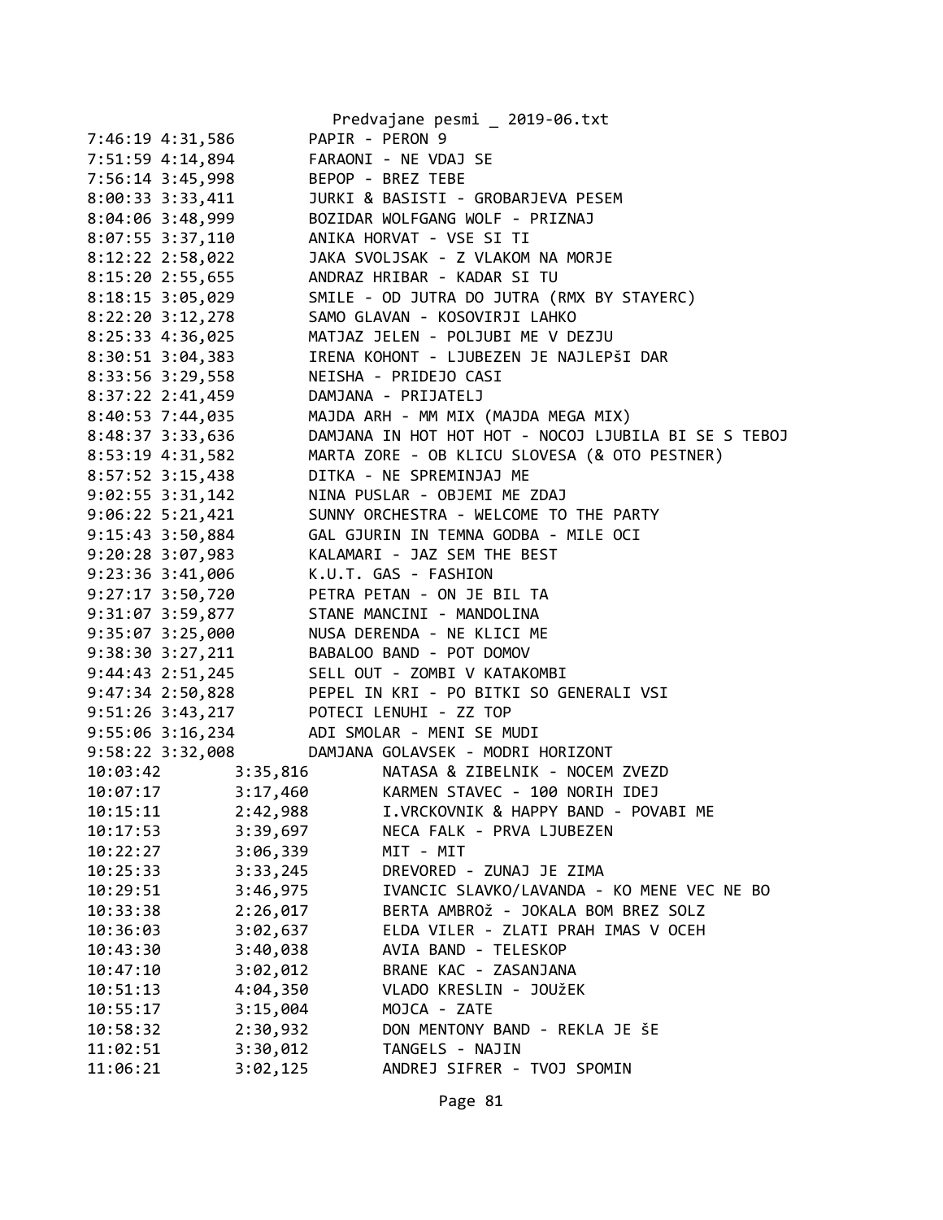```
7:46:19 4:31,586        PAPIR - PERON 9
7:51:59 4:14,894        FARAONI - NE VDAJ SE
7:56:14 3:45,998        BEPOP - BREZ TEBE
8:00:33 3:33,411        JURKI & BASISTI - GROBARJEVA PESEM
8:04:06 3:48,999        BOZIDAR WOLFGANG WOLF - PRIZNAJ
8:07:55 3:37,110        ANIKA HORVAT - VSE SI TI
8:12:22 2:58,022        JAKA SVOLJSAK - Z VLAKOM NA MORJE
8:15:20 2:55,655        ANDRAZ HRIBAR - KADAR SI TU
8:18:15 3:05,029        SMILE - OD JUTRA DO JUTRA (RMX BY STAYERC)
8:22:20 3:12,278        SAMO GLAVAN - KOSOVIRJI LAHKO
8:25:33 4:36,025        MATJAZ JELEN - POLJUBI ME V DEZJU
8:30:51 3:04,383        IRENA KOHONT - LJUBEZEN JE NAJLEPŠI DAR
8:33:56 3:29,558        NEISHA - PRIDEJO CASI
8:37:22 2:41,459        DAMJANA - PRIJATELJ
8:40:53 7:44,035        MAJDA ARH - MM MIX (MAJDA MEGA MIX)
8:48:37 3:33,636        DAMJANA IN HOT HOT HOT - NOCOJ LJUBILA BI SE S TEBOJ
8:53:19 4:31,582        MARTA ZORE - OB KLICU SLOVESA (& OTO PESTNER)
8:57:52 3:15,438        DITKA - NE SPREMINJAJ ME
9:02:55 3:31,142        NINA PUSLAR - OBJEMI ME ZDAJ
9:06:22 5:21,421        SUNNY ORCHESTRA - WELCOME TO THE PARTY
9:15:43 3:50,884        GAL GJURIN IN TEMNA GODBA - MILE OCI
9:20:28 3:07,983        KALAMARI - JAZ SEM THE BEST
9:23:36 3:41,006        K.U.T. GAS - FASHION
9:27:17 3:50,720        PETRA PETAN - ON JE BIL TA
9:31:07 3:59,877        STANE MANCINI - MANDOLINA
9:35:07 3:25,000        NUSA DERENDA - NE KLICI ME
9:38:30 3:27,211        BABALOO BAND - POT DOMOV
9:44:43 2:51,245        SELL OUT - ZOMBI V KATAKOMBI
9:47:34 2:50,828        PEPEL IN KRI - PO BITKI SO GENERALI VSI
9:51:26 3:43,217        POTECI LENUHI - ZZ TOP
9:55:06 3:16,234        ADI SMOLAR - MENI SE MUDI
9:58:22 3:32,008        DAMJANA GOLAVSEK - MODRI HORIZONT
10:03:42        3:35,816        NATASA & ZIBELNIK - NOCEM ZVEZD
10:07:17        3:17,460        KARMEN STAVEC - 100 NORIH IDEJ
10:15:11        2:42,988        I.VRCKOVNIK & HAPPY BAND - POVABI ME
10:17:53        3:39,697        NECA FALK - PRVA LJUBEZEN
10:22:27        3:06,339        MIT - MIT
10:25:33        3:33,245        DREVORED - ZUNAJ JE ZIMA
10:29:51        3:46,975        IVANCIC SLAVKO/LAVANDA - KO MENE VEC NE BO
10:33:38        2:26,017        BERTA AMBROž - JOKALA BOM BREZ SOLZ
10:36:03        3:02,637        ELDA VILER - ZLATI PRAH IMAS V OCEH
10:43:30        3:40,038        AVIA BAND - TELESKOP
10:47:10        3:02,012        BRANE KAC - ZASANJANA
10:51:13        4:04,350        VLADO KRESLIN - JOUžEK
10:55:17        3:15,004        MOJCA - ZATE
10:58:32        2:30,932        DON MENTONY BAND - REKLA JE šE
11:02:51        3:30,012        TANGELS - NAJIN
11:06:21        3:02,125        ANDREJ SIFRER - TVOJ SPOMIN
```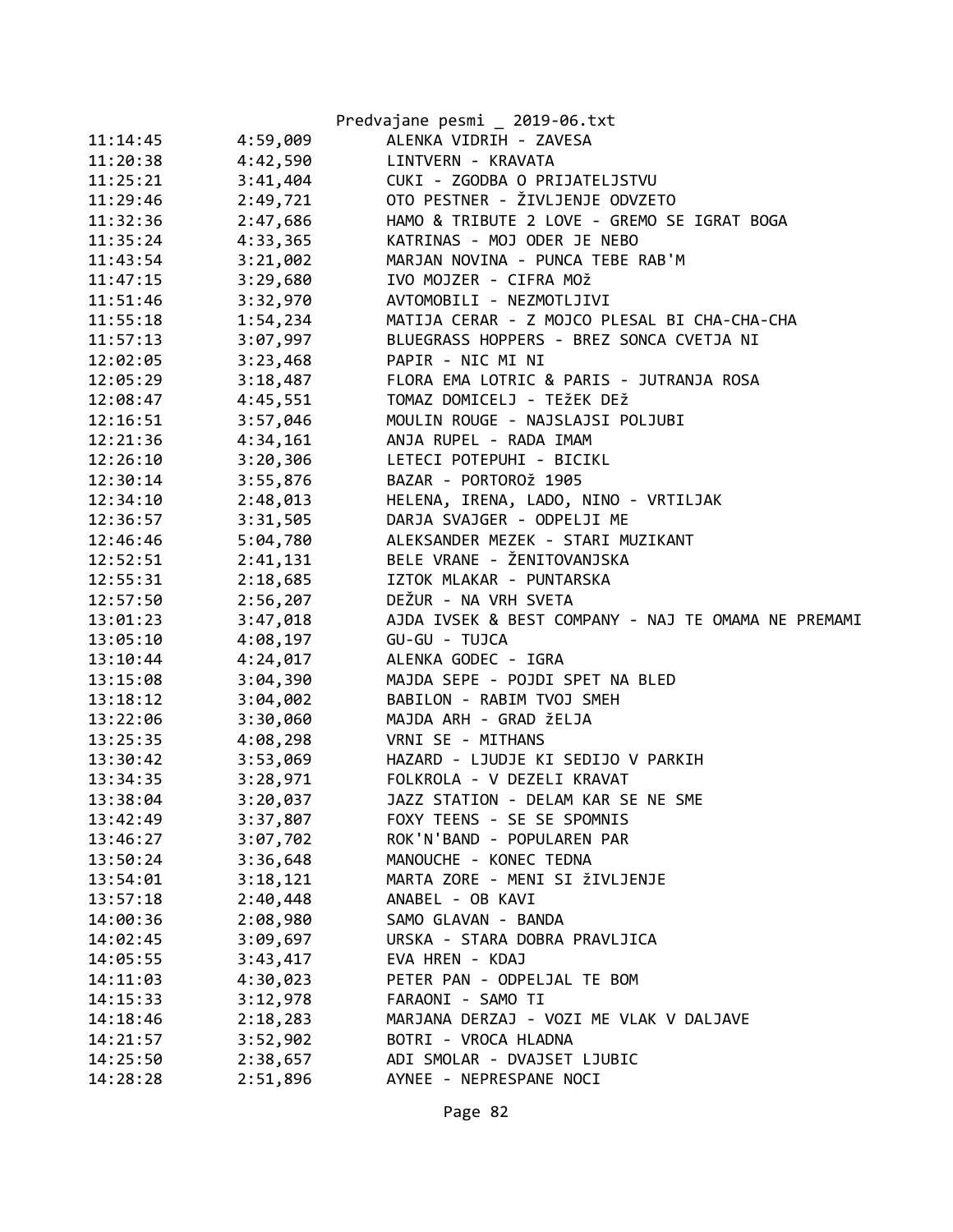| | | |
|---|---|---|
| 11:14:45 | 4:59,009 | ALENKA VIDRIH - ZAVESA |
| 11:20:38 | 4:42,590 | LINTVERN - KRAVATA |
| 11:25:21 | 3:41,404 | CUKI - ZGODBA O PRIJATELJSTVU |
| 11:29:46 | 2:49,721 | OTO PESTNER - ŽIVLJENJE ODVZETO |
| 11:32:36 | 2:47,686 | HAMO & TRIBUTE 2 LOVE - GREMO SE IGRAT BOGA |
| 11:35:24 | 4:33,365 | KATRINAS - MOJ ODER JE NEBO |
| 11:43:54 | 3:21,002 | MARJAN NOVINA - PUNCA TEBE RAB'M |
| 11:47:15 | 3:29,680 | IVO MOJZER - CIFRA MOž |
| 11:51:46 | 3:32,970 | AVTOMOBILI - NEZMOTLJIVI |
| 11:55:18 | 1:54,234 | MATIJA CERAR - Z MOJCO PLESAL BI CHA-CHA-CHA |
| 11:57:13 | 3:07,997 | BLUEGRASS HOPPERS - BREZ SONCA CVETJA NI |
| 12:02:05 | 3:23,468 | PAPIR - NIC MI NI |
| 12:05:29 | 3:18,487 | FLORA EMA LOTRIC & PARIS - JUTRANJA ROSA |
| 12:08:47 | 4:45,551 | TOMAZ DOMICELJ - TEžEK DEž |
| 12:16:51 | 3:57,046 | MOULIN ROUGE - NAJSLAJSI POLJUBI |
| 12:21:36 | 4:34,161 | ANJA RUPEL - RADA IMAM |
| 12:26:10 | 3:20,306 | LETECI POTEPUHI - BICIKL |
| 12:30:14 | 3:55,876 | BAZAR - PORTOROž 1905 |
| 12:34:10 | 2:48,013 | HELENA, IRENA, LADO, NINO - VRTILJAK |
| 12:36:57 | 3:31,505 | DARJA SVAJGER - ODPELJI ME |
| 12:46:46 | 5:04,780 | ALEKSANDER MEZEK - STARI MUZIKANT |
| 12:52:51 | 2:41,131 | BELE VRANE - ŽENITOVANJSKA |
| 12:55:31 | 2:18,685 | IZTOK MLAKAR - PUNTARSKA |
| 12:57:50 | 2:56,207 | DEŽUR - NA VRH SVETA |
| 13:01:23 | 3:47,018 | AJDA IVSEK & BEST COMPANY - NAJ TE OMAMA NE PREMAMI |
| 13:05:10 | 4:08,197 | GU-GU - TUJCA |
| 13:10:44 | 4:24,017 | ALENKA GODEC - IGRA |
| 13:15:08 | 3:04,390 | MAJDA SEPE - POJDI SPET NA BLED |
| 13:18:12 | 3:04,002 | BABILON - RABIM TVOJ SMEH |
| 13:22:06 | 3:30,060 | MAJDA ARH - GRAD žELJA |
| 13:25:35 | 4:08,298 | VRNI SE - MITHANS |
| 13:30:42 | 3:53,069 | HAZARD - LJUDJE KI SEDIJO V PARKIH |
| 13:34:35 | 3:28,971 | FOLKROLA - V DEZELI KRAVAT |
| 13:38:04 | 3:20,037 | JAZZ STATION - DELAM KAR SE NE SME |
| 13:42:49 | 3:37,807 | FOXY TEENS - SE SE SPOMNIS |
| 13:46:27 | 3:07,702 | ROK'N'BAND - POPULAREN PAR |
| 13:50:24 | 3:36,648 | MANOUCHE - KONEC TEDNA |
| 13:54:01 | 3:18,121 | MARTA ZORE - MENI SI žIVLJENJE |
| 13:57:18 | 2:40,448 | ANABEL - OB KAVI |
| 14:00:36 | 2:08,980 | SAMO GLAVAN - BANDA |
| 14:02:45 | 3:09,697 | URSKA - STARA DOBRA PRAVLJICA |
| 14:05:55 | 3:43,417 | EVA HREN - KDAJ |
| 14:11:03 | 4:30,023 | PETER PAN - ODPELJAL TE BOM |
| 14:15:33 | 3:12,978 | FARAONI - SAMO TI |
| 14:18:46 | 2:18,283 | MARJANA DERZAJ - VOZI ME VLAK V DALJAVE |
| 14:21:57 | 3:52,902 | BOTRI - VROCA HLADNA |
| 14:25:50 | 2:38,657 | ADI SMOLAR - DVAJSET LJUBIC |
| 14:28:28 | 2:51,896 | AYNEE - NEPRESPANE NOCI |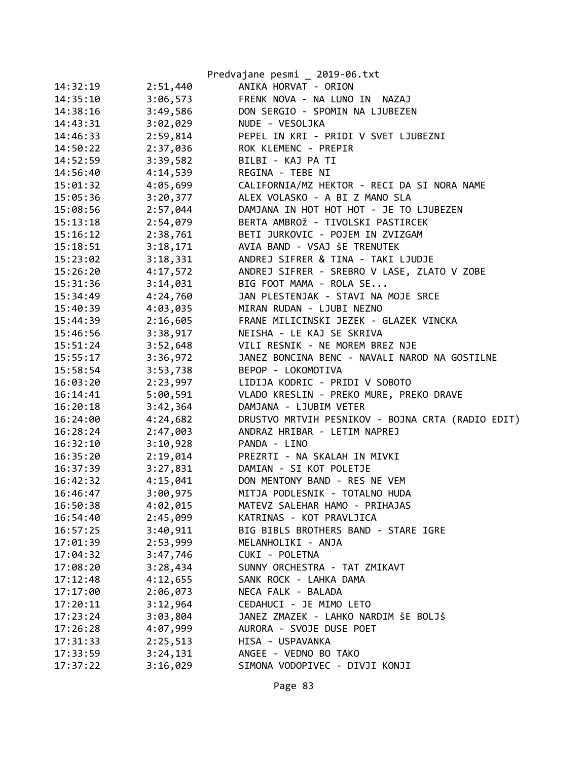| | | |
|---|---|---|
| 14:32:19 | 2:51,440 | ANIKA HORVAT - ORION |
| 14:35:10 | 3:06,573 | FRENK NOVA - NA LUNO IN  NAZAJ |
| 14:38:16 | 3:49,586 | DON SERGIO - SPOMIN NA LJUBEZEN |
| 14:43:31 | 3:02,029 | NUDE - VESOLJKA |
| 14:46:33 | 2:59,814 | PEPEL IN KRI - PRIDI V SVET LJUBEZNI |
| 14:50:22 | 2:37,036 | ROK KLEMENC - PREPIR |
| 14:52:59 | 3:39,582 | BILBI - KAJ PA TI |
| 14:56:40 | 4:14,539 | REGINA - TEBE NI |
| 15:01:32 | 4:05,699 | CALIFORNIA/MZ HEKTOR - RECI DA SI NORA NAME |
| 15:05:36 | 3:20,377 | ALEX VOLASKO - A BI Z MANO SLA |
| 15:08:56 | 2:57,044 | DAMJANA IN HOT HOT HOT - JE TO LJUBEZEN |
| 15:13:18 | 2:54,079 | BERTA AMBROž - TIVOLSKI PASTIRCEK |
| 15:16:12 | 2:38,761 | BETI JURKOVIC - POJEM IN ZVIZGAM |
| 15:18:51 | 3:18,171 | AVIA BAND - VSAJ šE TRENUTEK |
| 15:23:02 | 3:18,331 | ANDREJ SIFRER & TINA - TAKI LJUDJE |
| 15:26:20 | 4:17,572 | ANDREJ SIFRER - SREBRO V LASE, ZLATO V ZOBE |
| 15:31:36 | 3:14,031 | BIG FOOT MAMA - ROLA SE... |
| 15:34:49 | 4:24,760 | JAN PLESTENJAK - STAVI NA MOJE SRCE |
| 15:40:39 | 4:03,035 | MIRAN RUDAN - LJUBI NEZNO |
| 15:44:39 | 2:16,605 | FRANE MILICINSKI JEZEK - GLAZEK VINCKA |
| 15:46:56 | 3:38,917 | NEISHA - LE KAJ SE SKRIVA |
| 15:51:24 | 3:52,648 | VILI RESNIK - NE MOREM BREZ NJE |
| 15:55:17 | 3:36,972 | JANEZ BONCINA BENC - NAVALI NAROD NA GOSTILNE |
| 15:58:54 | 3:53,738 | BEPOP - LOKOMOTIVA |
| 16:03:20 | 2:23,997 | LIDIJA KODRIC - PRIDI V SOBOTO |
| 16:14:41 | 5:00,591 | VLADO KRESLIN - PREKO MURE, PREKO DRAVE |
| 16:20:18 | 3:42,364 | DAMJANA - LJUBIM VETER |
| 16:24:00 | 4:24,682 | DRUSTVO MRTVIH PESNIKOV - BOJNA CRTA (RADIO EDIT) |
| 16:28:24 | 2:47,003 | ANDRAZ HRIBAR - LETIM NAPREJ |
| 16:32:10 | 3:10,928 | PANDA - LINO |
| 16:35:20 | 2:19,014 | PREZRTI - NA SKALAH IN MIVKI |
| 16:37:39 | 3:27,831 | DAMIAN - SI KOT POLETJE |
| 16:42:32 | 4:15,041 | DON MENTONY BAND - RES NE VEM |
| 16:46:47 | 3:00,975 | MITJA PODLESNIK - TOTALNO HUDA |
| 16:50:38 | 4:02,015 | MATEVZ SALEHAR HAMO - PRIHAJAS |
| 16:54:40 | 2:45,099 | KATRINAS - KOT PRAVLJICA |
| 16:57:25 | 3:40,911 | BIG BIBLS BROTHERS BAND - STARE IGRE |
| 17:01:39 | 2:53,999 | MELANHOLIKI - ANJA |
| 17:04:32 | 3:47,746 | CUKI - POLETNA |
| 17:08:20 | 3:28,434 | SUNNY ORCHESTRA - TAT ZMIKAVT |
| 17:12:48 | 4:12,655 | SANK ROCK - LAHKA DAMA |
| 17:17:00 | 2:06,073 | NECA FALK - BALADA |
| 17:20:11 | 3:12,964 | CEDAHUCI - JE MIMO LETO |
| 17:23:24 | 3:03,804 | JANEZ ZMAZEK - LAHKO NARDIM šE BOLJš |
| 17:26:28 | 4:07,999 | AURORA - SVOJE DUSE POET |
| 17:31:33 | 2:25,513 | HISA - USPAVANKA |
| 17:33:59 | 3:24,131 | ANGEE - VEDNO BO TAKO |
| 17:37:22 | 3:16,029 | SIMONA VODOPIVEC - DIVJI KONJI |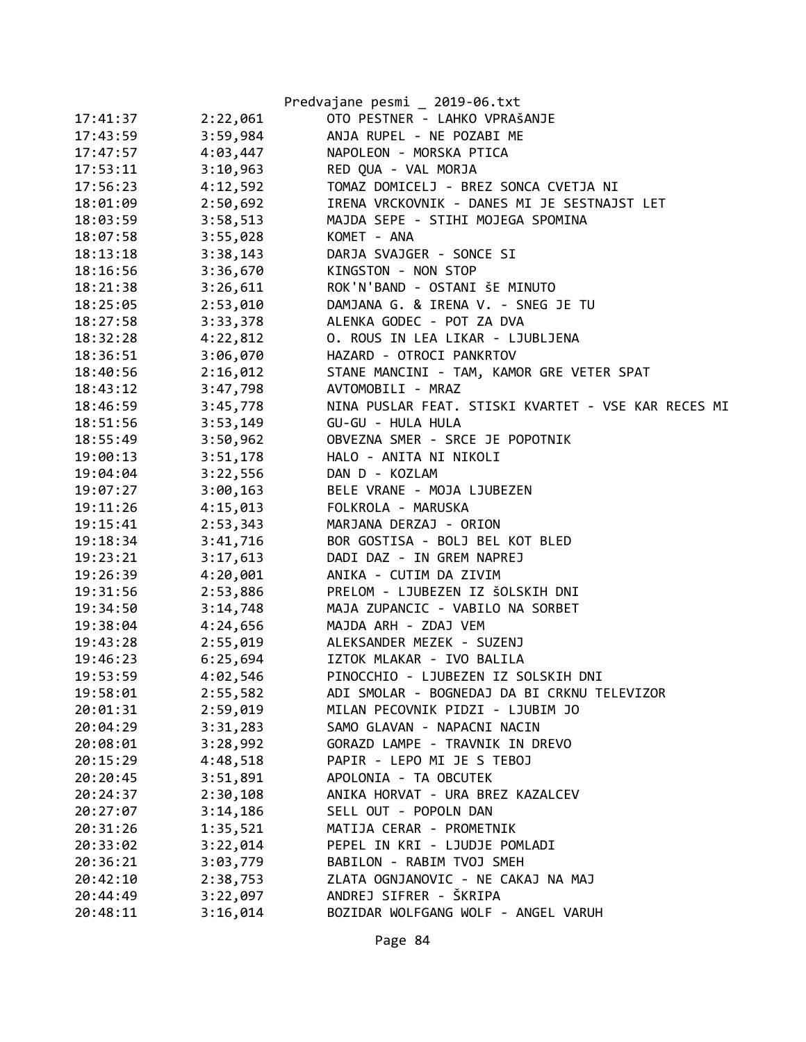| | | |
|---|---|---|
| 17:41:37 | 2:22,061 | OTO PESTNER - LAHKO VPRAŠANJE |
| 17:43:59 | 3:59,984 | ANJA RUPEL - NE POZABI ME |
| 17:47:57 | 4:03,447 | NAPOLEON - MORSKA PTICA |
| 17:53:11 | 3:10,963 | RED QUA - VAL MORJA |
| 17:56:23 | 4:12,592 | TOMAZ DOMICELJ - BREZ SONCA CVETJA NI |
| 18:01:09 | 2:50,692 | IRENA VRCKOVNIK - DANES MI JE SESTNAJST LET |
| 18:03:59 | 3:58,513 | MAJDA SEPE - STIHI MOJEGA SPOMINA |
| 18:07:58 | 3:55,028 | KOMET - ANA |
| 18:13:18 | 3:38,143 | DARJA SVAJGER - SONCE SI |
| 18:16:56 | 3:36,670 | KINGSTON - NON STOP |
| 18:21:38 | 3:26,611 | ROK'N'BAND - OSTANI ŠE MINUTO |
| 18:25:05 | 2:53,010 | DAMJANA G. & IRENA V. - SNEG JE TU |
| 18:27:58 | 3:33,378 | ALENKA GODEC - POT ZA DVA |
| 18:32:28 | 4:22,812 | O. ROUS IN LEA LIKAR - LJUBLJENA |
| 18:36:51 | 3:06,070 | HAZARD - OTROCI PANKRTOV |
| 18:40:56 | 2:16,012 | STANE MANCINI - TAM, KAMOR GRE VETER SPAT |
| 18:43:12 | 3:47,798 | AVTOMOBILI - MRAZ |
| 18:46:59 | 3:45,778 | NINA PUSLAR FEAT. STISKI KVARTET - VSE KAR RECES MI |
| 18:51:56 | 3:53,149 | GU-GU - HULA HULA |
| 18:55:49 | 3:50,962 | OBVEZNA SMER - SRCE JE POPOTNIK |
| 19:00:13 | 3:51,178 | HALO - ANITA NI NIKOLI |
| 19:04:04 | 3:22,556 | DAN D - KOZLAM |
| 19:07:27 | 3:00,163 | BELE VRANE - MOJA LJUBEZEN |
| 19:11:26 | 4:15,013 | FOLKROLA - MARUSKA |
| 19:15:41 | 2:53,343 | MARJANA DERZAJ - ORION |
| 19:18:34 | 3:41,716 | BOR GOSTISA - BOLJ BEL KOT BLED |
| 19:23:21 | 3:17,613 | DADI DAZ - IN GREM NAPREJ |
| 19:26:39 | 4:20,001 | ANIKA - CUTIM DA ZIVIM |
| 19:31:56 | 2:53,886 | PRELOM - LJUBEZEN IZ ŠOLSKIH DNI |
| 19:34:50 | 3:14,748 | MAJA ZUPANCIC - VABILO NA SORBET |
| 19:38:04 | 4:24,656 | MAJDA ARH - ZDAJ VEM |
| 19:43:28 | 2:55,019 | ALEKSANDER MEZEK - SUZENJ |
| 19:46:23 | 6:25,694 | IZTOK MLAKAR - IVO BALILA |
| 19:53:59 | 4:02,546 | PINOCCHIO - LJUBEZEN IZ SOLSKIH DNI |
| 19:58:01 | 2:55,582 | ADI SMOLAR - BOGNEDAJ DA BI CRKNU TELEVIZOR |
| 20:01:31 | 2:59,019 | MILAN PECOVNIK PIDZI - LJUBIM JO |
| 20:04:29 | 3:31,283 | SAMO GLAVAN - NAPACNI NACIN |
| 20:08:01 | 3:28,992 | GORAZD LAMPE - TRAVNIK IN DREVO |
| 20:15:29 | 4:48,518 | PAPIR - LEPO MI JE S TEBOJ |
| 20:20:45 | 3:51,891 | APOLONIA - TA OBCUTEK |
| 20:24:37 | 2:30,108 | ANIKA HORVAT - URA BREZ KAZALCEV |
| 20:27:07 | 3:14,186 | SELL OUT - POPOLN DAN |
| 20:31:26 | 1:35,521 | MATIJA CERAR - PROMETNIK |
| 20:33:02 | 3:22,014 | PEPEL IN KRI - LJUDJE POMLADI |
| 20:36:21 | 3:03,779 | BABILON - RABIM TVOJ SMEH |
| 20:42:10 | 2:38,753 | ZLATA OGNJANOVIC - NE CAKAJ NA MAJ |
| 20:44:49 | 3:22,097 | ANDREJ SIFRER - ŠKRIPA |
| 20:48:11 | 3:16,014 | BOZIDAR WOLFGANG WOLF - ANGEL VARUH |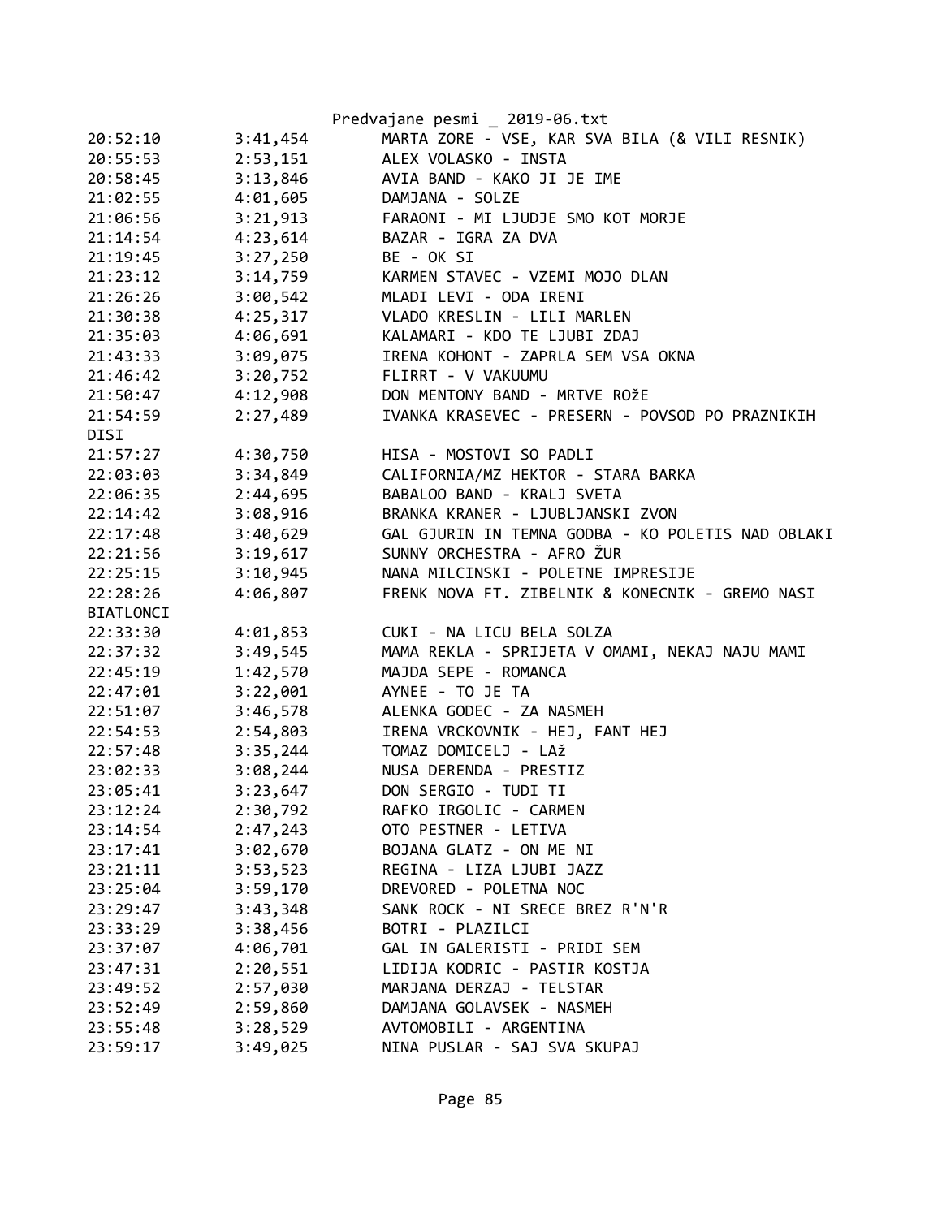Predvajane pesmi _ 2019-06.txt

```
20:52:10        3:41,454        MARTA ZORE - VSE, KAR SVA BILA (& VILI RESNIK)
20:55:53        2:53,151        ALEX VOLASKO - INSTA
20:58:45        3:13,846        AVIA BAND - KAKO JI JE IME
21:02:55        4:01,605        DAMJANA - SOLZE
21:06:56        3:21,913        FARAONI - MI LJUDJE SMO KOT MORJE
21:14:54        4:23,614        BAZAR - IGRA ZA DVA
21:19:45        3:27,250        BE - OK SI
21:23:12        3:14,759        KARMEN STAVEC - VZEMI MOJO DLAN
21:26:26        3:00,542        MLADI LEVI - ODA IRENI
21:30:38        4:25,317        VLADO KRESLIN - LILI MARLEN
21:35:03        4:06,691        KALAMARI - KDO TE LJUBI ZDAJ
21:43:33        3:09,075        IRENA KOHONT - ZAPRLA SEM VSA OKNA
21:46:42        3:20,752        FLIRRT - V VAKUUMU
21:50:47        4:12,908        DON MENTONY BAND - MRTVE ROžE
21:54:59        2:27,489        IVANKA KRASEVEC - PRESERN - POVSOD PO PRAZNIKIH
DISI
21:57:27        4:30,750        HISA - MOSTOVI SO PADLI
22:03:03        3:34,849        CALIFORNIA/MZ HEKTOR - STARA BARKA
22:06:35        2:44,695        BABALOO BAND - KRALJ SVETA
22:14:42        3:08,916        BRANKA KRANER - LJUBLJANSKI ZVON
22:17:48        3:40,629        GAL GJURIN IN TEMNA GODBA - KO POLETIS NAD OBLAKI
22:21:56        3:19,617        SUNNY ORCHESTRA - AFRO ŽUR
22:25:15        3:10,945        NANA MILCINSKI - POLETNE IMPRESIJE
22:28:26        4:06,807        FRENK NOVA FT. ZIBELNIK & KONECNIK - GREMO NASI
BIATLONCI
22:33:30        4:01,853        CUKI - NA LICU BELA SOLZA
22:37:32        3:49,545        MAMA REKLA - SPRIJETA V OMAMI, NEKAJ NAJU MAMI
22:45:19        1:42,570        MAJDA SEPE - ROMANCA
22:47:01        3:22,001        AYNEE - TO JE TA
22:51:07        3:46,578        ALENKA GODEC - ZA NASMEH
22:54:53        2:54,803        IRENA VRCKOVNIK - HEJ, FANT HEJ
22:57:48        3:35,244        TOMAZ DOMICELJ - LAž
23:02:33        3:08,244        NUSA DERENDA - PRESTIZ
23:05:41        3:23,647        DON SERGIO - TUDI TI
23:12:24        2:30,792        RAFKO IRGOLIC - CARMEN
23:14:54        2:47,243        OTO PESTNER - LETIVA
23:17:41        3:02,670        BOJANA GLATZ - ON ME NI
23:21:11        3:53,523        REGINA - LIZA LJUBI JAZZ
23:25:04        3:59,170        DREVORED - POLETNA NOC
23:29:47        3:43,348        SANK ROCK - NI SRECE BREZ R'N'R
23:33:29        3:38,456        BOTRI - PLAZILCI
23:37:07        4:06,701        GAL IN GALERISTI - PRIDI SEM
23:47:31        2:20,551        LIDIJA KODRIC - PASTIR KOSTJA
23:49:52        2:57,030        MARJANA DERZAJ - TELSTAR
23:52:49        2:59,860        DAMJANA GOLAVSEK - NASMEH
23:55:48        3:28,529        AVTOMOBILI - ARGENTINA
23:59:17        3:49,025        NINA PUSLAR - SAJ SVA SKUPAJ
```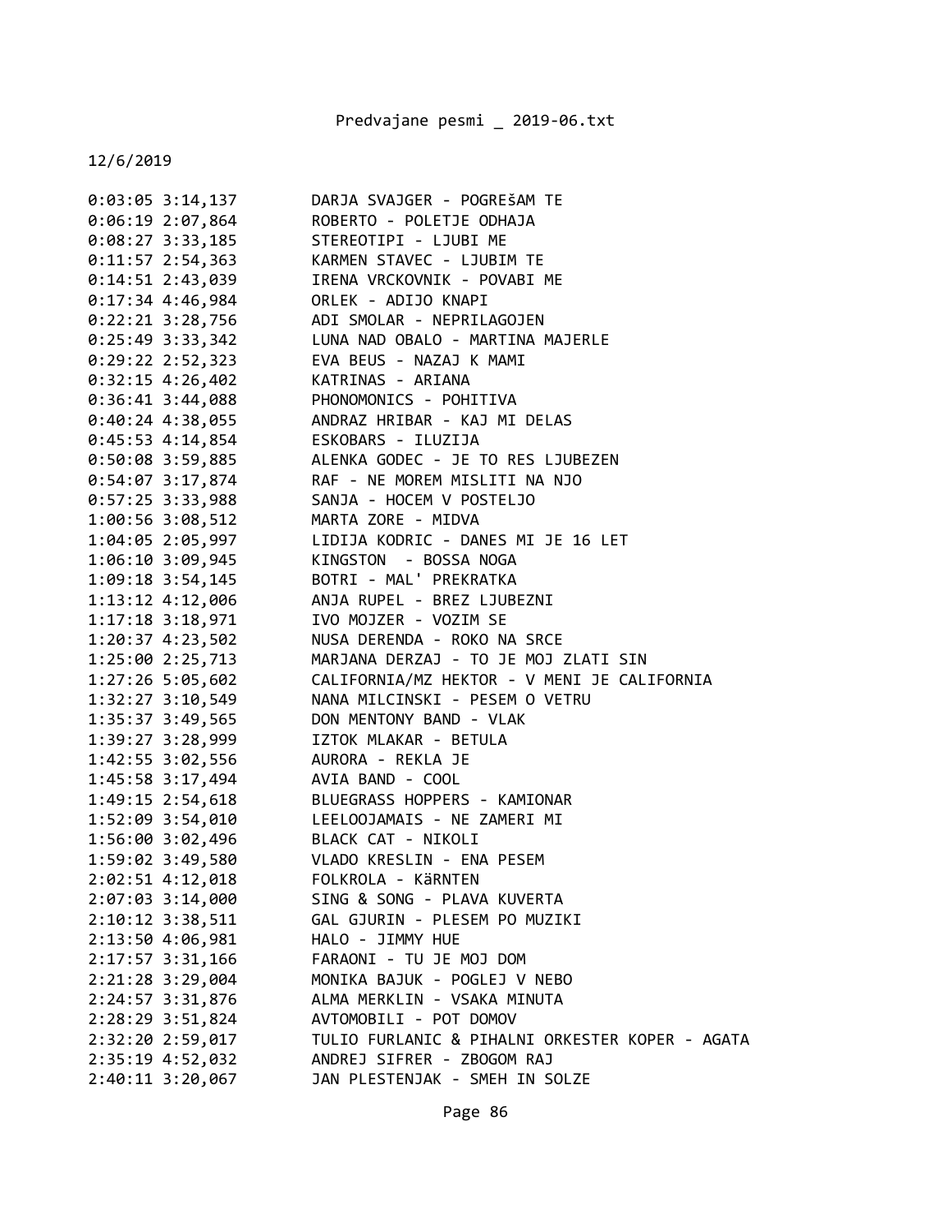12/6/2019

```
0:03:05 3:14,137        DARJA SVAJGER - POGREŠAM TE
0:06:19 2:07,864        ROBERTO - POLETJE ODHAJA
0:08:27 3:33,185        STEREOTIPI - LJUBI ME
0:11:57 2:54,363        KARMEN STAVEC - LJUBIM TE
0:14:51 2:43,039        IRENA VRCKOVNIK - POVABI ME
0:17:34 4:46,984        ORLEK - ADIJO KNAPI
0:22:21 3:28,756        ADI SMOLAR - NEPRILAGOJEN
0:25:49 3:33,342        LUNA NAD OBALO - MARTINA MAJERLE
0:29:22 2:52,323        EVA BEUS - NAZAJ K MAMI
0:32:15 4:26,402        KATRINAS - ARIANA
0:36:41 3:44,088        PHONOMONICS - POHITIVA
0:40:24 4:38,055        ANDRAZ HRIBAR - KAJ MI DELAS
0:45:53 4:14,854        ESKOBARS - ILUZIJA
0:50:08 3:59,885        ALENKA GODEC - JE TO RES LJUBEZEN
0:54:07 3:17,874        RAF - NE MOREM MISLITI NA NJO
0:57:25 3:33,988        SANJA - HOCEM V POSTELJO
1:00:56 3:08,512        MARTA ZORE - MIDVA
1:04:05 2:05,997        LIDIJA KODRIC - DANES MI JE 16 LET
1:06:10 3:09,945        KINGSTON  - BOSSA NOGA
1:09:18 3:54,145        BOTRI - MAL' PREKRATKA
1:13:12 4:12,006        ANJA RUPEL - BREZ LJUBEZNI
1:17:18 3:18,971        IVO MOJZER - VOZIM SE
1:20:37 4:23,502        NUSA DERENDA - ROKO NA SRCE
1:25:00 2:25,713        MARJANA DERZAJ - TO JE MOJ ZLATI SIN
1:27:26 5:05,602        CALIFORNIA/MZ HEKTOR - V MENI JE CALIFORNIA
1:32:27 3:10,549        NANA MILCINSKI - PESEM O VETRU
1:35:37 3:49,565        DON MENTONY BAND - VLAK
1:39:27 3:28,999        IZTOK MLAKAR - BETULA
1:42:55 3:02,556        AURORA - REKLA JE
1:45:58 3:17,494        AVIA BAND - COOL
1:49:15 2:54,618        BLUEGRASS HOPPERS - KAMIONAR
1:52:09 3:54,010        LEELOOJAMAIS - NE ZAMERI MI
1:56:00 3:02,496        BLACK CAT - NIKOLI
1:59:02 3:49,580        VLADO KRESLIN - ENA PESEM
2:02:51 4:12,018        FOLKROLA - KäRNTEN
2:07:03 3:14,000        SING & SONG - PLAVA KUVERTA
2:10:12 3:38,511        GAL GJURIN - PLESEM PO MUZIKI
2:13:50 4:06,981        HALO - JIMMY HUE
2:17:57 3:31,166        FARAONI - TU JE MOJ DOM
2:21:28 3:29,004        MONIKA BAJUK - POGLEJ V NEBO
2:24:57 3:31,876        ALMA MERKLIN - VSAKA MINUTA
2:28:29 3:51,824        AVTOMOBILI - POT DOMOV
2:32:20 2:59,017        TULIO FURLANIC & PIHALNI ORKESTER KOPER - AGATA
2:35:19 4:52,032        ANDREJ SIFRER - ZBOGOM RAJ
2:40:11 3:20,067        JAN PLESTENJAK - SMEH IN SOLZE
```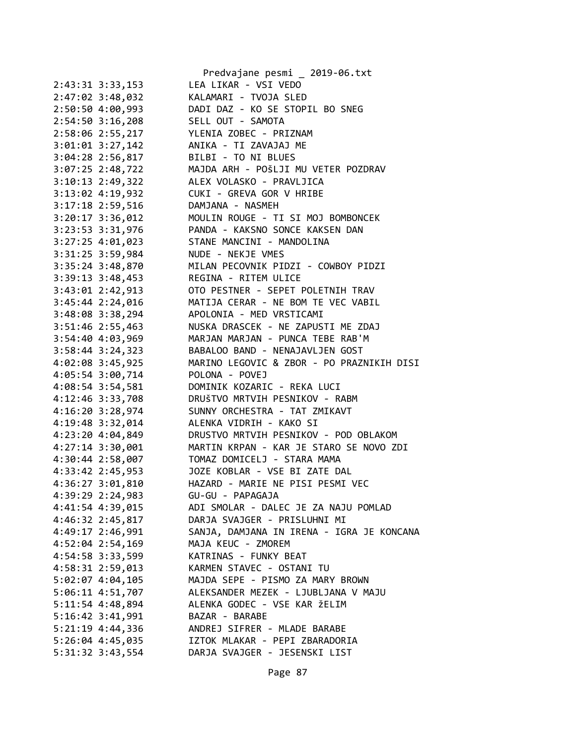```
2:43:31 3:33,153        LEA LIKAR - VSI VEDO
2:47:02 3:48,032        KALAMARI - TVOJA SLED
2:50:50 4:00,993        DADI DAZ - KO SE STOPIL BO SNEG
2:54:50 3:16,208        SELL OUT - SAMOTA
2:58:06 2:55,217        YLENIA ZOBEC - PRIZNAM
3:01:01 3:27,142        ANIKA - TI ZAVAJAJ ME
3:04:28 2:56,817        BILBI - TO NI BLUES
3:07:25 2:48,722        MAJDA ARH - POŠLJI MU VETER POZDRAV
3:10:13 2:49,322        ALEX VOLASKO - PRAVLJICA
3:13:02 4:19,932        CUKI - GREVA GOR V HRIBE
3:17:18 2:59,516        DAMJANA - NASMEH
3:20:17 3:36,012        MOULIN ROUGE - TI SI MOJ BOMBONCEK
3:23:53 3:31,976        PANDA - KAKSNO SONCE KAKSEN DAN
3:27:25 4:01,023        STANE MANCINI - MANDOLINA
3:31:25 3:59,984        NUDE - NEKJE VMES
3:35:24 3:48,870        MILAN PECOVNIK PIDZI - COWBOY PIDZI
3:39:13 3:48,453        REGINA - RITEM ULICE
3:43:01 2:42,913        OTO PESTNER - SEPET POLETNIH TRAV
3:45:44 2:24,016        MATIJA CERAR - NE BOM TE VEC VABIL
3:48:08 3:38,294        APOLONIA - MED VRSTICAMI
3:51:46 2:55,463        NUSKA DRASCEK - NE ZAPUSTI ME ZDAJ
3:54:40 4:03,969        MARJAN MARJAN - PUNCA TEBE RAB'M
3:58:44 3:24,323        BABALOO BAND - NENAJAVLJEN GOST
4:02:08 3:45,925        MARINO LEGOVIC & ZBOR - PO PRAZNIKIH DISI
4:05:54 3:00,714        POLONA - POVEJ
4:08:54 3:54,581        DOMINIK KOZARIC - REKA LUCI
4:12:46 3:33,708        DRUŠTVO MRTVIH PESNIKOV - RABM
4:16:20 3:28,974        SUNNY ORCHESTRA - TAT ZMIKAVT
4:19:48 3:32,014        ALENKA VIDRIH - KAKO SI
4:23:20 4:04,849        DRUSTVO MRTVIH PESNIKOV - POD OBLAKOM
4:27:14 3:30,001        MARTIN KRPAN - KAR JE STARO SE NOVO ZDI
4:30:44 2:58,007        TOMAZ DOMICELJ - STARA MAMA
4:33:42 2:45,953        JOZE KOBLAR - VSE BI ZATE DAL
4:36:27 3:01,810        HAZARD - MARIE NE PISI PESMI VEC
4:39:29 2:24,983        GU-GU - PAPAGAJA
4:41:54 4:39,015        ADI SMOLAR - DALEC JE ZA NAJU POMLAD
4:46:32 2:45,817        DARJA SVAJGER - PRISLUHNI MI
4:49:17 2:46,991        SANJA, DAMJANA IN IRENA - IGRA JE KONCANA
4:52:04 2:54,169        MAJA KEUC - ZMOREM
4:54:58 3:33,599        KATRINAS - FUNKY BEAT
4:58:31 2:59,013        KARMEN STAVEC - OSTANI TU
5:02:07 4:04,105        MAJDA SEPE - PISMO ZA MARY BROWN
5:06:11 4:51,707        ALEKSANDER MEZEK - LJUBLJANA V MAJU
5:11:54 4:48,894        ALENKA GODEC - VSE KAR žELIM
5:16:42 3:41,991        BAZAR - BARABE
5:21:19 4:44,336        ANDREJ SIFRER - MLADE BARABE
5:26:04 4:45,035        IZTOK MLAKAR - PEPI ZBARADORIA
5:31:32 3:43,554        DARJA SVAJGER - JESENSKI LIST
```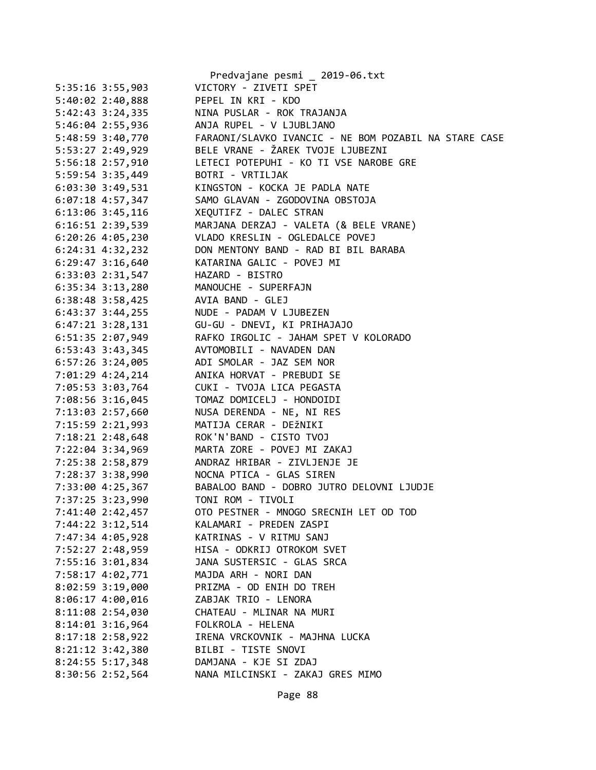```
5:35:16 3:55,903        VICTORY - ZIVETI SPET
5:40:02 2:40,888        PEPEL IN KRI - KDO
5:42:43 3:24,335        NINA PUSLAR - ROK TRAJANJA
5:46:04 2:55,936        ANJA RUPEL - V LJUBLJANO
5:48:59 3:40,770        FARAONI/SLAVKO IVANCIC - NE BOM POZABIL NA STARE CASE
5:53:27 2:49,929        BELE VRANE - ŽAREK TVOJE LJUBEZNI
5:56:18 2:57,910        LETECI POTEPUHI - KO TI VSE NAROBE GRE
5:59:54 3:35,449        BOTRI - VRTILJAK
6:03:30 3:49,531        KINGSTON - KOCKA JE PADLA NATE
6:07:18 4:57,347        SAMO GLAVAN - ZGODOVINA OBSTOJA
6:13:06 3:45,116        XEQUTIFZ - DALEC STRAN
6:16:51 2:39,539        MARJANA DERZAJ - VALETA (& BELE VRANE)
6:20:26 4:05,230        VLADO KRESLIN - OGLEDALCE POVEJ
6:24:31 4:32,232        DON MENTONY BAND - RAD BI BIL BARABA
6:29:47 3:16,640        KATARINA GALIC - POVEJ MI
6:33:03 2:31,547        HAZARD - BISTRO
6:35:34 3:13,280        MANOUCHE - SUPERFAJN
6:38:48 3:58,425        AVIA BAND - GLEJ
6:43:37 3:44,255        NUDE - PADAM V LJUBEZEN
6:47:21 3:28,131        GU-GU - DNEVI, KI PRIHAJAJO
6:51:35 2:07,949        RAFKO IRGOLIC - JAHAM SPET V KOLORADO
6:53:43 3:43,345        AVTOMOBILI - NAVADEN DAN
6:57:26 3:24,005        ADI SMOLAR - JAZ SEM NOR
7:01:29 4:24,214        ANIKA HORVAT - PREBUDI SE
7:05:53 3:03,764        CUKI - TVOJA LICA PEGASTA
7:08:56 3:16,045        TOMAZ DOMICELJ - HONDOIDI
7:13:03 2:57,660        NUSA DERENDA - NE, NI RES
7:15:59 2:21,993        MATIJA CERAR - DEŽNIKI
7:18:21 2:48,648        ROK'N'BAND - CISTO TVOJ
7:22:04 3:34,969        MARTA ZORE - POVEJ MI ZAKAJ
7:25:38 2:58,879        ANDRAZ HRIBAR - ZIVLJENJE JE
7:28:37 3:38,990        NOCNA PTICA - GLAS SIREN
7:33:00 4:25,367        BABALOO BAND - DOBRO JUTRO DELOVNI LJUDJE
7:37:25 3:23,990        TONI ROM - TIVOLI
7:41:40 2:42,457        OTO PESTNER - MNOGO SRECNIH LET OD TOD
7:44:22 3:12,514        KALAMARI - PREDEN ZASPI
7:47:34 4:05,928        KATRINAS - V RITMU SANJ
7:52:27 2:48,959        HISA - ODKRIJ OTROKOM SVET
7:55:16 3:01,834        JANA SUSTERSIC - GLAS SRCA
7:58:17 4:02,771        MAJDA ARH - NORI DAN
8:02:59 3:19,000        PRIZMA - OD ENIH DO TREH
8:06:17 4:00,016        ZABJAK TRIO - LENORA
8:11:08 2:54,030        CHATEAU - MLINAR NA MURI
8:14:01 3:16,964        FOLKROLA - HELENA
8:17:18 2:58,922        IRENA VRCKOVNIK - MAJHNA LUCKA
8:21:12 3:42,380        BILBI - TISTE SNOVI
8:24:55 5:17,348        DAMJANA - KJE SI ZDAJ
8:30:56 2:52,564        NANA MILCINSKI - ZAKAJ GRES MIMO
```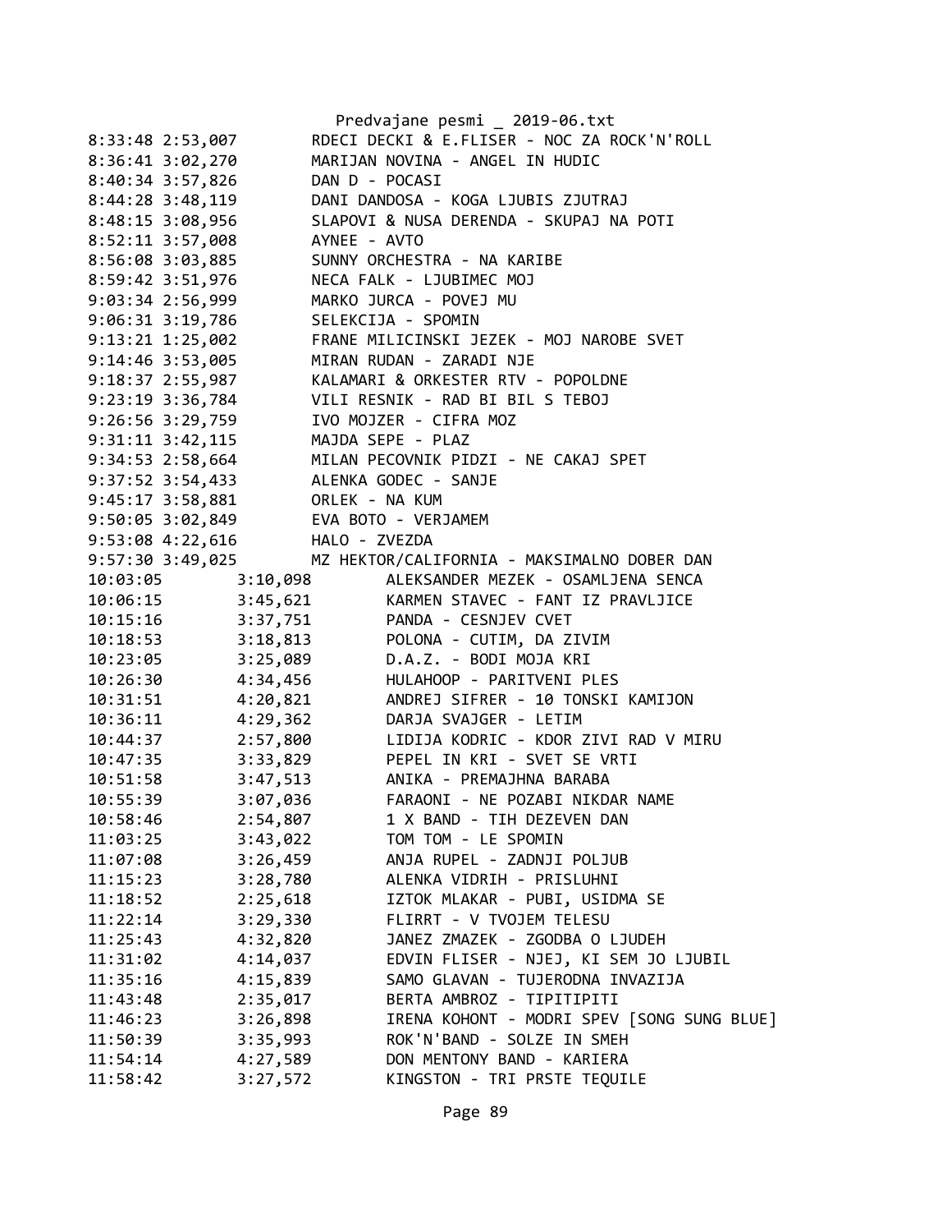```
8:33:48 2:53,007        RDECI DECKI & E.FLISER - NOC ZA ROCK'N'ROLL
8:36:41 3:02,270        MARIJAN NOVINA - ANGEL IN HUDIC
8:40:34 3:57,826        DAN D - POCASI
8:44:28 3:48,119        DANI DANDOSA - KOGA LJUBIS ZJUTRAJ
8:48:15 3:08,956        SLAPOVI & NUSA DERENDA - SKUPAJ NA POTI
8:52:11 3:57,008        AYNEE - AVTO
8:56:08 3:03,885        SUNNY ORCHESTRA - NA KARIBE
8:59:42 3:51,976        NECA FALK - LJUBIMEC MOJ
9:03:34 2:56,999        MARKO JURCA - POVEJ MU
9:06:31 3:19,786        SELEKCIJA - SPOMIN
9:13:21 1:25,002        FRANE MILICINSKI JEZEK - MOJ NAROBE SVET
9:14:46 3:53,005        MIRAN RUDAN - ZARADI NJE
9:18:37 2:55,987        KALAMARI & ORKESTER RTV - POPOLDNE
9:23:19 3:36,784        VILI RESNIK - RAD BI BIL S TEBOJ
9:26:56 3:29,759        IVO MOJZER - CIFRA MOZ
9:31:11 3:42,115        MAJDA SEPE - PLAZ
9:34:53 2:58,664        MILAN PECOVNIK PIDZI - NE CAKAJ SPET
9:37:52 3:54,433        ALENKA GODEC - SANJE
9:45:17 3:58,881        ORLEK - NA KUM
9:50:05 3:02,849        EVA BOTO - VERJAMEM
9:53:08 4:22,616        HALO - ZVEZDA
9:57:30 3:49,025        MZ HEKTOR/CALIFORNIA - MAKSIMALNO DOBER DAN
10:03:05        3:10,098        ALEKSANDER MEZEK - OSAMLJENA SENCA
10:06:15        3:45,621        KARMEN STAVEC - FANT IZ PRAVLJICE
10:15:16        3:37,751        PANDA - CESNJEV CVET
10:18:53        3:18,813        POLONA - CUTIM, DA ZIVIM
10:23:05        3:25,089        D.A.Z. - BODI MOJA KRI
10:26:30        4:34,456        HULAHOOP - PARITVENI PLES
10:31:51        4:20,821        ANDREJ SIFRER - 10 TONSKI KAMIJON
10:36:11        4:29,362        DARJA SVAJGER - LETIM
10:44:37        2:57,800        LIDIJA KODRIC - KDOR ZIVI RAD V MIRU
10:47:35        3:33,829        PEPEL IN KRI - SVET SE VRTI
10:51:58        3:47,513        ANIKA - PREMAJHNA BARABA
10:55:39        3:07,036        FARAONI - NE POZABI NIKDAR NAME
10:58:46        2:54,807        1 X BAND - TIH DEZEVEN DAN
11:03:25        3:43,022        TOM TOM - LE SPOMIN
11:07:08        3:26,459        ANJA RUPEL - ZADNJI POLJUB
11:15:23        3:28,780        ALENKA VIDRIH - PRISLUHNI
11:18:52        2:25,618        IZTOK MLAKAR - PUBI, USIDMA SE
11:22:14        3:29,330        FLIRRT - V TVOJEM TELESU
11:25:43        4:32,820        JANEZ ZMAZEK - ZGODBA O LJUDEH
11:31:02        4:14,037        EDVIN FLISER - NJEJ, KI SEM JO LJUBIL
11:35:16        4:15,839        SAMO GLAVAN - TUJERODNA INVAZIJA
11:43:48        2:35,017        BERTA AMBROZ - TIPITIPITI
11:46:23        3:26,898        IRENA KOHONT - MODRI SPEV [SONG SUNG BLUE]
11:50:39        3:35,993        ROK'N'BAND - SOLZE IN SMEH
11:54:14        4:27,589        DON MENTONY BAND - KARIERA
11:58:42        3:27,572        KINGSTON - TRI PRSTE TEQUILE
```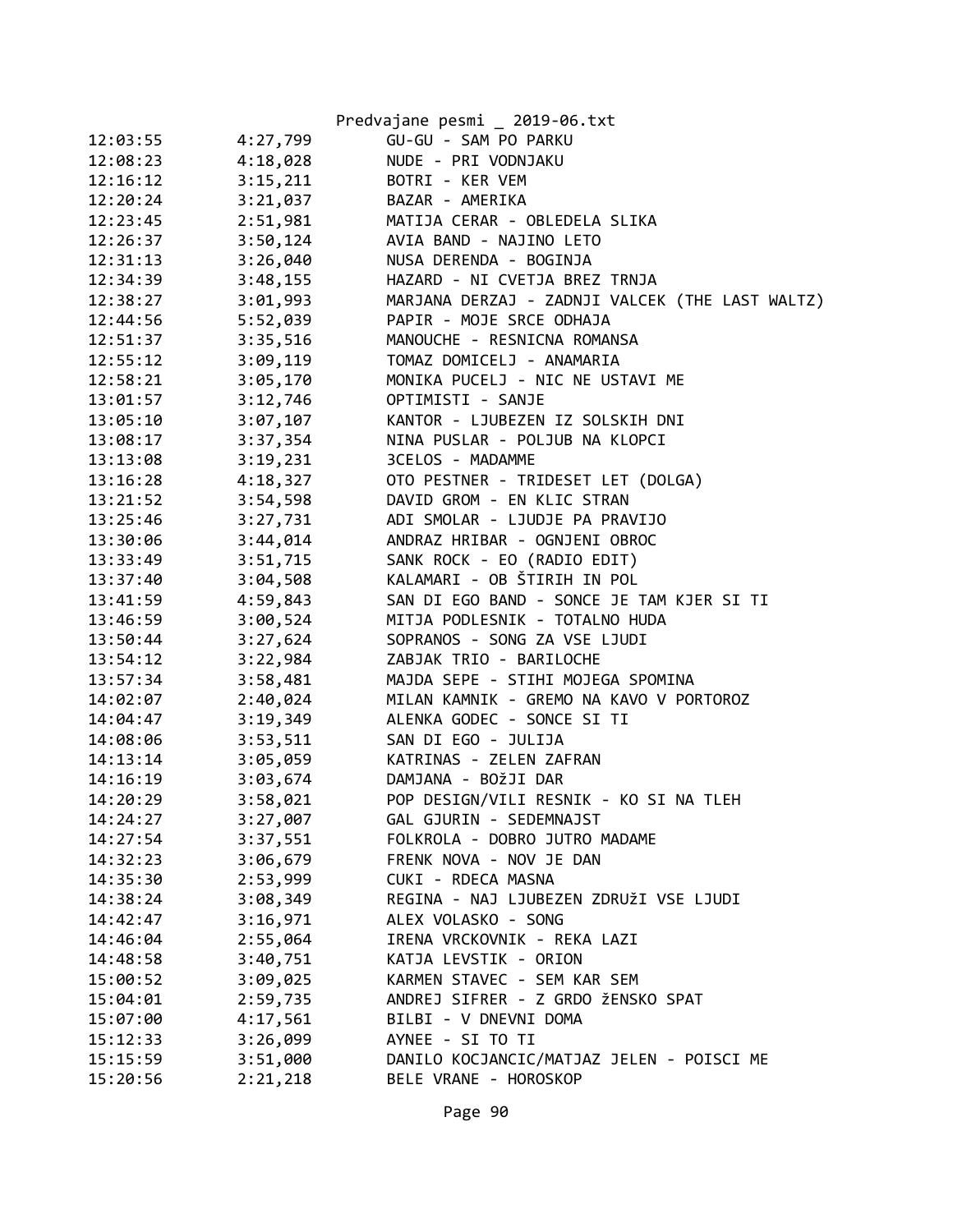| | | |
|---|---|---|
| 12:03:55 | 4:27,799 | GU-GU - SAM PO PARKU |
| 12:08:23 | 4:18,028 | NUDE - PRI VODNJAKU |
| 12:16:12 | 3:15,211 | BOTRI - KER VEM |
| 12:20:24 | 3:21,037 | BAZAR - AMERIKA |
| 12:23:45 | 2:51,981 | MATIJA CERAR - OBLEDELA SLIKA |
| 12:26:37 | 3:50,124 | AVIA BAND - NAJINO LETO |
| 12:31:13 | 3:26,040 | NUSA DERENDA - BOGINJA |
| 12:34:39 | 3:48,155 | HAZARD - NI CVETJA BREZ TRNJA |
| 12:38:27 | 3:01,993 | MARJANA DERZAJ - ZADNJI VALCEK (THE LAST WALTZ) |
| 12:44:56 | 5:52,039 | PAPIR - MOJE SRCE ODHAJA |
| 12:51:37 | 3:35,516 | MANOUCHE - RESNICNA ROMANSA |
| 12:55:12 | 3:09,119 | TOMAZ DOMICELJ - ANAMARIA |
| 12:58:21 | 3:05,170 | MONIKA PUCELJ - NIC NE USTAVI ME |
| 13:01:57 | 3:12,746 | OPTIMISTI - SANJE |
| 13:05:10 | 3:07,107 | KANTOR - LJUBEZEN IZ SOLSKIH DNI |
| 13:08:17 | 3:37,354 | NINA PUSLAR - POLJUB NA KLOPCI |
| 13:13:08 | 3:19,231 | 3CELOS - MADAMME |
| 13:16:28 | 4:18,327 | OTO PESTNER - TRIDESET LET (DOLGA) |
| 13:21:52 | 3:54,598 | DAVID GROM - EN KLIC STRAN |
| 13:25:46 | 3:27,731 | ADI SMOLAR - LJUDJE PA PRAVIJO |
| 13:30:06 | 3:44,014 | ANDRAZ HRIBAR - OGNJENI OBROC |
| 13:33:49 | 3:51,715 | SANK ROCK - EO (RADIO EDIT) |
| 13:37:40 | 3:04,508 | KALAMARI - OB ŠTIRIH IN POL |
| 13:41:59 | 4:59,843 | SAN DI EGO BAND - SONCE JE TAM KJER SI TI |
| 13:46:59 | 3:00,524 | MITJA PODLESNIK - TOTALNO HUDA |
| 13:50:44 | 3:27,624 | SOPRANOS - SONG ZA VSE LJUDI |
| 13:54:12 | 3:22,984 | ZABJAK TRIO - BARILOCHE |
| 13:57:34 | 3:58,481 | MAJDA SEPE - STIHI MOJEGA SPOMINA |
| 14:02:07 | 2:40,024 | MILAN KAMNIK - GREMO NA KAVO V PORTOROZ |
| 14:04:47 | 3:19,349 | ALENKA GODEC - SONCE SI TI |
| 14:08:06 | 3:53,511 | SAN DI EGO - JULIJA |
| 14:13:14 | 3:05,059 | KATRINAS - ZELEN ZAFRAN |
| 14:16:19 | 3:03,674 | DAMJANA - BOžJI DAR |
| 14:20:29 | 3:58,021 | POP DESIGN/VILI RESNIK - KO SI NA TLEH |
| 14:24:27 | 3:27,007 | GAL GJURIN - SEDEMNAJST |
| 14:27:54 | 3:37,551 | FOLKROLA - DOBRO JUTRO MADAME |
| 14:32:23 | 3:06,679 | FRENK NOVA - NOV JE DAN |
| 14:35:30 | 2:53,999 | CUKI - RDECA MASNA |
| 14:38:24 | 3:08,349 | REGINA - NAJ LJUBEZEN ZDRUŽI VSE LJUDI |
| 14:42:47 | 3:16,971 | ALEX VOLASKO - SONG |
| 14:46:04 | 2:55,064 | IRENA VRCKOVNIK - REKA LAZI |
| 14:48:58 | 3:40,751 | KATJA LEVSTIK - ORION |
| 15:00:52 | 3:09,025 | KARMEN STAVEC - SEM KAR SEM |
| 15:04:01 | 2:59,735 | ANDREJ SIFRER - Z GRDO žENSKO SPAT |
| 15:07:00 | 4:17,561 | BILBI - V DNEVNI DOMA |
| 15:12:33 | 3:26,099 | AYNEE - SI TO TI |
| 15:15:59 | 3:51,000 | DANILO KOCJANCIC/MATJAZ JELEN - POISCI ME |
| 15:20:56 | 2:21,218 | BELE VRANE - HOROSKOP |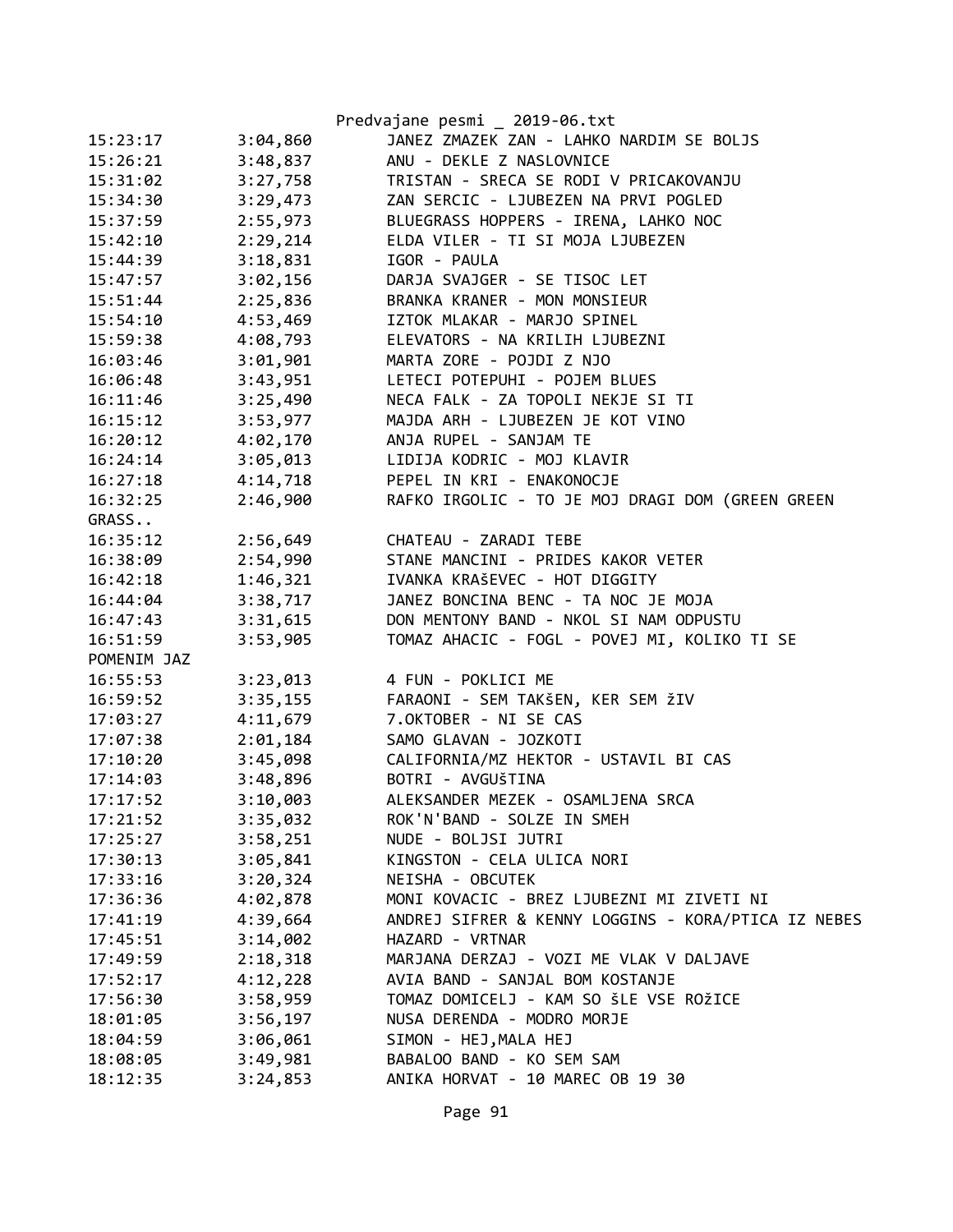| | | |
|---|---|---|
| 15:23:17 | 3:04,860 | JANEZ ZMAZEK ZAN - LAHKO NARDIM SE BOLJS |
| 15:26:21 | 3:48,837 | ANU - DEKLE Z NASLOVNICE |
| 15:31:02 | 3:27,758 | TRISTAN - SRECA SE RODI V PRICAKOVANJU |
| 15:34:30 | 3:29,473 | ZAN SERCIC - LJUBEZEN NA PRVI POGLED |
| 15:37:59 | 2:55,973 | BLUEGRASS HOPPERS - IRENA, LAHKO NOC |
| 15:42:10 | 2:29,214 | ELDA VILER - TI SI MOJA LJUBEZEN |
| 15:44:39 | 3:18,831 | IGOR - PAULA |
| 15:47:57 | 3:02,156 | DARJA SVAJGER - SE TISOC LET |
| 15:51:44 | 2:25,836 | BRANKA KRANER - MON MONSIEUR |
| 15:54:10 | 4:53,469 | IZTOK MLAKAR - MARJO SPINEL |
| 15:59:38 | 4:08,793 | ELEVATORS - NA KRILIH LJUBEZNI |
| 16:03:46 | 3:01,901 | MARTA ZORE - POJDI Z NJO |
| 16:06:48 | 3:43,951 | LETECI POTEPUHI - POJEM BLUES |
| 16:11:46 | 3:25,490 | NECA FALK - ZA TOPOLI NEKJE SI TI |
| 16:15:12 | 3:53,977 | MAJDA ARH - LJUBEZEN JE KOT VINO |
| 16:20:12 | 4:02,170 | ANJA RUPEL - SANJAM TE |
| 16:24:14 | 3:05,013 | LIDIJA KODRIC - MOJ KLAVIR |
| 16:27:18 | 4:14,718 | PEPEL IN KRI - ENAKONOCJE |
| 16:32:25 | 2:46,900 | RAFKO IRGOLIC - TO JE MOJ DRAGI DOM (GREEN GREEN GRASS.. |
| 16:35:12 | 2:56,649 | CHATEAU - ZARADI TEBE |
| 16:38:09 | 2:54,990 | STANE MANCINI - PRIDES KAKOR VETER |
| 16:42:18 | 1:46,321 | IVANKA KRAŠEVEC - HOT DIGGITY |
| 16:44:04 | 3:38,717 | JANEZ BONCINA BENC - TA NOC JE MOJA |
| 16:47:43 | 3:31,615 | DON MENTONY BAND - NKOL SI NAM ODPUSTU |
| 16:51:59 | 3:53,905 | TOMAZ AHACIC - FOGL - POVEJ MI, KOLIKO TI SE POMENIM JAZ |
| 16:55:53 | 3:23,013 | 4 FUN - POKLICI ME |
| 16:59:52 | 3:35,155 | FARAONI - SEM TAKŠEN, KER SEM žIV |
| 17:03:27 | 4:11,679 | 7.OKTOBER - NI SE CAS |
| 17:07:38 | 2:01,184 | SAMO GLAVAN - JOZKOTI |
| 17:10:20 | 3:45,098 | CALIFORNIA/MZ HEKTOR - USTAVIL BI CAS |
| 17:14:03 | 3:48,896 | BOTRI - AVGUŠTINA |
| 17:17:52 | 3:10,003 | ALEKSANDER MEZEK - OSAMLJENA SRCA |
| 17:21:52 | 3:35,032 | ROK'N'BAND - SOLZE IN SMEH |
| 17:25:27 | 3:58,251 | NUDE - BOLJSI JUTRI |
| 17:30:13 | 3:05,841 | KINGSTON - CELA ULICA NORI |
| 17:33:16 | 3:20,324 | NEISHA - OBCUTEK |
| 17:36:36 | 4:02,878 | MONI KOVACIC - BREZ LJUBEZNI MI ZIVETI NI |
| 17:41:19 | 4:39,664 | ANDREJ SIFRER & KENNY LOGGINS - KORA/PTICA IZ NEBES |
| 17:45:51 | 3:14,002 | HAZARD - VRTNAR |
| 17:49:59 | 2:18,318 | MARJANA DERZAJ - VOZI ME VLAK V DALJAVE |
| 17:52:17 | 4:12,228 | AVIA BAND - SANJAL BOM KOSTANJE |
| 17:56:30 | 3:58,959 | TOMAZ DOMICELJ - KAM SO šLE VSE ROžICE |
| 18:01:05 | 3:56,197 | NUSA DERENDA - MODRO MORJE |
| 18:04:59 | 3:06,061 | SIMON - HEJ,MALA HEJ |
| 18:08:05 | 3:49,981 | BABALOO BAND - KO SEM SAM |
| 18:12:35 | 3:24,853 | ANIKA HORVAT - 10 MAREC OB 19 30 |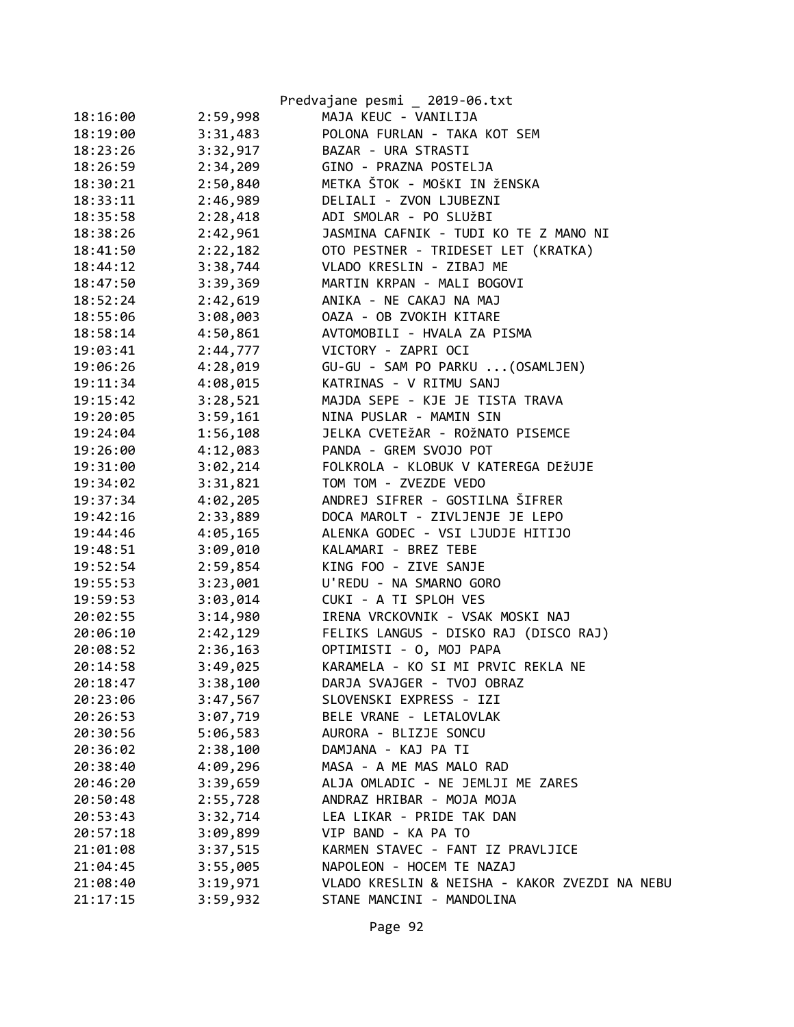| | | |
|---|---|---|
| 18:16:00 | 2:59,998 | MAJA KEUC - VANILIJA |
| 18:19:00 | 3:31,483 | POLONA FURLAN - TAKA KOT SEM |
| 18:23:26 | 3:32,917 | BAZAR - URA STRASTI |
| 18:26:59 | 2:34,209 | GINO - PRAZNA POSTELJA |
| 18:30:21 | 2:50,840 | METKA ŠTOK - MOŠKI IN ŽENSKA |
| 18:33:11 | 2:46,989 | DELIALI - ZVON LJUBEZNI |
| 18:35:58 | 2:28,418 | ADI SMOLAR - PO SLUžBI |
| 18:38:26 | 2:42,961 | JASMINA CAFNIK - TUDI KO TE Z MANO NI |
| 18:41:50 | 2:22,182 | OTO PESTNER - TRIDESET LET (KRATKA) |
| 18:44:12 | 3:38,744 | VLADO KRESLIN - ZIBAJ ME |
| 18:47:50 | 3:39,369 | MARTIN KRPAN - MALI BOGOVI |
| 18:52:24 | 2:42,619 | ANIKA - NE CAKAJ NA MAJ |
| 18:55:06 | 3:08,003 | OAZA - OB ZVOKIH KITARE |
| 18:58:14 | 4:50,861 | AVTOMOBILI - HVALA ZA PISMA |
| 19:03:41 | 2:44,777 | VICTORY - ZAPRI OCI |
| 19:06:26 | 4:28,019 | GU-GU - SAM PO PARKU ...(OSAMLJEN) |
| 19:11:34 | 4:08,015 | KATRINAS - V RITMU SANJ |
| 19:15:42 | 3:28,521 | MAJDA SEPE - KJE JE TISTA TRAVA |
| 19:20:05 | 3:59,161 | NINA PUSLAR - MAMIN SIN |
| 19:24:04 | 1:56,108 | JELKA CVETEžAR - ROžNATO PISEMCE |
| 19:26:00 | 4:12,083 | PANDA - GREM SVOJO POT |
| 19:31:00 | 3:02,214 | FOLKROLA - KLOBUK V KATEREGA DEžUJE |
| 19:34:02 | 3:31,821 | TOM TOM - ZVEZDE VEDO |
| 19:37:34 | 4:02,205 | ANDREJ SIFRER - GOSTILNA ŠIFRER |
| 19:42:16 | 2:33,889 | DOCA MAROLT - ZIVLJENJE JE LEPO |
| 19:44:46 | 4:05,165 | ALENKA GODEC - VSI LJUDJE HITIJO |
| 19:48:51 | 3:09,010 | KALAMARI - BREZ TEBE |
| 19:52:54 | 2:59,854 | KING FOO - ZIVE SANJE |
| 19:55:53 | 3:23,001 | U'REDU - NA SMARNO GORO |
| 19:59:53 | 3:03,014 | CUKI - A TI SPLOH VES |
| 20:02:55 | 3:14,980 | IRENA VRCKOVNIK - VSAK MOSKI NAJ |
| 20:06:10 | 2:42,129 | FELIKS LANGUS - DISKO RAJ (DISCO RAJ) |
| 20:08:52 | 2:36,163 | OPTIMISTI - O, MOJ PAPA |
| 20:14:58 | 3:49,025 | KARAMELA - KO SI MI PRVIC REKLA NE |
| 20:18:47 | 3:38,100 | DARJA SVAJGER - TVOJ OBRAZ |
| 20:23:06 | 3:47,567 | SLOVENSKI EXPRESS - IZI |
| 20:26:53 | 3:07,719 | BELE VRANE - LETALOVLAK |
| 20:30:56 | 5:06,583 | AURORA - BLIZJE SONCU |
| 20:36:02 | 2:38,100 | DAMJANA - KAJ PA TI |
| 20:38:40 | 4:09,296 | MASA - A ME MAS MALO RAD |
| 20:46:20 | 3:39,659 | ALJA OMLADIC - NE JEMLJI ME ZARES |
| 20:50:48 | 2:55,728 | ANDRAZ HRIBAR - MOJA MOJA |
| 20:53:43 | 3:32,714 | LEA LIKAR - PRIDE TAK DAN |
| 20:57:18 | 3:09,899 | VIP BAND - KA PA TO |
| 21:01:08 | 3:37,515 | KARMEN STAVEC - FANT IZ PRAVLJICE |
| 21:04:45 | 3:55,005 | NAPOLEON - HOCEM TE NAZAJ |
| 21:08:40 | 3:19,971 | VLADO KRESLIN & NEISHA - KAKOR ZVEZDI NA NEBU |
| 21:17:15 | 3:59,932 | STANE MANCINI - MANDOLINA |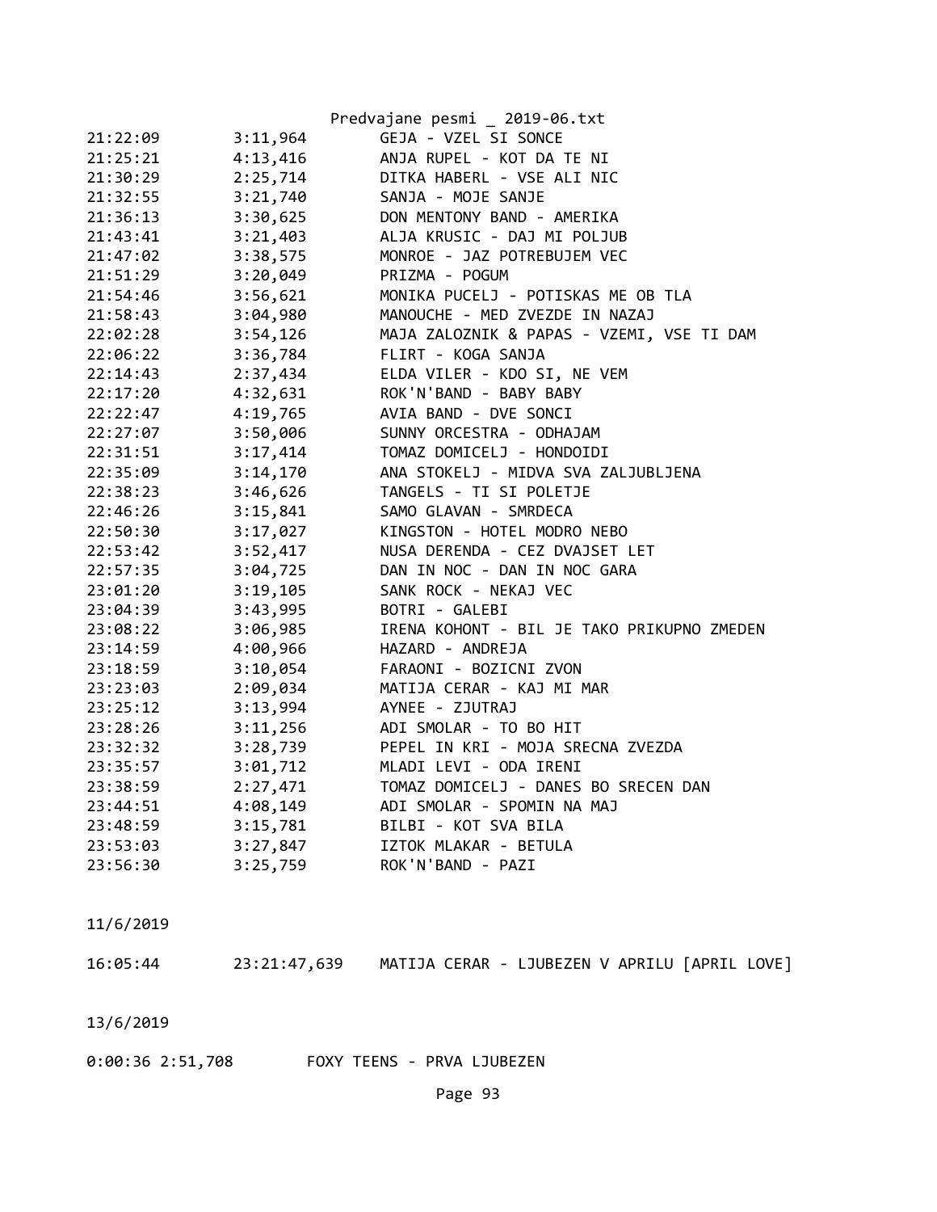```
21:22:09        3:11,964        GEJA - VZEL SI SONCE
21:25:21        4:13,416        ANJA RUPEL - KOT DA TE NI
21:30:29        2:25,714        DITKA HABERL - VSE ALI NIC
21:32:55        3:21,740        SANJA - MOJE SANJE
21:36:13        3:30,625        DON MENTONY BAND - AMERIKA
21:43:41        3:21,403        ALJA KRUSIC - DAJ MI POLJUB
21:47:02        3:38,575        MONROE - JAZ POTREBUJEM VEC
21:51:29        3:20,049        PRIZMA - POGUM
21:54:46        3:56,621        MONIKA PUCELJ - POTISKAS ME OB TLA
21:58:43        3:04,980        MANOUCHE - MED ZVEZDE IN NAZAJ
22:02:28        3:54,126        MAJA ZALOZNIK & PAPAS - VZEMI, VSE TI DAM
22:06:22        3:36,784        FLIRT - KOGA SANJA
22:14:43        2:37,434        ELDA VILER - KDO SI, NE VEM
22:17:20        4:32,631        ROK'N'BAND - BABY BABY
22:22:47        4:19,765        AVIA BAND - DVE SONCI
22:27:07        3:50,006        SUNNY ORCESTRA - ODHAJAM
22:31:51        3:17,414        TOMAZ DOMICELJ - HONDOIDI
22:35:09        3:14,170        ANA STOKELJ - MIDVA SVA ZALJUBLJENA
22:38:23        3:46,626        TANGELS - TI SI POLETJE
22:46:26        3:15,841        SAMO GLAVAN - SMRDECA
22:50:30        3:17,027        KINGSTON - HOTEL MODRO NEBO
22:53:42        3:52,417        NUSA DERENDA - CEZ DVAJSET LET
22:57:35        3:04,725        DAN IN NOC - DAN IN NOC GARA
23:01:20        3:19,105        SANK ROCK - NEKAJ VEC
23:04:39        3:43,995        BOTRI - GALEBI
23:08:22        3:06,985        IRENA KOHONT - BIL JE TAKO PRIKUPNO ZMEDEN
23:14:59        4:00,966        HAZARD - ANDREJA
23:18:59        3:10,054        FARAONI - BOZICNI ZVON
23:23:03        2:09,034        MATIJA CERAR - KAJ MI MAR
23:25:12        3:13,994        AYNEE - ZJUTRAJ
23:28:26        3:11,256        ADI SMOLAR - TO BO HIT
23:32:32        3:28,739        PEPEL IN KRI - MOJA SRECNA ZVEZDA
23:35:57        3:01,712        MLADI LEVI - ODA IRENI
23:38:59        2:27,471        TOMAZ DOMICELJ - DANES BO SRECEN DAN
23:44:51        4:08,149        ADI SMOLAR - SPOMIN NA MAJ
23:48:59        3:15,781        BILBI - KOT SVA BILA
23:53:03        3:27,847        IZTOK MLAKAR - BETULA
23:56:30        3:25,759        ROK'N'BAND - PAZI


11/6/2019

16:05:44        23:21:47,639    MATIJA CERAR - LJUBEZEN V APRILU [APRIL LOVE]


13/6/2019

0:00:36 2:51,708        FOXY TEENS - PRVA LJUBEZEN
```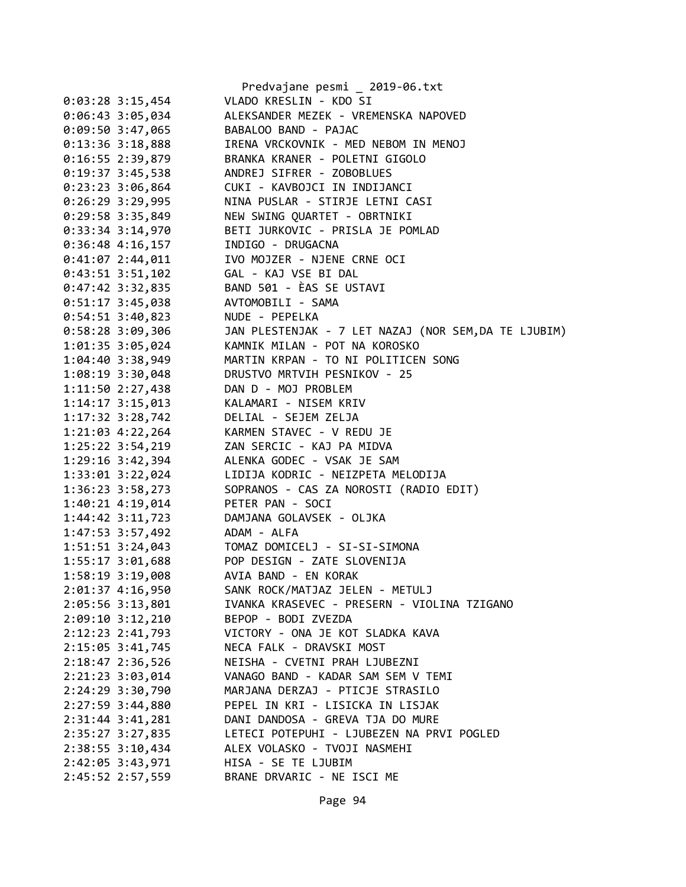Predvajane pesmi _ 2019-06.txt

```
0:03:28 3:15,454        VLADO KRESLIN - KDO SI
0:06:43 3:05,034        ALEKSANDER MEZEK - VREMENSKA NAPOVED
0:09:50 3:47,065        BABALOO BAND - PAJAC
0:13:36 3:18,888        IRENA VRCKOVNIK - MED NEBOM IN MENOJ
0:16:55 2:39,879        BRANKA KRANER - POLETNI GIGOLO
0:19:37 3:45,538        ANDREJ SIFRER - ZOBOBLUES
0:23:23 3:06,864        CUKI - KAVBOJCI IN INDIJANCI
0:26:29 3:29,995        NINA PUSLAR - STIRJE LETNI CASI
0:29:58 3:35,849        NEW SWING QUARTET - OBRTNIKI
0:33:34 3:14,970        BETI JURKOVIC - PRISLA JE POMLAD
0:36:48 4:16,157        INDIGO - DRUGACNA
0:41:07 2:44,011        IVO MOJZER - NJENE CRNE OCI
0:43:51 3:51,102        GAL - KAJ VSE BI DAL
0:47:42 3:32,835        BAND 501 - ÈAS SE USTAVI
0:51:17 3:45,038        AVTOMOBILI - SAMA
0:54:51 3:40,823        NUDE - PEPELKA
0:58:28 3:09,306        JAN PLESTENJAK - 7 LET NAZAJ (NOR SEM,DA TE LJUBIM)
1:01:35 3:05,024        KAMNIK MILAN - POT NA KOROSKO
1:04:40 3:38,949        MARTIN KRPAN - TO NI POLITICEN SONG
1:08:19 3:30,048        DRUSTVO MRTVIH PESNIKOV - 25
1:11:50 2:27,438        DAN D - MOJ PROBLEM
1:14:17 3:15,013        KALAMARI - NISEM KRIV
1:17:32 3:28,742        DELIAL - SEJEM ZELJA
1:21:03 4:22,264        KARMEN STAVEC - V REDU JE
1:25:22 3:54,219        ZAN SERCIC - KAJ PA MIDVA
1:29:16 3:42,394        ALENKA GODEC - VSAK JE SAM
1:33:01 3:22,024        LIDIJA KODRIC - NEIZPETA MELODIJA
1:36:23 3:58,273        SOPRANOS - CAS ZA NOROSTI (RADIO EDIT)
1:40:21 4:19,014        PETER PAN - SOCI
1:44:42 3:11,723        DAMJANA GOLAVSEK - OLJKA
1:47:53 3:57,492        ADAM - ALFA
1:51:51 3:24,043        TOMAZ DOMICELJ - SI-SI-SIMONA
1:55:17 3:01,688        POP DESIGN - ZATE SLOVENIJA
1:58:19 3:19,008        AVIA BAND - EN KORAK
2:01:37 4:16,950        SANK ROCK/MATJAZ JELEN - METULJ
2:05:56 3:13,801        IVANKA KRASEVEC - PRESERN - VIOLINA TZIGANO
2:09:10 3:12,210        BEPOP - BODI ZVEZDA
2:12:23 2:41,793        VICTORY - ONA JE KOT SLADKA KAVA
2:15:05 3:41,745        NECA FALK - DRAVSKI MOST
2:18:47 2:36,526        NEISHA - CVETNI PRAH LJUBEZNI
2:21:23 3:03,014        VANAGO BAND - KADAR SAM SEM V TEMI
2:24:29 3:30,790        MARJANA DERZAJ - PTICJE STRASILO
2:27:59 3:44,880        PEPEL IN KRI - LISICKA IN LISJAK
2:31:44 3:41,281        DANI DANDOSA - GREVA TJA DO MURE
2:35:27 3:27,835        LETECI POTEPUHI - LJUBEZEN NA PRVI POGLED
2:38:55 3:10,434        ALEX VOLASKO - TVOJI NASMEHI
2:42:05 3:43,971        HISA - SE TE LJUBIM
2:45:52 2:57,559        BRANE DRVARIC - NE ISCI ME
```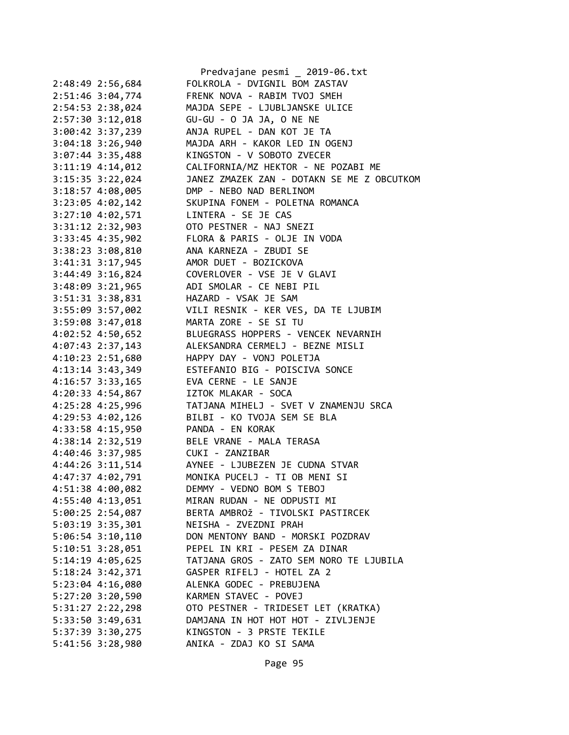```
2:48:49 2:56,684        FOLKROLA - DVIGNIL BOM ZASTAV
2:51:46 3:04,774        FRENK NOVA - RABIM TVOJ SMEH
2:54:53 2:38,024        MAJDA SEPE - LJUBLJANSKE ULICE
2:57:30 3:12,018        GU-GU - O JA JA, O NE NE
3:00:42 3:37,239        ANJA RUPEL - DAN KOT JE TA
3:04:18 3:26,940        MAJDA ARH - KAKOR LED IN OGENJ
3:07:44 3:35,488        KINGSTON - V SOBOTO ZVECER
3:11:19 4:14,012        CALIFORNIA/MZ HEKTOR - NE POZABI ME
3:15:35 3:22,024        JANEZ ZMAZEK ZAN - DOTAKN SE ME Z OBCUTKOM
3:18:57 4:08,005        DMP - NEBO NAD BERLINOM
3:23:05 4:02,142        SKUPINA FONEM - POLETNA ROMANCA
3:27:10 4:02,571        LINTERA - SE JE CAS
3:31:12 2:32,903        OTO PESTNER - NAJ SNEZI
3:33:45 4:35,902        FLORA & PARIS - OLJE IN VODA
3:38:23 3:08,810        ANA KARNEZA - ZBUDI SE
3:41:31 3:17,945        AMOR DUET - BOZICKOVA
3:44:49 3:16,824        COVERLOVER - VSE JE V GLAVI
3:48:09 3:21,965        ADI SMOLAR - CE NEBI PIL
3:51:31 3:38,831        HAZARD - VSAK JE SAM
3:55:09 3:57,002        VILI RESNIK - KER VES, DA TE LJUBIM
3:59:08 3:47,018        MARTA ZORE - SE SI TU
4:02:52 4:50,652        BLUEGRASS HOPPERS - VENCEK NEVARNIH
4:07:43 2:37,143        ALEKSANDRA CERMELJ - BEZNE MISLI
4:10:23 2:51,680        HAPPY DAY - VONJ POLETJA
4:13:14 3:43,349        ESTEFANIO BIG - POISCIVA SONCE
4:16:57 3:33,165        EVA CERNE - LE SANJE
4:20:33 4:54,867        IZTOK MLAKAR - SOCA
4:25:28 4:25,996        TATJANA MIHELJ - SVET V ZNAMENJU SRCA
4:29:53 4:02,126        BILBI - KO TVOJA SEM SE BLA
4:33:58 4:15,950        PANDA - EN KORAK
4:38:14 2:32,519        BELE VRANE - MALA TERASA
4:40:46 3:37,985        CUKI - ZANZIBAR
4:44:26 3:11,514        AYNEE - LJUBEZEN JE CUDNA STVAR
4:47:37 4:02,791        MONIKA PUCELJ - TI OB MENI SI
4:51:38 4:00,082        DEMMY - VEDNO BOM S TEBOJ
4:55:40 4:13,051        MIRAN RUDAN - NE ODPUSTI MI
5:00:25 2:54,087        BERTA AMBROž - TIVOLSKI PASTIRCEK
5:03:19 3:35,301        NEISHA - ZVEZDNI PRAH
5:06:54 3:10,110        DON MENTONY BAND - MORSKI POZDRAV
5:10:51 3:28,051        PEPEL IN KRI - PESEM ZA DINAR
5:14:19 4:05,625        TATJANA GROS - ZATO SEM NORO TE LJUBILA
5:18:24 3:42,371        GASPER RIFELJ - HOTEL ZA 2
5:23:04 4:16,080        ALENKA GODEC - PREBUJENA
5:27:20 3:20,590        KARMEN STAVEC - POVEJ
5:31:27 2:22,298        OTO PESTNER - TRIDESET LET (KRATKA)
5:33:50 3:49,631        DAMJANA IN HOT HOT HOT - ZIVLJENJE
5:37:39 3:30,275        KINGSTON - 3 PRSTE TEKILE
5:41:56 3:28,980        ANIKA - ZDAJ KO SI SAMA
```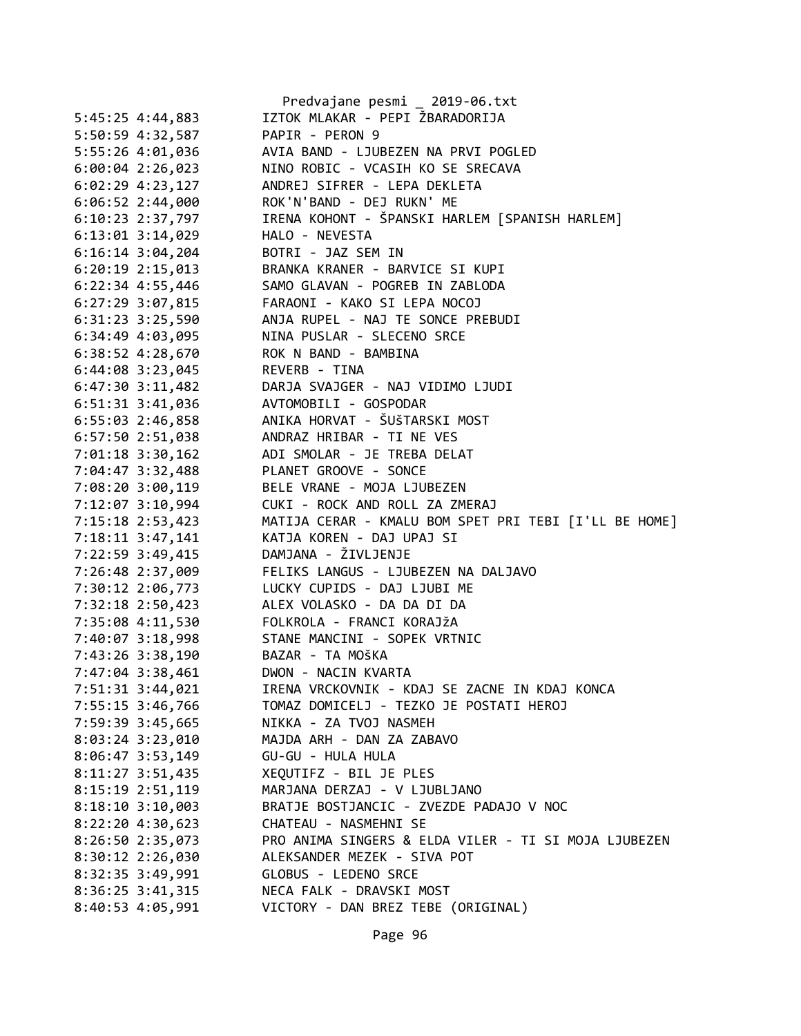Predvajane pesmi _ 2019-06.txt

```
5:45:25 4:44,883        IZTOK MLAKAR - PEPI ŽBARADORIJA
5:50:59 4:32,587        PAPIR - PERON 9
5:55:26 4:01,036        AVIA BAND - LJUBEZEN NA PRVI POGLED
6:00:04 2:26,023        NINO ROBIC - VCASIH KO SE SRECAVA
6:02:29 4:23,127        ANDREJ SIFRER - LEPA DEKLETA
6:06:52 2:44,000        ROK'N'BAND - DEJ RUKN' ME
6:10:23 2:37,797        IRENA KOHONT - ŠPANSKI HARLEM [SPANISH HARLEM]
6:13:01 3:14,029        HALO - NEVESTA
6:16:14 3:04,204        BOTRI - JAZ SEM IN
6:20:19 2:15,013        BRANKA KRANER - BARVICE SI KUPI
6:22:34 4:55,446        SAMO GLAVAN - POGREB IN ZABLODA
6:27:29 3:07,815        FARAONI - KAKO SI LEPA NOCOJ
6:31:23 3:25,590        ANJA RUPEL - NAJ TE SONCE PREBUDI
6:34:49 4:03,095        NINA PUSLAR - SLECENO SRCE
6:38:52 4:28,670        ROK N BAND - BAMBINA
6:44:08 3:23,045        REVERB - TINA
6:47:30 3:11,482        DARJA SVAJGER - NAJ VIDIMO LJUDI
6:51:31 3:41,036        AVTOMOBILI - GOSPODAR
6:55:03 2:46,858        ANIKA HORVAT - ŠUŠTARSKI MOST
6:57:50 2:51,038        ANDRAZ HRIBAR - TI NE VES
7:01:18 3:30,162        ADI SMOLAR - JE TREBA DELAT
7:04:47 3:32,488        PLANET GROOVE - SONCE
7:08:20 3:00,119        BELE VRANE - MOJA LJUBEZEN
7:12:07 3:10,994        CUKI - ROCK AND ROLL ZA ZMERAJ
7:15:18 2:53,423        MATIJA CERAR - KMALU BOM SPET PRI TEBI [I'LL BE HOME]
7:18:11 3:47,141        KATJA KOREN - DAJ UPAJ SI
7:22:59 3:49,415        DAMJANA - ŽIVLJENJE
7:26:48 2:37,009        FELIKS LANGUS - LJUBEZEN NA DALJAVO
7:30:12 2:06,773        LUCKY CUPIDS - DAJ LJUBI ME
7:32:18 2:50,423        ALEX VOLASKO - DA DA DI DA
7:35:08 4:11,530        FOLKROLA - FRANCI KORAJžA
7:40:07 3:18,998        STANE MANCINI - SOPEK VRTNIC
7:43:26 3:38,190        BAZAR - TA MOšKA
7:47:04 3:38,461        DWON - NACIN KVARTA
7:51:31 3:44,021        IRENA VRCKOVNIK - KDAJ SE ZACNE IN KDAJ KONCA
7:55:15 3:46,766        TOMAZ DOMICELJ - TEZKO JE POSTATI HEROJ
7:59:39 3:45,665        NIKKA - ZA TVOJ NASMEH
8:03:24 3:23,010        MAJDA ARH - DAN ZA ZABAVO
8:06:47 3:53,149        GU-GU - HULA HULA
8:11:27 3:51,435        XEQUTIFZ - BIL JE PLES
8:15:19 2:51,119        MARJANA DERZAJ - V LJUBLJANO
8:18:10 3:10,003        BRATJE BOSTJANCIC - ZVEZDE PADAJO V NOC
8:22:20 4:30,623        CHATEAU - NASMEHNI SE
8:26:50 2:35,073        PRO ANIMA SINGERS & ELDA VILER - TI SI MOJA LJUBEZEN
8:30:12 2:26,030        ALEKSANDER MEZEK - SIVA POT
8:32:35 3:49,991        GLOBUS - LEDENO SRCE
8:36:25 3:41,315        NECA FALK - DRAVSKI MOST
8:40:53 4:05,991        VICTORY - DAN BREZ TEBE (ORIGINAL)
```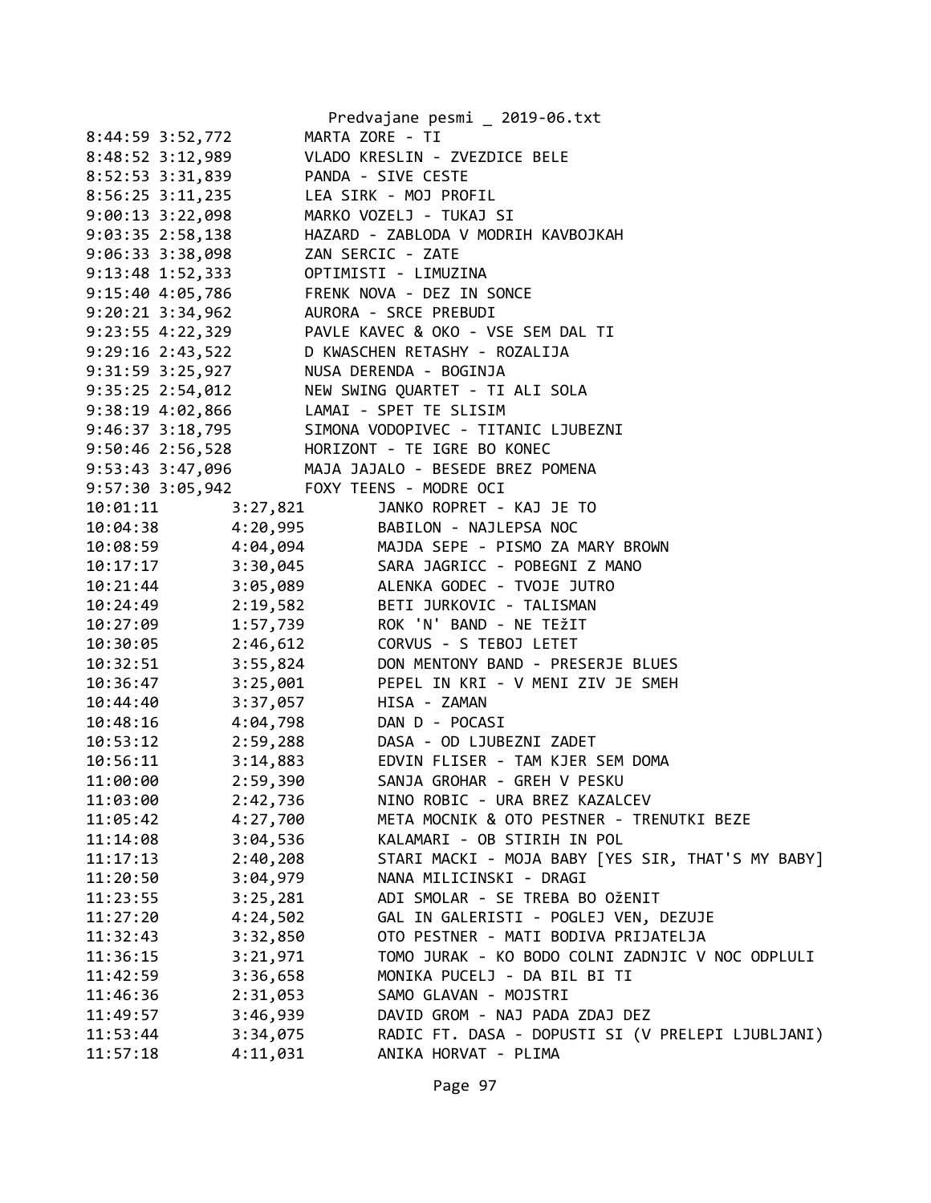```
8:44:59 3:52,772        MARTA ZORE - TI
8:48:52 3:12,989        VLADO KRESLIN - ZVEZDICE BELE
8:52:53 3:31,839        PANDA - SIVE CESTE
8:56:25 3:11,235        LEA SIRK - MOJ PROFIL
9:00:13 3:22,098        MARKO VOZELJ - TUKAJ SI
9:03:35 2:58,138        HAZARD - ZABLODA V MODRIH KAVBOJKAH
9:06:33 3:38,098        ZAN SERCIC - ZATE
9:13:48 1:52,333        OPTIMISTI - LIMUZINA
9:15:40 4:05,786        FRENK NOVA - DEZ IN SONCE
9:20:21 3:34,962        AURORA - SRCE PREBUDI
9:23:55 4:22,329        PAVLE KAVEC & OKO - VSE SEM DAL TI
9:29:16 2:43,522        D KWASCHEN RETASHY - ROZALIJA
9:31:59 3:25,927        NUSA DERENDA - BOGINJA
9:35:25 2:54,012        NEW SWING QUARTET - TI ALI SOLA
9:38:19 4:02,866        LAMAI - SPET TE SLISIM
9:46:37 3:18,795        SIMONA VODOPIVEC - TITANIC LJUBEZNI
9:50:46 2:56,528        HORIZONT - TE IGRE BO KONEC
9:53:43 3:47,096        MAJA JAJALO - BESEDE BREZ POMENA
9:57:30 3:05,942        FOXY TEENS - MODRE OCI
10:01:11        3:27,821        JANKO ROPRET - KAJ JE TO
10:04:38        4:20,995        BABILON - NAJLEPSA NOC
10:08:59        4:04,094        MAJDA SEPE - PISMO ZA MARY BROWN
10:17:17        3:30,045        SARA JAGRICC - POBEGNI Z MANO
10:21:44        3:05,089        ALENKA GODEC - TVOJE JUTRO
10:24:49        2:19,582        BETI JURKOVIC - TALISMAN
10:27:09        1:57,739        ROK 'N' BAND - NE TEžIT
10:30:05        2:46,612        CORVUS - S TEBOJ LETET
10:32:51        3:55,824        DON MENTONY BAND - PRESERJE BLUES
10:36:47        3:25,001        PEPEL IN KRI - V MENI ZIV JE SMEH
10:44:40        3:37,057        HISA - ZAMAN
10:48:16        4:04,798        DAN D - POCASI
10:53:12        2:59,288        DASA - OD LJUBEZNI ZADET
10:56:11        3:14,883        EDVIN FLISER - TAM KJER SEM DOMA
11:00:00        2:59,390        SANJA GROHAR - GREH V PESKU
11:03:00        2:42,736        NINO ROBIC - URA BREZ KAZALCEV
11:05:42        4:27,700        META MOCNIK & OTO PESTNER - TRENUTKI BEZE
11:14:08        3:04,536        KALAMARI - OB STIRIH IN POL
11:17:13        2:40,208        STARI MACKI - MOJA BABY [YES SIR, THAT'S MY BABY]
11:20:50        3:04,979        NANA MILICINSKI - DRAGI
11:23:55        3:25,281        ADI SMOLAR - SE TREBA BO OžENIT
11:27:20        4:24,502        GAL IN GALERISTI - POGLEJ VEN, DEZUJE
11:32:43        3:32,850        OTO PESTNER - MATI BODIVA PRIJATELJA
11:36:15        3:21,971        TOMO JURAK - KO BODO COLNI ZADNJIC V NOC ODPLULI
11:42:59        3:36,658        MONIKA PUCELJ - DA BIL BI TI
11:46:36        2:31,053        SAMO GLAVAN - MOJSTRI
11:49:57        3:46,939        DAVID GROM - NAJ PADA ZDAJ DEZ
11:53:44        3:34,075        RADIC FT. DASA - DOPUSTI SI (V PRELEPI LJUBLJANI)
11:57:18        4:11,031        ANIKA HORVAT - PLIMA
```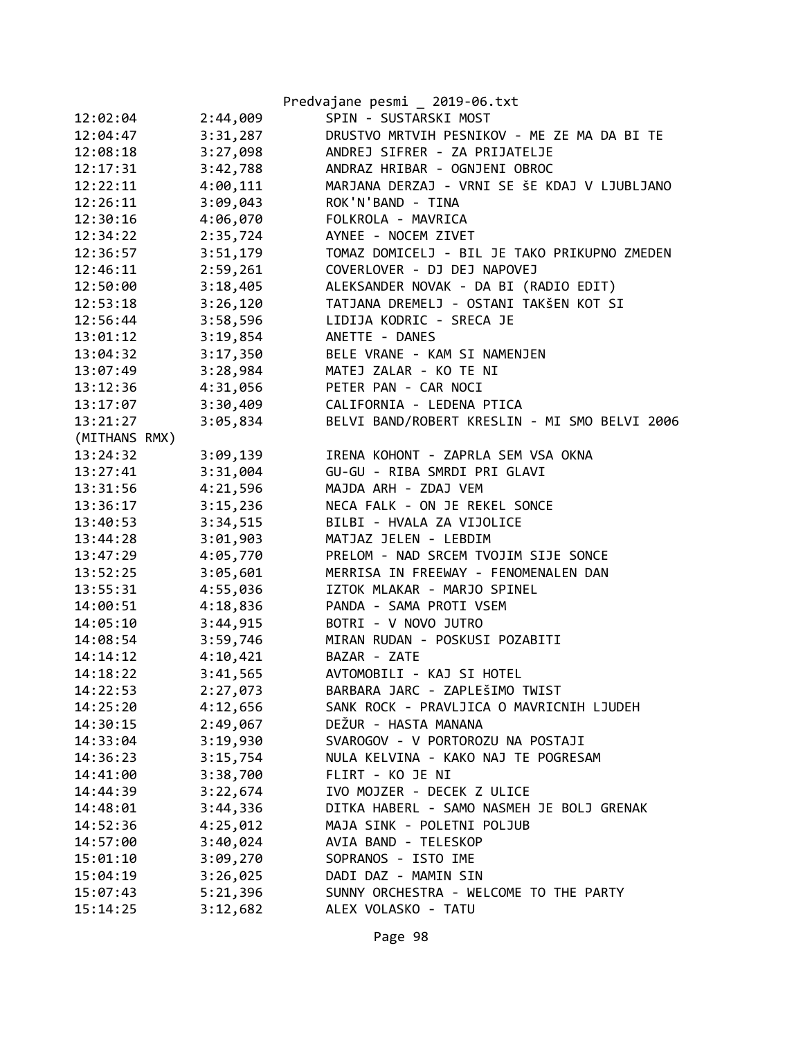| | | |
|---|---|---|
| 12:02:04 | 2:44,009 | SPIN - SUSTARSKI MOST |
| 12:04:47 | 3:31,287 | DRUSTVO MRTVIH PESNIKOV - ME ZE MA DA BI TE |
| 12:08:18 | 3:27,098 | ANDREJ SIFRER - ZA PRIJATELJE |
| 12:17:31 | 3:42,788 | ANDRAZ HRIBAR - OGNJENI OBROC |
| 12:22:11 | 4:00,111 | MARJANA DERZAJ - VRNI SE ŠE KDAJ V LJUBLJANO |
| 12:26:11 | 3:09,043 | ROK'N'BAND - TINA |
| 12:30:16 | 4:06,070 | FOLKROLA - MAVRICA |
| 12:34:22 | 2:35,724 | AYNEE - NOCEM ZIVET |
| 12:36:57 | 3:51,179 | TOMAZ DOMICELJ - BIL JE TAKO PRIKUPNO ZMEDEN |
| 12:46:11 | 2:59,261 | COVERLOVER - DJ DEJ NAPOVEJ |
| 12:50:00 | 3:18,405 | ALEKSANDER NOVAK - DA BI (RADIO EDIT) |
| 12:53:18 | 3:26,120 | TATJANA DREMELJ - OSTANI TAKŠEN KOT SI |
| 12:56:44 | 3:58,596 | LIDIJA KODRIC - SRECA JE |
| 13:01:12 | 3:19,854 | ANETTE - DANES |
| 13:04:32 | 3:17,350 | BELE VRANE - KAM SI NAMENJEN |
| 13:07:49 | 3:28,984 | MATEJ ZALAR - KO TE NI |
| 13:12:36 | 4:31,056 | PETER PAN - CAR NOCI |
| 13:17:07 | 3:30,409 | CALIFORNIA - LEDENA PTICA |
| 13:21:27 | 3:05,834 | BELVI BAND/ROBERT KRESLIN - MI SMO BELVI 2006 (MITHANS RMX) |
| 13:24:32 | 3:09,139 | IRENA KOHONT - ZAPRLA SEM VSA OKNA |
| 13:27:41 | 3:31,004 | GU-GU - RIBA SMRDI PRI GLAVI |
| 13:31:56 | 4:21,596 | MAJDA ARH - ZDAJ VEM |
| 13:36:17 | 3:15,236 | NECA FALK - ON JE REKEL SONCE |
| 13:40:53 | 3:34,515 | BILBI - HVALA ZA VIJOLICE |
| 13:44:28 | 3:01,903 | MATJAZ JELEN - LEBDIM |
| 13:47:29 | 4:05,770 | PRELOM - NAD SRCEM TVOJIM SIJE SONCE |
| 13:52:25 | 3:05,601 | MERRISA IN FREEWAY - FENOMENALEN DAN |
| 13:55:31 | 4:55,036 | IZTOK MLAKAR - MARJO SPINEL |
| 14:00:51 | 4:18,836 | PANDA - SAMA PROTI VSEM |
| 14:05:10 | 3:44,915 | BOTRI - V NOVO JUTRO |
| 14:08:54 | 3:59,746 | MIRAN RUDAN - POSKUSI POZABITI |
| 14:14:12 | 4:10,421 | BAZAR - ZATE |
| 14:18:22 | 3:41,565 | AVTOMOBILI - KAJ SI HOTEL |
| 14:22:53 | 2:27,073 | BARBARA JARC - ZAPLEŠIMO TWIST |
| 14:25:20 | 4:12,656 | SANK ROCK - PRAVLJICA O MAVRICNIH LJUDEH |
| 14:30:15 | 2:49,067 | DEŽUR - HASTA MANANA |
| 14:33:04 | 3:19,930 | SVAROGOV - V PORTOROZU NA POSTAJI |
| 14:36:23 | 3:15,754 | NULA KELVINA - KAKO NAJ TE POGRESAM |
| 14:41:00 | 3:38,700 | FLIRT - KO JE NI |
| 14:44:39 | 3:22,674 | IVO MOJZER - DECEK Z ULICE |
| 14:48:01 | 3:44,336 | DITKA HABERL - SAMO NASMEH JE BOLJ GRENAK |
| 14:52:36 | 4:25,012 | MAJA SINK - POLETNI POLJUB |
| 14:57:00 | 3:40,024 | AVIA BAND - TELESKOP |
| 15:01:10 | 3:09,270 | SOPRANOS - ISTO IME |
| 15:04:19 | 3:26,025 | DADI DAZ - MAMIN SIN |
| 15:07:43 | 5:21,396 | SUNNY ORCHESTRA - WELCOME TO THE PARTY |
| 15:14:25 | 3:12,682 | ALEX VOLASKO - TATU |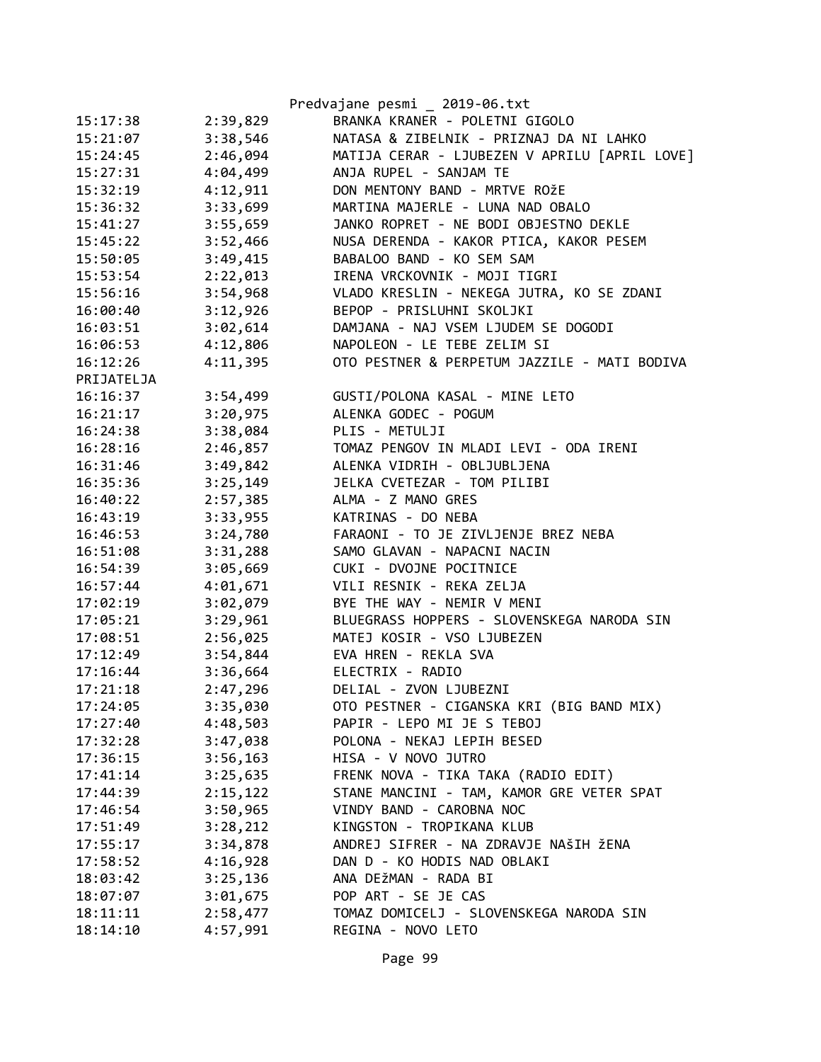| | | |
|---|---|---|
| 15:17:38 | 2:39,829 | BRANKA KRANER - POLETNI GIGOLO |
| 15:21:07 | 3:38,546 | NATASA & ZIBELNIK - PRIZNAJ DA NI LAHKO |
| 15:24:45 | 2:46,094 | MATIJA CERAR - LJUBEZEN V APRILU [APRIL LOVE] |
| 15:27:31 | 4:04,499 | ANJA RUPEL - SANJAM TE |
| 15:32:19 | 4:12,911 | DON MENTONY BAND - MRTVE ROžE |
| 15:36:32 | 3:33,699 | MARTINA MAJERLE - LUNA NAD OBALO |
| 15:41:27 | 3:55,659 | JANKO ROPRET - NE BODI OBJESTNO DEKLE |
| 15:45:22 | 3:52,466 | NUSA DERENDA - KAKOR PTICA, KAKOR PESEM |
| 15:50:05 | 3:49,415 | BABALOO BAND - KO SEM SAM |
| 15:53:54 | 2:22,013 | IRENA VRCKOVNIK - MOJI TIGRI |
| 15:56:16 | 3:54,968 | VLADO KRESLIN - NEKEGA JUTRA, KO SE ZDANI |
| 16:00:40 | 3:12,926 | BEPOP - PRISLUHNI SKOLJKI |
| 16:03:51 | 3:02,614 | DAMJANA - NAJ VSEM LJUDEM SE DOGODI |
| 16:06:53 | 4:12,806 | NAPOLEON - LE TEBE ZELIM SI |
| 16:12:26 | 4:11,395 | OTO PESTNER & PERPETUM JAZZILE - MATI BODIVA PRIJATELJA |
| 16:16:37 | 3:54,499 | GUSTI/POLONA KASAL - MINE LETO |
| 16:21:17 | 3:20,975 | ALENKA GODEC - POGUM |
| 16:24:38 | 3:38,084 | PLIS - METULJI |
| 16:28:16 | 2:46,857 | TOMAZ PENGOV IN MLADI LEVI - ODA IRENI |
| 16:31:46 | 3:49,842 | ALENKA VIDRIH - OBLJUBLJENA |
| 16:35:36 | 3:25,149 | JELKA CVETEZAR - TOM PILIBI |
| 16:40:22 | 2:57,385 | ALMA - Z MANO GRES |
| 16:43:19 | 3:33,955 | KATRINAS - DO NEBA |
| 16:46:53 | 3:24,780 | FARAONI - TO JE ZIVLJENJE BREZ NEBA |
| 16:51:08 | 3:31,288 | SAMO GLAVAN - NAPACNI NACIN |
| 16:54:39 | 3:05,669 | CUKI - DVOJNE POCITNICE |
| 16:57:44 | 4:01,671 | VILI RESNIK - REKA ZELJA |
| 17:02:19 | 3:02,079 | BYE THE WAY - NEMIR V MENI |
| 17:05:21 | 3:29,961 | BLUEGRASS HOPPERS - SLOVENSKEGA NARODA SIN |
| 17:08:51 | 2:56,025 | MATEJ KOSIR - VSO LJUBEZEN |
| 17:12:49 | 3:54,844 | EVA HREN - REKLA SVA |
| 17:16:44 | 3:36,664 | ELECTRIX - RADIO |
| 17:21:18 | 2:47,296 | DELIAL - ZVON LJUBEZNI |
| 17:24:05 | 3:35,030 | OTO PESTNER - CIGANSKA KRI (BIG BAND MIX) |
| 17:27:40 | 4:48,503 | PAPIR - LEPO MI JE S TEBOJ |
| 17:32:28 | 3:47,038 | POLONA - NEKAJ LEPIH BESED |
| 17:36:15 | 3:56,163 | HISA - V NOVO JUTRO |
| 17:41:14 | 3:25,635 | FRENK NOVA - TIKA TAKA (RADIO EDIT) |
| 17:44:39 | 2:15,122 | STANE MANCINI - TAM, KAMOR GRE VETER SPAT |
| 17:46:54 | 3:50,965 | VINDY BAND - CAROBNA NOC |
| 17:51:49 | 3:28,212 | KINGSTON - TROPIKANA KLUB |
| 17:55:17 | 3:34,878 | ANDREJ SIFRER - NA ZDRAVJE NAŠIH žENA |
| 17:58:52 | 4:16,928 | DAN D - KO HODIS NAD OBLAKI |
| 18:03:42 | 3:25,136 | ANA DEžMAN - RADA BI |
| 18:07:07 | 3:01,675 | POP ART - SE JE CAS |
| 18:11:11 | 2:58,477 | TOMAZ DOMICELJ - SLOVENSKEGA NARODA SIN |
| 18:14:10 | 4:57,991 | REGINA - NOVO LETO |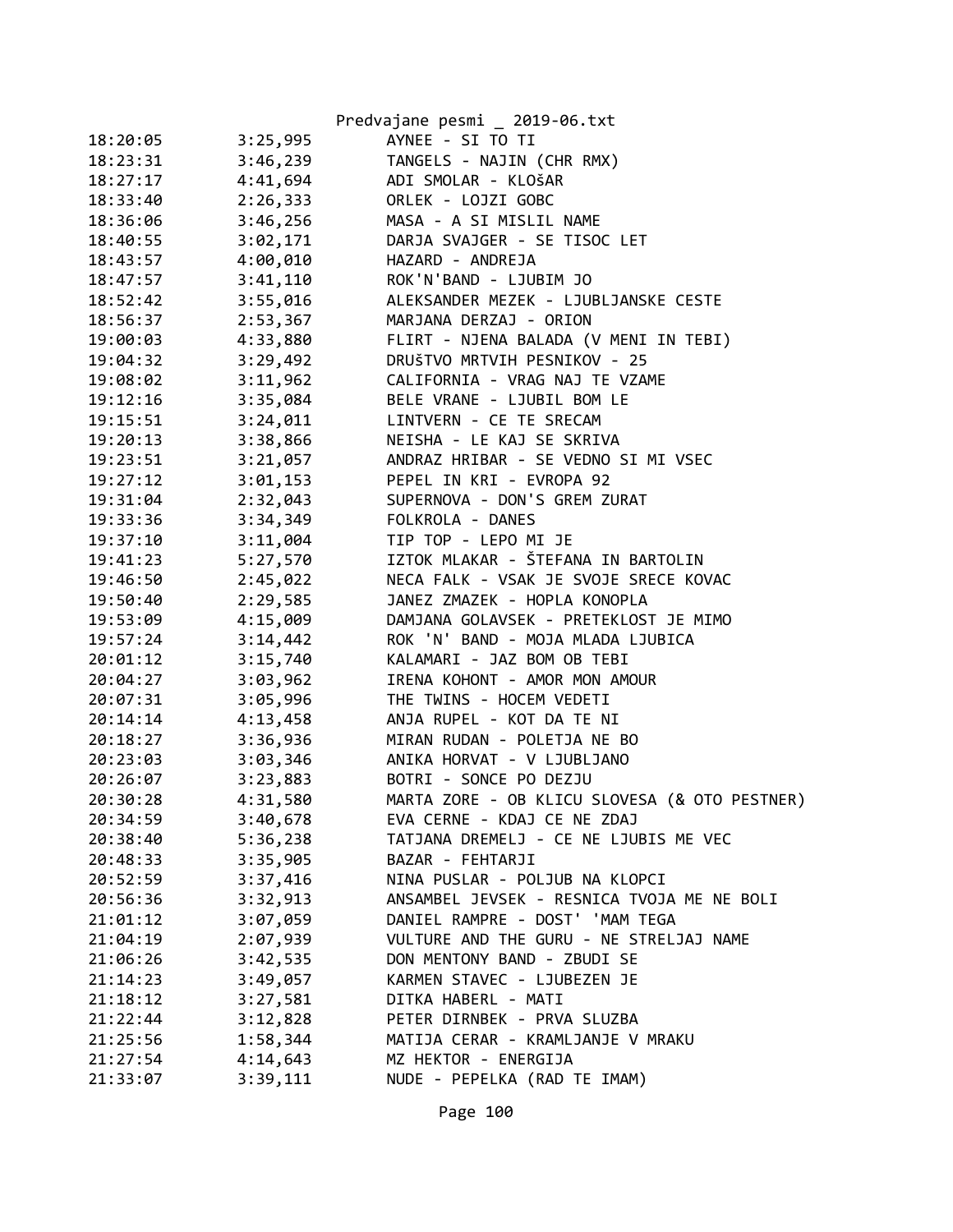| | | |
|---|---|---|
| 18:20:05 | 3:25,995 | AYNEE - SI TO TI |
| 18:23:31 | 3:46,239 | TANGELS - NAJIN (CHR RMX) |
| 18:27:17 | 4:41,694 | ADI SMOLAR - KLOšAR |
| 18:33:40 | 2:26,333 | ORLEK - LOJZI GOBC |
| 18:36:06 | 3:46,256 | MASA - A SI MISLIL NAME |
| 18:40:55 | 3:02,171 | DARJA SVAJGER - SE TISOC LET |
| 18:43:57 | 4:00,010 | HAZARD - ANDREJA |
| 18:47:57 | 3:41,110 | ROK'N'BAND - LJUBIM JO |
| 18:52:42 | 3:55,016 | ALEKSANDER MEZEK - LJUBLJANSKE CESTE |
| 18:56:37 | 2:53,367 | MARJANA DERZAJ - ORION |
| 19:00:03 | 4:33,880 | FLIRT - NJENA BALADA (V MENI IN TEBI) |
| 19:04:32 | 3:29,492 | DRUŠTVO MRTVIH PESNIKOV - 25 |
| 19:08:02 | 3:11,962 | CALIFORNIA - VRAG NAJ TE VZAME |
| 19:12:16 | 3:35,084 | BELE VRANE - LJUBIL BOM LE |
| 19:15:51 | 3:24,011 | LINTVERN - CE TE SRECAM |
| 19:20:13 | 3:38,866 | NEISHA - LE KAJ SE SKRIVA |
| 19:23:51 | 3:21,057 | ANDRAZ HRIBAR - SE VEDNO SI MI VSEC |
| 19:27:12 | 3:01,153 | PEPEL IN KRI - EVROPA 92 |
| 19:31:04 | 2:32,043 | SUPERNOVA - DON'S GREM ZURAT |
| 19:33:36 | 3:34,349 | FOLKROLA - DANES |
| 19:37:10 | 3:11,004 | TIP TOP - LEPO MI JE |
| 19:41:23 | 5:27,570 | IZTOK MLAKAR - ŠTEFANA IN BARTOLIN |
| 19:46:50 | 2:45,022 | NECA FALK - VSAK JE SVOJE SRECE KOVAC |
| 19:50:40 | 2:29,585 | JANEZ ZMAZEK - HOPLA KONOPLA |
| 19:53:09 | 4:15,009 | DAMJANA GOLAVSEK - PRETEKLOST JE MIMO |
| 19:57:24 | 3:14,442 | ROK 'N' BAND - MOJA MLADA LJUBICA |
| 20:01:12 | 3:15,740 | KALAMARI - JAZ BOM OB TEBI |
| 20:04:27 | 3:03,962 | IRENA KOHONT - AMOR MON AMOUR |
| 20:07:31 | 3:05,996 | THE TWINS - HOCEM VEDETI |
| 20:14:14 | 4:13,458 | ANJA RUPEL - KOT DA TE NI |
| 20:18:27 | 3:36,936 | MIRAN RUDAN - POLETJA NE BO |
| 20:23:03 | 3:03,346 | ANIKA HORVAT - V LJUBLJANO |
| 20:26:07 | 3:23,883 | BOTRI - SONCE PO DEZJU |
| 20:30:28 | 4:31,580 | MARTA ZORE - OB KLICU SLOVESA (& OTO PESTNER) |
| 20:34:59 | 3:40,678 | EVA CERNE - KDAJ CE NE ZDAJ |
| 20:38:40 | 5:36,238 | TATJANA DREMELJ - CE NE LJUBIS ME VEC |
| 20:48:33 | 3:35,905 | BAZAR - FEHTARJI |
| 20:52:59 | 3:37,416 | NINA PUSLAR - POLJUB NA KLOPCI |
| 20:56:36 | 3:32,913 | ANSAMBEL JEVSEK - RESNICA TVOJA ME NE BOLI |
| 21:01:12 | 3:07,059 | DANIEL RAMPRE - DOST' 'MAM TEGA |
| 21:04:19 | 2:07,939 | VULTURE AND THE GURU - NE STRELJAJ NAME |
| 21:06:26 | 3:42,535 | DON MENTONY BAND - ZBUDI SE |
| 21:14:23 | 3:49,057 | KARMEN STAVEC - LJUBEZEN JE |
| 21:18:12 | 3:27,581 | DITKA HABERL - MATI |
| 21:22:44 | 3:12,828 | PETER DIRNBEK - PRVA SLUZBA |
| 21:25:56 | 1:58,344 | MATIJA CERAR - KRAMLJANJE V MRAKU |
| 21:27:54 | 4:14,643 | MZ HEKTOR - ENERGIJA |
| 21:33:07 | 3:39,111 | NUDE - PEPELKA (RAD TE IMAM) |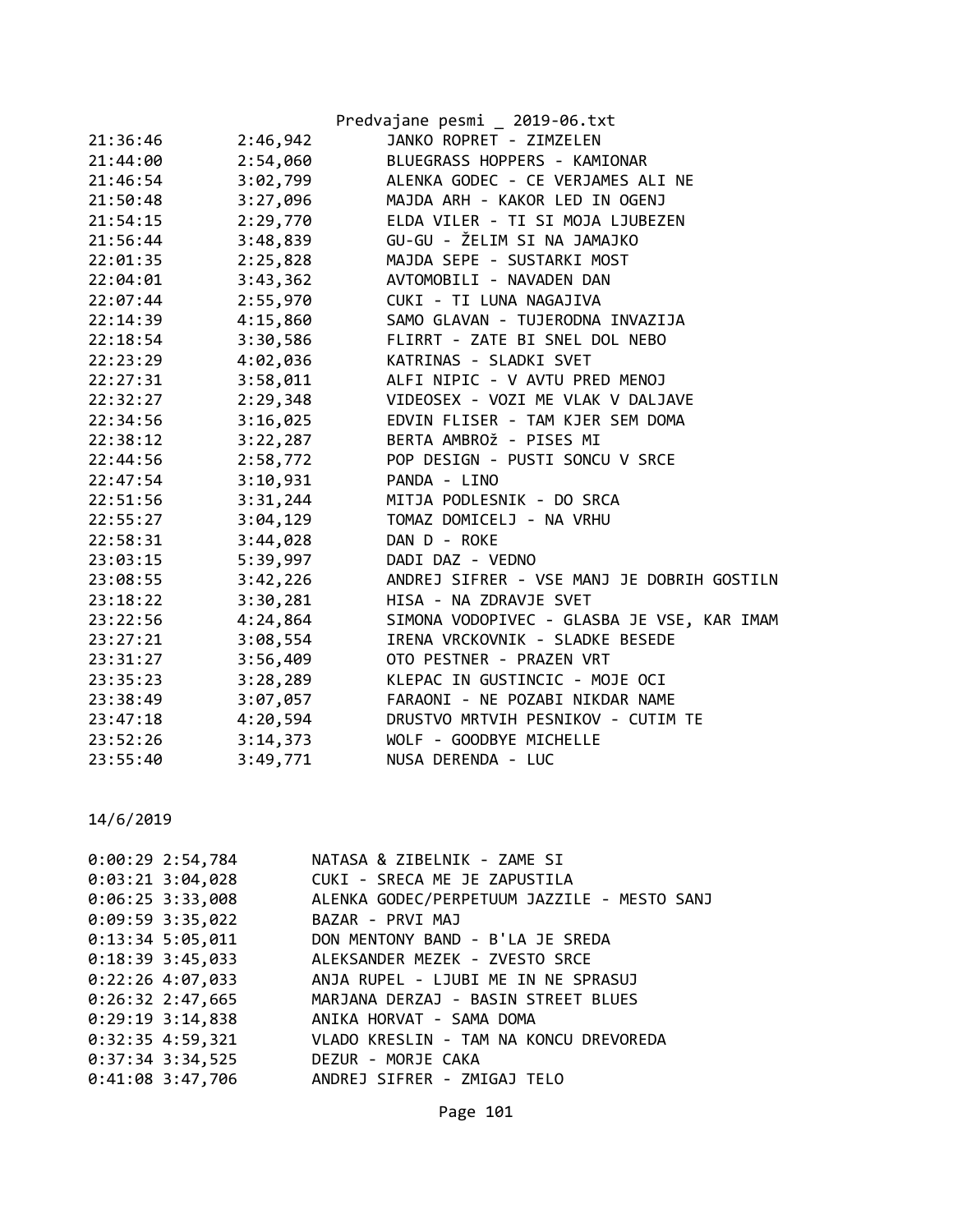| | | |
|---|---|---|
| 21:36:46 | 2:46,942 | JANKO ROPRET - ZIMZELEN |
| 21:44:00 | 2:54,060 | BLUEGRASS HOPPERS - KAMIONAR |
| 21:46:54 | 3:02,799 | ALENKA GODEC - CE VERJAMES ALI NE |
| 21:50:48 | 3:27,096 | MAJDA ARH - KAKOR LED IN OGENJ |
| 21:54:15 | 2:29,770 | ELDA VILER - TI SI MOJA LJUBEZEN |
| 21:56:44 | 3:48,839 | GU-GU - ŽELIM SI NA JAMAJKO |
| 22:01:35 | 2:25,828 | MAJDA SEPE - SUSTARKI MOST |
| 22:04:01 | 3:43,362 | AVTOMOBILI - NAVADEN DAN |
| 22:07:44 | 2:55,970 | CUKI - TI LUNA NAGAJIVA |
| 22:14:39 | 4:15,860 | SAMO GLAVAN - TUJERODNA INVAZIJA |
| 22:18:54 | 3:30,586 | FLIRRT - ZATE BI SNEL DOL NEBO |
| 22:23:29 | 4:02,036 | KATRINAS - SLADKI SVET |
| 22:27:31 | 3:58,011 | ALFI NIPIC - V AVTU PRED MENOJ |
| 22:32:27 | 2:29,348 | VIDEOSEX - VOZI ME VLAK V DALJAVE |
| 22:34:56 | 3:16,025 | EDVIN FLISER - TAM KJER SEM DOMA |
| 22:38:12 | 3:22,287 | BERTA AMBROž - PISES MI |
| 22:44:56 | 2:58,772 | POP DESIGN - PUSTI SONCU V SRCE |
| 22:47:54 | 3:10,931 | PANDA - LINO |
| 22:51:56 | 3:31,244 | MITJA PODLESNIK - DO SRCA |
| 22:55:27 | 3:04,129 | TOMAZ DOMICELJ - NA VRHU |
| 22:58:31 | 3:44,028 | DAN D - ROKE |
| 23:03:15 | 5:39,997 | DADI DAZ - VEDNO |
| 23:08:55 | 3:42,226 | ANDREJ SIFRER - VSE MANJ JE DOBRIH GOSTILN |
| 23:18:22 | 3:30,281 | HISA - NA ZDRAVJE SVET |
| 23:22:56 | 4:24,864 | SIMONA VODOPIVEC - GLASBA JE VSE, KAR IMAM |
| 23:27:21 | 3:08,554 | IRENA VRCKOVNIK - SLADKE BESEDE |
| 23:31:27 | 3:56,409 | OTO PESTNER - PRAZEN VRT |
| 23:35:23 | 3:28,289 | KLEPAC IN GUSTINCIC - MOJE OCI |
| 23:38:49 | 3:07,057 | FARAONI - NE POZABI NIKDAR NAME |
| 23:47:18 | 4:20,594 | DRUSTVO MRTVIH PESNIKOV - CUTIM TE |
| 23:52:26 | 3:14,373 | WOLF - GOODBYE MICHELLE |
| 23:55:40 | 3:49,771 | NUSA DERENDA - LUC |

14/6/2019

| | | |
|---|---|---|
| 0:00:29 | 2:54,784 | NATASA & ZIBELNIK - ZAME SI |
| 0:03:21 | 3:04,028 | CUKI - SRECA ME JE ZAPUSTILA |
| 0:06:25 | 3:33,008 | ALENKA GODEC/PERPETUUM JAZZILE - MESTO SANJ |
| 0:09:59 | 3:35,022 | BAZAR - PRVI MAJ |
| 0:13:34 | 5:05,011 | DON MENTONY BAND - B'LA JE SREDA |
| 0:18:39 | 3:45,033 | ALEKSANDER MEZEK - ZVESTO SRCE |
| 0:22:26 | 4:07,033 | ANJA RUPEL - LJUBI ME IN NE SPRASUJ |
| 0:26:32 | 2:47,665 | MARJANA DERZAJ - BASIN STREET BLUES |
| 0:29:19 | 3:14,838 | ANIKA HORVAT - SAMA DOMA |
| 0:32:35 | 4:59,321 | VLADO KRESLIN - TAM NA KONCU DREVOREDA |
| 0:37:34 | 3:34,525 | DEZUR - MORJE CAKA |
| 0:41:08 | 3:47,706 | ANDREJ SIFRER - ZMIGAJ TELO |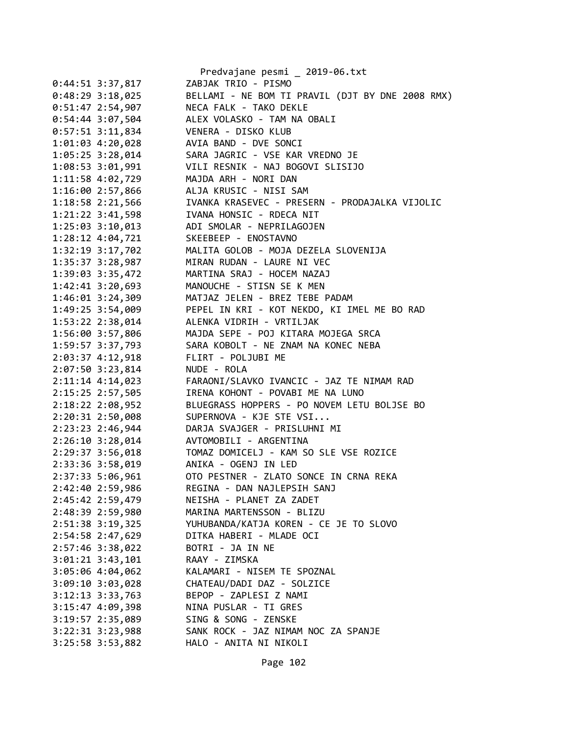```
0:44:51 3:37,817        ZABJAK TRIO - PISMO
0:48:29 3:18,025        BELLAMI - NE BOM TI PRAVIL (DJT BY DNE 2008 RMX)
0:51:47 2:54,907        NECA FALK - TAKO DEKLE
0:54:44 3:07,504        ALEX VOLASKO - TAM NA OBALI
0:57:51 3:11,834        VENERA - DISKO KLUB
1:01:03 4:20,028        AVIA BAND - DVE SONCI
1:05:25 3:28,014        SARA JAGRIC - VSE KAR VREDNO JE
1:08:53 3:01,991        VILI RESNIK - NAJ BOGOVI SLISIJO
1:11:58 4:02,729        MAJDA ARH - NORI DAN
1:16:00 2:57,866        ALJA KRUSIC - NISI SAM
1:18:58 2:21,566        IVANKA KRASEVEC - PRESERN - PRODAJALKA VIJOLIC
1:21:22 3:41,598        IVANA HONSIC - RDECA NIT
1:25:03 3:10,013        ADI SMOLAR - NEPRILAGOJEN
1:28:12 4:04,721        SKEEBEEP - ENOSTAVNO
1:32:19 3:17,702        MALITA GOLOB - MOJA DEZELA SLOVENIJA
1:35:37 3:28,987        MIRAN RUDAN - LAURE NI VEC
1:39:03 3:35,472        MARTINA SRAJ - HOCEM NAZAJ
1:42:41 3:20,693        MANOUCHE - STISN SE K MEN
1:46:01 3:24,309        MATJAZ JELEN - BREZ TEBE PADAM
1:49:25 3:54,009        PEPEL IN KRI - KOT NEKDO, KI IMEL ME BO RAD
1:53:22 2:38,014        ALENKA VIDRIH - VRTILJAK
1:56:00 3:57,806        MAJDA SEPE - POJ KITARA MOJEGA SRCA
1:59:57 3:37,793        SARA KOBOLT - NE ZNAM NA KONEC NEBA
2:03:37 4:12,918        FLIRT - POLJUBI ME
2:07:50 3:23,814        NUDE - ROLA
2:11:14 4:14,023        FARAONI/SLAVKO IVANCIC - JAZ TE NIMAM RAD
2:15:25 2:57,505        IRENA KOHONT - POVABI ME NA LUNO
2:18:22 2:08,952        BLUEGRASS HOPPERS - PO NOVEM LETU BOLJSE BO
2:20:31 2:50,008        SUPERNOVA - KJE STE VSI...
2:23:23 2:46,944        DARJA SVAJGER - PRISLUHNI MI
2:26:10 3:28,014        AVTOMOBILI - ARGENTINA
2:29:37 3:56,018        TOMAZ DOMICELJ - KAM SO SLE VSE ROZICE
2:33:36 3:58,019        ANIKA - OGENJ IN LED
2:37:33 5:06,961        OTO PESTNER - ZLATO SONCE IN CRNA REKA
2:42:40 2:59,986        REGINA - DAN NAJLEPSIH SANJ
2:45:42 2:59,479        NEISHA - PLANET ZA ZADET
2:48:39 2:59,980        MARINA MARTENSSON - BLIZU
2:51:38 3:19,325        YUHUBANDA/KATJA KOREN - CE JE TO SLOVO
2:54:58 2:47,629        DITKA HABERI - MLADE OCI
2:57:46 3:38,022        BOTRI - JA IN NE
3:01:21 3:43,101        RAAY - ZIMSKA
3:05:06 4:04,062        KALAMARI - NISEM TE SPOZNAL
3:09:10 3:03,028        CHATEAU/DADI DAZ - SOLZICE
3:12:13 3:33,763        BEPOP - ZAPLESI Z NAMI
3:15:47 4:09,398        NINA PUSLAR - TI GRES
3:19:57 2:35,089        SING & SONG - ZENSKE
3:22:31 3:23,988        SANK ROCK - JAZ NIMAM NOC ZA SPANJE
3:25:58 3:53,882        HALO - ANITA NI NIKOLI
```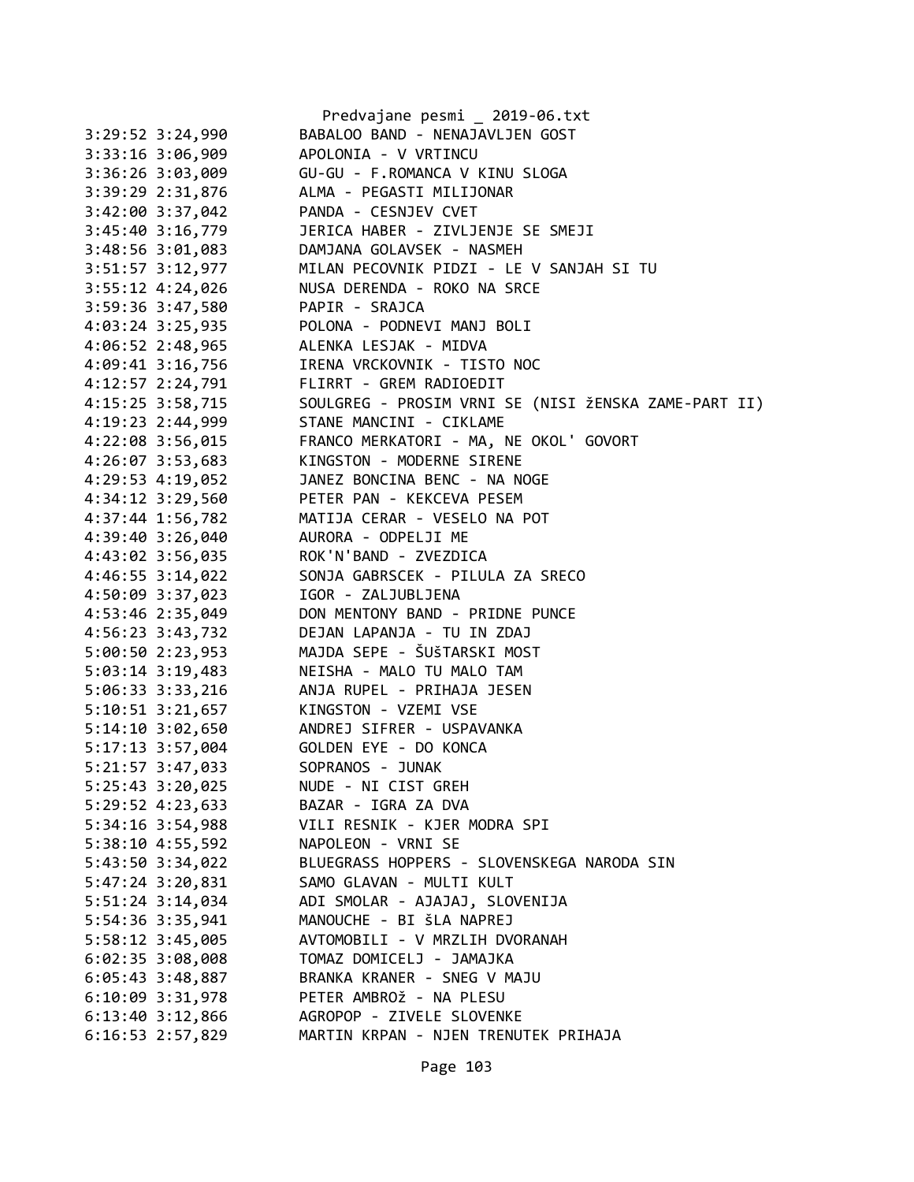```
3:29:52 3:24,990        BABALOO BAND - NENAJAVLJEN GOST
3:33:16 3:06,909        APOLONIA - V VRTINCU
3:36:26 3:03,009        GU-GU - F.ROMANCA V KINU SLOGA
3:39:29 2:31,876        ALMA - PEGASTI MILIJONAR
3:42:00 3:37,042        PANDA - CESNJEV CVET
3:45:40 3:16,779        JERICA HABER - ZIVLJENJE SE SMEJI
3:48:56 3:01,083        DAMJANA GOLAVSEK - NASMEH
3:51:57 3:12,977        MILAN PECOVNIK PIDZI - LE V SANJAH SI TU
3:55:12 4:24,026        NUSA DERENDA - ROKO NA SRCE
3:59:36 3:47,580        PAPIR - SRAJCA
4:03:24 3:25,935        POLONA - PODNEVI MANJ BOLI
4:06:52 2:48,965        ALENKA LESJAK - MIDVA
4:09:41 3:16,756        IRENA VRCKOVNIK - TISTO NOC
4:12:57 2:24,791        FLIRRT - GREM RADIOEDIT
4:15:25 3:58,715        SOULGREG - PROSIM VRNI SE (NISI žENSKA ZAME-PART II)
4:19:23 2:44,999        STANE MANCINI - CIKLAME
4:22:08 3:56,015        FRANCO MERKATORI - MA, NE OKOL' GOVORT
4:26:07 3:53,683        KINGSTON - MODERNE SIRENE
4:29:53 4:19,052        JANEZ BONCINA BENC - NA NOGE
4:34:12 3:29,560        PETER PAN - KEKCEVA PESEM
4:37:44 1:56,782        MATIJA CERAR - VESELO NA POT
4:39:40 3:26,040        AURORA - ODPELJI ME
4:43:02 3:56,035        ROK'N'BAND - ZVEZDICA
4:46:55 3:14,022        SONJA GABRSCEK - PILULA ZA SRECO
4:50:09 3:37,023        IGOR - ZALJUBLJENA
4:53:46 2:35,049        DON MENTONY BAND - PRIDNE PUNCE
4:56:23 3:43,732        DEJAN LAPANJA - TU IN ZDAJ
5:00:50 2:23,953        MAJDA SEPE - ŠUŠTARSKI MOST
5:03:14 3:19,483        NEISHA - MALO TU MALO TAM
5:06:33 3:33,216        ANJA RUPEL - PRIHAJA JESEN
5:10:51 3:21,657        KINGSTON - VZEMI VSE
5:14:10 3:02,650        ANDREJ SIFRER - USPAVANKA
5:17:13 3:57,004        GOLDEN EYE - DO KONCA
5:21:57 3:47,033        SOPRANOS - JUNAK
5:25:43 3:20,025        NUDE - NI CIST GREH
5:29:52 4:23,633        BAZAR - IGRA ZA DVA
5:34:16 3:54,988        VILI RESNIK - KJER MODRA SPI
5:38:10 4:55,592        NAPOLEON - VRNI SE
5:43:50 3:34,022        BLUEGRASS HOPPERS - SLOVENSKEGA NARODA SIN
5:47:24 3:20,831        SAMO GLAVAN - MULTI KULT
5:51:24 3:14,034        ADI SMOLAR - AJAJAJ, SLOVENIJA
5:54:36 3:35,941        MANOUCHE - BI šLA NAPREJ
5:58:12 3:45,005        AVTOMOBILI - V MRZLIH DVORANAH
6:02:35 3:08,008        TOMAZ DOMICELJ - JAMAJKA
6:05:43 3:48,887        BRANKA KRANER - SNEG V MAJU
6:10:09 3:31,978        PETER AMBROž - NA PLESU
6:13:40 3:12,866        AGROPOP - ZIVELE SLOVENKE
6:16:53 2:57,829        MARTIN KRPAN - NJEN TRENUTEK PRIHAJA
```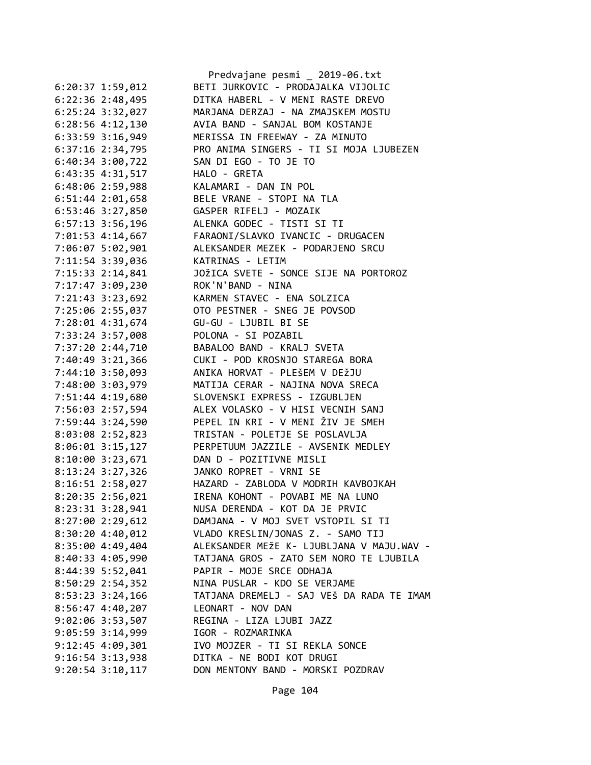Predvajane pesmi _ 2019-06.txt

```
6:20:37 1:59,012        BETI JURKOVIC - PRODAJALKA VIJOLIC
6:22:36 2:48,495        DITKA HABERL - V MENI RASTE DREVO
6:25:24 3:32,027        MARJANA DERZAJ - NA ZMAJSKEM MOSTU
6:28:56 4:12,130        AVIA BAND - SANJAL BOM KOSTANJE
6:33:59 3:16,949        MERISSA IN FREEWAY - ZA MINUTO
6:37:16 2:34,795        PRO ANIMA SINGERS - TI SI MOJA LJUBEZEN
6:40:34 3:00,722        SAN DI EGO - TO JE TO
6:43:35 4:31,517        HALO - GRETA
6:48:06 2:59,988        KALAMARI - DAN IN POL
6:51:44 2:01,658        BELE VRANE - STOPI NA TLA
6:53:46 3:27,850        GASPER RIFELJ - MOZAIK
6:57:13 3:56,196        ALENKA GODEC - TISTI SI TI
7:01:53 4:14,667        FARAONI/SLAVKO IVANCIC - DRUGACEN
7:06:07 5:02,901        ALEKSANDER MEZEK - PODARJENO SRCU
7:11:54 3:39,036        KATRINAS - LETIM
7:15:33 2:14,841        JOŽICA SVETE - SONCE SIJE NA PORTOROZ
7:17:47 3:09,230        ROK'N'BAND - NINA
7:21:43 3:23,692        KARMEN STAVEC - ENA SOLZICA
7:25:06 2:55,037        OTO PESTNER - SNEG JE POVSOD
7:28:01 4:31,674        GU-GU - LJUBIL BI SE
7:33:24 3:57,008        POLONA - SI POZABIL
7:37:20 2:44,710        BABALOO BAND - KRALJ SVETA
7:40:49 3:21,366        CUKI - POD KROSNJO STAREGA BORA
7:44:10 3:50,093        ANIKA HORVAT - PLEŠEM V DEŽJU
7:48:00 3:03,979        MATIJA CERAR - NAJINA NOVA SRECA
7:51:44 4:19,680        SLOVENSKI EXPRESS - IZGUBLJEN
7:56:03 2:57,594        ALEX VOLASKO - V HISI VECNIH SANJ
7:59:44 3:24,590        PEPEL IN KRI - V MENI ŽIV JE SMEH
8:03:08 2:52,823        TRISTAN - POLETJE SE POSLAVLJA
8:06:01 3:15,127        PERPETUUM JAZZILE - AVSENIK MEDLEY
8:10:00 3:23,671        DAN D - POZITIVNE MISLI
8:13:24 3:27,326        JANKO ROPRET - VRNI SE
8:16:51 2:58,027        HAZARD - ZABLODA V MODRIH KAVBOJKAH
8:20:35 2:56,021        IRENA KOHONT - POVABI ME NA LUNO
8:23:31 3:28,941        NUSA DERENDA - KOT DA JE PRVIC
8:27:00 2:29,612        DAMJANA - V MOJ SVET VSTOPIL SI TI
8:30:20 4:40,012        VLADO KRESLIN/JONAS Z. - SAMO TIJ
8:35:00 4:49,404        ALEKSANDER MEŽE K- LJUBLJANA V MAJU.WAV -
8:40:33 4:05,990        TATJANA GROS - ZATO SEM NORO TE LJUBILA
8:44:39 5:52,041        PAPIR - MOJE SRCE ODHAJA
8:50:29 2:54,352        NINA PUSLAR - KDO SE VERJAME
8:53:23 3:24,166        TATJANA DREMELJ - SAJ VEŠ DA RADA TE IMAM
8:56:47 4:40,207        LEONART - NOV DAN
9:02:06 3:53,507        REGINA - LIZA LJUBI JAZZ
9:05:59 3:14,999        IGOR - ROZMARINKA
9:12:45 4:09,301        IVO MOJZER - TI SI REKLA SONCE
9:16:54 3:13,938        DITKA - NE BODI KOT DRUGI
9:20:54 3:10,117        DON MENTONY BAND - MORSKI POZDRAV
```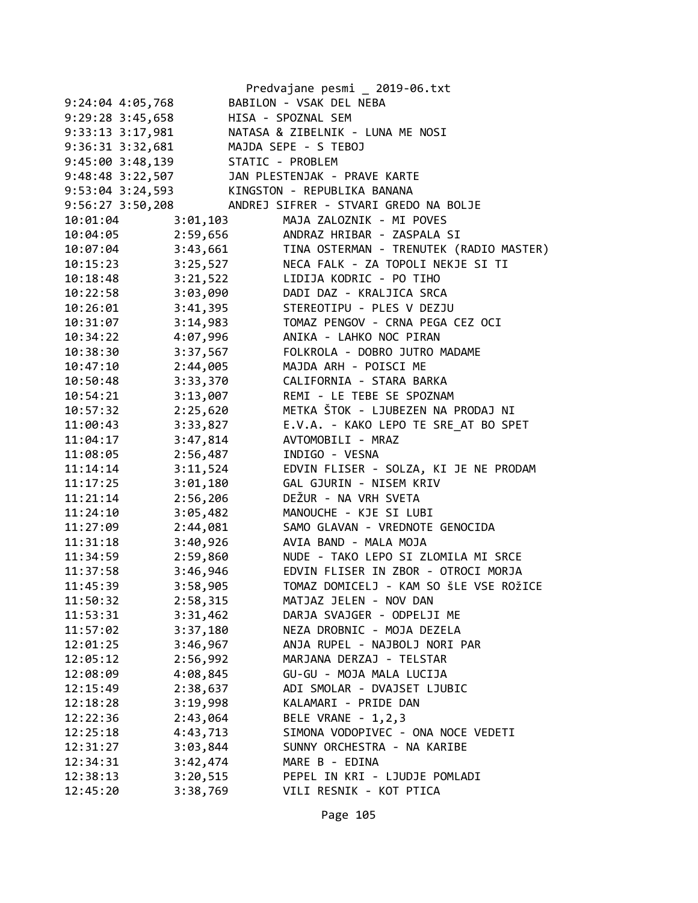```
9:24:04 4:05,768        BABILON - VSAK DEL NEBA
9:29:28 3:45,658        HISA - SPOZNAL SEM
9:33:13 3:17,981        NATASA & ZIBELNIK - LUNA ME NOSI
9:36:31 3:32,681        MAJDA SEPE - S TEBOJ
9:45:00 3:48,139        STATIC - PROBLEM
9:48:48 3:22,507        JAN PLESTENJAK - PRAVE KARTE
9:53:04 3:24,593        KINGSTON - REPUBLIKA BANANA
9:56:27 3:50,208        ANDREJ SIFRER - STVARI GREDO NA BOLJE
10:01:04        3:01,103        MAJA ZALOZNIK - MI POVES
10:04:05        2:59,656        ANDRAZ HRIBAR - ZASPALA SI
10:07:04        3:43,661        TINA OSTERMAN - TRENUTEK (RADIO MASTER)
10:15:23        3:25,527        NECA FALK - ZA TOPOLI NEKJE SI TI
10:18:48        3:21,522        LIDIJA KODRIC - PO TIHO
10:22:58        3:03,090        DADI DAZ - KRALJICA SRCA
10:26:01        3:41,395        STEREOTIPU - PLES V DEZJU
10:31:07        3:14,983        TOMAZ PENGOV - CRNA PEGA CEZ OCI
10:34:22        4:07,996        ANIKA - LAHKO NOC PIRAN
10:38:30        3:37,567        FOLKROLA - DOBRO JUTRO MADAME
10:47:10        2:44,005        MAJDA ARH - POISCI ME
10:50:48        3:33,370        CALIFORNIA - STARA BARKA
10:54:21        3:13,007        REMI - LE TEBE SE SPOZNAM
10:57:32        2:25,620        METKA ŠTOK - LJUBEZEN NA PRODAJ NI
11:00:43        3:33,827        E.V.A. - KAKO LEPO TE SRE_AT BO SPET
11:04:17        3:47,814        AVTOMOBILI - MRAZ
11:08:05        2:56,487        INDIGO - VESNA
11:14:14        3:11,524        EDVIN FLISER - SOLZA, KI JE NE PRODAM
11:17:25        3:01,180        GAL GJURIN - NISEM KRIV
11:21:14        2:56,206        DEŽUR - NA VRH SVETA
11:24:10        3:05,482        MANOUCHE - KJE SI LUBI
11:27:09        2:44,081        SAMO GLAVAN - VREDNOTE GENOCIDA
11:31:18        3:40,926        AVIA BAND - MALA MOJA
11:34:59        2:59,860        NUDE - TAKO LEPO SI ZLOMILA MI SRCE
11:37:58        3:46,946        EDVIN FLISER IN ZBOR - OTROCI MORJA
11:45:39        3:58,905        TOMAZ DOMICELJ - KAM SO šLE VSE ROžICE
11:50:32        2:58,315        MATJAZ JELEN - NOV DAN
11:53:31        3:31,462        DARJA SVAJGER - ODPELJI ME
11:57:02        3:37,180        NEZA DROBNIC - MOJA DEZELA
12:01:25        3:46,967        ANJA RUPEL - NAJBOLJ NORI PAR
12:05:12        2:56,992        MARJANA DERZAJ - TELSTAR
12:08:09        4:08,845        GU-GU - MOJA MALA LUCIJA
12:15:49        2:38,637        ADI SMOLAR - DVAJSET LJUBIC
12:18:28        3:19,998        KALAMARI - PRIDE DAN
12:22:36        2:43,064        BELE VRANE - 1,2,3
12:25:18        4:43,713        SIMONA VODOPIVEC - ONA NOCE VEDETI
12:31:27        3:03,844        SUNNY ORCHESTRA - NA KARIBE
12:34:31        3:42,474        MARE B - EDINA
12:38:13        3:20,515        PEPEL IN KRI - LJUDJE POMLADI
12:45:20        3:38,769        VILI RESNIK - KOT PTICA
```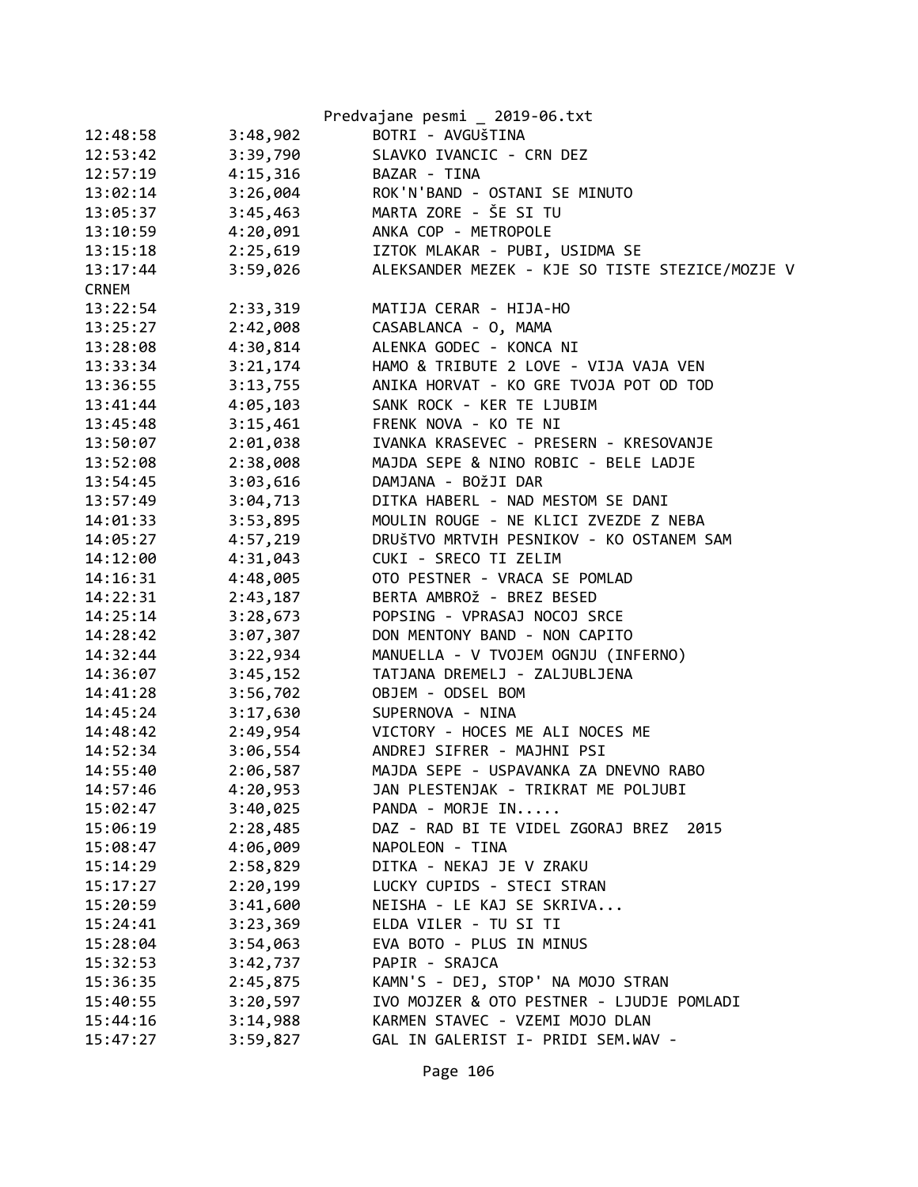Predvajane pesmi _ 2019-06.txt

```
12:48:58        3:48,902        BOTRI - AVGUŠTINA
12:53:42        3:39,790        SLAVKO IVANCIC - CRN DEZ
12:57:19        4:15,316        BAZAR - TINA
13:02:14        3:26,004        ROK'N'BAND - OSTANI SE MINUTO
13:05:37        3:45,463        MARTA ZORE - ŠE SI TU
13:10:59        4:20,091        ANKA COP - METROPOLE
13:15:18        2:25,619        IZTOK MLAKAR - PUBI, USIDMA SE
13:17:44        3:59,026        ALEKSANDER MEZEK - KJE SO TISTE STEZICE/MOZJE V
CRNEM
13:22:54        2:33,319        MATIJA CERAR - HIJA-HO
13:25:27        2:42,008        CASABLANCA - O, MAMA
13:28:08        4:30,814        ALENKA GODEC - KONCA NI
13:33:34        3:21,174        HAMO & TRIBUTE 2 LOVE - VIJA VAJA VEN
13:36:55        3:13,755        ANIKA HORVAT - KO GRE TVOJA POT OD TOD
13:41:44        4:05,103        SANK ROCK - KER TE LJUBIM
13:45:48        3:15,461        FRENK NOVA - KO TE NI
13:50:07        2:01,038        IVANKA KRASEVEC - PRESERN - KRESOVANJE
13:52:08        2:38,008        MAJDA SEPE & NINO ROBIC - BELE LADJE
13:54:45        3:03,616        DAMJANA - BOžJI DAR
13:57:49        3:04,713        DITKA HABERL - NAD MESTOM SE DANI
14:01:33        3:53,895        MOULIN ROUGE - NE KLICI ZVEZDE Z NEBA
14:05:27        4:57,219        DRUŠTVO MRTVIH PESNIKOV - KO OSTANEM SAM
14:12:00        4:31,043        CUKI - SRECO TI ZELIM
14:16:31        4:48,005        OTO PESTNER - VRACA SE POMLAD
14:22:31        2:43,187        BERTA AMBROž - BREZ BESED
14:25:14        3:28,673        POPSING - VPRASAJ NOCOJ SRCE
14:28:42        3:07,307        DON MENTONY BAND - NON CAPITO
14:32:44        3:22,934        MANUELLA - V TVOJEM OGNJU (INFERNO)
14:36:07        3:45,152        TATJANA DREMELJ - ZALJUBLJENA
14:41:28        3:56,702        OBJEM - ODSEL BOM
14:45:24        3:17,630        SUPERNOVA - NINA
14:48:42        2:49,954        VICTORY - HOCES ME ALI NOCES ME
14:52:34        3:06,554        ANDREJ SIFRER - MAJHNI PSI
14:55:40        2:06,587        MAJDA SEPE - USPAVANKA ZA DNEVNO RABO
14:57:46        4:20,953        JAN PLESTENJAK - TRIKRAT ME POLJUBI
15:02:47        3:40,025        PANDA - MORJE IN.....
15:06:19        2:28,485        DAZ - RAD BI TE VIDEL ZGORAJ BREZ  2015
15:08:47        4:06,009        NAPOLEON - TINA
15:14:29        2:58,829        DITKA - NEKAJ JE V ZRAKU
15:17:27        2:20,199        LUCKY CUPIDS - STECI STRAN
15:20:59        3:41,600        NEISHA - LE KAJ SE SKRIVA...
15:24:41        3:23,369        ELDA VILER - TU SI TI
15:28:04        3:54,063        EVA BOTO - PLUS IN MINUS
15:32:53        3:42,737        PAPIR - SRAJCA
15:36:35        2:45,875        KAMN'S - DEJ, STOP' NA MOJO STRAN
15:40:55        3:20,597        IVO MOJZER & OTO PESTNER - LJUDJE POMLADI
15:44:16        3:14,988        KARMEN STAVEC - VZEMI MOJO DLAN
15:47:27        3:59,827        GAL IN GALERIST I- PRIDI SEM.WAV -
```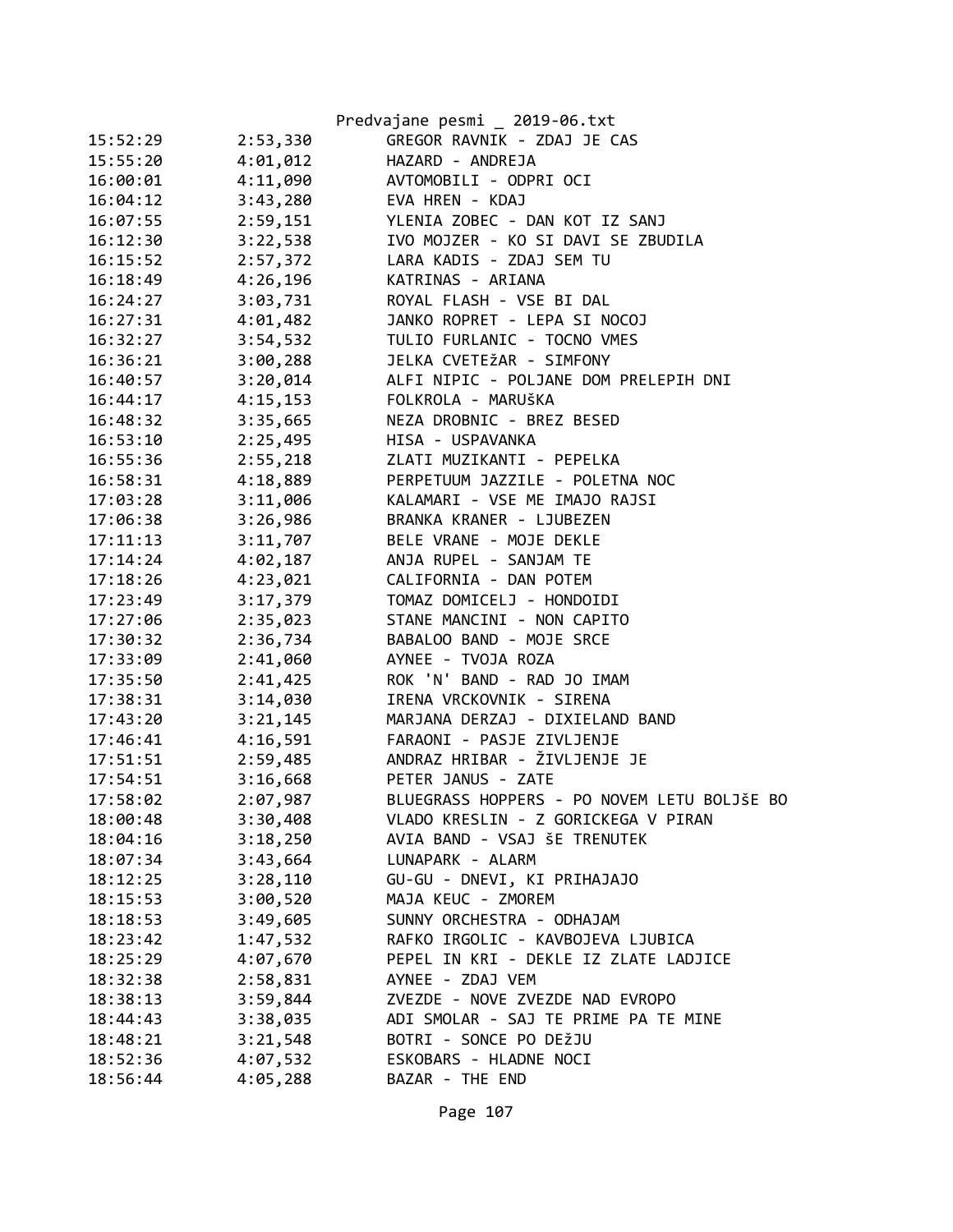| | | |
|---|---|---|
| 15:52:29 | 2:53,330 | GREGOR RAVNIK - ZDAJ JE CAS |
| 15:55:20 | 4:01,012 | HAZARD - ANDREJA |
| 16:00:01 | 4:11,090 | AVTOMOBILI - ODPRI OCI |
| 16:04:12 | 3:43,280 | EVA HREN - KDAJ |
| 16:07:55 | 2:59,151 | YLENIA ZOBEC - DAN KOT IZ SANJ |
| 16:12:30 | 3:22,538 | IVO MOJZER - KO SI DAVI SE ZBUDILA |
| 16:15:52 | 2:57,372 | LARA KADIS - ZDAJ SEM TU |
| 16:18:49 | 4:26,196 | KATRINAS - ARIANA |
| 16:24:27 | 3:03,731 | ROYAL FLASH - VSE BI DAL |
| 16:27:31 | 4:01,482 | JANKO ROPRET - LEPA SI NOCOJ |
| 16:32:27 | 3:54,532 | TULIO FURLANIC - TOCNO VMES |
| 16:36:21 | 3:00,288 | JELKA CVETEžAR - SIMFONY |
| 16:40:57 | 3:20,014 | ALFI NIPIC - POLJANE DOM PRELEPIH DNI |
| 16:44:17 | 4:15,153 | FOLKROLA - MARUšKA |
| 16:48:32 | 3:35,665 | NEZA DROBNIC - BREZ BESED |
| 16:53:10 | 2:25,495 | HISA - USPAVANKA |
| 16:55:36 | 2:55,218 | ZLATI MUZIKANTI - PEPELKA |
| 16:58:31 | 4:18,889 | PERPETUUM JAZZILE - POLETNA NOC |
| 17:03:28 | 3:11,006 | KALAMARI - VSE ME IMAJO RAJSI |
| 17:06:38 | 3:26,986 | BRANKA KRANER - LJUBEZEN |
| 17:11:13 | 3:11,707 | BELE VRANE - MOJE DEKLE |
| 17:14:24 | 4:02,187 | ANJA RUPEL - SANJAM TE |
| 17:18:26 | 4:23,021 | CALIFORNIA - DAN POTEM |
| 17:23:49 | 3:17,379 | TOMAZ DOMICELJ - HONDOIDI |
| 17:27:06 | 2:35,023 | STANE MANCINI - NON CAPITO |
| 17:30:32 | 2:36,734 | BABALOO BAND - MOJE SRCE |
| 17:33:09 | 2:41,060 | AYNEE - TVOJA ROZA |
| 17:35:50 | 2:41,425 | ROK 'N' BAND - RAD JO IMAM |
| 17:38:31 | 3:14,030 | IRENA VRCKOVNIK - SIRENA |
| 17:43:20 | 3:21,145 | MARJANA DERZAJ - DIXIELAND BAND |
| 17:46:41 | 4:16,591 | FARAONI - PASJE ZIVLJENJE |
| 17:51:51 | 2:59,485 | ANDRAZ HRIBAR - ŽIVLJENJE JE |
| 17:54:51 | 3:16,668 | PETER JANUS - ZATE |
| 17:58:02 | 2:07,987 | BLUEGRASS HOPPERS - PO NOVEM LETU BOLJŠE BO |
| 18:00:48 | 3:30,408 | VLADO KRESLIN - Z GORICKEGA V PIRAN |
| 18:04:16 | 3:18,250 | AVIA BAND - VSAJ ŠE TRENUTEK |
| 18:07:34 | 3:43,664 | LUNAPARK - ALARM |
| 18:12:25 | 3:28,110 | GU-GU - DNEVI, KI PRIHAJAJO |
| 18:15:53 | 3:00,520 | MAJA KEUC - ZMOREM |
| 18:18:53 | 3:49,605 | SUNNY ORCHESTRA - ODHAJAM |
| 18:23:42 | 1:47,532 | RAFKO IRGOLIC - KAVBOJEVA LJUBICA |
| 18:25:29 | 4:07,670 | PEPEL IN KRI - DEKLE IZ ZLATE LADJICE |
| 18:32:38 | 2:58,831 | AYNEE - ZDAJ VEM |
| 18:38:13 | 3:59,844 | ZVEZDE - NOVE ZVEZDE NAD EVROPO |
| 18:44:43 | 3:38,035 | ADI SMOLAR - SAJ TE PRIME PA TE MINE |
| 18:48:21 | 3:21,548 | BOTRI - SONCE PO DEžJU |
| 18:52:36 | 4:07,532 | ESKOBARS - HLADNE NOCI |
| 18:56:44 | 4:05,288 | BAZAR - THE END |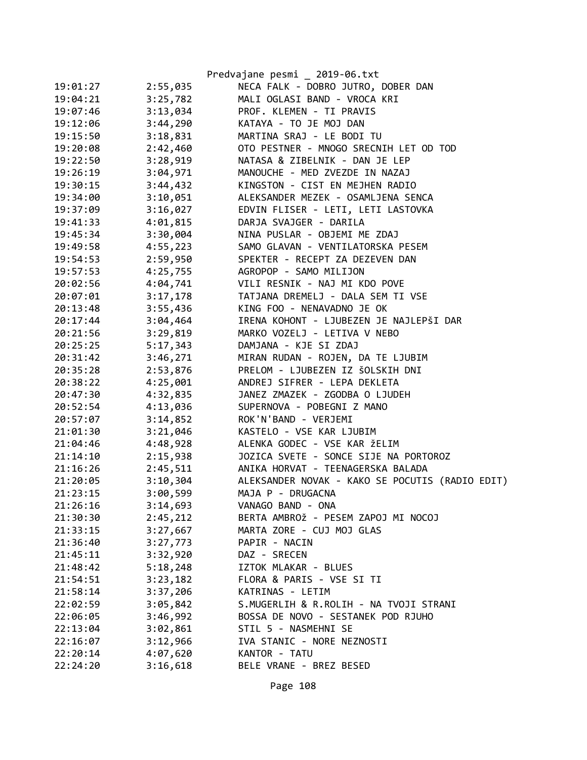| | | |
|---|---|---|
| 19:01:27 | 2:55,035 | NECA FALK - DOBRO JUTRO, DOBER DAN |
| 19:04:21 | 3:25,782 | MALI OGLASI BAND - VROCA KRI |
| 19:07:46 | 3:13,034 | PROF. KLEMEN - TI PRAVIS |
| 19:12:06 | 3:44,290 | KATAYA - TO JE MOJ DAN |
| 19:15:50 | 3:18,831 | MARTINA SRAJ - LE BODI TU |
| 19:20:08 | 2:42,460 | OTO PESTNER - MNOGO SRECNIH LET OD TOD |
| 19:22:50 | 3:28,919 | NATASA & ZIBELNIK - DAN JE LEP |
| 19:26:19 | 3:04,971 | MANOUCHE - MED ZVEZDE IN NAZAJ |
| 19:30:15 | 3:44,432 | KINGSTON - CIST EN MEJHEN RADIO |
| 19:34:00 | 3:10,051 | ALEKSANDER MEZEK - OSAMLJENA SENCA |
| 19:37:09 | 3:16,027 | EDVIN FLISER - LETI, LETI LASTOVKA |
| 19:41:33 | 4:01,815 | DARJA SVAJGER - DARILA |
| 19:45:34 | 3:30,004 | NINA PUSLAR - OBJEMI ME ZDAJ |
| 19:49:58 | 4:55,223 | SAMO GLAVAN - VENTILATORSKA PESEM |
| 19:54:53 | 2:59,950 | SPEKTER - RECEPT ZA DEZEVEN DAN |
| 19:57:53 | 4:25,755 | AGROPOP - SAMO MILIJON |
| 20:02:56 | 4:04,741 | VILI RESNIK - NAJ MI KDO POVE |
| 20:07:01 | 3:17,178 | TATJANA DREMELJ - DALA SEM TI VSE |
| 20:13:48 | 3:55,436 | KING FOO - NENAVADNO JE OK |
| 20:17:44 | 3:04,464 | IRENA KOHONT - LJUBEZEN JE NAJLEPšI DAR |
| 20:21:56 | 3:29,819 | MARKO VOZELJ - LETIVA V NEBO |
| 20:25:25 | 5:17,343 | DAMJANA - KJE SI ZDAJ |
| 20:31:42 | 3:46,271 | MIRAN RUDAN - ROJEN, DA TE LJUBIM |
| 20:35:28 | 2:53,876 | PRELOM - LJUBEZEN IZ šOLSKIH DNI |
| 20:38:22 | 4:25,001 | ANDREJ SIFRER - LEPA DEKLETA |
| 20:47:30 | 4:32,835 | JANEZ ZMAZEK - ZGODBA O LJUDEH |
| 20:52:54 | 4:13,036 | SUPERNOVA - POBEGNI Z MANO |
| 20:57:07 | 3:14,852 | ROK'N'BAND - VERJEMI |
| 21:01:30 | 3:21,046 | KASTELO - VSE KAR LJUBIM |
| 21:04:46 | 4:48,928 | ALENKA GODEC - VSE KAR žELIM |
| 21:14:10 | 2:15,938 | JOZICA SVETE - SONCE SIJE NA PORTOROZ |
| 21:16:26 | 2:45,511 | ANIKA HORVAT - TEENAGERSKA BALADA |
| 21:20:05 | 3:10,304 | ALEKSANDER NOVAK - KAKO SE POCUTIS (RADIO EDIT) |
| 21:23:15 | 3:00,599 | MAJA P - DRUGACNA |
| 21:26:16 | 3:14,693 | VANAGO BAND - ONA |
| 21:30:30 | 2:45,212 | BERTA AMBROž - PESEM ZAPOJ MI NOCOJ |
| 21:33:15 | 3:27,667 | MARTA ZORE - CUJ MOJ GLAS |
| 21:36:40 | 3:27,773 | PAPIR - NACIN |
| 21:45:11 | 3:32,920 | DAZ - SRECEN |
| 21:48:42 | 5:18,248 | IZTOK MLAKAR - BLUES |
| 21:54:51 | 3:23,182 | FLORA & PARIS - VSE SI TI |
| 21:58:14 | 3:37,206 | KATRINAS - LETIM |
| 22:02:59 | 3:05,842 | S.MUGERLIH & R.ROLIH - NA TVOJI STRANI |
| 22:06:05 | 3:46,992 | BOSSA DE NOVO - SESTANEK POD RJUHO |
| 22:13:04 | 3:02,861 | STIL 5 - NASMEHNI SE |
| 22:16:07 | 3:12,966 | IVA STANIC - NORE NEZNOSTI |
| 22:20:14 | 4:07,620 | KANTOR - TATU |
| 22:24:20 | 3:16,618 | BELE VRANE - BREZ BESED |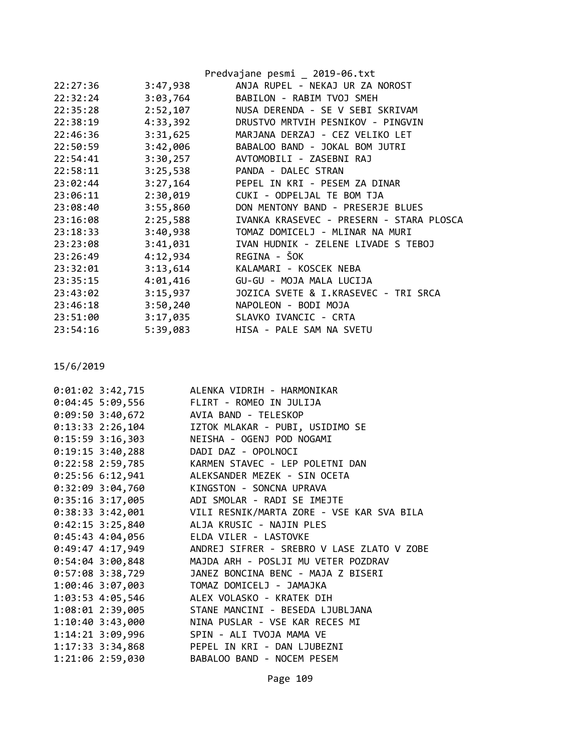| | | |
|---|---|---|
| 22:27:36 | 3:47,938 | ANJA RUPEL - NEKAJ UR ZA NOROST |
| 22:32:24 | 3:03,764 | BABILON - RABIM TVOJ SMEH |
| 22:35:28 | 2:52,107 | NUSA DERENDA - SE V SEBI SKRIVAM |
| 22:38:19 | 4:33,392 | DRUSTVO MRTVIH PESNIKOV - PINGVIN |
| 22:46:36 | 3:31,625 | MARJANA DERZAJ - CEZ VELIKO LET |
| 22:50:59 | 3:42,006 | BABALOO BAND - JOKAL BOM JUTRI |
| 22:54:41 | 3:30,257 | AVTOMOBILI - ZASEBNI RAJ |
| 22:58:11 | 3:25,538 | PANDA - DALEC STRAN |
| 23:02:44 | 3:27,164 | PEPEL IN KRI - PESEM ZA DINAR |
| 23:06:11 | 2:30,019 | CUKI - ODPELJAL TE BOM TJA |
| 23:08:40 | 3:55,860 | DON MENTONY BAND - PRESERJE BLUES |
| 23:16:08 | 2:25,588 | IVANKA KRASEVEC - PRESERN - STARA PLOSCA |
| 23:18:33 | 3:40,938 | TOMAZ DOMICELJ - MLINAR NA MURI |
| 23:23:08 | 3:41,031 | IVAN HUDNIK - ZELENE LIVADE S TEBOJ |
| 23:26:49 | 4:12,934 | REGINA - ŠOK |
| 23:32:01 | 3:13,614 | KALAMARI - KOSCEK NEBA |
| 23:35:15 | 4:01,416 | GU-GU - MOJA MALA LUCIJA |
| 23:43:02 | 3:15,937 | JOZICA SVETE & I.KRASEVEC - TRI SRCA |
| 23:46:18 | 3:50,240 | NAPOLEON - BODI MOJA |
| 23:51:00 | 3:17,035 | SLAVKO IVANCIC - CRTA |
| 23:54:16 | 5:39,083 | HISA - PALE SAM NA SVETU |

15/6/2019

| | | |
|---|---|---|
| 0:01:02 | 3:42,715 | ALENKA VIDRIH - HARMONIKAR |
| 0:04:45 | 5:09,556 | FLIRT - ROMEO IN JULIJA |
| 0:09:50 | 3:40,672 | AVIA BAND - TELESKOP |
| 0:13:33 | 2:26,104 | IZTOK MLAKAR - PUBI, USIDIMO SE |
| 0:15:59 | 3:16,303 | NEISHA - OGENJ POD NOGAMI |
| 0:19:15 | 3:40,288 | DADI DAZ - OPOLNOCI |
| 0:22:58 | 2:59,785 | KARMEN STAVEC - LEP POLETNI DAN |
| 0:25:56 | 6:12,941 | ALEKSANDER MEZEK - SIN OCETA |
| 0:32:09 | 3:04,760 | KINGSTON - SONCNA UPRAVA |
| 0:35:16 | 3:17,005 | ADI SMOLAR - RADI SE IMEJTE |
| 0:38:33 | 3:42,001 | VILI RESNIK/MARTA ZORE - VSE KAR SVA BILA |
| 0:42:15 | 3:25,840 | ALJA KRUSIC - NAJIN PLES |
| 0:45:43 | 4:04,056 | ELDA VILER - LASTOVKE |
| 0:49:47 | 4:17,949 | ANDREJ SIFRER - SREBRO V LASE ZLATO V ZOBE |
| 0:54:04 | 3:00,848 | MAJDA ARH - POSLJI MU VETER POZDRAV |
| 0:57:08 | 3:38,729 | JANEZ BONCINA BENC - MAJA Z BISERI |
| 1:00:46 | 3:07,003 | TOMAZ DOMICELJ - JAMAJKA |
| 1:03:53 | 4:05,546 | ALEX VOLASKO - KRATEK DIH |
| 1:08:01 | 2:39,005 | STANE MANCINI - BESEDA LJUBLJANA |
| 1:10:40 | 3:43,000 | NINA PUSLAR - VSE KAR RECES MI |
| 1:14:21 | 3:09,996 | SPIN - ALI TVOJA MAMA VE |
| 1:17:33 | 3:34,868 | PEPEL IN KRI - DAN LJUBEZNI |
| 1:21:06 | 2:59,030 | BABALOO BAND - NOCEM PESEM |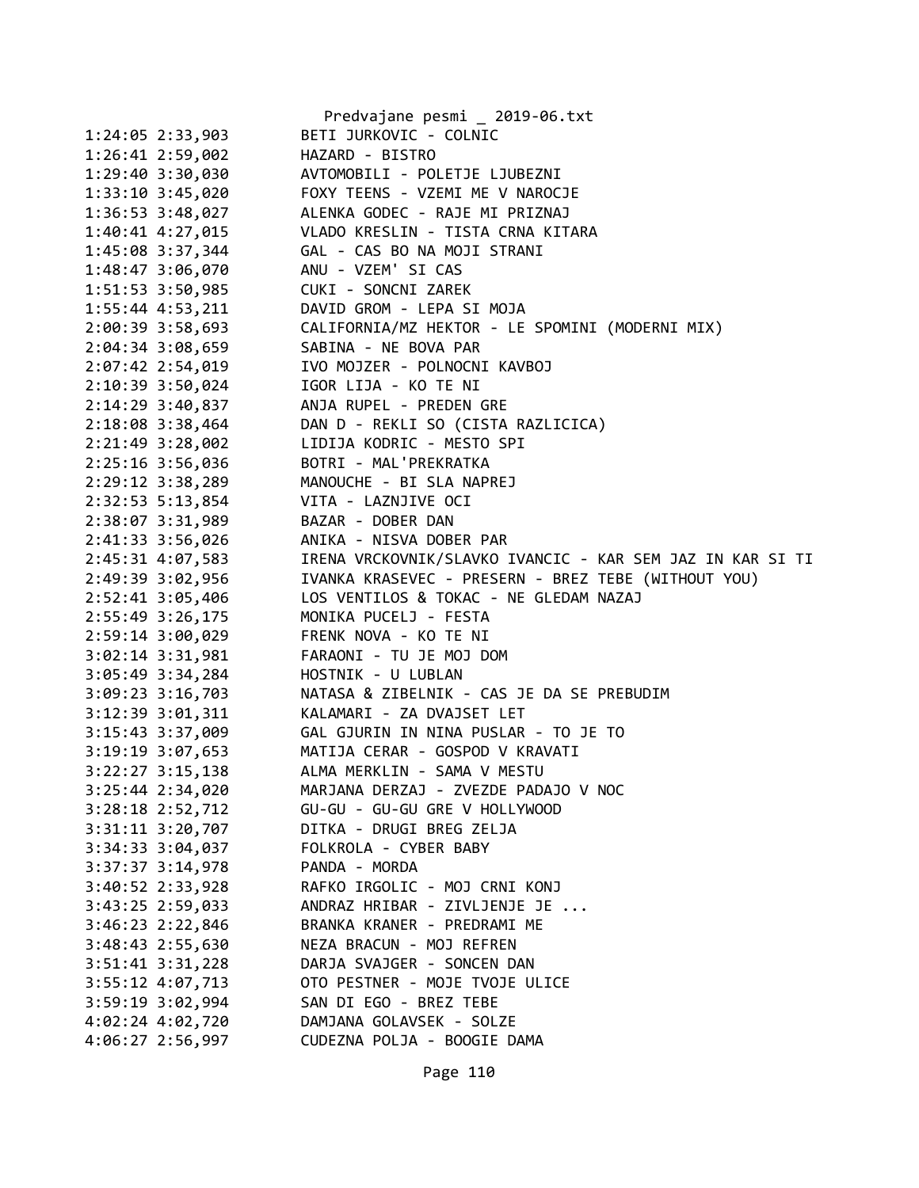```
1:24:05 2:33,903        BETI JURKOVIC - COLNIC
1:26:41 2:59,002        HAZARD - BISTRO
1:29:40 3:30,030        AVTOMOBILI - POLETJE LJUBEZNI
1:33:10 3:45,020        FOXY TEENS - VZEMI ME V NAROCJE
1:36:53 3:48,027        ALENKA GODEC - RAJE MI PRIZNAJ
1:40:41 4:27,015        VLADO KRESLIN - TISTA CRNA KITARA
1:45:08 3:37,344        GAL - CAS BO NA MOJI STRANI
1:48:47 3:06,070        ANU - VZEM' SI CAS
1:51:53 3:50,985        CUKI - SONCNI ZAREK
1:55:44 4:53,211        DAVID GROM - LEPA SI MOJA
2:00:39 3:58,693        CALIFORNIA/MZ HEKTOR - LE SPOMINI (MODERNI MIX)
2:04:34 3:08,659        SABINA - NE BOVA PAR
2:07:42 2:54,019        IVO MOJZER - POLNOCNI KAVBOJ
2:10:39 3:50,024        IGOR LIJA - KO TE NI
2:14:29 3:40,837        ANJA RUPEL - PREDEN GRE
2:18:08 3:38,464        DAN D - REKLI SO (CISTA RAZLICICA)
2:21:49 3:28,002        LIDIJA KODRIC - MESTO SPI
2:25:16 3:56,036        BOTRI - MAL'PREKRATKA
2:29:12 3:38,289        MANOUCHE - BI SLA NAPREJ
2:32:53 5:13,854        VITA - LAZNJIVE OCI
2:38:07 3:31,989        BAZAR - DOBER DAN
2:41:33 3:56,026        ANIKA - NISVA DOBER PAR
2:45:31 4:07,583        IRENA VRCKOVNIK/SLAVKO IVANCIC - KAR SEM JAZ IN KAR SI TI
2:49:39 3:02,956        IVANKA KRASEVEC - PRESERN - BREZ TEBE (WITHOUT YOU)
2:52:41 3:05,406        LOS VENTILOS & TOKAC - NE GLEDAM NAZAJ
2:55:49 3:26,175        MONIKA PUCELJ - FESTA
2:59:14 3:00,029        FRENK NOVA - KO TE NI
3:02:14 3:31,981        FARAONI - TU JE MOJ DOM
3:05:49 3:34,284        HOSTNIK - U LUBLAN
3:09:23 3:16,703        NATASA & ZIBELNIK - CAS JE DA SE PREBUDIM
3:12:39 3:01,311        KALAMARI - ZA DVAJSET LET
3:15:43 3:37,009        GAL GJURIN IN NINA PUSLAR - TO JE TO
3:19:19 3:07,653        MATIJA CERAR - GOSPOD V KRAVATI
3:22:27 3:15,138        ALMA MERKLIN - SAMA V MESTU
3:25:44 2:34,020        MARJANA DERZAJ - ZVEZDE PADAJO V NOC
3:28:18 2:52,712        GU-GU - GU-GU GRE V HOLLYWOOD
3:31:11 3:20,707        DITKA - DRUGI BREG ZELJA
3:34:33 3:04,037        FOLKROLA - CYBER BABY
3:37:37 3:14,978        PANDA - MORDA
3:40:52 2:33,928        RAFKO IRGOLIC - MOJ CRNI KONJ
3:43:25 2:59,033        ANDRAZ HRIBAR - ZIVLJENJE JE ...
3:46:23 2:22,846        BRANKA KRANER - PREDRAMI ME
3:48:43 2:55,630        NEZA BRACUN - MOJ REFREN
3:51:41 3:31,228        DARJA SVAJGER - SONCEN DAN
3:55:12 4:07,713        OTO PESTNER - MOJE TVOJE ULICE
3:59:19 3:02,994        SAN DI EGO - BREZ TEBE
4:02:24 4:02,720        DAMJANA GOLAVSEK - SOLZE
4:06:27 2:56,997        CUDEZNA POLJA - BOOGIE DAMA
```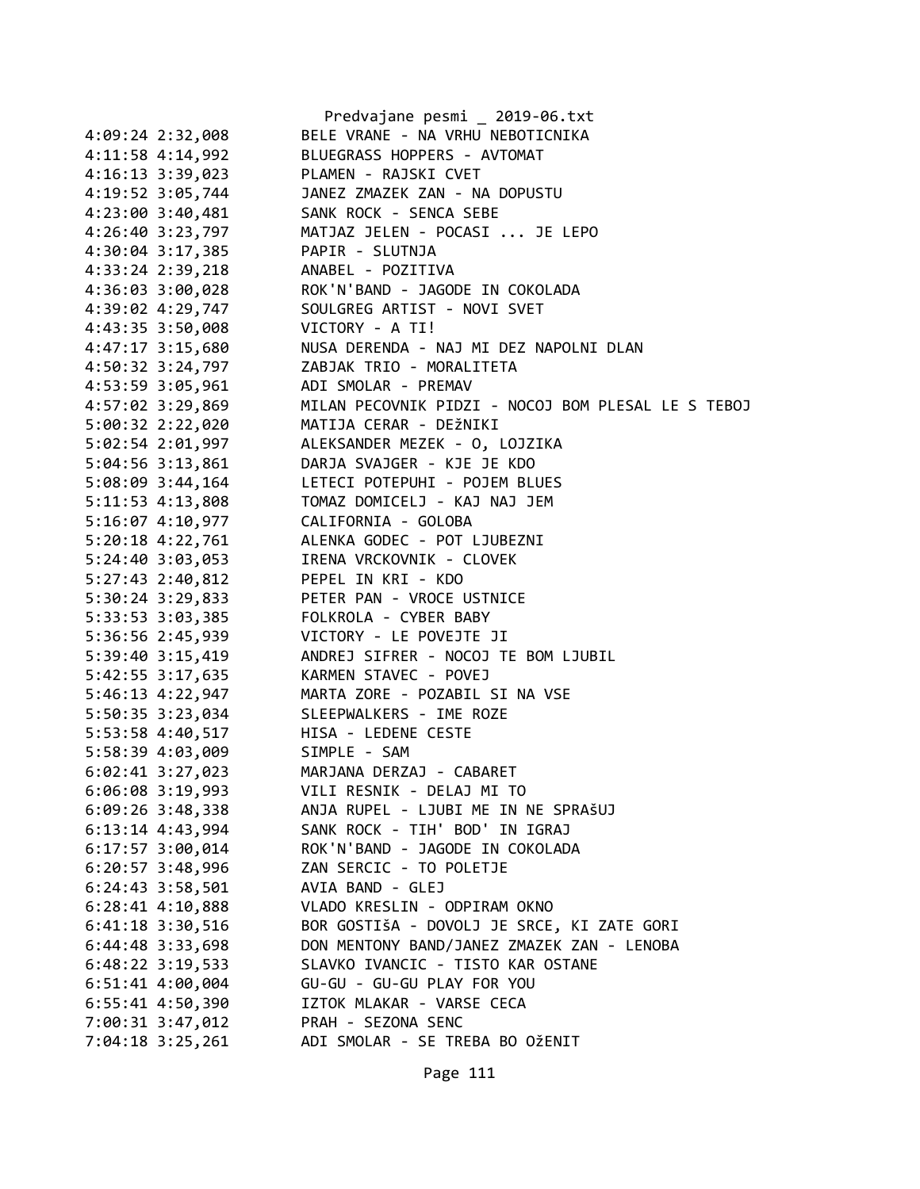```
4:09:24 2:32,008        BELE VRANE - NA VRHU NEBOTICNIKA
4:11:58 4:14,992        BLUEGRASS HOPPERS - AVTOMAT
4:16:13 3:39,023        PLAMEN - RAJSKI CVET
4:19:52 3:05,744        JANEZ ZMAZEK ZAN - NA DOPUSTU
4:23:00 3:40,481        SANK ROCK - SENCA SEBE
4:26:40 3:23,797        MATJAZ JELEN - POCASI ... JE LEPO
4:30:04 3:17,385        PAPIR - SLUTNJA
4:33:24 2:39,218        ANABEL - POZITIVA
4:36:03 3:00,028        ROK'N'BAND - JAGODE IN COKOLADA
4:39:02 4:29,747        SOULGREG ARTIST - NOVI SVET
4:43:35 3:50,008        VICTORY - A TI!
4:47:17 3:15,680        NUSA DERENDA - NAJ MI DEZ NAPOLNI DLAN
4:50:32 3:24,797        ZABJAK TRIO - MORALITETA
4:53:59 3:05,961        ADI SMOLAR - PREMAV
4:57:02 3:29,869        MILAN PECOVNIK PIDZI - NOCOJ BOM PLESAL LE S TEBOJ
5:00:32 2:22,020        MATIJA CERAR - DEžNIKI
5:02:54 2:01,997        ALEKSANDER MEZEK - O, LOJZIKA
5:04:56 3:13,861        DARJA SVAJGER - KJE JE KDO
5:08:09 3:44,164        LETECI POTEPUHI - POJEM BLUES
5:11:53 4:13,808        TOMAZ DOMICELJ - KAJ NAJ JEM
5:16:07 4:10,977        CALIFORNIA - GOLOBA
5:20:18 4:22,761        ALENKA GODEC - POT LJUBEZNI
5:24:40 3:03,053        IRENA VRCKOVNIK - CLOVEK
5:27:43 2:40,812        PEPEL IN KRI - KDO
5:30:24 3:29,833        PETER PAN - VROCE USTNICE
5:33:53 3:03,385        FOLKROLA - CYBER BABY
5:36:56 2:45,939        VICTORY - LE POVEJTE JI
5:39:40 3:15,419        ANDREJ SIFRER - NOCOJ TE BOM LJUBIL
5:42:55 3:17,635        KARMEN STAVEC - POVEJ
5:46:13 4:22,947        MARTA ZORE - POZABIL SI NA VSE
5:50:35 3:23,034        SLEEPWALKERS - IME ROZE
5:53:58 4:40,517        HISA - LEDENE CESTE
5:58:39 4:03,009        SIMPLE - SAM
6:02:41 3:27,023        MARJANA DERZAJ - CABARET
6:06:08 3:19,993        VILI RESNIK - DELAJ MI TO
6:09:26 3:48,338        ANJA RUPEL - LJUBI ME IN NE SPRAšUJ
6:13:14 4:43,994        SANK ROCK - TIH' BOD' IN IGRAJ
6:17:57 3:00,014        ROK'N'BAND - JAGODE IN COKOLADA
6:20:57 3:48,996        ZAN SERCIC - TO POLETJE
6:24:43 3:58,501        AVIA BAND - GLEJ
6:28:41 4:10,888        VLADO KRESLIN - ODPIRAM OKNO
6:41:18 3:30,516        BOR GOSTIšA - DOVOLJ JE SRCE, KI ZATE GORI
6:44:48 3:33,698        DON MENTONY BAND/JANEZ ZMAZEK ZAN - LENOBA
6:48:22 3:19,533        SLAVKO IVANCIC - TISTO KAR OSTANE
6:51:41 4:00,004        GU-GU - GU-GU PLAY FOR YOU
6:55:41 4:50,390        IZTOK MLAKAR - VARSE CECA
7:00:31 3:47,012        PRAH - SEZONA SENC
7:04:18 3:25,261        ADI SMOLAR - SE TREBA BO OžENIT
```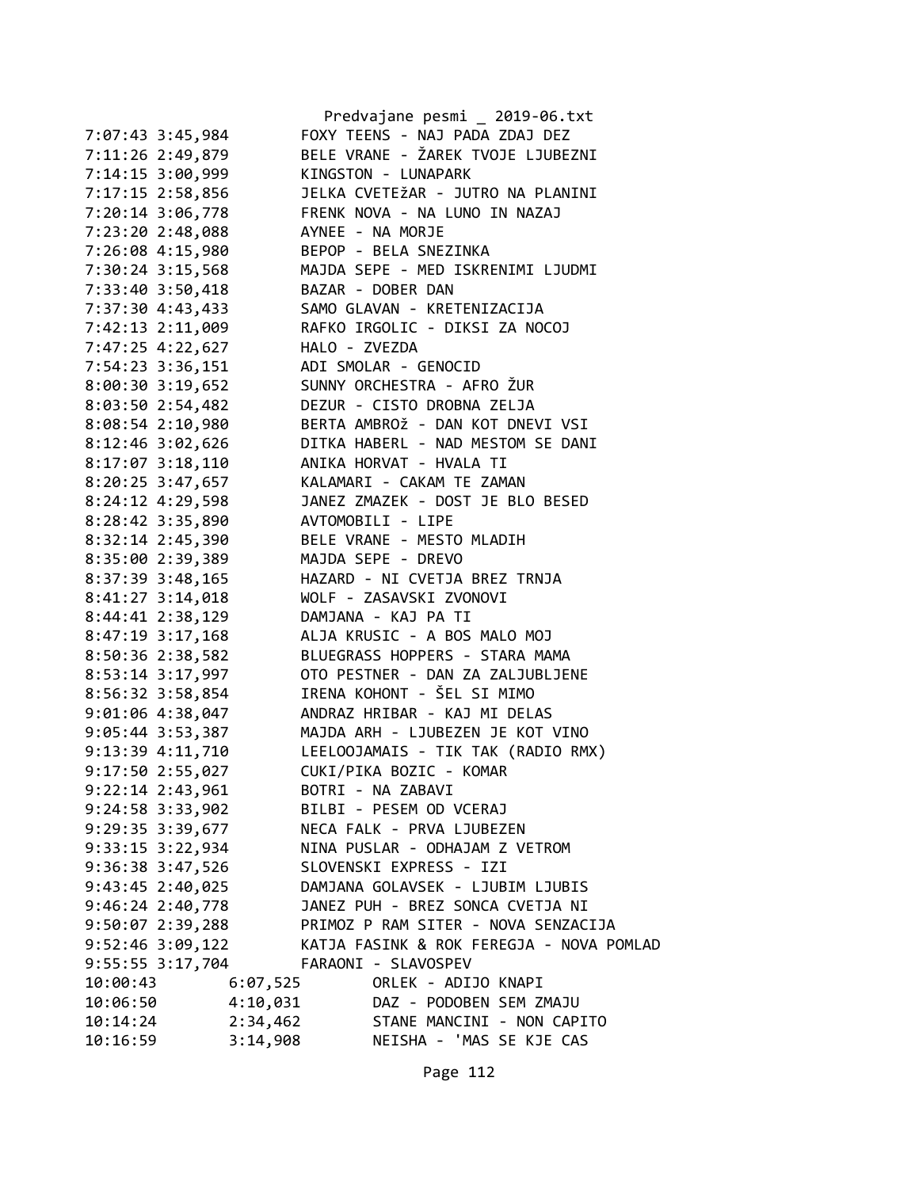```
7:07:43 3:45,984        FOXY TEENS - NAJ PADA ZDAJ DEZ
7:11:26 2:49,879        BELE VRANE - ŽAREK TVOJE LJUBEZNI
7:14:15 3:00,999        KINGSTON - LUNAPARK
7:17:15 2:58,856        JELKA CVETEžAR - JUTRO NA PLANINI
7:20:14 3:06,778        FRENK NOVA - NA LUNO IN NAZAJ
7:23:20 2:48,088        AYNEE - NA MORJE
7:26:08 4:15,980        BEPOP - BELA SNEZINKA
7:30:24 3:15,568        MAJDA SEPE - MED ISKRENIMI LJUDMI
7:33:40 3:50,418        BAZAR - DOBER DAN
7:37:30 4:43,433        SAMO GLAVAN - KRETENIZACIJA
7:42:13 2:11,009        RAFKO IRGOLIC - DIKSI ZA NOCOJ
7:47:25 4:22,627        HALO - ZVEZDA
7:54:23 3:36,151        ADI SMOLAR - GENOCID
8:00:30 3:19,652        SUNNY ORCHESTRA - AFRO ŽUR
8:03:50 2:54,482        DEZUR - CISTO DROBNA ZELJA
8:08:54 2:10,980        BERTA AMBROž - DAN KOT DNEVI VSI
8:12:46 3:02,626        DITKA HABERL - NAD MESTOM SE DANI
8:17:07 3:18,110        ANIKA HORVAT - HVALA TI
8:20:25 3:47,657        KALAMARI - CAKAM TE ZAMAN
8:24:12 4:29,598        JANEZ ZMAZEK - DOST JE BLO BESED
8:28:42 3:35,890        AVTOMOBILI - LIPE
8:32:14 2:45,390        BELE VRANE - MESTO MLADIH
8:35:00 2:39,389        MAJDA SEPE - DREVO
8:37:39 3:48,165        HAZARD - NI CVETJA BREZ TRNJA
8:41:27 3:14,018        WOLF - ZASAVSKI ZVONOVI
8:44:41 2:38,129        DAMJANA - KAJ PA TI
8:47:19 3:17,168        ALJA KRUSIC - A BOS MALO MOJ
8:50:36 2:38,582        BLUEGRASS HOPPERS - STARA MAMA
8:53:14 3:17,997        OTO PESTNER - DAN ZA ZALJUBLJENE
8:56:32 3:58,854        IRENA KOHONT - ŠEL SI MIMO
9:01:06 4:38,047        ANDRAZ HRIBAR - KAJ MI DELAS
9:05:44 3:53,387        MAJDA ARH - LJUBEZEN JE KOT VINO
9:13:39 4:11,710        LEELOOJAMAIS - TIK TAK (RADIO RMX)
9:17:50 2:55,027        CUKI/PIKA BOZIC - KOMAR
9:22:14 2:43,961        BOTRI - NA ZABAVI
9:24:58 3:33,902        BILBI - PESEM OD VCERAJ
9:29:35 3:39,677        NECA FALK - PRVA LJUBEZEN
9:33:15 3:22,934        NINA PUSLAR - ODHAJAM Z VETROM
9:36:38 3:47,526        SLOVENSKI EXPRESS - IZI
9:43:45 2:40,025        DAMJANA GOLAVSEK - LJUBIM LJUBIS
9:46:24 2:40,778        JANEZ PUH - BREZ SONCA CVETJA NI
9:50:07 2:39,288        PRIMOZ P RAM SITER - NOVA SENZACIJA
9:52:46 3:09,122        KATJA FASINK & ROK FEREGJA - NOVA POMLAD
9:55:55 3:17,704        FARAONI - SLAVOSPEV
10:00:43        6:07,525        ORLEK - ADIJO KNAPI
10:06:50        4:10,031        DAZ - PODOBEN SEM ZMAJU
10:14:24        2:34,462        STANE MANCINI - NON CAPITO
10:16:59        3:14,908        NEISHA - 'MAS SE KJE CAS
```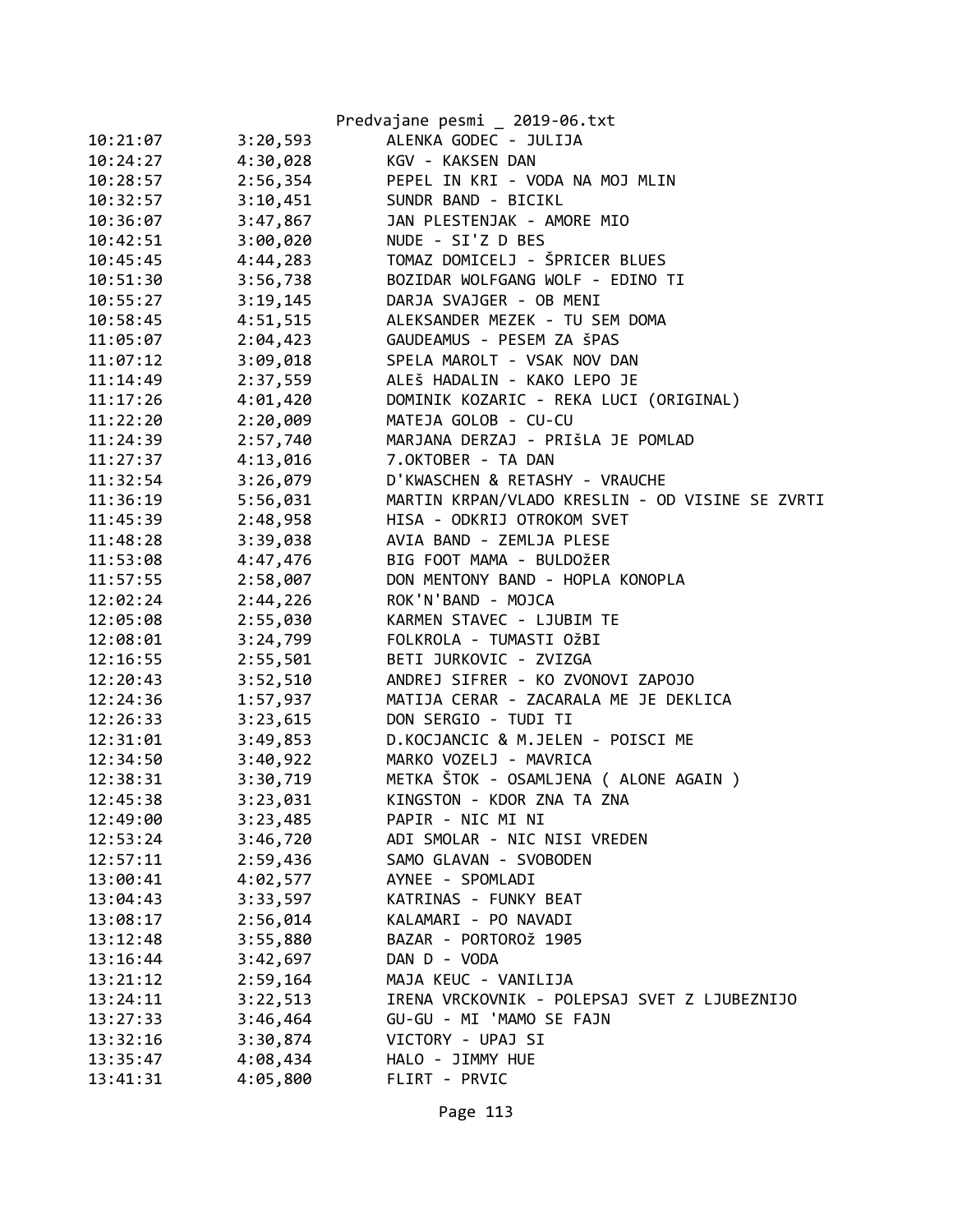| | | |
|---|---|---|
| 10:21:07 | 3:20,593 | ALENKA GODEC - JULIJA |
| 10:24:27 | 4:30,028 | KGV - KAKSEN DAN |
| 10:28:57 | 2:56,354 | PEPEL IN KRI - VODA NA MOJ MLIN |
| 10:32:57 | 3:10,451 | SUNDR BAND - BICIKL |
| 10:36:07 | 3:47,867 | JAN PLESTENJAK - AMORE MIO |
| 10:42:51 | 3:00,020 | NUDE - SI'Z D BES |
| 10:45:45 | 4:44,283 | TOMAZ DOMICELJ - ŠPRICER BLUES |
| 10:51:30 | 3:56,738 | BOZIDAR WOLFGANG WOLF - EDINO TI |
| 10:55:27 | 3:19,145 | DARJA SVAJGER - OB MENI |
| 10:58:45 | 4:51,515 | ALEKSANDER MEZEK - TU SEM DOMA |
| 11:05:07 | 2:04,423 | GAUDEAMUS - PESEM ZA šPAS |
| 11:07:12 | 3:09,018 | SPELA MAROLT - VSAK NOV DAN |
| 11:14:49 | 2:37,559 | ALEš HADALIN - KAKO LEPO JE |
| 11:17:26 | 4:01,420 | DOMINIK KOZARIC - REKA LUCI (ORIGINAL) |
| 11:22:20 | 2:20,009 | MATEJA GOLOB - CU-CU |
| 11:24:39 | 2:57,740 | MARJANA DERZAJ - PRIšLA JE POMLAD |
| 11:27:37 | 4:13,016 | 7.OKTOBER - TA DAN |
| 11:32:54 | 3:26,079 | D'KWASCHEN & RETASHY - VRAUCHE |
| 11:36:19 | 5:56,031 | MARTIN KRPAN/VLADO KRESLIN - OD VISINE SE ZVRTI |
| 11:45:39 | 2:48,958 | HISA - ODKRIJ OTROKOM SVET |
| 11:48:28 | 3:39,038 | AVIA BAND - ZEMLJA PLESE |
| 11:53:08 | 4:47,476 | BIG FOOT MAMA - BULDOžER |
| 11:57:55 | 2:58,007 | DON MENTONY BAND - HOPLA KONOPLA |
| 12:02:24 | 2:44,226 | ROK'N'BAND - MOJCA |
| 12:05:08 | 2:55,030 | KARMEN STAVEC - LJUBIM TE |
| 12:08:01 | 3:24,799 | FOLKROLA - TUMASTI OžBI |
| 12:16:55 | 2:55,501 | BETI JURKOVIC - ZVIZGA |
| 12:20:43 | 3:52,510 | ANDREJ SIFRER - KO ZVONOVI ZAPOJO |
| 12:24:36 | 1:57,937 | MATIJA CERAR - ZACARALA ME JE DEKLICA |
| 12:26:33 | 3:23,615 | DON SERGIO - TUDI TI |
| 12:31:01 | 3:49,853 | D.KOCJANCIC & M.JELEN - POISCI ME |
| 12:34:50 | 3:40,922 | MARKO VOZELJ - MAVRICA |
| 12:38:31 | 3:30,719 | METKA ŠTOK - OSAMLJENA ( ALONE AGAIN ) |
| 12:45:38 | 3:23,031 | KINGSTON - KDOR ZNA TA ZNA |
| 12:49:00 | 3:23,485 | PAPIR - NIC MI NI |
| 12:53:24 | 3:46,720 | ADI SMOLAR - NIC NISI VREDEN |
| 12:57:11 | 2:59,436 | SAMO GLAVAN - SVOBODEN |
| 13:00:41 | 4:02,577 | AYNEE - SPOMLADI |
| 13:04:43 | 3:33,597 | KATRINAS - FUNKY BEAT |
| 13:08:17 | 2:56,014 | KALAMARI - PO NAVADI |
| 13:12:48 | 3:55,880 | BAZAR - PORTOROž 1905 |
| 13:16:44 | 3:42,697 | DAN D - VODA |
| 13:21:12 | 2:59,164 | MAJA KEUC - VANILIJA |
| 13:24:11 | 3:22,513 | IRENA VRCKOVNIK - POLEPSAJ SVET Z LJUBEZNIJO |
| 13:27:33 | 3:46,464 | GU-GU - MI 'MAMO SE FAJN |
| 13:32:16 | 3:30,874 | VICTORY - UPAJ SI |
| 13:35:47 | 4:08,434 | HALO - JIMMY HUE |
| 13:41:31 | 4:05,800 | FLIRT - PRVIC |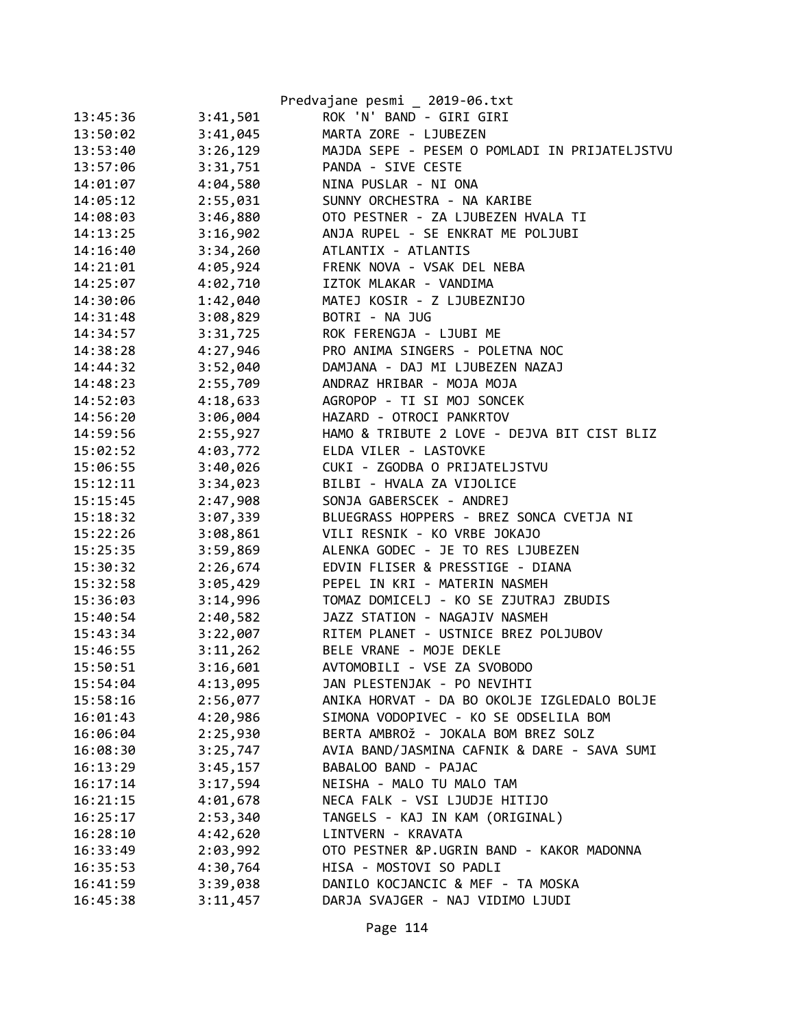| | | |
|---|---|---|
| 13:45:36 | 3:41,501 | ROK 'N' BAND - GIRI GIRI |
| 13:50:02 | 3:41,045 | MARTA ZORE - LJUBEZEN |
| 13:53:40 | 3:26,129 | MAJDA SEPE - PESEM O POMLADI IN PRIJATELJSTVU |
| 13:57:06 | 3:31,751 | PANDA - SIVE CESTE |
| 14:01:07 | 4:04,580 | NINA PUSLAR - NI ONA |
| 14:05:12 | 2:55,031 | SUNNY ORCHESTRA - NA KARIBE |
| 14:08:03 | 3:46,880 | OTO PESTNER - ZA LJUBEZEN HVALA TI |
| 14:13:25 | 3:16,902 | ANJA RUPEL - SE ENKRAT ME POLJUBI |
| 14:16:40 | 3:34,260 | ATLANTIX - ATLANTIS |
| 14:21:01 | 4:05,924 | FRENK NOVA - VSAK DEL NEBA |
| 14:25:07 | 4:02,710 | IZTOK MLAKAR - VANDIMA |
| 14:30:06 | 1:42,040 | MATEJ KOSIR - Z LJUBEZNIJO |
| 14:31:48 | 3:08,829 | BOTRI - NA JUG |
| 14:34:57 | 3:31,725 | ROK FERENGJA - LJUBI ME |
| 14:38:28 | 4:27,946 | PRO ANIMA SINGERS - POLETNA NOC |
| 14:44:32 | 3:52,040 | DAMJANA - DAJ MI LJUBEZEN NAZAJ |
| 14:48:23 | 2:55,709 | ANDRAZ HRIBAR - MOJA MOJA |
| 14:52:03 | 4:18,633 | AGROPOP - TI SI MOJ SONCEK |
| 14:56:20 | 3:06,004 | HAZARD - OTROCI PANKRTOV |
| 14:59:56 | 2:55,927 | HAMO & TRIBUTE 2 LOVE - DEJVA BIT CIST BLIZ |
| 15:02:52 | 4:03,772 | ELDA VILER - LASTOVKE |
| 15:06:55 | 3:40,026 | CUKI - ZGODBA O PRIJATELJSTVU |
| 15:12:11 | 3:34,023 | BILBI - HVALA ZA VIJOLICE |
| 15:15:45 | 2:47,908 | SONJA GABERSCEK - ANDREJ |
| 15:18:32 | 3:07,339 | BLUEGRASS HOPPERS - BREZ SONCA CVETJA NI |
| 15:22:26 | 3:08,861 | VILI RESNIK - KO VRBE JOKAJO |
| 15:25:35 | 3:59,869 | ALENKA GODEC - JE TO RES LJUBEZEN |
| 15:30:32 | 2:26,674 | EDVIN FLISER & PRESSTIGE - DIANA |
| 15:32:58 | 3:05,429 | PEPEL IN KRI - MATERIN NASMEH |
| 15:36:03 | 3:14,996 | TOMAZ DOMICELJ - KO SE ZJUTRAJ ZBUDIS |
| 15:40:54 | 2:40,582 | JAZZ STATION - NAGAJIV NASMEH |
| 15:43:34 | 3:22,007 | RITEM PLANET - USTNICE BREZ POLJUBOV |
| 15:46:55 | 3:11,262 | BELE VRANE - MOJE DEKLE |
| 15:50:51 | 3:16,601 | AVTOMOBILI - VSE ZA SVOBODO |
| 15:54:04 | 4:13,095 | JAN PLESTENJAK - PO NEVIHTI |
| 15:58:16 | 2:56,077 | ANIKA HORVAT - DA BO OKOLJE IZGLEDALO BOLJE |
| 16:01:43 | 4:20,986 | SIMONA VODOPIVEC - KO SE ODSELILA BOM |
| 16:06:04 | 2:25,930 | BERTA AMBROž - JOKALA BOM BREZ SOLZ |
| 16:08:30 | 3:25,747 | AVIA BAND/JASMINA CAFNIK & DARE - SAVA SUMI |
| 16:13:29 | 3:45,157 | BABALOO BAND - PAJAC |
| 16:17:14 | 3:17,594 | NEISHA - MALO TU MALO TAM |
| 16:21:15 | 4:01,678 | NECA FALK - VSI LJUDJE HITIJO |
| 16:25:17 | 2:53,340 | TANGELS - KAJ IN KAM (ORIGINAL) |
| 16:28:10 | 4:42,620 | LINTVERN - KRAVATA |
| 16:33:49 | 2:03,992 | OTO PESTNER &P.UGRIN BAND - KAKOR MADONNA |
| 16:35:53 | 4:30,764 | HISA - MOSTOVI SO PADLI |
| 16:41:59 | 3:39,038 | DANILO KOCJANCIC & MEF - TA MOSKA |
| 16:45:38 | 3:11,457 | DARJA SVAJGER - NAJ VIDIMO LJUDI |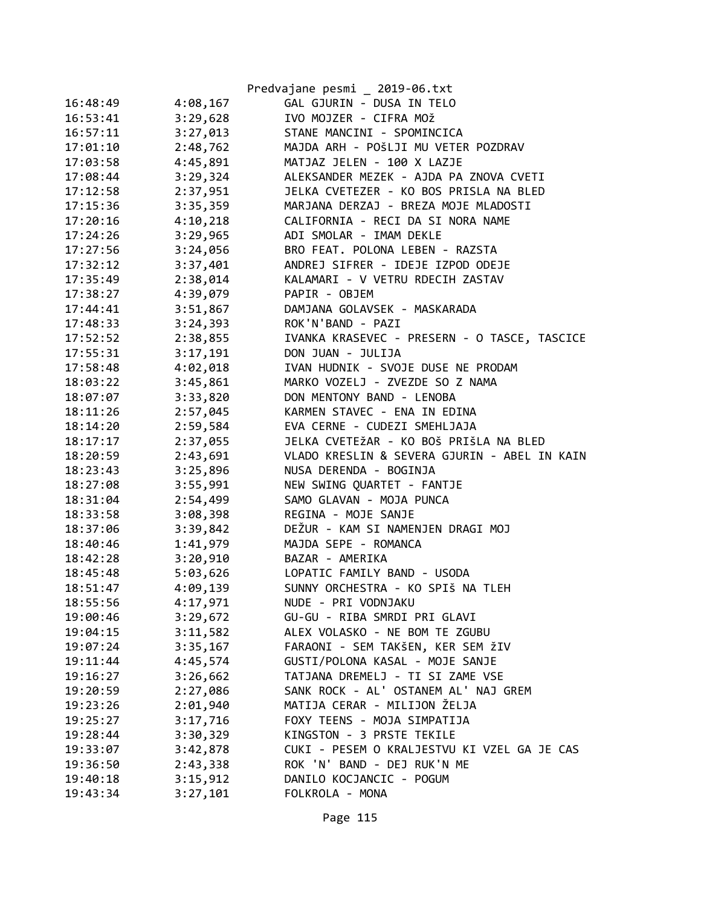| | | |
|---|---|---|
| 16:48:49 | 4:08,167 | GAL GJURIN - DUSA IN TELO |
| 16:53:41 | 3:29,628 | IVO MOJZER - CIFRA MOž |
| 16:57:11 | 3:27,013 | STANE MANCINI - SPOMINCICA |
| 17:01:10 | 2:48,762 | MAJDA ARH - POŠLJI MU VETER POZDRAV |
| 17:03:58 | 4:45,891 | MATJAZ JELEN - 100 X LAZJE |
| 17:08:44 | 3:29,324 | ALEKSANDER MEZEK - AJDA PA ZNOVA CVETI |
| 17:12:58 | 2:37,951 | JELKA CVETEZER - KO BOS PRISLA NA BLED |
| 17:15:36 | 3:35,359 | MARJANA DERZAJ - BREZA MOJE MLADOSTI |
| 17:20:16 | 4:10,218 | CALIFORNIA - RECI DA SI NORA NAME |
| 17:24:26 | 3:29,965 | ADI SMOLAR - IMAM DEKLE |
| 17:27:56 | 3:24,056 | BRO FEAT. POLONA LEBEN - RAZSTA |
| 17:32:12 | 3:37,401 | ANDREJ SIFRER - IDEJE IZPOD ODEJE |
| 17:35:49 | 2:38,014 | KALAMARI - V VETRU RDECIH ZASTAV |
| 17:38:27 | 4:39,079 | PAPIR - OBJEM |
| 17:44:41 | 3:51,867 | DAMJANA GOLAVSEK - MASKARADA |
| 17:48:33 | 3:24,393 | ROK'N'BAND - PAZI |
| 17:52:52 | 2:38,855 | IVANKA KRASEVEC - PRESERN - O TASCE, TASCICE |
| 17:55:31 | 3:17,191 | DON JUAN - JULIJA |
| 17:58:48 | 4:02,018 | IVAN HUDNIK - SVOJE DUSE NE PRODAM |
| 18:03:22 | 3:45,861 | MARKO VOZELJ - ZVEZDE SO Z NAMA |
| 18:07:07 | 3:33,820 | DON MENTONY BAND - LENOBA |
| 18:11:26 | 2:57,045 | KARMEN STAVEC - ENA IN EDINA |
| 18:14:20 | 2:59,584 | EVA CERNE - CUDEZI SMEHLJAJA |
| 18:17:17 | 2:37,055 | JELKA CVETEžAR - KO BOš PRIšLA NA BLED |
| 18:20:59 | 2:43,691 | VLADO KRESLIN & SEVERA GJURIN - ABEL IN KAIN |
| 18:23:43 | 3:25,896 | NUSA DERENDA - BOGINJA |
| 18:27:08 | 3:55,991 | NEW SWING QUARTET - FANTJE |
| 18:31:04 | 2:54,499 | SAMO GLAVAN - MOJA PUNCA |
| 18:33:58 | 3:08,398 | REGINA - MOJE SANJE |
| 18:37:06 | 3:39,842 | DEŽUR - KAM SI NAMENJEN DRAGI MOJ |
| 18:40:46 | 1:41,979 | MAJDA SEPE - ROMANCA |
| 18:42:28 | 3:20,910 | BAZAR - AMERIKA |
| 18:45:48 | 5:03,626 | LOPATIC FAMILY BAND - USODA |
| 18:51:47 | 4:09,139 | SUNNY ORCHESTRA - KO SPIš NA TLEH |
| 18:55:56 | 4:17,971 | NUDE - PRI VODNJAKU |
| 19:00:46 | 3:29,672 | GU-GU - RIBA SMRDI PRI GLAVI |
| 19:04:15 | 3:11,582 | ALEX VOLASKO - NE BOM TE ZGUBU |
| 19:07:24 | 3:35,167 | FARAONI - SEM TAKšEN, KER SEM žIV |
| 19:11:44 | 4:45,574 | GUSTI/POLONA KASAL - MOJE SANJE |
| 19:16:27 | 3:26,662 | TATJANA DREMELJ - TI SI ZAME VSE |
| 19:20:59 | 2:27,086 | SANK ROCK - AL' OSTANEM AL' NAJ GREM |
| 19:23:26 | 2:01,940 | MATIJA CERAR - MILIJON ŽELJA |
| 19:25:27 | 3:17,716 | FOXY TEENS - MOJA SIMPATIJA |
| 19:28:44 | 3:30,329 | KINGSTON - 3 PRSTE TEKILE |
| 19:33:07 | 3:42,878 | CUKI - PESEM O KRALJESTVU KI VZEL GA JE CAS |
| 19:36:50 | 2:43,338 | ROK 'N' BAND - DEJ RUK'N ME |
| 19:40:18 | 3:15,912 | DANILO KOCJANCIC - POGUM |
| 19:43:34 | 3:27,101 | FOLKROLA - MONA |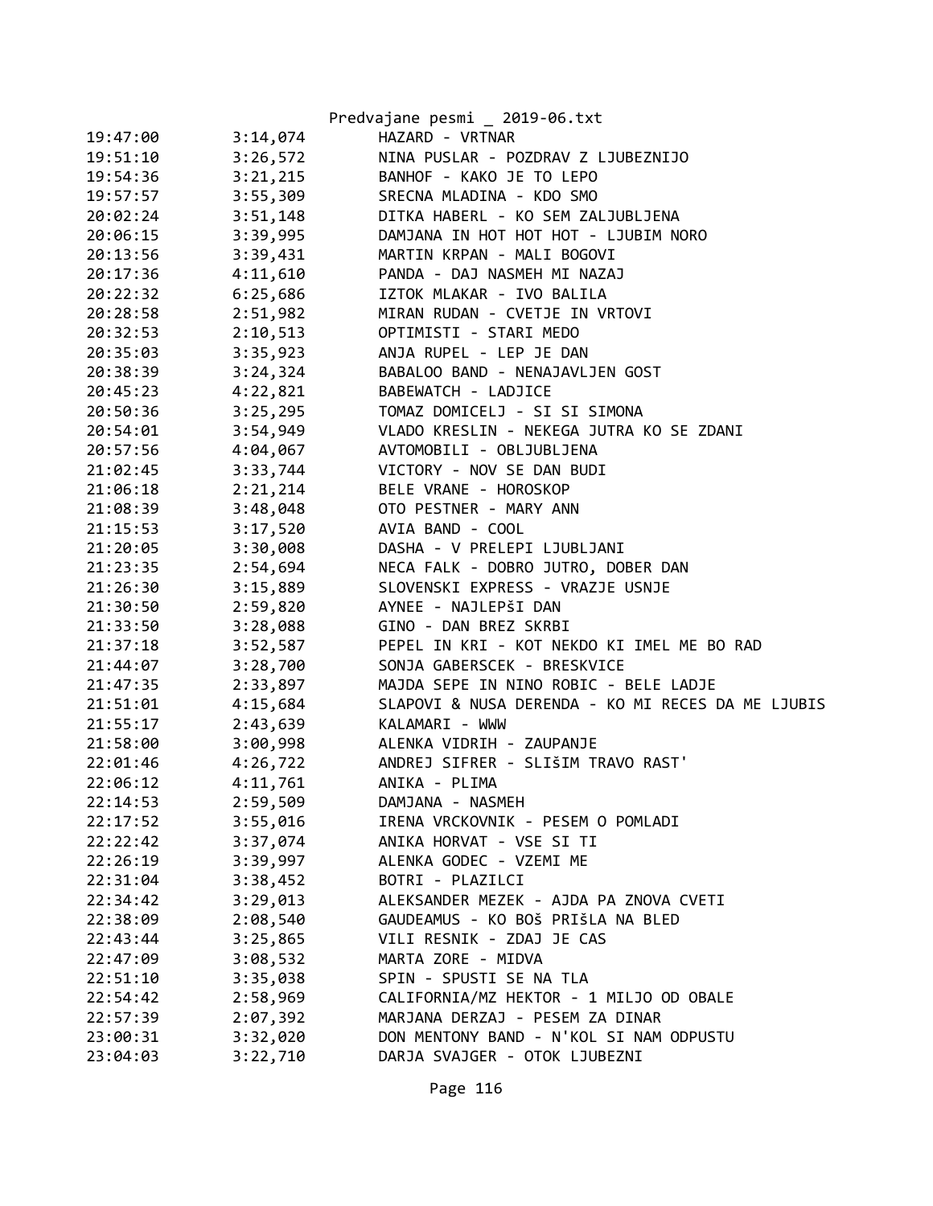```
19:47:00        3:14,074        HAZARD - VRTNAR
19:51:10        3:26,572        NINA PUSLAR - POZDRAV Z LJUBEZNIJO
19:54:36        3:21,215        BANHOF - KAKO JE TO LEPO
19:57:57        3:55,309        SRECNA MLADINA - KDO SMO
20:02:24        3:51,148        DITKA HABERL - KO SEM ZALJUBLJENA
20:06:15        3:39,995        DAMJANA IN HOT HOT HOT - LJUBIM NORO
20:13:56        3:39,431        MARTIN KRPAN - MALI BOGOVI
20:17:36        4:11,610        PANDA - DAJ NASMEH MI NAZAJ
20:22:32        6:25,686        IZTOK MLAKAR - IVO BALILA
20:28:58        2:51,982        MIRAN RUDAN - CVETJE IN VRTOVI
20:32:53        2:10,513        OPTIMISTI - STARI MEDO
20:35:03        3:35,923        ANJA RUPEL - LEP JE DAN
20:38:39        3:24,324        BABALOO BAND - NENAJAVLJEN GOST
20:45:23        4:22,821        BABEWATCH - LADJICE
20:50:36        3:25,295        TOMAZ DOMICELJ - SI SI SIMONA
20:54:01        3:54,949        VLADO KRESLIN - NEKEGA JUTRA KO SE ZDANI
20:57:56        4:04,067        AVTOMOBILI - OBLJUBLJENA
21:02:45        3:33,744        VICTORY - NOV SE DAN BUDI
21:06:18        2:21,214        BELE VRANE - HOROSKOP
21:08:39        3:48,048        OTO PESTNER - MARY ANN
21:15:53        3:17,520        AVIA BAND - COOL
21:20:05        3:30,008        DASHA - V PRELEPI LJUBLJANI
21:23:35        2:54,694        NECA FALK - DOBRO JUTRO, DOBER DAN
21:26:30        3:15,889        SLOVENSKI EXPRESS - VRAZJE USNJE
21:30:50        2:59,820        AYNEE - NAJLEPŠI DAN
21:33:50        3:28,088        GINO - DAN BREZ SKRBI
21:37:18        3:52,587        PEPEL IN KRI - KOT NEKDO KI IMEL ME BO RAD
21:44:07        3:28,700        SONJA GABERSCEK - BRESKVICE
21:47:35        2:33,897        MAJDA SEPE IN NINO ROBIC - BELE LADJE
21:51:01        4:15,684        SLAPOVI & NUSA DERENDA - KO MI RECES DA ME LJUBIS
21:55:17        2:43,639        KALAMARI - WWW
21:58:00        3:00,998        ALENKA VIDRIH - ZAUPANJE
22:01:46        4:26,722        ANDREJ SIFRER - SLIŠIM TRAVO RAST'
22:06:12        4:11,761        ANIKA - PLIMA
22:14:53        2:59,509        DAMJANA - NASMEH
22:17:52        3:55,016        IRENA VRCKOVNIK - PESEM O POMLADI
22:22:42        3:37,074        ANIKA HORVAT - VSE SI TI
22:26:19        3:39,997        ALENKA GODEC - VZEMI ME
22:31:04        3:38,452        BOTRI - PLAZILCI
22:34:42        3:29,013        ALEKSANDER MEZEK - AJDA PA ZNOVA CVETI
22:38:09        2:08,540        GAUDEAMUS - KO BOš PRIšLA NA BLED
22:43:44        3:25,865        VILI RESNIK - ZDAJ JE CAS
22:47:09        3:08,532        MARTA ZORE - MIDVA
22:51:10        3:35,038        SPIN - SPUSTI SE NA TLA
22:54:42        2:58,969        CALIFORNIA/MZ HEKTOR - 1 MILJO OD OBALE
22:57:39        2:07,392        MARJANA DERZAJ - PESEM ZA DINAR
23:00:31        3:32,020        DON MENTONY BAND - N'KOL SI NAM ODPUSTU
23:04:03        3:22,710        DARJA SVAJGER - OTOK LJUBEZNI
```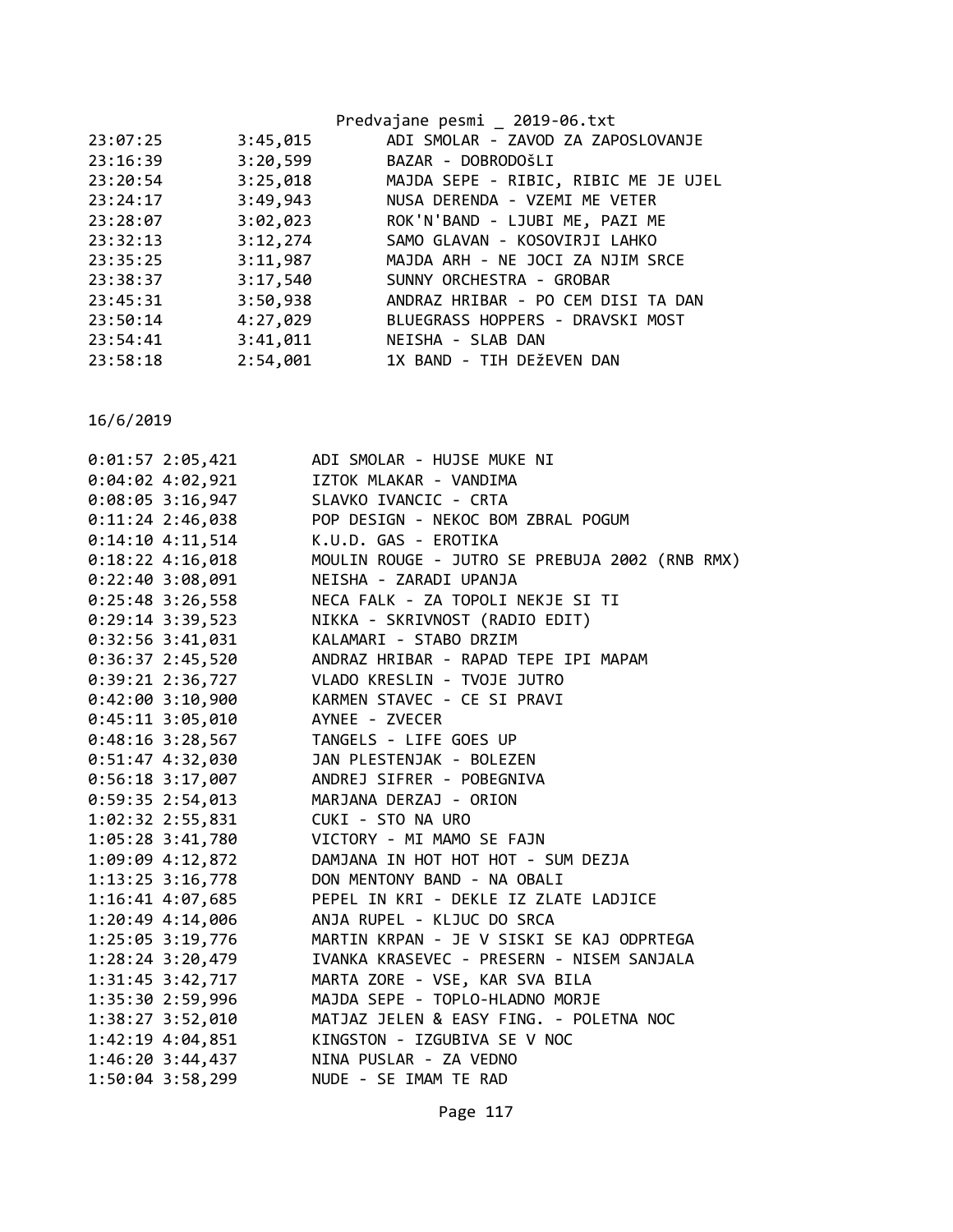| | | |
|---|---|---|
| 23:07:25 | 3:45,015 | ADI SMOLAR - ZAVOD ZA ZAPOSLOVANJE |
| 23:16:39 | 3:20,599 | BAZAR - DOBRODOŠLI |
| 23:20:54 | 3:25,018 | MAJDA SEPE - RIBIC, RIBIC ME JE UJEL |
| 23:24:17 | 3:49,943 | NUSA DERENDA - VZEMI ME VETER |
| 23:28:07 | 3:02,023 | ROK'N'BAND - LJUBI ME, PAZI ME |
| 23:32:13 | 3:12,274 | SAMO GLAVAN - KOSOVIRJI LAHKO |
| 23:35:25 | 3:11,987 | MAJDA ARH - NE JOCI ZA NJIM SRCE |
| 23:38:37 | 3:17,540 | SUNNY ORCHESTRA - GROBAR |
| 23:45:31 | 3:50,938 | ANDRAZ HRIBAR - PO CEM DISI TA DAN |
| 23:50:14 | 4:27,029 | BLUEGRASS HOPPERS - DRAVSKI MOST |
| 23:54:41 | 3:41,011 | NEISHA - SLAB DAN |
| 23:58:18 | 2:54,001 | 1X BAND - TIH DEŽEVEN DAN |

16/6/2019

| | | |
|---|---|---|
| 0:01:57 | 2:05,421 | ADI SMOLAR - HUJSE MUKE NI |
| 0:04:02 | 4:02,921 | IZTOK MLAKAR - VANDIMA |
| 0:08:05 | 3:16,947 | SLAVKO IVANCIC - CRTA |
| 0:11:24 | 2:46,038 | POP DESIGN - NEKOC BOM ZBRAL POGUM |
| 0:14:10 | 4:11,514 | K.U.D. GAS - EROTIKA |
| 0:18:22 | 4:16,018 | MOULIN ROUGE - JUTRO SE PREBUJA 2002 (RNB RMX) |
| 0:22:40 | 3:08,091 | NEISHA - ZARADI UPANJA |
| 0:25:48 | 3:26,558 | NECA FALK - ZA TOPOLI NEKJE SI TI |
| 0:29:14 | 3:39,523 | NIKKA - SKRIVNOST (RADIO EDIT) |
| 0:32:56 | 3:41,031 | KALAMARI - STABO DRZIM |
| 0:36:37 | 2:45,520 | ANDRAZ HRIBAR - RAPAD TEPE IPI MAPAM |
| 0:39:21 | 2:36,727 | VLADO KRESLIN - TVOJE JUTRO |
| 0:42:00 | 3:10,900 | KARMEN STAVEC - CE SI PRAVI |
| 0:45:11 | 3:05,010 | AYNEE - ZVECER |
| 0:48:16 | 3:28,567 | TANGELS - LIFE GOES UP |
| 0:51:47 | 4:32,030 | JAN PLESTENJAK - BOLEZEN |
| 0:56:18 | 3:17,007 | ANDREJ SIFRER - POBEGNIVA |
| 0:59:35 | 2:54,013 | MARJANA DERZAJ - ORION |
| 1:02:32 | 2:55,831 | CUKI - STO NA URO |
| 1:05:28 | 3:41,780 | VICTORY - MI MAMO SE FAJN |
| 1:09:09 | 4:12,872 | DAMJANA IN HOT HOT HOT - SUM DEZJA |
| 1:13:25 | 3:16,778 | DON MENTONY BAND - NA OBALI |
| 1:16:41 | 4:07,685 | PEPEL IN KRI - DEKLE IZ ZLATE LADJICE |
| 1:20:49 | 4:14,006 | ANJA RUPEL - KLJUC DO SRCA |
| 1:25:05 | 3:19,776 | MARTIN KRPAN - JE V SISKI SE KAJ ODPRTEGA |
| 1:28:24 | 3:20,479 | IVANKA KRASEVEC - PRESERN - NISEM SANJALA |
| 1:31:45 | 3:42,717 | MARTA ZORE - VSE, KAR SVA BILA |
| 1:35:30 | 2:59,996 | MAJDA SEPE - TOPLO-HLADNO MORJE |
| 1:38:27 | 3:52,010 | MATJAZ JELEN & EASY FING. - POLETNA NOC |
| 1:42:19 | 4:04,851 | KINGSTON - IZGUBIVA SE V NOC |
| 1:46:20 | 3:44,437 | NINA PUSLAR - ZA VEDNO |
| 1:50:04 | 3:58,299 | NUDE - SE IMAM TE RAD |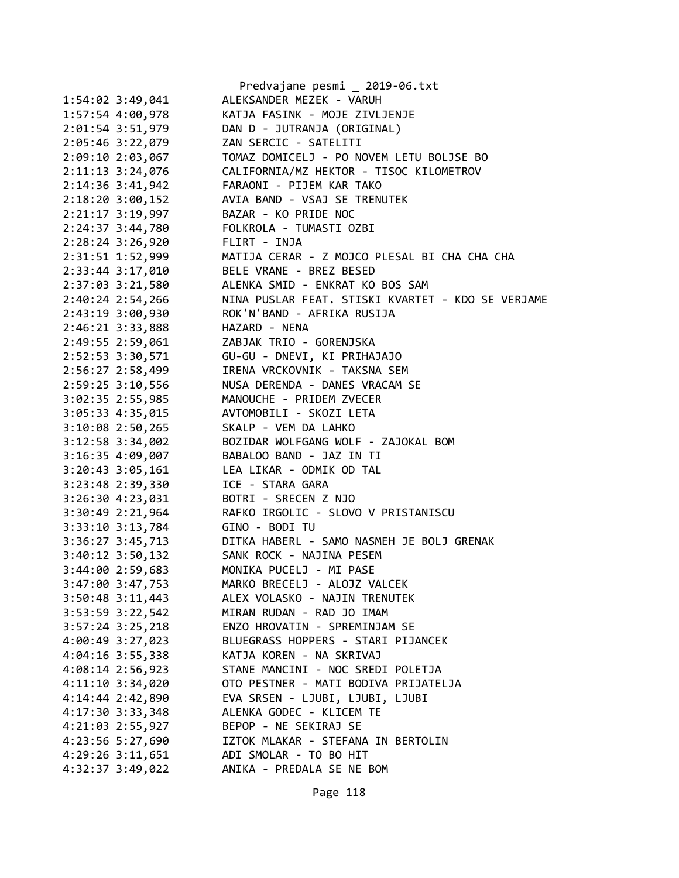```
1:54:02 3:49,041        ALEKSANDER MEZEK - VARUH
1:57:54 4:00,978        KATJA FASINK - MOJE ZIVLJENJE
2:01:54 3:51,979        DAN D - JUTRANJA (ORIGINAL)
2:05:46 3:22,079        ZAN SERCIC - SATELITI
2:09:10 2:03,067        TOMAZ DOMICELJ - PO NOVEM LETU BOLJSE BO
2:11:13 3:24,076        CALIFORNIA/MZ HEKTOR - TISOC KILOMETROV
2:14:36 3:41,942        FARAONI - PIJEM KAR TAKO
2:18:20 3:00,152        AVIA BAND - VSAJ SE TRENUTEK
2:21:17 3:19,997        BAZAR - KO PRIDE NOC
2:24:37 3:44,780        FOLKROLA - TUMASTI OZBI
2:28:24 3:26,920        FLIRT - INJA
2:31:51 1:52,999        MATIJA CERAR - Z MOJCO PLESAL BI CHA CHA CHA
2:33:44 3:17,010        BELE VRANE - BREZ BESED
2:37:03 3:21,580        ALENKA SMID - ENKRAT KO BOS SAM
2:40:24 2:54,266        NINA PUSLAR FEAT. STISKI KVARTET - KDO SE VERJAME
2:43:19 3:00,930        ROK'N'BAND - AFRIKA RUSIJA
2:46:21 3:33,888        HAZARD - NENA
2:49:55 2:59,061        ZABJAK TRIO - GORENJSKA
2:52:53 3:30,571        GU-GU - DNEVI, KI PRIHAJAJO
2:56:27 2:58,499        IRENA VRCKOVNIK - TAKSNA SEM
2:59:25 3:10,556        NUSA DERENDA - DANES VRACAM SE
3:02:35 2:55,985        MANOUCHE - PRIDEM ZVECER
3:05:33 4:35,015        AVTOMOBILI - SKOZI LETA
3:10:08 2:50,265        SKALP - VEM DA LAHKO
3:12:58 3:34,002        BOZIDAR WOLFGANG WOLF - ZAJOKAL BOM
3:16:35 4:09,007        BABALOO BAND - JAZ IN TI
3:20:43 3:05,161        LEA LIKAR - ODMIK OD TAL
3:23:48 2:39,330        ICE - STARA GARA
3:26:30 4:23,031        BOTRI - SRECEN Z NJO
3:30:49 2:21,964        RAFKO IRGOLIC - SLOVO V PRISTANISCU
3:33:10 3:13,784        GINO - BODI TU
3:36:27 3:45,713        DITKA HABERL - SAMO NASMEH JE BOLJ GRENAK
3:40:12 3:50,132        SANK ROCK - NAJINA PESEM
3:44:00 2:59,683        MONIKA PUCELJ - MI PASE
3:47:00 3:47,753        MARKO BRECELJ - ALOJZ VALCEK
3:50:48 3:11,443        ALEX VOLASKO - NAJIN TRENUTEK
3:53:59 3:22,542        MIRAN RUDAN - RAD JO IMAM
3:57:24 3:25,218        ENZO HROVATIN - SPREMINJAM SE
4:00:49 3:27,023        BLUEGRASS HOPPERS - STARI PIJANCEK
4:04:16 3:55,338        KATJA KOREN - NA SKRIVAJ
4:08:14 2:56,923        STANE MANCINI - NOC SREDI POLETJA
4:11:10 3:34,020        OTO PESTNER - MATI BODIVA PRIJATELJA
4:14:44 2:42,890        EVA SRSEN - LJUBI, LJUBI, LJUBI
4:17:30 3:33,348        ALENKA GODEC - KLICEM TE
4:21:03 2:55,927        BEPOP - NE SEKIRAJ SE
4:23:56 5:27,690        IZTOK MLAKAR - STEFANA IN BERTOLIN
4:29:26 3:11,651        ADI SMOLAR - TO BO HIT
4:32:37 3:49,022        ANIKA - PREDALA SE NE BOM
```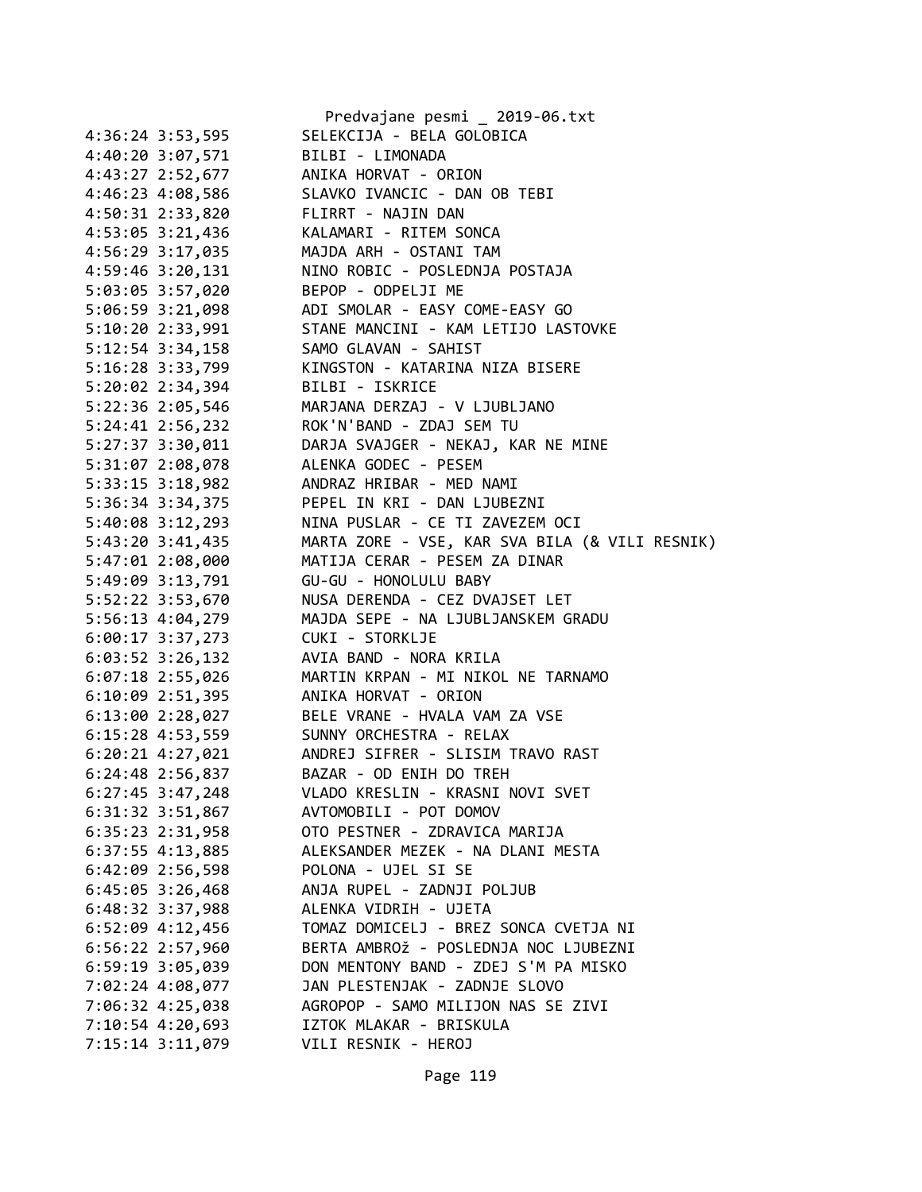```
4:36:24 3:53,595        SELEKCIJA - BELA GOLOBICA
4:40:20 3:07,571        BILBI - LIMONADA
4:43:27 2:52,677        ANIKA HORVAT - ORION
4:46:23 4:08,586        SLAVKO IVANCIC - DAN OB TEBI
4:50:31 2:33,820        FLIRRT - NAJIN DAN
4:53:05 3:21,436        KALAMARI - RITEM SONCA
4:56:29 3:17,035        MAJDA ARH - OSTANI TAM
4:59:46 3:20,131        NINO ROBIC - POSLEDNJA POSTAJA
5:03:05 3:57,020        BEPOP - ODPELJI ME
5:06:59 3:21,098        ADI SMOLAR - EASY COME-EASY GO
5:10:20 2:33,991        STANE MANCINI - KAM LETIJO LASTOVKE
5:12:54 3:34,158        SAMO GLAVAN - SAHIST
5:16:28 3:33,799        KINGSTON - KATARINA NIZA BISERE
5:20:02 2:34,394        BILBI - ISKRICE
5:22:36 2:05,546        MARJANA DERZAJ - V LJUBLJANO
5:24:41 2:56,232        ROK'N'BAND - ZDAJ SEM TU
5:27:37 3:30,011        DARJA SVAJGER - NEKAJ, KAR NE MINE
5:31:07 2:08,078        ALENKA GODEC - PESEM
5:33:15 3:18,982        ANDRAZ HRIBAR - MED NAMI
5:36:34 3:34,375        PEPEL IN KRI - DAN LJUBEZNI
5:40:08 3:12,293        NINA PUSLAR - CE TI ZAVEZEM OCI
5:43:20 3:41,435        MARTA ZORE - VSE, KAR SVA BILA (& VILI RESNIK)
5:47:01 2:08,000        MATIJA CERAR - PESEM ZA DINAR
5:49:09 3:13,791        GU-GU - HONOLULU BABY
5:52:22 3:53,670        NUSA DERENDA - CEZ DVAJSET LET
5:56:13 4:04,279        MAJDA SEPE - NA LJUBLJANSKEM GRADU
6:00:17 3:37,273        CUKI - STORKLJE
6:03:52 3:26,132        AVIA BAND - NORA KRILA
6:07:18 2:55,026        MARTIN KRPAN - MI NIKOL NE TARNAMO
6:10:09 2:51,395        ANIKA HORVAT - ORION
6:13:00 2:28,027        BELE VRANE - HVALA VAM ZA VSE
6:15:28 4:53,559        SUNNY ORCHESTRA - RELAX
6:20:21 4:27,021        ANDREJ SIFRER - SLISIM TRAVO RAST
6:24:48 2:56,837        BAZAR - OD ENIH DO TREH
6:27:45 3:47,248        VLADO KRESLIN - KRASNI NOVI SVET
6:31:32 3:51,867        AVTOMOBILI - POT DOMOV
6:35:23 2:31,958        OTO PESTNER - ZDRAVICA MARIJA
6:37:55 4:13,885        ALEKSANDER MEZEK - NA DLANI MESTA
6:42:09 2:56,598        POLONA - UJEL SI SE
6:45:05 3:26,468        ANJA RUPEL - ZADNJI POLJUB
6:48:32 3:37,988        ALENKA VIDRIH - UJETA
6:52:09 4:12,456        TOMAZ DOMICELJ - BREZ SONCA CVETJA NI
6:56:22 2:57,960        BERTA AMBROž - POSLEDNJA NOC LJUBEZNI
6:59:19 3:05,039        DON MENTONY BAND - ZDEJ S'M PA MISKO
7:02:24 4:08,077        JAN PLESTENJAK - ZADNJE SLOVO
7:06:32 4:25,038        AGROPOP - SAMO MILIJON NAS SE ZIVI
7:10:54 4:20,693        IZTOK MLAKAR - BRISKULA
7:15:14 3:11,079        VILI RESNIK - HEROJ
```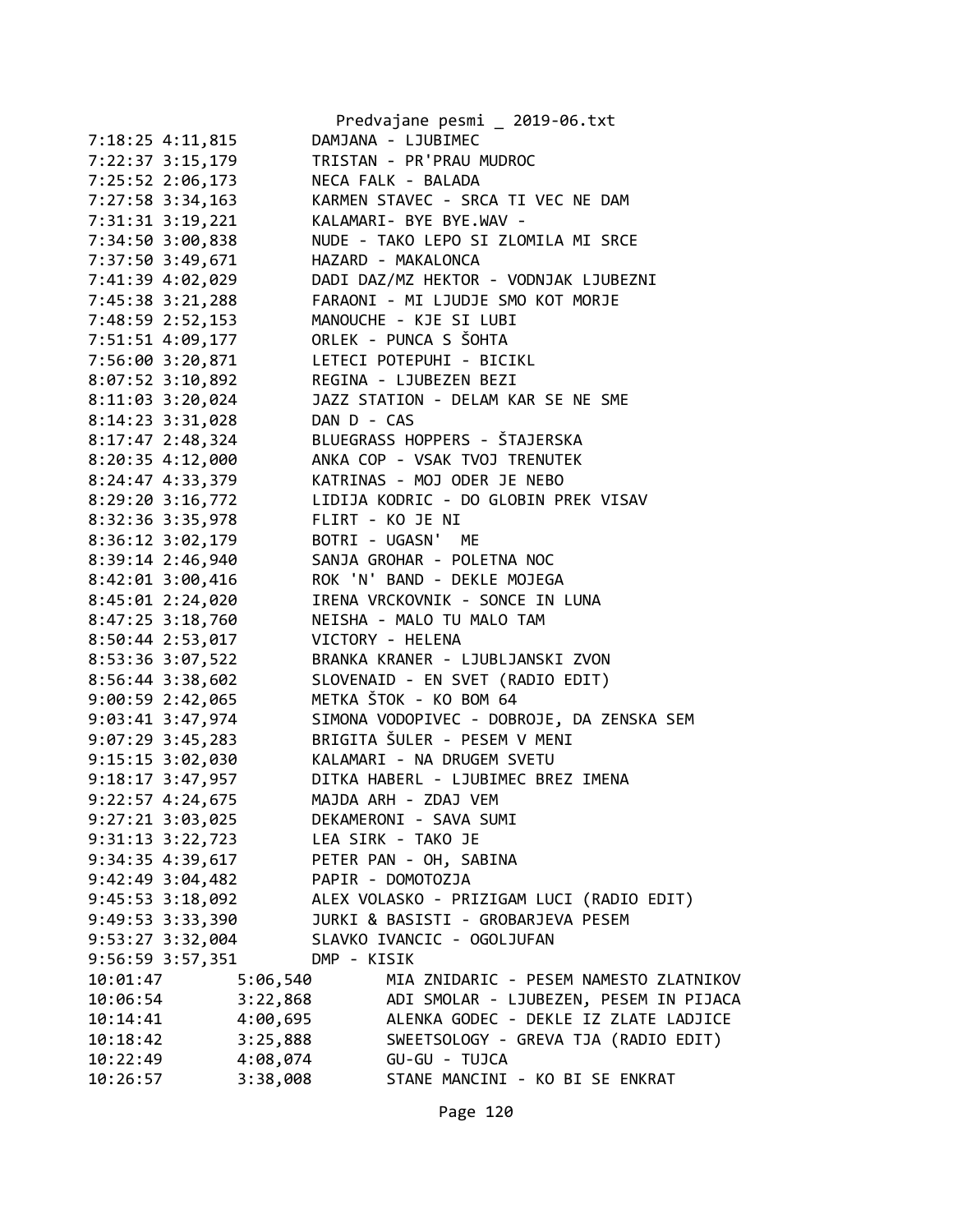```
7:18:25 4:11,815        DAMJANA - LJUBIMEC
7:22:37 3:15,179        TRISTAN - PR'PRAU MUDROC
7:25:52 2:06,173        NECA FALK - BALADA
7:27:58 3:34,163        KARMEN STAVEC - SRCA TI VEC NE DAM
7:31:31 3:19,221        KALAMARI- BYE BYE.WAV -
7:34:50 3:00,838        NUDE - TAKO LEPO SI ZLOMILA MI SRCE
7:37:50 3:49,671        HAZARD - MAKALONCA
7:41:39 4:02,029        DADI DAZ/MZ HEKTOR - VODNJAK LJUBEZNI
7:45:38 3:21,288        FARAONI - MI LJUDJE SMO KOT MORJE
7:48:59 2:52,153        MANOUCHE - KJE SI LUBI
7:51:51 4:09,177        ORLEK - PUNCA S ŠOHTA
7:56:00 3:20,871        LETECI POTEPUHI - BICIKL
8:07:52 3:10,892        REGINA - LJUBEZEN BEZI
8:11:03 3:20,024        JAZZ STATION - DELAM KAR SE NE SME
8:14:23 3:31,028        DAN D - CAS
8:17:47 2:48,324        BLUEGRASS HOPPERS - ŠTAJERSKA
8:20:35 4:12,000        ANKA COP - VSAK TVOJ TRENUTEK
8:24:47 4:33,379        KATRINAS - MOJ ODER JE NEBO
8:29:20 3:16,772        LIDIJA KODRIC - DO GLOBIN PREK VISAV
8:32:36 3:35,978        FLIRT - KO JE NI
8:36:12 3:02,179        BOTRI - UGASN'  ME
8:39:14 2:46,940        SANJA GROHAR - POLETNA NOC
8:42:01 3:00,416        ROK 'N' BAND - DEKLE MOJEGA
8:45:01 2:24,020        IRENA VRCKOVNIK - SONCE IN LUNA
8:47:25 3:18,760        NEISHA - MALO TU MALO TAM
8:50:44 2:53,017        VICTORY - HELENA
8:53:36 3:07,522        BRANKA KRANER - LJUBLJANSKI ZVON
8:56:44 3:38,602        SLOVENAID - EN SVET (RADIO EDIT)
9:00:59 2:42,065        METKA ŠTOK - KO BOM 64
9:03:41 3:47,974        SIMONA VODOPIVEC - DOBROJE, DA ZENSKA SEM
9:07:29 3:45,283        BRIGITA ŠULER - PESEM V MENI
9:15:15 3:02,030        KALAMARI - NA DRUGEM SVETU
9:18:17 3:47,957        DITKA HABERL - LJUBIMEC BREZ IMENA
9:22:57 4:24,675        MAJDA ARH - ZDAJ VEM
9:27:21 3:03,025        DEKAMERONI - SAVA SUMI
9:31:13 3:22,723        LEA SIRK - TAKO JE
9:34:35 4:39,617        PETER PAN - OH, SABINA
9:42:49 3:04,482        PAPIR - DOMOTOZJA
9:45:53 3:18,092        ALEX VOLASKO - PRIZIGAM LUCI (RADIO EDIT)
9:49:53 3:33,390        JURKI & BASISTI - GROBARJEVA PESEM
9:53:27 3:32,004        SLAVKO IVANCIC - OGOLJUFAN
9:56:59 3:57,351        DMP - KISIK
10:01:47        5:06,540        MIA ZNIDARIC - PESEM NAMESTO ZLATNIKOV
10:06:54        3:22,868        ADI SMOLAR - LJUBEZEN, PESEM IN PIJACA
10:14:41        4:00,695        ALENKA GODEC - DEKLE IZ ZLATE LADJICE
10:18:42        3:25,888        SWEETSOLOGY - GREVA TJA (RADIO EDIT)
10:22:49        4:08,074        GU-GU - TUJCA
10:26:57        3:38,008        STANE MANCINI - KO BI SE ENKRAT
```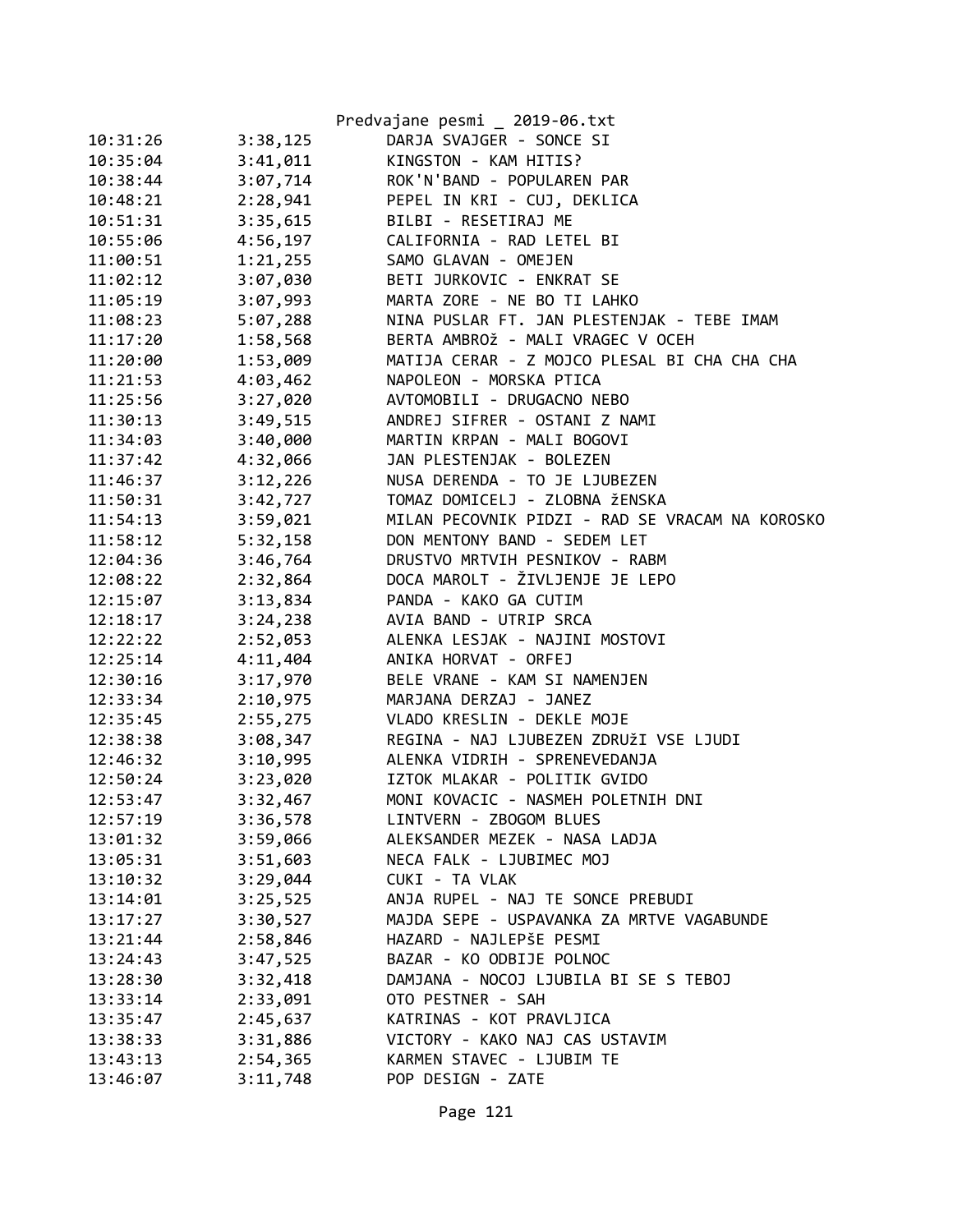| | | |
|---|---|---|
| 10:31:26 | 3:38,125 | DARJA SVAJGER - SONCE SI |
| 10:35:04 | 3:41,011 | KINGSTON - KAM HITIS? |
| 10:38:44 | 3:07,714 | ROK'N'BAND - POPULAREN PAR |
| 10:48:21 | 2:28,941 | PEPEL IN KRI - CUJ, DEKLICA |
| 10:51:31 | 3:35,615 | BILBI - RESETIRAJ ME |
| 10:55:06 | 4:56,197 | CALIFORNIA - RAD LETEL BI |
| 11:00:51 | 1:21,255 | SAMO GLAVAN - OMEJEN |
| 11:02:12 | 3:07,030 | BETI JURKOVIC - ENKRAT SE |
| 11:05:19 | 3:07,993 | MARTA ZORE - NE BO TI LAHKO |
| 11:08:23 | 5:07,288 | NINA PUSLAR FT. JAN PLESTENJAK - TEBE IMAM |
| 11:17:20 | 1:58,568 | BERTA AMBROž - MALI VRAGEC V OCEH |
| 11:20:00 | 1:53,009 | MATIJA CERAR - Z MOJCO PLESAL BI CHA CHA CHA |
| 11:21:53 | 4:03,462 | NAPOLEON - MORSKA PTICA |
| 11:25:56 | 3:27,020 | AVTOMOBILI - DRUGACNO NEBO |
| 11:30:13 | 3:49,515 | ANDREJ SIFRER - OSTANI Z NAMI |
| 11:34:03 | 3:40,000 | MARTIN KRPAN - MALI BOGOVI |
| 11:37:42 | 4:32,066 | JAN PLESTENJAK - BOLEZEN |
| 11:46:37 | 3:12,226 | NUSA DERENDA - TO JE LJUBEZEN |
| 11:50:31 | 3:42,727 | TOMAZ DOMICELJ - ZLOBNA ŽENSKA |
| 11:54:13 | 3:59,021 | MILAN PECOVNIK PIDZI - RAD SE VRACAM NA KOROSKO |
| 11:58:12 | 5:32,158 | DON MENTONY BAND - SEDEM LET |
| 12:04:36 | 3:46,764 | DRUSTVO MRTVIH PESNIKOV - RABM |
| 12:08:22 | 2:32,864 | DOCA MAROLT - ŽIVLJENJE JE LEPO |
| 12:15:07 | 3:13,834 | PANDA - KAKO GA CUTIM |
| 12:18:17 | 3:24,238 | AVIA BAND - UTRIP SRCA |
| 12:22:22 | 2:52,053 | ALENKA LESJAK - NAJINI MOSTOVI |
| 12:25:14 | 4:11,404 | ANIKA HORVAT - ORFEJ |
| 12:30:16 | 3:17,970 | BELE VRANE - KAM SI NAMENJEN |
| 12:33:34 | 2:10,975 | MARJANA DERZAJ - JANEZ |
| 12:35:45 | 2:55,275 | VLADO KRESLIN - DEKLE MOJE |
| 12:38:38 | 3:08,347 | REGINA - NAJ LJUBEZEN ZDRUŽI VSE LJUDI |
| 12:46:32 | 3:10,995 | ALENKA VIDRIH - SPRENEVEDANJA |
| 12:50:24 | 3:23,020 | IZTOK MLAKAR - POLITIK GVIDO |
| 12:53:47 | 3:32,467 | MONI KOVACIC - NASMEH POLETNIH DNI |
| 12:57:19 | 3:36,578 | LINTVERN - ZBOGOM BLUES |
| 13:01:32 | 3:59,066 | ALEKSANDER MEZEK - NASA LADJA |
| 13:05:31 | 3:51,603 | NECA FALK - LJUBIMEC MOJ |
| 13:10:32 | 3:29,044 | CUKI - TA VLAK |
| 13:14:01 | 3:25,525 | ANJA RUPEL - NAJ TE SONCE PREBUDI |
| 13:17:27 | 3:30,527 | MAJDA SEPE - USPAVANKA ZA MRTVE VAGABUNDE |
| 13:21:44 | 2:58,846 | HAZARD - NAJLEPšE PESMI |
| 13:24:43 | 3:47,525 | BAZAR - KO ODBIJE POLNOC |
| 13:28:30 | 3:32,418 | DAMJANA - NOCOJ LJUBILA BI SE S TEBOJ |
| 13:33:14 | 2:33,091 | OTO PESTNER - SAH |
| 13:35:47 | 2:45,637 | KATRINAS - KOT PRAVLJICA |
| 13:38:33 | 3:31,886 | VICTORY - KAKO NAJ CAS USTAVIM |
| 13:43:13 | 2:54,365 | KARMEN STAVEC - LJUBIM TE |
| 13:46:07 | 3:11,748 | POP DESIGN - ZATE |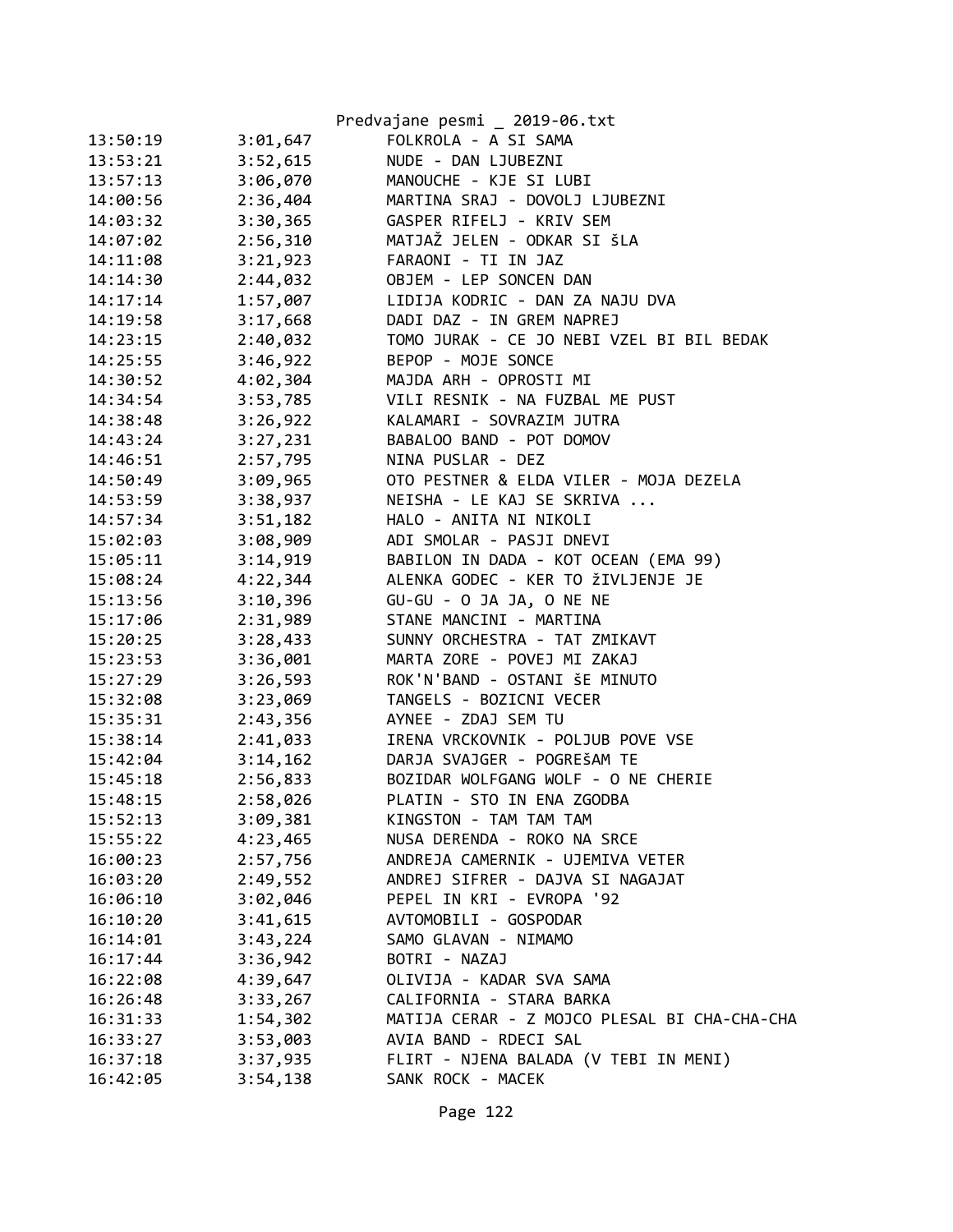| 13:50:19 | 3:01,647 | FOLKROLA - A SI SAMA |
|---|---|---|
| 13:53:21 | 3:52,615 | NUDE - DAN LJUBEZNI |
| 13:57:13 | 3:06,070 | MANOUCHE - KJE SI LUBI |
| 14:00:56 | 2:36,404 | MARTINA SRAJ - DOVOLJ LJUBEZNI |
| 14:03:32 | 3:30,365 | GASPER RIFELJ - KRIV SEM |
| 14:07:02 | 2:56,310 | MATJAŽ JELEN - ODKAR SI šLA |
| 14:11:08 | 3:21,923 | FARAONI - TI IN JAZ |
| 14:14:30 | 2:44,032 | OBJEM - LEP SONCEN DAN |
| 14:17:14 | 1:57,007 | LIDIJA KODRIC - DAN ZA NAJU DVA |
| 14:19:58 | 3:17,668 | DADI DAZ - IN GREM NAPREJ |
| 14:23:15 | 2:40,032 | TOMO JURAK - CE JO NEBI VZEL BI BIL BEDAK |
| 14:25:55 | 3:46,922 | BEPOP - MOJE SONCE |
| 14:30:52 | 4:02,304 | MAJDA ARH - OPROSTI MI |
| 14:34:54 | 3:53,785 | VILI RESNIK - NA FUZBAL ME PUST |
| 14:38:48 | 3:26,922 | KALAMARI - SOVRAZIM JUTRA |
| 14:43:24 | 3:27,231 | BABALOO BAND - POT DOMOV |
| 14:46:51 | 2:57,795 | NINA PUSLAR - DEZ |
| 14:50:49 | 3:09,965 | OTO PESTNER & ELDA VILER - MOJA DEZELA |
| 14:53:59 | 3:38,937 | NEISHA - LE KAJ SE SKRIVA ... |
| 14:57:34 | 3:51,182 | HALO - ANITA NI NIKOLI |
| 15:02:03 | 3:08,909 | ADI SMOLAR - PASJI DNEVI |
| 15:05:11 | 3:14,919 | BABILON IN DADA - KOT OCEAN (EMA 99) |
| 15:08:24 | 4:22,344 | ALENKA GODEC - KER TO žIVLJENJE JE |
| 15:13:56 | 3:10,396 | GU-GU - O JA JA, O NE NE |
| 15:17:06 | 2:31,989 | STANE MANCINI - MARTINA |
| 15:20:25 | 3:28,433 | SUNNY ORCHESTRA - TAT ZMIKAVT |
| 15:23:53 | 3:36,001 | MARTA ZORE - POVEJ MI ZAKAJ |
| 15:27:29 | 3:26,593 | ROK'N'BAND - OSTANI ŠE MINUTO |
| 15:32:08 | 3:23,069 | TANGELS - BOZICNI VECER |
| 15:35:31 | 2:43,356 | AYNEE - ZDAJ SEM TU |
| 15:38:14 | 2:41,033 | IRENA VRCKOVNIK - POLJUB POVE VSE |
| 15:42:04 | 3:14,162 | DARJA SVAJGER - POGREŠAM TE |
| 15:45:18 | 2:56,833 | BOZIDAR WOLFGANG WOLF - O NE CHERIE |
| 15:48:15 | 2:58,026 | PLATIN - STO IN ENA ZGODBA |
| 15:52:13 | 3:09,381 | KINGSTON - TAM TAM TAM |
| 15:55:22 | 4:23,465 | NUSA DERENDA - ROKO NA SRCE |
| 16:00:23 | 2:57,756 | ANDREJA CAMERNIK - UJEMIVA VETER |
| 16:03:20 | 2:49,552 | ANDREJ SIFRER - DAJVA SI NAGAJAT |
| 16:06:10 | 3:02,046 | PEPEL IN KRI - EVROPA '92 |
| 16:10:20 | 3:41,615 | AVTOMOBILI - GOSPODAR |
| 16:14:01 | 3:43,224 | SAMO GLAVAN - NIMAMO |
| 16:17:44 | 3:36,942 | BOTRI - NAZAJ |
| 16:22:08 | 4:39,647 | OLIVIJA - KADAR SVA SAMA |
| 16:26:48 | 3:33,267 | CALIFORNIA - STARA BARKA |
| 16:31:33 | 1:54,302 | MATIJA CERAR - Z MOJCO PLESAL BI CHA-CHA-CHA |
| 16:33:27 | 3:53,003 | AVIA BAND - RDECI SAL |
| 16:37:18 | 3:37,935 | FLIRT - NJENA BALADA (V TEBI IN MENI) |
| 16:42:05 | 3:54,138 | SANK ROCK - MACEK |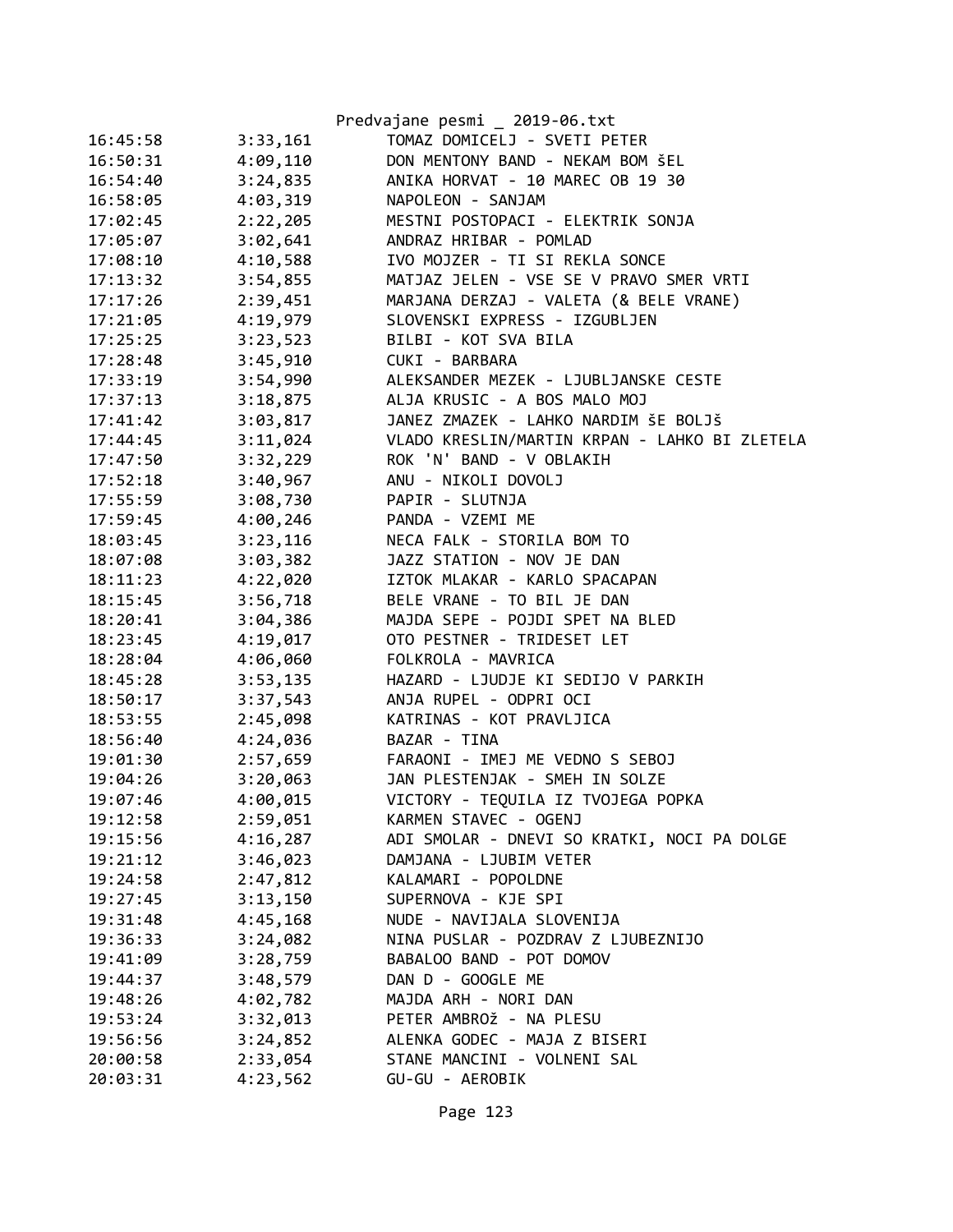| | | |
|---|---|---|
| 16:45:58 | 3:33,161 | TOMAZ DOMICELJ - SVETI PETER |
| 16:50:31 | 4:09,110 | DON MENTONY BAND - NEKAM BOM šEL |
| 16:54:40 | 3:24,835 | ANIKA HORVAT - 10 MAREC OB 19 30 |
| 16:58:05 | 4:03,319 | NAPOLEON - SANJAM |
| 17:02:45 | 2:22,205 | MESTNI POSTOPACI - ELEKTRIK SONJA |
| 17:05:07 | 3:02,641 | ANDRAZ HRIBAR - POMLAD |
| 17:08:10 | 4:10,588 | IVO MOJZER - TI SI REKLA SONCE |
| 17:13:32 | 3:54,855 | MATJAZ JELEN - VSE SE V PRAVO SMER VRTI |
| 17:17:26 | 2:39,451 | MARJANA DERZAJ - VALETA (& BELE VRANE) |
| 17:21:05 | 4:19,979 | SLOVENSKI EXPRESS - IZGUBLJEN |
| 17:25:25 | 3:23,523 | BILBI - KOT SVA BILA |
| 17:28:48 | 3:45,910 | CUKI - BARBARA |
| 17:33:19 | 3:54,990 | ALEKSANDER MEZEK - LJUBLJANSKE CESTE |
| 17:37:13 | 3:18,875 | ALJA KRUSIC - A BOS MALO MOJ |
| 17:41:42 | 3:03,817 | JANEZ ZMAZEK - LAHKO NARDIM ŠE BOLJŠ |
| 17:44:45 | 3:11,024 | VLADO KRESLIN/MARTIN KRPAN - LAHKO BI ZLETELA |
| 17:47:50 | 3:32,229 | ROK 'N' BAND - V OBLAKIH |
| 17:52:18 | 3:40,967 | ANU - NIKOLI DOVOLJ |
| 17:55:59 | 3:08,730 | PAPIR - SLUTNJA |
| 17:59:45 | 4:00,246 | PANDA - VZEMI ME |
| 18:03:45 | 3:23,116 | NECA FALK - STORILA BOM TO |
| 18:07:08 | 3:03,382 | JAZZ STATION - NOV JE DAN |
| 18:11:23 | 4:22,020 | IZTOK MLAKAR - KARLO SPACAPAN |
| 18:15:45 | 3:56,718 | BELE VRANE - TO BIL JE DAN |
| 18:20:41 | 3:04,386 | MAJDA SEPE - POJDI SPET NA BLED |
| 18:23:45 | 4:19,017 | OTO PESTNER - TRIDESET LET |
| 18:28:04 | 4:06,060 | FOLKROLA - MAVRICA |
| 18:45:28 | 3:53,135 | HAZARD - LJUDJE KI SEDIJO V PARKIH |
| 18:50:17 | 3:37,543 | ANJA RUPEL - ODPRI OCI |
| 18:53:55 | 2:45,098 | KATRINAS - KOT PRAVLJICA |
| 18:56:40 | 4:24,036 | BAZAR - TINA |
| 19:01:30 | 2:57,659 | FARAONI - IMEJ ME VEDNO S SEBOJ |
| 19:04:26 | 3:20,063 | JAN PLESTENJAK - SMEH IN SOLZE |
| 19:07:46 | 4:00,015 | VICTORY - TEQUILA IZ TVOJEGA POPKA |
| 19:12:58 | 2:59,051 | KARMEN STAVEC - OGENJ |
| 19:15:56 | 4:16,287 | ADI SMOLAR - DNEVI SO KRATKI, NOCI PA DOLGE |
| 19:21:12 | 3:46,023 | DAMJANA - LJUBIM VETER |
| 19:24:58 | 2:47,812 | KALAMARI - POPOLDNE |
| 19:27:45 | 3:13,150 | SUPERNOVA - KJE SPI |
| 19:31:48 | 4:45,168 | NUDE - NAVIJALA SLOVENIJA |
| 19:36:33 | 3:24,082 | NINA PUSLAR - POZDRAV Z LJUBEZNIJO |
| 19:41:09 | 3:28,759 | BABALOO BAND - POT DOMOV |
| 19:44:37 | 3:48,579 | DAN D - GOOGLE ME |
| 19:48:26 | 4:02,782 | MAJDA ARH - NORI DAN |
| 19:53:24 | 3:32,013 | PETER AMBROž - NA PLESU |
| 19:56:56 | 3:24,852 | ALENKA GODEC - MAJA Z BISERI |
| 20:00:58 | 2:33,054 | STANE MANCINI - VOLNENI SAL |
| 20:03:31 | 4:23,562 | GU-GU - AEROBIK |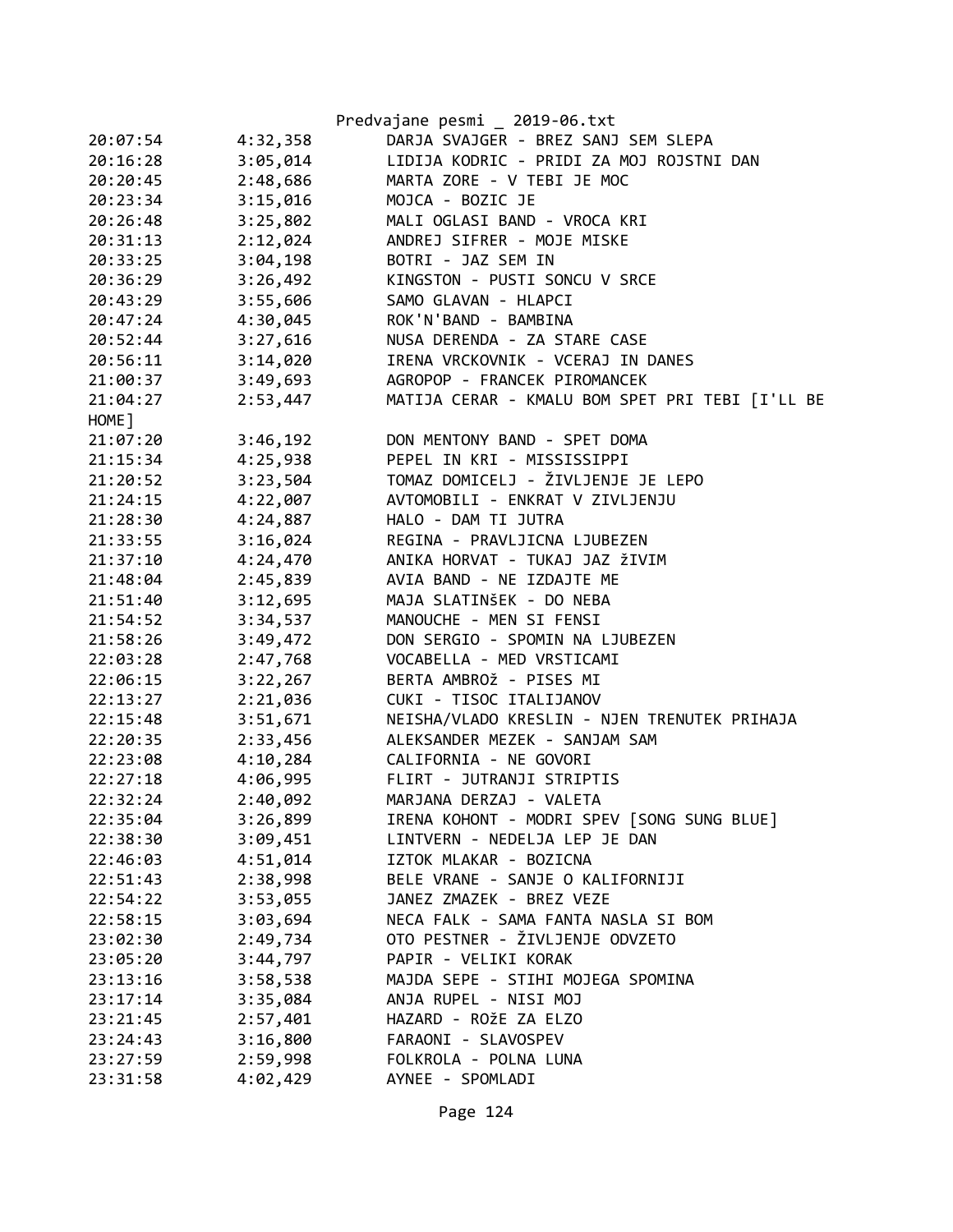| | | |
|---|---|---|
| 20:07:54 | 4:32,358 | DARJA SVAJGER - BREZ SANJ SEM SLEPA |
| 20:16:28 | 3:05,014 | LIDIJA KODRIC - PRIDI ZA MOJ ROJSTNI DAN |
| 20:20:45 | 2:48,686 | MARTA ZORE - V TEBI JE MOC |
| 20:23:34 | 3:15,016 | MOJCA - BOZIC JE |
| 20:26:48 | 3:25,802 | MALI OGLASI BAND - VROCA KRI |
| 20:31:13 | 2:12,024 | ANDREJ SIFRER - MOJE MISKE |
| 20:33:25 | 3:04,198 | BOTRI - JAZ SEM IN |
| 20:36:29 | 3:26,492 | KINGSTON - PUSTI SONCU V SRCE |
| 20:43:29 | 3:55,606 | SAMO GLAVAN - HLAPCI |
| 20:47:24 | 4:30,045 | ROK'N'BAND - BAMBINA |
| 20:52:44 | 3:27,616 | NUSA DERENDA - ZA STARE CASE |
| 20:56:11 | 3:14,020 | IRENA VRCKOVNIK - VCERAJ IN DANES |
| 21:00:37 | 3:49,693 | AGROPOP - FRANCEK PIROMANCEK |
| 21:04:27 | 2:53,447 | MATIJA CERAR - KMALU BOM SPET PRI TEBI [I'LL BE HOME] |
| 21:07:20 | 3:46,192 | DON MENTONY BAND - SPET DOMA |
| 21:15:34 | 4:25,938 | PEPEL IN KRI - MISSISSIPPI |
| 21:20:52 | 3:23,504 | TOMAZ DOMICELJ - ŽIVLJENJE JE LEPO |
| 21:24:15 | 4:22,007 | AVTOMOBILI - ENKRAT V ZIVLJENJU |
| 21:28:30 | 4:24,887 | HALO - DAM TI JUTRA |
| 21:33:55 | 3:16,024 | REGINA - PRAVLJICNA LJUBEZEN |
| 21:37:10 | 4:24,470 | ANIKA HORVAT - TUKAJ JAZ žIVIM |
| 21:48:04 | 2:45,839 | AVIA BAND - NE IZDAJTE ME |
| 21:51:40 | 3:12,695 | MAJA SLATINšEK - DO NEBA |
| 21:54:52 | 3:34,537 | MANOUCHE - MEN SI FENSI |
| 21:58:26 | 3:49,472 | DON SERGIO - SPOMIN NA LJUBEZEN |
| 22:03:28 | 2:47,768 | VOCABELLA - MED VRSTICAMI |
| 22:06:15 | 3:22,267 | BERTA AMBROž - PISES MI |
| 22:13:27 | 2:21,036 | CUKI - TISOC ITALIJANOV |
| 22:15:48 | 3:51,671 | NEISHA/VLADO KRESLIN - NJEN TRENUTEK PRIHAJA |
| 22:20:35 | 2:33,456 | ALEKSANDER MEZEK - SANJAM SAM |
| 22:23:08 | 4:10,284 | CALIFORNIA - NE GOVORI |
| 22:27:18 | 4:06,995 | FLIRT - JUTRANJI STRIPTIS |
| 22:32:24 | 2:40,092 | MARJANA DERZAJ - VALETA |
| 22:35:04 | 3:26,899 | IRENA KOHONT - MODRI SPEV [SONG SUNG BLUE] |
| 22:38:30 | 3:09,451 | LINTVERN - NEDELJA LEP JE DAN |
| 22:46:03 | 4:51,014 | IZTOK MLAKAR - BOZICNA |
| 22:51:43 | 2:38,998 | BELE VRANE - SANJE O KALIFORNIJI |
| 22:54:22 | 3:53,055 | JANEZ ZMAZEK - BREZ VEZE |
| 22:58:15 | 3:03,694 | NECA FALK - SAMA FANTA NASLA SI BOM |
| 23:02:30 | 2:49,734 | OTO PESTNER - ŽIVLJENJE ODVZETO |
| 23:05:20 | 3:44,797 | PAPIR - VELIKI KORAK |
| 23:13:16 | 3:58,538 | MAJDA SEPE - STIHI MOJEGA SPOMINA |
| 23:17:14 | 3:35,084 | ANJA RUPEL - NISI MOJ |
| 23:21:45 | 2:57,401 | HAZARD - ROžE ZA ELZO |
| 23:24:43 | 3:16,800 | FARAONI - SLAVOSPEV |
| 23:27:59 | 2:59,998 | FOLKROLA - POLNA LUNA |
| 23:31:58 | 4:02,429 | AYNEE - SPOMLADI |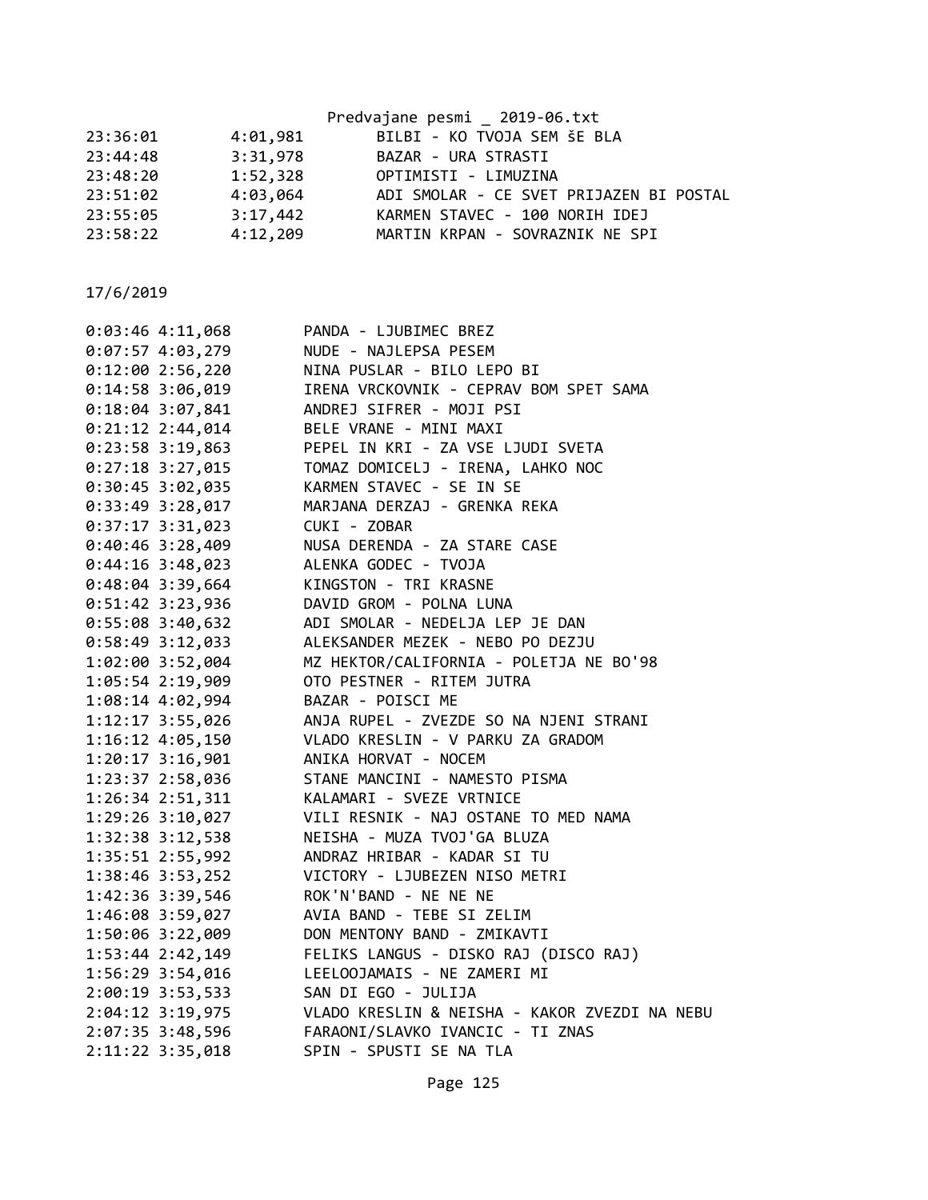| | | |
|---|---|---|
| 23:36:01 | 4:01,981 | BILBI - KO TVOJA SEM šE BLA |
| 23:44:48 | 3:31,978 | BAZAR - URA STRASTI |
| 23:48:20 | 1:52,328 | OPTIMISTI - LIMUZINA |
| 23:51:02 | 4:03,064 | ADI SMOLAR - CE SVET PRIJAZEN BI POSTAL |
| 23:55:05 | 3:17,442 | KARMEN STAVEC - 100 NORIH IDEJ |
| 23:58:22 | 4:12,209 | MARTIN KRPAN - SOVRAZNIK NE SPI |

17/6/2019

| | | |
|---|---|---|
| 0:03:46 | 4:11,068 | PANDA - LJUBIMEC BREZ |
| 0:07:57 | 4:03,279 | NUDE - NAJLEPSA PESEM |
| 0:12:00 | 2:56,220 | NINA PUSLAR - BILO LEPO BI |
| 0:14:58 | 3:06,019 | IRENA VRCKOVNIK - CEPRAV BOM SPET SAMA |
| 0:18:04 | 3:07,841 | ANDREJ SIFRER - MOJI PSI |
| 0:21:12 | 2:44,014 | BELE VRANE - MINI MAXI |
| 0:23:58 | 3:19,863 | PEPEL IN KRI - ZA VSE LJUDI SVETA |
| 0:27:18 | 3:27,015 | TOMAZ DOMICELJ - IRENA, LAHKO NOC |
| 0:30:45 | 3:02,035 | KARMEN STAVEC - SE IN SE |
| 0:33:49 | 3:28,017 | MARJANA DERZAJ - GRENKA REKA |
| 0:37:17 | 3:31,023 | CUKI - ZOBAR |
| 0:40:46 | 3:28,409 | NUSA DERENDA - ZA STARE CASE |
| 0:44:16 | 3:48,023 | ALENKA GODEC - TVOJA |
| 0:48:04 | 3:39,664 | KINGSTON - TRI KRASNE |
| 0:51:42 | 3:23,936 | DAVID GROM - POLNA LUNA |
| 0:55:08 | 3:40,632 | ADI SMOLAR - NEDELJA LEP JE DAN |
| 0:58:49 | 3:12,033 | ALEKSANDER MEZEK - NEBO PO DEZJU |
| 1:02:00 | 3:52,004 | MZ HEKTOR/CALIFORNIA - POLETJA NE BO'98 |
| 1:05:54 | 2:19,909 | OTO PESTNER - RITEM JUTRA |
| 1:08:14 | 4:02,994 | BAZAR - POISCI ME |
| 1:12:17 | 3:55,026 | ANJA RUPEL - ZVEZDE SO NA NJENI STRANI |
| 1:16:12 | 4:05,150 | VLADO KRESLIN - V PARKU ZA GRADOM |
| 1:20:17 | 3:16,901 | ANIKA HORVAT - NOCEM |
| 1:23:37 | 2:58,036 | STANE MANCINI - NAMESTO PISMA |
| 1:26:34 | 2:51,311 | KALAMARI - SVEZE VRTNICE |
| 1:29:26 | 3:10,027 | VILI RESNIK - NAJ OSTANE TO MED NAMA |
| 1:32:38 | 3:12,538 | NEISHA - MUZA TVOJ'GA BLUZA |
| 1:35:51 | 2:55,992 | ANDRAZ HRIBAR - KADAR SI TU |
| 1:38:46 | 3:53,252 | VICTORY - LJUBEZEN NISO METRI |
| 1:42:36 | 3:39,546 | ROK'N'BAND - NE NE NE |
| 1:46:08 | 3:59,027 | AVIA BAND - TEBE SI ZELIM |
| 1:50:06 | 3:22,009 | DON MENTONY BAND - ZMIKAVTI |
| 1:53:44 | 2:42,149 | FELIKS LANGUS - DISKO RAJ (DISCO RAJ) |
| 1:56:29 | 3:54,016 | LEELOOJAMAIS - NE ZAMERI MI |
| 2:00:19 | 3:53,533 | SAN DI EGO - JULIJA |
| 2:04:12 | 3:19,975 | VLADO KRESLIN & NEISHA - KAKOR ZVEZDI NA NEBU |
| 2:07:35 | 3:48,596 | FARAONI/SLAVKO IVANCIC - TI ZNAS |
| 2:11:22 | 3:35,018 | SPIN - SPUSTI SE NA TLA |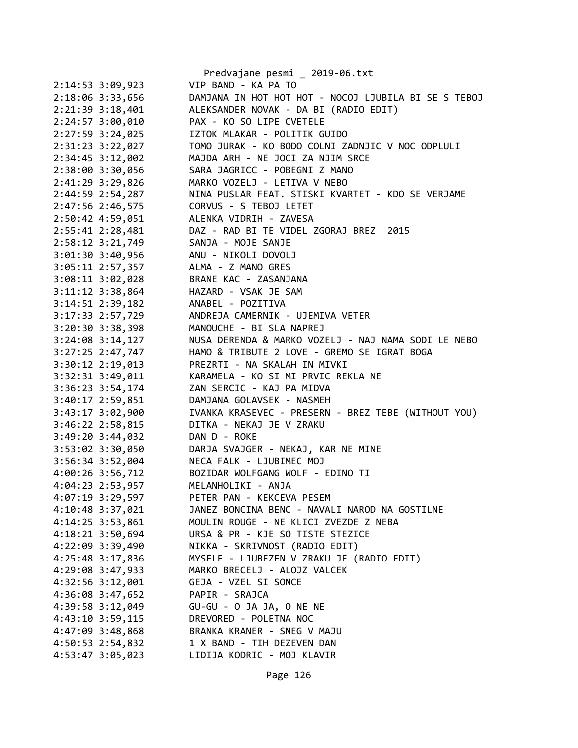```
2:14:53 3:09,923        VIP BAND - KA PA TO
2:18:06 3:33,656        DAMJANA IN HOT HOT HOT - NOCOJ LJUBILA BI SE S TEBOJ
2:21:39 3:18,401        ALEKSANDER NOVAK - DA BI (RADIO EDIT)
2:24:57 3:00,010        PAX - KO SO LIPE CVETELE
2:27:59 3:24,025        IZTOK MLAKAR - POLITIK GUIDO
2:31:23 3:22,027        TOMO JURAK - KO BODO COLNI ZADNJIC V NOC ODPLULI
2:34:45 3:12,002        MAJDA ARH - NE JOCI ZA NJIM SRCE
2:38:00 3:30,056        SARA JAGRICC - POBEGNI Z MANO
2:41:29 3:29,826        MARKO VOZELJ - LETIVA V NEBO
2:44:59 2:54,287        NINA PUSLAR FEAT. STISKI KVARTET - KDO SE VERJAME
2:47:56 2:46,575        CORVUS - S TEBOJ LETET
2:50:42 4:59,051        ALENKA VIDRIH - ZAVESA
2:55:41 2:28,481        DAZ - RAD BI TE VIDEL ZGORAJ BREZ  2015
2:58:12 3:21,749        SANJA - MOJE SANJE
3:01:30 3:40,956        ANU - NIKOLI DOVOLJ
3:05:11 2:57,357        ALMA - Z MANO GRES
3:08:11 3:02,028        BRANE KAC - ZASANJANA
3:11:12 3:38,864        HAZARD - VSAK JE SAM
3:14:51 2:39,182        ANABEL - POZITIVA
3:17:33 2:57,729        ANDREJA CAMERNIK - UJEMIVA VETER
3:20:30 3:38,398        MANOUCHE - BI SLA NAPREJ
3:24:08 3:14,127        NUSA DERENDA & MARKO VOZELJ - NAJ NAMA SODI LE NEBO
3:27:25 2:47,747        HAMO & TRIBUTE 2 LOVE - GREMO SE IGRAT BOGA
3:30:12 2:19,013        PREZRTI - NA SKALAH IN MIVKI
3:32:31 3:49,011        KARAMELA - KO SI MI PRVIC REKLA NE
3:36:23 3:54,174        ZAN SERCIC - KAJ PA MIDVA
3:40:17 2:59,851        DAMJANA GOLAVSEK - NASMEH
3:43:17 3:02,900        IVANKA KRASEVEC - PRESERN - BREZ TEBE (WITHOUT YOU)
3:46:22 2:58,815        DITKA - NEKAJ JE V ZRAKU
3:49:20 3:44,032        DAN D - ROKE
3:53:02 3:30,050        DARJA SVAJGER - NEKAJ, KAR NE MINE
3:56:34 3:52,004        NECA FALK - LJUBIMEC MOJ
4:00:26 3:56,712        BOZIDAR WOLFGANG WOLF - EDINO TI
4:04:23 2:53,957        MELANHOLIKI - ANJA
4:07:19 3:29,597        PETER PAN - KEKCEVA PESEM
4:10:48 3:37,021        JANEZ BONCINA BENC - NAVALI NAROD NA GOSTILNE
4:14:25 3:53,861        MOULIN ROUGE - NE KLICI ZVEZDE Z NEBA
4:18:21 3:50,694        URSA & PR - KJE SO TISTE STEZICE
4:22:09 3:39,490        NIKKA - SKRIVNOST (RADIO EDIT)
4:25:48 3:17,836        MYSELF - LJUBEZEN V ZRAKU JE (RADIO EDIT)
4:29:08 3:47,933        MARKO BRECELJ - ALOJZ VALCEK
4:32:56 3:12,001        GEJA - VZEL SI SONCE
4:36:08 3:47,652        PAPIR - SRAJCA
4:39:58 3:12,049        GU-GU - O JA JA, O NE NE
4:43:10 3:59,115        DREVORED - POLETNA NOC
4:47:09 3:48,868        BRANKA KRANER - SNEG V MAJU
4:50:53 2:54,832        1 X BAND - TIH DEZEVEN DAN
4:53:47 3:05,023        LIDIJA KODRIC - MOJ KLAVIR
```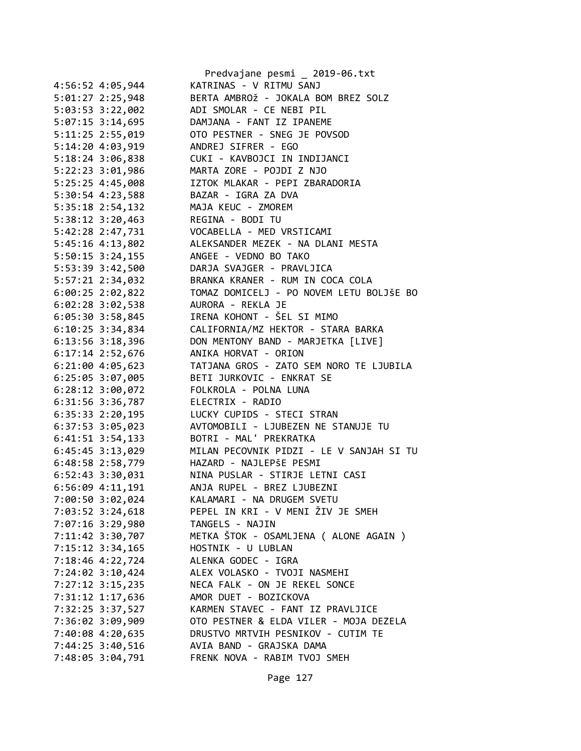```
4:56:52 4:05,944        KATRINAS - V RITMU SANJ
5:01:27 2:25,948        BERTA AMBROž - JOKALA BOM BREZ SOLZ
5:03:53 3:22,002        ADI SMOLAR - CE NEBI PIL
5:07:15 3:14,695        DAMJANA - FANT IZ IPANEME
5:11:25 2:55,019        OTO PESTNER - SNEG JE POVSOD
5:14:20 4:03,919        ANDREJ SIFRER - EGO
5:18:24 3:06,838        CUKI - KAVBOJCI IN INDIJANCI
5:22:23 3:01,986        MARTA ZORE - POJDI Z NJO
5:25:25 4:45,008        IZTOK MLAKAR - PEPI ZBARADORIA
5:30:54 4:23,588        BAZAR - IGRA ZA DVA
5:35:18 2:54,132        MAJA KEUC - ZMOREM
5:38:12 3:20,463        REGINA - BODI TU
5:42:28 2:47,731        VOCABELLA - MED VRSTICAMI
5:45:16 4:13,802        ALEKSANDER MEZEK - NA DLANI MESTA
5:50:15 3:24,155        ANGEE - VEDNO BO TAKO
5:53:39 3:42,500        DARJA SVAJGER - PRAVLJICA
5:57:21 2:34,032        BRANKA KRANER - RUM IN COCA COLA
6:00:25 2:02,822        TOMAZ DOMICELJ - PO NOVEM LETU BOLJšE BO
6:02:28 3:02,538        AURORA - REKLA JE
6:05:30 3:58,845        IRENA KOHONT - šEL SI MIMO
6:10:25 3:34,834        CALIFORNIA/MZ HEKTOR - STARA BARKA
6:13:56 3:18,396        DON MENTONY BAND - MARJETKA [LIVE]
6:17:14 2:52,676        ANIKA HORVAT - ORION
6:21:00 4:05,623        TATJANA GROS - ZATO SEM NORO TE LJUBILA
6:25:05 3:07,005        BETI JURKOVIC - ENKRAT SE
6:28:12 3:00,072        FOLKROLA - POLNA LUNA
6:31:56 3:36,787        ELECTRIX - RADIO
6:35:33 2:20,195        LUCKY CUPIDS - STECI STRAN
6:37:53 3:05,023        AVTOMOBILI - LJUBEZEN NE STANUJE TU
6:41:51 3:54,133        BOTRI - MAL' PREKRATKA
6:45:45 3:13,029        MILAN PECOVNIK PIDZI - LE V SANJAH SI TU
6:48:58 2:58,779        HAZARD - NAJLEPšE PESMI
6:52:43 3:30,031        NINA PUSLAR - STIRJE LETNI CASI
6:56:09 4:11,191        ANJA RUPEL - BREZ LJUBEZNI
7:00:50 3:02,024        KALAMARI - NA DRUGEM SVETU
7:03:52 3:24,618        PEPEL IN KRI - V MENI ŽIV JE SMEH
7:07:16 3:29,980        TANGELS - NAJIN
7:11:42 3:30,707        METKA šTOK - OSAMLJENA ( ALONE AGAIN )
7:15:12 3:34,165        HOSTNIK - U LUBLAN
7:18:46 4:22,724        ALENKA GODEC - IGRA
7:24:02 3:10,424        ALEX VOLASKO - TVOJI NASMEHI
7:27:12 3:15,235        NECA FALK - ON JE REKEL SONCE
7:31:12 1:17,636        AMOR DUET - BOZICKOVA
7:32:25 3:37,527        KARMEN STAVEC - FANT IZ PRAVLJICE
7:36:02 3:09,909        OTO PESTNER & ELDA VILER - MOJA DEZELA
7:40:08 4:20,635        DRUSTVO MRTVIH PESNIKOV - CUTIM TE
7:44:25 3:40,516        AVIA BAND - GRAJSKA DAMA
7:48:05 3:04,791        FRENK NOVA - RABIM TVOJ SMEH
```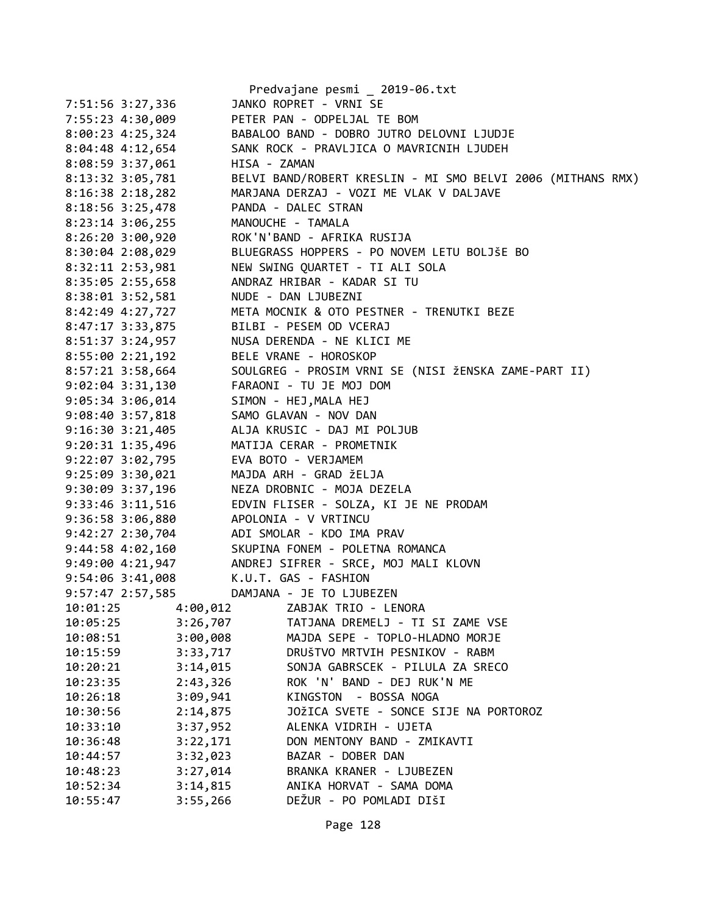```
7:51:56 3:27,336        JANKO ROPRET - VRNI SE
7:55:23 4:30,009        PETER PAN - ODPELJAL TE BOM
8:00:23 4:25,324        BABALOO BAND - DOBRO JUTRO DELOVNI LJUDJE
8:04:48 4:12,654        SANK ROCK - PRAVLJICA O MAVRICNIH LJUDEH
8:08:59 3:37,061        HISA - ZAMAN
8:13:32 3:05,781        BELVI BAND/ROBERT KRESLIN - MI SMO BELVI 2006 (MITHANS RMX)
8:16:38 2:18,282        MARJANA DERZAJ - VOZI ME VLAK V DALJAVE
8:18:56 3:25,478        PANDA - DALEC STRAN
8:23:14 3:06,255        MANOUCHE - TAMALA
8:26:20 3:00,920        ROK'N'BAND - AFRIKA RUSIJA
8:30:04 2:08,029        BLUEGRASS HOPPERS - PO NOVEM LETU BOLJŠE BO
8:32:11 2:53,981        NEW SWING QUARTET - TI ALI SOLA
8:35:05 2:55,658        ANDRAZ HRIBAR - KADAR SI TU
8:38:01 3:52,581        NUDE - DAN LJUBEZNI
8:42:49 4:27,727        META MOCNIK & OTO PESTNER - TRENUTKI BEZE
8:47:17 3:33,875        BILBI - PESEM OD VCERAJ
8:51:37 3:24,957        NUSA DERENDA - NE KLICI ME
8:55:00 2:21,192        BELE VRANE - HOROSKOP
8:57:21 3:58,664        SOULGREG - PROSIM VRNI SE (NISI žENSKA ZAME-PART II)
9:02:04 3:31,130        FARAONI - TU JE MOJ DOM
9:05:34 3:06,014        SIMON - HEJ,MALA HEJ
9:08:40 3:57,818        SAMO GLAVAN - NOV DAN
9:16:30 3:21,405        ALJA KRUSIC - DAJ MI POLJUB
9:20:31 1:35,496        MATIJA CERAR - PROMETNIK
9:22:07 3:02,795        EVA BOTO - VERJAMEM
9:25:09 3:30,021        MAJDA ARH - GRAD žELJA
9:30:09 3:37,196        NEZA DROBNIC - MOJA DEZELA
9:33:46 3:11,516        EDVIN FLISER - SOLZA, KI JE NE PRODAM
9:36:58 3:06,880        APOLONIA - V VRTINCU
9:42:27 2:30,704        ADI SMOLAR - KDO IMA PRAV
9:44:58 4:02,160        SKUPINA FONEM - POLETNA ROMANCA
9:49:00 4:21,947        ANDREJ SIFRER - SRCE, MOJ MALI KLOVN
9:54:06 3:41,008        K.U.T. GAS - FASHION
9:57:47 2:57,585        DAMJANA - JE TO LJUBEZEN
10:01:25        4:00,012        ZABJAK TRIO - LENORA
10:05:25        3:26,707        TATJANA DREMELJ - TI SI ZAME VSE
10:08:51        3:00,008        MAJDA SEPE - TOPLO-HLADNO MORJE
10:15:59        3:33,717        DRUŠTVO MRTVIH PESNIKOV - RABM
10:20:21        3:14,015        SONJA GABRSCEK - PILULA ZA SRECO
10:23:35        2:43,326        ROK 'N' BAND - DEJ RUK'N ME
10:26:18        3:09,941        KINGSTON  - BOSSA NOGA
10:30:56        2:14,875        JOžICA SVETE - SONCE SIJE NA PORTOROZ
10:33:10        3:37,952        ALENKA VIDRIH - UJETA
10:36:48        3:22,171        DON MENTONY BAND - ZMIKAVTI
10:44:57        3:32,023        BAZAR - DOBER DAN
10:48:23        3:27,014        BRANKA KRANER - LJUBEZEN
10:52:34        3:14,815        ANIKA HORVAT - SAMA DOMA
10:55:47        3:55,266        DEŽUR - PO POMLADI DIŠI
```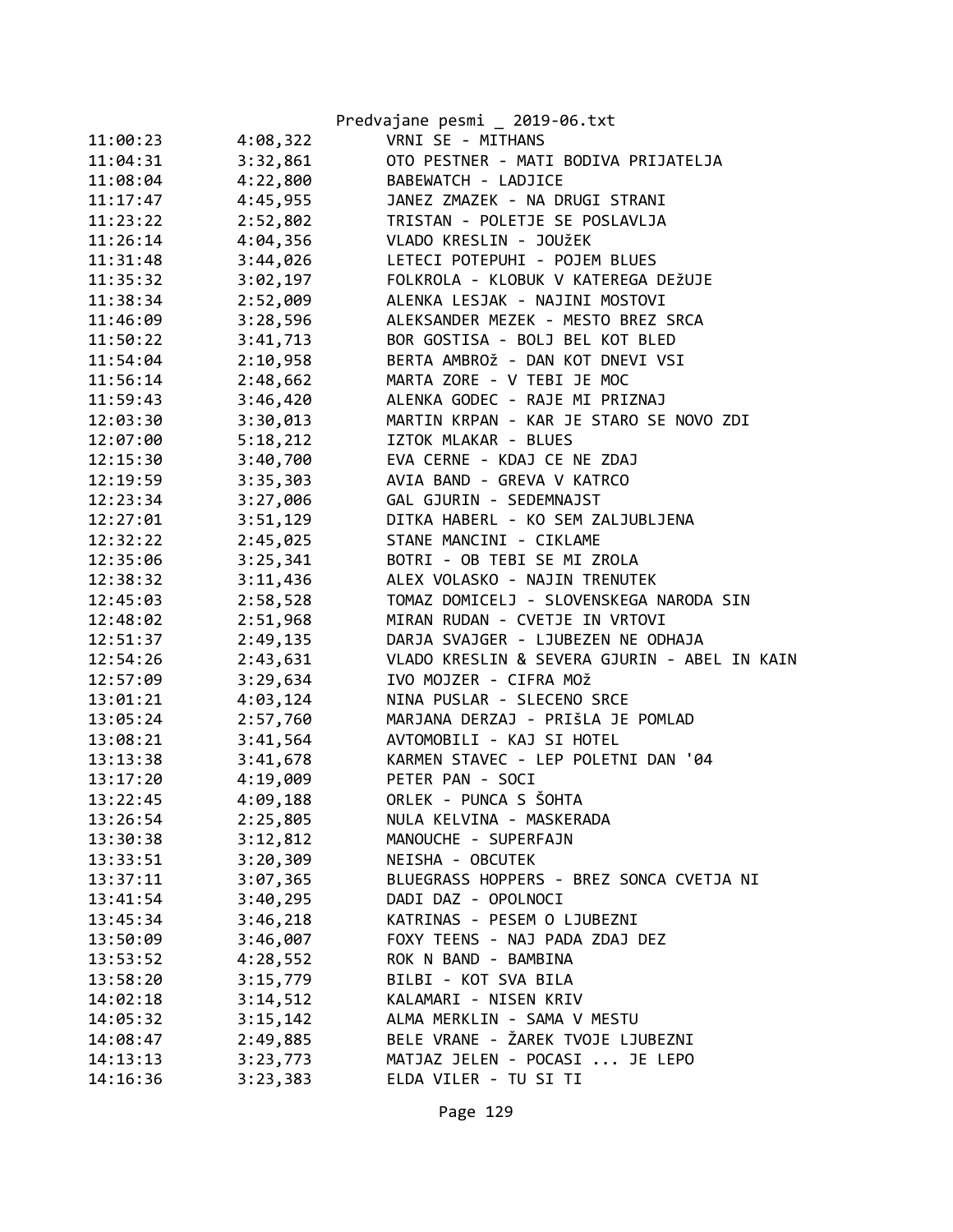| | | |
|---|---|---|
| 11:00:23 | 4:08,322 | VRNI SE - MITHANS |
| 11:04:31 | 3:32,861 | OTO PESTNER - MATI BODIVA PRIJATELJA |
| 11:08:04 | 4:22,800 | BABEWATCH - LADJICE |
| 11:17:47 | 4:45,955 | JANEZ ZMAZEK - NA DRUGI STRANI |
| 11:23:22 | 2:52,802 | TRISTAN - POLETJE SE POSLAVLJA |
| 11:26:14 | 4:04,356 | VLADO KRESLIN - JOUžEK |
| 11:31:48 | 3:44,026 | LETECI POTEPUHI - POJEM BLUES |
| 11:35:32 | 3:02,197 | FOLKROLA - KLOBUK V KATEREGA DEžUJE |
| 11:38:34 | 2:52,009 | ALENKA LESJAK - NAJINI MOSTOVI |
| 11:46:09 | 3:28,596 | ALEKSANDER MEZEK - MESTO BREZ SRCA |
| 11:50:22 | 3:41,713 | BOR GOSTISA - BOLJ BEL KOT BLED |
| 11:54:04 | 2:10,958 | BERTA AMBROž - DAN KOT DNEVI VSI |
| 11:56:14 | 2:48,662 | MARTA ZORE - V TEBI JE MOC |
| 11:59:43 | 3:46,420 | ALENKA GODEC - RAJE MI PRIZNAJ |
| 12:03:30 | 3:30,013 | MARTIN KRPAN - KAR JE STARO SE NOVO ZDI |
| 12:07:00 | 5:18,212 | IZTOK MLAKAR - BLUES |
| 12:15:30 | 3:40,700 | EVA CERNE - KDAJ CE NE ZDAJ |
| 12:19:59 | 3:35,303 | AVIA BAND - GREVA V KATRCO |
| 12:23:34 | 3:27,006 | GAL GJURIN - SEDEMNAJST |
| 12:27:01 | 3:51,129 | DITKA HABERL - KO SEM ZALJUBLJENA |
| 12:32:22 | 2:45,025 | STANE MANCINI - CIKLAME |
| 12:35:06 | 3:25,341 | BOTRI - OB TEBI SE MI ZROLA |
| 12:38:32 | 3:11,436 | ALEX VOLASKO - NAJIN TRENUTEK |
| 12:45:03 | 2:58,528 | TOMAZ DOMICELJ - SLOVENSKEGA NARODA SIN |
| 12:48:02 | 2:51,968 | MIRAN RUDAN - CVETJE IN VRTOVI |
| 12:51:37 | 2:49,135 | DARJA SVAJGER - LJUBEZEN NE ODHAJA |
| 12:54:26 | 2:43,631 | VLADO KRESLIN & SEVERA GJURIN - ABEL IN KAIN |
| 12:57:09 | 3:29,634 | IVO MOJZER - CIFRA MOž |
| 13:01:21 | 4:03,124 | NINA PUSLAR - SLECENO SRCE |
| 13:05:24 | 2:57,760 | MARJANA DERZAJ - PRIŠLA JE POMLAD |
| 13:08:21 | 3:41,564 | AVTOMOBILI - KAJ SI HOTEL |
| 13:13:38 | 3:41,678 | KARMEN STAVEC - LEP POLETNI DAN '04 |
| 13:17:20 | 4:19,009 | PETER PAN - SOCI |
| 13:22:45 | 4:09,188 | ORLEK - PUNCA S ŠOHTA |
| 13:26:54 | 2:25,805 | NULA KELVINA - MASKERADA |
| 13:30:38 | 3:12,812 | MANOUCHE - SUPERFAJN |
| 13:33:51 | 3:20,309 | NEISHA - OBCUTEK |
| 13:37:11 | 3:07,365 | BLUEGRASS HOPPERS - BREZ SONCA CVETJA NI |
| 13:41:54 | 3:40,295 | DADI DAZ - OPOLNOCI |
| 13:45:34 | 3:46,218 | KATRINAS - PESEM O LJUBEZNI |
| 13:50:09 | 3:46,007 | FOXY TEENS - NAJ PADA ZDAJ DEZ |
| 13:53:52 | 4:28,552 | ROK N BAND - BAMBINA |
| 13:58:20 | 3:15,779 | BILBI - KOT SVA BILA |
| 14:02:18 | 3:14,512 | KALAMARI - NISEN KRIV |
| 14:05:32 | 3:15,142 | ALMA MERKLIN - SAMA V MESTU |
| 14:08:47 | 2:49,885 | BELE VRANE - ŽAREK TVOJE LJUBEZNI |
| 14:13:13 | 3:23,773 | MATJAZ JELEN - POCASI ... JE LEPO |
| 14:16:36 | 3:23,383 | ELDA VILER - TU SI TI |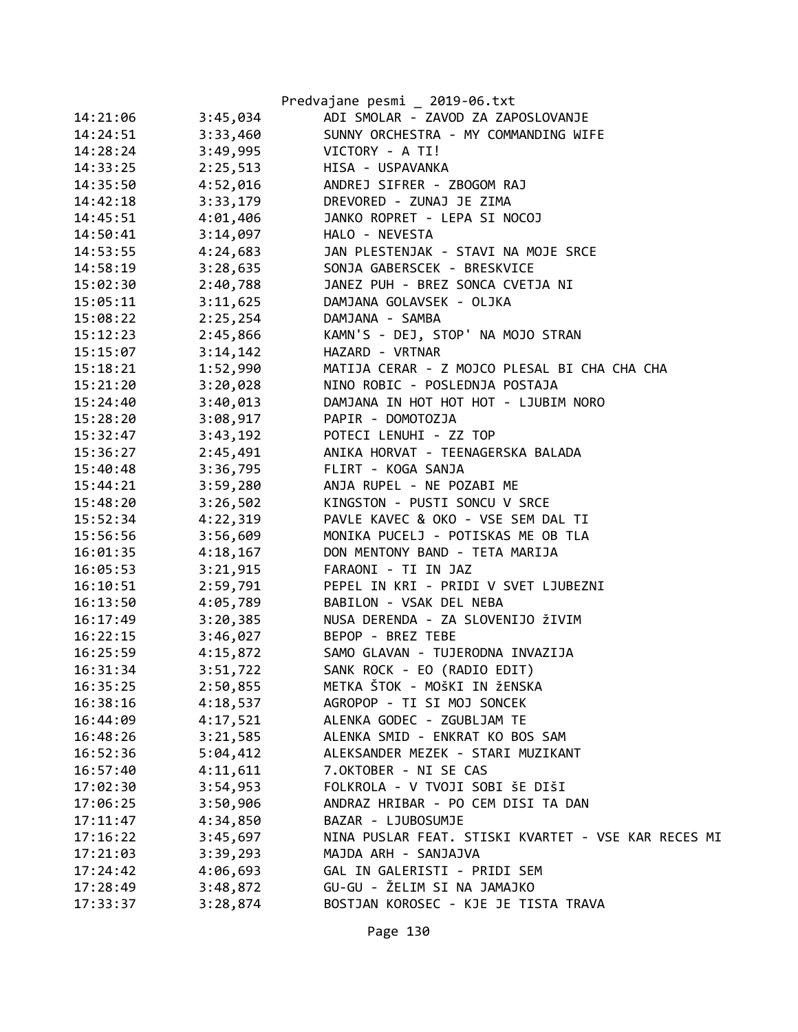| | | |
|---|---|---|
| 14:21:06 | 3:45,034 | ADI SMOLAR - ZAVOD ZA ZAPOSLOVANJE |
| 14:24:51 | 3:33,460 | SUNNY ORCHESTRA - MY COMMANDING WIFE |
| 14:28:24 | 3:49,995 | VICTORY - A TI! |
| 14:33:25 | 2:25,513 | HISA - USPAVANKA |
| 14:35:50 | 4:52,016 | ANDREJ SIFRER - ZBOGOM RAJ |
| 14:42:18 | 3:33,179 | DREVORED - ZUNAJ JE ZIMA |
| 14:45:51 | 4:01,406 | JANKO ROPRET - LEPA SI NOCOJ |
| 14:50:41 | 3:14,097 | HALO - NEVESTA |
| 14:53:55 | 4:24,683 | JAN PLESTENJAK - STAVI NA MOJE SRCE |
| 14:58:19 | 3:28,635 | SONJA GABERSCEK - BRESKVICE |
| 15:02:30 | 2:40,788 | JANEZ PUH - BREZ SONCA CVETJA NI |
| 15:05:11 | 3:11,625 | DAMJANA GOLAVSEK - OLJKA |
| 15:08:22 | 2:25,254 | DAMJANA - SAMBA |
| 15:12:23 | 2:45,866 | KAMN'S - DEJ, STOP' NA MOJO STRAN |
| 15:15:07 | 3:14,142 | HAZARD - VRTNAR |
| 15:18:21 | 1:52,990 | MATIJA CERAR - Z MOJCO PLESAL BI CHA CHA CHA |
| 15:21:20 | 3:20,028 | NINO ROBIC - POSLEDNJA POSTAJA |
| 15:24:40 | 3:40,013 | DAMJANA IN HOT HOT HOT - LJUBIM NORO |
| 15:28:20 | 3:08,917 | PAPIR - DOMOTOZJA |
| 15:32:47 | 3:43,192 | POTECI LENUHI - ZZ TOP |
| 15:36:27 | 2:45,491 | ANIKA HORVAT - TEENAGERSKA BALADA |
| 15:40:48 | 3:36,795 | FLIRT - KOGA SANJA |
| 15:44:21 | 3:59,280 | ANJA RUPEL - NE POZABI ME |
| 15:48:20 | 3:26,502 | KINGSTON - PUSTI SONCU V SRCE |
| 15:52:34 | 4:22,319 | PAVLE KAVEC & OKO - VSE SEM DAL TI |
| 15:56:56 | 3:56,609 | MONIKA PUCELJ - POTISKAS ME OB TLA |
| 16:01:35 | 4:18,167 | DON MENTONY BAND - TETA MARIJA |
| 16:05:53 | 3:21,915 | FARAONI - TI IN JAZ |
| 16:10:51 | 2:59,791 | PEPEL IN KRI - PRIDI V SVET LJUBEZNI |
| 16:13:50 | 4:05,789 | BABILON - VSAK DEL NEBA |
| 16:17:49 | 3:20,385 | NUSA DERENDA - ZA SLOVENIJO žIVIM |
| 16:22:15 | 3:46,027 | BEPOP - BREZ TEBE |
| 16:25:59 | 4:15,872 | SAMO GLAVAN - TUJERODNA INVAZIJA |
| 16:31:34 | 3:51,722 | SANK ROCK - EO (RADIO EDIT) |
| 16:35:25 | 2:50,855 | METKA ŠTOK - MOŠKI IN ŽENSKA |
| 16:38:16 | 4:18,537 | AGROPOP - TI SI MOJ SONCEK |
| 16:44:09 | 4:17,521 | ALENKA GODEC - ZGUBLJAM TE |
| 16:48:26 | 3:21,585 | ALENKA SMID - ENKRAT KO BOS SAM |
| 16:52:36 | 5:04,412 | ALEKSANDER MEZEK - STARI MUZIKANT |
| 16:57:40 | 4:11,611 | 7.OKTOBER - NI SE CAS |
| 17:02:30 | 3:54,953 | FOLKROLA - V TVOJI SOBI ŠE DIŠI |
| 17:06:25 | 3:50,906 | ANDRAZ HRIBAR - PO CEM DISI TA DAN |
| 17:11:47 | 4:34,850 | BAZAR - LJUBOSUMJE |
| 17:16:22 | 3:45,697 | NINA PUSLAR FEAT. STISKI KVARTET - VSE KAR RECES MI |
| 17:21:03 | 3:39,293 | MAJDA ARH - SANJAJVA |
| 17:24:42 | 4:06,693 | GAL IN GALERISTI - PRIDI SEM |
| 17:28:49 | 3:48,872 | GU-GU - ŽELIM SI NA JAMAJKO |
| 17:33:37 | 3:28,874 | BOSTJAN KOROSEC - KJE JE TISTA TRAVA |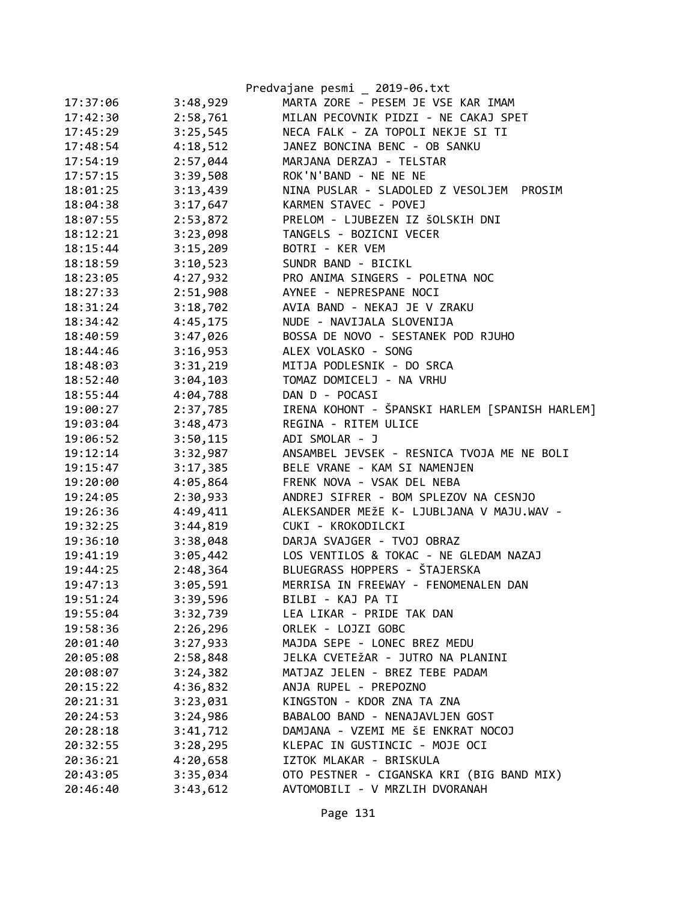| | | |
|---|---|---|
| 17:37:06 | 3:48,929 | MARTA ZORE - PESEM JE VSE KAR IMAM |
| 17:42:30 | 2:58,761 | MILAN PECOVNIK PIDZI - NE CAKAJ SPET |
| 17:45:29 | 3:25,545 | NECA FALK - ZA TOPOLI NEKJE SI TI |
| 17:48:54 | 4:18,512 | JANEZ BONCINA BENC - OB SANKU |
| 17:54:19 | 2:57,044 | MARJANA DERZAJ - TELSTAR |
| 17:57:15 | 3:39,508 | ROK'N'BAND - NE NE NE |
| 18:01:25 | 3:13,439 | NINA PUSLAR - SLADOLED Z VESOLJEM PROSIM |
| 18:04:38 | 3:17,647 | KARMEN STAVEC - POVEJ |
| 18:07:55 | 2:53,872 | PRELOM - LJUBEZEN IZ ŠOLSKIH DNI |
| 18:12:21 | 3:23,098 | TANGELS - BOZICNI VECER |
| 18:15:44 | 3:15,209 | BOTRI - KER VEM |
| 18:18:59 | 3:10,523 | SUNDR BAND - BICIKL |
| 18:23:05 | 4:27,932 | PRO ANIMA SINGERS - POLETNA NOC |
| 18:27:33 | 2:51,908 | AYNEE - NEPRESPANE NOCI |
| 18:31:24 | 3:18,702 | AVIA BAND - NEKAJ JE V ZRAKU |
| 18:34:42 | 4:45,175 | NUDE - NAVIJALA SLOVENIJA |
| 18:40:59 | 3:47,026 | BOSSA DE NOVO - SESTANEK POD RJUHO |
| 18:44:46 | 3:16,953 | ALEX VOLASKO - SONG |
| 18:48:03 | 3:31,219 | MITJA PODLESNIK - DO SRCA |
| 18:52:40 | 3:04,103 | TOMAZ DOMICELJ - NA VRHU |
| 18:55:44 | 4:04,788 | DAN D - POCASI |
| 19:00:27 | 2:37,785 | IRENA KOHONT - ŠPANSKI HARLEM [SPANISH HARLEM] |
| 19:03:04 | 3:48,473 | REGINA - RITEM ULICE |
| 19:06:52 | 3:50,115 | ADI SMOLAR - J |
| 19:12:14 | 3:32,987 | ANSAMBEL JEVSEK - RESNICA TVOJA ME NE BOLI |
| 19:15:47 | 3:17,385 | BELE VRANE - KAM SI NAMENJEN |
| 19:20:00 | 4:05,864 | FRENK NOVA - VSAK DEL NEBA |
| 19:24:05 | 2:30,933 | ANDREJ SIFRER - BOM SPLEZOV NA CESNJO |
| 19:26:36 | 4:49,411 | ALEKSANDER MEžE K- LJUBLJANA V MAJU.WAV - |
| 19:32:25 | 3:44,819 | CUKI - KROKODILCKI |
| 19:36:10 | 3:38,048 | DARJA SVAJGER - TVOJ OBRAZ |
| 19:41:19 | 3:05,442 | LOS VENTILOS & TOKAC - NE GLEDAM NAZAJ |
| 19:44:25 | 2:48,364 | BLUEGRASS HOPPERS - ŠTAJERSKA |
| 19:47:13 | 3:05,591 | MERRISA IN FREEWAY - FENOMENALEN DAN |
| 19:51:24 | 3:39,596 | BILBI - KAJ PA TI |
| 19:55:04 | 3:32,739 | LEA LIKAR - PRIDE TAK DAN |
| 19:58:36 | 2:26,296 | ORLEK - LOJZI GOBC |
| 20:01:40 | 3:27,933 | MAJDA SEPE - LONEC BREZ MEDU |
| 20:05:08 | 2:58,848 | JELKA CVETEžAR - JUTRO NA PLANINI |
| 20:08:07 | 3:24,382 | MATJAZ JELEN - BREZ TEBE PADAM |
| 20:15:22 | 4:36,832 | ANJA RUPEL - PREPOZNO |
| 20:21:31 | 3:23,031 | KINGSTON - KDOR ZNA TA ZNA |
| 20:24:53 | 3:24,986 | BABALOO BAND - NENAJAVLJEN GOST |
| 20:28:18 | 3:41,712 | DAMJANA - VZEMI ME šE ENKRAT NOCOJ |
| 20:32:55 | 3:28,295 | KLEPAC IN GUSTINCIC - MOJE OCI |
| 20:36:21 | 4:20,658 | IZTOK MLAKAR - BRISKULA |
| 20:43:05 | 3:35,034 | OTO PESTNER - CIGANSKA KRI (BIG BAND MIX) |
| 20:46:40 | 3:43,612 | AVTOMOBILI - V MRZLIH DVORANAH |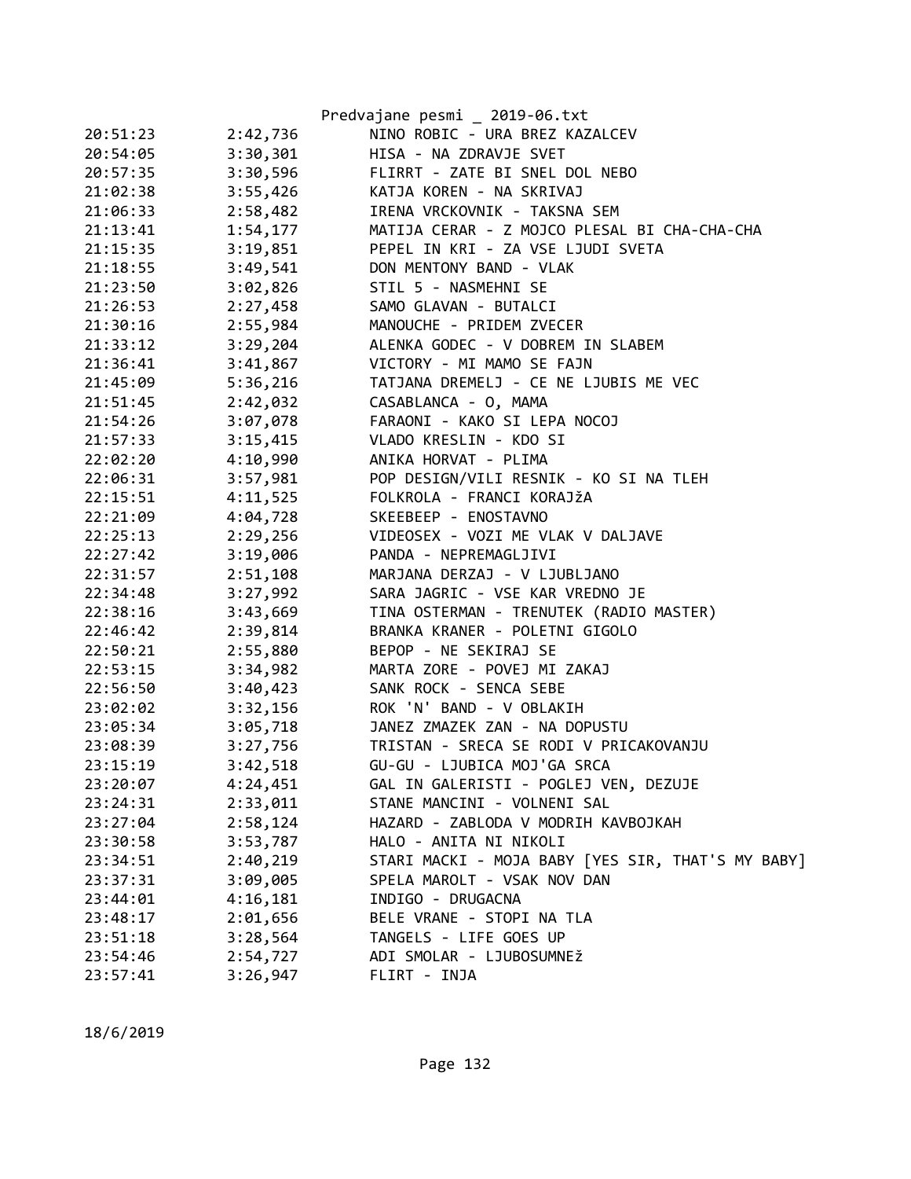| | | |
|---|---|---|
| 20:51:23 | 2:42,736 | NINO ROBIC - URA BREZ KAZALCEV |
| 20:54:05 | 3:30,301 | HISA - NA ZDRAVJE SVET |
| 20:57:35 | 3:30,596 | FLIRRT - ZATE BI SNEL DOL NEBO |
| 21:02:38 | 3:55,426 | KATJA KOREN - NA SKRIVAJ |
| 21:06:33 | 2:58,482 | IRENA VRCKOVNIK - TAKSNA SEM |
| 21:13:41 | 1:54,177 | MATIJA CERAR - Z MOJCO PLESAL BI CHA-CHA-CHA |
| 21:15:35 | 3:19,851 | PEPEL IN KRI - ZA VSE LJUDI SVETA |
| 21:18:55 | 3:49,541 | DON MENTONY BAND - VLAK |
| 21:23:50 | 3:02,826 | STIL 5 - NASMEHNI SE |
| 21:26:53 | 2:27,458 | SAMO GLAVAN - BUTALCI |
| 21:30:16 | 2:55,984 | MANOUCHE - PRIDEM ZVECER |
| 21:33:12 | 3:29,204 | ALENKA GODEC - V DOBREM IN SLABEM |
| 21:36:41 | 3:41,867 | VICTORY - MI MAMO SE FAJN |
| 21:45:09 | 5:36,216 | TATJANA DREMELJ - CE NE LJUBIS ME VEC |
| 21:51:45 | 2:42,032 | CASABLANCA - O, MAMA |
| 21:54:26 | 3:07,078 | FARAONI - KAKO SI LEPA NOCOJ |
| 21:57:33 | 3:15,415 | VLADO KRESLIN - KDO SI |
| 22:02:20 | 4:10,990 | ANIKA HORVAT - PLIMA |
| 22:06:31 | 3:57,981 | POP DESIGN/VILI RESNIK - KO SI NA TLEH |
| 22:15:51 | 4:11,525 | FOLKROLA - FRANCI KORAJžA |
| 22:21:09 | 4:04,728 | SKEEBEEP - ENOSTAVNO |
| 22:25:13 | 2:29,256 | VIDEOSEX - VOZI ME VLAK V DALJAVE |
| 22:27:42 | 3:19,006 | PANDA - NEPREMAGLJIVI |
| 22:31:57 | 2:51,108 | MARJANA DERZAJ - V LJUBLJANO |
| 22:34:48 | 3:27,992 | SARA JAGRIC - VSE KAR VREDNO JE |
| 22:38:16 | 3:43,669 | TINA OSTERMAN - TRENUTEK (RADIO MASTER) |
| 22:46:42 | 2:39,814 | BRANKA KRANER - POLETNI GIGOLO |
| 22:50:21 | 2:55,880 | BEPOP - NE SEKIRAJ SE |
| 22:53:15 | 3:34,982 | MARTA ZORE - POVEJ MI ZAKAJ |
| 22:56:50 | 3:40,423 | SANK ROCK - SENCA SEBE |
| 23:02:02 | 3:32,156 | ROK 'N' BAND - V OBLAKIH |
| 23:05:34 | 3:05,718 | JANEZ ZMAZEK ZAN - NA DOPUSTU |
| 23:08:39 | 3:27,756 | TRISTAN - SRECA SE RODI V PRICAKOVANJU |
| 23:15:19 | 3:42,518 | GU-GU - LJUBICA MOJ'GA SRCA |
| 23:20:07 | 4:24,451 | GAL IN GALERISTI - POGLEJ VEN, DEZUJE |
| 23:24:31 | 2:33,011 | STANE MANCINI - VOLNENI SAL |
| 23:27:04 | 2:58,124 | HAZARD - ZABLODA V MODRIH KAVBOJKAH |
| 23:30:58 | 3:53,787 | HALO - ANITA NI NIKOLI |
| 23:34:51 | 2:40,219 | STARI MACKI - MOJA BABY [YES SIR, THAT'S MY BABY] |
| 23:37:31 | 3:09,005 | SPELA MAROLT - VSAK NOV DAN |
| 23:44:01 | 4:16,181 | INDIGO - DRUGACNA |
| 23:48:17 | 2:01,656 | BELE VRANE - STOPI NA TLA |
| 23:51:18 | 3:28,564 | TANGELS - LIFE GOES UP |
| 23:54:46 | 2:54,727 | ADI SMOLAR - LJUBOSUMNEž |
| 23:57:41 | 3:26,947 | FLIRT - INJA |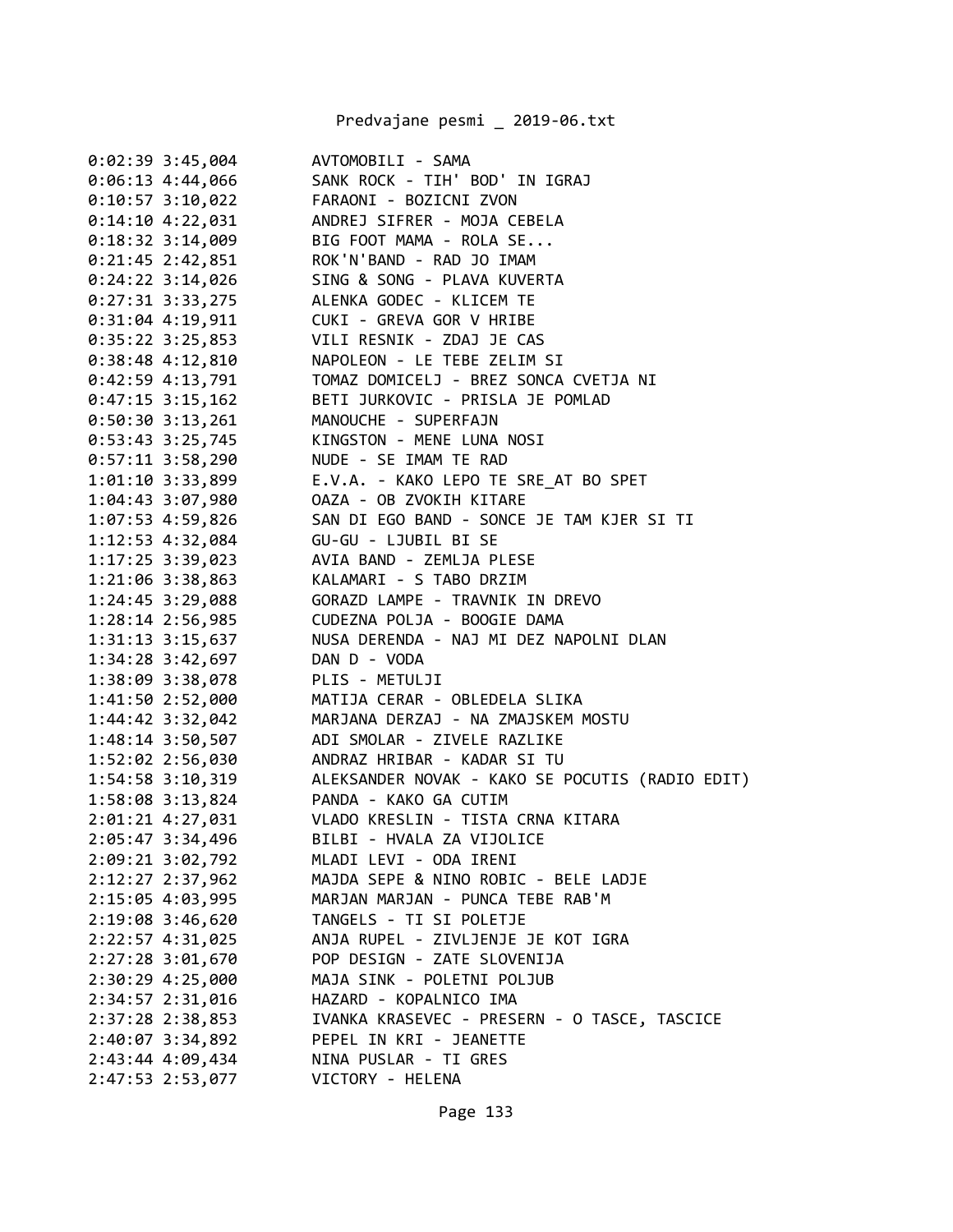```
0:02:39 3:45,004        AVTOMOBILI - SAMA
0:06:13 4:44,066        SANK ROCK - TIH' BOD' IN IGRAJ
0:10:57 3:10,022        FARAONI - BOZICNI ZVON
0:14:10 4:22,031        ANDREJ SIFRER - MOJA CEBELA
0:18:32 3:14,009        BIG FOOT MAMA - ROLA SE...
0:21:45 2:42,851        ROK'N'BAND - RAD JO IMAM
0:24:22 3:14,026        SING & SONG - PLAVA KUVERTA
0:27:31 3:33,275        ALENKA GODEC - KLICEM TE
0:31:04 4:19,911        CUKI - GREVA GOR V HRIBE
0:35:22 3:25,853        VILI RESNIK - ZDAJ JE CAS
0:38:48 4:12,810        NAPOLEON - LE TEBE ZELIM SI
0:42:59 4:13,791        TOMAZ DOMICELJ - BREZ SONCA CVETJA NI
0:47:15 3:15,162        BETI JURKOVIC - PRISLA JE POMLAD
0:50:30 3:13,261        MANOUCHE - SUPERFAJN
0:53:43 3:25,745        KINGSTON - MENE LUNA NOSI
0:57:11 3:58,290        NUDE - SE IMAM TE RAD
1:01:10 3:33,899        E.V.A. - KAKO LEPO TE SRE_AT BO SPET
1:04:43 3:07,980        OAZA - OB ZVOKIH KITARE
1:07:53 4:59,826        SAN DI EGO BAND - SONCE JE TAM KJER SI TI
1:12:53 4:32,084        GU-GU - LJUBIL BI SE
1:17:25 3:39,023        AVIA BAND - ZEMLJA PLESE
1:21:06 3:38,863        KALAMARI - S TABO DRZIM
1:24:45 3:29,088        GORAZD LAMPE - TRAVNIK IN DREVO
1:28:14 2:56,985        CUDEZNA POLJA - BOOGIE DAMA
1:31:13 3:15,637        NUSA DERENDA - NAJ MI DEZ NAPOLNI DLAN
1:34:28 3:42,697        DAN D - VODA
1:38:09 3:38,078        PLIS - METULJI
1:41:50 2:52,000        MATIJA CERAR - OBLEDELA SLIKA
1:44:42 3:32,042        MARJANA DERZAJ - NA ZMAJSKEM MOSTU
1:48:14 3:50,507        ADI SMOLAR - ZIVELE RAZLIKE
1:52:02 2:56,030        ANDRAZ HRIBAR - KADAR SI TU
1:54:58 3:10,319        ALEKSANDER NOVAK - KAKO SE POCUTIS (RADIO EDIT)
1:58:08 3:13,824        PANDA - KAKO GA CUTIM
2:01:21 4:27,031        VLADO KRESLIN - TISTA CRNA KITARA
2:05:47 3:34,496        BILBI - HVALA ZA VIJOLICE
2:09:21 3:02,792        MLADI LEVI - ODA IRENI
2:12:27 2:37,962        MAJDA SEPE & NINO ROBIC - BELE LADJE
2:15:05 4:03,995        MARJAN MARJAN - PUNCA TEBE RAB'M
2:19:08 3:46,620        TANGELS - TI SI POLETJE
2:22:57 4:31,025        ANJA RUPEL - ZIVLJENJE JE KOT IGRA
2:27:28 3:01,670        POP DESIGN - ZATE SLOVENIJA
2:30:29 4:25,000        MAJA SINK - POLETNI POLJUB
2:34:57 2:31,016        HAZARD - KOPALNICO IMA
2:37:28 2:38,853        IVANKA KRASEVEC - PRESERN - O TASCE, TASCICE
2:40:07 3:34,892        PEPEL IN KRI - JEANETTE
2:43:44 4:09,434        NINA PUSLAR - TI GRES
2:47:53 2:53,077        VICTORY - HELENA
```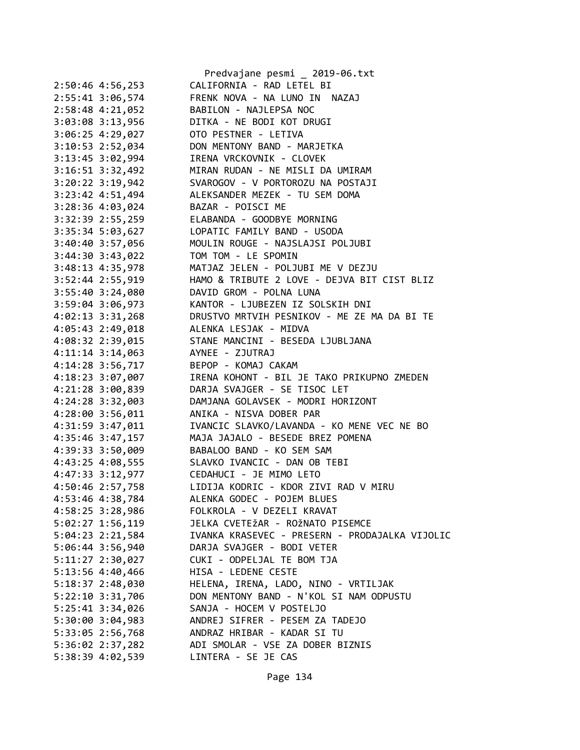```
2:50:46 4:56,253        CALIFORNIA - RAD LETEL BI
2:55:41 3:06,574        FRENK NOVA - NA LUNO IN  NAZAJ
2:58:48 4:21,052        BABILON - NAJLEPSA NOC
3:03:08 3:13,956        DITKA - NE BODI KOT DRUGI
3:06:25 4:29,027        OTO PESTNER - LETIVA
3:10:53 2:52,034        DON MENTONY BAND - MARJETKA
3:13:45 3:02,994        IRENA VRCKOVNIK - CLOVEK
3:16:51 3:32,492        MIRAN RUDAN - NE MISLI DA UMIRAM
3:20:22 3:19,942        SVAROGOV - V PORTOROZU NA POSTAJI
3:23:42 4:51,494        ALEKSANDER MEZEK - TU SEM DOMA
3:28:36 4:03,024        BAZAR - POISCI ME
3:32:39 2:55,259        ELABANDA - GOODBYE MORNING
3:35:34 5:03,627        LOPATIC FAMILY BAND - USODA
3:40:40 3:57,056        MOULIN ROUGE - NAJSLAJSI POLJUBI
3:44:30 3:43,022        TOM TOM - LE SPOMIN
3:48:13 4:35,978        MATJAZ JELEN - POLJUBI ME V DEZJU
3:52:44 2:55,919        HAMO & TRIBUTE 2 LOVE - DEJVA BIT CIST BLIZ
3:55:40 3:24,080        DAVID GROM - POLNA LUNA
3:59:04 3:06,973        KANTOR - LJUBEZEN IZ SOLSKIH DNI
4:02:13 3:31,268        DRUSTVO MRTVIH PESNIKOV - ME ZE MA DA BI TE
4:05:43 2:49,018        ALENKA LESJAK - MIDVA
4:08:32 2:39,015        STANE MANCINI - BESEDA LJUBLJANA
4:11:14 3:14,063        AYNEE - ZJUTRAJ
4:14:28 3:56,717        BEPOP - KOMAJ CAKAM
4:18:23 3:07,007        IRENA KOHONT - BIL JE TAKO PRIKUPNO ZMEDEN
4:21:28 3:00,839        DARJA SVAJGER - SE TISOC LET
4:24:28 3:32,003        DAMJANA GOLAVSEK - MODRI HORIZONT
4:28:00 3:56,011        ANIKA - NISVA DOBER PAR
4:31:59 3:47,011        IVANCIC SLAVKO/LAVANDA - KO MENE VEC NE BO
4:35:46 3:47,157        MAJA JAJALO - BESEDE BREZ POMENA
4:39:33 3:50,009        BABALOO BAND - KO SEM SAM
4:43:25 4:08,555        SLAVKO IVANCIC - DAN OB TEBI
4:47:33 3:12,977        CEDAHUCI - JE MIMO LETO
4:50:46 2:57,758        LIDIJA KODRIC - KDOR ZIVI RAD V MIRU
4:53:46 4:38,784        ALENKA GODEC - POJEM BLUES
4:58:25 3:28,986        FOLKROLA - V DEZELI KRAVAT
5:02:27 1:56,119        JELKA CVETEžAR - ROžNATO PISEMCE
5:04:23 2:21,584        IVANKA KRASEVEC - PRESERN - PRODAJALKA VIJOLIC
5:06:44 3:56,940        DARJA SVAJGER - BODI VETER
5:11:27 2:30,027        CUKI - ODPELJAL TE BOM TJA
5:13:56 4:40,466        HISA - LEDENE CESTE
5:18:37 2:48,030        HELENA, IRENA, LADO, NINO - VRTILJAK
5:22:10 3:31,706        DON MENTONY BAND - N'KOL SI NAM ODPUSTU
5:25:41 3:34,026        SANJA - HOCEM V POSTELJO
5:30:00 3:04,983        ANDREJ SIFRER - PESEM ZA TADEJO
5:33:05 2:56,768        ANDRAZ HRIBAR - KADAR SI TU
5:36:02 2:37,282        ADI SMOLAR - VSE ZA DOBER BIZNIS
5:38:39 4:02,539        LINTERA - SE JE CAS
```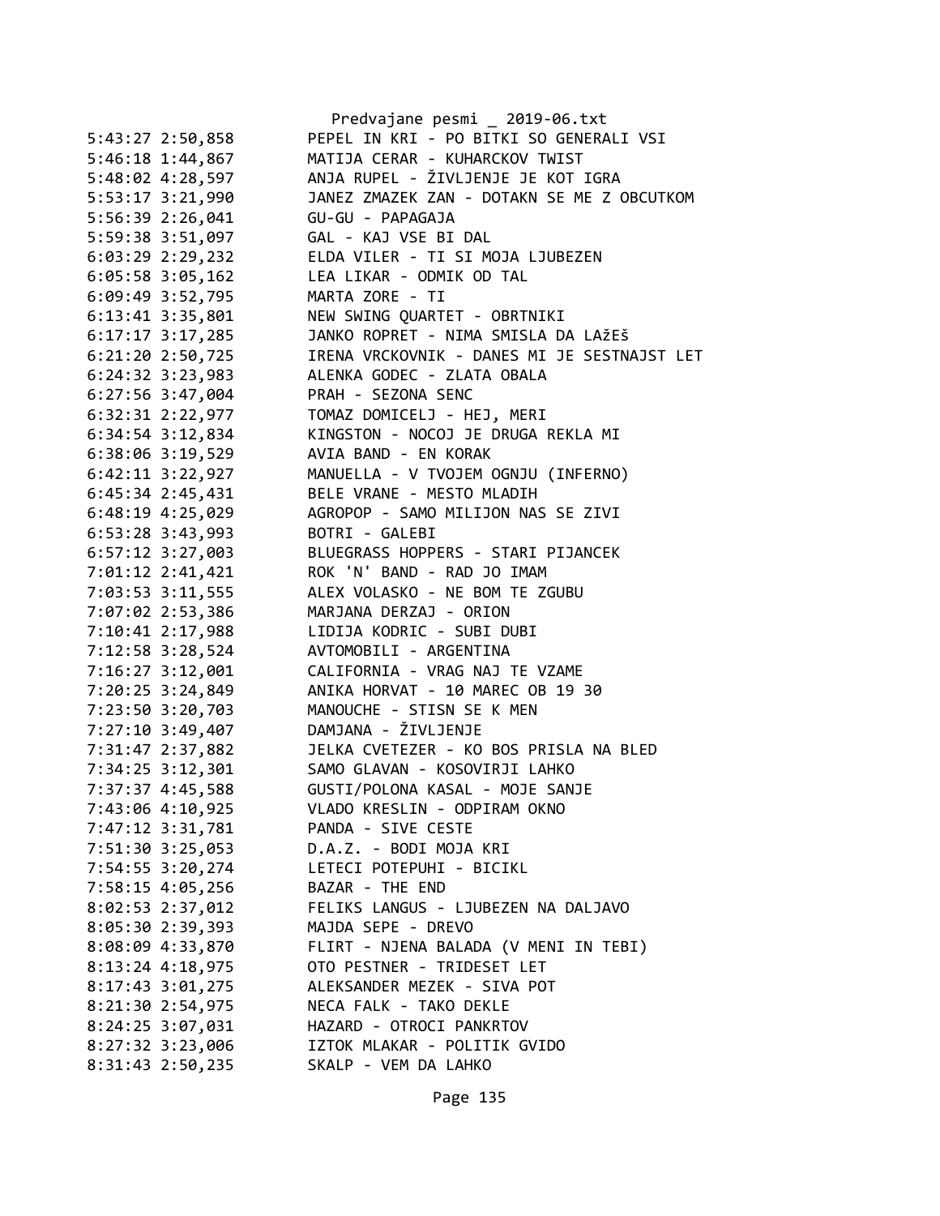Predvajane pesmi _ 2019-06.txt

```
5:43:27 2:50,858        PEPEL IN KRI - PO BITKI SO GENERALI VSI
5:46:18 1:44,867        MATIJA CERAR - KUHARCKOV TWIST
5:48:02 4:28,597        ANJA RUPEL - ŽIVLJENJE JE KOT IGRA
5:53:17 3:21,990        JANEZ ZMAZEK ZAN - DOTAKN SE ME Z OBCUTKOM
5:56:39 2:26,041        GU-GU - PAPAGAJA
5:59:38 3:51,097        GAL - KAJ VSE BI DAL
6:03:29 2:29,232        ELDA VILER - TI SI MOJA LJUBEZEN
6:05:58 3:05,162        LEA LIKAR - ODMIK OD TAL
6:09:49 3:52,795        MARTA ZORE - TI
6:13:41 3:35,801        NEW SWING QUARTET - OBRTNIKI
6:17:17 3:17,285        JANKO ROPRET - NIMA SMISLA DA LAžEš
6:21:20 2:50,725        IRENA VRCKOVNIK - DANES MI JE SESTNAJST LET
6:24:32 3:23,983        ALENKA GODEC - ZLATA OBALA
6:27:56 3:47,004        PRAH - SEZONA SENC
6:32:31 2:22,977        TOMAZ DOMICELJ - HEJ, MERI
6:34:54 3:12,834        KINGSTON - NOCOJ JE DRUGA REKLA MI
6:38:06 3:19,529        AVIA BAND - EN KORAK
6:42:11 3:22,927        MANUELLA - V TVOJEM OGNJU (INFERNO)
6:45:34 2:45,431        BELE VRANE - MESTO MLADIH
6:48:19 4:25,029        AGROPOP - SAMO MILIJON NAS SE ZIVI
6:53:28 3:43,993        BOTRI - GALEBI
6:57:12 3:27,003        BLUEGRASS HOPPERS - STARI PIJANCEK
7:01:12 2:41,421        ROK 'N' BAND - RAD JO IMAM
7:03:53 3:11,555        ALEX VOLASKO - NE BOM TE ZGUBU
7:07:02 2:53,386        MARJANA DERZAJ - ORION
7:10:41 2:17,988        LIDIJA KODRIC - SUBI DUBI
7:12:58 3:28,524        AVTOMOBILI - ARGENTINA
7:16:27 3:12,001        CALIFORNIA - VRAG NAJ TE VZAME
7:20:25 3:24,849        ANIKA HORVAT - 10 MAREC OB 19 30
7:23:50 3:20,703        MANOUCHE - STISN SE K MEN
7:27:10 3:49,407        DAMJANA - ŽIVLJENJE
7:31:47 2:37,882        JELKA CVETEZER - KO BOS PRISLA NA BLED
7:34:25 3:12,301        SAMO GLAVAN - KOSOVIRJI LAHKO
7:37:37 4:45,588        GUSTI/POLONA KASAL - MOJE SANJE
7:43:06 4:10,925        VLADO KRESLIN - ODPIRAM OKNO
7:47:12 3:31,781        PANDA - SIVE CESTE
7:51:30 3:25,053        D.A.Z. - BODI MOJA KRI
7:54:55 3:20,274        LETECI POTEPUHI - BICIKL
7:58:15 4:05,256        BAZAR - THE END
8:02:53 2:37,012        FELIKS LANGUS - LJUBEZEN NA DALJAVO
8:05:30 2:39,393        MAJDA SEPE - DREVO
8:08:09 4:33,870        FLIRT - NJENA BALADA (V MENI IN TEBI)
8:13:24 4:18,975        OTO PESTNER - TRIDESET LET
8:17:43 3:01,275        ALEKSANDER MEZEK - SIVA POT
8:21:30 2:54,975        NECA FALK - TAKO DEKLE
8:24:25 3:07,031        HAZARD - OTROCI PANKRTOV
8:27:32 3:23,006        IZTOK MLAKAR - POLITIK GVIDO
8:31:43 2:50,235        SKALP - VEM DA LAHKO
```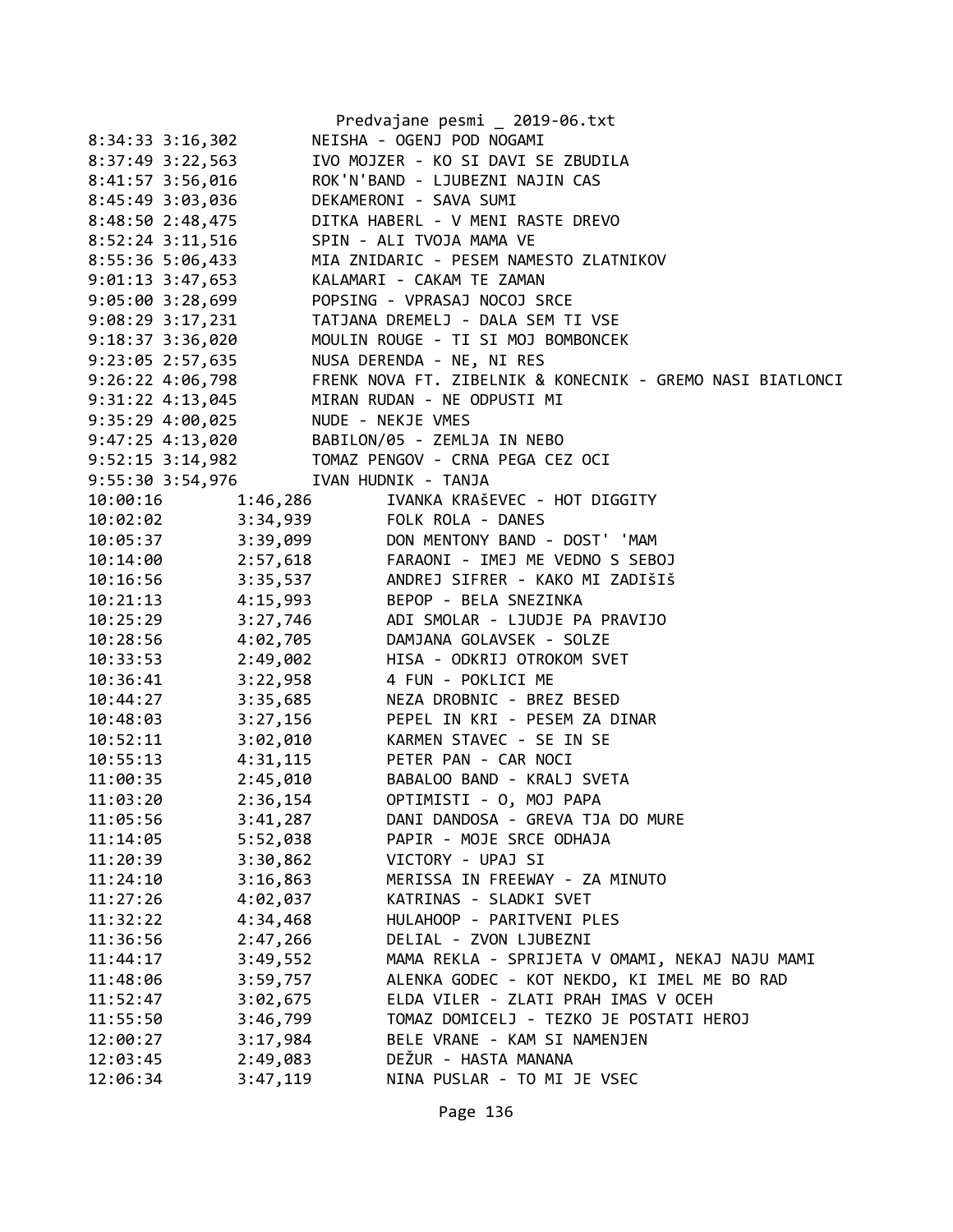```
8:34:33 3:16,302        NEISHA - OGENJ POD NOGAMI
8:37:49 3:22,563        IVO MOJZER - KO SI DAVI SE ZBUDILA
8:41:57 3:56,016        ROK'N'BAND - LJUBEZNI NAJIN CAS
8:45:49 3:03,036        DEKAMERONI - SAVA SUMI
8:48:50 2:48,475        DITKA HABERL - V MENI RASTE DREVO
8:52:24 3:11,516        SPIN - ALI TVOJA MAMA VE
8:55:36 5:06,433        MIA ZNIDARIC - PESEM NAMESTO ZLATNIKOV
9:01:13 3:47,653        KALAMARI - CAKAM TE ZAMAN
9:05:00 3:28,699        POPSING - VPRASAJ NOCOJ SRCE
9:08:29 3:17,231        TATJANA DREMELJ - DALA SEM TI VSE
9:18:37 3:36,020        MOULIN ROUGE - TI SI MOJ BOMBONCEK
9:23:05 2:57,635        NUSA DERENDA - NE, NI RES
9:26:22 4:06,798        FRENK NOVA FT. ZIBELNIK & KONECNIK - GREMO NASI BIATLONCI
9:31:22 4:13,045        MIRAN RUDAN - NE ODPUSTI MI
9:35:29 4:00,025        NUDE - NEKJE VMES
9:47:25 4:13,020        BABILON/05 - ZEMLJA IN NEBO
9:52:15 3:14,982        TOMAZ PENGOV - CRNA PEGA CEZ OCI
9:55:30 3:54,976        IVAN HUDNIK - TANJA
10:00:16        1:46,286        IVANKA KRAŠEVEC - HOT DIGGITY
10:02:02        3:34,939        FOLK ROLA - DANES
10:05:37        3:39,099        DON MENTONY BAND - DOST' 'MAM
10:14:00        2:57,618        FARAONI - IMEJ ME VEDNO S SEBOJ
10:16:56        3:35,537        ANDREJ SIFRER - KAKO MI ZADIŠIŠ
10:21:13        4:15,993        BEPOP - BELA SNEZINKA
10:25:29        3:27,746        ADI SMOLAR - LJUDJE PA PRAVIJO
10:28:56        4:02,705        DAMJANA GOLAVSEK - SOLZE
10:33:53        2:49,002        HISA - ODKRIJ OTROKOM SVET
10:36:41        3:22,958        4 FUN - POKLICI ME
10:44:27        3:35,685        NEZA DROBNIC - BREZ BESED
10:48:03        3:27,156        PEPEL IN KRI - PESEM ZA DINAR
10:52:11        3:02,010        KARMEN STAVEC - SE IN SE
10:55:13        4:31,115        PETER PAN - CAR NOCI
11:00:35        2:45,010        BABALOO BAND - KRALJ SVETA
11:03:20        2:36,154        OPTIMISTI - O, MOJ PAPA
11:05:56        3:41,287        DANI DANDOSA - GREVA TJA DO MURE
11:14:05        5:52,038        PAPIR - MOJE SRCE ODHAJA
11:20:39        3:30,862        VICTORY - UPAJ SI
11:24:10        3:16,863        MERISSA IN FREEWAY - ZA MINUTO
11:27:26        4:02,037        KATRINAS - SLADKI SVET
11:32:22        4:34,468        HULAHOOP - PARITVENI PLES
11:36:56        2:47,266        DELIAL - ZVON LJUBEZNI
11:44:17        3:49,552        MAMA REKLA - SPRIJETA V OMAMI, NEKAJ NAJU MAMI
11:48:06        3:59,757        ALENKA GODEC - KOT NEKDO, KI IMEL ME BO RAD
11:52:47        3:02,675        ELDA VILER - ZLATI PRAH IMAS V OCEH
11:55:50        3:46,799        TOMAZ DOMICELJ - TEZKO JE POSTATI HEROJ
12:00:27        3:17,984        BELE VRANE - KAM SI NAMENJEN
12:03:45        2:49,083        DEŽUR - HASTA MANANA
12:06:34        3:47,119        NINA PUSLAR - TO MI JE VSEC
```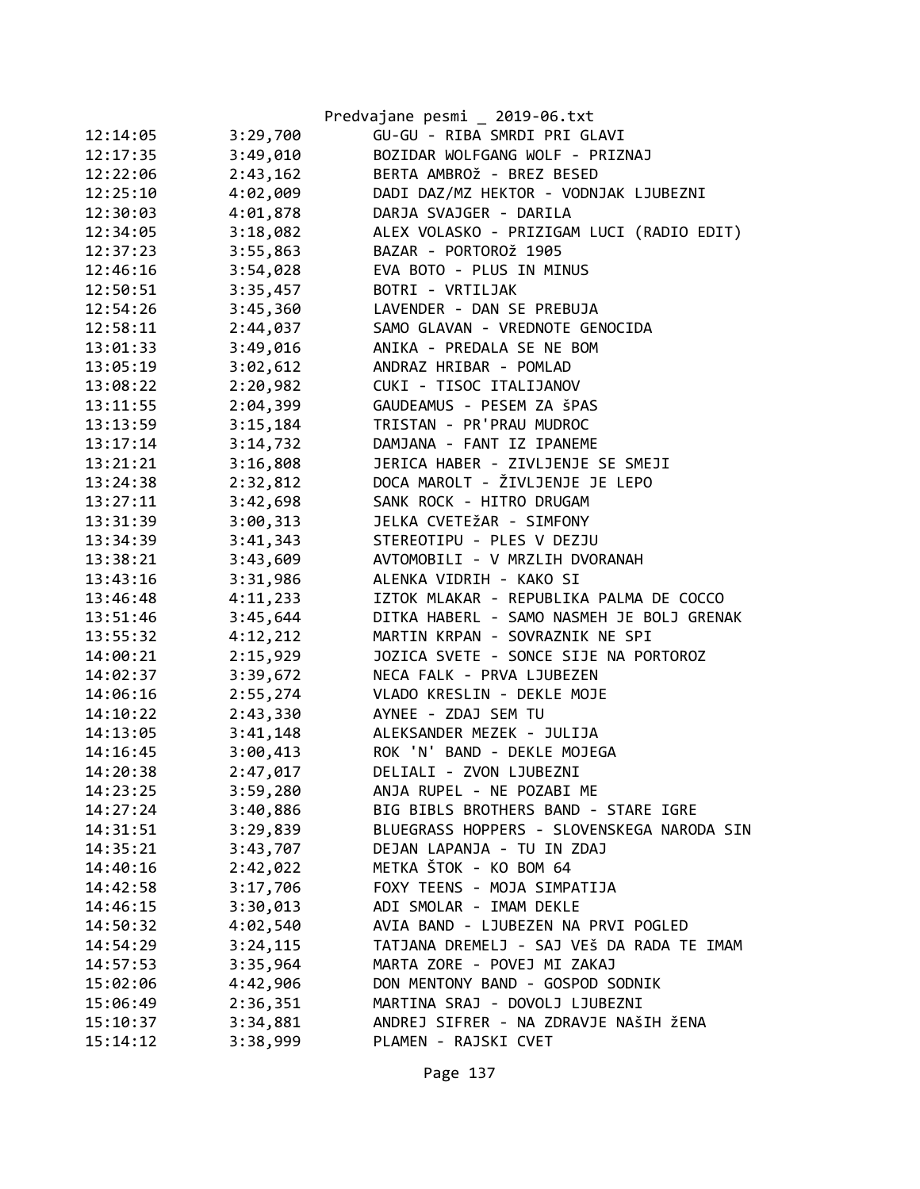| | | |
|---|---|---|
| 12:14:05 | 3:29,700 | GU-GU - RIBA SMRDI PRI GLAVI |
| 12:17:35 | 3:49,010 | BOZIDAR WOLFGANG WOLF - PRIZNAJ |
| 12:22:06 | 2:43,162 | BERTA AMBROž - BREZ BESED |
| 12:25:10 | 4:02,009 | DADI DAZ/MZ HEKTOR - VODNJAK LJUBEZNI |
| 12:30:03 | 4:01,878 | DARJA SVAJGER - DARILA |
| 12:34:05 | 3:18,082 | ALEX VOLASKO - PRIZIGAM LUCI (RADIO EDIT) |
| 12:37:23 | 3:55,863 | BAZAR - PORTOROž 1905 |
| 12:46:16 | 3:54,028 | EVA BOTO - PLUS IN MINUS |
| 12:50:51 | 3:35,457 | BOTRI - VRTILJAK |
| 12:54:26 | 3:45,360 | LAVENDER - DAN SE PREBUJA |
| 12:58:11 | 2:44,037 | SAMO GLAVAN - VREDNOTE GENOCIDA |
| 13:01:33 | 3:49,016 | ANIKA - PREDALA SE NE BOM |
| 13:05:19 | 3:02,612 | ANDRAZ HRIBAR - POMLAD |
| 13:08:22 | 2:20,982 | CUKI - TISOC ITALIJANOV |
| 13:11:55 | 2:04,399 | GAUDEAMUS - PESEM ZA šPAS |
| 13:13:59 | 3:15,184 | TRISTAN - PR'PRAU MUDROC |
| 13:17:14 | 3:14,732 | DAMJANA - FANT IZ IPANEME |
| 13:21:21 | 3:16,808 | JERICA HABER - ZIVLJENJE SE SMEJI |
| 13:24:38 | 2:32,812 | DOCA MAROLT - ŽIVLJENJE JE LEPO |
| 13:27:11 | 3:42,698 | SANK ROCK - HITRO DRUGAM |
| 13:31:39 | 3:00,313 | JELKA CVETEžAR - SIMFONY |
| 13:34:39 | 3:41,343 | STEREOTIPU - PLES V DEZJU |
| 13:38:21 | 3:43,609 | AVTOMOBILI - V MRZLIH DVORANAH |
| 13:43:16 | 3:31,986 | ALENKA VIDRIH - KAKO SI |
| 13:46:48 | 4:11,233 | IZTOK MLAKAR - REPUBLIKA PALMA DE COCCO |
| 13:51:46 | 3:45,644 | DITKA HABERL - SAMO NASMEH JE BOLJ GRENAK |
| 13:55:32 | 4:12,212 | MARTIN KRPAN - SOVRAZNIK NE SPI |
| 14:00:21 | 2:15,929 | JOZICA SVETE - SONCE SIJE NA PORTOROZ |
| 14:02:37 | 3:39,672 | NECA FALK - PRVA LJUBEZEN |
| 14:06:16 | 2:55,274 | VLADO KRESLIN - DEKLE MOJE |
| 14:10:22 | 2:43,330 | AYNEE - ZDAJ SEM TU |
| 14:13:05 | 3:41,148 | ALEKSANDER MEZEK - JULIJA |
| 14:16:45 | 3:00,413 | ROK 'N' BAND - DEKLE MOJEGA |
| 14:20:38 | 2:47,017 | DELIALI - ZVON LJUBEZNI |
| 14:23:25 | 3:59,280 | ANJA RUPEL - NE POZABI ME |
| 14:27:24 | 3:40,886 | BIG BIBLS BROTHERS BAND - STARE IGRE |
| 14:31:51 | 3:29,839 | BLUEGRASS HOPPERS - SLOVENSKEGA NARODA SIN |
| 14:35:21 | 3:43,707 | DEJAN LAPANJA - TU IN ZDAJ |
| 14:40:16 | 2:42,022 | METKA ŠTOK - KO BOM 64 |
| 14:42:58 | 3:17,706 | FOXY TEENS - MOJA SIMPATIJA |
| 14:46:15 | 3:30,013 | ADI SMOLAR - IMAM DEKLE |
| 14:50:32 | 4:02,540 | AVIA BAND - LJUBEZEN NA PRVI POGLED |
| 14:54:29 | 3:24,115 | TATJANA DREMELJ - SAJ VEš DA RADA TE IMAM |
| 14:57:53 | 3:35,964 | MARTA ZORE - POVEJ MI ZAKAJ |
| 15:02:06 | 4:42,906 | DON MENTONY BAND - GOSPOD SODNIK |
| 15:06:49 | 2:36,351 | MARTINA SRAJ - DOVOLJ LJUBEZNI |
| 15:10:37 | 3:34,881 | ANDREJ SIFRER - NA ZDRAVJE NAšIH žENA |
| 15:14:12 | 3:38,999 | PLAMEN - RAJSKI CVET |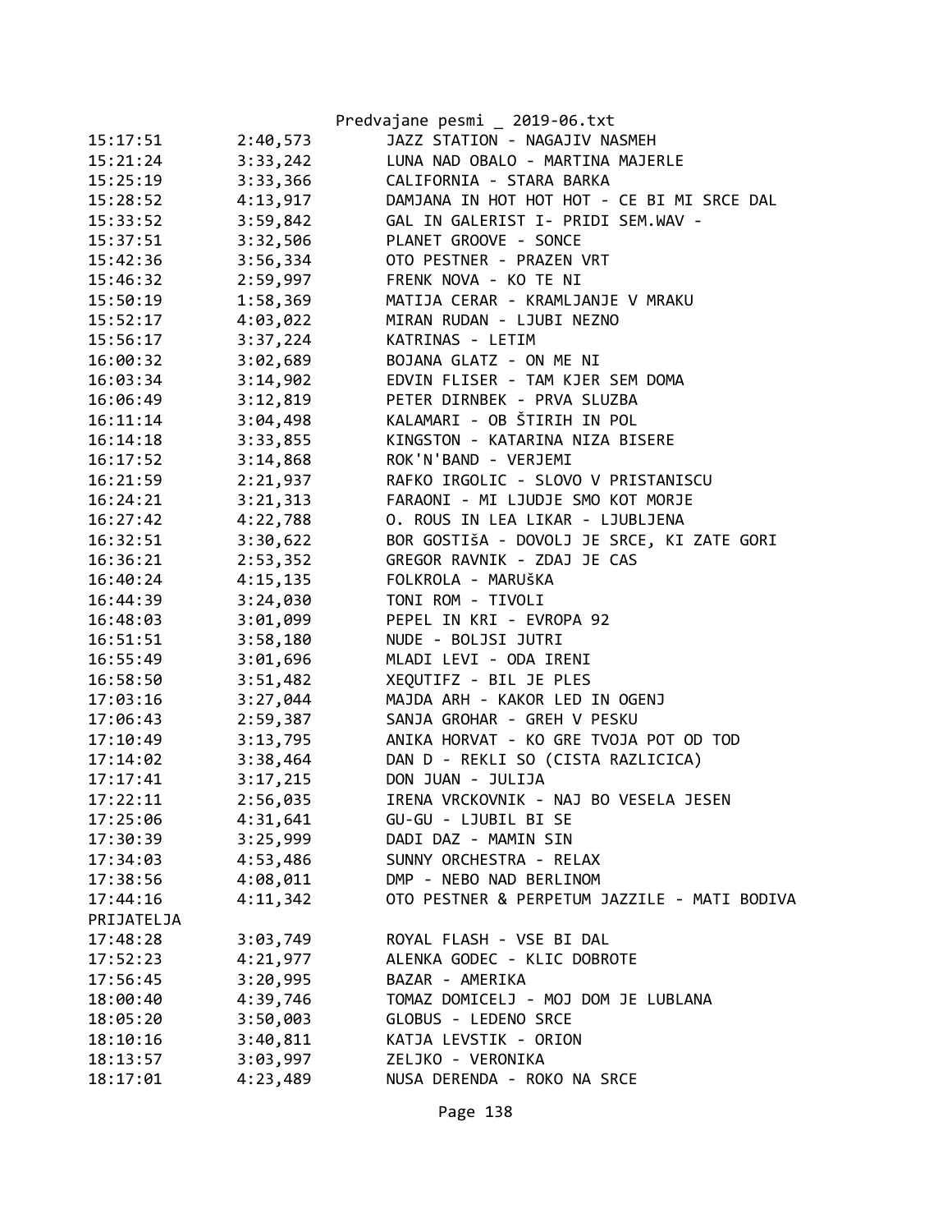| | | |
|---|---|---|
| 15:17:51 | 2:40,573 | JAZZ STATION - NAGAJIV NASMEH |
| 15:21:24 | 3:33,242 | LUNA NAD OBALO - MARTINA MAJERLE |
| 15:25:19 | 3:33,366 | CALIFORNIA - STARA BARKA |
| 15:28:52 | 4:13,917 | DAMJANA IN HOT HOT HOT - CE BI MI SRCE DAL |
| 15:33:52 | 3:59,842 | GAL IN GALERIST I- PRIDI SEM.WAV - |
| 15:37:51 | 3:32,506 | PLANET GROOVE - SONCE |
| 15:42:36 | 3:56,334 | OTO PESTNER - PRAZEN VRT |
| 15:46:32 | 2:59,997 | FRENK NOVA - KO TE NI |
| 15:50:19 | 1:58,369 | MATIJA CERAR - KRAMLJANJE V MRAKU |
| 15:52:17 | 4:03,022 | MIRAN RUDAN - LJUBI NEZNO |
| 15:56:17 | 3:37,224 | KATRINAS - LETIM |
| 16:00:32 | 3:02,689 | BOJANA GLATZ - ON ME NI |
| 16:03:34 | 3:14,902 | EDVIN FLISER - TAM KJER SEM DOMA |
| 16:06:49 | 3:12,819 | PETER DIRNBEK - PRVA SLUZBA |
| 16:11:14 | 3:04,498 | KALAMARI - OB ŠTIRIH IN POL |
| 16:14:18 | 3:33,855 | KINGSTON - KATARINA NIZA BISERE |
| 16:17:52 | 3:14,868 | ROK'N'BAND - VERJEMI |
| 16:21:59 | 2:21,937 | RAFKO IRGOLIC - SLOVO V PRISTANISCU |
| 16:24:21 | 3:21,313 | FARAONI - MI LJUDJE SMO KOT MORJE |
| 16:27:42 | 4:22,788 | O. ROUS IN LEA LIKAR - LJUBLJENA |
| 16:32:51 | 3:30,622 | BOR GOSTIŠA - DOVOLJ JE SRCE, KI ZATE GORI |
| 16:36:21 | 2:53,352 | GREGOR RAVNIK - ZDAJ JE CAS |
| 16:40:24 | 4:15,135 | FOLKROLA - MARUŠKA |
| 16:44:39 | 3:24,030 | TONI ROM - TIVOLI |
| 16:48:03 | 3:01,099 | PEPEL IN KRI - EVROPA 92 |
| 16:51:51 | 3:58,180 | NUDE - BOLJSI JUTRI |
| 16:55:49 | 3:01,696 | MLADI LEVI - ODA IRENI |
| 16:58:50 | 3:51,482 | XEQUTIFZ - BIL JE PLES |
| 17:03:16 | 3:27,044 | MAJDA ARH - KAKOR LED IN OGENJ |
| 17:06:43 | 2:59,387 | SANJA GROHAR - GREH V PESKU |
| 17:10:49 | 3:13,795 | ANIKA HORVAT - KO GRE TVOJA POT OD TOD |
| 17:14:02 | 3:38,464 | DAN D - REKLI SO (CISTA RAZLICICA) |
| 17:17:41 | 3:17,215 | DON JUAN - JULIJA |
| 17:22:11 | 2:56,035 | IRENA VRCKOVNIK - NAJ BO VESELA JESEN |
| 17:25:06 | 4:31,641 | GU-GU - LJUBIL BI SE |
| 17:30:39 | 3:25,999 | DADI DAZ - MAMIN SIN |
| 17:34:03 | 4:53,486 | SUNNY ORCHESTRA - RELAX |
| 17:38:56 | 4:08,011 | DMP - NEBO NAD BERLINOM |
| 17:44:16 | 4:11,342 | OTO PESTNER & PERPETUM JAZZILE - MATI BODIVA PRIJATELJA |
| 17:48:28 | 3:03,749 | ROYAL FLASH - VSE BI DAL |
| 17:52:23 | 4:21,977 | ALENKA GODEC - KLIC DOBROTE |
| 17:56:45 | 3:20,995 | BAZAR - AMERIKA |
| 18:00:40 | 4:39,746 | TOMAZ DOMICELJ - MOJ DOM JE LUBLANA |
| 18:05:20 | 3:50,003 | GLOBUS - LEDENO SRCE |
| 18:10:16 | 3:40,811 | KATJA LEVSTIK - ORION |
| 18:13:57 | 3:03,997 | ZELJKO - VERONIKA |
| 18:17:01 | 4:23,489 | NUSA DERENDA - ROKO NA SRCE |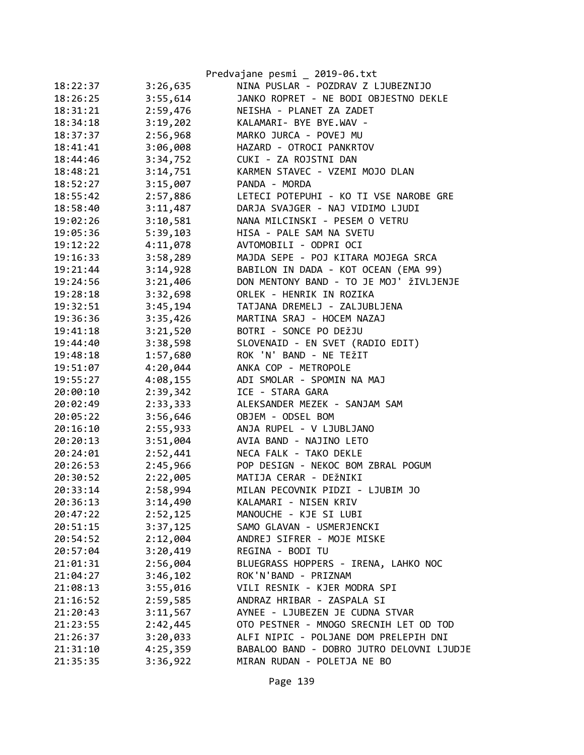| 18:22:37 | 3:26,635 | NINA PUSLAR - POZDRAV Z LJUBEZNIJO |
|---|---|---|
| 18:26:25 | 3:55,614 | JANKO ROPRET - NE BODI OBJESTNO DEKLE |
| 18:31:21 | 2:59,476 | NEISHA - PLANET ZA ZADET |
| 18:34:18 | 3:19,202 | KALAMARI- BYE BYE.WAV - |
| 18:37:37 | 2:56,968 | MARKO JURCA - POVEJ MU |
| 18:41:41 | 3:06,008 | HAZARD - OTROCI PANKRTOV |
| 18:44:46 | 3:34,752 | CUKI - ZA ROJSTNI DAN |
| 18:48:21 | 3:14,751 | KARMEN STAVEC - VZEMI MOJO DLAN |
| 18:52:27 | 3:15,007 | PANDA - MORDA |
| 18:55:42 | 2:57,886 | LETECI POTEPUHI - KO TI VSE NAROBE GRE |
| 18:58:40 | 3:11,487 | DARJA SVAJGER - NAJ VIDIMO LJUDI |
| 19:02:26 | 3:10,581 | NANA MILCINSKI - PESEM O VETRU |
| 19:05:36 | 5:39,103 | HISA - PALE SAM NA SVETU |
| 19:12:22 | 4:11,078 | AVTOMOBILI - ODPRI OCI |
| 19:16:33 | 3:58,289 | MAJDA SEPE - POJ KITARA MOJEGA SRCA |
| 19:21:44 | 3:14,928 | BABILON IN DADA - KOT OCEAN (EMA 99) |
| 19:24:56 | 3:21,406 | DON MENTONY BAND - TO JE MOJ' žIVLJENJE |
| 19:28:18 | 3:32,698 | ORLEK - HENRIK IN ROZIKA |
| 19:32:51 | 3:45,194 | TATJANA DREMELJ - ZALJUBLJENA |
| 19:36:36 | 3:35,426 | MARTINA SRAJ - HOCEM NAZAJ |
| 19:41:18 | 3:21,520 | BOTRI - SONCE PO DEžJU |
| 19:44:40 | 3:38,598 | SLOVENAID - EN SVET (RADIO EDIT) |
| 19:48:18 | 1:57,680 | ROK 'N' BAND - NE TEžIT |
| 19:51:07 | 4:20,044 | ANKA COP - METROPOLE |
| 19:55:27 | 4:08,155 | ADI SMOLAR - SPOMIN NA MAJ |
| 20:00:10 | 2:39,342 | ICE - STARA GARA |
| 20:02:49 | 2:33,333 | ALEKSANDER MEZEK - SANJAM SAM |
| 20:05:22 | 3:56,646 | OBJEM - ODSEL BOM |
| 20:16:10 | 2:55,933 | ANJA RUPEL - V LJUBLJANO |
| 20:20:13 | 3:51,004 | AVIA BAND - NAJINO LETO |
| 20:24:01 | 2:52,441 | NECA FALK - TAKO DEKLE |
| 20:26:53 | 2:45,966 | POP DESIGN - NEKOC BOM ZBRAL POGUM |
| 20:30:52 | 2:22,005 | MATIJA CERAR - DEžNIKI |
| 20:33:14 | 2:58,994 | MILAN PECOVNIK PIDZI - LJUBIM JO |
| 20:36:13 | 3:14,490 | KALAMARI - NISEN KRIV |
| 20:47:22 | 2:52,125 | MANOUCHE - KJE SI LUBI |
| 20:51:15 | 3:37,125 | SAMO GLAVAN - USMERJENCKI |
| 20:54:52 | 2:12,004 | ANDREJ SIFRER - MOJE MISKE |
| 20:57:04 | 3:20,419 | REGINA - BODI TU |
| 21:01:31 | 2:56,004 | BLUEGRASS HOPPERS - IRENA, LAHKO NOC |
| 21:04:27 | 3:46,102 | ROK'N'BAND - PRIZNAM |
| 21:08:13 | 3:55,016 | VILI RESNIK - KJER MODRA SPI |
| 21:16:52 | 2:59,585 | ANDRAZ HRIBAR - ZASPALA SI |
| 21:20:43 | 3:11,567 | AYNEE - LJUBEZEN JE CUDNA STVAR |
| 21:23:55 | 2:42,445 | OTO PESTNER - MNOGO SRECNIH LET OD TOD |
| 21:26:37 | 3:20,033 | ALFI NIPIC - POLJANE DOM PRELEPIH DNI |
| 21:31:10 | 4:25,359 | BABALOO BAND - DOBRO JUTRO DELOVNI LJUDJE |
| 21:35:35 | 3:36,922 | MIRAN RUDAN - POLETJA NE BO |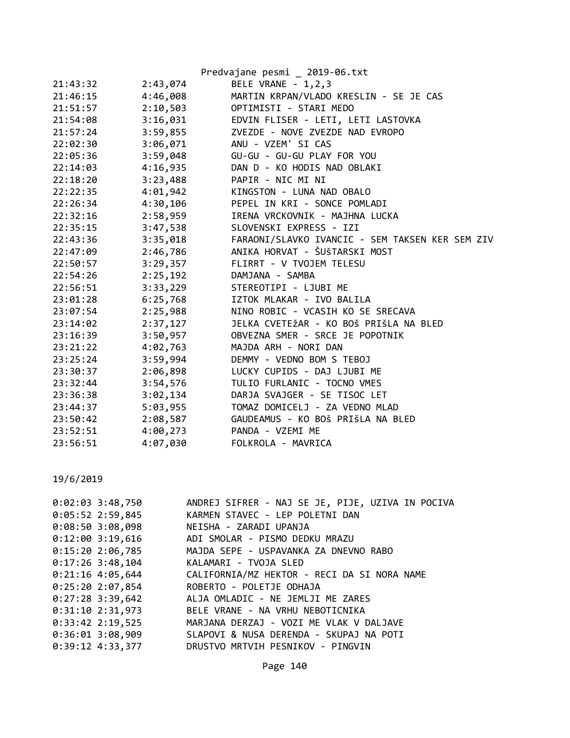| | | |
|---|---|---|
| 21:43:32 | 2:43,074 | BELE VRANE - 1,2,3 |
| 21:46:15 | 4:46,008 | MARTIN KRPAN/VLADO KRESLIN - SE JE CAS |
| 21:51:57 | 2:10,503 | OPTIMISTI - STARI MEDO |
| 21:54:08 | 3:16,031 | EDVIN FLISER - LETI, LETI LASTOVKA |
| 21:57:24 | 3:59,855 | ZVEZDE - NOVE ZVEZDE NAD EVROPO |
| 22:02:30 | 3:06,071 | ANU - VZEM' SI CAS |
| 22:05:36 | 3:59,048 | GU-GU - GU-GU PLAY FOR YOU |
| 22:14:03 | 4:16,935 | DAN D - KO HODIS NAD OBLAKI |
| 22:18:20 | 3:23,488 | PAPIR - NIC MI NI |
| 22:22:35 | 4:01,942 | KINGSTON - LUNA NAD OBALO |
| 22:26:34 | 4:30,106 | PEPEL IN KRI - SONCE POMLADI |
| 22:32:16 | 2:58,959 | IRENA VRCKOVNIK - MAJHNA LUCKA |
| 22:35:15 | 3:47,538 | SLOVENSKI EXPRESS - IZI |
| 22:43:36 | 3:35,018 | FARAONI/SLAVKO IVANCIC - SEM TAKSEN KER SEM ZIV |
| 22:47:09 | 2:46,786 | ANIKA HORVAT - ŠUšTARSKI MOST |
| 22:50:57 | 3:29,357 | FLIRRT - V TVOJEM TELESU |
| 22:54:26 | 2:25,192 | DAMJANA - SAMBA |
| 22:56:51 | 3:33,229 | STEREOTIPI - LJUBI ME |
| 23:01:28 | 6:25,768 | IZTOK MLAKAR - IVO BALILA |
| 23:07:54 | 2:25,988 | NINO ROBIC - VCASIH KO SE SRECAVA |
| 23:14:02 | 2:37,127 | JELKA CVETEžAR - KO BOš PRIšLA NA BLED |
| 23:16:39 | 3:50,957 | OBVEZNA SMER - SRCE JE POPOTNIK |
| 23:21:22 | 4:02,763 | MAJDA ARH - NORI DAN |
| 23:25:24 | 3:59,994 | DEMMY - VEDNO BOM S TEBOJ |
| 23:30:37 | 2:06,898 | LUCKY CUPIDS - DAJ LJUBI ME |
| 23:32:44 | 3:54,576 | TULIO FURLANIC - TOCNO VMES |
| 23:36:38 | 3:02,134 | DARJA SVAJGER - SE TISOC LET |
| 23:44:37 | 5:03,955 | TOMAZ DOMICELJ - ZA VEDNO MLAD |
| 23:50:42 | 2:08,587 | GAUDEAMUS - KO BOš PRIšLA NA BLED |
| 23:52:51 | 4:00,273 | PANDA - VZEMI ME |
| 23:56:51 | 4:07,030 | FOLKROLA - MAVRICA |

19/6/2019

| | | |
|---|---|---|
| 0:02:03 | 3:48,750 | ANDREJ SIFRER - NAJ SE JE, PIJE, UZIVA IN POCIVA |
| 0:05:52 | 2:59,845 | KARMEN STAVEC - LEP POLETNI DAN |
| 0:08:50 | 3:08,098 | NEISHA - ZARADI UPANJA |
| 0:12:00 | 3:19,616 | ADI SMOLAR - PISMO DEDKU MRAZU |
| 0:15:20 | 2:06,785 | MAJDA SEPE - USPAVANKA ZA DNEVNO RABO |
| 0:17:26 | 3:48,104 | KALAMARI - TVOJA SLED |
| 0:21:16 | 4:05,644 | CALIFORNIA/MZ HEKTOR - RECI DA SI NORA NAME |
| 0:25:20 | 2:07,854 | ROBERTO - POLETJE ODHAJA |
| 0:27:28 | 3:39,642 | ALJA OMLADIC - NE JEMLJI ME ZARES |
| 0:31:10 | 2:31,973 | BELE VRANE - NA VRHU NEBOTICNIKA |
| 0:33:42 | 2:19,525 | MARJANA DERZAJ - VOZI ME VLAK V DALJAVE |
| 0:36:01 | 3:08,909 | SLAPOVI & NUSA DERENDA - SKUPAJ NA POTI |
| 0:39:12 | 4:33,377 | DRUSTVO MRTVIH PESNIKOV - PINGVIN |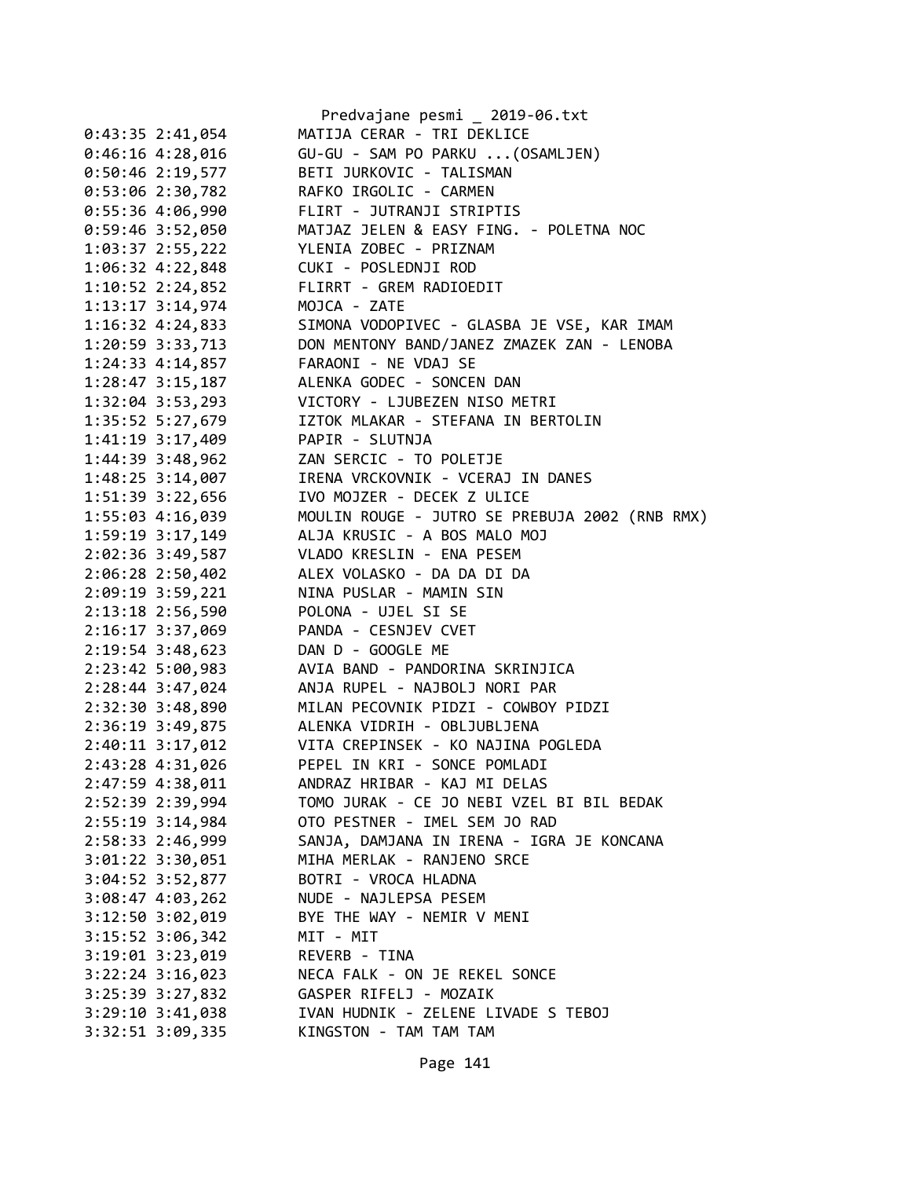```
0:43:35 2:41,054        MATIJA CERAR - TRI DEKLICE
0:46:16 4:28,016        GU-GU - SAM PO PARKU ...(OSAMLJEN)
0:50:46 2:19,577        BETI JURKOVIC - TALISMAN
0:53:06 2:30,782        RAFKO IRGOLIC - CARMEN
0:55:36 4:06,990        FLIRT - JUTRANJI STRIPTIS
0:59:46 3:52,050        MATJAZ JELEN & EASY FING. - POLETNA NOC
1:03:37 2:55,222        YLENIA ZOBEC - PRIZNAM
1:06:32 4:22,848        CUKI - POSLEDNJI ROD
1:10:52 2:24,852        FLIRRT - GREM RADIOEDIT
1:13:17 3:14,974        MOJCA - ZATE
1:16:32 4:24,833        SIMONA VODOPIVEC - GLASBA JE VSE, KAR IMAM
1:20:59 3:33,713        DON MENTONY BAND/JANEZ ZMAZEK ZAN - LENOBA
1:24:33 4:14,857        FARAONI - NE VDAJ SE
1:28:47 3:15,187        ALENKA GODEC - SONCEN DAN
1:32:04 3:53,293        VICTORY - LJUBEZEN NISO METRI
1:35:52 5:27,679        IZTOK MLAKAR - STEFANA IN BERTOLIN
1:41:19 3:17,409        PAPIR - SLUTNJA
1:44:39 3:48,962        ZAN SERCIC - TO POLETJE
1:48:25 3:14,007        IRENA VRCKOVNIK - VCERAJ IN DANES
1:51:39 3:22,656        IVO MOJZER - DECEK Z ULICE
1:55:03 4:16,039        MOULIN ROUGE - JUTRO SE PREBUJA 2002 (RNB RMX)
1:59:19 3:17,149        ALJA KRUSIC - A BOS MALO MOJ
2:02:36 3:49,587        VLADO KRESLIN - ENA PESEM
2:06:28 2:50,402        ALEX VOLASKO - DA DA DI DA
2:09:19 3:59,221        NINA PUSLAR - MAMIN SIN
2:13:18 2:56,590        POLONA - UJEL SI SE
2:16:17 3:37,069        PANDA - CESNJEV CVET
2:19:54 3:48,623        DAN D - GOOGLE ME
2:23:42 5:00,983        AVIA BAND - PANDORINA SKRINJICA
2:28:44 3:47,024        ANJA RUPEL - NAJBOLJ NORI PAR
2:32:30 3:48,890        MILAN PECOVNIK PIDZI - COWBOY PIDZI
2:36:19 3:49,875        ALENKA VIDRIH - OBLJUBLJENA
2:40:11 3:17,012        VITA CREPINSEK - KO NAJINA POGLEDA
2:43:28 4:31,026        PEPEL IN KRI - SONCE POMLADI
2:47:59 4:38,011        ANDRAZ HRIBAR - KAJ MI DELAS
2:52:39 2:39,994        TOMO JURAK - CE JO NEBI VZEL BI BIL BEDAK
2:55:19 3:14,984        OTO PESTNER - IMEL SEM JO RAD
2:58:33 2:46,999        SANJA, DAMJANA IN IRENA - IGRA JE KONCANA
3:01:22 3:30,051        MIHA MERLAK - RANJENO SRCE
3:04:52 3:52,877        BOTRI - VROCA HLADNA
3:08:47 4:03,262        NUDE - NAJLEPSA PESEM
3:12:50 3:02,019        BYE THE WAY - NEMIR V MENI
3:15:52 3:06,342        MIT - MIT
3:19:01 3:23,019        REVERB - TINA
3:22:24 3:16,023        NECA FALK - ON JE REKEL SONCE
3:25:39 3:27,832        GASPER RIFELJ - MOZAIK
3:29:10 3:41,038        IVAN HUDNIK - ZELENE LIVADE S TEBOJ
3:32:51 3:09,335        KINGSTON - TAM TAM TAM
```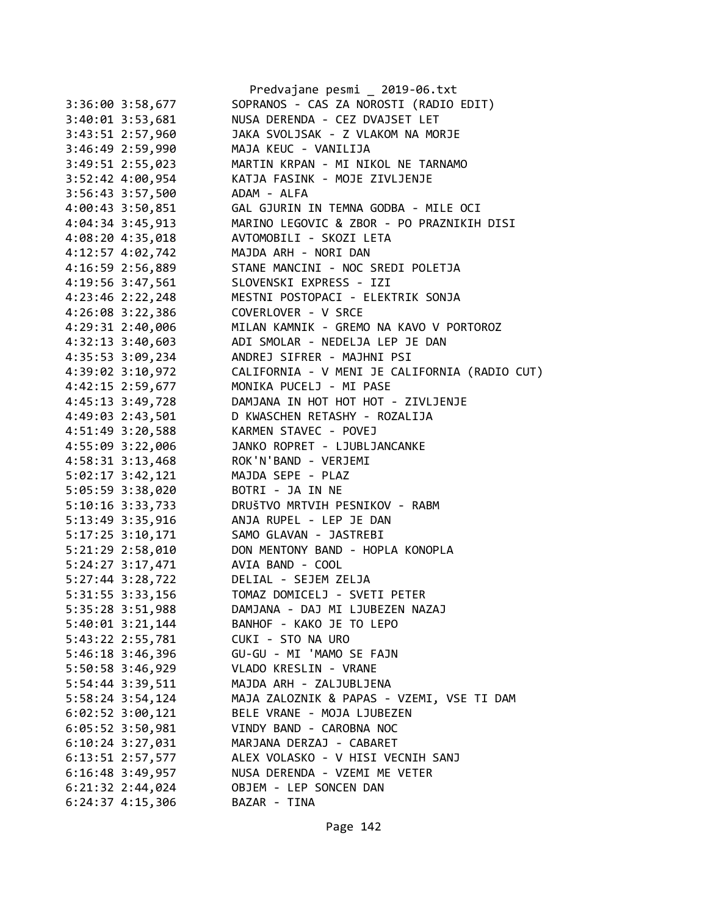Predvajane pesmi _ 2019-06.txt

```
3:36:00 3:58,677        SOPRANOS - CAS ZA NOROSTI (RADIO EDIT)
3:40:01 3:53,681        NUSA DERENDA - CEZ DVAJSET LET
3:43:51 2:57,960        JAKA SVOLJSAK - Z VLAKOM NA MORJE
3:46:49 2:59,990        MAJA KEUC - VANILIJA
3:49:51 2:55,023        MARTIN KRPAN - MI NIKOL NE TARNAMO
3:52:42 4:00,954        KATJA FASINK - MOJE ZIVLJENJE
3:56:43 3:57,500        ADAM - ALFA
4:00:43 3:50,851        GAL GJURIN IN TEMNA GODBA - MILE OCI
4:04:34 3:45,913        MARINO LEGOVIC & ZBOR - PO PRAZNIKIH DISI
4:08:20 4:35,018        AVTOMOBILI - SKOZI LETA
4:12:57 4:02,742        MAJDA ARH - NORI DAN
4:16:59 2:56,889        STANE MANCINI - NOC SREDI POLETJA
4:19:56 3:47,561        SLOVENSKI EXPRESS - IZI
4:23:46 2:22,248        MESTNI POSTOPACI - ELEKTRIK SONJA
4:26:08 3:22,386        COVERLOVER - V SRCE
4:29:31 2:40,006        MILAN KAMNIK - GREMO NA KAVO V PORTOROZ
4:32:13 3:40,603        ADI SMOLAR - NEDELJA LEP JE DAN
4:35:53 3:09,234        ANDREJ SIFRER - MAJHNI PSI
4:39:02 3:10,972        CALIFORNIA - V MENI JE CALIFORNIA (RADIO CUT)
4:42:15 2:59,677        MONIKA PUCELJ - MI PASE
4:45:13 3:49,728        DAMJANA IN HOT HOT HOT - ZIVLJENJE
4:49:03 2:43,501        D KWASCHEN RETASHY - ROZALIJA
4:51:49 3:20,588        KARMEN STAVEC - POVEJ
4:55:09 3:22,006        JANKO ROPRET - LJUBLJANCANKE
4:58:31 3:13,468        ROK'N'BAND - VERJEMI
5:02:17 3:42,121        MAJDA SEPE - PLAZ
5:05:59 3:38,020        BOTRI - JA IN NE
5:10:16 3:33,733        DRUŠTVO MRTVIH PESNIKOV - RABM
5:13:49 3:35,916        ANJA RUPEL - LEP JE DAN
5:17:25 3:10,171        SAMO GLAVAN - JASTREBI
5:21:29 2:58,010        DON MENTONY BAND - HOPLA KONOPLA
5:24:27 3:17,471        AVIA BAND - COOL
5:27:44 3:28,722        DELIAL - SEJEM ZELJA
5:31:55 3:33,156        TOMAZ DOMICELJ - SVETI PETER
5:35:28 3:51,988        DAMJANA - DAJ MI LJUBEZEN NAZAJ
5:40:01 3:21,144        BANHOF - KAKO JE TO LEPO
5:43:22 2:55,781        CUKI - STO NA URO
5:46:18 3:46,396        GU-GU - MI 'MAMO SE FAJN
5:50:58 3:46,929        VLADO KRESLIN - VRANE
5:54:44 3:39,511        MAJDA ARH - ZALJUBLJENA
5:58:24 3:54,124        MAJA ZALOZNIK & PAPAS - VZEMI, VSE TI DAM
6:02:52 3:00,121        BELE VRANE - MOJA LJUBEZEN
6:05:52 3:50,981        VINDY BAND - CAROBNA NOC
6:10:24 3:27,031        MARJANA DERZAJ - CABARET
6:13:51 2:57,577        ALEX VOLASKO - V HISI VECNIH SANJ
6:16:48 3:49,957        NUSA DERENDA - VZEMI ME VETER
6:21:32 2:44,024        OBJEM - LEP SONCEN DAN
6:24:37 4:15,306        BAZAR - TINA
```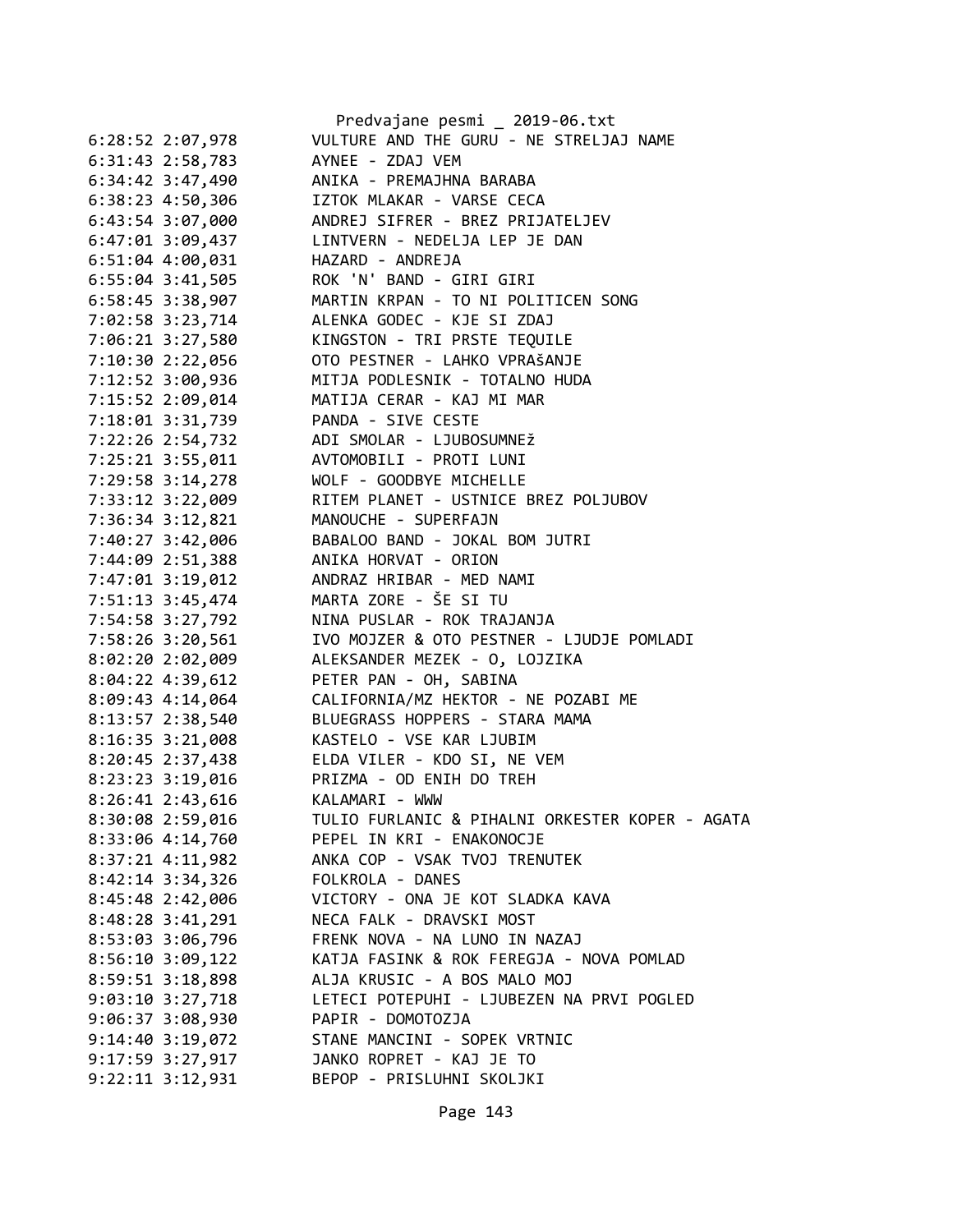```
6:28:52 2:07,978        VULTURE AND THE GURU - NE STRELJAJ NAME
6:31:43 2:58,783        AYNEE - ZDAJ VEM
6:34:42 3:47,490        ANIKA - PREMAJHNA BARABA
6:38:23 4:50,306        IZTOK MLAKAR - VARSE CECA
6:43:54 3:07,000        ANDREJ SIFRER - BREZ PRIJATELJEV
6:47:01 3:09,437        LINTVERN - NEDELJA LEP JE DAN
6:51:04 4:00,031        HAZARD - ANDREJA
6:55:04 3:41,505        ROK 'N' BAND - GIRI GIRI
6:58:45 3:38,907        MARTIN KRPAN - TO NI POLITICEN SONG
7:02:58 3:23,714        ALENKA GODEC - KJE SI ZDAJ
7:06:21 3:27,580        KINGSTON - TRI PRSTE TEQUILE
7:10:30 2:22,056        OTO PESTNER - LAHKO VPRAŠANJE
7:12:52 3:00,936        MITJA PODLESNIK - TOTALNO HUDA
7:15:52 2:09,014        MATIJA CERAR - KAJ MI MAR
7:18:01 3:31,739        PANDA - SIVE CESTE
7:22:26 2:54,732        ADI SMOLAR - LJUBOSUMNEž
7:25:21 3:55,011        AVTOMOBILI - PROTI LUNI
7:29:58 3:14,278        WOLF - GOODBYE MICHELLE
7:33:12 3:22,009        RITEM PLANET - USTNICE BREZ POLJUBOV
7:36:34 3:12,821        MANOUCHE - SUPERFAJN
7:40:27 3:42,006        BABALOO BAND - JOKAL BOM JUTRI
7:44:09 2:51,388        ANIKA HORVAT - ORION
7:47:01 3:19,012        ANDRAZ HRIBAR - MED NAMI
7:51:13 3:45,474        MARTA ZORE - ŠE SI TU
7:54:58 3:27,792        NINA PUSLAR - ROK TRAJANJA
7:58:26 3:20,561        IVO MOJZER & OTO PESTNER - LJUDJE POMLADI
8:02:20 2:02,009        ALEKSANDER MEZEK - O, LOJZIKA
8:04:22 4:39,612        PETER PAN - OH, SABINA
8:09:43 4:14,064        CALIFORNIA/MZ HEKTOR - NE POZABI ME
8:13:57 2:38,540        BLUEGRASS HOPPERS - STARA MAMA
8:16:35 3:21,008        KASTELO - VSE KAR LJUBIM
8:20:45 2:37,438        ELDA VILER - KDO SI, NE VEM
8:23:23 3:19,016        PRIZMA - OD ENIH DO TREH
8:26:41 2:43,616        KALAMARI - WWW
8:30:08 2:59,016        TULIO FURLANIC & PIHALNI ORKESTER KOPER - AGATA
8:33:06 4:14,760        PEPEL IN KRI - ENAKONOCJE
8:37:21 4:11,982        ANKA COP - VSAK TVOJ TRENUTEK
8:42:14 3:34,326        FOLKROLA - DANES
8:45:48 2:42,006        VICTORY - ONA JE KOT SLADKA KAVA
8:48:28 3:41,291        NECA FALK - DRAVSKI MOST
8:53:03 3:06,796        FRENK NOVA - NA LUNO IN NAZAJ
8:56:10 3:09,122        KATJA FASINK & ROK FEREGJA - NOVA POMLAD
8:59:51 3:18,898        ALJA KRUSIC - A BOS MALO MOJ
9:03:10 3:27,718        LETECI POTEPUHI - LJUBEZEN NA PRVI POGLED
9:06:37 3:08,930        PAPIR - DOMOTOZJA
9:14:40 3:19,072        STANE MANCINI - SOPEK VRTNIC
9:17:59 3:27,917        JANKO ROPRET - KAJ JE TO
9:22:11 3:12,931        BEPOP - PRISLUHNI SKOLJKI
```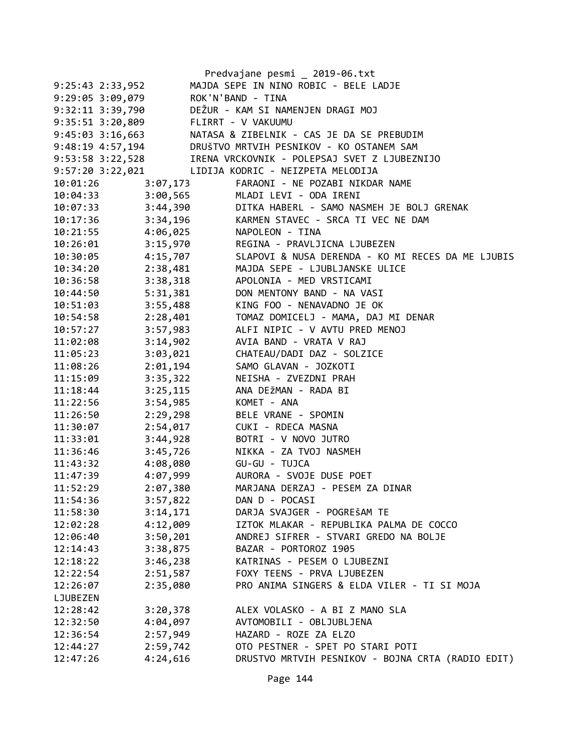```
9:25:43 2:33,952        MAJDA SEPE IN NINO ROBIC - BELE LADJE
9:29:05 3:09,079        ROK'N'BAND - TINA
9:32:11 3:39,790        DEŽUR - KAM SI NAMENJEN DRAGI MOJ
9:35:51 3:20,809        FLIRRT - V VAKUUMU
9:45:03 3:16,663        NATASA & ZIBELNIK - CAS JE DA SE PREBUDIM
9:48:19 4:57,194        DRUŠTVO MRTVIH PESNIKOV - KO OSTANEM SAM
9:53:58 3:22,528        IRENA VRCKOVNIK - POLEPSAJ SVET Z LJUBEZNIJO
9:57:20 3:22,021        LIDIJA KODRIC - NEIZPETA MELODIJA
10:01:26        3:07,173        FARAONI - NE POZABI NIKDAR NAME
10:04:33        3:00,565        MLADI LEVI - ODA IRENI
10:07:33        3:44,390        DITKA HABERL - SAMO NASMEH JE BOLJ GRENAK
10:17:36        3:34,196        KARMEN STAVEC - SRCA TI VEC NE DAM
10:21:55        4:06,025        NAPOLEON - TINA
10:26:01        3:15,970        REGINA - PRAVLJICNA LJUBEZEN
10:30:05        4:15,707        SLAPOVI & NUSA DERENDA - KO MI RECES DA ME LJUBIS
10:34:20        2:38,481        MAJDA SEPE - LJUBLJANSKE ULICE
10:36:58        3:38,318        APOLONIA - MED VRSTICAMI
10:44:50        5:31,381        DON MENTONY BAND - NA VASI
10:51:03        3:55,488        KING FOO - NENAVADNO JE OK
10:54:58        2:28,401        TOMAZ DOMICELJ - MAMA, DAJ MI DENAR
10:57:27        3:57,983        ALFI NIPIC - V AVTU PRED MENOJ
11:02:08        3:14,902        AVIA BAND - VRATA V RAJ
11:05:23        3:03,021        CHATEAU/DADI DAZ - SOLZICE
11:08:26        2:01,194        SAMO GLAVAN - JOZKOTI
11:15:09        3:35,322        NEISHA - ZVEZDNI PRAH
11:18:44        3:25,115        ANA DEžMAN - RADA BI
11:22:56        3:54,985        KOMET - ANA
11:26:50        2:29,298        BELE VRANE - SPOMIN
11:30:07        2:54,017        CUKI - RDECA MASNA
11:33:01        3:44,928        BOTRI - V NOVO JUTRO
11:36:46        3:45,726        NIKKA - ZA TVOJ NASMEH
11:43:32        4:08,080        GU-GU - TUJCA
11:47:39        4:07,999        AURORA - SVOJE DUSE POET
11:52:29        2:07,380        MARJANA DERZAJ - PESEM ZA DINAR
11:54:36        3:57,822        DAN D - POCASI
11:58:30        3:14,171        DARJA SVAJGER - POGREŠAM TE
12:02:28        4:12,009        IZTOK MLAKAR - REPUBLIKA PALMA DE COCCO
12:06:40        3:50,201        ANDREJ SIFRER - STVARI GREDO NA BOLJE
12:14:43        3:38,875        BAZAR - PORTOROZ 1905
12:18:22        3:46,238        KATRINAS - PESEM O LJUBEZNI
12:22:54        2:51,587        FOXY TEENS - PRVA LJUBEZEN
12:26:07        2:35,080        PRO ANIMA SINGERS & ELDA VILER - TI SI MOJA
LJUBEZEN
12:28:42        3:20,378        ALEX VOLASKO - A BI Z MANO SLA
12:32:50        4:04,097        AVTOMOBILI - OBLJUBLJENA
12:36:54        2:57,949        HAZARD - ROZE ZA ELZO
12:44:27        2:59,742        OTO PESTNER - SPET PO STARI POTI
12:47:26        4:24,616        DRUSTVO MRTVIH PESNIKOV - BOJNA CRTA (RADIO EDIT)
```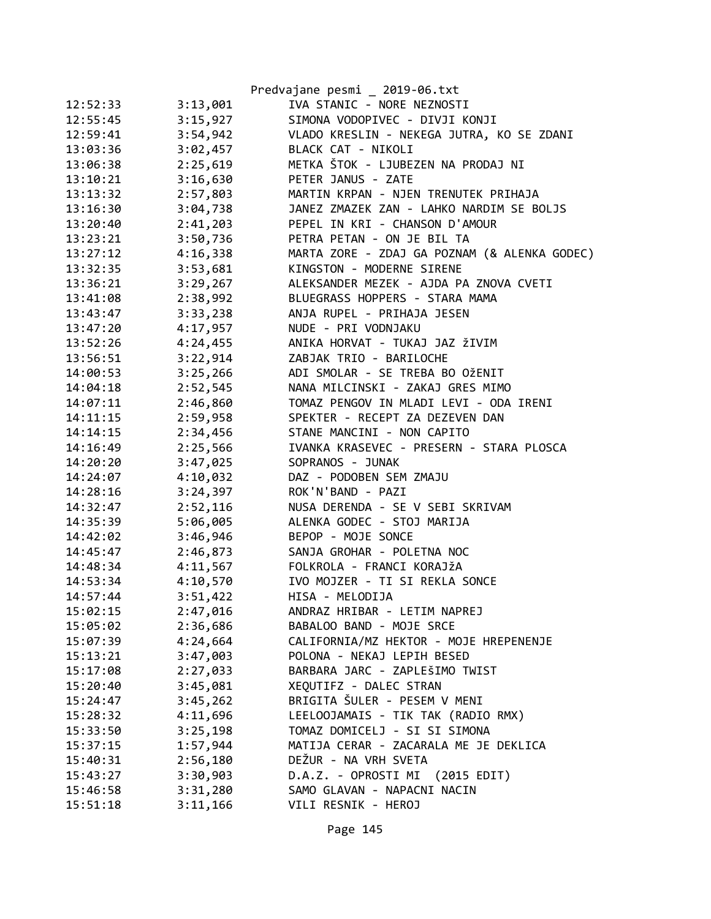Predvajane pesmi _ 2019-06.txt

| | | |
|---|---|---|
| 12:52:33 | 3:13,001 | IVA STANIC - NORE NEZNOSTI |
| 12:55:45 | 3:15,927 | SIMONA VODOPIVEC - DIVJI KONJI |
| 12:59:41 | 3:54,942 | VLADO KRESLIN - NEKEGA JUTRA, KO SE ZDANI |
| 13:03:36 | 3:02,457 | BLACK CAT - NIKOLI |
| 13:06:38 | 2:25,619 | METKA ŠTOK - LJUBEZEN NA PRODAJ NI |
| 13:10:21 | 3:16,630 | PETER JANUS - ZATE |
| 13:13:32 | 2:57,803 | MARTIN KRPAN - NJEN TRENUTEK PRIHAJA |
| 13:16:30 | 3:04,738 | JANEZ ZMAZEK ZAN - LAHKO NARDIM SE BOLJS |
| 13:20:40 | 2:41,203 | PEPEL IN KRI - CHANSON D'AMOUR |
| 13:23:21 | 3:50,736 | PETRA PETAN - ON JE BIL TA |
| 13:27:12 | 4:16,338 | MARTA ZORE - ZDAJ GA POZNAM (& ALENKA GODEC) |
| 13:32:35 | 3:53,681 | KINGSTON - MODERNE SIRENE |
| 13:36:21 | 3:29,267 | ALEKSANDER MEZEK - AJDA PA ZNOVA CVETI |
| 13:41:08 | 2:38,992 | BLUEGRASS HOPPERS - STARA MAMA |
| 13:43:47 | 3:33,238 | ANJA RUPEL - PRIHAJA JESEN |
| 13:47:20 | 4:17,957 | NUDE - PRI VODNJAKU |
| 13:52:26 | 4:24,455 | ANIKA HORVAT - TUKAJ JAZ žIVIM |
| 13:56:51 | 3:22,914 | ZABJAK TRIO - BARILOCHE |
| 14:00:53 | 3:25,266 | ADI SMOLAR - SE TREBA BO OŽENIT |
| 14:04:18 | 2:52,545 | NANA MILCINSKI - ZAKAJ GRES MIMO |
| 14:07:11 | 2:46,860 | TOMAZ PENGOV IN MLADI LEVI - ODA IRENI |
| 14:11:15 | 2:59,958 | SPEKTER - RECEPT ZA DEZEVEN DAN |
| 14:14:15 | 2:34,456 | STANE MANCINI - NON CAPITO |
| 14:16:49 | 2:25,566 | IVANKA KRASEVEC - PRESERN - STARA PLOSCA |
| 14:20:20 | 3:47,025 | SOPRANOS - JUNAK |
| 14:24:07 | 4:10,032 | DAZ - PODOBEN SEM ZMAJU |
| 14:28:16 | 3:24,397 | ROK'N'BAND - PAZI |
| 14:32:47 | 2:52,116 | NUSA DERENDA - SE V SEBI SKRIVAM |
| 14:35:39 | 5:06,005 | ALENKA GODEC - STOJ MARIJA |
| 14:42:02 | 3:46,946 | BEPOP - MOJE SONCE |
| 14:45:47 | 2:46,873 | SANJA GROHAR - POLETNA NOC |
| 14:48:34 | 4:11,567 | FOLKROLA - FRANCI KORAJžA |
| 14:53:34 | 4:10,570 | IVO MOJZER - TI SI REKLA SONCE |
| 14:57:44 | 3:51,422 | HISA - MELODIJA |
| 15:02:15 | 2:47,016 | ANDRAZ HRIBAR - LETIM NAPREJ |
| 15:05:02 | 2:36,686 | BABALOO BAND - MOJE SRCE |
| 15:07:39 | 4:24,664 | CALIFORNIA/MZ HEKTOR - MOJE HREPENENJE |
| 15:13:21 | 3:47,003 | POLONA - NEKAJ LEPIH BESED |
| 15:17:08 | 2:27,033 | BARBARA JARC - ZAPLEŠIMO TWIST |
| 15:20:40 | 3:45,081 | XEQUTIFZ - DALEC STRAN |
| 15:24:47 | 3:45,262 | BRIGITA ŠULER - PESEM V MENI |
| 15:28:32 | 4:11,696 | LEELOOJAMAIS - TIK TAK (RADIO RMX) |
| 15:33:50 | 3:25,198 | TOMAZ DOMICELJ - SI SI SIMONA |
| 15:37:15 | 1:57,944 | MATIJA CERAR - ZACARALA ME JE DEKLICA |
| 15:40:31 | 2:56,180 | DEŽUR - NA VRH SVETA |
| 15:43:27 | 3:30,903 | D.A.Z. - OPROSTI MI (2015 EDIT) |
| 15:46:58 | 3:31,280 | SAMO GLAVAN - NAPACNI NACIN |
| 15:51:18 | 3:11,166 | VILI RESNIK - HEROJ |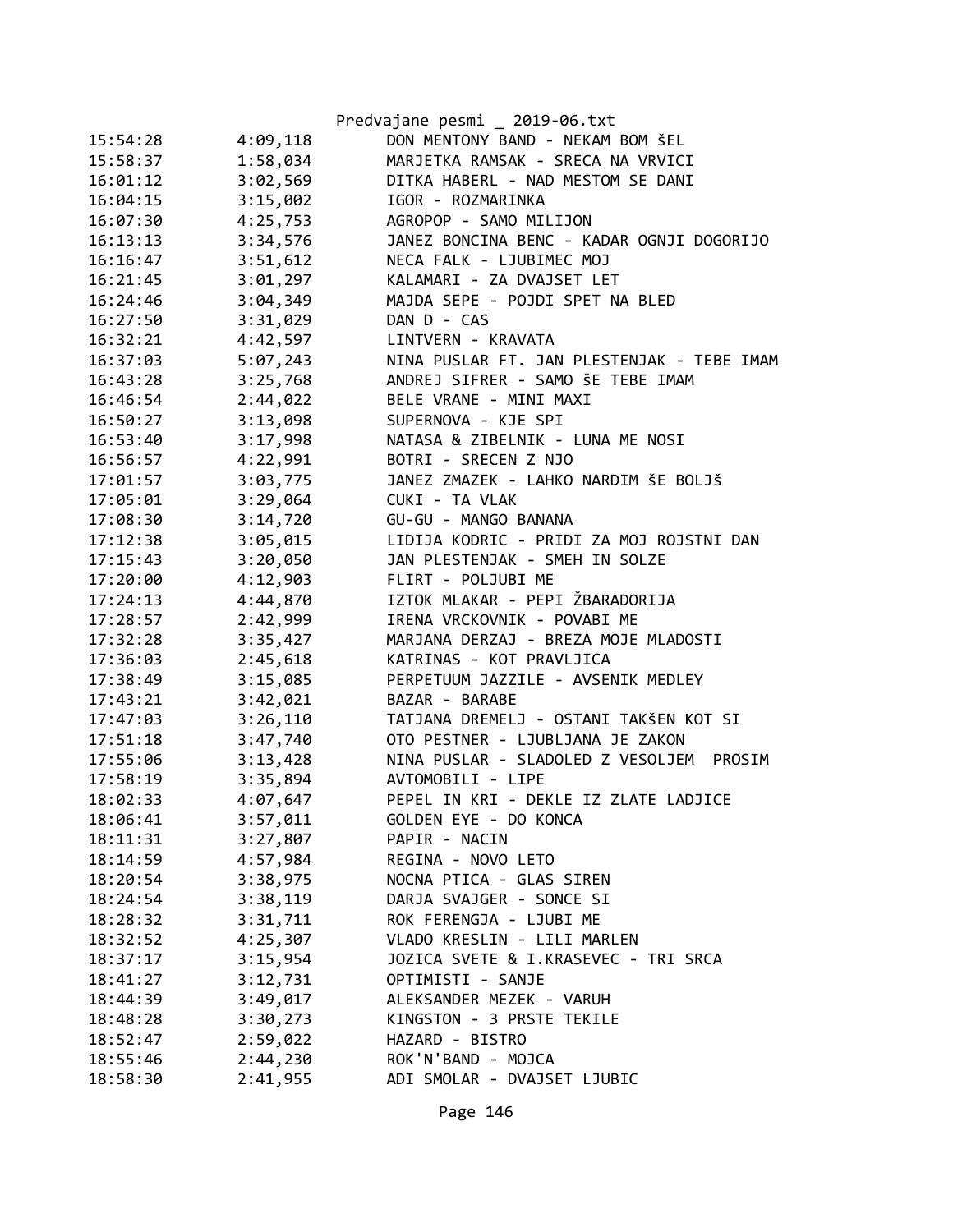| 15:54:28 | 4:09,118 | DON MENTONY BAND - NEKAM BOM šEL |
|---|---|---|
| 15:58:37 | 1:58,034 | MARJETKA RAMSAK - SRECA NA VRVICI |
| 16:01:12 | 3:02,569 | DITKA HABERL - NAD MESTOM SE DANI |
| 16:04:15 | 3:15,002 | IGOR - ROZMARINKA |
| 16:07:30 | 4:25,753 | AGROPOP - SAMO MILIJON |
| 16:13:13 | 3:34,576 | JANEZ BONCINA BENC - KADAR OGNJI DOGORIJO |
| 16:16:47 | 3:51,612 | NECA FALK - LJUBIMEC MOJ |
| 16:21:45 | 3:01,297 | KALAMARI - ZA DVAJSET LET |
| 16:24:46 | 3:04,349 | MAJDA SEPE - POJDI SPET NA BLED |
| 16:27:50 | 3:31,029 | DAN D - CAS |
| 16:32:21 | 4:42,597 | LINTVERN - KRAVATA |
| 16:37:03 | 5:07,243 | NINA PUSLAR FT. JAN PLESTENJAK - TEBE IMAM |
| 16:43:28 | 3:25,768 | ANDREJ SIFRER - SAMO ŠE TEBE IMAM |
| 16:46:54 | 2:44,022 | BELE VRANE - MINI MAXI |
| 16:50:27 | 3:13,098 | SUPERNOVA - KJE SPI |
| 16:53:40 | 3:17,998 | NATASA & ZIBELNIK - LUNA ME NOSI |
| 16:56:57 | 4:22,991 | BOTRI - SRECEN Z NJO |
| 17:01:57 | 3:03,775 | JANEZ ZMAZEK - LAHKO NARDIM ŠE BOLJŠ |
| 17:05:01 | 3:29,064 | CUKI - TA VLAK |
| 17:08:30 | 3:14,720 | GU-GU - MANGO BANANA |
| 17:12:38 | 3:05,015 | LIDIJA KODRIC - PRIDI ZA MOJ ROJSTNI DAN |
| 17:15:43 | 3:20,050 | JAN PLESTENJAK - SMEH IN SOLZE |
| 17:20:00 | 4:12,903 | FLIRT - POLJUBI ME |
| 17:24:13 | 4:44,870 | IZTOK MLAKAR - PEPI ŽBARADORIJA |
| 17:28:57 | 2:42,999 | IRENA VRCKOVNIK - POVABI ME |
| 17:32:28 | 3:35,427 | MARJANA DERZAJ - BREZA MOJE MLADOSTI |
| 17:36:03 | 2:45,618 | KATRINAS - KOT PRAVLJICA |
| 17:38:49 | 3:15,085 | PERPETUUM JAZZILE - AVSENIK MEDLEY |
| 17:43:21 | 3:42,021 | BAZAR - BARABE |
| 17:47:03 | 3:26,110 | TATJANA DREMELJ - OSTANI TAKŠEN KOT SI |
| 17:51:18 | 3:47,740 | OTO PESTNER - LJUBLJANA JE ZAKON |
| 17:55:06 | 3:13,428 | NINA PUSLAR - SLADOLED Z VESOLJEM  PROSIM |
| 17:58:19 | 3:35,894 | AVTOMOBILI - LIPE |
| 18:02:33 | 4:07,647 | PEPEL IN KRI - DEKLE IZ ZLATE LADJICE |
| 18:06:41 | 3:57,011 | GOLDEN EYE - DO KONCA |
| 18:11:31 | 3:27,807 | PAPIR - NACIN |
| 18:14:59 | 4:57,984 | REGINA - NOVO LETO |
| 18:20:54 | 3:38,975 | NOCNA PTICA - GLAS SIREN |
| 18:24:54 | 3:38,119 | DARJA SVAJGER - SONCE SI |
| 18:28:32 | 3:31,711 | ROK FERENGJA - LJUBI ME |
| 18:32:52 | 4:25,307 | VLADO KRESLIN - LILI MARLEN |
| 18:37:17 | 3:15,954 | JOZICA SVETE & I.KRASEVEC - TRI SRCA |
| 18:41:27 | 3:12,731 | OPTIMISTI - SANJE |
| 18:44:39 | 3:49,017 | ALEKSANDER MEZEK - VARUH |
| 18:48:28 | 3:30,273 | KINGSTON - 3 PRSTE TEKILE |
| 18:52:47 | 2:59,022 | HAZARD - BISTRO |
| 18:55:46 | 2:44,230 | ROK'N'BAND - MOJCA |
| 18:58:30 | 2:41,955 | ADI SMOLAR - DVAJSET LJUBIC |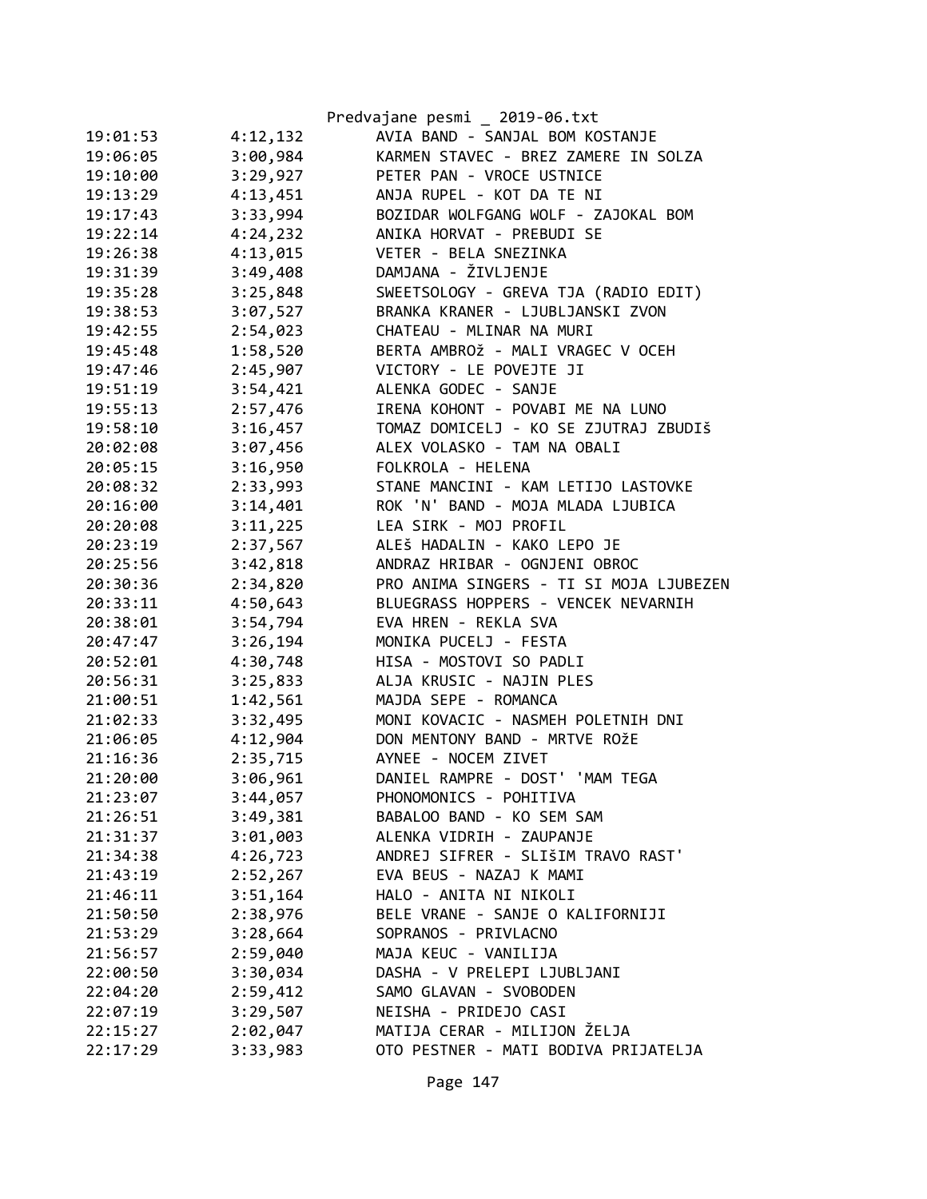Predvajane pesmi _ 2019-06.txt

```
19:01:53        4:12,132        AVIA BAND - SANJAL BOM KOSTANJE
19:06:05        3:00,984        KARMEN STAVEC - BREZ ZAMERE IN SOLZA
19:10:00        3:29,927        PETER PAN - VROCE USTNICE
19:13:29        4:13,451        ANJA RUPEL - KOT DA TE NI
19:17:43        3:33,994        BOZIDAR WOLFGANG WOLF - ZAJOKAL BOM
19:22:14        4:24,232        ANIKA HORVAT - PREBUDI SE
19:26:38        4:13,015        VETER - BELA SNEZINKA
19:31:39        3:49,408        DAMJANA - ŽIVLJENJE
19:35:28        3:25,848        SWEETSOLOGY - GREVA TJA (RADIO EDIT)
19:38:53        3:07,527        BRANKA KRANER - LJUBLJANSKI ZVON
19:42:55        2:54,023        CHATEAU - MLINAR NA MURI
19:45:48        1:58,520        BERTA AMBROž - MALI VRAGEC V OCEH
19:47:46        2:45,907        VICTORY - LE POVEJTE JI
19:51:19        3:54,421        ALENKA GODEC - SANJE
19:55:13        2:57,476        IRENA KOHONT - POVABI ME NA LUNO
19:58:10        3:16,457        TOMAZ DOMICELJ - KO SE ZJUTRAJ ZBUDIš
20:02:08        3:07,456        ALEX VOLASKO - TAM NA OBALI
20:05:15        3:16,950        FOLKROLA - HELENA
20:08:32        2:33,993        STANE MANCINI - KAM LETIJO LASTOVKE
20:16:00        3:14,401        ROK 'N' BAND - MOJA MLADA LJUBICA
20:20:08        3:11,225        LEA SIRK - MOJ PROFIL
20:23:19        2:37,567        ALEš HADALIN - KAKO LEPO JE
20:25:56        3:42,818        ANDRAZ HRIBAR - OGNJENI OBROC
20:30:36        2:34,820        PRO ANIMA SINGERS - TI SI MOJA LJUBEZEN
20:33:11        4:50,643        BLUEGRASS HOPPERS - VENCEK NEVARNIH
20:38:01        3:54,794        EVA HREN - REKLA SVA
20:47:47        3:26,194        MONIKA PUCELJ - FESTA
20:52:01        4:30,748        HISA - MOSTOVI SO PADLI
20:56:31        3:25,833        ALJA KRUSIC - NAJIN PLES
21:00:51        1:42,561        MAJDA SEPE - ROMANCA
21:02:33        3:32,495        MONI KOVACIC - NASMEH POLETNIH DNI
21:06:05        4:12,904        DON MENTONY BAND - MRTVE ROžE
21:16:36        2:35,715        AYNEE - NOCEM ZIVET
21:20:00        3:06,961        DANIEL RAMPRE - DOST' 'MAM TEGA
21:23:07        3:44,057        PHONOMONICS - POHITIVA
21:26:51        3:49,381        BABALOO BAND - KO SEM SAM
21:31:37        3:01,003        ALENKA VIDRIH - ZAUPANJE
21:34:38        4:26,723        ANDREJ SIFRER - SLIšIM TRAVO RAST'
21:43:19        2:52,267        EVA BEUS - NAZAJ K MAMI
21:46:11        3:51,164        HALO - ANITA NI NIKOLI
21:50:50        2:38,976        BELE VRANE - SANJE O KALIFORNIJI
21:53:29        3:28,664        SOPRANOS - PRIVLACNO
21:56:57        2:59,040        MAJA KEUC - VANILIJA
22:00:50        3:30,034        DASHA - V PRELEPI LJUBLJANI
22:04:20        2:59,412        SAMO GLAVAN - SVOBODEN
22:07:19        3:29,507        NEISHA - PRIDEJO CASI
22:15:27        2:02,047        MATIJA CERAR - MILIJON ŽELJA
22:17:29        3:33,983        OTO PESTNER - MATI BODIVA PRIJATELJA
```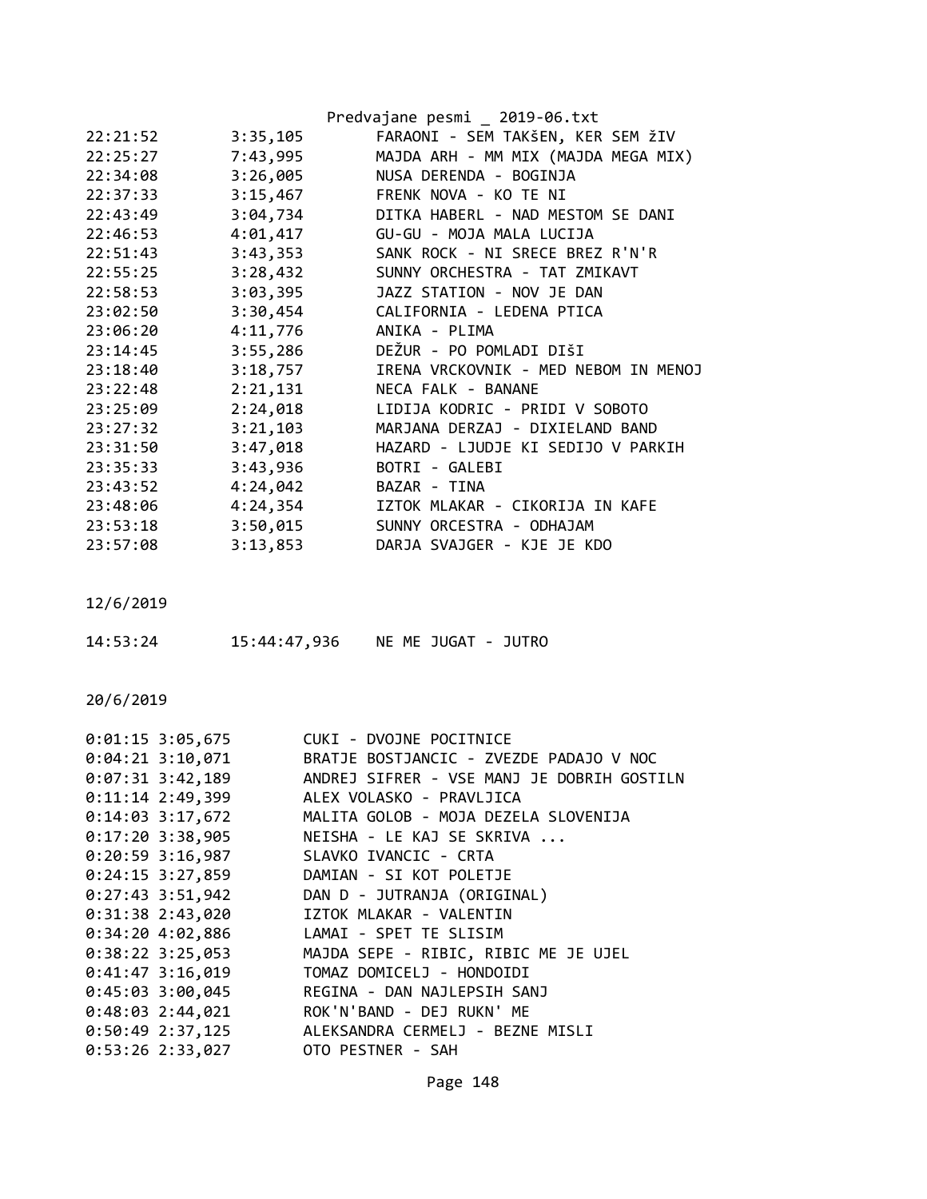| | | |
|---|---|---|
| 22:21:52 | 3:35,105 | FARAONI - SEM TAKŠEN, KER SEM žIV |
| 22:25:27 | 7:43,995 | MAJDA ARH - MM MIX (MAJDA MEGA MIX) |
| 22:34:08 | 3:26,005 | NUSA DERENDA - BOGINJA |
| 22:37:33 | 3:15,467 | FRENK NOVA - KO TE NI |
| 22:43:49 | 3:04,734 | DITKA HABERL - NAD MESTOM SE DANI |
| 22:46:53 | 4:01,417 | GU-GU - MOJA MALA LUCIJA |
| 22:51:43 | 3:43,353 | SANK ROCK - NI SRECE BREZ R'N'R |
| 22:55:25 | 3:28,432 | SUNNY ORCHESTRA - TAT ZMIKAVT |
| 22:58:53 | 3:03,395 | JAZZ STATION - NOV JE DAN |
| 23:02:50 | 3:30,454 | CALIFORNIA - LEDENA PTICA |
| 23:06:20 | 4:11,776 | ANIKA - PLIMA |
| 23:14:45 | 3:55,286 | DEŽUR - PO POMLADI DIŠI |
| 23:18:40 | 3:18,757 | IRENA VRCKOVNIK - MED NEBOM IN MENOJ |
| 23:22:48 | 2:21,131 | NECA FALK - BANANE |
| 23:25:09 | 2:24,018 | LIDIJA KODRIC - PRIDI V SOBOTO |
| 23:27:32 | 3:21,103 | MARJANA DERZAJ - DIXIELAND BAND |
| 23:31:50 | 3:47,018 | HAZARD - LJUDJE KI SEDIJO V PARKIH |
| 23:35:33 | 3:43,936 | BOTRI - GALEBI |
| 23:43:52 | 4:24,042 | BAZAR - TINA |
| 23:48:06 | 4:24,354 | IZTOK MLAKAR - CIKORIJA IN KAFE |
| 23:53:18 | 3:50,015 | SUNNY ORCESTRA - ODHAJAM |
| 23:57:08 | 3:13,853 | DARJA SVAJGER - KJE JE KDO |

12/6/2019

| | | |
|---|---|---|
| 14:53:24 | 15:44:47,936 | NE ME JUGAT - JUTRO |

20/6/2019

| | | |
|---|---|---|
| 0:01:15 | 3:05,675 | CUKI - DVOJNE POCITNICE |
| 0:04:21 | 3:10,071 | BRATJE BOSTJANCIC - ZVEZDE PADAJO V NOC |
| 0:07:31 | 3:42,189 | ANDREJ SIFRER - VSE MANJ JE DOBRIH GOSTILN |
| 0:11:14 | 2:49,399 | ALEX VOLASKO - PRAVLJICA |
| 0:14:03 | 3:17,672 | MALITA GOLOB - MOJA DEZELA SLOVENIJA |
| 0:17:20 | 3:38,905 | NEISHA - LE KAJ SE SKRIVA ... |
| 0:20:59 | 3:16,987 | SLAVKO IVANCIC - CRTA |
| 0:24:15 | 3:27,859 | DAMIAN - SI KOT POLETJE |
| 0:27:43 | 3:51,942 | DAN D - JUTRANJA (ORIGINAL) |
| 0:31:38 | 2:43,020 | IZTOK MLAKAR - VALENTIN |
| 0:34:20 | 4:02,886 | LAMAI - SPET TE SLISIM |
| 0:38:22 | 3:25,053 | MAJDA SEPE - RIBIC, RIBIC ME JE UJEL |
| 0:41:47 | 3:16,019 | TOMAZ DOMICELJ - HONDOIDI |
| 0:45:03 | 3:00,045 | REGINA - DAN NAJLEPSIH SANJ |
| 0:48:03 | 2:44,021 | ROK'N'BAND - DEJ RUKN' ME |
| 0:50:49 | 2:37,125 | ALEKSANDRA CERMELJ - BEZNE MISLI |
| 0:53:26 | 2:33,027 | OTO PESTNER - SAH |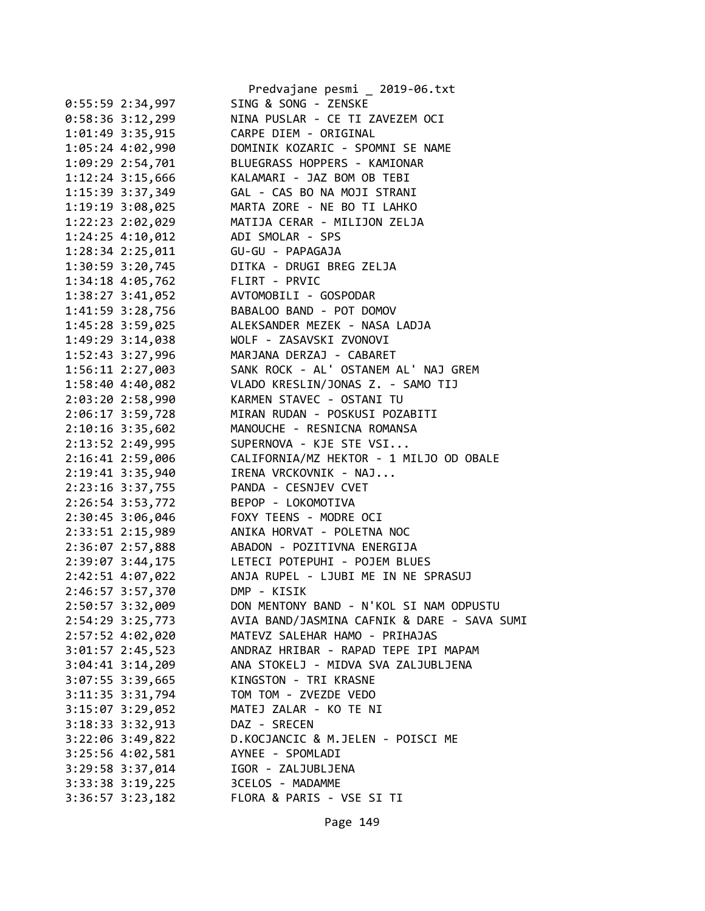```
0:55:59 2:34,997        SING & SONG - ZENSKE
0:58:36 3:12,299        NINA PUSLAR - CE TI ZAVEZEM OCI
1:01:49 3:35,915        CARPE DIEM - ORIGINAL
1:05:24 4:02,990        DOMINIK KOZARIC - SPOMNI SE NAME
1:09:29 2:54,701        BLUEGRASS HOPPERS - KAMIONAR
1:12:24 3:15,666        KALAMARI - JAZ BOM OB TEBI
1:15:39 3:37,349        GAL - CAS BO NA MOJI STRANI
1:19:19 3:08,025        MARTA ZORE - NE BO TI LAHKO
1:22:23 2:02,029        MATIJA CERAR - MILIJON ZELJA
1:24:25 4:10,012        ADI SMOLAR - SPS
1:28:34 2:25,011        GU-GU - PAPAGAJA
1:30:59 3:20,745        DITKA - DRUGI BREG ZELJA
1:34:18 4:05,762        FLIRT - PRVIC
1:38:27 3:41,052        AVTOMOBILI - GOSPODAR
1:41:59 3:28,756        BABALOO BAND - POT DOMOV
1:45:28 3:59,025        ALEKSANDER MEZEK - NASA LADJA
1:49:29 3:14,038        WOLF - ZASAVSKI ZVONOVI
1:52:43 3:27,996        MARJANA DERZAJ - CABARET
1:56:11 2:27,003        SANK ROCK - AL' OSTANEM AL' NAJ GREM
1:58:40 4:40,082        VLADO KRESLIN/JONAS Z. - SAMO TIJ
2:03:20 2:58,990        KARMEN STAVEC - OSTANI TU
2:06:17 3:59,728        MIRAN RUDAN - POSKUSI POZABITI
2:10:16 3:35,602        MANOUCHE - RESNICNA ROMANSA
2:13:52 2:49,995        SUPERNOVA - KJE STE VSI...
2:16:41 2:59,006        CALIFORNIA/MZ HEKTOR - 1 MILJO OD OBALE
2:19:41 3:35,940        IRENA VRCKOVNIK - NAJ...
2:23:16 3:37,755        PANDA - CESNJEV CVET
2:26:54 3:53,772        BEPOP - LOKOMOTIVA
2:30:45 3:06,046        FOXY TEENS - MODRE OCI
2:33:51 2:15,989        ANIKA HORVAT - POLETNA NOC
2:36:07 2:57,888        ABADON - POZITIVNA ENERGIJA
2:39:07 3:44,175        LETECI POTEPUHI - POJEM BLUES
2:42:51 4:07,022        ANJA RUPEL - LJUBI ME IN NE SPRASUJ
2:46:57 3:57,370        DMP - KISIK
2:50:57 3:32,009        DON MENTONY BAND - N'KOL SI NAM ODPUSTU
2:54:29 3:25,773        AVIA BAND/JASMINA CAFNIK & DARE - SAVA SUMI
2:57:52 4:02,020        MATEVZ SALEHAR HAMO - PRIHAJAS
3:01:57 2:45,523        ANDRAZ HRIBAR - RAPAD TEPE IPI MAPAM
3:04:41 3:14,209        ANA STOKELJ - MIDVA SVA ZALJUBLJENA
3:07:55 3:39,665        KINGSTON - TRI KRASNE
3:11:35 3:31,794        TOM TOM - ZVEZDE VEDO
3:15:07 3:29,052        MATEJ ZALAR - KO TE NI
3:18:33 3:32,913        DAZ - SRECEN
3:22:06 3:49,822        D.KOCJANCIC & M.JELEN - POISCI ME
3:25:56 4:02,581        AYNEE - SPOMLADI
3:29:58 3:37,014        IGOR - ZALJUBLJENA
3:33:38 3:19,225        3CELOS - MADAMME
3:36:57 3:23,182        FLORA & PARIS - VSE SI TI
```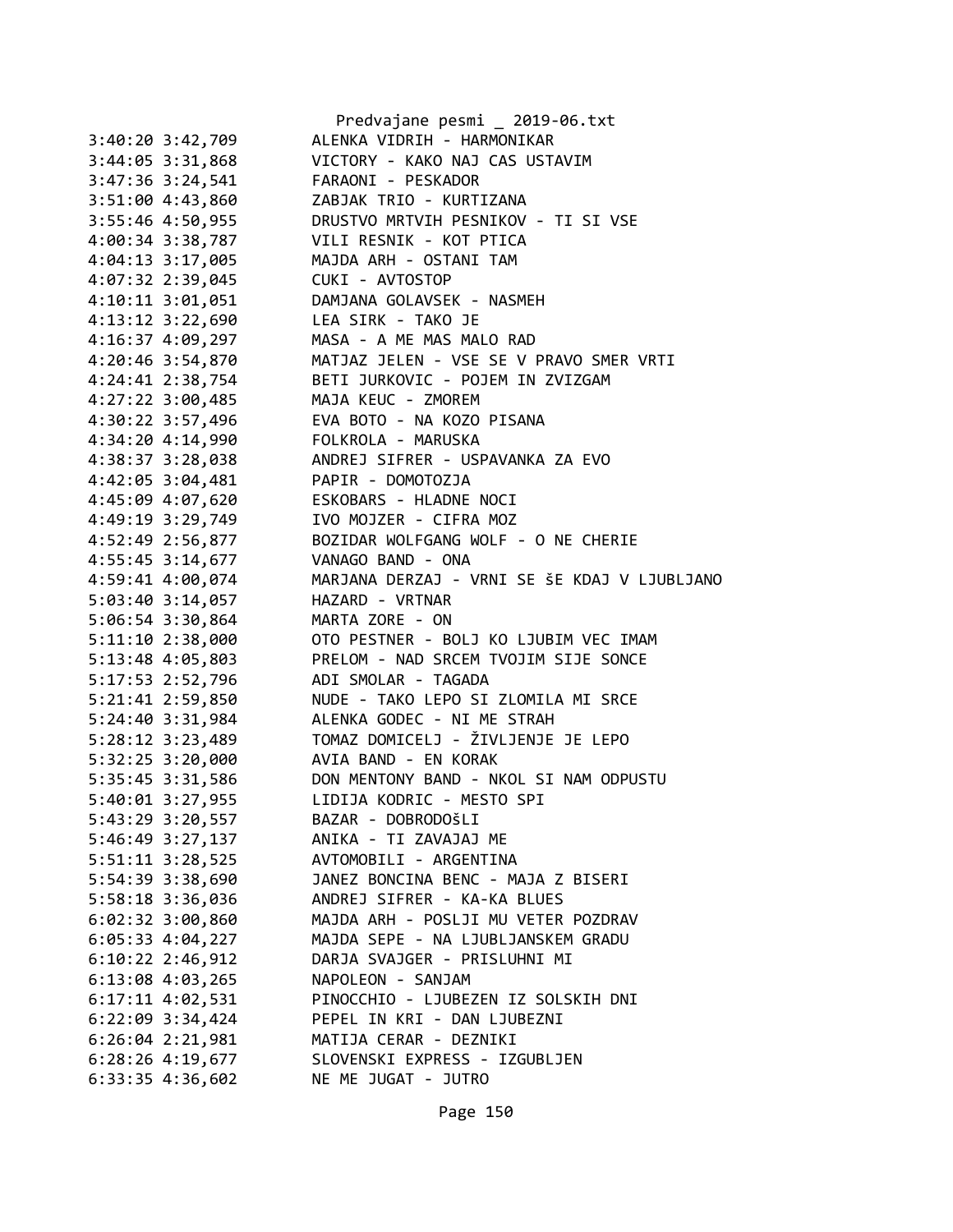```
3:40:20 3:42,709        ALENKA VIDRIH - HARMONIKAR
3:44:05 3:31,868        VICTORY - KAKO NAJ CAS USTAVIM
3:47:36 3:24,541        FARAONI - PESKADOR
3:51:00 4:43,860        ZABJAK TRIO - KURTIZANA
3:55:46 4:50,955        DRUSTVO MRTVIH PESNIKOV - TI SI VSE
4:00:34 3:38,787        VILI RESNIK - KOT PTICA
4:04:13 3:17,005        MAJDA ARH - OSTANI TAM
4:07:32 2:39,045        CUKI - AVTOSTOP
4:10:11 3:01,051        DAMJANA GOLAVSEK - NASMEH
4:13:12 3:22,690        LEA SIRK - TAKO JE
4:16:37 4:09,297        MASA - A ME MAS MALO RAD
4:20:46 3:54,870        MATJAZ JELEN - VSE SE V PRAVO SMER VRTI
4:24:41 2:38,754        BETI JURKOVIC - POJEM IN ZVIZGAM
4:27:22 3:00,485        MAJA KEUC - ZMOREM
4:30:22 3:57,496        EVA BOTO - NA KOZO PISANA
4:34:20 4:14,990        FOLKROLA - MARUSKA
4:38:37 3:28,038        ANDREJ SIFRER - USPAVANKA ZA EVO
4:42:05 3:04,481        PAPIR - DOMOTOZJA
4:45:09 4:07,620        ESKOBARS - HLADNE NOCI
4:49:19 3:29,749        IVO MOJZER - CIFRA MOZ
4:52:49 2:56,877        BOZIDAR WOLFGANG WOLF - O NE CHERIE
4:55:45 3:14,677        VANAGO BAND - ONA
4:59:41 4:00,074        MARJANA DERZAJ - VRNI SE šE KDAJ V LJUBLJANO
5:03:40 3:14,057        HAZARD - VRTNAR
5:06:54 3:30,864        MARTA ZORE - ON
5:11:10 2:38,000        OTO PESTNER - BOLJ KO LJUBIM VEC IMAM
5:13:48 4:05,803        PRELOM - NAD SRCEM TVOJIM SIJE SONCE
5:17:53 2:52,796        ADI SMOLAR - TAGADA
5:21:41 2:59,850        NUDE - TAKO LEPO SI ZLOMILA MI SRCE
5:24:40 3:31,984        ALENKA GODEC - NI ME STRAH
5:28:12 3:23,489        TOMAZ DOMICELJ - ŽIVLJENJE JE LEPO
5:32:25 3:20,000        AVIA BAND - EN KORAK
5:35:45 3:31,586        DON MENTONY BAND - NKOL SI NAM ODPUSTU
5:40:01 3:27,955        LIDIJA KODRIC - MESTO SPI
5:43:29 3:20,557        BAZAR - DOBRODOšLI
5:46:49 3:27,137        ANIKA - TI ZAVAJAJ ME
5:51:11 3:28,525        AVTOMOBILI - ARGENTINA
5:54:39 3:38,690        JANEZ BONCINA BENC - MAJA Z BISERI
5:58:18 3:36,036        ANDREJ SIFRER - KA-KA BLUES
6:02:32 3:00,860        MAJDA ARH - POSLJI MU VETER POZDRAV
6:05:33 4:04,227        MAJDA SEPE - NA LJUBLJANSKEM GRADU
6:10:22 2:46,912        DARJA SVAJGER - PRISLUHNI MI
6:13:08 4:03,265        NAPOLEON - SANJAM
6:17:11 4:02,531        PINOCCHIO - LJUBEZEN IZ SOLSKIH DNI
6:22:09 3:34,424        PEPEL IN KRI - DAN LJUBEZNI
6:26:04 2:21,981        MATIJA CERAR - DEZNIKI
6:28:26 4:19,677        SLOVENSKI EXPRESS - IZGUBLJEN
6:33:35 4:36,602        NE ME JUGAT - JUTRO
```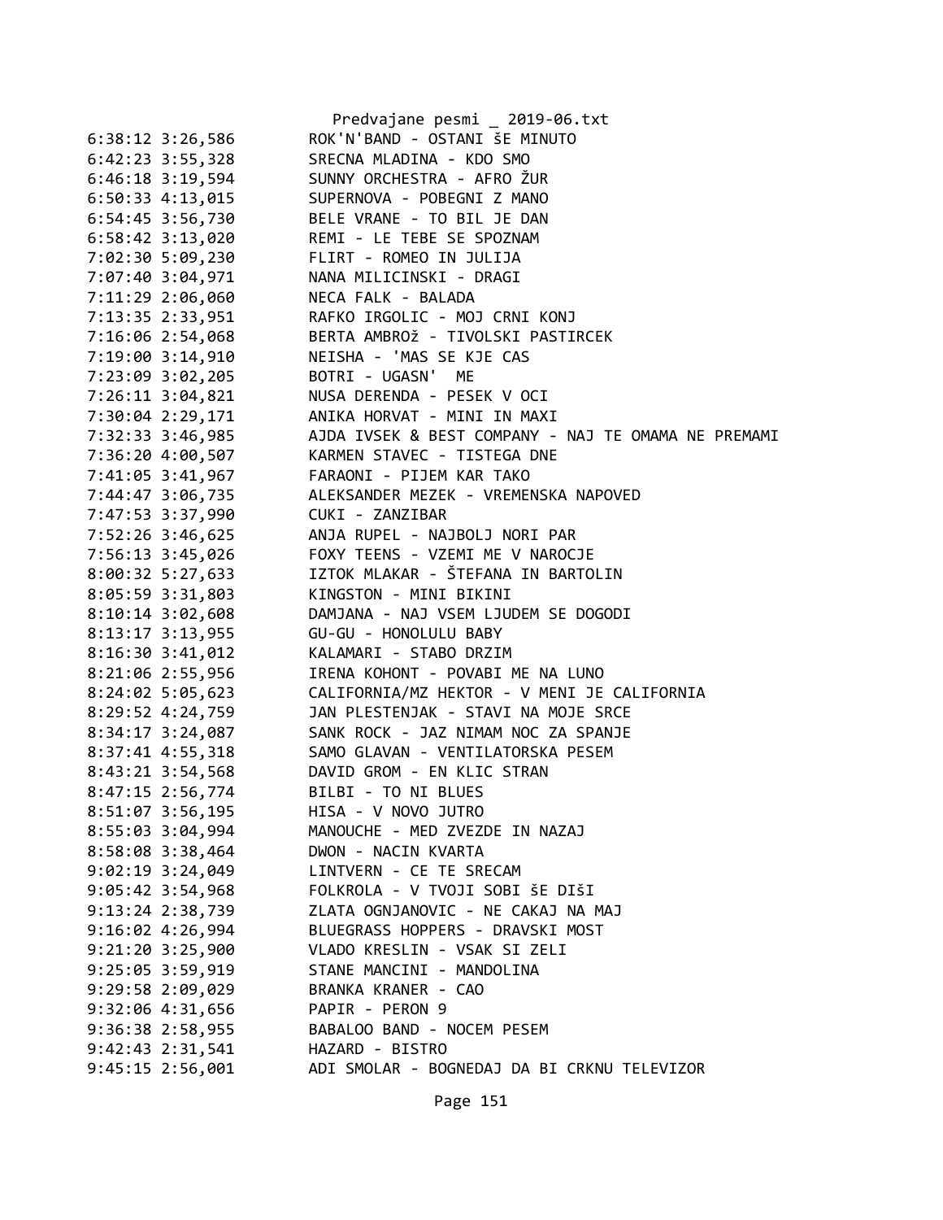```
6:38:12 3:26,586        ROK'N'BAND - OSTANI ŠE MINUTO
6:42:23 3:55,328        SRECNA MLADINA - KDO SMO
6:46:18 3:19,594        SUNNY ORCHESTRA - AFRO ŽUR
6:50:33 4:13,015        SUPERNOVA - POBEGNI Z MANO
6:54:45 3:56,730        BELE VRANE - TO BIL JE DAN
6:58:42 3:13,020        REMI - LE TEBE SE SPOZNAM
7:02:30 5:09,230        FLIRT - ROMEO IN JULIJA
7:07:40 3:04,971        NANA MILICINSKI - DRAGI
7:11:29 2:06,060        NECA FALK - BALADA
7:13:35 2:33,951        RAFKO IRGOLIC - MOJ CRNI KONJ
7:16:06 2:54,068        BERTA AMBROž - TIVOLSKI PASTIRCEK
7:19:00 3:14,910        NEISHA - 'MAS SE KJE CAS
7:23:09 3:02,205        BOTRI - UGASN'  ME
7:26:11 3:04,821        NUSA DERENDA - PESEK V OCI
7:30:04 2:29,171        ANIKA HORVAT - MINI IN MAXI
7:32:33 3:46,985        AJDA IVSEK & BEST COMPANY - NAJ TE OMAMA NE PREMAMI
7:36:20 4:00,507        KARMEN STAVEC - TISTEGA DNE
7:41:05 3:41,967        FARAONI - PIJEM KAR TAKO
7:44:47 3:06,735        ALEKSANDER MEZEK - VREMENSKA NAPOVED
7:47:53 3:37,990        CUKI - ZANZIBAR
7:52:26 3:46,625        ANJA RUPEL - NAJBOLJ NORI PAR
7:56:13 3:45,026        FOXY TEENS - VZEMI ME V NAROCJE
8:00:32 5:27,633        IZTOK MLAKAR - ŠTEFANA IN BARTOLIN
8:05:59 3:31,803        KINGSTON - MINI BIKINI
8:10:14 3:02,608        DAMJANA - NAJ VSEM LJUDEM SE DOGODI
8:13:17 3:13,955        GU-GU - HONOLULU BABY
8:16:30 3:41,012        KALAMARI - STABO DRZIM
8:21:06 2:55,956        IRENA KOHONT - POVABI ME NA LUNO
8:24:02 5:05,623        CALIFORNIA/MZ HEKTOR - V MENI JE CALIFORNIA
8:29:52 4:24,759        JAN PLESTENJAK - STAVI NA MOJE SRCE
8:34:17 3:24,087        SANK ROCK - JAZ NIMAM NOC ZA SPANJE
8:37:41 4:55,318        SAMO GLAVAN - VENTILATORSKA PESEM
8:43:21 3:54,568        DAVID GROM - EN KLIC STRAN
8:47:15 2:56,774        BILBI - TO NI BLUES
8:51:07 3:56,195        HISA - V NOVO JUTRO
8:55:03 3:04,994        MANOUCHE - MED ZVEZDE IN NAZAJ
8:58:08 3:38,464        DWON - NACIN KVARTA
9:02:19 3:24,049        LINTVERN - CE TE SRECAM
9:05:42 3:54,968        FOLKROLA - V TVOJI SOBI ŠE DIŠI
9:13:24 2:38,739        ZLATA OGNJANOVIC - NE CAKAJ NA MAJ
9:16:02 4:26,994        BLUEGRASS HOPPERS - DRAVSKI MOST
9:21:20 3:25,900        VLADO KRESLIN - VSAK SI ZELI
9:25:05 3:59,919        STANE MANCINI - MANDOLINA
9:29:58 2:09,029        BRANKA KRANER - CAO
9:32:06 4:31,656        PAPIR - PERON 9
9:36:38 2:58,955        BABALOO BAND - NOCEM PESEM
9:42:43 2:31,541        HAZARD - BISTRO
9:45:15 2:56,001        ADI SMOLAR - BOGNEDAJ DA BI CRKNU TELEVIZOR
```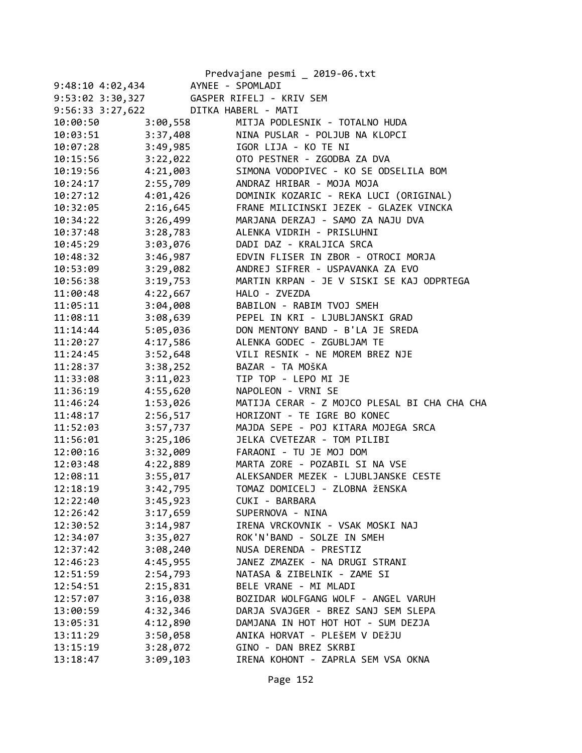Predvajane pesmi _ 2019-06.txt

```
9:48:10 4:02,434        AYNEE - SPOMLADI
9:53:02 3:30,327        GASPER RIFELJ - KRIV SEM
9:56:33 3:27,622        DITKA HABERL - MATI
10:00:50        3:00,558        MITJA PODLESNIK - TOTALNO HUDA
10:03:51        3:37,408        NINA PUSLAR - POLJUB NA KLOPCI
10:07:28        3:49,985        IGOR LIJA - KO TE NI
10:15:56        3:22,022        OTO PESTNER - ZGODBA ZA DVA
10:19:56        4:21,003        SIMONA VODOPIVEC - KO SE ODSELILA BOM
10:24:17        2:55,709        ANDRAZ HRIBAR - MOJA MOJA
10:27:12        4:01,426        DOMINIK KOZARIC - REKA LUCI (ORIGINAL)
10:32:05        2:16,645        FRANE MILICINSKI JEZEK - GLAZEK VINCKA
10:34:22        3:26,499        MARJANA DERZAJ - SAMO ZA NAJU DVA
10:37:48        3:28,783        ALENKA VIDRIH - PRISLUHNI
10:45:29        3:03,076        DADI DAZ - KRALJICA SRCA
10:48:32        3:46,987        EDVIN FLISER IN ZBOR - OTROCI MORJA
10:53:09        3:29,082        ANDREJ SIFRER - USPAVANKA ZA EVO
10:56:38        3:19,753        MARTIN KRPAN - JE V SISKI SE KAJ ODPRTEGA
11:00:48        4:22,667        HALO - ZVEZDA
11:05:11        3:04,008        BABILON - RABIM TVOJ SMEH
11:08:11        3:08,639        PEPEL IN KRI - LJUBLJANSKI GRAD
11:14:44        5:05,036        DON MENTONY BAND - B'LA JE SREDA
11:20:27        4:17,586        ALENKA GODEC - ZGUBLJAM TE
11:24:45        3:52,648        VILI RESNIK - NE MOREM BREZ NJE
11:28:37        3:38,252        BAZAR - TA MOŠKA
11:33:08        3:11,023        TIP TOP - LEPO MI JE
11:36:19        4:55,620        NAPOLEON - VRNI SE
11:46:24        1:53,026        MATIJA CERAR - Z MOJCO PLESAL BI CHA CHA CHA
11:48:17        2:56,517        HORIZONT - TE IGRE BO KONEC
11:52:03        3:57,737        MAJDA SEPE - POJ KITARA MOJEGA SRCA
11:56:01        3:25,106        JELKA CVETEZAR - TOM PILIBI
12:00:16        3:32,009        FARAONI - TU JE MOJ DOM
12:03:48        4:22,889        MARTA ZORE - POZABIL SI NA VSE
12:08:11        3:55,017        ALEKSANDER MEZEK - LJUBLJANSKE CESTE
12:18:19        3:42,795        TOMAZ DOMICELJ - ZLOBNA žENSKA
12:22:40        3:45,923        CUKI - BARBARA
12:26:42        3:17,659        SUPERNOVA - NINA
12:30:52        3:14,987        IRENA VRCKOVNIK - VSAK MOSKI NAJ
12:34:07        3:35,027        ROK'N'BAND - SOLZE IN SMEH
12:37:42        3:08,240        NUSA DERENDA - PRESTIZ
12:46:23        4:45,955        JANEZ ZMAZEK - NA DRUGI STRANI
12:51:59        2:54,793        NATASA & ZIBELNIK - ZAME SI
12:54:51        2:15,831        BELE VRANE - MI MLADI
12:57:07        3:16,038        BOZIDAR WOLFGANG WOLF - ANGEL VARUH
13:00:59        4:32,346        DARJA SVAJGER - BREZ SANJ SEM SLEPA
13:05:31        4:12,890        DAMJANA IN HOT HOT HOT - SUM DEZJA
13:11:29        3:50,058        ANIKA HORVAT - PLEŠEM V DEžJU
13:15:19        3:28,072        GINO - DAN BREZ SKRBI
13:18:47        3:09,103        IRENA KOHONT - ZAPRLA SEM VSA OKNA
```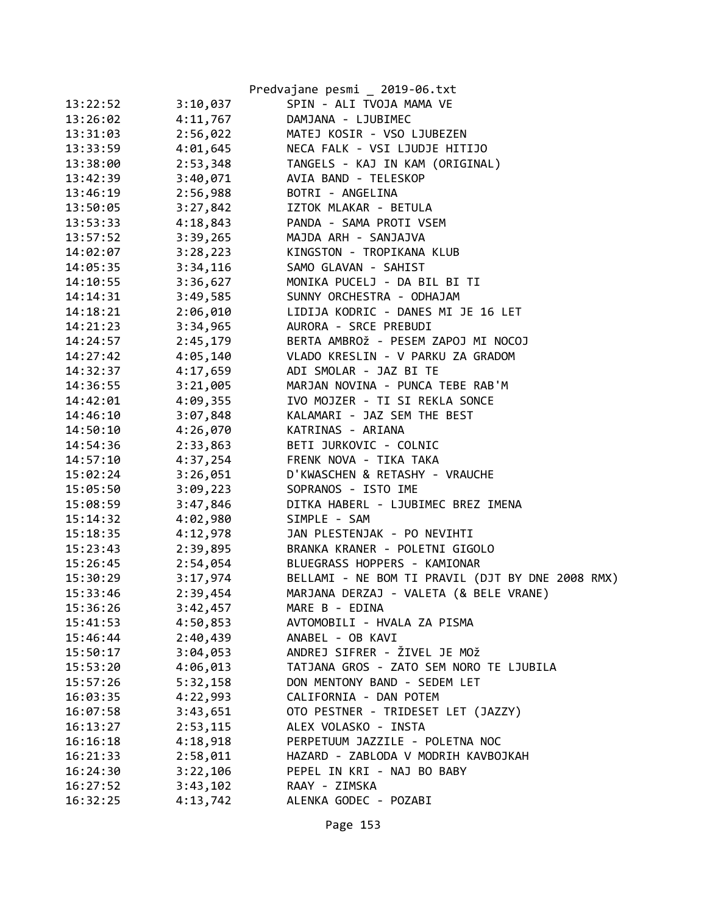Predvajane pesmi _ 2019-06.txt

| | | |
|---|---|---|
| 13:22:52 | 3:10,037 | SPIN - ALI TVOJA MAMA VE |
| 13:26:02 | 4:11,767 | DAMJANA - LJUBIMEC |
| 13:31:03 | 2:56,022 | MATEJ KOSIR - VSO LJUBEZEN |
| 13:33:59 | 4:01,645 | NECA FALK - VSI LJUDJE HITIJO |
| 13:38:00 | 2:53,348 | TANGELS - KAJ IN KAM (ORIGINAL) |
| 13:42:39 | 3:40,071 | AVIA BAND - TELESKOP |
| 13:46:19 | 2:56,988 | BOTRI - ANGELINA |
| 13:50:05 | 3:27,842 | IZTOK MLAKAR - BETULA |
| 13:53:33 | 4:18,843 | PANDA - SAMA PROTI VSEM |
| 13:57:52 | 3:39,265 | MAJDA ARH - SANJAJVA |
| 14:02:07 | 3:28,223 | KINGSTON - TROPIKANA KLUB |
| 14:05:35 | 3:34,116 | SAMO GLAVAN - SAHIST |
| 14:10:55 | 3:36,627 | MONIKA PUCELJ - DA BIL BI TI |
| 14:14:31 | 3:49,585 | SUNNY ORCHESTRA - ODHAJAM |
| 14:18:21 | 2:06,010 | LIDIJA KODRIC - DANES MI JE 16 LET |
| 14:21:23 | 3:34,965 | AURORA - SRCE PREBUDI |
| 14:24:57 | 2:45,179 | BERTA AMBROž - PESEM ZAPOJ MI NOCOJ |
| 14:27:42 | 4:05,140 | VLADO KRESLIN - V PARKU ZA GRADOM |
| 14:32:37 | 4:17,659 | ADI SMOLAR - JAZ BI TE |
| 14:36:55 | 3:21,005 | MARJAN NOVINA - PUNCA TEBE RAB'M |
| 14:42:01 | 4:09,355 | IVO MOJZER - TI SI REKLA SONCE |
| 14:46:10 | 3:07,848 | KALAMARI - JAZ SEM THE BEST |
| 14:50:10 | 4:26,070 | KATRINAS - ARIANA |
| 14:54:36 | 2:33,863 | BETI JURKOVIC - COLNIC |
| 14:57:10 | 4:37,254 | FRENK NOVA - TIKA TAKA |
| 15:02:24 | 3:26,051 | D'KWASCHEN & RETASHY - VRAUCHE |
| 15:05:50 | 3:09,223 | SOPRANOS - ISTO IME |
| 15:08:59 | 3:47,846 | DITKA HABERL - LJUBIMEC BREZ IMENA |
| 15:14:32 | 4:02,980 | SIMPLE - SAM |
| 15:18:35 | 4:12,978 | JAN PLESTENJAK - PO NEVIHTI |
| 15:23:43 | 2:39,895 | BRANKA KRANER - POLETNI GIGOLO |
| 15:26:45 | 2:54,054 | BLUEGRASS HOPPERS - KAMIONAR |
| 15:30:29 | 3:17,974 | BELLAMI - NE BOM TI PRAVIL (DJT BY DNE 2008 RMX) |
| 15:33:46 | 2:39,454 | MARJANA DERZAJ - VALETA (& BELE VRANE) |
| 15:36:26 | 3:42,457 | MARE B - EDINA |
| 15:41:53 | 4:50,853 | AVTOMOBILI - HVALA ZA PISMA |
| 15:46:44 | 2:40,439 | ANABEL - OB KAVI |
| 15:50:17 | 3:04,053 | ANDREJ SIFRER - ŽIVEL JE MOž |
| 15:53:20 | 4:06,013 | TATJANA GROS - ZATO SEM NORO TE LJUBILA |
| 15:57:26 | 5:32,158 | DON MENTONY BAND - SEDEM LET |
| 16:03:35 | 4:22,993 | CALIFORNIA - DAN POTEM |
| 16:07:58 | 3:43,651 | OTO PESTNER - TRIDESET LET (JAZZY) |
| 16:13:27 | 2:53,115 | ALEX VOLASKO - INSTA |
| 16:16:18 | 4:18,918 | PERPETUUM JAZZILE - POLETNA NOC |
| 16:21:33 | 2:58,011 | HAZARD - ZABLODA V MODRIH KAVBOJKAH |
| 16:24:30 | 3:22,106 | PEPEL IN KRI - NAJ BO BABY |
| 16:27:52 | 3:43,102 | RAAY - ZIMSKA |
| 16:32:25 | 4:13,742 | ALENKA GODEC - POZABI |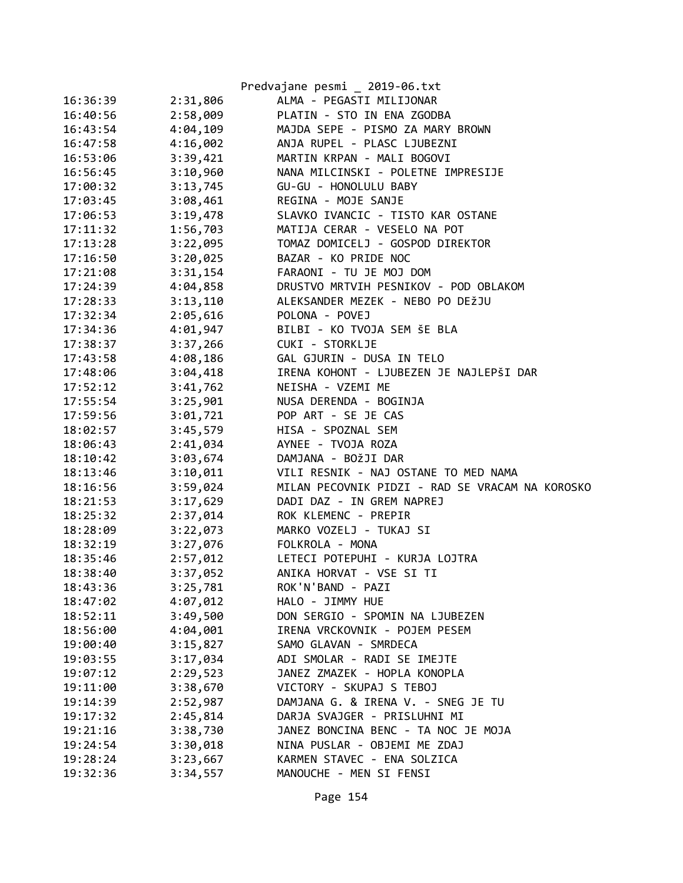| | | |
|---|---|---|
| 16:36:39 | 2:31,806 | ALMA - PEGASTI MILIJONAR |
| 16:40:56 | 2:58,009 | PLATIN - STO IN ENA ZGODBA |
| 16:43:54 | 4:04,109 | MAJDA SEPE - PISMO ZA MARY BROWN |
| 16:47:58 | 4:16,002 | ANJA RUPEL - PLASC LJUBEZNI |
| 16:53:06 | 3:39,421 | MARTIN KRPAN - MALI BOGOVI |
| 16:56:45 | 3:10,960 | NANA MILCINSKI - POLETNE IMPRESIJE |
| 17:00:32 | 3:13,745 | GU-GU - HONOLULU BABY |
| 17:03:45 | 3:08,461 | REGINA - MOJE SANJE |
| 17:06:53 | 3:19,478 | SLAVKO IVANCIC - TISTO KAR OSTANE |
| 17:11:32 | 1:56,703 | MATIJA CERAR - VESELO NA POT |
| 17:13:28 | 3:22,095 | TOMAZ DOMICELJ - GOSPOD DIREKTOR |
| 17:16:50 | 3:20,025 | BAZAR - KO PRIDE NOC |
| 17:21:08 | 3:31,154 | FARAONI - TU JE MOJ DOM |
| 17:24:39 | 4:04,858 | DRUSTVO MRTVIH PESNIKOV - POD OBLAKOM |
| 17:28:33 | 3:13,110 | ALEKSANDER MEZEK - NEBO PO DEŽJU |
| 17:32:34 | 2:05,616 | POLONA - POVEJ |
| 17:34:36 | 4:01,947 | BILBI - KO TVOJA SEM ŠE BLA |
| 17:38:37 | 3:37,266 | CUKI - STORKLJE |
| 17:43:58 | 4:08,186 | GAL GJURIN - DUSA IN TELO |
| 17:48:06 | 3:04,418 | IRENA KOHONT - LJUBEZEN JE NAJLEPŠI DAR |
| 17:52:12 | 3:41,762 | NEISHA - VZEMI ME |
| 17:55:54 | 3:25,901 | NUSA DERENDA - BOGINJA |
| 17:59:56 | 3:01,721 | POP ART - SE JE CAS |
| 18:02:57 | 3:45,579 | HISA - SPOZNAL SEM |
| 18:06:43 | 2:41,034 | AYNEE - TVOJA ROZA |
| 18:10:42 | 3:03,674 | DAMJANA - BOŽJI DAR |
| 18:13:46 | 3:10,011 | VILI RESNIK - NAJ OSTANE TO MED NAMA |
| 18:16:56 | 3:59,024 | MILAN PECOVNIK PIDZI - RAD SE VRACAM NA KOROSKO |
| 18:21:53 | 3:17,629 | DADI DAZ - IN GREM NAPREJ |
| 18:25:32 | 2:37,014 | ROK KLEMENC - PREPIR |
| 18:28:09 | 3:22,073 | MARKO VOZELJ - TUKAJ SI |
| 18:32:19 | 3:27,076 | FOLKROLA - MONA |
| 18:35:46 | 2:57,012 | LETECI POTEPUHI - KURJA LOJTRA |
| 18:38:40 | 3:37,052 | ANIKA HORVAT - VSE SI TI |
| 18:43:36 | 3:25,781 | ROK'N'BAND - PAZI |
| 18:47:02 | 4:07,012 | HALO - JIMMY HUE |
| 18:52:11 | 3:49,500 | DON SERGIO - SPOMIN NA LJUBEZEN |
| 18:56:00 | 4:04,001 | IRENA VRCKOVNIK - POJEM PESEM |
| 19:00:40 | 3:15,827 | SAMO GLAVAN - SMRDECA |
| 19:03:55 | 3:17,034 | ADI SMOLAR - RADI SE IMEJTE |
| 19:07:12 | 2:29,523 | JANEZ ZMAZEK - HOPLA KONOPLA |
| 19:11:00 | 3:38,670 | VICTORY - SKUPAJ S TEBOJ |
| 19:14:39 | 2:52,987 | DAMJANA G. & IRENA V. - SNEG JE TU |
| 19:17:32 | 2:45,814 | DARJA SVAJGER - PRISLUHNI MI |
| 19:21:16 | 3:38,730 | JANEZ BONCINA BENC - TA NOC JE MOJA |
| 19:24:54 | 3:30,018 | NINA PUSLAR - OBJEMI ME ZDAJ |
| 19:28:24 | 3:23,667 | KARMEN STAVEC - ENA SOLZICA |
| 19:32:36 | 3:34,557 | MANOUCHE - MEN SI FENSI |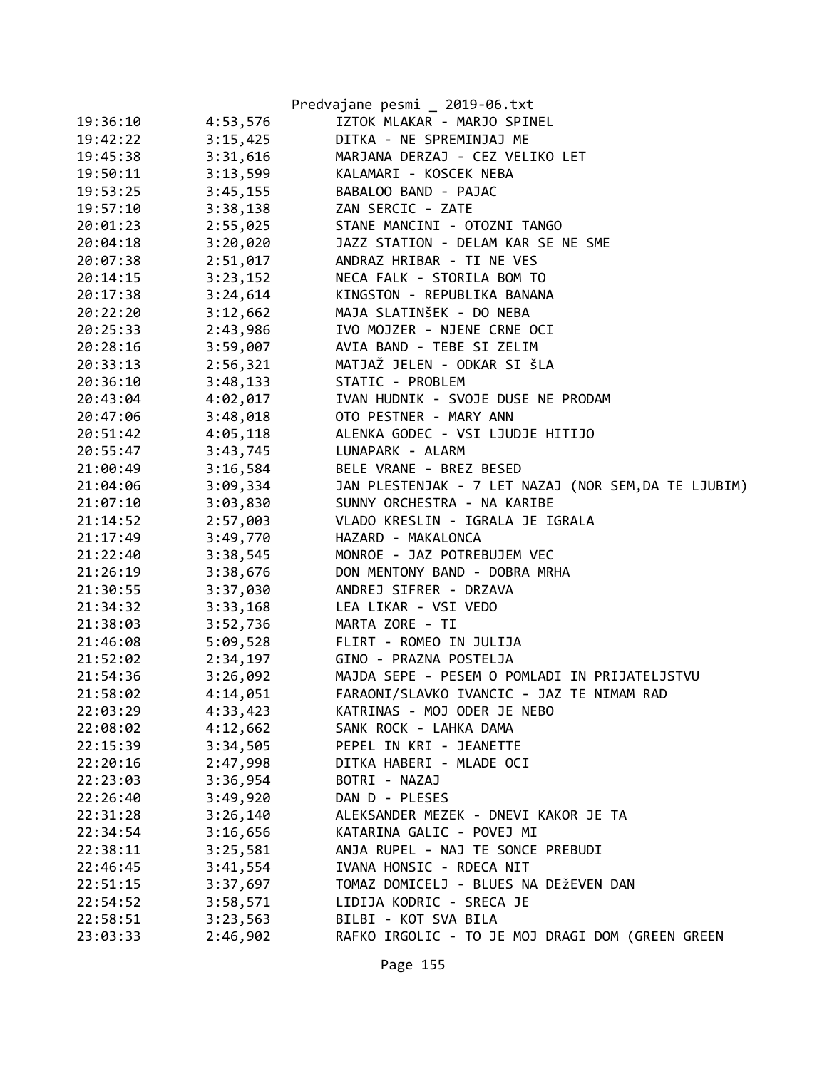```
19:36:10        4:53,576        IZTOK MLAKAR - MARJO SPINEL
19:42:22        3:15,425        DITKA - NE SPREMINJAJ ME
19:45:38        3:31,616        MARJANA DERZAJ - CEZ VELIKO LET
19:50:11        3:13,599        KALAMARI - KOSCEK NEBA
19:53:25        3:45,155        BABALOO BAND - PAJAC
19:57:10        3:38,138        ZAN SERCIC - ZATE
20:01:23        2:55,025        STANE MANCINI - OTOZNI TANGO
20:04:18        3:20,020        JAZZ STATION - DELAM KAR SE NE SME
20:07:38        2:51,017        ANDRAZ HRIBAR - TI NE VES
20:14:15        3:23,152        NECA FALK - STORILA BOM TO
20:17:38        3:24,614        KINGSTON - REPUBLIKA BANANA
20:22:20        3:12,662        MAJA SLATINŠEK - DO NEBA
20:25:33        2:43,986        IVO MOJZER - NJENE CRNE OCI
20:28:16        3:59,007        AVIA BAND - TEBE SI ZELIM
20:33:13        2:56,321        MATJAŽ JELEN - ODKAR SI ŠLA
20:36:10        3:48,133        STATIC - PROBLEM
20:43:04        4:02,017        IVAN HUDNIK - SVOJE DUSE NE PRODAM
20:47:06        3:48,018        OTO PESTNER - MARY ANN
20:51:42        4:05,118        ALENKA GODEC - VSI LJUDJE HITIJO
20:55:47        3:43,745        LUNAPARK - ALARM
21:00:49        3:16,584        BELE VRANE - BREZ BESED
21:04:06        3:09,334        JAN PLESTENJAK - 7 LET NAZAJ (NOR SEM,DA TE LJUBIM)
21:07:10        3:03,830        SUNNY ORCHESTRA - NA KARIBE
21:14:52        2:57,003        VLADO KRESLIN - IGRALA JE IGRALA
21:17:49        3:49,770        HAZARD - MAKALONCA
21:22:40        3:38,545        MONROE - JAZ POTREBUJEM VEC
21:26:19        3:38,676        DON MENTONY BAND - DOBRA MRHA
21:30:55        3:37,030        ANDREJ SIFRER - DRZAVA
21:34:32        3:33,168        LEA LIKAR - VSI VEDO
21:38:03        3:52,736        MARTA ZORE - TI
21:46:08        5:09,528        FLIRT - ROMEO IN JULIJA
21:52:02        2:34,197        GINO - PRAZNA POSTELJA
21:54:36        3:26,092        MAJDA SEPE - PESEM O POMLADI IN PRIJATELJSTVU
21:58:02        4:14,051        FARAONI/SLAVKO IVANCIC - JAZ TE NIMAM RAD
22:03:29        4:33,423        KATRINAS - MOJ ODER JE NEBO
22:08:02        4:12,662        SANK ROCK - LAHKA DAMA
22:15:39        3:34,505        PEPEL IN KRI - JEANETTE
22:20:16        2:47,998        DITKA HABERI - MLADE OCI
22:23:03        3:36,954        BOTRI - NAZAJ
22:26:40        3:49,920        DAN D - PLESES
22:31:28        3:26,140        ALEKSANDER MEZEK - DNEVI KAKOR JE TA
22:34:54        3:16,656        KATARINA GALIC - POVEJ MI
22:38:11        3:25,581        ANJA RUPEL - NAJ TE SONCE PREBUDI
22:46:45        3:41,554        IVANA HONSIC - RDECA NIT
22:51:15        3:37,697        TOMAZ DOMICELJ - BLUES NA DEŽEVEN DAN
22:54:52        3:58,571        LIDIJA KODRIC - SRECA JE
22:58:51        3:23,563        BILBI - KOT SVA BILA
23:03:33        2:46,902        RAFKO IRGOLIC - TO JE MOJ DRAGI DOM (GREEN GREEN
```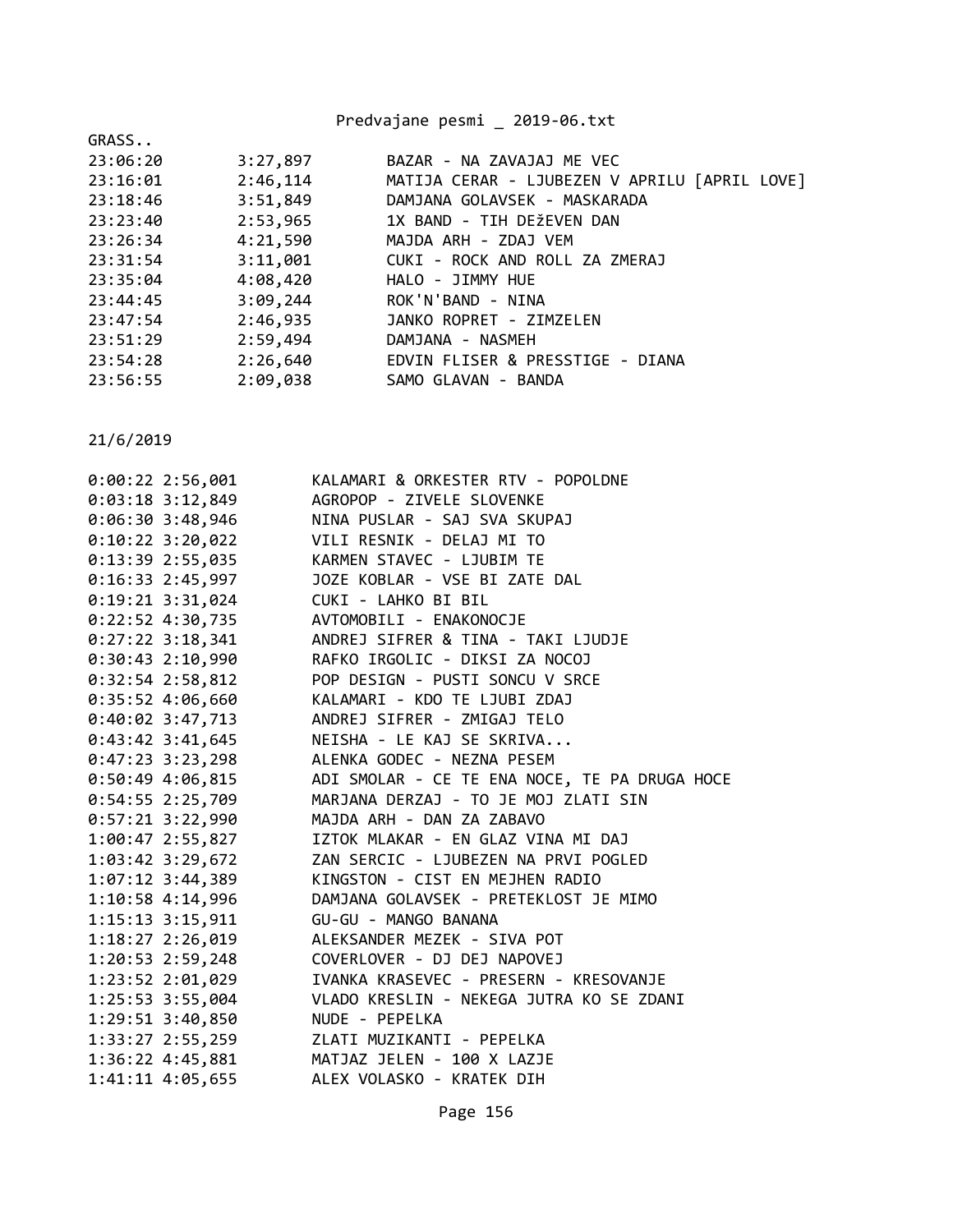GRASS..

| | | |
|---|---|---|
| 23:06:20 | 3:27,897 | BAZAR - NA ZAVAJAJ ME VEC |
| 23:16:01 | 2:46,114 | MATIJA CERAR - LJUBEZEN V APRILU [APRIL LOVE] |
| 23:18:46 | 3:51,849 | DAMJANA GOLAVSEK - MASKARADA |
| 23:23:40 | 2:53,965 | 1X BAND - TIH DEžEVEN DAN |
| 23:26:34 | 4:21,590 | MAJDA ARH - ZDAJ VEM |
| 23:31:54 | 3:11,001 | CUKI - ROCK AND ROLL ZA ZMERAJ |
| 23:35:04 | 4:08,420 | HALO - JIMMY HUE |
| 23:44:45 | 3:09,244 | ROK'N'BAND - NINA |
| 23:47:54 | 2:46,935 | JANKO ROPRET - ZIMZELEN |
| 23:51:29 | 2:59,494 | DAMJANA - NASMEH |
| 23:54:28 | 2:26,640 | EDVIN FLISER & PRESSTIGE - DIANA |
| 23:56:55 | 2:09,038 | SAMO GLAVAN - BANDA |

21/6/2019

| | | |
|---|---|---|
| 0:00:22 | 2:56,001 | KALAMARI & ORKESTER RTV - POPOLDNE |
| 0:03:18 | 3:12,849 | AGROPOP - ZIVELE SLOVENKE |
| 0:06:30 | 3:48,946 | NINA PUSLAR - SAJ SVA SKUPAJ |
| 0:10:22 | 3:20,022 | VILI RESNIK - DELAJ MI TO |
| 0:13:39 | 2:55,035 | KARMEN STAVEC - LJUBIM TE |
| 0:16:33 | 2:45,997 | JOZE KOBLAR - VSE BI ZATE DAL |
| 0:19:21 | 3:31,024 | CUKI - LAHKO BI BIL |
| 0:22:52 | 4:30,735 | AVTOMOBILI - ENAKONOCJE |
| 0:27:22 | 3:18,341 | ANDREJ SIFRER & TINA - TAKI LJUDJE |
| 0:30:43 | 2:10,990 | RAFKO IRGOLIC - DIKSI ZA NOCOJ |
| 0:32:54 | 2:58,812 | POP DESIGN - PUSTI SONCU V SRCE |
| 0:35:52 | 4:06,660 | KALAMARI - KDO TE LJUBI ZDAJ |
| 0:40:02 | 3:47,713 | ANDREJ SIFRER - ZMIGAJ TELO |
| 0:43:42 | 3:41,645 | NEISHA - LE KAJ SE SKRIVA... |
| 0:47:23 | 3:23,298 | ALENKA GODEC - NEZNA PESEM |
| 0:50:49 | 4:06,815 | ADI SMOLAR - CE TE ENA NOCE, TE PA DRUGA HOCE |
| 0:54:55 | 2:25,709 | MARJANA DERZAJ - TO JE MOJ ZLATI SIN |
| 0:57:21 | 3:22,990 | MAJDA ARH - DAN ZA ZABAVO |
| 1:00:47 | 2:55,827 | IZTOK MLAKAR - EN GLAZ VINA MI DAJ |
| 1:03:42 | 3:29,672 | ZAN SERCIC - LJUBEZEN NA PRVI POGLED |
| 1:07:12 | 3:44,389 | KINGSTON - CIST EN MEJHEN RADIO |
| 1:10:58 | 4:14,996 | DAMJANA GOLAVSEK - PRETEKLOST JE MIMO |
| 1:15:13 | 3:15,911 | GU-GU - MANGO BANANA |
| 1:18:27 | 2:26,019 | ALEKSANDER MEZEK - SIVA POT |
| 1:20:53 | 2:59,248 | COVERLOVER - DJ DEJ NAPOVEJ |
| 1:23:52 | 2:01,029 | IVANKA KRASEVEC - PRESERN - KRESOVANJE |
| 1:25:53 | 3:55,004 | VLADO KRESLIN - NEKEGA JUTRA KO SE ZDANI |
| 1:29:51 | 3:40,850 | NUDE - PEPELKA |
| 1:33:27 | 2:55,259 | ZLATI MUZIKANTI - PEPELKA |
| 1:36:22 | 4:45,881 | MATJAZ JELEN - 100 X LAZJE |
| 1:41:11 | 4:05,655 | ALEX VOLASKO - KRATEK DIH |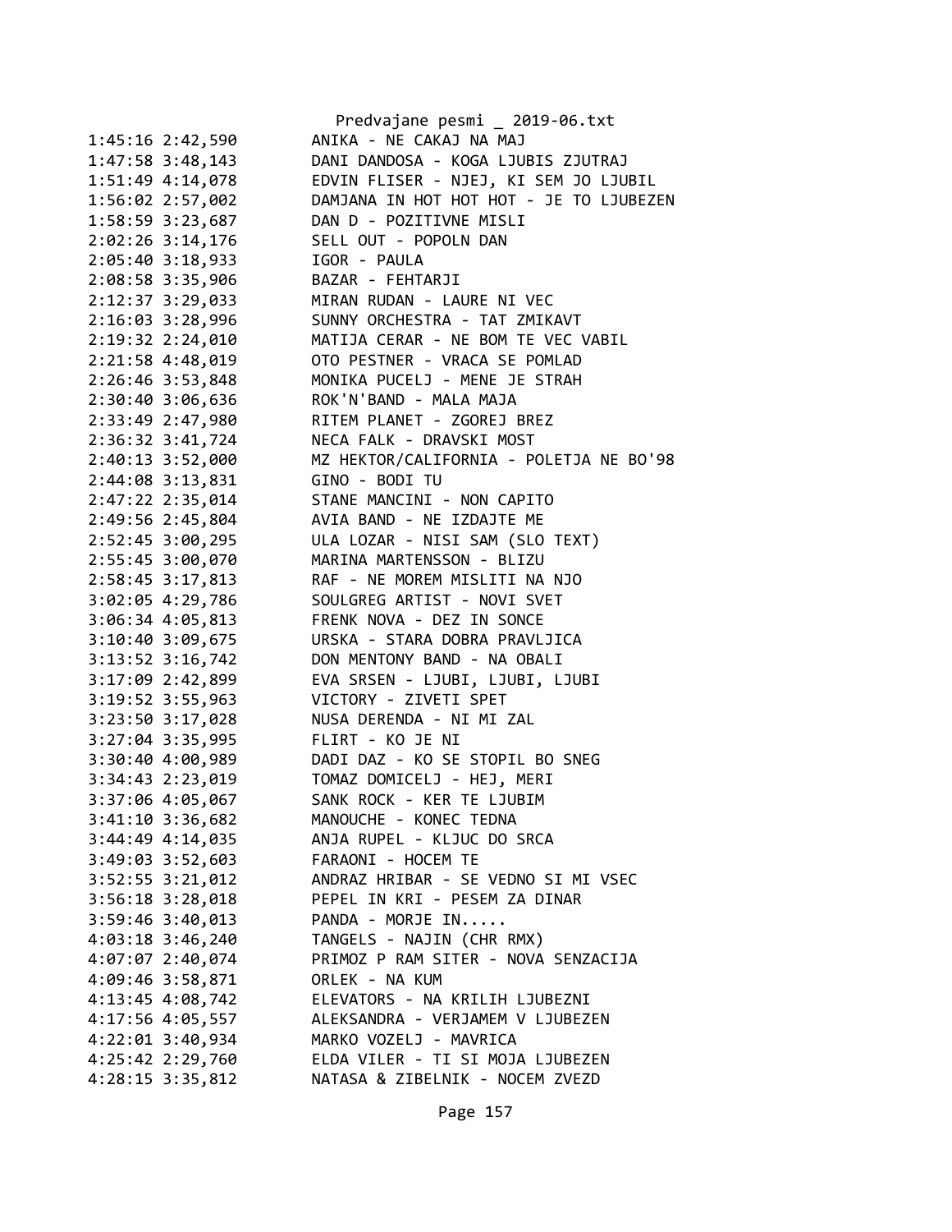```
1:45:16 2:42,590          ANIKA - NE CAKAJ NA MAJ
1:47:58 3:48,143          DANI DANDOSA - KOGA LJUBIS ZJUTRAJ
1:51:49 4:14,078          EDVIN FLISER - NJEJ, KI SEM JO LJUBIL
1:56:02 2:57,002          DAMJANA IN HOT HOT HOT - JE TO LJUBEZEN
1:58:59 3:23,687          DAN D - POZITIVNE MISLI
2:02:26 3:14,176          SELL OUT - POPOLN DAN
2:05:40 3:18,933          IGOR - PAULA
2:08:58 3:35,906          BAZAR - FEHTARJI
2:12:37 3:29,033          MIRAN RUDAN - LAURE NI VEC
2:16:03 3:28,996          SUNNY ORCHESTRA - TAT ZMIKAVT
2:19:32 2:24,010          MATIJA CERAR - NE BOM TE VEC VABIL
2:21:58 4:48,019          OTO PESTNER - VRACA SE POMLAD
2:26:46 3:53,848          MONIKA PUCELJ - MENE JE STRAH
2:30:40 3:06,636          ROK'N'BAND - MALA MAJA
2:33:49 2:47,980          RITEM PLANET - ZGOREJ BREZ
2:36:32 3:41,724          NECA FALK - DRAVSKI MOST
2:40:13 3:52,000          MZ HEKTOR/CALIFORNIA - POLETJA NE BO'98
2:44:08 3:13,831          GINO - BODI TU
2:47:22 2:35,014          STANE MANCINI - NON CAPITO
2:49:56 2:45,804          AVIA BAND - NE IZDAJTE ME
2:52:45 3:00,295          ULA LOZAR - NISI SAM (SLO TEXT)
2:55:45 3:00,070          MARINA MARTENSSON - BLIZU
2:58:45 3:17,813          RAF - NE MOREM MISLITI NA NJO
3:02:05 4:29,786          SOULGREG ARTIST - NOVI SVET
3:06:34 4:05,813          FRENK NOVA - DEZ IN SONCE
3:10:40 3:09,675          URSKA - STARA DOBRA PRAVLJICA
3:13:52 3:16,742          DON MENTONY BAND - NA OBALI
3:17:09 2:42,899          EVA SRSEN - LJUBI, LJUBI, LJUBI
3:19:52 3:55,963          VICTORY - ZIVETI SPET
3:23:50 3:17,028          NUSA DERENDA - NI MI ZAL
3:27:04 3:35,995          FLIRT - KO JE NI
3:30:40 4:00,989          DADI DAZ - KO SE STOPIL BO SNEG
3:34:43 2:23,019          TOMAZ DOMICELJ - HEJ, MERI
3:37:06 4:05,067          SANK ROCK - KER TE LJUBIM
3:41:10 3:36,682          MANOUCHE - KONEC TEDNA
3:44:49 4:14,035          ANJA RUPEL - KLJUC DO SRCA
3:49:03 3:52,603          FARAONI - HOCEM TE
3:52:55 3:21,012          ANDRAZ HRIBAR - SE VEDNO SI MI VSEC
3:56:18 3:28,018          PEPEL IN KRI - PESEM ZA DINAR
3:59:46 3:40,013          PANDA - MORJE IN.....
4:03:18 3:46,240          TANGELS - NAJIN (CHR RMX)
4:07:07 2:40,074          PRIMOZ P RAM SITER - NOVA SENZACIJA
4:09:46 3:58,871          ORLEK - NA KUM
4:13:45 4:08,742          ELEVATORS - NA KRILIH LJUBEZNI
4:17:56 4:05,557          ALEKSANDRA - VERJAMEM V LJUBEZEN
4:22:01 3:40,934          MARKO VOZELJ - MAVRICA
4:25:42 2:29,760          ELDA VILER - TI SI MOJA LJUBEZEN
4:28:15 3:35,812          NATASA & ZIBELNIK - NOCEM ZVEZD
```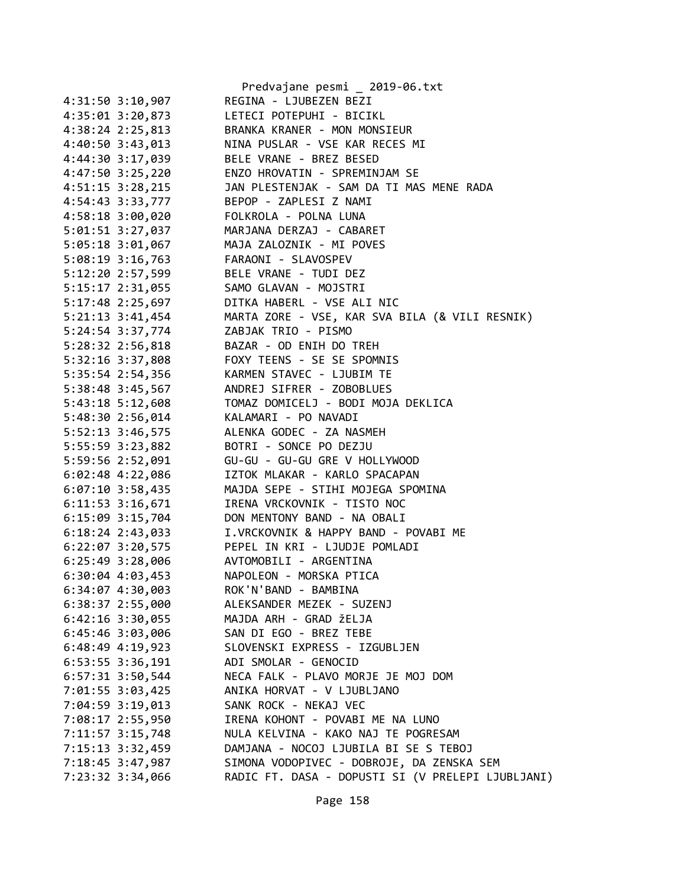```
4:31:50 3:10,907        REGINA - LJUBEZEN BEZI
4:35:01 3:20,873        LETECI POTEPUHI - BICIKL
4:38:24 2:25,813        BRANKA KRANER - MON MONSIEUR
4:40:50 3:43,013        NINA PUSLAR - VSE KAR RECES MI
4:44:30 3:17,039        BELE VRANE - BREZ BESED
4:47:50 3:25,220        ENZO HROVATIN - SPREMINJAM SE
4:51:15 3:28,215        JAN PLESTENJAK - SAM DA TI MAS MENE RADA
4:54:43 3:33,777        BEPOP - ZAPLESI Z NAMI
4:58:18 3:00,020        FOLKROLA - POLNA LUNA
5:01:51 3:27,037        MARJANA DERZAJ - CABARET
5:05:18 3:01,067        MAJA ZALOZNIK - MI POVES
5:08:19 3:16,763        FARAONI - SLAVOSPEV
5:12:20 2:57,599        BELE VRANE - TUDI DEZ
5:15:17 2:31,055        SAMO GLAVAN - MOJSTRI
5:17:48 2:25,697        DITKA HABERL - VSE ALI NIC
5:21:13 3:41,454        MARTA ZORE - VSE, KAR SVA BILA (& VILI RESNIK)
5:24:54 3:37,774        ZABJAK TRIO - PISMO
5:28:32 2:56,818        BAZAR - OD ENIH DO TREH
5:32:16 3:37,808        FOXY TEENS - SE SE SPOMNIS
5:35:54 2:54,356        KARMEN STAVEC - LJUBIM TE
5:38:48 3:45,567        ANDREJ SIFRER - ZOBOBLUES
5:43:18 5:12,608        TOMAZ DOMICELJ - BODI MOJA DEKLICA
5:48:30 2:56,014        KALAMARI - PO NAVADI
5:52:13 3:46,575        ALENKA GODEC - ZA NASMEH
5:55:59 3:23,882        BOTRI - SONCE PO DEZJU
5:59:56 2:52,091        GU-GU - GU-GU GRE V HOLLYWOOD
6:02:48 4:22,086        IZTOK MLAKAR - KARLO SPACAPAN
6:07:10 3:58,435        MAJDA SEPE - STIHI MOJEGA SPOMINA
6:11:53 3:16,671        IRENA VRCKOVNIK - TISTO NOC
6:15:09 3:15,704        DON MENTONY BAND - NA OBALI
6:18:24 2:43,033        I.VRCKOVNIK & HAPPY BAND - POVABI ME
6:22:07 3:20,575        PEPEL IN KRI - LJUDJE POMLADI
6:25:49 3:28,006        AVTOMOBILI - ARGENTINA
6:30:04 4:03,453        NAPOLEON - MORSKA PTICA
6:34:07 4:30,003        ROK'N'BAND - BAMBINA
6:38:37 2:55,000        ALEKSANDER MEZEK - SUZENJ
6:42:16 3:30,055        MAJDA ARH - GRAD žELJA
6:45:46 3:03,006        SAN DI EGO - BREZ TEBE
6:48:49 4:19,923        SLOVENSKI EXPRESS - IZGUBLJEN
6:53:55 3:36,191        ADI SMOLAR - GENOCID
6:57:31 3:50,544        NECA FALK - PLAVO MORJE JE MOJ DOM
7:01:55 3:03,425        ANIKA HORVAT - V LJUBLJANO
7:04:59 3:19,013        SANK ROCK - NEKAJ VEC
7:08:17 2:55,950        IRENA KOHONT - POVABI ME NA LUNO
7:11:57 3:15,748        NULA KELVINA - KAKO NAJ TE POGRESAM
7:15:13 3:32,459        DAMJANA - NOCOJ LJUBILA BI SE S TEBOJ
7:18:45 3:47,987        SIMONA VODOPIVEC - DOBROJE, DA ZENSKA SEM
7:23:32 3:34,066        RADIC FT. DASA - DOPUSTI SI (V PRELEPI LJUBLJANI)
```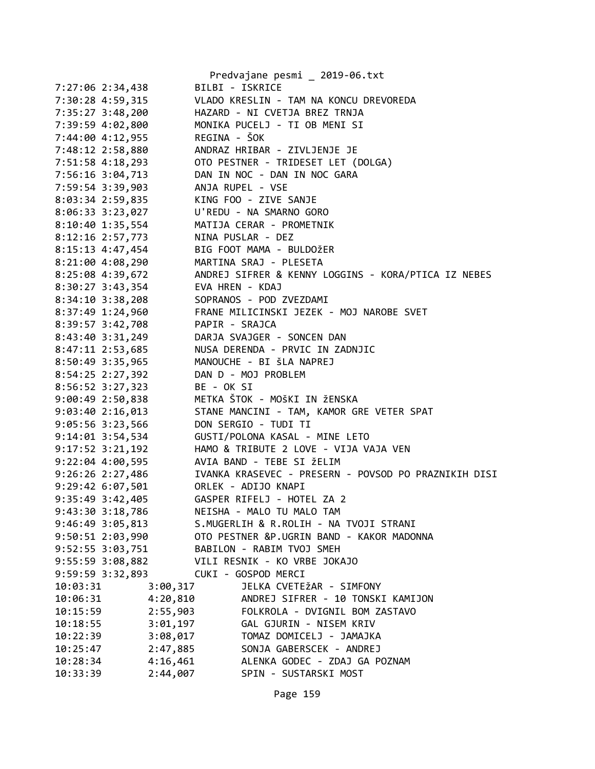7:27:06 2:34,438        BILBI - ISKRICE
7:30:28 4:59,315        VLADO KRESLIN - TAM NA KONCU DREVOREDA
7:35:27 3:48,200        HAZARD - NI CVETJA BREZ TRNJA
7:39:59 4:02,800        MONIKA PUCELJ - TI OB MENI SI
7:44:00 4:12,955        REGINA - ŠOK
7:48:12 2:58,880        ANDRAZ HRIBAR - ZIVLJENJE JE
7:51:58 4:18,293        OTO PESTNER - TRIDESET LET (DOLGA)
7:56:16 3:04,713        DAN IN NOC - DAN IN NOC GARA
7:59:54 3:39,903        ANJA RUPEL - VSE
8:03:34 2:59,835        KING FOO - ZIVE SANJE
8:06:33 3:23,027        U'REDU - NA SMARNO GORO
8:10:40 1:35,554        MATIJA CERAR - PROMETNIK
8:12:16 2:57,773        NINA PUSLAR - DEZ
8:15:13 4:47,454        BIG FOOT MAMA - BULDOžER
8:21:00 4:08,290        MARTINA SRAJ - PLESETA
8:25:08 4:39,672        ANDREJ SIFRER & KENNY LOGGINS - KORA/PTICA IZ NEBES
8:30:27 3:43,354        EVA HREN - KDAJ
8:34:10 3:38,208        SOPRANOS - POD ZVEZDAMI
8:37:49 1:24,960        FRANE MILICINSKI JEZEK - MOJ NAROBE SVET
8:39:57 3:42,708        PAPIR - SRAJCA
8:43:40 3:31,249        DARJA SVAJGER - SONCEN DAN
8:47:11 2:53,685        NUSA DERENDA - PRVIC IN ZADNJIC
8:50:49 3:35,965        MANOUCHE - BI ŠLA NAPREJ
8:54:25 2:27,392        DAN D - MOJ PROBLEM
8:56:52 3:27,323        BE - OK SI
9:00:49 2:50,838        METKA ŠTOK - MOŠKI IN žENSKA
9:03:40 2:16,013        STANE MANCINI - TAM, KAMOR GRE VETER SPAT
9:05:56 3:23,566        DON SERGIO - TUDI TI
9:14:01 3:54,534        GUSTI/POLONA KASAL - MINE LETO
9:17:52 3:21,192        HAMO & TRIBUTE 2 LOVE - VIJA VAJA VEN
9:22:04 4:00,595        AVIA BAND - TEBE SI žELIM
9:26:26 2:27,486        IVANKA KRASEVEC - PRESERN - POVSOD PO PRAZNIKIH DISI
9:29:42 6:07,501        ORLEK - ADIJO KNAPI
9:35:49 3:42,405        GASPER RIFELJ - HOTEL ZA 2
9:43:30 3:18,786        NEISHA - MALO TU MALO TAM
9:46:49 3:05,813        S.MUGERLIH & R.ROLIH - NA TVOJI STRANI
9:50:51 2:03,990        OTO PESTNER &P.UGRIN BAND - KAKOR MADONNA
9:52:55 3:03,751        BABILON - RABIM TVOJ SMEH
9:55:59 3:08,882        VILI RESNIK - KO VRBE JOKAJO
9:59:59 3:32,893        CUKI - GOSPOD MERCI
10:03:31        3:00,317        JELKA CVETEžAR - SIMFONY
10:06:31        4:20,810        ANDREJ SIFRER - 10 TONSKI KAMIJON
10:15:59        2:55,903        FOLKROLA - DVIGNIL BOM ZASTAVO
10:18:55        3:01,197        GAL GJURIN - NISEM KRIV
10:22:39        3:08,017        TOMAZ DOMICELJ - JAMAJKA
10:25:47        2:47,885        SONJA GABERSCEK - ANDREJ
10:28:34        4:16,461        ALENKA GODEC - ZDAJ GA POZNAM
10:33:39        2:44,007        SPIN - SUSTARSKI MOST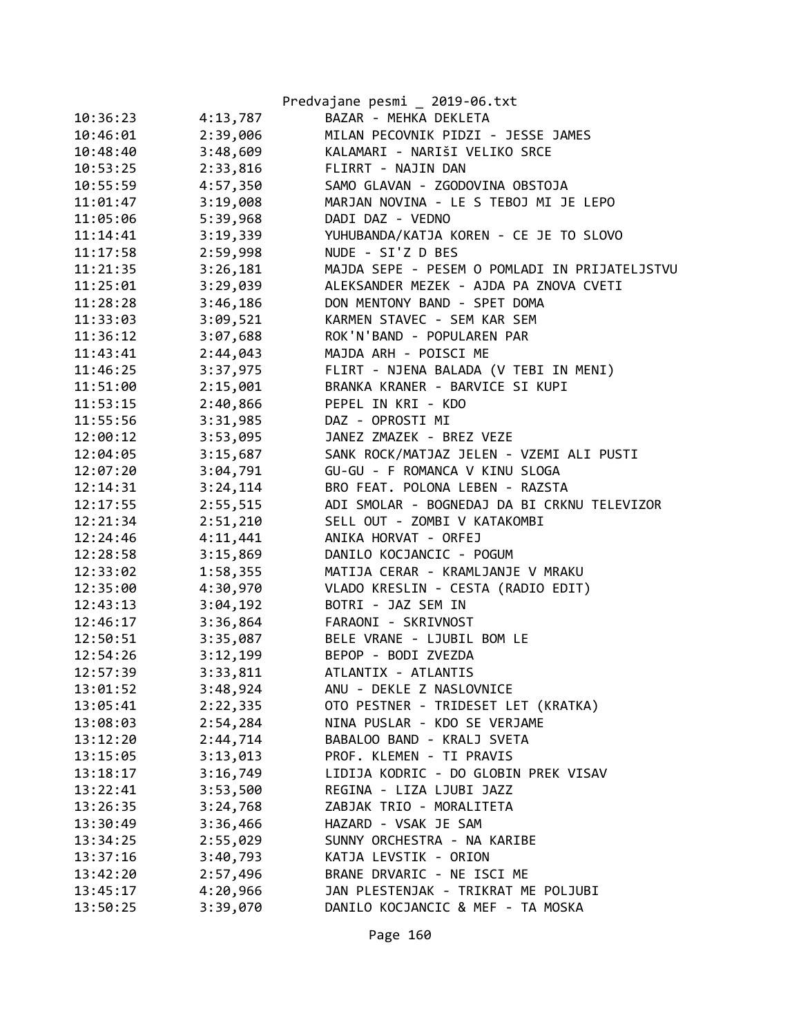| | | |
|---|---|---|
| 10:36:23 | 4:13,787 | BAZAR - MEHKA DEKLETA |
| 10:46:01 | 2:39,006 | MILAN PECOVNIK PIDZI - JESSE JAMES |
| 10:48:40 | 3:48,609 | KALAMARI - NARIŠI VELIKO SRCE |
| 10:53:25 | 2:33,816 | FLIRRT - NAJIN DAN |
| 10:55:59 | 4:57,350 | SAMO GLAVAN - ZGODOVINA OBSTOJA |
| 11:01:47 | 3:19,008 | MARJAN NOVINA - LE S TEBOJ MI JE LEPO |
| 11:05:06 | 5:39,968 | DADI DAZ - VEDNO |
| 11:14:41 | 3:19,339 | YUHUBANDA/KATJA KOREN - CE JE TO SLOVO |
| 11:17:58 | 2:59,998 | NUDE - SI'Z D BES |
| 11:21:35 | 3:26,181 | MAJDA SEPE - PESEM O POMLADI IN PRIJATELJSTVU |
| 11:25:01 | 3:29,039 | ALEKSANDER MEZEK - AJDA PA ZNOVA CVETI |
| 11:28:28 | 3:46,186 | DON MENTONY BAND - SPET DOMA |
| 11:33:03 | 3:09,521 | KARMEN STAVEC - SEM KAR SEM |
| 11:36:12 | 3:07,688 | ROK'N'BAND - POPULAREN PAR |
| 11:43:41 | 2:44,043 | MAJDA ARH - POISCI ME |
| 11:46:25 | 3:37,975 | FLIRT - NJENA BALADA (V TEBI IN MENI) |
| 11:51:00 | 2:15,001 | BRANKA KRANER - BARVICE SI KUPI |
| 11:53:15 | 2:40,866 | PEPEL IN KRI - KDO |
| 11:55:56 | 3:31,985 | DAZ - OPROSTI MI |
| 12:00:12 | 3:53,095 | JANEZ ZMAZEK - BREZ VEZE |
| 12:04:05 | 3:15,687 | SANK ROCK/MATJAZ JELEN - VZEMI ALI PUSTI |
| 12:07:20 | 3:04,791 | GU-GU - F ROMANCA V KINU SLOGA |
| 12:14:31 | 3:24,114 | BRO FEAT. POLONA LEBEN - RAZSTA |
| 12:17:55 | 2:55,515 | ADI SMOLAR - BOGNEDAJ DA BI CRKNU TELEVIZOR |
| 12:21:34 | 2:51,210 | SELL OUT - ZOMBI V KATAKOMBI |
| 12:24:46 | 4:11,441 | ANIKA HORVAT - ORFEJ |
| 12:28:58 | 3:15,869 | DANILO KOCJANCIC - POGUM |
| 12:33:02 | 1:58,355 | MATIJA CERAR - KRAMLJANJE V MRAKU |
| 12:35:00 | 4:30,970 | VLADO KRESLIN - CESTA (RADIO EDIT) |
| 12:43:13 | 3:04,192 | BOTRI - JAZ SEM IN |
| 12:46:17 | 3:36,864 | FARAONI - SKRIVNOST |
| 12:50:51 | 3:35,087 | BELE VRANE - LJUBIL BOM LE |
| 12:54:26 | 3:12,199 | BEPOP - BODI ZVEZDA |
| 12:57:39 | 3:33,811 | ATLANTIX - ATLANTIS |
| 13:01:52 | 3:48,924 | ANU - DEKLE Z NASLOVNICE |
| 13:05:41 | 2:22,335 | OTO PESTNER - TRIDESET LET (KRATKA) |
| 13:08:03 | 2:54,284 | NINA PUSLAR - KDO SE VERJAME |
| 13:12:20 | 2:44,714 | BABALOO BAND - KRALJ SVETA |
| 13:15:05 | 3:13,013 | PROF. KLEMEN - TI PRAVIS |
| 13:18:17 | 3:16,749 | LIDIJA KODRIC - DO GLOBIN PREK VISAV |
| 13:22:41 | 3:53,500 | REGINA - LIZA LJUBI JAZZ |
| 13:26:35 | 3:24,768 | ZABJAK TRIO - MORALITETA |
| 13:30:49 | 3:36,466 | HAZARD - VSAK JE SAM |
| 13:34:25 | 2:55,029 | SUNNY ORCHESTRA - NA KARIBE |
| 13:37:16 | 3:40,793 | KATJA LEVSTIK - ORION |
| 13:42:20 | 2:57,496 | BRANE DRVARIC - NE ISCI ME |
| 13:45:17 | 4:20,966 | JAN PLESTENJAK - TRIKRAT ME POLJUBI |
| 13:50:25 | 3:39,070 | DANILO KOCJANCIC & MEF - TA MOSKA |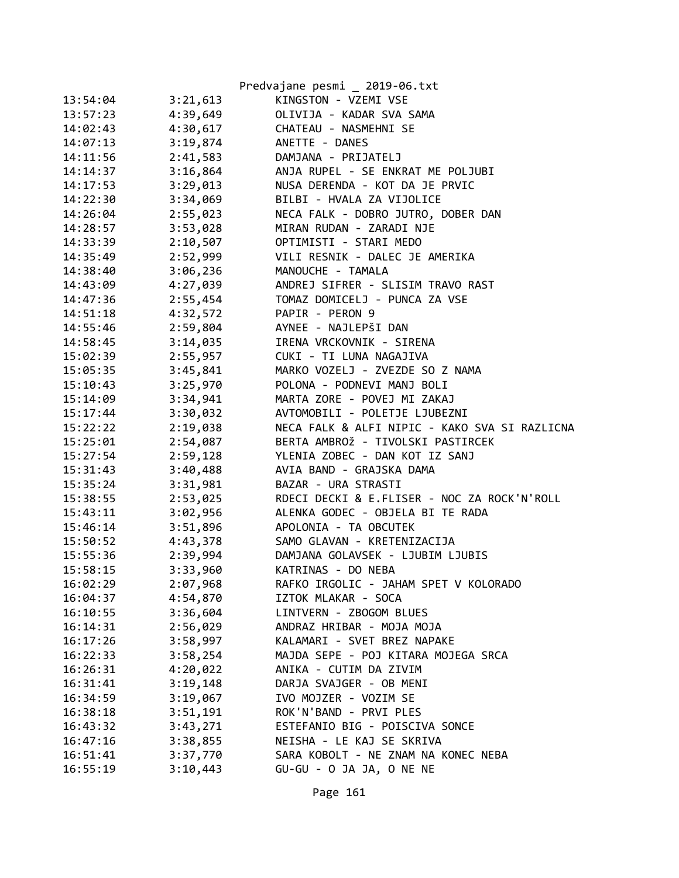| 13:54:04 | 3:21,613 | KINGSTON - VZEMI VSE |
|---|---|---|
| 13:57:23 | 4:39,649 | OLIVIJA - KADAR SVA SAMA |
| 14:02:43 | 4:30,617 | CHATEAU - NASMEHNI SE |
| 14:07:13 | 3:19,874 | ANETTE - DANES |
| 14:11:56 | 2:41,583 | DAMJANA - PRIJATELJ |
| 14:14:37 | 3:16,864 | ANJA RUPEL - SE ENKRAT ME POLJUBI |
| 14:17:53 | 3:29,013 | NUSA DERENDA - KOT DA JE PRVIC |
| 14:22:30 | 3:34,069 | BILBI - HVALA ZA VIJOLICE |
| 14:26:04 | 2:55,023 | NECA FALK - DOBRO JUTRO, DOBER DAN |
| 14:28:57 | 3:53,028 | MIRAN RUDAN - ZARADI NJE |
| 14:33:39 | 2:10,507 | OPTIMISTI - STARI MEDO |
| 14:35:49 | 2:52,999 | VILI RESNIK - DALEC JE AMERIKA |
| 14:38:40 | 3:06,236 | MANOUCHE - TAMALA |
| 14:43:09 | 4:27,039 | ANDREJ SIFRER - SLISIM TRAVO RAST |
| 14:47:36 | 2:55,454 | TOMAZ DOMICELJ - PUNCA ZA VSE |
| 14:51:18 | 4:32,572 | PAPIR - PERON 9 |
| 14:55:46 | 2:59,804 | AYNEE - NAJLEPšI DAN |
| 14:58:45 | 3:14,035 | IRENA VRCKOVNIK - SIRENA |
| 15:02:39 | 2:55,957 | CUKI - TI LUNA NAGAJIVA |
| 15:05:35 | 3:45,841 | MARKO VOZELJ - ZVEZDE SO Z NAMA |
| 15:10:43 | 3:25,970 | POLONA - PODNEVI MANJ BOLI |
| 15:14:09 | 3:34,941 | MARTA ZORE - POVEJ MI ZAKAJ |
| 15:17:44 | 3:30,032 | AVTOMOBILI - POLETJE LJUBEZNI |
| 15:22:22 | 2:19,038 | NECA FALK & ALFI NIPIC - KAKO SVA SI RAZLICNA |
| 15:25:01 | 2:54,087 | BERTA AMBROž - TIVOLSKI PASTIRCEK |
| 15:27:54 | 2:59,128 | YLENIA ZOBEC - DAN KOT IZ SANJ |
| 15:31:43 | 3:40,488 | AVIA BAND - GRAJSKA DAMA |
| 15:35:24 | 3:31,981 | BAZAR - URA STRASTI |
| 15:38:55 | 2:53,025 | RDECI DECKI & E.FLISER - NOC ZA ROCK'N'ROLL |
| 15:43:11 | 3:02,956 | ALENKA GODEC - OBJELA BI TE RADA |
| 15:46:14 | 3:51,896 | APOLONIA - TA OBCUTEK |
| 15:50:52 | 4:43,378 | SAMO GLAVAN - KRETENIZACIJA |
| 15:55:36 | 2:39,994 | DAMJANA GOLAVSEK - LJUBIM LJUBIS |
| 15:58:15 | 3:33,960 | KATRINAS - DO NEBA |
| 16:02:29 | 2:07,968 | RAFKO IRGOLIC - JAHAM SPET V KOLORADO |
| 16:04:37 | 4:54,870 | IZTOK MLAKAR - SOCA |
| 16:10:55 | 3:36,604 | LINTVERN - ZBOGOM BLUES |
| 16:14:31 | 2:56,029 | ANDRAZ HRIBAR - MOJA MOJA |
| 16:17:26 | 3:58,997 | KALAMARI - SVET BREZ NAPAKE |
| 16:22:33 | 3:58,254 | MAJDA SEPE - POJ KITARA MOJEGA SRCA |
| 16:26:31 | 4:20,022 | ANIKA - CUTIM DA ZIVIM |
| 16:31:41 | 3:19,148 | DARJA SVAJGER - OB MENI |
| 16:34:59 | 3:19,067 | IVO MOJZER - VOZIM SE |
| 16:38:18 | 3:51,191 | ROK'N'BAND - PRVI PLES |
| 16:43:32 | 3:43,271 | ESTEFANIO BIG - POISCIVA SONCE |
| 16:47:16 | 3:38,855 | NEISHA - LE KAJ SE SKRIVA |
| 16:51:41 | 3:37,770 | SARA KOBOLT - NE ZNAM NA KONEC NEBA |
| 16:55:19 | 3:10,443 | GU-GU - O JA JA, O NE NE |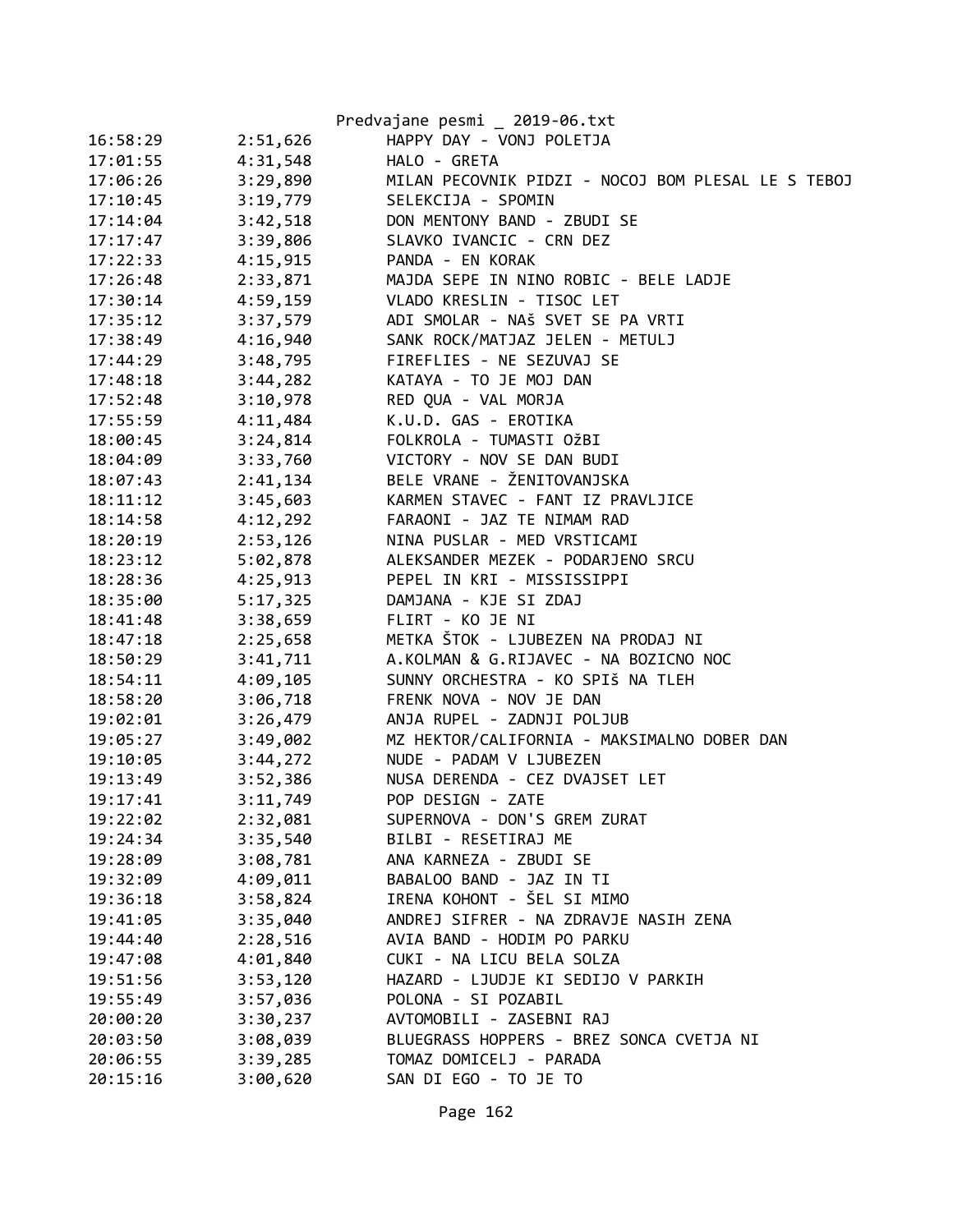Predvajane pesmi _ 2019-06.txt

| | | |
|---|---|---|
| 16:58:29 | 2:51,626 | HAPPY DAY - VONJ POLETJA |
| 17:01:55 | 4:31,548 | HALO - GRETA |
| 17:06:26 | 3:29,890 | MILAN PECOVNIK PIDZI - NOCOJ BOM PLESAL LE S TEBOJ |
| 17:10:45 | 3:19,779 | SELEKCIJA - SPOMIN |
| 17:14:04 | 3:42,518 | DON MENTONY BAND - ZBUDI SE |
| 17:17:47 | 3:39,806 | SLAVKO IVANCIC - CRN DEZ |
| 17:22:33 | 4:15,915 | PANDA - EN KORAK |
| 17:26:48 | 2:33,871 | MAJDA SEPE IN NINO ROBIC - BELE LADJE |
| 17:30:14 | 4:59,159 | VLADO KRESLIN - TISOC LET |
| 17:35:12 | 3:37,579 | ADI SMOLAR - NAš SVET SE PA VRTI |
| 17:38:49 | 4:16,940 | SANK ROCK/MATJAZ JELEN - METULJ |
| 17:44:29 | 3:48,795 | FIREFLIES - NE SEZUVAJ SE |
| 17:48:18 | 3:44,282 | KATAYA - TO JE MOJ DAN |
| 17:52:48 | 3:10,978 | RED QUA - VAL MORJA |
| 17:55:59 | 4:11,484 | K.U.D. GAS - EROTIKA |
| 18:00:45 | 3:24,814 | FOLKROLA - TUMASTI OžBI |
| 18:04:09 | 3:33,760 | VICTORY - NOV SE DAN BUDI |
| 18:07:43 | 2:41,134 | BELE VRANE - ŽENITOVANJSKA |
| 18:11:12 | 3:45,603 | KARMEN STAVEC - FANT IZ PRAVLJICE |
| 18:14:58 | 4:12,292 | FARAONI - JAZ TE NIMAM RAD |
| 18:20:19 | 2:53,126 | NINA PUSLAR - MED VRSTICAMI |
| 18:23:12 | 5:02,878 | ALEKSANDER MEZEK - PODARJENO SRCU |
| 18:28:36 | 4:25,913 | PEPEL IN KRI - MISSISSIPPI |
| 18:35:00 | 5:17,325 | DAMJANA - KJE SI ZDAJ |
| 18:41:48 | 3:38,659 | FLIRT - KO JE NI |
| 18:47:18 | 2:25,658 | METKA ŠTOK - LJUBEZEN NA PRODAJ NI |
| 18:50:29 | 3:41,711 | A.KOLMAN & G.RIJAVEC - NA BOZICNO NOC |
| 18:54:11 | 4:09,105 | SUNNY ORCHESTRA - KO SPIš NA TLEH |
| 18:58:20 | 3:06,718 | FRENK NOVA - NOV JE DAN |
| 19:02:01 | 3:26,479 | ANJA RUPEL - ZADNJI POLJUB |
| 19:05:27 | 3:49,002 | MZ HEKTOR/CALIFORNIA - MAKSIMALNO DOBER DAN |
| 19:10:05 | 3:44,272 | NUDE - PADAM V LJUBEZEN |
| 19:13:49 | 3:52,386 | NUSA DERENDA - CEZ DVAJSET LET |
| 19:17:41 | 3:11,749 | POP DESIGN - ZATE |
| 19:22:02 | 2:32,081 | SUPERNOVA - DON'S GREM ZURAT |
| 19:24:34 | 3:35,540 | BILBI - RESETIRAJ ME |
| 19:28:09 | 3:08,781 | ANA KARNEZA - ZBUDI SE |
| 19:32:09 | 4:09,011 | BABALOO BAND - JAZ IN TI |
| 19:36:18 | 3:58,824 | IRENA KOHONT - ŠEL SI MIMO |
| 19:41:05 | 3:35,040 | ANDREJ SIFRER - NA ZDRAVJE NASIH ZENA |
| 19:44:40 | 2:28,516 | AVIA BAND - HODIM PO PARKU |
| 19:47:08 | 4:01,840 | CUKI - NA LICU BELA SOLZA |
| 19:51:56 | 3:53,120 | HAZARD - LJUDJE KI SEDIJO V PARKIH |
| 19:55:49 | 3:57,036 | POLONA - SI POZABIL |
| 20:00:20 | 3:30,237 | AVTOMOBILI - ZASEBNI RAJ |
| 20:03:50 | 3:08,039 | BLUEGRASS HOPPERS - BREZ SONCA CVETJA NI |
| 20:06:55 | 3:39,285 | TOMAZ DOMICELJ - PARADA |
| 20:15:16 | 3:00,620 | SAN DI EGO - TO JE TO |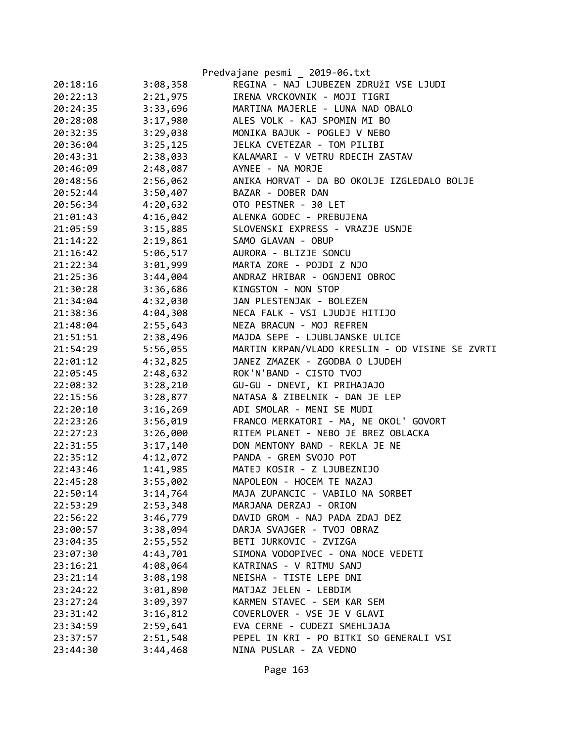| | | |
|---|---|---|
| 20:18:16 | 3:08,358 | REGINA - NAJ LJUBEZEN ZDRUžI VSE LJUDI |
| 20:22:13 | 2:21,975 | IRENA VRCKOVNIK - MOJI TIGRI |
| 20:24:35 | 3:33,696 | MARTINA MAJERLE - LUNA NAD OBALO |
| 20:28:08 | 3:17,980 | ALES VOLK - KAJ SPOMIN MI BO |
| 20:32:35 | 3:29,038 | MONIKA BAJUK - POGLEJ V NEBO |
| 20:36:04 | 3:25,125 | JELKA CVETEZAR - TOM PILIBI |
| 20:43:31 | 2:38,033 | KALAMARI - V VETRU RDECIH ZASTAV |
| 20:46:09 | 2:48,087 | AYNEE - NA MORJE |
| 20:48:56 | 2:56,062 | ANIKA HORVAT - DA BO OKOLJE IZGLEDALO BOLJE |
| 20:52:44 | 3:50,407 | BAZAR - DOBER DAN |
| 20:56:34 | 4:20,632 | OTO PESTNER - 30 LET |
| 21:01:43 | 4:16,042 | ALENKA GODEC - PREBUJENA |
| 21:05:59 | 3:15,885 | SLOVENSKI EXPRESS - VRAZJE USNJE |
| 21:14:22 | 2:19,861 | SAMO GLAVAN - OBUP |
| 21:16:42 | 5:06,517 | AURORA - BLIZJE SONCU |
| 21:22:34 | 3:01,999 | MARTA ZORE - POJDI Z NJO |
| 21:25:36 | 3:44,004 | ANDRAZ HRIBAR - OGNJENI OBROC |
| 21:30:28 | 3:36,686 | KINGSTON - NON STOP |
| 21:34:04 | 4:32,030 | JAN PLESTENJAK - BOLEZEN |
| 21:38:36 | 4:04,308 | NECA FALK - VSI LJUDJE HITIJO |
| 21:48:04 | 2:55,643 | NEZA BRACUN - MOJ REFREN |
| 21:51:51 | 2:38,496 | MAJDA SEPE - LJUBLJANSKE ULICE |
| 21:54:29 | 5:56,055 | MARTIN KRPAN/VLADO KRESLIN - OD VISINE SE ZVRTI |
| 22:01:12 | 4:32,825 | JANEZ ZMAZEK - ZGODBA O LJUDEH |
| 22:05:45 | 2:48,632 | ROK'N'BAND - CISTO TVOJ |
| 22:08:32 | 3:28,210 | GU-GU - DNEVI, KI PRIHAJAJO |
| 22:15:56 | 3:28,877 | NATASA & ZIBELNIK - DAN JE LEP |
| 22:20:10 | 3:16,269 | ADI SMOLAR - MENI SE MUDI |
| 22:23:26 | 3:56,019 | FRANCO MERKATORI - MA, NE OKOL' GOVORT |
| 22:27:23 | 3:26,000 | RITEM PLANET - NEBO JE BREZ OBLACKA |
| 22:31:55 | 3:17,140 | DON MENTONY BAND - REKLA JE NE |
| 22:35:12 | 4:12,072 | PANDA - GREM SVOJO POT |
| 22:43:46 | 1:41,985 | MATEJ KOSIR - Z LJUBEZNIJO |
| 22:45:28 | 3:55,002 | NAPOLEON - HOCEM TE NAZAJ |
| 22:50:14 | 3:14,764 | MAJA ZUPANCIC - VABILO NA SORBET |
| 22:53:29 | 2:53,348 | MARJANA DERZAJ - ORION |
| 22:56:22 | 3:46,779 | DAVID GROM - NAJ PADA ZDAJ DEZ |
| 23:00:57 | 3:38,094 | DARJA SVAJGER - TVOJ OBRAZ |
| 23:04:35 | 2:55,552 | BETI JURKOVIC - ZVIZGA |
| 23:07:30 | 4:43,701 | SIMONA VODOPIVEC - ONA NOCE VEDETI |
| 23:16:21 | 4:08,064 | KATRINAS - V RITMU SANJ |
| 23:21:14 | 3:08,198 | NEISHA - TISTE LEPE DNI |
| 23:24:22 | 3:01,890 | MATJAZ JELEN - LEBDIM |
| 23:27:24 | 3:09,397 | KARMEN STAVEC - SEM KAR SEM |
| 23:31:42 | 3:16,812 | COVERLOVER - VSE JE V GLAVI |
| 23:34:59 | 2:59,641 | EVA CERNE - CUDEZI SMEHLJAJA |
| 23:37:57 | 2:51,548 | PEPEL IN KRI - PO BITKI SO GENERALI VSI |
| 23:44:30 | 3:44,468 | NINA PUSLAR - ZA VEDNO |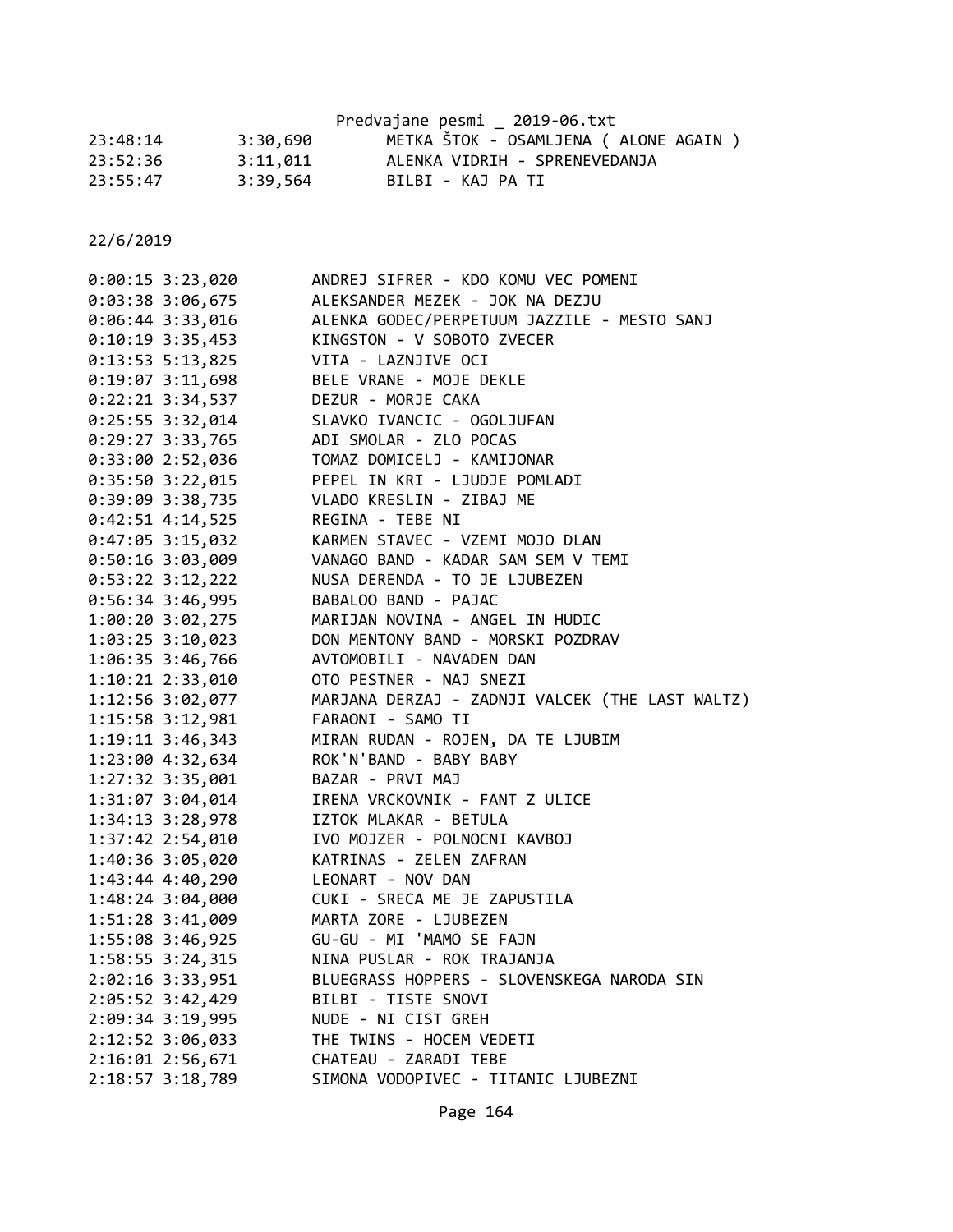| | | |
|---|---|---|
| 23:48:14 | 3:30,690 | METKA ŠTOK - OSAMLJENA ( ALONE AGAIN ) |
| 23:52:36 | 3:11,011 | ALENKA VIDRIH - SPRENEVEDANJA |
| 23:55:47 | 3:39,564 | BILBI - KAJ PA TI |

22/6/2019

| | | |
|---|---|---|
| 0:00:15 | 3:23,020 | ANDREJ SIFRER - KDO KOMU VEC POMENI |
| 0:03:38 | 3:06,675 | ALEKSANDER MEZEK - JOK NA DEZJU |
| 0:06:44 | 3:33,016 | ALENKA GODEC/PERPETUUM JAZZILE - MESTO SANJ |
| 0:10:19 | 3:35,453 | KINGSTON - V SOBOTO ZVECER |
| 0:13:53 | 5:13,825 | VITA - LAZNJIVE OCI |
| 0:19:07 | 3:11,698 | BELE VRANE - MOJE DEKLE |
| 0:22:21 | 3:34,537 | DEZUR - MORJE CAKA |
| 0:25:55 | 3:32,014 | SLAVKO IVANCIC - OGOLJUFAN |
| 0:29:27 | 3:33,765 | ADI SMOLAR - ZLO POCAS |
| 0:33:00 | 2:52,036 | TOMAZ DOMICELJ - KAMIJONAR |
| 0:35:50 | 3:22,015 | PEPEL IN KRI - LJUDJE POMLADI |
| 0:39:09 | 3:38,735 | VLADO KRESLIN - ZIBAJ ME |
| 0:42:51 | 4:14,525 | REGINA - TEBE NI |
| 0:47:05 | 3:15,032 | KARMEN STAVEC - VZEMI MOJO DLAN |
| 0:50:16 | 3:03,009 | VANAGO BAND - KADAR SAM SEM V TEMI |
| 0:53:22 | 3:12,222 | NUSA DERENDA - TO JE LJUBEZEN |
| 0:56:34 | 3:46,995 | BABALOO BAND - PAJAC |
| 1:00:20 | 3:02,275 | MARIJAN NOVINA - ANGEL IN HUDIC |
| 1:03:25 | 3:10,023 | DON MENTONY BAND - MORSKI POZDRAV |
| 1:06:35 | 3:46,766 | AVTOMOBILI - NAVADEN DAN |
| 1:10:21 | 2:33,010 | OTO PESTNER - NAJ SNEZI |
| 1:12:56 | 3:02,077 | MARJANA DERZAJ - ZADNJI VALCEK (THE LAST WALTZ) |
| 1:15:58 | 3:12,981 | FARAONI - SAMO TI |
| 1:19:11 | 3:46,343 | MIRAN RUDAN - ROJEN, DA TE LJUBIM |
| 1:23:00 | 4:32,634 | ROK'N'BAND - BABY BABY |
| 1:27:32 | 3:35,001 | BAZAR - PRVI MAJ |
| 1:31:07 | 3:04,014 | IRENA VRCKOVNIK - FANT Z ULICE |
| 1:34:13 | 3:28,978 | IZTOK MLAKAR - BETULA |
| 1:37:42 | 2:54,010 | IVO MOJZER - POLNOCNI KAVBOJ |
| 1:40:36 | 3:05,020 | KATRINAS - ZELEN ZAFRAN |
| 1:43:44 | 4:40,290 | LEONART - NOV DAN |
| 1:48:24 | 3:04,000 | CUKI - SRECA ME JE ZAPUSTILA |
| 1:51:28 | 3:41,009 | MARTA ZORE - LJUBEZEN |
| 1:55:08 | 3:46,925 | GU-GU - MI 'MAMO SE FAJN |
| 1:58:55 | 3:24,315 | NINA PUSLAR - ROK TRAJANJA |
| 2:02:16 | 3:33,951 | BLUEGRASS HOPPERS - SLOVENSKEGA NARODA SIN |
| 2:05:52 | 3:42,429 | BILBI - TISTE SNOVI |
| 2:09:34 | 3:19,995 | NUDE - NI CIST GREH |
| 2:12:52 | 3:06,033 | THE TWINS - HOCEM VEDETI |
| 2:16:01 | 2:56,671 | CHATEAU - ZARADI TEBE |
| 2:18:57 | 3:18,789 | SIMONA VODOPIVEC - TITANIC LJUBEZNI |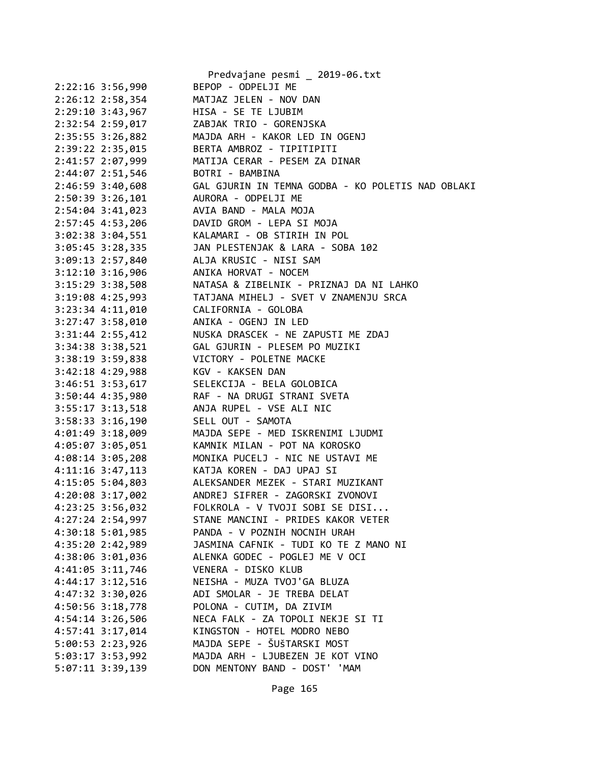```
2:22:16 3:56,990        BEPOP - ODPELJI ME
2:26:12 2:58,354        MATJAZ JELEN - NOV DAN
2:29:10 3:43,967        HISA - SE TE LJUBIM
2:32:54 2:59,017        ZABJAK TRIO - GORENJSKA
2:35:55 3:26,882        MAJDA ARH - KAKOR LED IN OGENJ
2:39:22 2:35,015        BERTA AMBROZ - TIPITIPITI
2:41:57 2:07,999        MATIJA CERAR - PESEM ZA DINAR
2:44:07 2:51,546        BOTRI - BAMBINA
2:46:59 3:40,608        GAL GJURIN IN TEMNA GODBA - KO POLETIS NAD OBLAKI
2:50:39 3:26,101        AURORA - ODPELJI ME
2:54:04 3:41,023        AVIA BAND - MALA MOJA
2:57:45 4:53,206        DAVID GROM - LEPA SI MOJA
3:02:38 3:04,551        KALAMARI - OB STIRIH IN POL
3:05:45 3:28,335        JAN PLESTENJAK & LARA - SOBA 102
3:09:13 2:57,840        ALJA KRUSIC - NISI SAM
3:12:10 3:16,906        ANIKA HORVAT - NOCEM
3:15:29 3:38,508        NATASA & ZIBELNIK - PRIZNAJ DA NI LAHKO
3:19:08 4:25,993        TATJANA MIHELJ - SVET V ZNAMENJU SRCA
3:23:34 4:11,010        CALIFORNIA - GOLOBA
3:27:47 3:58,010        ANIKA - OGENJ IN LED
3:31:44 2:55,412        NUSKA DRASCEK - NE ZAPUSTI ME ZDAJ
3:34:38 3:38,521        GAL GJURIN - PLESEM PO MUZIKI
3:38:19 3:59,838        VICTORY - POLETNE MACKE
3:42:18 4:29,988        KGV - KAKSEN DAN
3:46:51 3:53,617        SELEKCIJA - BELA GOLOBICA
3:50:44 4:35,980        RAF - NA DRUGI STRANI SVETA
3:55:17 3:13,518        ANJA RUPEL - VSE ALI NIC
3:58:33 3:16,190        SELL OUT - SAMOTA
4:01:49 3:18,009        MAJDA SEPE - MED ISKRENIMI LJUDMI
4:05:07 3:05,051        KAMNIK MILAN - POT NA KOROSKO
4:08:14 3:05,208        MONIKA PUCELJ - NIC NE USTAVI ME
4:11:16 3:47,113        KATJA KOREN - DAJ UPAJ SI
4:15:05 5:04,803        ALEKSANDER MEZEK - STARI MUZIKANT
4:20:08 3:17,002        ANDREJ SIFRER - ZAGORSKI ZVONOVI
4:23:25 3:56,032        FOLKROLA - V TVOJI SOBI SE DISI...
4:27:24 2:54,997        STANE MANCINI - PRIDES KAKOR VETER
4:30:18 5:01,985        PANDA - V POZNIH NOCNIH URAH
4:35:20 2:42,989        JASMINA CAFNIK - TUDI KO TE Z MANO NI
4:38:06 3:01,036        ALENKA GODEC - POGLEJ ME V OCI
4:41:05 3:11,746        VENERA - DISKO KLUB
4:44:17 3:12,516        NEISHA - MUZA TVOJ'GA BLUZA
4:47:32 3:30,026        ADI SMOLAR - JE TREBA DELAT
4:50:56 3:18,778        POLONA - CUTIM, DA ZIVIM
4:54:14 3:26,506        NECA FALK - ZA TOPOLI NEKJE SI TI
4:57:41 3:17,014        KINGSTON - HOTEL MODRO NEBO
5:00:53 2:23,926        MAJDA SEPE - ŠUŠTARSKI MOST
5:03:17 3:53,992        MAJDA ARH - LJUBEZEN JE KOT VINO
5:07:11 3:39,139        DON MENTONY BAND - DOST' 'MAM
```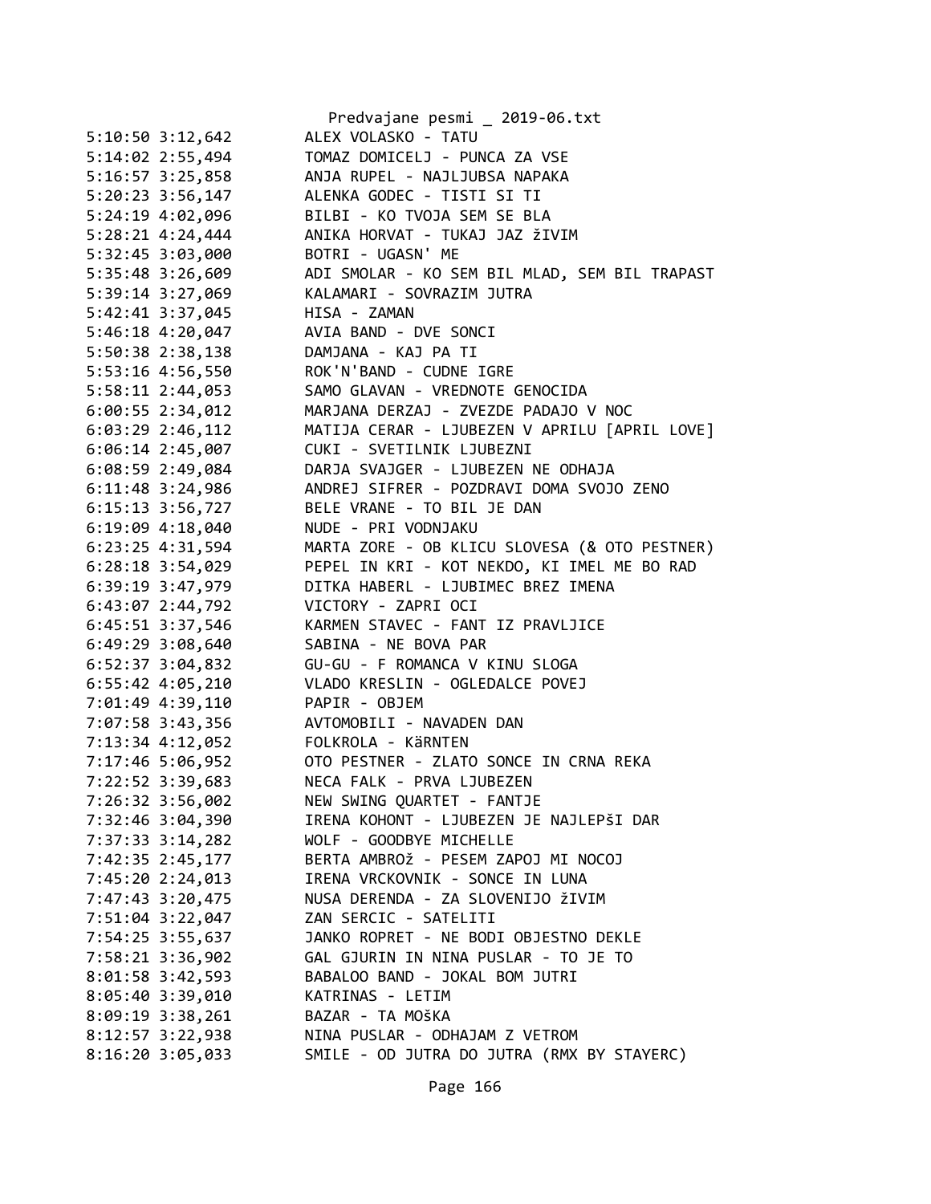```
5:10:50 3:12,642          ALEX VOLASKO - TATU
5:14:02 2:55,494          TOMAZ DOMICELJ - PUNCA ZA VSE
5:16:57 3:25,858          ANJA RUPEL - NAJLJUBSA NAPAKA
5:20:23 3:56,147          ALENKA GODEC - TISTI SI TI
5:24:19 4:02,096          BILBI - KO TVOJA SEM SE BLA
5:28:21 4:24,444          ANIKA HORVAT - TUKAJ JAZ žIVIM
5:32:45 3:03,000          BOTRI - UGASN' ME
5:35:48 3:26,609          ADI SMOLAR - KO SEM BIL MLAD, SEM BIL TRAPAST
5:39:14 3:27,069          KALAMARI - SOVRAZIM JUTRA
5:42:41 3:37,045          HISA - ZAMAN
5:46:18 4:20,047          AVIA BAND - DVE SONCI
5:50:38 2:38,138          DAMJANA - KAJ PA TI
5:53:16 4:56,550          ROK'N'BAND - CUDNE IGRE
5:58:11 2:44,053          SAMO GLAVAN - VREDNOTE GENOCIDA
6:00:55 2:34,012          MARJANA DERZAJ - ZVEZDE PADAJO V NOC
6:03:29 2:46,112          MATIJA CERAR - LJUBEZEN V APRILU [APRIL LOVE]
6:06:14 2:45,007          CUKI - SVETILNIK LJUBEZNI
6:08:59 2:49,084          DARJA SVAJGER - LJUBEZEN NE ODHAJA
6:11:48 3:24,986          ANDREJ SIFRER - POZDRAVI DOMA SVOJO ZENO
6:15:13 3:56,727          BELE VRANE - TO BIL JE DAN
6:19:09 4:18,040          NUDE - PRI VODNJAKU
6:23:25 4:31,594          MARTA ZORE - OB KLICU SLOVESA (& OTO PESTNER)
6:28:18 3:54,029          PEPEL IN KRI - KOT NEKDO, KI IMEL ME BO RAD
6:39:19 3:47,979          DITKA HABERL - LJUBIMEC BREZ IMENA
6:43:07 2:44,792          VICTORY - ZAPRI OCI
6:45:51 3:37,546          KARMEN STAVEC - FANT IZ PRAVLJICE
6:49:29 3:08,640          SABINA - NE BOVA PAR
6:52:37 3:04,832          GU-GU - F ROMANCA V KINU SLOGA
6:55:42 4:05,210          VLADO KRESLIN - OGLEDALCE POVEJ
7:01:49 4:39,110          PAPIR - OBJEM
7:07:58 3:43,356          AVTOMOBILI - NAVADEN DAN
7:13:34 4:12,052          FOLKROLA - KäRNTEN
7:17:46 5:06,952          OTO PESTNER - ZLATO SONCE IN CRNA REKA
7:22:52 3:39,683          NECA FALK - PRVA LJUBEZEN
7:26:32 3:56,002          NEW SWING QUARTET - FANTJE
7:32:46 3:04,390          IRENA KOHONT - LJUBEZEN JE NAJLEPŠI DAR
7:37:33 3:14,282          WOLF - GOODBYE MICHELLE
7:42:35 2:45,177          BERTA AMBROž - PESEM ZAPOJ MI NOCOJ
7:45:20 2:24,013          IRENA VRCKOVNIK - SONCE IN LUNA
7:47:43 3:20,475          NUSA DERENDA - ZA SLOVENIJO žIVIM
7:51:04 3:22,047          ZAN SERCIC - SATELITI
7:54:25 3:55,637          JANKO ROPRET - NE BODI OBJESTNO DEKLE
7:58:21 3:36,902          GAL GJURIN IN NINA PUSLAR - TO JE TO
8:01:58 3:42,593          BABALOO BAND - JOKAL BOM JUTRI
8:05:40 3:39,010          KATRINAS - LETIM
8:09:19 3:38,261          BAZAR - TA MOŠKA
8:12:57 3:22,938          NINA PUSLAR - ODHAJAM Z VETROM
8:16:20 3:05,033          SMILE - OD JUTRA DO JUTRA (RMX BY STAYERC)
```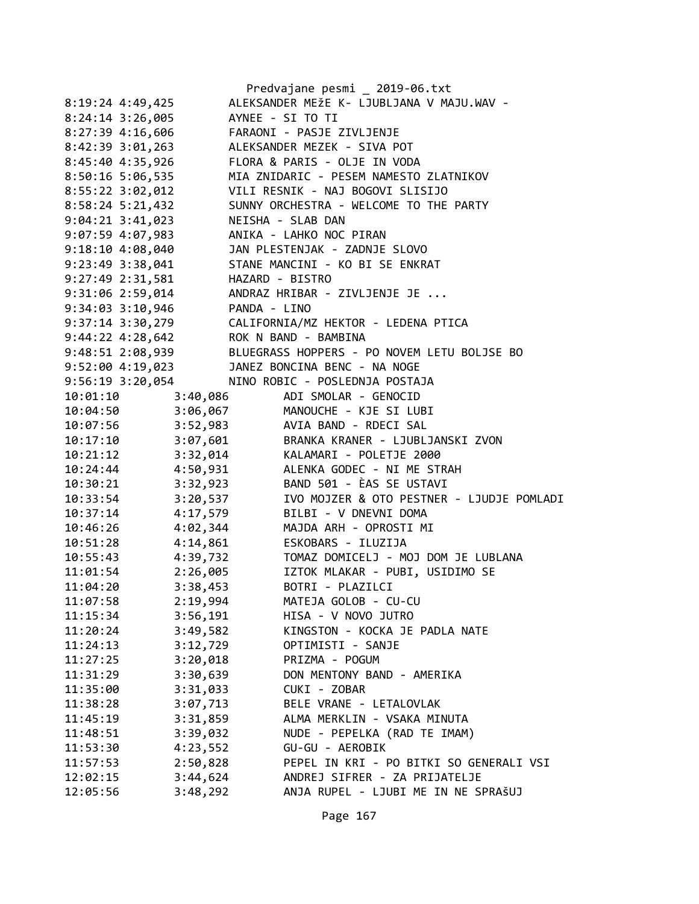```
8:19:24 4:49,425        ALEKSANDER MEžE K- LJUBLJANA V MAJU.WAV -
8:24:14 3:26,005        AYNEE - SI TO TI
8:27:39 4:16,606        FARAONI - PASJE ZIVLJENJE
8:42:39 3:01,263        ALEKSANDER MEZEK - SIVA POT
8:45:40 4:35,926        FLORA & PARIS - OLJE IN VODA
8:50:16 5:06,535        MIA ZNIDARIC - PESEM NAMESTO ZLATNIKOV
8:55:22 3:02,012        VILI RESNIK - NAJ BOGOVI SLISIJO
8:58:24 5:21,432        SUNNY ORCHESTRA - WELCOME TO THE PARTY
9:04:21 3:41,023        NEISHA - SLAB DAN
9:07:59 4:07,983        ANIKA - LAHKO NOC PIRAN
9:18:10 4:08,040        JAN PLESTENJAK - ZADNJE SLOVO
9:23:49 3:38,041        STANE MANCINI - KO BI SE ENKRAT
9:27:49 2:31,581        HAZARD - BISTRO
9:31:06 2:59,014        ANDRAZ HRIBAR - ZIVLJENJE JE ...
9:34:03 3:10,946        PANDA - LINO
9:37:14 3:30,279        CALIFORNIA/MZ HEKTOR - LEDENA PTICA
9:44:22 4:28,642        ROK N BAND - BAMBINA
9:48:51 2:08,939        BLUEGRASS HOPPERS - PO NOVEM LETU BOLJSE BO
9:52:00 4:19,023        JANEZ BONCINA BENC - NA NOGE
9:56:19 3:20,054        NINO ROBIC - POSLEDNJA POSTAJA
10:01:10        3:40,086        ADI SMOLAR - GENOCID
10:04:50        3:06,067        MANOUCHE - KJE SI LUBI
10:07:56        3:52,983        AVIA BAND - RDECI SAL
10:17:10        3:07,601        BRANKA KRANER - LJUBLJANSKI ZVON
10:21:12        3:32,014        KALAMARI - POLETJE 2000
10:24:44        4:50,931        ALENKA GODEC - NI ME STRAH
10:30:21        3:32,923        BAND 501 - ÈAS SE USTAVI
10:33:54        3:20,537        IVO MOJZER & OTO PESTNER - LJUDJE POMLADI
10:37:14        4:17,579        BILBI - V DNEVNI DOMA
10:46:26        4:02,344        MAJDA ARH - OPROSTI MI
10:51:28        4:14,861        ESKOBARS - ILUZIJA
10:55:43        4:39,732        TOMAZ DOMICELJ - MOJ DOM JE LUBLANA
11:01:54        2:26,005        IZTOK MLAKAR - PUBI, USIDIMO SE
11:04:20        3:38,453        BOTRI - PLAZILCI
11:07:58        2:19,994        MATEJA GOLOB - CU-CU
11:15:34        3:56,191        HISA - V NOVO JUTRO
11:20:24        3:49,582        KINGSTON - KOCKA JE PADLA NATE
11:24:13        3:12,729        OPTIMISTI - SANJE
11:27:25        3:20,018        PRIZMA - POGUM
11:31:29        3:30,639        DON MENTONY BAND - AMERIKA
11:35:00        3:31,033        CUKI - ZOBAR
11:38:28        3:07,713        BELE VRANE - LETALOVLAK
11:45:19        3:31,859        ALMA MERKLIN - VSAKA MINUTA
11:48:51        3:39,032        NUDE - PEPELKA (RAD TE IMAM)
11:53:30        4:23,552        GU-GU - AEROBIK
11:57:53        2:50,828        PEPEL IN KRI - PO BITKI SO GENERALI VSI
12:02:15        3:44,624        ANDREJ SIFRER - ZA PRIJATELJE
12:05:56        3:48,292        ANJA RUPEL - LJUBI ME IN NE SPRAŠUJ
```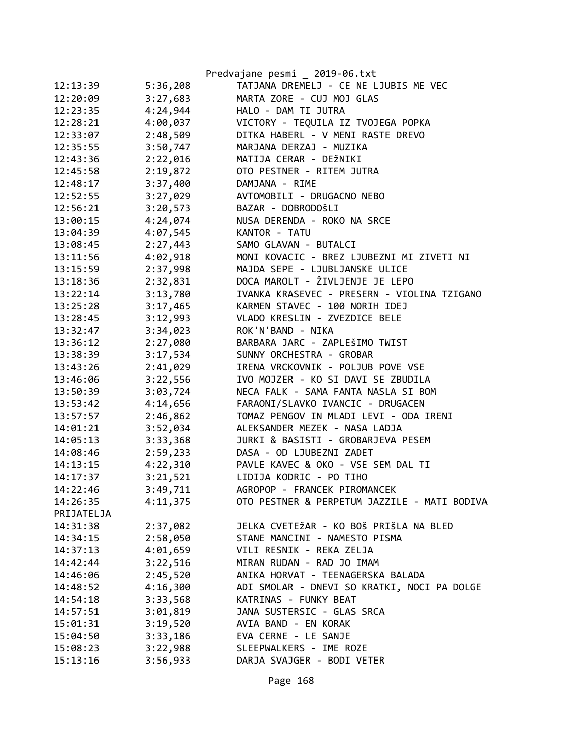| | | |
|---|---|---|
| 12:13:39 | 5:36,208 | TATJANA DREMELJ - CE NE LJUBIS ME VEC |
| 12:20:09 | 3:27,683 | MARTA ZORE - CUJ MOJ GLAS |
| 12:23:35 | 4:24,944 | HALO - DAM TI JUTRA |
| 12:28:21 | 4:00,037 | VICTORY - TEQUILA IZ TVOJEGA POPKA |
| 12:33:07 | 2:48,509 | DITKA HABERL - V MENI RASTE DREVO |
| 12:35:55 | 3:50,747 | MARJANA DERZAJ - MUZIKA |
| 12:43:36 | 2:22,016 | MATIJA CERAR - DEŽNIKI |
| 12:45:58 | 2:19,872 | OTO PESTNER - RITEM JUTRA |
| 12:48:17 | 3:37,400 | DAMJANA - RIME |
| 12:52:55 | 3:27,029 | AVTOMOBILI - DRUGACNO NEBO |
| 12:56:21 | 3:20,573 | BAZAR - DOBRODOŠLI |
| 13:00:15 | 4:24,074 | NUSA DERENDA - ROKO NA SRCE |
| 13:04:39 | 4:07,545 | KANTOR - TATU |
| 13:08:45 | 2:27,443 | SAMO GLAVAN - BUTALCI |
| 13:11:56 | 4:02,918 | MONI KOVACIC - BREZ LJUBEZNI MI ZIVETI NI |
| 13:15:59 | 2:37,998 | MAJDA SEPE - LJUBLJANSKE ULICE |
| 13:18:36 | 2:32,831 | DOCA MAROLT - ŽIVLJENJE JE LEPO |
| 13:22:14 | 3:13,780 | IVANKA KRASEVEC - PRESERN - VIOLINA TZIGANO |
| 13:25:28 | 3:17,465 | KARMEN STAVEC - 100 NORIH IDEJ |
| 13:28:45 | 3:12,993 | VLADO KRESLIN - ZVEZDICE BELE |
| 13:32:47 | 3:34,023 | ROK'N'BAND - NIKA |
| 13:36:12 | 2:27,080 | BARBARA JARC - ZAPLEŠIMO TWIST |
| 13:38:39 | 3:17,534 | SUNNY ORCHESTRA - GROBAR |
| 13:43:26 | 2:41,029 | IRENA VRCKOVNIK - POLJUB POVE VSE |
| 13:46:06 | 3:22,556 | IVO MOJZER - KO SI DAVI SE ZBUDILA |
| 13:50:39 | 3:03,724 | NECA FALK - SAMA FANTA NASLA SI BOM |
| 13:53:42 | 4:14,656 | FARAONI/SLAVKO IVANCIC - DRUGACEN |
| 13:57:57 | 2:46,862 | TOMAZ PENGOV IN MLADI LEVI - ODA IRENI |
| 14:01:21 | 3:52,034 | ALEKSANDER MEZEK - NASA LADJA |
| 14:05:13 | 3:33,368 | JURKI & BASISTI - GROBARJEVA PESEM |
| 14:08:46 | 2:59,233 | DASA - OD LJUBEZNI ZADET |
| 14:13:15 | 4:22,310 | PAVLE KAVEC & OKO - VSE SEM DAL TI |
| 14:17:37 | 3:21,521 | LIDIJA KODRIC - PO TIHO |
| 14:22:46 | 3:49,711 | AGROPOP - FRANCEK PIROMANCEK |
| 14:26:35 | 4:11,375 | OTO PESTNER & PERPETUM JAZZILE - MATI BODIVA PRIJATELJA |
| 14:31:38 | 2:37,082 | JELKA CVETEŽAR - KO BOŠ PRIŠLA NA BLED |
| 14:34:15 | 2:58,050 | STANE MANCINI - NAMESTO PISMA |
| 14:37:13 | 4:01,659 | VILI RESNIK - REKA ZELJA |
| 14:42:44 | 3:22,516 | MIRAN RUDAN - RAD JO IMAM |
| 14:46:06 | 2:45,520 | ANIKA HORVAT - TEENAGERSKA BALADA |
| 14:48:52 | 4:16,300 | ADI SMOLAR - DNEVI SO KRATKI, NOCI PA DOLGE |
| 14:54:18 | 3:33,568 | KATRINAS - FUNKY BEAT |
| 14:57:51 | 3:01,819 | JANA SUSTERSIC - GLAS SRCA |
| 15:01:31 | 3:19,520 | AVIA BAND - EN KORAK |
| 15:04:50 | 3:33,186 | EVA CERNE - LE SANJE |
| 15:08:23 | 3:22,988 | SLEEPWALKERS - IME ROZE |
| 15:13:16 | 3:56,933 | DARJA SVAJGER - BODI VETER |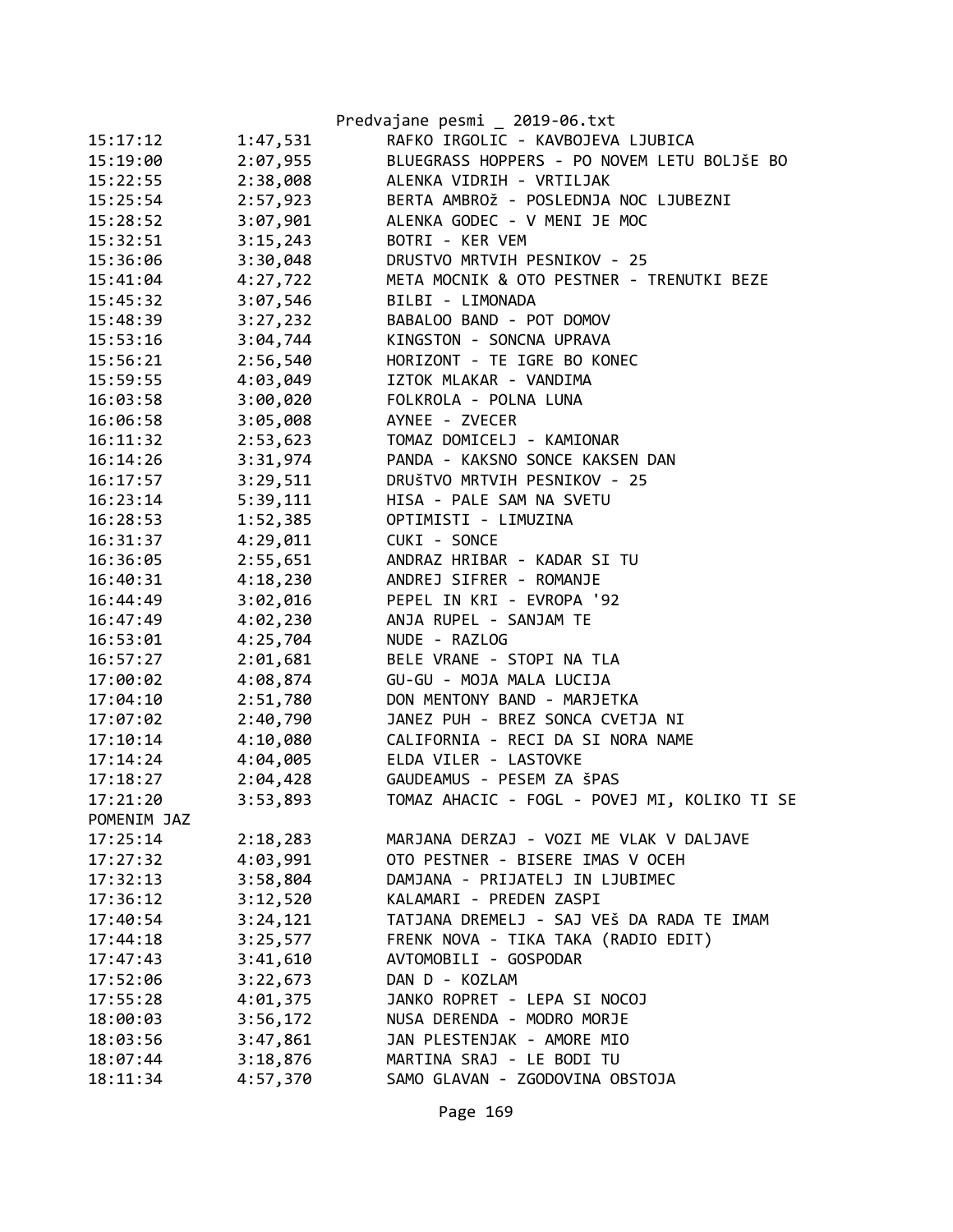| | | |
|---|---|---|
| 15:17:12 | 1:47,531 | RAFKO IRGOLIC - KAVBOJEVA LJUBICA |
| 15:19:00 | 2:07,955 | BLUEGRASS HOPPERS - PO NOVEM LETU BOLJŠE BO |
| 15:22:55 | 2:38,008 | ALENKA VIDRIH - VRTILJAK |
| 15:25:54 | 2:57,923 | BERTA AMBROž - POSLEDNJA NOC LJUBEZNI |
| 15:28:52 | 3:07,901 | ALENKA GODEC - V MENI JE MOC |
| 15:32:51 | 3:15,243 | BOTRI - KER VEM |
| 15:36:06 | 3:30,048 | DRUSTVO MRTVIH PESNIKOV - 25 |
| 15:41:04 | 4:27,722 | META MOCNIK & OTO PESTNER - TRENUTKI BEZE |
| 15:45:32 | 3:07,546 | BILBI - LIMONADA |
| 15:48:39 | 3:27,232 | BABALOO BAND - POT DOMOV |
| 15:53:16 | 3:04,744 | KINGSTON - SONCNA UPRAVA |
| 15:56:21 | 2:56,540 | HORIZONT - TE IGRE BO KONEC |
| 15:59:55 | 4:03,049 | IZTOK MLAKAR - VANDIMA |
| 16:03:58 | 3:00,020 | FOLKROLA - POLNA LUNA |
| 16:06:58 | 3:05,008 | AYNEE - ZVECER |
| 16:11:32 | 2:53,623 | TOMAZ DOMICELJ - KAMIONAR |
| 16:14:26 | 3:31,974 | PANDA - KAKSNO SONCE KAKSEN DAN |
| 16:17:57 | 3:29,511 | DRUŠTVO MRTVIH PESNIKOV - 25 |
| 16:23:14 | 5:39,111 | HISA - PALE SAM NA SVETU |
| 16:28:53 | 1:52,385 | OPTIMISTI - LIMUZINA |
| 16:31:37 | 4:29,011 | CUKI - SONCE |
| 16:36:05 | 2:55,651 | ANDRAZ HRIBAR - KADAR SI TU |
| 16:40:31 | 4:18,230 | ANDREJ SIFRER - ROMANJE |
| 16:44:49 | 3:02,016 | PEPEL IN KRI - EVROPA '92 |
| 16:47:49 | 4:02,230 | ANJA RUPEL - SANJAM TE |
| 16:53:01 | 4:25,704 | NUDE - RAZLOG |
| 16:57:27 | 2:01,681 | BELE VRANE - STOPI NA TLA |
| 17:00:02 | 4:08,874 | GU-GU - MOJA MALA LUCIJA |
| 17:04:10 | 2:51,780 | DON MENTONY BAND - MARJETKA |
| 17:07:02 | 2:40,790 | JANEZ PUH - BREZ SONCA CVETJA NI |
| 17:10:14 | 4:10,080 | CALIFORNIA - RECI DA SI NORA NAME |
| 17:14:24 | 4:04,005 | ELDA VILER - LASTOVKE |
| 17:18:27 | 2:04,428 | GAUDEAMUS - PESEM ZA šPAS |
| 17:21:20 | 3:53,893 | TOMAZ AHACIC - FOGL - POVEJ MI, KOLIKO TI SE POMENIM JAZ |
| 17:25:14 | 2:18,283 | MARJANA DERZAJ - VOZI ME VLAK V DALJAVE |
| 17:27:32 | 4:03,991 | OTO PESTNER - BISERE IMAS V OCEH |
| 17:32:13 | 3:58,804 | DAMJANA - PRIJATELJ IN LJUBIMEC |
| 17:36:12 | 3:12,520 | KALAMARI - PREDEN ZASPI |
| 17:40:54 | 3:24,121 | TATJANA DREMELJ - SAJ VEš DA RADA TE IMAM |
| 17:44:18 | 3:25,577 | FRENK NOVA - TIKA TAKA (RADIO EDIT) |
| 17:47:43 | 3:41,610 | AVTOMOBILI - GOSPODAR |
| 17:52:06 | 3:22,673 | DAN D - KOZLAM |
| 17:55:28 | 4:01,375 | JANKO ROPRET - LEPA SI NOCOJ |
| 18:00:03 | 3:56,172 | NUSA DERENDA - MODRO MORJE |
| 18:03:56 | 3:47,861 | JAN PLESTENJAK - AMORE MIO |
| 18:07:44 | 3:18,876 | MARTINA SRAJ - LE BODI TU |
| 18:11:34 | 4:57,370 | SAMO GLAVAN - ZGODOVINA OBSTOJA |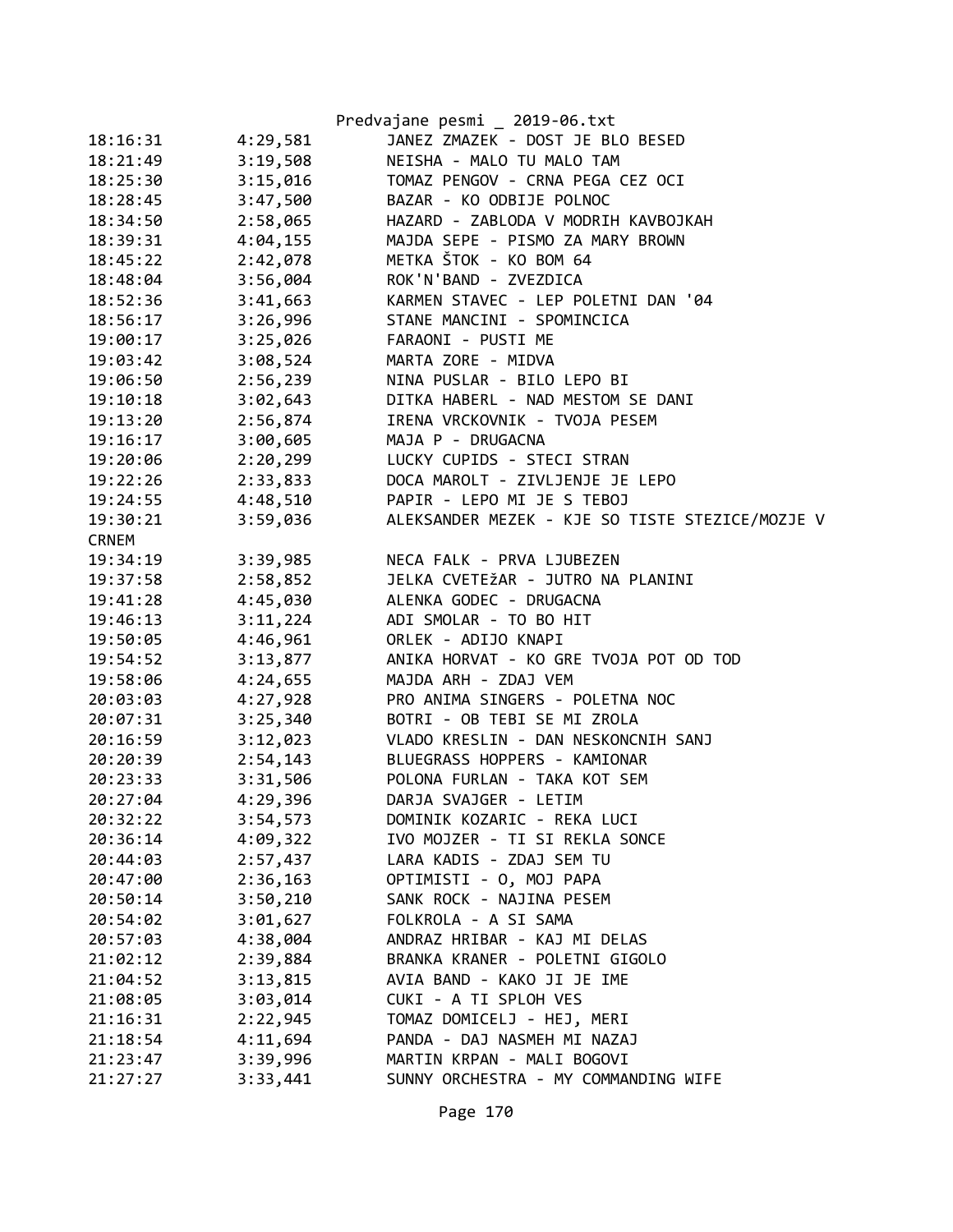| | | |
|---|---|---|
| 18:16:31 | 4:29,581 | JANEZ ZMAZEK - DOST JE BLO BESED |
| 18:21:49 | 3:19,508 | NEISHA - MALO TU MALO TAM |
| 18:25:30 | 3:15,016 | TOMAZ PENGOV - CRNA PEGA CEZ OCI |
| 18:28:45 | 3:47,500 | BAZAR - KO ODBIJE POLNOC |
| 18:34:50 | 2:58,065 | HAZARD - ZABLODA V MODRIH KAVBOJKAH |
| 18:39:31 | 4:04,155 | MAJDA SEPE - PISMO ZA MARY BROWN |
| 18:45:22 | 2:42,078 | METKA ŠTOK - KO BOM 64 |
| 18:48:04 | 3:56,004 | ROK'N'BAND - ZVEZDICA |
| 18:52:36 | 3:41,663 | KARMEN STAVEC - LEP POLETNI DAN '04 |
| 18:56:17 | 3:26,996 | STANE MANCINI - SPOMINCICA |
| 19:00:17 | 3:25,026 | FARAONI - PUSTI ME |
| 19:03:42 | 3:08,524 | MARTA ZORE - MIDVA |
| 19:06:50 | 2:56,239 | NINA PUSLAR - BILO LEPO BI |
| 19:10:18 | 3:02,643 | DITKA HABERL - NAD MESTOM SE DANI |
| 19:13:20 | 2:56,874 | IRENA VRCKOVNIK - TVOJA PESEM |
| 19:16:17 | 3:00,605 | MAJA P - DRUGACNA |
| 19:20:06 | 2:20,299 | LUCKY CUPIDS - STECI STRAN |
| 19:22:26 | 2:33,833 | DOCA MAROLT - ZIVLJENJE JE LEPO |
| 19:24:55 | 4:48,510 | PAPIR - LEPO MI JE S TEBOJ |
| 19:30:21 | 3:59,036 | ALEKSANDER MEZEK - KJE SO TISTE STEZICE/MOZJE V CRNEM |
| 19:34:19 | 3:39,985 | NECA FALK - PRVA LJUBEZEN |
| 19:37:58 | 2:58,852 | JELKA CVETEžAR - JUTRO NA PLANINI |
| 19:41:28 | 4:45,030 | ALENKA GODEC - DRUGACNA |
| 19:46:13 | 3:11,224 | ADI SMOLAR - TO BO HIT |
| 19:50:05 | 4:46,961 | ORLEK - ADIJO KNAPI |
| 19:54:52 | 3:13,877 | ANIKA HORVAT - KO GRE TVOJA POT OD TOD |
| 19:58:06 | 4:24,655 | MAJDA ARH - ZDAJ VEM |
| 20:03:03 | 4:27,928 | PRO ANIMA SINGERS - POLETNA NOC |
| 20:07:31 | 3:25,340 | BOTRI - OB TEBI SE MI ZROLA |
| 20:16:59 | 3:12,023 | VLADO KRESLIN - DAN NESKONCNIH SANJ |
| 20:20:39 | 2:54,143 | BLUEGRASS HOPPERS - KAMIONAR |
| 20:23:33 | 3:31,506 | POLONA FURLAN - TAKA KOT SEM |
| 20:27:04 | 4:29,396 | DARJA SVAJGER - LETIM |
| 20:32:22 | 3:54,573 | DOMINIK KOZARIC - REKA LUCI |
| 20:36:14 | 4:09,322 | IVO MOJZER - TI SI REKLA SONCE |
| 20:44:03 | 2:57,437 | LARA KADIS - ZDAJ SEM TU |
| 20:47:00 | 2:36,163 | OPTIMISTI - O, MOJ PAPA |
| 20:50:14 | 3:50,210 | SANK ROCK - NAJINA PESEM |
| 20:54:02 | 3:01,627 | FOLKROLA - A SI SAMA |
| 20:57:03 | 4:38,004 | ANDRAZ HRIBAR - KAJ MI DELAS |
| 21:02:12 | 2:39,884 | BRANKA KRANER - POLETNI GIGOLO |
| 21:04:52 | 3:13,815 | AVIA BAND - KAKO JI JE IME |
| 21:08:05 | 3:03,014 | CUKI - A TI SPLOH VES |
| 21:16:31 | 2:22,945 | TOMAZ DOMICELJ - HEJ, MERI |
| 21:18:54 | 4:11,694 | PANDA - DAJ NASMEH MI NAZAJ |
| 21:23:47 | 3:39,996 | MARTIN KRPAN - MALI BOGOVI |
| 21:27:27 | 3:33,441 | SUNNY ORCHESTRA - MY COMMANDING WIFE |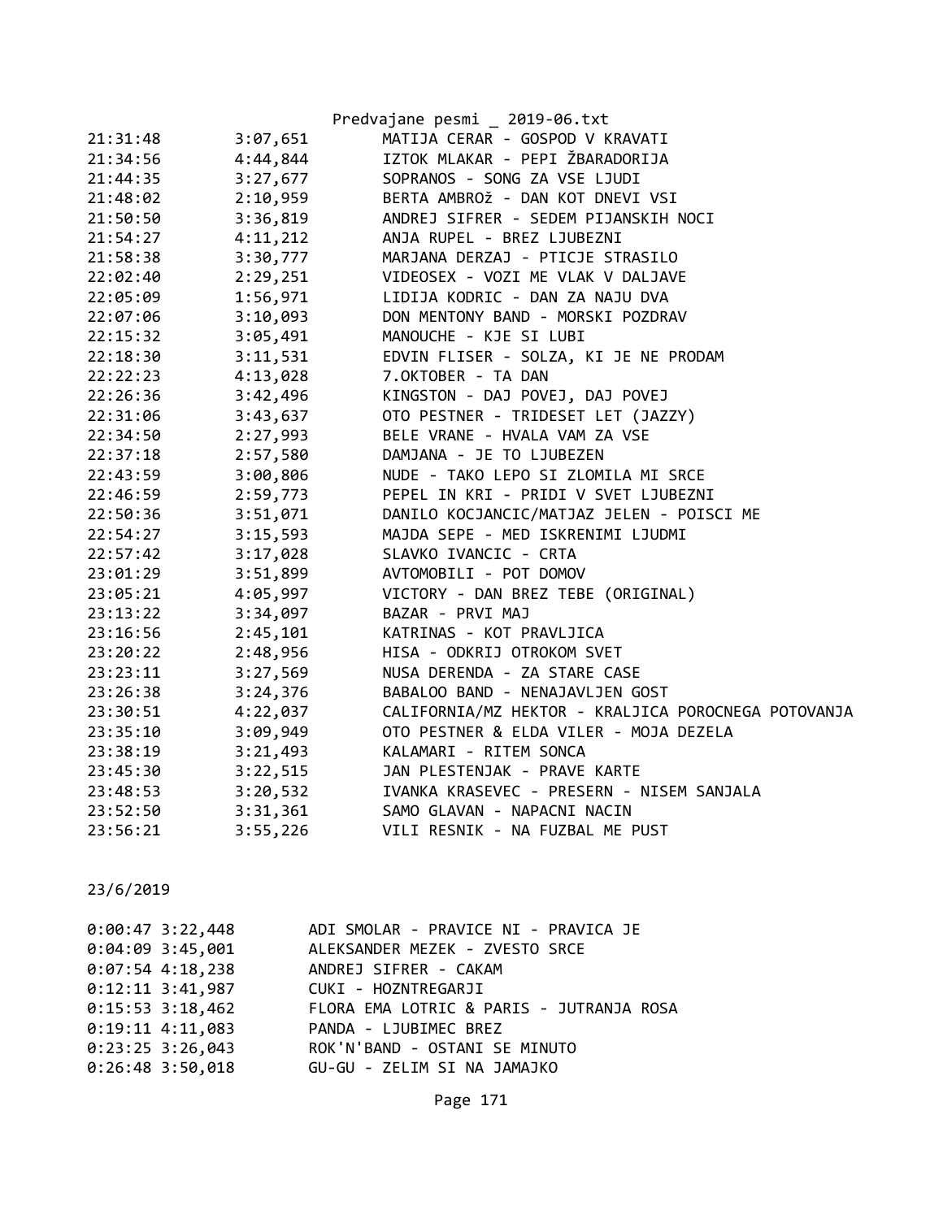| | | |
|---|---|---|
| 21:31:48 | 3:07,651 | MATIJA CERAR - GOSPOD V KRAVATI |
| 21:34:56 | 4:44,844 | IZTOK MLAKAR - PEPI ŽBARADORIJA |
| 21:44:35 | 3:27,677 | SOPRANOS - SONG ZA VSE LJUDI |
| 21:48:02 | 2:10,959 | BERTA AMBROž - DAN KOT DNEVI VSI |
| 21:50:50 | 3:36,819 | ANDREJ SIFRER - SEDEM PIJANSKIH NOCI |
| 21:54:27 | 4:11,212 | ANJA RUPEL - BREZ LJUBEZNI |
| 21:58:38 | 3:30,777 | MARJANA DERZAJ - PTICJE STRASILO |
| 22:02:40 | 2:29,251 | VIDEOSEX - VOZI ME VLAK V DALJAVE |
| 22:05:09 | 1:56,971 | LIDIJA KODRIC - DAN ZA NAJU DVA |
| 22:07:06 | 3:10,093 | DON MENTONY BAND - MORSKI POZDRAV |
| 22:15:32 | 3:05,491 | MANOUCHE - KJE SI LUBI |
| 22:18:30 | 3:11,531 | EDVIN FLISER - SOLZA, KI JE NE PRODAM |
| 22:22:23 | 4:13,028 | 7.OKTOBER - TA DAN |
| 22:26:36 | 3:42,496 | KINGSTON - DAJ POVEJ, DAJ POVEJ |
| 22:31:06 | 3:43,637 | OTO PESTNER - TRIDESET LET (JAZZY) |
| 22:34:50 | 2:27,993 | BELE VRANE - HVALA VAM ZA VSE |
| 22:37:18 | 2:57,580 | DAMJANA - JE TO LJUBEZEN |
| 22:43:59 | 3:00,806 | NUDE - TAKO LEPO SI ZLOMILA MI SRCE |
| 22:46:59 | 2:59,773 | PEPEL IN KRI - PRIDI V SVET LJUBEZNI |
| 22:50:36 | 3:51,071 | DANILO KOCJANCIC/MATJAZ JELEN - POISCI ME |
| 22:54:27 | 3:15,593 | MAJDA SEPE - MED ISKRENIMI LJUDMI |
| 22:57:42 | 3:17,028 | SLAVKO IVANCIC - CRTA |
| 23:01:29 | 3:51,899 | AVTOMOBILI - POT DOMOV |
| 23:05:21 | 4:05,997 | VICTORY - DAN BREZ TEBE (ORIGINAL) |
| 23:13:22 | 3:34,097 | BAZAR - PRVI MAJ |
| 23:16:56 | 2:45,101 | KATRINAS - KOT PRAVLJICA |
| 23:20:22 | 2:48,956 | HISA - ODKRIJ OTROKOM SVET |
| 23:23:11 | 3:27,569 | NUSA DERENDA - ZA STARE CASE |
| 23:26:38 | 3:24,376 | BABALOO BAND - NENAJAVLJEN GOST |
| 23:30:51 | 4:22,037 | CALIFORNIA/MZ HEKTOR - KRALJICA POROCNEGA POTOVANJA |
| 23:35:10 | 3:09,949 | OTO PESTNER & ELDA VILER - MOJA DEZELA |
| 23:38:19 | 3:21,493 | KALAMARI - RITEM SONCA |
| 23:45:30 | 3:22,515 | JAN PLESTENJAK - PRAVE KARTE |
| 23:48:53 | 3:20,532 | IVANKA KRASEVEC - PRESERN - NISEM SANJALA |
| 23:52:50 | 3:31,361 | SAMO GLAVAN - NAPACNI NACIN |
| 23:56:21 | 3:55,226 | VILI RESNIK - NA FUZBAL ME PUST |

23/6/2019

| | | |
|---|---|---|
| 0:00:47 | 3:22,448 | ADI SMOLAR - PRAVICE NI - PRAVICA JE |
| 0:04:09 | 3:45,001 | ALEKSANDER MEZEK - ZVESTO SRCE |
| 0:07:54 | 4:18,238 | ANDREJ SIFRER - CAKAM |
| 0:12:11 | 3:41,987 | CUKI - HOZNTREGARJI |
| 0:15:53 | 3:18,462 | FLORA EMA LOTRIC & PARIS - JUTRANJA ROSA |
| 0:19:11 | 4:11,083 | PANDA - LJUBIMEC BREZ |
| 0:23:25 | 3:26,043 | ROK'N'BAND - OSTANI SE MINUTO |
| 0:26:48 | 3:50,018 | GU-GU - ZELIM SI NA JAMAJKO |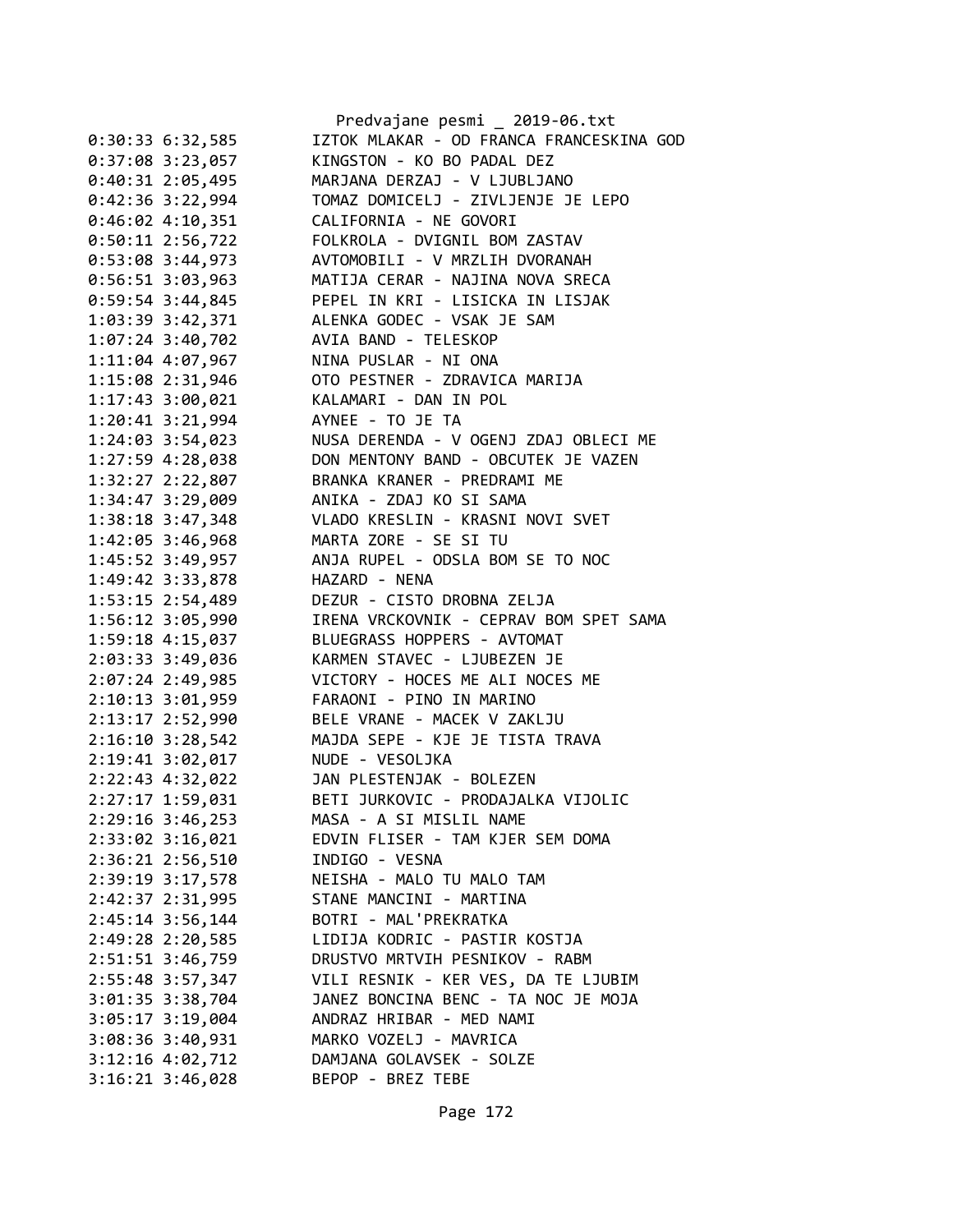```
0:30:33 6:32,585        IZTOK MLAKAR - OD FRANCA FRANCESKINA GOD
0:37:08 3:23,057        KINGSTON - KO BO PADAL DEZ
0:40:31 2:05,495        MARJANA DERZAJ - V LJUBLJANO
0:42:36 3:22,994        TOMAZ DOMICELJ - ZIVLJENJE JE LEPO
0:46:02 4:10,351        CALIFORNIA - NE GOVORI
0:50:11 2:56,722        FOLKROLA - DVIGNIL BOM ZASTAV
0:53:08 3:44,973        AVTOMOBILI - V MRZLIH DVORANAH
0:56:51 3:03,963        MATIJA CERAR - NAJINA NOVA SRECA
0:59:54 3:44,845        PEPEL IN KRI - LISICKA IN LISJAK
1:03:39 3:42,371        ALENKA GODEC - VSAK JE SAM
1:07:24 3:40,702        AVIA BAND - TELESKOP
1:11:04 4:07,967        NINA PUSLAR - NI ONA
1:15:08 2:31,946        OTO PESTNER - ZDRAVICA MARIJA
1:17:43 3:00,021        KALAMARI - DAN IN POL
1:20:41 3:21,994        AYNEE - TO JE TA
1:24:03 3:54,023        NUSA DERENDA - V OGENJ ZDAJ OBLECI ME
1:27:59 4:28,038        DON MENTONY BAND - OBCUTEK JE VAZEN
1:32:27 2:22,807        BRANKA KRANER - PREDRAMI ME
1:34:47 3:29,009        ANIKA - ZDAJ KO SI SAMA
1:38:18 3:47,348        VLADO KRESLIN - KRASNI NOVI SVET
1:42:05 3:46,968        MARTA ZORE - SE SI TU
1:45:52 3:49,957        ANJA RUPEL - ODSLA BOM SE TO NOC
1:49:42 3:33,878        HAZARD - NENA
1:53:15 2:54,489        DEZUR - CISTO DROBNA ZELJA
1:56:12 3:05,990        IRENA VRCKOVNIK - CEPRAV BOM SPET SAMA
1:59:18 4:15,037        BLUEGRASS HOPPERS - AVTOMAT
2:03:33 3:49,036        KARMEN STAVEC - LJUBEZEN JE
2:07:24 2:49,985        VICTORY - HOCES ME ALI NOCES ME
2:10:13 3:01,959        FARAONI - PINO IN MARINO
2:13:17 2:52,990        BELE VRANE - MACEK V ZAKLJU
2:16:10 3:28,542        MAJDA SEPE - KJE JE TISTA TRAVA
2:19:41 3:02,017        NUDE - VESOLJKA
2:22:43 4:32,022        JAN PLESTENJAK - BOLEZEN
2:27:17 1:59,031        BETI JURKOVIC - PRODAJALKA VIJOLIC
2:29:16 3:46,253        MASA - A SI MISLIL NAME
2:33:02 3:16,021        EDVIN FLISER - TAM KJER SEM DOMA
2:36:21 2:56,510        INDIGO - VESNA
2:39:19 3:17,578        NEISHA - MALO TU MALO TAM
2:42:37 2:31,995        STANE MANCINI - MARTINA
2:45:14 3:56,144        BOTRI - MAL'PREKRATKA
2:49:28 2:20,585        LIDIJA KODRIC - PASTIR KOSTJA
2:51:51 3:46,759        DRUSTVO MRTVIH PESNIKOV - RABM
2:55:48 3:57,347        VILI RESNIK - KER VES, DA TE LJUBIM
3:01:35 3:38,704        JANEZ BONCINA BENC - TA NOC JE MOJA
3:05:17 3:19,004        ANDRAZ HRIBAR - MED NAMI
3:08:36 3:40,931        MARKO VOZELJ - MAVRICA
3:12:16 4:02,712        DAMJANA GOLAVSEK - SOLZE
3:16:21 3:46,028        BEPOP - BREZ TEBE
```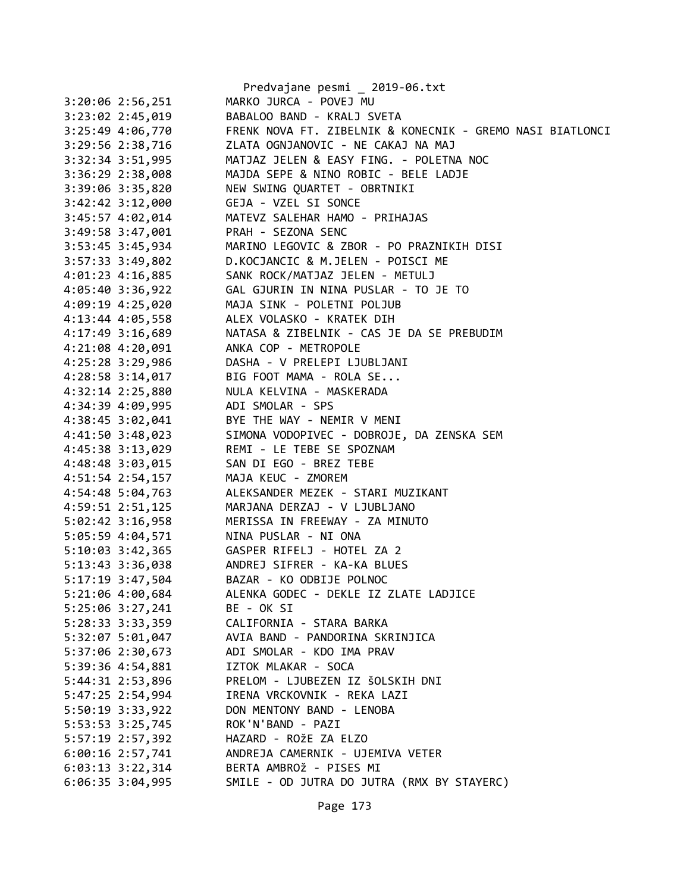```
3:20:06 2:56,251        MARKO JURCA - POVEJ MU
3:23:02 2:45,019        BABALOO BAND - KRALJ SVETA
3:25:49 4:06,770        FRENK NOVA FT. ZIBELNIK & KONECNIK - GREMO NASI BIATLONCI
3:29:56 2:38,716        ZLATA OGNJANOVIC - NE CAKAJ NA MAJ
3:32:34 3:51,995        MATJAZ JELEN & EASY FING. - POLETNA NOC
3:36:29 2:38,008        MAJDA SEPE & NINO ROBIC - BELE LADJE
3:39:06 3:35,820        NEW SWING QUARTET - OBRTNIKI
3:42:42 3:12,000        GEJA - VZEL SI SONCE
3:45:57 4:02,014        MATEVZ SALEHAR HAMO - PRIHAJAS
3:49:58 3:47,001        PRAH - SEZONA SENC
3:53:45 3:45,934        MARINO LEGOVIC & ZBOR - PO PRAZNIKIH DISI
3:57:33 3:49,802        D.KOCJANCIC & M.JELEN - POISCI ME
4:01:23 4:16,885        SANK ROCK/MATJAZ JELEN - METULJ
4:05:40 3:36,922        GAL GJURIN IN NINA PUSLAR - TO JE TO
4:09:19 4:25,020        MAJA SINK - POLETNI POLJUB
4:13:44 4:05,558        ALEX VOLASKO - KRATEK DIH
4:17:49 3:16,689        NATASA & ZIBELNIK - CAS JE DA SE PREBUDIM
4:21:08 4:20,091        ANKA COP - METROPOLE
4:25:28 3:29,986        DASHA - V PRELEPI LJUBLJANI
4:28:58 3:14,017        BIG FOOT MAMA - ROLA SE...
4:32:14 2:25,880        NULA KELVINA - MASKERADA
4:34:39 4:09,995        ADI SMOLAR - SPS
4:38:45 3:02,041        BYE THE WAY - NEMIR V MENI
4:41:50 3:48,023        SIMONA VODOPIVEC - DOBROJE, DA ZENSKA SEM
4:45:38 3:13,029        REMI - LE TEBE SE SPOZNAM
4:48:48 3:03,015        SAN DI EGO - BREZ TEBE
4:51:54 2:54,157        MAJA KEUC - ZMOREM
4:54:48 5:04,763        ALEKSANDER MEZEK - STARI MUZIKANT
4:59:51 2:51,125        MARJANA DERZAJ - V LJUBLJANO
5:02:42 3:16,958        MERISSA IN FREEWAY - ZA MINUTO
5:05:59 4:04,571        NINA PUSLAR - NI ONA
5:10:03 3:42,365        GASPER RIFELJ - HOTEL ZA 2
5:13:43 3:36,038        ANDREJ SIFRER - KA-KA BLUES
5:17:19 3:47,504        BAZAR - KO ODBIJE POLNOC
5:21:06 4:00,684        ALENKA GODEC - DEKLE IZ ZLATE LADJICE
5:25:06 3:27,241        BE - OK SI
5:28:33 3:33,359        CALIFORNIA - STARA BARKA
5:32:07 5:01,047        AVIA BAND - PANDORINA SKRINJICA
5:37:06 2:30,673        ADI SMOLAR - KDO IMA PRAV
5:39:36 4:54,881        IZTOK MLAKAR - SOCA
5:44:31 2:53,896        PRELOM - LJUBEZEN IZ šOLSKIH DNI
5:47:25 2:54,994        IRENA VRCKOVNIK - REKA LAZI
5:50:19 3:33,922        DON MENTONY BAND - LENOBA
5:53:53 3:25,745        ROK'N'BAND - PAZI
5:57:19 2:57,392        HAZARD - ROžE ZA ELZO
6:00:16 2:57,741        ANDREJA CAMERNIK - UJEMIVA VETER
6:03:13 3:22,314        BERTA AMBROž - PISES MI
6:06:35 3:04,995        SMILE - OD JUTRA DO JUTRA (RMX BY STAYERC)
```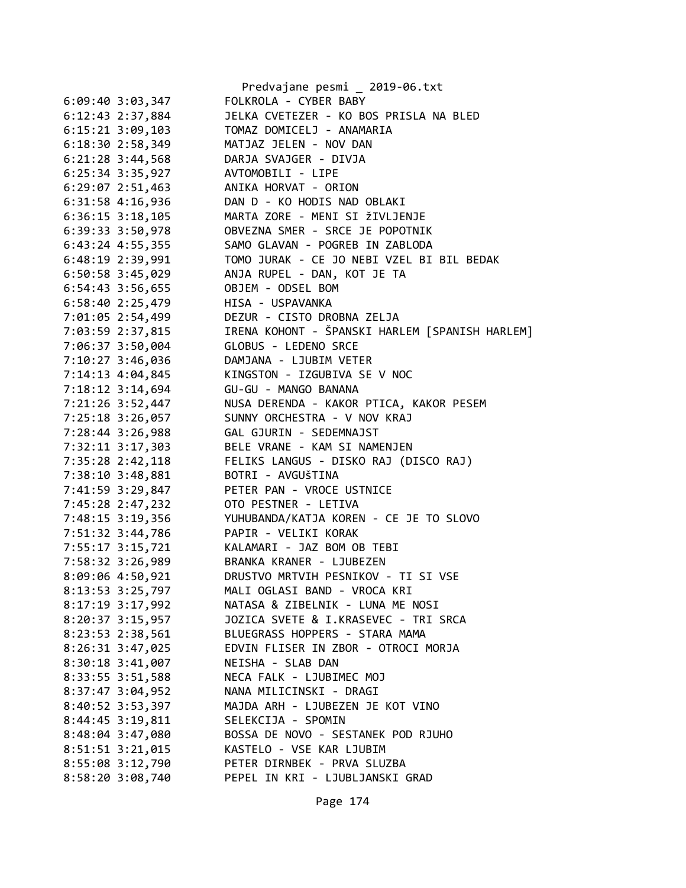```
6:09:40 3:03,347        FOLKROLA - CYBER BABY
6:12:43 2:37,884        JELKA CVETEZER - KO BOS PRISLA NA BLED
6:15:21 3:09,103        TOMAZ DOMICELJ - ANAMARIA
6:18:30 2:58,349        MATJAZ JELEN - NOV DAN
6:21:28 3:44,568        DARJA SVAJGER - DIVJA
6:25:34 3:35,927        AVTOMOBILI - LIPE
6:29:07 2:51,463        ANIKA HORVAT - ORION
6:31:58 4:16,936        DAN D - KO HODIS NAD OBLAKI
6:36:15 3:18,105        MARTA ZORE - MENI SI žIVLJENJE
6:39:33 3:50,978        OBVEZNA SMER - SRCE JE POPOTNIK
6:43:24 4:55,355        SAMO GLAVAN - POGREB IN ZABLODA
6:48:19 2:39,991        TOMO JURAK - CE JO NEBI VZEL BI BIL BEDAK
6:50:58 3:45,029        ANJA RUPEL - DAN, KOT JE TA
6:54:43 3:56,655        OBJEM - ODSEL BOM
6:58:40 2:25,479        HISA - USPAVANKA
7:01:05 2:54,499        DEZUR - CISTO DROBNA ZELJA
7:03:59 2:37,815        IRENA KOHONT - ŠPANSKI HARLEM [SPANISH HARLEM]
7:06:37 3:50,004        GLOBUS - LEDENO SRCE
7:10:27 3:46,036        DAMJANA - LJUBIM VETER
7:14:13 4:04,845        KINGSTON - IZGUBIVA SE V NOC
7:18:12 3:14,694        GU-GU - MANGO BANANA
7:21:26 3:52,447        NUSA DERENDA - KAKOR PTICA, KAKOR PESEM
7:25:18 3:26,057        SUNNY ORCHESTRA - V NOV KRAJ
7:28:44 3:26,988        GAL GJURIN - SEDEMNAJST
7:32:11 3:17,303        BELE VRANE - KAM SI NAMENJEN
7:35:28 2:42,118        FELIKS LANGUS - DISKO RAJ (DISCO RAJ)
7:38:10 3:48,881        BOTRI - AVGUŠTINA
7:41:59 3:29,847        PETER PAN - VROCE USTNICE
7:45:28 2:47,232        OTO PESTNER - LETIVA
7:48:15 3:19,356        YUHUBANDA/KATJA KOREN - CE JE TO SLOVO
7:51:32 3:44,786        PAPIR - VELIKI KORAK
7:55:17 3:15,721        KALAMARI - JAZ BOM OB TEBI
7:58:32 3:26,989        BRANKA KRANER - LJUBEZEN
8:09:06 4:50,921        DRUSTVO MRTVIH PESNIKOV - TI SI VSE
8:13:53 3:25,797        MALI OGLASI BAND - VROCA KRI
8:17:19 3:17,992        NATASA & ZIBELNIK - LUNA ME NOSI
8:20:37 3:15,957        JOZICA SVETE & I.KRASEVEC - TRI SRCA
8:23:53 2:38,561        BLUEGRASS HOPPERS - STARA MAMA
8:26:31 3:47,025        EDVIN FLISER IN ZBOR - OTROCI MORJA
8:30:18 3:41,007        NEISHA - SLAB DAN
8:33:55 3:51,588        NECA FALK - LJUBIMEC MOJ
8:37:47 3:04,952        NANA MILICINSKI - DRAGI
8:40:52 3:53,397        MAJDA ARH - LJUBEZEN JE KOT VINO
8:44:45 3:19,811        SELEKCIJA - SPOMIN
8:48:04 3:47,080        BOSSA DE NOVO - SESTANEK POD RJUHO
8:51:51 3:21,015        KASTELO - VSE KAR LJUBIM
8:55:08 3:12,790        PETER DIRNBEK - PRVA SLUZBA
8:58:20 3:08,740        PEPEL IN KRI - LJUBLJANSKI GRAD
```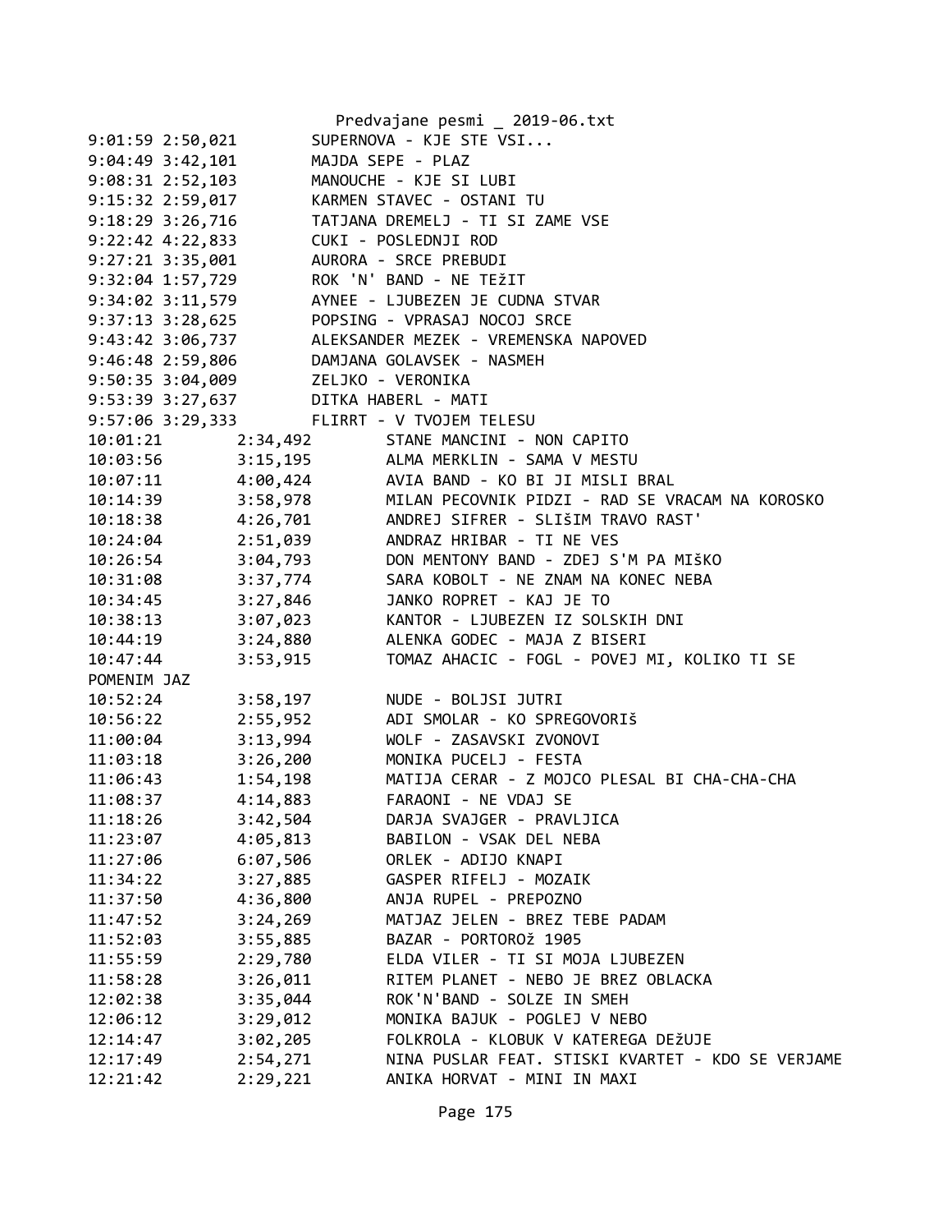```
9:01:59 2:50,021        SUPERNOVA - KJE STE VSI...
9:04:49 3:42,101        MAJDA SEPE - PLAZ
9:08:31 2:52,103        MANOUCHE - KJE SI LUBI
9:15:32 2:59,017        KARMEN STAVEC - OSTANI TU
9:18:29 3:26,716        TATJANA DREMELJ - TI SI ZAME VSE
9:22:42 4:22,833        CUKI - POSLEDNJI ROD
9:27:21 3:35,001        AURORA - SRCE PREBUDI
9:32:04 1:57,729        ROK 'N' BAND - NE TEžIT
9:34:02 3:11,579        AYNEE - LJUBEZEN JE CUDNA STVAR
9:37:13 3:28,625        POPSING - VPRASAJ NOCOJ SRCE
9:43:42 3:06,737        ALEKSANDER MEZEK - VREMENSKA NAPOVED
9:46:48 2:59,806        DAMJANA GOLAVSEK - NASMEH
9:50:35 3:04,009        ZELJKO - VERONIKA
9:53:39 3:27,637        DITKA HABERL - MATI
9:57:06 3:29,333        FLIRRT - V TVOJEM TELESU
10:01:21        2:34,492        STANE MANCINI - NON CAPITO
10:03:56        3:15,195        ALMA MERKLIN - SAMA V MESTU
10:07:11        4:00,424        AVIA BAND - KO BI JI MISLI BRAL
10:14:39        3:58,978        MILAN PECOVNIK PIDZI - RAD SE VRACAM NA KOROSKO
10:18:38        4:26,701        ANDREJ SIFRER - SLIšIM TRAVO RAST'
10:24:04        2:51,039        ANDRAZ HRIBAR - TI NE VES
10:26:54        3:04,793        DON MENTONY BAND - ZDEJ S'M PA MIšKO
10:31:08        3:37,774        SARA KOBOLT - NE ZNAM NA KONEC NEBA
10:34:45        3:27,846        JANKO ROPRET - KAJ JE TO
10:38:13        3:07,023        KANTOR - LJUBEZEN IZ SOLSKIH DNI
10:44:19        3:24,880        ALENKA GODEC - MAJA Z BISERI
10:47:44        3:53,915        TOMAZ AHACIC - FOGL - POVEJ MI, KOLIKO TI SE
POMENIM JAZ
10:52:24        3:58,197        NUDE - BOLJSI JUTRI
10:56:22        2:55,952        ADI SMOLAR - KO SPREGOVORIš
11:00:04        3:13,994        WOLF - ZASAVSKI ZVONOVI
11:03:18        3:26,200        MONIKA PUCELJ - FESTA
11:06:43        1:54,198        MATIJA CERAR - Z MOJCO PLESAL BI CHA-CHA-CHA
11:08:37        4:14,883        FARAONI - NE VDAJ SE
11:18:26        3:42,504        DARJA SVAJGER - PRAVLJICA
11:23:07        4:05,813        BABILON - VSAK DEL NEBA
11:27:06        6:07,506        ORLEK - ADIJO KNAPI
11:34:22        3:27,885        GASPER RIFELJ - MOZAIK
11:37:50        4:36,800        ANJA RUPEL - PREPOZNO
11:47:52        3:24,269        MATJAZ JELEN - BREZ TEBE PADAM
11:52:03        3:55,885        BAZAR - PORTOROž 1905
11:55:59        2:29,780        ELDA VILER - TI SI MOJA LJUBEZEN
11:58:28        3:26,011        RITEM PLANET - NEBO JE BREZ OBLACKA
12:02:38        3:35,044        ROK'N'BAND - SOLZE IN SMEH
12:06:12        3:29,012        MONIKA BAJUK - POGLEJ V NEBO
12:14:47        3:02,205        FOLKROLA - KLOBUK V KATEREGA DEžUJE
12:17:49        2:54,271        NINA PUSLAR FEAT. STISKI KVARTET - KDO SE VERJAME
12:21:42        2:29,221        ANIKA HORVAT - MINI IN MAXI
```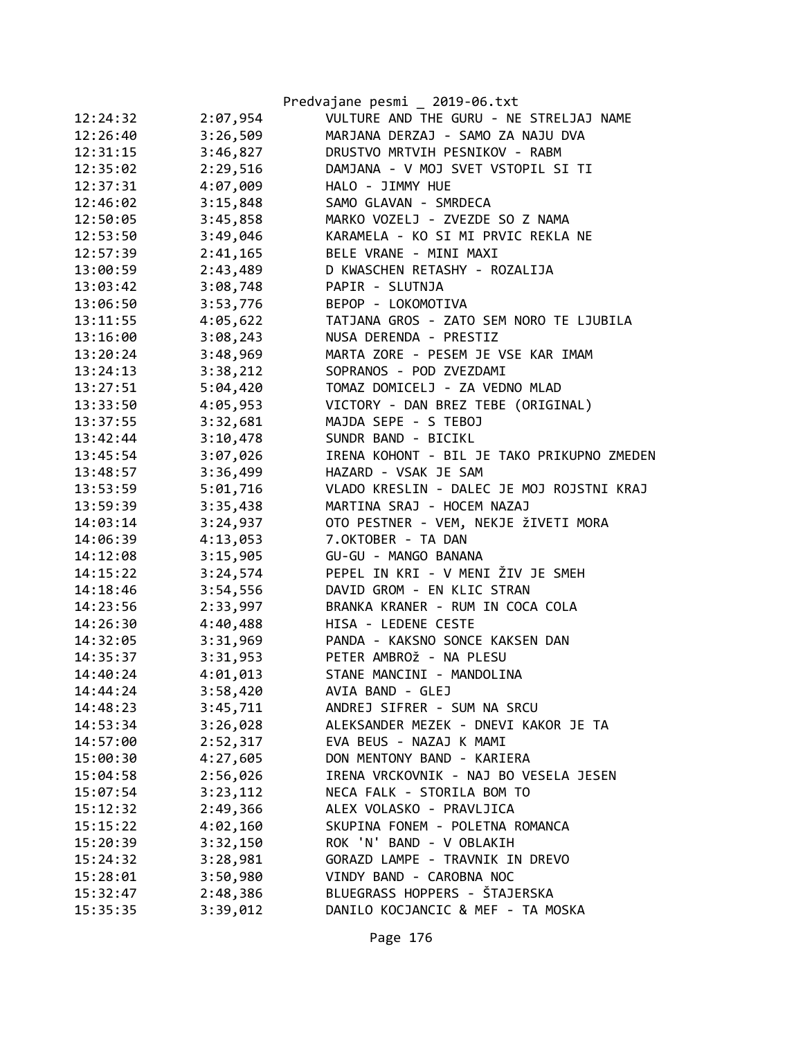| | | |
|---|---|---|
| 12:24:32 | 2:07,954 | VULTURE AND THE GURU - NE STRELJAJ NAME |
| 12:26:40 | 3:26,509 | MARJANA DERZAJ - SAMO ZA NAJU DVA |
| 12:31:15 | 3:46,827 | DRUSTVO MRTVIH PESNIKOV - RABM |
| 12:35:02 | 2:29,516 | DAMJANA - V MOJ SVET VSTOPIL SI TI |
| 12:37:31 | 4:07,009 | HALO - JIMMY HUE |
| 12:46:02 | 3:15,848 | SAMO GLAVAN - SMRDECA |
| 12:50:05 | 3:45,858 | MARKO VOZELJ - ZVEZDE SO Z NAMA |
| 12:53:50 | 3:49,046 | KARAMELA - KO SI MI PRVIC REKLA NE |
| 12:57:39 | 2:41,165 | BELE VRANE - MINI MAXI |
| 13:00:59 | 2:43,489 | D KWASCHEN RETASHY - ROZALIJA |
| 13:03:42 | 3:08,748 | PAPIR - SLUTNJA |
| 13:06:50 | 3:53,776 | BEPOP - LOKOMOTIVA |
| 13:11:55 | 4:05,622 | TATJANA GROS - ZATO SEM NORO TE LJUBILA |
| 13:16:00 | 3:08,243 | NUSA DERENDA - PRESTIZ |
| 13:20:24 | 3:48,969 | MARTA ZORE - PESEM JE VSE KAR IMAM |
| 13:24:13 | 3:38,212 | SOPRANOS - POD ZVEZDAMI |
| 13:27:51 | 5:04,420 | TOMAZ DOMICELJ - ZA VEDNO MLAD |
| 13:33:50 | 4:05,953 | VICTORY - DAN BREZ TEBE (ORIGINAL) |
| 13:37:55 | 3:32,681 | MAJDA SEPE - S TEBOJ |
| 13:42:44 | 3:10,478 | SUNDR BAND - BICIKL |
| 13:45:54 | 3:07,026 | IRENA KOHONT - BIL JE TAKO PRIKUPNO ZMEDEN |
| 13:48:57 | 3:36,499 | HAZARD - VSAK JE SAM |
| 13:53:59 | 5:01,716 | VLADO KRESLIN - DALEC JE MOJ ROJSTNI KRAJ |
| 13:59:39 | 3:35,438 | MARTINA SRAJ - HOCEM NAZAJ |
| 14:03:14 | 3:24,937 | OTO PESTNER - VEM, NEKJE ŽIVETI MORA |
| 14:06:39 | 4:13,053 | 7.OKTOBER - TA DAN |
| 14:12:08 | 3:15,905 | GU-GU - MANGO BANANA |
| 14:15:22 | 3:24,574 | PEPEL IN KRI - V MENI ŽIV JE SMEH |
| 14:18:46 | 3:54,556 | DAVID GROM - EN KLIC STRAN |
| 14:23:56 | 2:33,997 | BRANKA KRANER - RUM IN COCA COLA |
| 14:26:30 | 4:40,488 | HISA - LEDENE CESTE |
| 14:32:05 | 3:31,969 | PANDA - KAKSNO SONCE KAKSEN DAN |
| 14:35:37 | 3:31,953 | PETER AMBROž - NA PLESU |
| 14:40:24 | 4:01,013 | STANE MANCINI - MANDOLINA |
| 14:44:24 | 3:58,420 | AVIA BAND - GLEJ |
| 14:48:23 | 3:45,711 | ANDREJ SIFRER - SUM NA SRCU |
| 14:53:34 | 3:26,028 | ALEKSANDER MEZEK - DNEVI KAKOR JE TA |
| 14:57:00 | 2:52,317 | EVA BEUS - NAZAJ K MAMI |
| 15:00:30 | 4:27,605 | DON MENTONY BAND - KARIERA |
| 15:04:58 | 2:56,026 | IRENA VRCKOVNIK - NAJ BO VESELA JESEN |
| 15:07:54 | 3:23,112 | NECA FALK - STORILA BOM TO |
| 15:12:32 | 2:49,366 | ALEX VOLASKO - PRAVLJICA |
| 15:15:22 | 4:02,160 | SKUPINA FONEM - POLETNA ROMANCA |
| 15:20:39 | 3:32,150 | ROK 'N' BAND - V OBLAKIH |
| 15:24:32 | 3:28,981 | GORAZD LAMPE - TRAVNIK IN DREVO |
| 15:28:01 | 3:50,980 | VINDY BAND - CAROBNA NOC |
| 15:32:47 | 2:48,386 | BLUEGRASS HOPPERS - ŠTAJERSKA |
| 15:35:35 | 3:39,012 | DANILO KOCJANCIC & MEF - TA MOSKA |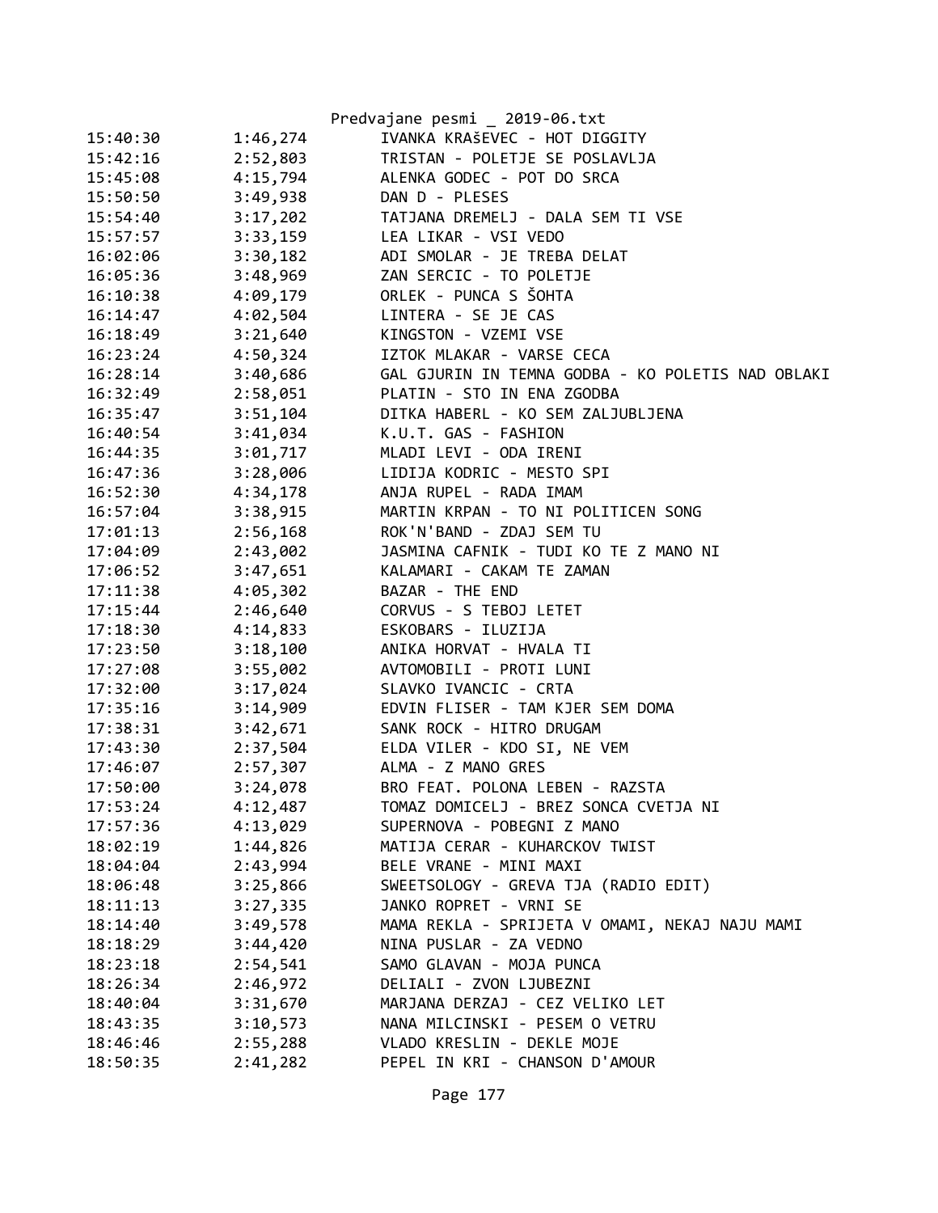| | | |
|---|---|---|
| 15:40:30 | 1:46,274 | IVANKA KRAŠEVEC - HOT DIGGITY |
| 15:42:16 | 2:52,803 | TRISTAN - POLETJE SE POSLAVLJA |
| 15:45:08 | 4:15,794 | ALENKA GODEC - POT DO SRCA |
| 15:50:50 | 3:49,938 | DAN D - PLESES |
| 15:54:40 | 3:17,202 | TATJANA DREMELJ - DALA SEM TI VSE |
| 15:57:57 | 3:33,159 | LEA LIKAR - VSI VEDO |
| 16:02:06 | 3:30,182 | ADI SMOLAR - JE TREBA DELAT |
| 16:05:36 | 3:48,969 | ZAN SERCIC - TO POLETJE |
| 16:10:38 | 4:09,179 | ORLEK - PUNCA S ŠOHTA |
| 16:14:47 | 4:02,504 | LINTERA - SE JE CAS |
| 16:18:49 | 3:21,640 | KINGSTON - VZEMI VSE |
| 16:23:24 | 4:50,324 | IZTOK MLAKAR - VARSE CECA |
| 16:28:14 | 3:40,686 | GAL GJURIN IN TEMNA GODBA - KO POLETIS NAD OBLAKI |
| 16:32:49 | 2:58,051 | PLATIN - STO IN ENA ZGODBA |
| 16:35:47 | 3:51,104 | DITKA HABERL - KO SEM ZALJUBLJENA |
| 16:40:54 | 3:41,034 | K.U.T. GAS - FASHION |
| 16:44:35 | 3:01,717 | MLADI LEVI - ODA IRENI |
| 16:47:36 | 3:28,006 | LIDIJA KODRIC - MESTO SPI |
| 16:52:30 | 4:34,178 | ANJA RUPEL - RADA IMAM |
| 16:57:04 | 3:38,915 | MARTIN KRPAN - TO NI POLITICEN SONG |
| 17:01:13 | 2:56,168 | ROK'N'BAND - ZDAJ SEM TU |
| 17:04:09 | 2:43,002 | JASMINA CAFNIK - TUDI KO TE Z MANO NI |
| 17:06:52 | 3:47,651 | KALAMARI - CAKAM TE ZAMAN |
| 17:11:38 | 4:05,302 | BAZAR - THE END |
| 17:15:44 | 2:46,640 | CORVUS - S TEBOJ LETET |
| 17:18:30 | 4:14,833 | ESKOBARS - ILUZIJA |
| 17:23:50 | 3:18,100 | ANIKA HORVAT - HVALA TI |
| 17:27:08 | 3:55,002 | AVTOMOBILI - PROTI LUNI |
| 17:32:00 | 3:17,024 | SLAVKO IVANCIC - CRTA |
| 17:35:16 | 3:14,909 | EDVIN FLISER - TAM KJER SEM DOMA |
| 17:38:31 | 3:42,671 | SANK ROCK - HITRO DRUGAM |
| 17:43:30 | 2:37,504 | ELDA VILER - KDO SI, NE VEM |
| 17:46:07 | 2:57,307 | ALMA - Z MANO GRES |
| 17:50:00 | 3:24,078 | BRO FEAT. POLONA LEBEN - RAZSTA |
| 17:53:24 | 4:12,487 | TOMAZ DOMICELJ - BREZ SONCA CVETJA NI |
| 17:57:36 | 4:13,029 | SUPERNOVA - POBEGNI Z MANO |
| 18:02:19 | 1:44,826 | MATIJA CERAR - KUHARCKOV TWIST |
| 18:04:04 | 2:43,994 | BELE VRANE - MINI MAXI |
| 18:06:48 | 3:25,866 | SWEETSOLOGY - GREVA TJA (RADIO EDIT) |
| 18:11:13 | 3:27,335 | JANKO ROPRET - VRNI SE |
| 18:14:40 | 3:49,578 | MAMA REKLA - SPRIJETA V OMAMI, NEKAJ NAJU MAMI |
| 18:18:29 | 3:44,420 | NINA PUSLAR - ZA VEDNO |
| 18:23:18 | 2:54,541 | SAMO GLAVAN - MOJA PUNCA |
| 18:26:34 | 2:46,972 | DELIALI - ZVON LJUBEZNI |
| 18:40:04 | 3:31,670 | MARJANA DERZAJ - CEZ VELIKO LET |
| 18:43:35 | 3:10,573 | NANA MILCINSKI - PESEM O VETRU |
| 18:46:46 | 2:55,288 | VLADO KRESLIN - DEKLE MOJE |
| 18:50:35 | 2:41,282 | PEPEL IN KRI - CHANSON D'AMOUR |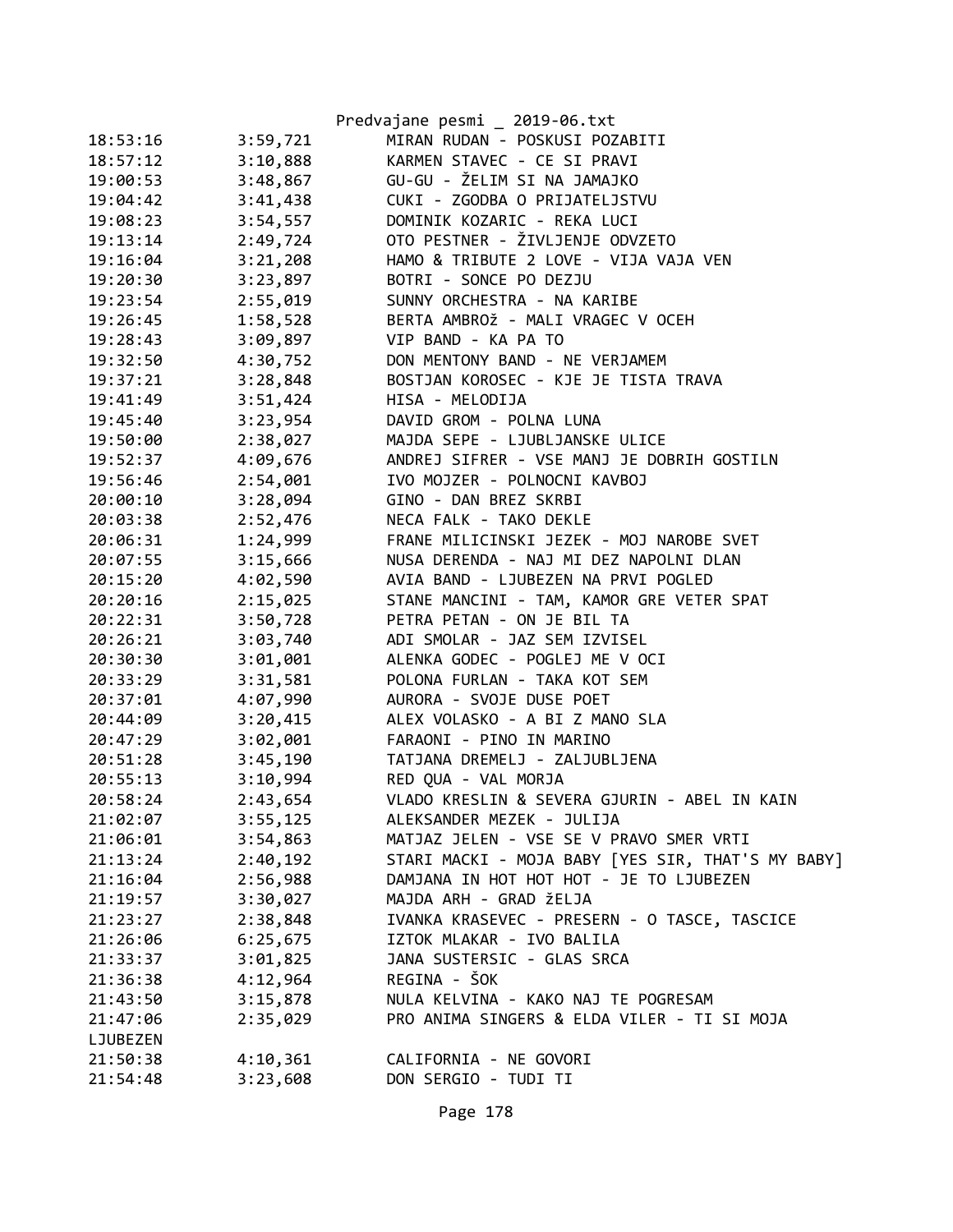18:53:16	3:59,721	MIRAN RUDAN - POSKUSI POZABITI
18:57:12	3:10,888	KARMEN STAVEC - CE SI PRAVI
19:00:53	3:48,867	GU-GU - ŽELIM SI NA JAMAJKO
19:04:42	3:41,438	CUKI - ZGODBA O PRIJATELJSTVU
19:08:23	3:54,557	DOMINIK KOZARIC - REKA LUCI
19:13:14	2:49,724	OTO PESTNER - ŽIVLJENJE ODVZETO
19:16:04	3:21,208	HAMO & TRIBUTE 2 LOVE - VIJA VAJA VEN
19:20:30	3:23,897	BOTRI - SONCE PO DEZJU
19:23:54	2:55,019	SUNNY ORCHESTRA - NA KARIBE
19:26:45	1:58,528	BERTA AMBROž - MALI VRAGEC V OCEH
19:28:43	3:09,897	VIP BAND - KA PA TO
19:32:50	4:30,752	DON MENTONY BAND - NE VERJAMEM
19:37:21	3:28,848	BOSTJAN KOROSEC - KJE JE TISTA TRAVA
19:41:49	3:51,424	HISA - MELODIJA
19:45:40	3:23,954	DAVID GROM - POLNA LUNA
19:50:00	2:38,027	MAJDA SEPE - LJUBLJANSKE ULICE
19:52:37	4:09,676	ANDREJ SIFRER - VSE MANJ JE DOBRIH GOSTILN
19:56:46	2:54,001	IVO MOJZER - POLNOCNI KAVBOJ
20:00:10	3:28,094	GINO - DAN BREZ SKRBI
20:03:38	2:52,476	NECA FALK - TAKO DEKLE
20:06:31	1:24,999	FRANE MILICINSKI JEZEK - MOJ NAROBE SVET
20:07:55	3:15,666	NUSA DERENDA - NAJ MI DEZ NAPOLNI DLAN
20:15:20	4:02,590	AVIA BAND - LJUBEZEN NA PRVI POGLED
20:20:16	2:15,025	STANE MANCINI - TAM, KAMOR GRE VETER SPAT
20:22:31	3:50,728	PETRA PETAN - ON JE BIL TA
20:26:21	3:03,740	ADI SMOLAR - JAZ SEM IZVISEL
20:30:30	3:01,001	ALENKA GODEC - POGLEJ ME V OCI
20:33:29	3:31,581	POLONA FURLAN - TAKA KOT SEM
20:37:01	4:07,990	AURORA - SVOJE DUSE POET
20:44:09	3:20,415	ALEX VOLASKO - A BI Z MANO SLA
20:47:29	3:02,001	FARAONI - PINO IN MARINO
20:51:28	3:45,190	TATJANA DREMELJ - ZALJUBLJENA
20:55:13	3:10,994	RED QUA - VAL MORJA
20:58:24	2:43,654	VLADO KRESLIN & SEVERA GJURIN - ABEL IN KAIN
21:02:07	3:55,125	ALEKSANDER MEZEK - JULIJA
21:06:01	3:54,863	MATJAZ JELEN - VSE SE V PRAVO SMER VRTI
21:13:24	2:40,192	STARI MACKI - MOJA BABY [YES SIR, THAT'S MY BABY]
21:16:04	2:56,988	DAMJANA IN HOT HOT HOT - JE TO LJUBEZEN
21:19:57	3:30,027	MAJDA ARH - GRAD žELJA
21:23:27	2:38,848	IVANKA KRASEVEC - PRESERN - O TASCE, TASCICE
21:26:06	6:25,675	IZTOK MLAKAR - IVO BALILA
21:33:37	3:01,825	JANA SUSTERSIC - GLAS SRCA
21:36:38	4:12,964	REGINA - ŠOK
21:43:50	3:15,878	NULA KELVINA - KAKO NAJ TE POGRESAM
21:47:06	2:35,029	PRO ANIMA SINGERS & ELDA VILER - TI SI MOJA
LJUBEZEN
21:50:38	4:10,361	CALIFORNIA - NE GOVORI
21:54:48	3:23,608	DON SERGIO - TUDI TI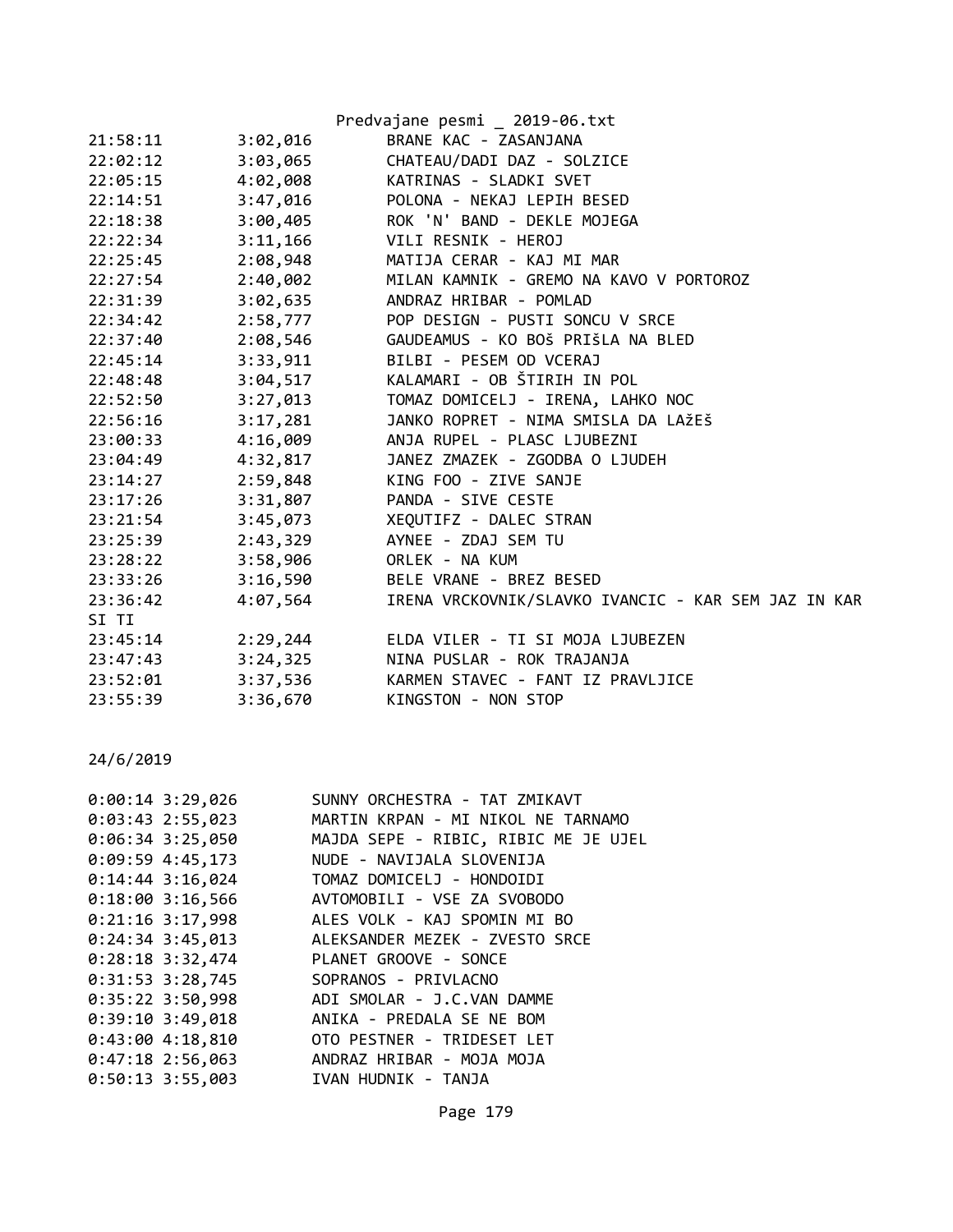| | | |
|---|---|---|
| 21:58:11 | 3:02,016 | BRANE KAC - ZASANJANA |
| 22:02:12 | 3:03,065 | CHATEAU/DADI DAZ - SOLZICE |
| 22:05:15 | 4:02,008 | KATRINAS - SLADKI SVET |
| 22:14:51 | 3:47,016 | POLONA - NEKAJ LEPIH BESED |
| 22:18:38 | 3:00,405 | ROK 'N' BAND - DEKLE MOJEGA |
| 22:22:34 | 3:11,166 | VILI RESNIK - HEROJ |
| 22:25:45 | 2:08,948 | MATIJA CERAR - KAJ MI MAR |
| 22:27:54 | 2:40,002 | MILAN KAMNIK - GREMO NA KAVO V PORTOROZ |
| 22:31:39 | 3:02,635 | ANDRAZ HRIBAR - POMLAD |
| 22:34:42 | 2:58,777 | POP DESIGN - PUSTI SONCU V SRCE |
| 22:37:40 | 2:08,546 | GAUDEAMUS - KO BOš PRIŠLA NA BLED |
| 22:45:14 | 3:33,911 | BILBI - PESEM OD VCERAJ |
| 22:48:48 | 3:04,517 | KALAMARI - OB ŠTIRIH IN POL |
| 22:52:50 | 3:27,013 | TOMAZ DOMICELJ - IRENA, LAHKO NOC |
| 22:56:16 | 3:17,281 | JANKO ROPRET - NIMA SMISLA DA LAžEŠ |
| 23:00:33 | 4:16,009 | ANJA RUPEL - PLASC LJUBEZNI |
| 23:04:49 | 4:32,817 | JANEZ ZMAZEK - ZGODBA O LJUDEH |
| 23:14:27 | 2:59,848 | KING FOO - ZIVE SANJE |
| 23:17:26 | 3:31,807 | PANDA - SIVE CESTE |
| 23:21:54 | 3:45,073 | XEQUTIFZ - DALEC STRAN |
| 23:25:39 | 2:43,329 | AYNEE - ZDAJ SEM TU |
| 23:28:22 | 3:58,906 | ORLEK - NA KUM |
| 23:33:26 | 3:16,590 | BELE VRANE - BREZ BESED |
| 23:36:42 | 4:07,564 | IRENA VRCKOVNIK/SLAVKO IVANCIC - KAR SEM JAZ IN KAR SI TI |
| 23:45:14 | 2:29,244 | ELDA VILER - TI SI MOJA LJUBEZEN |
| 23:47:43 | 3:24,325 | NINA PUSLAR - ROK TRAJANJA |
| 23:52:01 | 3:37,536 | KARMEN STAVEC - FANT IZ PRAVLJICE |
| 23:55:39 | 3:36,670 | KINGSTON - NON STOP |

24/6/2019

| | | |
|---|---|---|
| 0:00:14 | 3:29,026 | SUNNY ORCHESTRA - TAT ZMIKAVT |
| 0:03:43 | 2:55,023 | MARTIN KRPAN - MI NIKOL NE TARNAMO |
| 0:06:34 | 3:25,050 | MAJDA SEPE - RIBIC, RIBIC ME JE UJEL |
| 0:09:59 | 4:45,173 | NUDE - NAVIJALA SLOVENIJA |
| 0:14:44 | 3:16,024 | TOMAZ DOMICELJ - HONDOIDI |
| 0:18:00 | 3:16,566 | AVTOMOBILI - VSE ZA SVOBODO |
| 0:21:16 | 3:17,998 | ALES VOLK - KAJ SPOMIN MI BO |
| 0:24:34 | 3:45,013 | ALEKSANDER MEZEK - ZVESTO SRCE |
| 0:28:18 | 3:32,474 | PLANET GROOVE - SONCE |
| 0:31:53 | 3:28,745 | SOPRANOS - PRIVLACNO |
| 0:35:22 | 3:50,998 | ADI SMOLAR - J.C.VAN DAMME |
| 0:39:10 | 3:49,018 | ANIKA - PREDALA SE NE BOM |
| 0:43:00 | 4:18,810 | OTO PESTNER - TRIDESET LET |
| 0:47:18 | 2:56,063 | ANDRAZ HRIBAR - MOJA MOJA |
| 0:50:13 | 3:55,003 | IVAN HUDNIK - TANJA |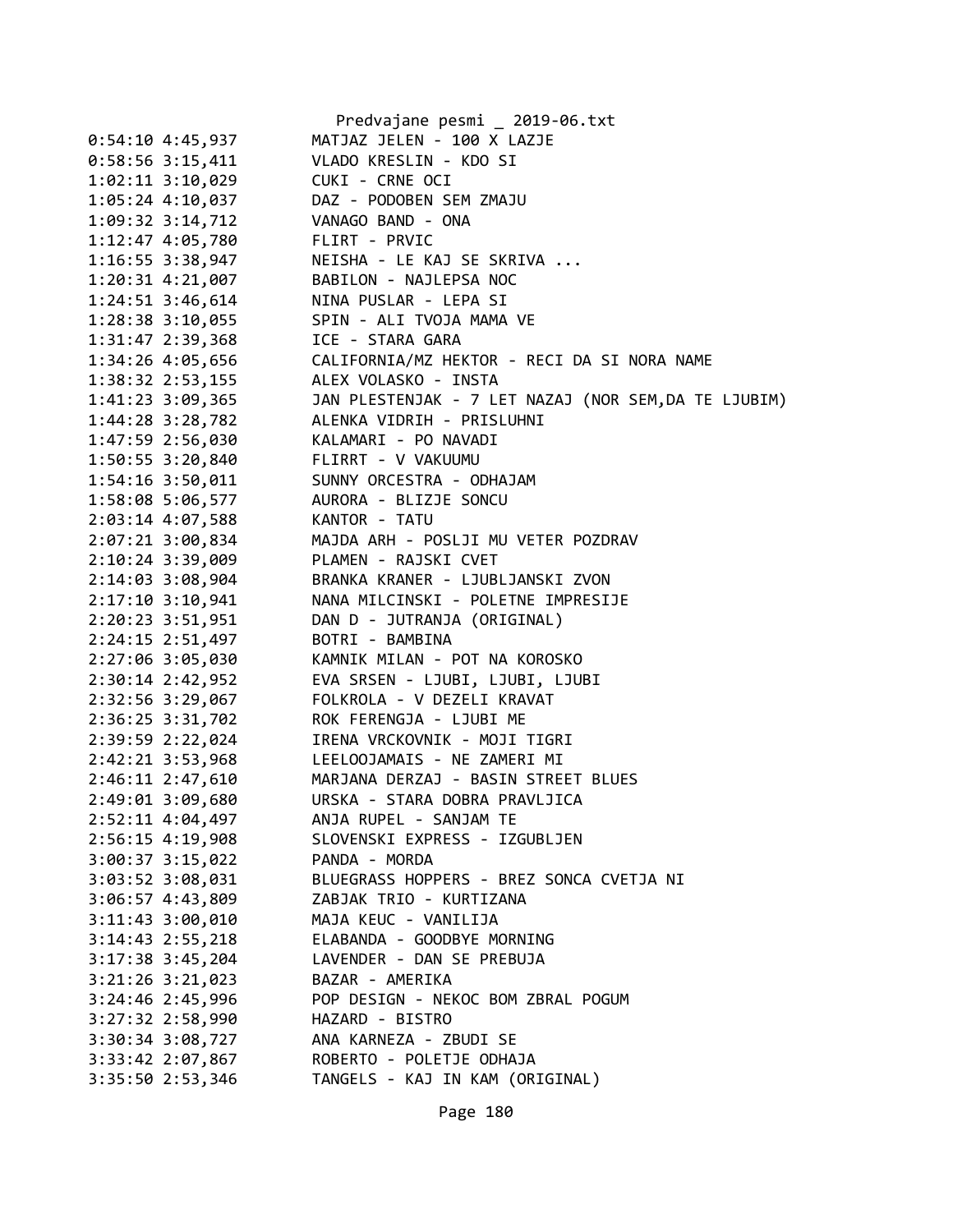```
0:54:10 4:45,937        MATJAZ JELEN - 100 X LAZJE
0:58:56 3:15,411        VLADO KRESLIN - KDO SI
1:02:11 3:10,029        CUKI - CRNE OCI
1:05:24 4:10,037        DAZ - PODOBEN SEM ZMAJU
1:09:32 3:14,712        VANAGO BAND - ONA
1:12:47 4:05,780        FLIRT - PRVIC
1:16:55 3:38,947        NEISHA - LE KAJ SE SKRIVA ...
1:20:31 4:21,007        BABILON - NAJLEPSA NOC
1:24:51 3:46,614        NINA PUSLAR - LEPA SI
1:28:38 3:10,055        SPIN - ALI TVOJA MAMA VE
1:31:47 2:39,368        ICE - STARA GARA
1:34:26 4:05,656        CALIFORNIA/MZ HEKTOR - RECI DA SI NORA NAME
1:38:32 2:53,155        ALEX VOLASKO - INSTA
1:41:23 3:09,365        JAN PLESTENJAK - 7 LET NAZAJ (NOR SEM,DA TE LJUBIM)
1:44:28 3:28,782        ALENKA VIDRIH - PRISLUHNI
1:47:59 2:56,030        KALAMARI - PO NAVADI
1:50:55 3:20,840        FLIRRT - V VAKUUMU
1:54:16 3:50,011        SUNNY ORCESTRA - ODHAJAM
1:58:08 5:06,577        AURORA - BLIZJE SONCU
2:03:14 4:07,588        KANTOR - TATU
2:07:21 3:00,834        MAJDA ARH - POSLJI MU VETER POZDRAV
2:10:24 3:39,009        PLAMEN - RAJSKI CVET
2:14:03 3:08,904        BRANKA KRANER - LJUBLJANSKI ZVON
2:17:10 3:10,941        NANA MILCINSKI - POLETNE IMPRESIJE
2:20:23 3:51,951        DAN D - JUTRANJA (ORIGINAL)
2:24:15 2:51,497        BOTRI - BAMBINA
2:27:06 3:05,030        KAMNIK MILAN - POT NA KOROSKO
2:30:14 2:42,952        EVA SRSEN - LJUBI, LJUBI, LJUBI
2:32:56 3:29,067        FOLKROLA - V DEZELI KRAVAT
2:36:25 3:31,702        ROK FERENGJA - LJUBI ME
2:39:59 2:22,024        IRENA VRCKOVNIK - MOJI TIGRI
2:42:21 3:53,968        LEELOOJAMAIS - NE ZAMERI MI
2:46:11 2:47,610        MARJANA DERZAJ - BASIN STREET BLUES
2:49:01 3:09,680        URSKA - STARA DOBRA PRAVLJICA
2:52:11 4:04,497        ANJA RUPEL - SANJAM TE
2:56:15 4:19,908        SLOVENSKI EXPRESS - IZGUBLJEN
3:00:37 3:15,022        PANDA - MORDA
3:03:52 3:08,031        BLUEGRASS HOPPERS - BREZ SONCA CVETJA NI
3:06:57 4:43,809        ZABJAK TRIO - KURTIZANA
3:11:43 3:00,010        MAJA KEUC - VANILIJA
3:14:43 2:55,218        ELABANDA - GOODBYE MORNING
3:17:38 3:45,204        LAVENDER - DAN SE PREBUJA
3:21:26 3:21,023        BAZAR - AMERIKA
3:24:46 2:45,996        POP DESIGN - NEKOC BOM ZBRAL POGUM
3:27:32 2:58,990        HAZARD - BISTRO
3:30:34 3:08,727        ANA KARNEZA - ZBUDI SE
3:33:42 2:07,867        ROBERTO - POLETJE ODHAJA
3:35:50 2:53,346        TANGELS - KAJ IN KAM (ORIGINAL)
```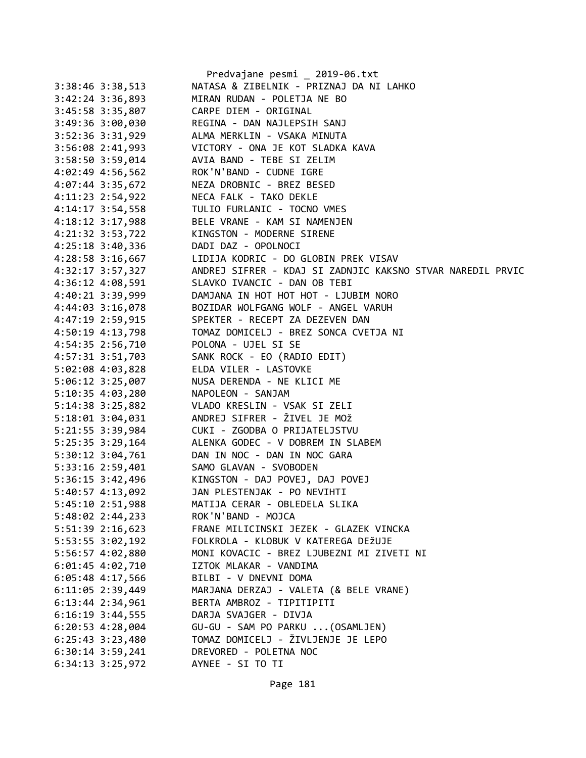```
3:38:46 3:38,513        NATASA & ZIBELNIK - PRIZNAJ DA NI LAHKO
3:42:24 3:36,893        MIRAN RUDAN - POLETJA NE BO
3:45:58 3:35,807        CARPE DIEM - ORIGINAL
3:49:36 3:00,030        REGINA - DAN NAJLEPSIH SANJ
3:52:36 3:31,929        ALMA MERKLIN - VSAKA MINUTA
3:56:08 2:41,993        VICTORY - ONA JE KOT SLADKA KAVA
3:58:50 3:59,014        AVIA BAND - TEBE SI ZELIM
4:02:49 4:56,562        ROK'N'BAND - CUDNE IGRE
4:07:44 3:35,672        NEZA DROBNIC - BREZ BESED
4:11:23 2:54,922        NECA FALK - TAKO DEKLE
4:14:17 3:54,558        TULIO FURLANIC - TOCNO VMES
4:18:12 3:17,988        BELE VRANE - KAM SI NAMENJEN
4:21:32 3:53,722        KINGSTON - MODERNE SIRENE
4:25:18 3:40,336        DADI DAZ - OPOLNOCI
4:28:58 3:16,667        LIDIJA KODRIC - DO GLOBIN PREK VISAV
4:32:17 3:57,327        ANDREJ SIFRER - KDAJ SI ZADNJIC KAKSNO STVAR NAREDIL PRVIC
4:36:12 4:08,591        SLAVKO IVANCIC - DAN OB TEBI
4:40:21 3:39,999        DAMJANA IN HOT HOT HOT - LJUBIM NORO
4:44:03 3:16,078        BOZIDAR WOLFGANG WOLF - ANGEL VARUH
4:47:19 2:59,915        SPEKTER - RECEPT ZA DEZEVEN DAN
4:50:19 4:13,798        TOMAZ DOMICELJ - BREZ SONCA CVETJA NI
4:54:35 2:56,710        POLONA - UJEL SI SE
4:57:31 3:51,703        SANK ROCK - EO (RADIO EDIT)
5:02:08 4:03,828        ELDA VILER - LASTOVKE
5:06:12 3:25,007        NUSA DERENDA - NE KLICI ME
5:10:35 4:03,280        NAPOLEON - SANJAM
5:14:38 3:25,882        VLADO KRESLIN - VSAK SI ZELI
5:18:01 3:04,031        ANDREJ SIFRER - ŽIVEL JE MOž
5:21:55 3:39,984        CUKI - ZGODBA O PRIJATELJSTVU
5:25:35 3:29,164        ALENKA GODEC - V DOBREM IN SLABEM
5:30:12 3:04,761        DAN IN NOC - DAN IN NOC GARA
5:33:16 2:59,401        SAMO GLAVAN - SVOBODEN
5:36:15 3:42,496        KINGSTON - DAJ POVEJ, DAJ POVEJ
5:40:57 4:13,092        JAN PLESTENJAK - PO NEVIHTI
5:45:10 2:51,988        MATIJA CERAR - OBLEDELA SLIKA
5:48:02 2:44,233        ROK'N'BAND - MOJCA
5:51:39 2:16,623        FRANE MILICINSKI JEZEK - GLAZEK VINCKA
5:53:55 3:02,192        FOLKROLA - KLOBUK V KATEREGA DEŽUJE
5:56:57 4:02,880        MONI KOVACIC - BREZ LJUBEZNI MI ZIVETI NI
6:01:45 4:02,710        IZTOK MLAKAR - VANDIMA
6:05:48 4:17,566        BILBI - V DNEVNI DOMA
6:11:05 2:39,449        MARJANA DERZAJ - VALETA (& BELE VRANE)
6:13:44 2:34,961        BERTA AMBROZ - TIPITIPITI
6:16:19 3:44,555        DARJA SVAJGER - DIVJA
6:20:53 4:28,004        GU-GU - SAM PO PARKU ...(OSAMLJEN)
6:25:43 3:23,480        TOMAZ DOMICELJ - ŽIVLJENJE JE LEPO
6:30:14 3:59,241        DREVORED - POLETNA NOC
6:34:13 3:25,972        AYNEE - SI TO TI
```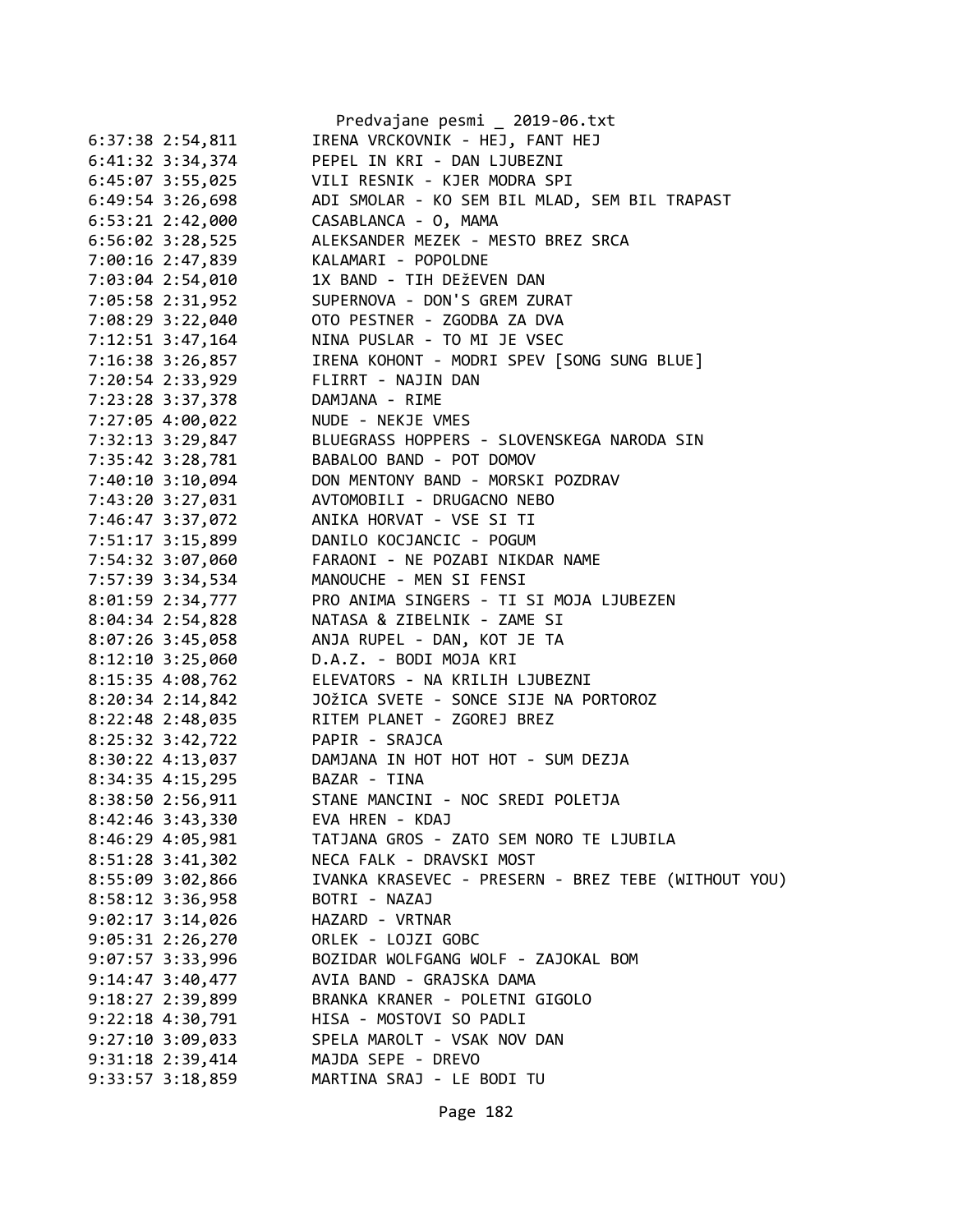```
6:37:38 2:54,811        IRENA VRCKOVNIK - HEJ, FANT HEJ
6:41:32 3:34,374        PEPEL IN KRI - DAN LJUBEZNI
6:45:07 3:55,025        VILI RESNIK - KJER MODRA SPI
6:49:54 3:26,698        ADI SMOLAR - KO SEM BIL MLAD, SEM BIL TRAPAST
6:53:21 2:42,000        CASABLANCA - O, MAMA
6:56:02 3:28,525        ALEKSANDER MEZEK - MESTO BREZ SRCA
7:00:16 2:47,839        KALAMARI - POPOLDNE
7:03:04 2:54,010        1X BAND - TIH DEžEVEN DAN
7:05:58 2:31,952        SUPERNOVA - DON'S GREM ZURAT
7:08:29 3:22,040        OTO PESTNER - ZGODBA ZA DVA
7:12:51 3:47,164        NINA PUSLAR - TO MI JE VSEC
7:16:38 3:26,857        IRENA KOHONT - MODRI SPEV [SONG SUNG BLUE]
7:20:54 2:33,929        FLIRRT - NAJIN DAN
7:23:28 3:37,378        DAMJANA - RIME
7:27:05 4:00,022        NUDE - NEKJE VMES
7:32:13 3:29,847        BLUEGRASS HOPPERS - SLOVENSKEGA NARODA SIN
7:35:42 3:28,781        BABALOO BAND - POT DOMOV
7:40:10 3:10,094        DON MENTONY BAND - MORSKI POZDRAV
7:43:20 3:27,031        AVTOMOBILI - DRUGACNO NEBO
7:46:47 3:37,072        ANIKA HORVAT - VSE SI TI
7:51:17 3:15,899        DANILO KOCJANCIC - POGUM
7:54:32 3:07,060        FARAONI - NE POZABI NIKDAR NAME
7:57:39 3:34,534        MANOUCHE - MEN SI FENSI
8:01:59 2:34,777        PRO ANIMA SINGERS - TI SI MOJA LJUBEZEN
8:04:34 2:54,828        NATASA & ZIBELNIK - ZAME SI
8:07:26 3:45,058        ANJA RUPEL - DAN, KOT JE TA
8:12:10 3:25,060        D.A.Z. - BODI MOJA KRI
8:15:35 4:08,762        ELEVATORS - NA KRILIH LJUBEZNI
8:20:34 2:14,842        JOžICA SVETE - SONCE SIJE NA PORTOROZ
8:22:48 2:48,035        RITEM PLANET - ZGOREJ BREZ
8:25:32 3:42,722        PAPIR - SRAJCA
8:30:22 4:13,037        DAMJANA IN HOT HOT HOT - SUM DEZJA
8:34:35 4:15,295        BAZAR - TINA
8:38:50 2:56,911        STANE MANCINI - NOC SREDI POLETJA
8:42:46 3:43,330        EVA HREN - KDAJ
8:46:29 4:05,981        TATJANA GROS - ZATO SEM NORO TE LJUBILA
8:51:28 3:41,302        NECA FALK - DRAVSKI MOST
8:55:09 3:02,866        IVANKA KRASEVEC - PRESERN - BREZ TEBE (WITHOUT YOU)
8:58:12 3:36,958        BOTRI - NAZAJ
9:02:17 3:14,026        HAZARD - VRTNAR
9:05:31 2:26,270        ORLEK - LOJZI GOBC
9:07:57 3:33,996        BOZIDAR WOLFGANG WOLF - ZAJOKAL BOM
9:14:47 3:40,477        AVIA BAND - GRAJSKA DAMA
9:18:27 2:39,899        BRANKA KRANER - POLETNI GIGOLO
9:22:18 4:30,791        HISA - MOSTOVI SO PADLI
9:27:10 3:09,033        SPELA MAROLT - VSAK NOV DAN
9:31:18 2:39,414        MAJDA SEPE - DREVO
9:33:57 3:18,859        MARTINA SRAJ - LE BODI TU
```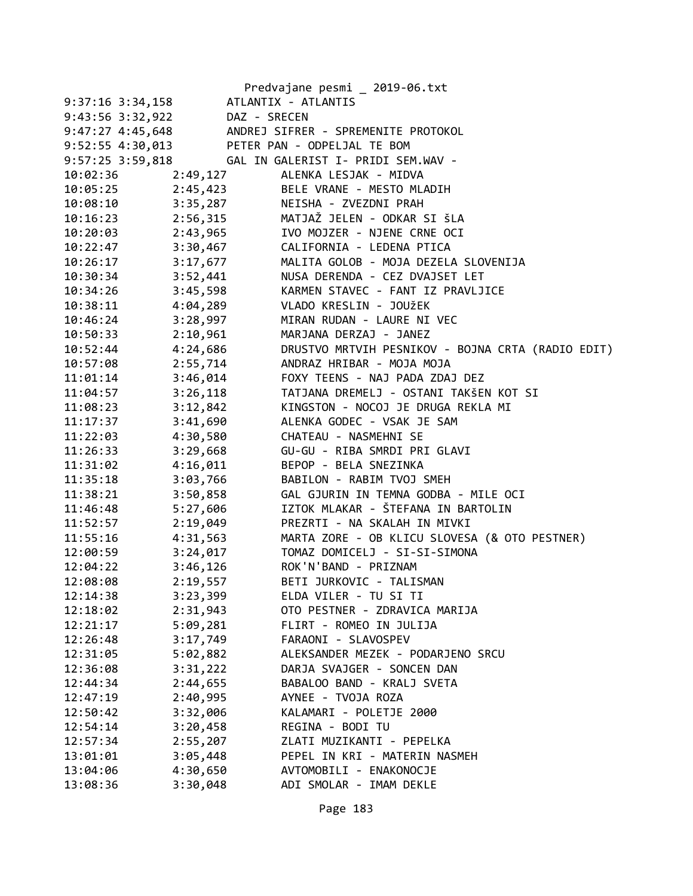```
9:37:16 3:34,158        ATLANTIX - ATLANTIS
9:43:56 3:32,922        DAZ - SRECEN
9:47:27 4:45,648        ANDREJ SIFRER - SPREMENITE PROTOKOL
9:52:55 4:30,013        PETER PAN - ODPELJAL TE BOM
9:57:25 3:59,818        GAL IN GALERIST I- PRIDI SEM.WAV -
10:02:36        2:49,127        ALENKA LESJAK - MIDVA
10:05:25        2:45,423        BELE VRANE - MESTO MLADIH
10:08:10        3:35,287        NEISHA - ZVEZDNI PRAH
10:16:23        2:56,315        MATJAŽ JELEN - ODKAR SI šLA
10:20:03        2:43,965        IVO MOJZER - NJENE CRNE OCI
10:22:47        3:30,467        CALIFORNIA - LEDENA PTICA
10:26:17        3:17,677        MALITA GOLOB - MOJA DEZELA SLOVENIJA
10:30:34        3:52,441        NUSA DERENDA - CEZ DVAJSET LET
10:34:26        3:45,598        KARMEN STAVEC - FANT IZ PRAVLJICE
10:38:11        4:04,289        VLADO KRESLIN - JOUžEK
10:46:24        3:28,997        MIRAN RUDAN - LAURE NI VEC
10:50:33        2:10,961        MARJANA DERZAJ - JANEZ
10:52:44        4:24,686        DRUSTVO MRTVIH PESNIKOV - BOJNA CRTA (RADIO EDIT)
10:57:08        2:55,714        ANDRAZ HRIBAR - MOJA MOJA
11:01:14        3:46,014        FOXY TEENS - NAJ PADA ZDAJ DEZ
11:04:57        3:26,118        TATJANA DREMELJ - OSTANI TAKšEN KOT SI
11:08:23        3:12,842        KINGSTON - NOCOJ JE DRUGA REKLA MI
11:17:37        3:41,690        ALENKA GODEC - VSAK JE SAM
11:22:03        4:30,580        CHATEAU - NASMEHNI SE
11:26:33        3:29,668        GU-GU - RIBA SMRDI PRI GLAVI
11:31:02        4:16,011        BEPOP - BELA SNEZINKA
11:35:18        3:03,766        BABILON - RABIM TVOJ SMEH
11:38:21        3:50,858        GAL GJURIN IN TEMNA GODBA - MILE OCI
11:46:48        5:27,606        IZTOK MLAKAR - ŠTEFANA IN BARTOLIN
11:52:57        2:19,049        PREZRTI - NA SKALAH IN MIVKI
11:55:16        4:31,563        MARTA ZORE - OB KLICU SLOVESA (& OTO PESTNER)
12:00:59        3:24,017        TOMAZ DOMICELJ - SI-SI-SIMONA
12:04:22        3:46,126        ROK'N'BAND - PRIZNAM
12:08:08        2:19,557        BETI JURKOVIC - TALISMAN
12:14:38        3:23,399        ELDA VILER - TU SI TI
12:18:02        2:31,943        OTO PESTNER - ZDRAVICA MARIJA
12:21:17        5:09,281        FLIRT - ROMEO IN JULIJA
12:26:48        3:17,749        FARAONI - SLAVOSPEV
12:31:05        5:02,882        ALEKSANDER MEZEK - PODARJENO SRCU
12:36:08        3:31,222        DARJA SVAJGER - SONCEN DAN
12:44:34        2:44,655        BABALOO BAND - KRALJ SVETA
12:47:19        2:40,995        AYNEE - TVOJA ROZA
12:50:42        3:32,006        KALAMARI - POLETJE 2000
12:54:14        3:20,458        REGINA - BODI TU
12:57:34        2:55,207        ZLATI MUZIKANTI - PEPELKA
13:01:01        3:05,448        PEPEL IN KRI - MATERIN NASMEH
13:04:06        4:30,650        AVTOMOBILI - ENAKONOCJE
13:08:36        3:30,048        ADI SMOLAR - IMAM DEKLE
```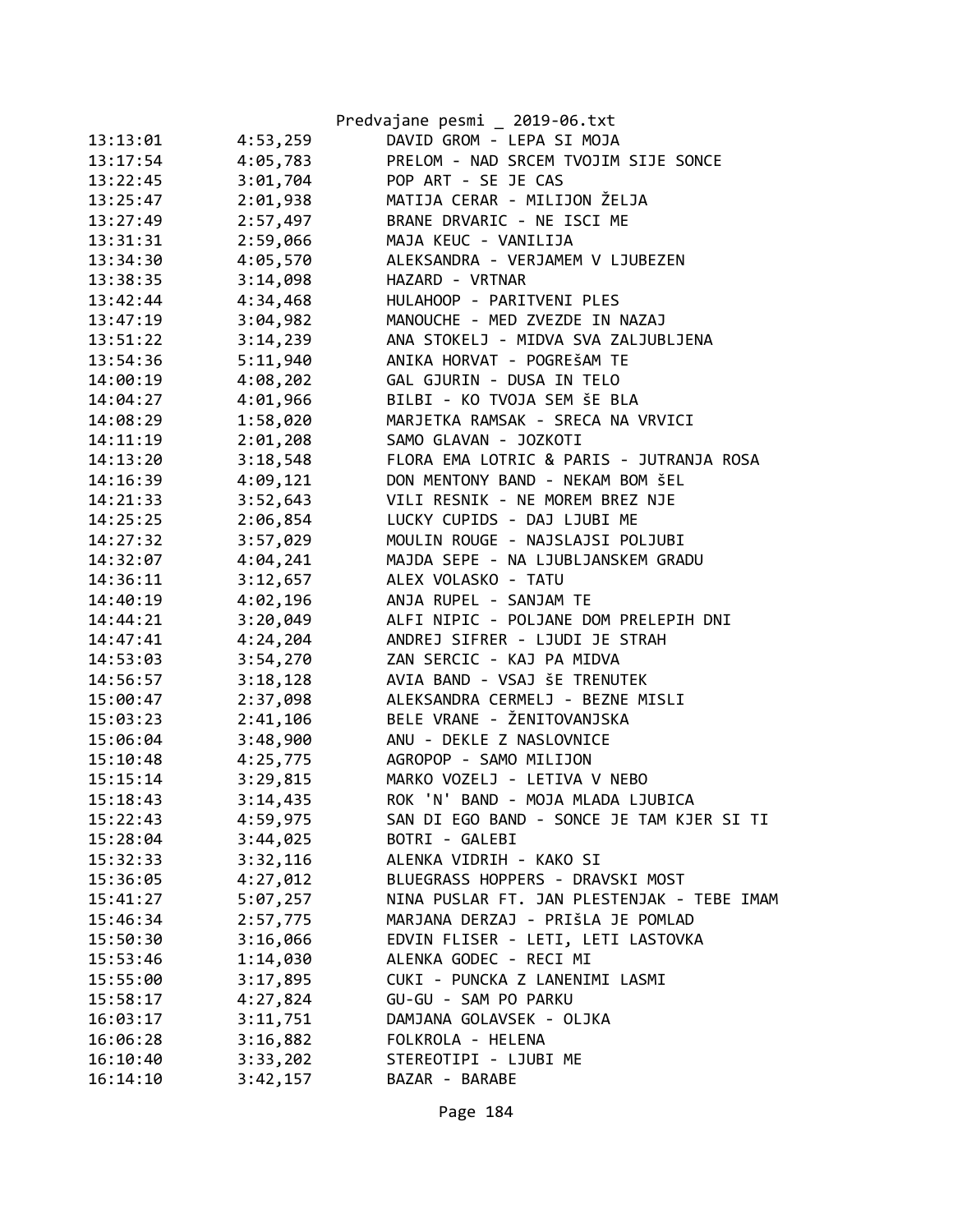Predvajane pesmi _ 2019-06.txt

| | | |
|---|---|---|
| 13:13:01 | 4:53,259 | DAVID GROM - LEPA SI MOJA |
| 13:17:54 | 4:05,783 | PRELOM - NAD SRCEM TVOJIM SIJE SONCE |
| 13:22:45 | 3:01,704 | POP ART - SE JE CAS |
| 13:25:47 | 2:01,938 | MATIJA CERAR - MILIJON ŽELJA |
| 13:27:49 | 2:57,497 | BRANE DRVARIC - NE ISCI ME |
| 13:31:31 | 2:59,066 | MAJA KEUC - VANILIJA |
| 13:34:30 | 4:05,570 | ALEKSANDRA - VERJAMEM V LJUBEZEN |
| 13:38:35 | 3:14,098 | HAZARD - VRTNAR |
| 13:42:44 | 4:34,468 | HULAHOOP - PARITVENI PLES |
| 13:47:19 | 3:04,982 | MANOUCHE - MED ZVEZDE IN NAZAJ |
| 13:51:22 | 3:14,239 | ANA STOKELJ - MIDVA SVA ZALJUBLJENA |
| 13:54:36 | 5:11,940 | ANIKA HORVAT - POGREŠAM TE |
| 14:00:19 | 4:08,202 | GAL GJURIN - DUSA IN TELO |
| 14:04:27 | 4:01,966 | BILBI - KO TVOJA SEM ŠE BLA |
| 14:08:29 | 1:58,020 | MARJETKA RAMSAK - SRECA NA VRVICI |
| 14:11:19 | 2:01,208 | SAMO GLAVAN - JOZKOTI |
| 14:13:20 | 3:18,548 | FLORA EMA LOTRIC & PARIS - JUTRANJA ROSA |
| 14:16:39 | 4:09,121 | DON MENTONY BAND - NEKAM BOM ŠEL |
| 14:21:33 | 3:52,643 | VILI RESNIK - NE MOREM BREZ NJE |
| 14:25:25 | 2:06,854 | LUCKY CUPIDS - DAJ LJUBI ME |
| 14:27:32 | 3:57,029 | MOULIN ROUGE - NAJSLAJSI POLJUBI |
| 14:32:07 | 4:04,241 | MAJDA SEPE - NA LJUBLJANSKEM GRADU |
| 14:36:11 | 3:12,657 | ALEX VOLASKO - TATU |
| 14:40:19 | 4:02,196 | ANJA RUPEL - SANJAM TE |
| 14:44:21 | 3:20,049 | ALFI NIPIC - POLJANE DOM PRELEPIH DNI |
| 14:47:41 | 4:24,204 | ANDREJ SIFRER - LJUDI JE STRAH |
| 14:53:03 | 3:54,270 | ZAN SERCIC - KAJ PA MIDVA |
| 14:56:57 | 3:18,128 | AVIA BAND - VSAJ ŠE TRENUTEK |
| 15:00:47 | 2:37,098 | ALEKSANDRA CERMELJ - BEZNE MISLI |
| 15:03:23 | 2:41,106 | BELE VRANE - ŽENITOVANJSKA |
| 15:06:04 | 3:48,900 | ANU - DEKLE Z NASLOVNICE |
| 15:10:48 | 4:25,775 | AGROPOP - SAMO MILIJON |
| 15:15:14 | 3:29,815 | MARKO VOZELJ - LETIVA V NEBO |
| 15:18:43 | 3:14,435 | ROK 'N' BAND - MOJA MLADA LJUBICA |
| 15:22:43 | 4:59,975 | SAN DI EGO BAND - SONCE JE TAM KJER SI TI |
| 15:28:04 | 3:44,025 | BOTRI - GALEBI |
| 15:32:33 | 3:32,116 | ALENKA VIDRIH - KAKO SI |
| 15:36:05 | 4:27,012 | BLUEGRASS HOPPERS - DRAVSKI MOST |
| 15:41:27 | 5:07,257 | NINA PUSLAR FT. JAN PLESTENJAK - TEBE IMAM |
| 15:46:34 | 2:57,775 | MARJANA DERZAJ - PRIŠLA JE POMLAD |
| 15:50:30 | 3:16,066 | EDVIN FLISER - LETI, LETI LASTOVKA |
| 15:53:46 | 1:14,030 | ALENKA GODEC - RECI MI |
| 15:55:00 | 3:17,895 | CUKI - PUNCKA Z LANENIMI LASMI |
| 15:58:17 | 4:27,824 | GU-GU - SAM PO PARKU |
| 16:03:17 | 3:11,751 | DAMJANA GOLAVSEK - OLJKA |
| 16:06:28 | 3:16,882 | FOLKROLA - HELENA |
| 16:10:40 | 3:33,202 | STEREOTIPI - LJUBI ME |
| 16:14:10 | 3:42,157 | BAZAR - BARABE |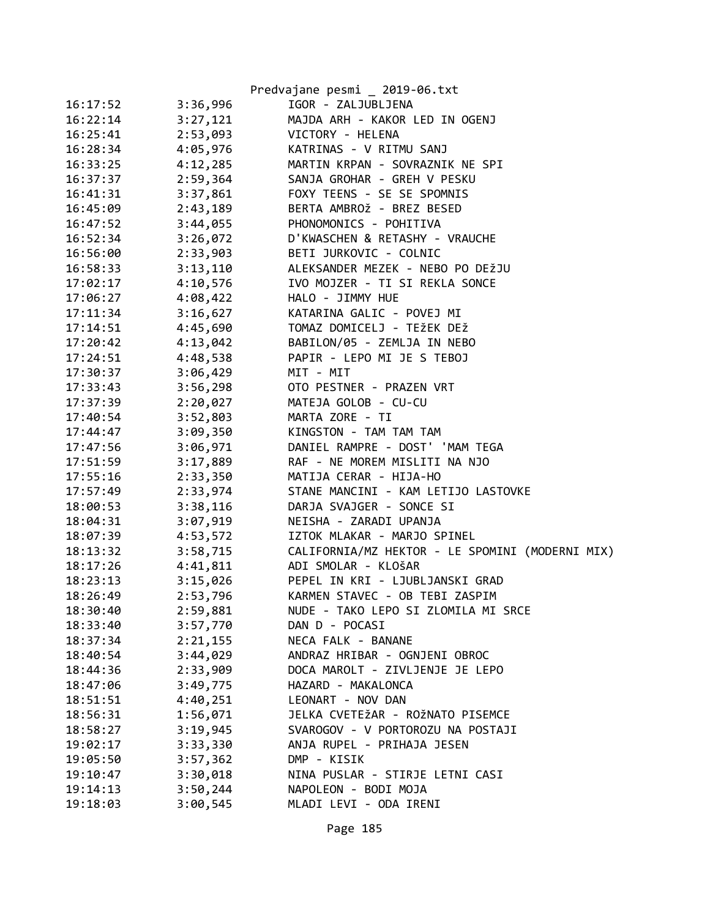| | | |
|---|---|---|
| 16:17:52 | 3:36,996 | IGOR - ZALJUBLJENA |
| 16:22:14 | 3:27,121 | MAJDA ARH - KAKOR LED IN OGENJ |
| 16:25:41 | 2:53,093 | VICTORY - HELENA |
| 16:28:34 | 4:05,976 | KATRINAS - V RITMU SANJ |
| 16:33:25 | 4:12,285 | MARTIN KRPAN - SOVRAZNIK NE SPI |
| 16:37:37 | 2:59,364 | SANJA GROHAR - GREH V PESKU |
| 16:41:31 | 3:37,861 | FOXY TEENS - SE SE SPOMNIS |
| 16:45:09 | 2:43,189 | BERTA AMBROž - BREZ BESED |
| 16:47:52 | 3:44,055 | PHONOMONICS - POHITIVA |
| 16:52:34 | 3:26,072 | D'KWASCHEN & RETASHY - VRAUCHE |
| 16:56:00 | 2:33,903 | BETI JURKOVIC - COLNIC |
| 16:58:33 | 3:13,110 | ALEKSANDER MEZEK - NEBO PO DEžJU |
| 17:02:17 | 4:10,576 | IVO MOJZER - TI SI REKLA SONCE |
| 17:06:27 | 4:08,422 | HALO - JIMMY HUE |
| 17:11:34 | 3:16,627 | KATARINA GALIC - POVEJ MI |
| 17:14:51 | 4:45,690 | TOMAZ DOMICELJ - TEžEK DEž |
| 17:20:42 | 4:13,042 | BABILON/05 - ZEMLJA IN NEBO |
| 17:24:51 | 4:48,538 | PAPIR - LEPO MI JE S TEBOJ |
| 17:30:37 | 3:06,429 | MIT - MIT |
| 17:33:43 | 3:56,298 | OTO PESTNER - PRAZEN VRT |
| 17:37:39 | 2:20,027 | MATEJA GOLOB - CU-CU |
| 17:40:54 | 3:52,803 | MARTA ZORE - TI |
| 17:44:47 | 3:09,350 | KINGSTON - TAM TAM TAM |
| 17:47:56 | 3:06,971 | DANIEL RAMPRE - DOST' 'MAM TEGA |
| 17:51:59 | 3:17,889 | RAF - NE MOREM MISLITI NA NJO |
| 17:55:16 | 2:33,350 | MATIJA CERAR - HIJA-HO |
| 17:57:49 | 2:33,974 | STANE MANCINI - KAM LETIJO LASTOVKE |
| 18:00:53 | 3:38,116 | DARJA SVAJGER - SONCE SI |
| 18:04:31 | 3:07,919 | NEISHA - ZARADI UPANJA |
| 18:07:39 | 4:53,572 | IZTOK MLAKAR - MARJO SPINEL |
| 18:13:32 | 3:58,715 | CALIFORNIA/MZ HEKTOR - LE SPOMINI (MODERNI MIX) |
| 18:17:26 | 4:41,811 | ADI SMOLAR - KLOšAR |
| 18:23:13 | 3:15,026 | PEPEL IN KRI - LJUBLJANSKI GRAD |
| 18:26:49 | 2:53,796 | KARMEN STAVEC - OB TEBI ZASPIM |
| 18:30:40 | 2:59,881 | NUDE - TAKO LEPO SI ZLOMILA MI SRCE |
| 18:33:40 | 3:57,770 | DAN D - POCASI |
| 18:37:34 | 2:21,155 | NECA FALK - BANANE |
| 18:40:54 | 3:44,029 | ANDRAZ HRIBAR - OGNJENI OBROC |
| 18:44:36 | 2:33,909 | DOCA MAROLT - ZIVLJENJE JE LEPO |
| 18:47:06 | 3:49,775 | HAZARD - MAKALONCA |
| 18:51:51 | 4:40,251 | LEONART - NOV DAN |
| 18:56:31 | 1:56,071 | JELKA CVETEžAR - ROžNATO PISEMCE |
| 18:58:27 | 3:19,945 | SVAROGOV - V PORTOROZU NA POSTAJI |
| 19:02:17 | 3:33,330 | ANJA RUPEL - PRIHAJA JESEN |
| 19:05:50 | 3:57,362 | DMP - KISIK |
| 19:10:47 | 3:30,018 | NINA PUSLAR - STIRJE LETNI CASI |
| 19:14:13 | 3:50,244 | NAPOLEON - BODI MOJA |
| 19:18:03 | 3:00,545 | MLADI LEVI - ODA IRENI |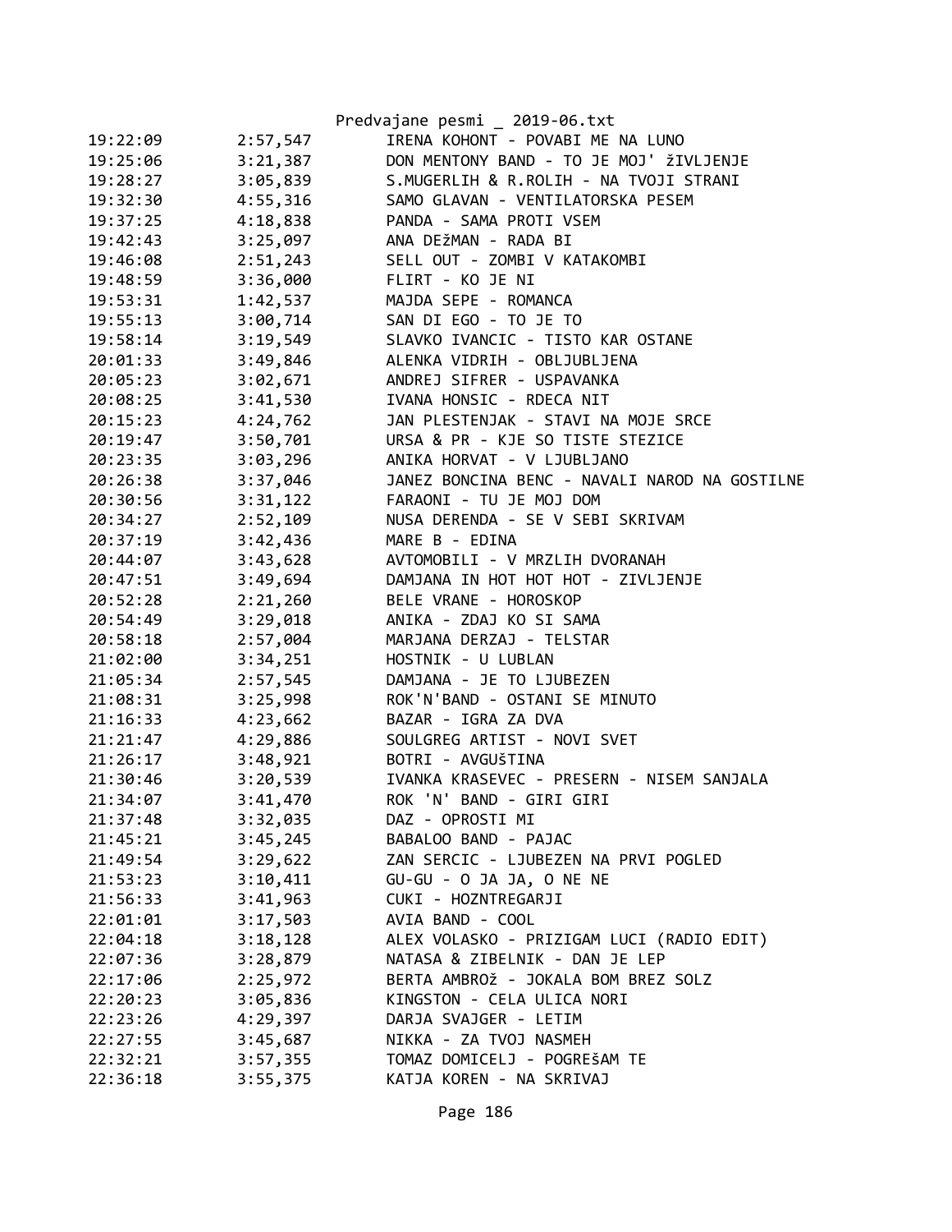Predvajane pesmi _ 2019-06.txt

| | | |
|---|---|---|
| 19:22:09 | 2:57,547 | IRENA KOHONT - POVABI ME NA LUNO |
| 19:25:06 | 3:21,387 | DON MENTONY BAND - TO JE MOJ' žIVLJENJE |
| 19:28:27 | 3:05,839 | S.MUGERLIH & R.ROLIH - NA TVOJI STRANI |
| 19:32:30 | 4:55,316 | SAMO GLAVAN - VENTILATORSKA PESEM |
| 19:37:25 | 4:18,838 | PANDA - SAMA PROTI VSEM |
| 19:42:43 | 3:25,097 | ANA DEžMAN - RADA BI |
| 19:46:08 | 2:51,243 | SELL OUT - ZOMBI V KATAKOMBI |
| 19:48:59 | 3:36,000 | FLIRT - KO JE NI |
| 19:53:31 | 1:42,537 | MAJDA SEPE - ROMANCA |
| 19:55:13 | 3:00,714 | SAN DI EGO - TO JE TO |
| 19:58:14 | 3:19,549 | SLAVKO IVANCIC - TISTO KAR OSTANE |
| 20:01:33 | 3:49,846 | ALENKA VIDRIH - OBLJUBLJENA |
| 20:05:23 | 3:02,671 | ANDREJ SIFRER - USPAVANKA |
| 20:08:25 | 3:41,530 | IVANA HONSIC - RDECA NIT |
| 20:15:23 | 4:24,762 | JAN PLESTENJAK - STAVI NA MOJE SRCE |
| 20:19:47 | 3:50,701 | URSA & PR - KJE SO TISTE STEZICE |
| 20:23:35 | 3:03,296 | ANIKA HORVAT - V LJUBLJANO |
| 20:26:38 | 3:37,046 | JANEZ BONCINA BENC - NAVALI NAROD NA GOSTILNE |
| 20:30:56 | 3:31,122 | FARAONI - TU JE MOJ DOM |
| 20:34:27 | 2:52,109 | NUSA DERENDA - SE V SEBI SKRIVAM |
| 20:37:19 | 3:42,436 | MARE B - EDINA |
| 20:44:07 | 3:43,628 | AVTOMOBILI - V MRZLIH DVORANAH |
| 20:47:51 | 3:49,694 | DAMJANA IN HOT HOT HOT - ZIVLJENJE |
| 20:52:28 | 2:21,260 | BELE VRANE - HOROSKOP |
| 20:54:49 | 3:29,018 | ANIKA - ZDAJ KO SI SAMA |
| 20:58:18 | 2:57,004 | MARJANA DERZAJ - TELSTAR |
| 21:02:00 | 3:34,251 | HOSTNIK - U LUBLAN |
| 21:05:34 | 2:57,545 | DAMJANA - JE TO LJUBEZEN |
| 21:08:31 | 3:25,998 | ROK'N'BAND - OSTANI SE MINUTO |
| 21:16:33 | 4:23,662 | BAZAR - IGRA ZA DVA |
| 21:21:47 | 4:29,886 | SOULGREG ARTIST - NOVI SVET |
| 21:26:17 | 3:48,921 | BOTRI - AVGUšTINA |
| 21:30:46 | 3:20,539 | IVANKA KRASEVEC - PRESERN - NISEM SANJALA |
| 21:34:07 | 3:41,470 | ROK 'N' BAND - GIRI GIRI |
| 21:37:48 | 3:32,035 | DAZ - OPROSTI MI |
| 21:45:21 | 3:45,245 | BABALOO BAND - PAJAC |
| 21:49:54 | 3:29,622 | ZAN SERCIC - LJUBEZEN NA PRVI POGLED |
| 21:53:23 | 3:10,411 | GU-GU - O JA JA, O NE NE |
| 21:56:33 | 3:41,963 | CUKI - HOZNTREGARJI |
| 22:01:01 | 3:17,503 | AVIA BAND - COOL |
| 22:04:18 | 3:18,128 | ALEX VOLASKO - PRIZIGAM LUCI (RADIO EDIT) |
| 22:07:36 | 3:28,879 | NATASA & ZIBELNIK - DAN JE LEP |
| 22:17:06 | 2:25,972 | BERTA AMBROž - JOKALA BOM BREZ SOLZ |
| 22:20:23 | 3:05,836 | KINGSTON - CELA ULICA NORI |
| 22:23:26 | 4:29,397 | DARJA SVAJGER - LETIM |
| 22:27:55 | 3:45,687 | NIKKA - ZA TVOJ NASMEH |
| 22:32:21 | 3:57,355 | TOMAZ DOMICELJ - POGREšAM TE |
| 22:36:18 | 3:55,375 | KATJA KOREN - NA SKRIVAJ |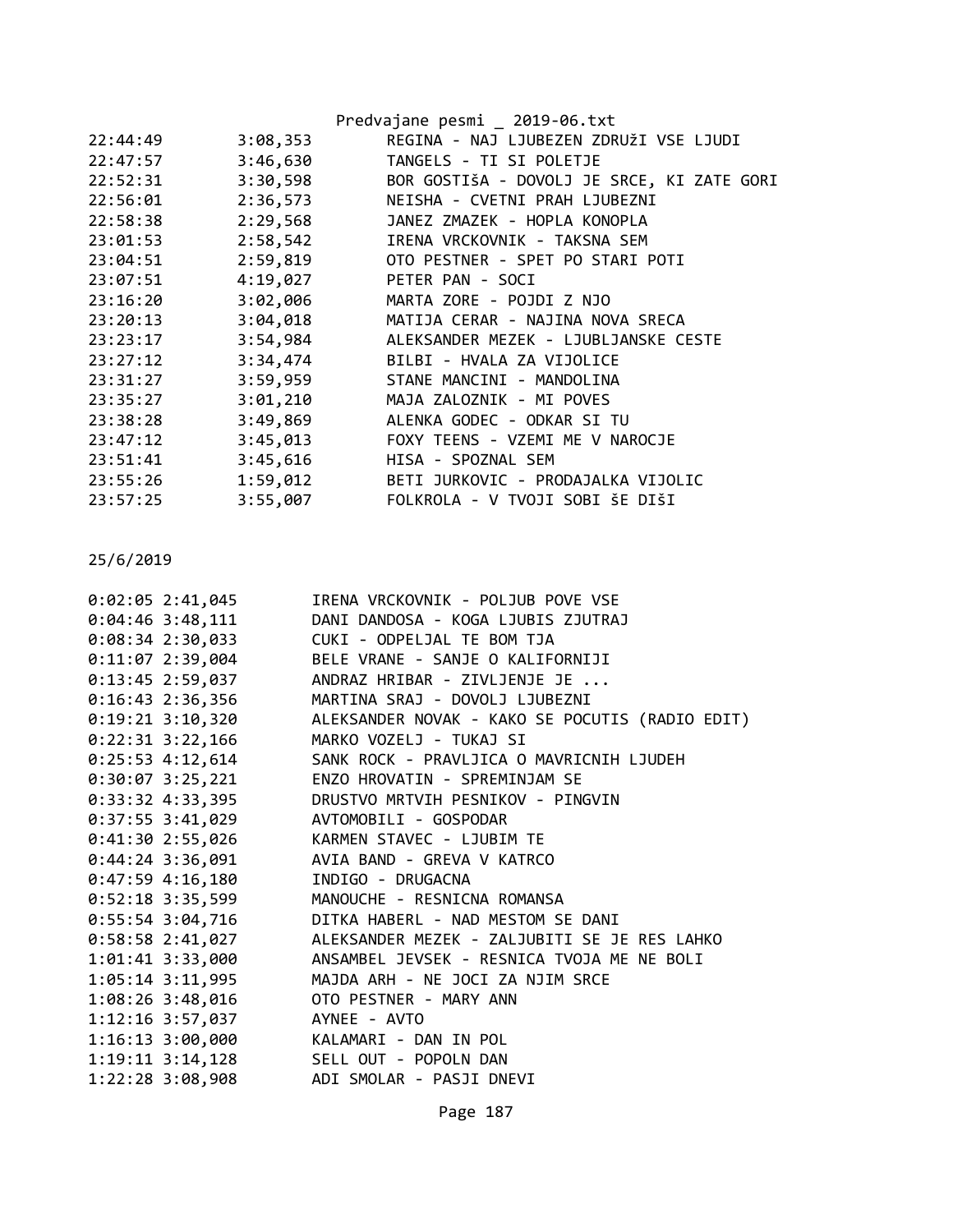| | | |
|---|---|---|
| 22:44:49 | 3:08,353 | REGINA - NAJ LJUBEZEN ZDRUŽI VSE LJUDI |
| 22:47:57 | 3:46,630 | TANGELS - TI SI POLETJE |
| 22:52:31 | 3:30,598 | BOR GOSTIŠA - DOVOLJ JE SRCE, KI ZATE GORI |
| 22:56:01 | 2:36,573 | NEISHA - CVETNI PRAH LJUBEZNI |
| 22:58:38 | 2:29,568 | JANEZ ZMAZEK - HOPLA KONOPLA |
| 23:01:53 | 2:58,542 | IRENA VRCKOVNIK - TAKSNA SEM |
| 23:04:51 | 2:59,819 | OTO PESTNER - SPET PO STARI POTI |
| 23:07:51 | 4:19,027 | PETER PAN - SOCI |
| 23:16:20 | 3:02,006 | MARTA ZORE - POJDI Z NJO |
| 23:20:13 | 3:04,018 | MATIJA CERAR - NAJINA NOVA SRECA |
| 23:23:17 | 3:54,984 | ALEKSANDER MEZEK - LJUBLJANSKE CESTE |
| 23:27:12 | 3:34,474 | BILBI - HVALA ZA VIJOLICE |
| 23:31:27 | 3:59,959 | STANE MANCINI - MANDOLINA |
| 23:35:27 | 3:01,210 | MAJA ZALOZNIK - MI POVES |
| 23:38:28 | 3:49,869 | ALENKA GODEC - ODKAR SI TU |
| 23:47:12 | 3:45,013 | FOXY TEENS - VZEMI ME V NAROCJE |
| 23:51:41 | 3:45,616 | HISA - SPOZNAL SEM |
| 23:55:26 | 1:59,012 | BETI JURKOVIC - PRODAJALKA VIJOLIC |
| 23:57:25 | 3:55,007 | FOLKROLA - V TVOJI SOBI ŠE DIŠI |

25/6/2019

| | | |
|---|---|---|
| 0:02:05 | 2:41,045 | IRENA VRCKOVNIK - POLJUB POVE VSE |
| 0:04:46 | 3:48,111 | DANI DANDOSA - KOGA LJUBIS ZJUTRAJ |
| 0:08:34 | 2:30,033 | CUKI - ODPELJAL TE BOM TJA |
| 0:11:07 | 2:39,004 | BELE VRANE - SANJE O KALIFORNIJI |
| 0:13:45 | 2:59,037 | ANDRAZ HRIBAR - ZIVLJENJE JE ... |
| 0:16:43 | 2:36,356 | MARTINA SRAJ - DOVOLJ LJUBEZNI |
| 0:19:21 | 3:10,320 | ALEKSANDER NOVAK - KAKO SE POCUTIS (RADIO EDIT) |
| 0:22:31 | 3:22,166 | MARKO VOZELJ - TUKAJ SI |
| 0:25:53 | 4:12,614 | SANK ROCK - PRAVLJICA O MAVRICNIH LJUDEH |
| 0:30:07 | 3:25,221 | ENZO HROVATIN - SPREMINJAM SE |
| 0:33:32 | 4:33,395 | DRUSTVO MRTVIH PESNIKOV - PINGVIN |
| 0:37:55 | 3:41,029 | AVTOMOBILI - GOSPODAR |
| 0:41:30 | 2:55,026 | KARMEN STAVEC - LJUBIM TE |
| 0:44:24 | 3:36,091 | AVIA BAND - GREVA V KATRCO |
| 0:47:59 | 4:16,180 | INDIGO - DRUGACNA |
| 0:52:18 | 3:35,599 | MANOUCHE - RESNICNA ROMANSA |
| 0:55:54 | 3:04,716 | DITKA HABERL - NAD MESTOM SE DANI |
| 0:58:58 | 2:41,027 | ALEKSANDER MEZEK - ZALJUBITI SE JE RES LAHKO |
| 1:01:41 | 3:33,000 | ANSAMBEL JEVSEK - RESNICA TVOJA ME NE BOLI |
| 1:05:14 | 3:11,995 | MAJDA ARH - NE JOCI ZA NJIM SRCE |
| 1:08:26 | 3:48,016 | OTO PESTNER - MARY ANN |
| 1:12:16 | 3:57,037 | AYNEE - AVTO |
| 1:16:13 | 3:00,000 | KALAMARI - DAN IN POL |
| 1:19:11 | 3:14,128 | SELL OUT - POPOLN DAN |
| 1:22:28 | 3:08,908 | ADI SMOLAR - PASJI DNEVI |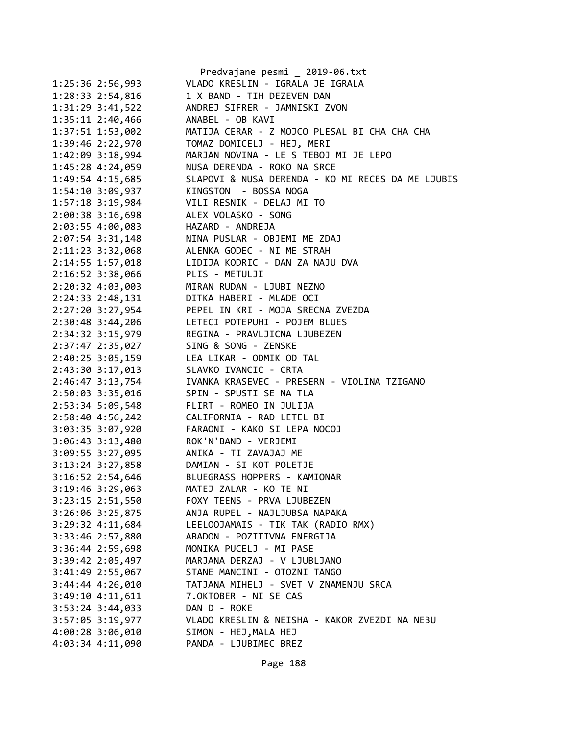```
1:25:36 2:56,993        VLADO KRESLIN - IGRALA JE IGRALA
1:28:33 2:54,816        1 X BAND - TIH DEZEVEN DAN
1:31:29 3:41,522        ANDREJ SIFRER - JAMNISKI ZVON
1:35:11 2:40,466        ANABEL - OB KAVI
1:37:51 1:53,002        MATIJA CERAR - Z MOJCO PLESAL BI CHA CHA CHA
1:39:46 2:22,970        TOMAZ DOMICELJ - HEJ, MERI
1:42:09 3:18,994        MARJAN NOVINA - LE S TEBOJ MI JE LEPO
1:45:28 4:24,059        NUSA DERENDA - ROKO NA SRCE
1:49:54 4:15,685        SLAPOVI & NUSA DERENDA - KO MI RECES DA ME LJUBIS
1:54:10 3:09,937        KINGSTON  - BOSSA NOGA
1:57:18 3:19,984        VILI RESNIK - DELAJ MI TO
2:00:38 3:16,698        ALEX VOLASKO - SONG
2:03:55 4:00,083        HAZARD - ANDREJA
2:07:54 3:31,148        NINA PUSLAR - OBJEMI ME ZDAJ
2:11:23 3:32,068        ALENKA GODEC - NI ME STRAH
2:14:55 1:57,018        LIDIJA KODRIC - DAN ZA NAJU DVA
2:16:52 3:38,066        PLIS - METULJI
2:20:32 4:03,003        MIRAN RUDAN - LJUBI NEZNO
2:24:33 2:48,131        DITKA HABERI - MLADE OCI
2:27:20 3:27,954        PEPEL IN KRI - MOJA SRECNA ZVEZDA
2:30:48 3:44,206        LETECI POTEPUHI - POJEM BLUES
2:34:32 3:15,979        REGINA - PRAVLJICNA LJUBEZEN
2:37:47 2:35,027        SING & SONG - ZENSKE
2:40:25 3:05,159        LEA LIKAR - ODMIK OD TAL
2:43:30 3:17,013        SLAVKO IVANCIC - CRTA
2:46:47 3:13,754        IVANKA KRASEVEC - PRESERN - VIOLINA TZIGANO
2:50:03 3:35,016        SPIN - SPUSTI SE NA TLA
2:53:34 5:09,548        FLIRT - ROMEO IN JULIJA
2:58:40 4:56,242        CALIFORNIA - RAD LETEL BI
3:03:35 3:07,920        FARAONI - KAKO SI LEPA NOCOJ
3:06:43 3:13,480        ROK'N'BAND - VERJEMI
3:09:55 3:27,095        ANIKA - TI ZAVAJAJ ME
3:13:24 3:27,858        DAMIAN - SI KOT POLETJE
3:16:52 2:54,646        BLUEGRASS HOPPERS - KAMIONAR
3:19:46 3:29,063        MATEJ ZALAR - KO TE NI
3:23:15 2:51,550        FOXY TEENS - PRVA LJUBEZEN
3:26:06 3:25,875        ANJA RUPEL - NAJLJUBSA NAPAKA
3:29:32 4:11,684        LEELOOJAMAIS - TIK TAK (RADIO RMX)
3:33:46 2:57,880        ABADON - POZITIVNA ENERGIJA
3:36:44 2:59,698        MONIKA PUCELJ - MI PASE
3:39:42 2:05,497        MARJANA DERZAJ - V LJUBLJANO
3:41:49 2:55,067        STANE MANCINI - OTOZNI TANGO
3:44:44 4:26,010        TATJANA MIHELJ - SVET V ZNAMENJU SRCA
3:49:10 4:11,611        7.OKTOBER - NI SE CAS
3:53:24 3:44,033        DAN D - ROKE
3:57:05 3:19,977        VLADO KRESLIN & NEISHA - KAKOR ZVEZDI NA NEBU
4:00:28 3:06,010        SIMON - HEJ,MALA HEJ
4:03:34 4:11,090        PANDA - LJUBIMEC BREZ
```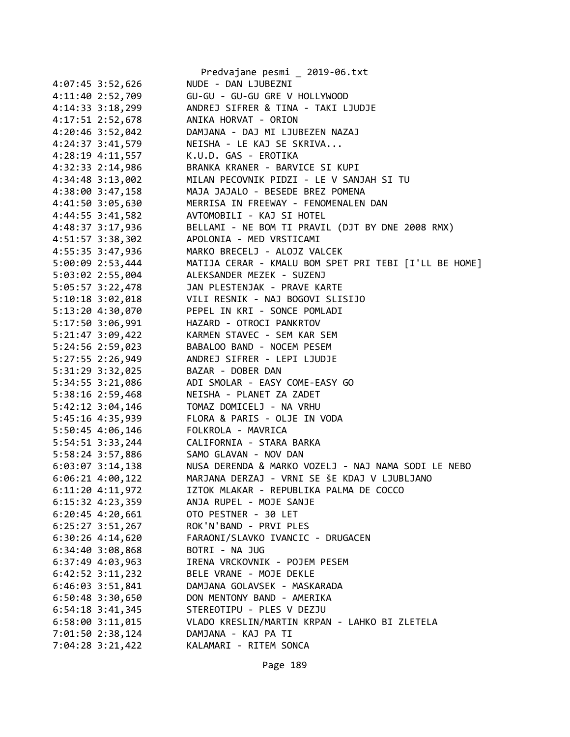4:07:45 3:52,626		NUDE - DAN LJUBEZNI
4:11:40 2:52,709		GU-GU - GU-GU GRE V HOLLYWOOD
4:14:33 3:18,299		ANDREJ SIFRER & TINA - TAKI LJUDJE
4:17:51 2:52,678		ANIKA HORVAT - ORION
4:20:46 3:52,042		DAMJANA - DAJ MI LJUBEZEN NAZAJ
4:24:37 3:41,579		NEISHA - LE KAJ SE SKRIVA...
4:28:19 4:11,557		K.U.D. GAS - EROTIKA
4:32:33 2:14,986		BRANKA KRANER - BARVICE SI KUPI
4:34:48 3:13,002		MILAN PECOVNIK PIDZI - LE V SANJAH SI TU
4:38:00 3:47,158		MAJA JAJALO - BESEDE BREZ POMENA
4:41:50 3:05,630		MERRISA IN FREEWAY - FENOMENALEN DAN
4:44:55 3:41,582		AVTOMOBILI - KAJ SI HOTEL
4:48:37 3:17,936		BELLAMI - NE BOM TI PRAVIL (DJT BY DNE 2008 RMX)
4:51:57 3:38,302		APOLONIA - MED VRSTICAMI
4:55:35 3:47,936		MARKO BRECELJ - ALOJZ VALCEK
5:00:09 2:53,444		MATIJA CERAR - KMALU BOM SPET PRI TEBI [I'LL BE HOME]
5:03:02 2:55,004		ALEKSANDER MEZEK - SUZENJ
5:05:57 3:22,478		JAN PLESTENJAK - PRAVE KARTE
5:10:18 3:02,018		VILI RESNIK - NAJ BOGOVI SLISIJO
5:13:20 4:30,070		PEPEL IN KRI - SONCE POMLADI
5:17:50 3:06,991		HAZARD - OTROCI PANKRTOV
5:21:47 3:09,422		KARMEN STAVEC - SEM KAR SEM
5:24:56 2:59,023		BABALOO BAND - NOCEM PESEM
5:27:55 2:26,949		ANDREJ SIFRER - LEPI LJUDJE
5:31:29 3:32,025		BAZAR - DOBER DAN
5:34:55 3:21,086		ADI SMOLAR - EASY COME-EASY GO
5:38:16 2:59,468		NEISHA - PLANET ZA ZADET
5:42:12 3:04,146		TOMAZ DOMICELJ - NA VRHU
5:45:16 4:35,939		FLORA & PARIS - OLJE IN VODA
5:50:45 4:06,146		FOLKROLA - MAVRICA
5:54:51 3:33,244		CALIFORNIA - STARA BARKA
5:58:24 3:57,886		SAMO GLAVAN - NOV DAN
6:03:07 3:14,138		NUSA DERENDA & MARKO VOZELJ - NAJ NAMA SODI LE NEBO
6:06:21 4:00,122		MARJANA DERZAJ - VRNI SE šE KDAJ V LJUBLJANO
6:11:20 4:11,972		IZTOK MLAKAR - REPUBLIKA PALMA DE COCCO
6:15:32 4:23,359		ANJA RUPEL - MOJE SANJE
6:20:45 4:20,661		OTO PESTNER - 30 LET
6:25:27 3:51,267		ROK'N'BAND - PRVI PLES
6:30:26 4:14,620		FARAONI/SLAVKO IVANCIC - DRUGACEN
6:34:40 3:08,868		BOTRI - NA JUG
6:37:49 4:03,963		IRENA VRCKOVNIK - POJEM PESEM
6:42:52 3:11,232		BELE VRANE - MOJE DEKLE
6:46:03 3:51,841		DAMJANA GOLAVSEK - MASKARADA
6:50:48 3:30,650		DON MENTONY BAND - AMERIKA
6:54:18 3:41,345		STEREOTIPU - PLES V DEZJU
6:58:00 3:11,015		VLADO KRESLIN/MARTIN KRPAN - LAHKO BI ZLETELA
7:01:50 2:38,124		DAMJANA - KAJ PA TI
7:04:28 3:21,422		KALAMARI - RITEM SONCA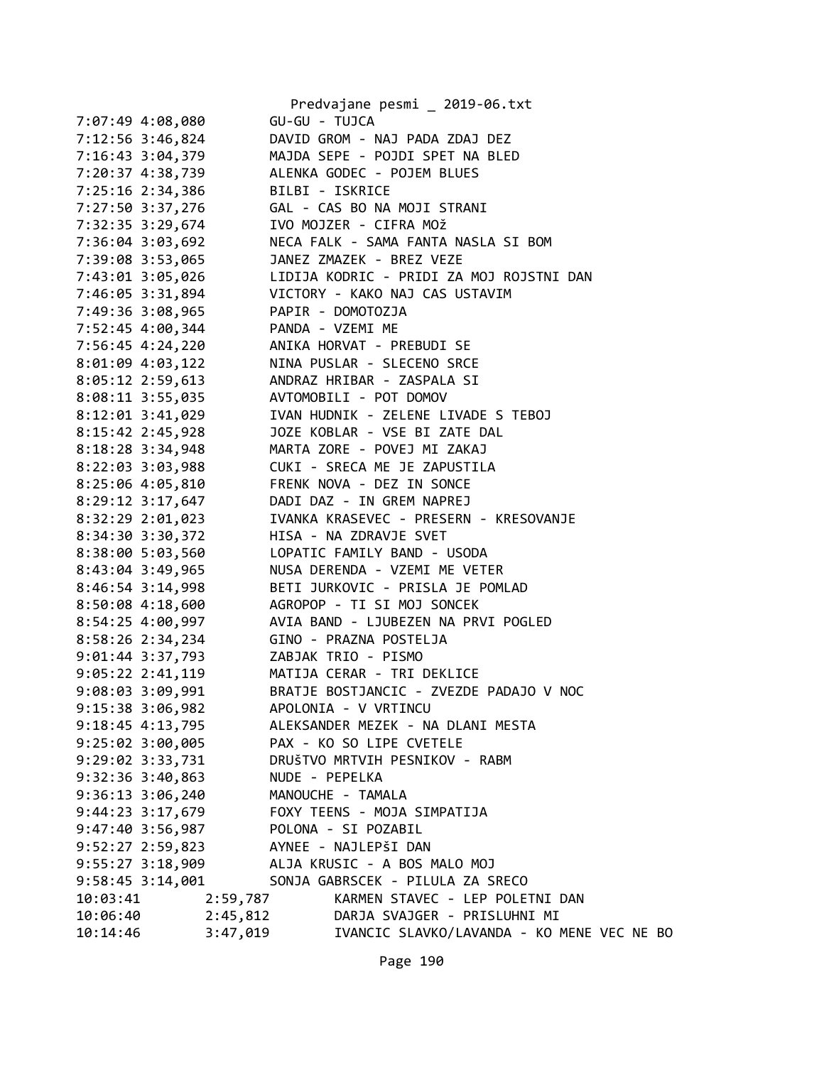```
7:07:49 4:08,080        GU-GU - TUJCA
7:12:56 3:46,824        DAVID GROM - NAJ PADA ZDAJ DEZ
7:16:43 3:04,379        MAJDA SEPE - POJDI SPET NA BLED
7:20:37 4:38,739        ALENKA GODEC - POJEM BLUES
7:25:16 2:34,386        BILBI - ISKRICE
7:27:50 3:37,276        GAL - CAS BO NA MOJI STRANI
7:32:35 3:29,674        IVO MOJZER - CIFRA MOž
7:36:04 3:03,692        NECA FALK - SAMA FANTA NASLA SI BOM
7:39:08 3:53,065        JANEZ ZMAZEK - BREZ VEZE
7:43:01 3:05,026        LIDIJA KODRIC - PRIDI ZA MOJ ROJSTNI DAN
7:46:05 3:31,894        VICTORY - KAKO NAJ CAS USTAVIM
7:49:36 3:08,965        PAPIR - DOMOTOZJA
7:52:45 4:00,344        PANDA - VZEMI ME
7:56:45 4:24,220        ANIKA HORVAT - PREBUDI SE
8:01:09 4:03,122        NINA PUSLAR - SLECENO SRCE
8:05:12 2:59,613        ANDRAZ HRIBAR - ZASPALA SI
8:08:11 3:55,035        AVTOMOBILI - POT DOMOV
8:12:01 3:41,029        IVAN HUDNIK - ZELENE LIVADE S TEBOJ
8:15:42 2:45,928        JOZE KOBLAR - VSE BI ZATE DAL
8:18:28 3:34,948        MARTA ZORE - POVEJ MI ZAKAJ
8:22:03 3:03,988        CUKI - SRECA ME JE ZAPUSTILA
8:25:06 4:05,810        FRENK NOVA - DEZ IN SONCE
8:29:12 3:17,647        DADI DAZ - IN GREM NAPREJ
8:32:29 2:01,023        IVANKA KRASEVEC - PRESERN - KRESOVANJE
8:34:30 3:30,372        HISA - NA ZDRAVJE SVET
8:38:00 5:03,560        LOPATIC FAMILY BAND - USODA
8:43:04 3:49,965        NUSA DERENDA - VZEMI ME VETER
8:46:54 3:14,998        BETI JURKOVIC - PRISLA JE POMLAD
8:50:08 4:18,600        AGROPOP - TI SI MOJ SONCEK
8:54:25 4:00,997        AVIA BAND - LJUBEZEN NA PRVI POGLED
8:58:26 2:34,234        GINO - PRAZNA POSTELJA
9:01:44 3:37,793        ZABJAK TRIO - PISMO
9:05:22 2:41,119        MATIJA CERAR - TRI DEKLICE
9:08:03 3:09,991        BRATJE BOSTJANCIC - ZVEZDE PADAJO V NOC
9:15:38 3:06,982        APOLONIA - V VRTINCU
9:18:45 4:13,795        ALEKSANDER MEZEK - NA DLANI MESTA
9:25:02 3:00,005        PAX - KO SO LIPE CVETELE
9:29:02 3:33,731        DRUŠTVO MRTVIH PESNIKOV - RABM
9:32:36 3:40,863        NUDE - PEPELKA
9:36:13 3:06,240        MANOUCHE - TAMALA
9:44:23 3:17,679        FOXY TEENS - MOJA SIMPATIJA
9:47:40 3:56,987        POLONA - SI POZABIL
9:52:27 2:59,823        AYNEE - NAJLEPŠI DAN
9:55:27 3:18,909        ALJA KRUSIC - A BOS MALO MOJ
9:58:45 3:14,001        SONJA GABRSCEK - PILULA ZA SRECO
10:03:41        2:59,787        KARMEN STAVEC - LEP POLETNI DAN
10:06:40        2:45,812        DARJA SVAJGER - PRISLUHNI MI
10:14:46        3:47,019        IVANCIC SLAVKO/LAVANDA - KO MENE VEC NE BO
```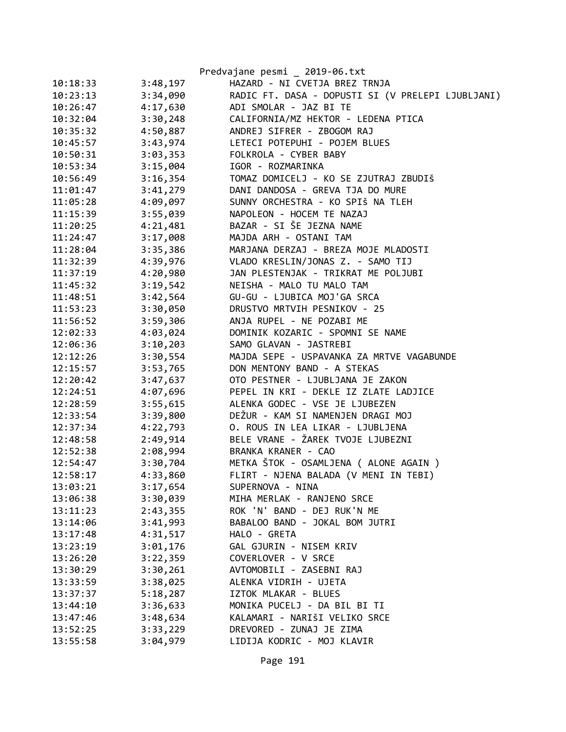| | | |
|---|---|---|
| 10:18:33 | 3:48,197 | HAZARD - NI CVETJA BREZ TRNJA |
| 10:23:13 | 3:34,090 | RADIC FT. DASA - DOPUSTI SI (V PRELEPI LJUBLJANI) |
| 10:26:47 | 4:17,630 | ADI SMOLAR - JAZ BI TE |
| 10:32:04 | 3:30,248 | CALIFORNIA/MZ HEKTOR - LEDENA PTICA |
| 10:35:32 | 4:50,887 | ANDREJ SIFRER - ZBOGOM RAJ |
| 10:45:57 | 3:43,974 | LETECI POTEPUHI - POJEM BLUES |
| 10:50:31 | 3:03,353 | FOLKROLA - CYBER BABY |
| 10:53:34 | 3:15,004 | IGOR - ROZMARINKA |
| 10:56:49 | 3:16,354 | TOMAZ DOMICELJ - KO SE ZJUTRAJ ZBUDIŠ |
| 11:01:47 | 3:41,279 | DANI DANDOSA - GREVA TJA DO MURE |
| 11:05:28 | 4:09,097 | SUNNY ORCHESTRA - KO SPIŠ NA TLEH |
| 11:15:39 | 3:55,039 | NAPOLEON - HOCEM TE NAZAJ |
| 11:20:25 | 4:21,481 | BAZAR - SI ŠE JEZNA NAME |
| 11:24:47 | 3:17,008 | MAJDA ARH - OSTANI TAM |
| 11:28:04 | 3:35,386 | MARJANA DERZAJ - BREZA MOJE MLADOSTI |
| 11:32:39 | 4:39,976 | VLADO KRESLIN/JONAS Z. - SAMO TIJ |
| 11:37:19 | 4:20,980 | JAN PLESTENJAK - TRIKRAT ME POLJUBI |
| 11:45:32 | 3:19,542 | NEISHA - MALO TU MALO TAM |
| 11:48:51 | 3:42,564 | GU-GU - LJUBICA MOJ'GA SRCA |
| 11:53:23 | 3:30,050 | DRUSTVO MRTVIH PESNIKOV - 25 |
| 11:56:52 | 3:59,306 | ANJA RUPEL - NE POZABI ME |
| 12:02:33 | 4:03,024 | DOMINIK KOZARIC - SPOMNI SE NAME |
| 12:06:36 | 3:10,203 | SAMO GLAVAN - JASTREBI |
| 12:12:26 | 3:30,554 | MAJDA SEPE - USPAVANKA ZA MRTVE VAGABUNDE |
| 12:15:57 | 3:53,765 | DON MENTONY BAND - A STEKAS |
| 12:20:42 | 3:47,637 | OTO PESTNER - LJUBLJANA JE ZAKON |
| 12:24:51 | 4:07,696 | PEPEL IN KRI - DEKLE IZ ZLATE LADJICE |
| 12:28:59 | 3:55,615 | ALENKA GODEC - VSE JE LJUBEZEN |
| 12:33:54 | 3:39,800 | DEŽUR - KAM SI NAMENJEN DRAGI MOJ |
| 12:37:34 | 4:22,793 | O. ROUS IN LEA LIKAR - LJUBLJENA |
| 12:48:58 | 2:49,914 | BELE VRANE - ŽAREK TVOJE LJUBEZNI |
| 12:52:38 | 2:08,994 | BRANKA KRANER - CAO |
| 12:54:47 | 3:30,704 | METKA ŠTOK - OSAMLJENA ( ALONE AGAIN ) |
| 12:58:17 | 4:33,860 | FLIRT - NJENA BALADA (V MENI IN TEBI) |
| 13:03:21 | 3:17,654 | SUPERNOVA - NINA |
| 13:06:38 | 3:30,039 | MIHA MERLAK - RANJENO SRCE |
| 13:11:23 | 2:43,355 | ROK 'N' BAND - DEJ RUK'N ME |
| 13:14:06 | 3:41,993 | BABALOO BAND - JOKAL BOM JUTRI |
| 13:17:48 | 4:31,517 | HALO - GRETA |
| 13:23:19 | 3:01,176 | GAL GJURIN - NISEM KRIV |
| 13:26:20 | 3:22,359 | COVERLOVER - V SRCE |
| 13:30:29 | 3:30,261 | AVTOMOBILI - ZASEBNI RAJ |
| 13:33:59 | 3:38,025 | ALENKA VIDRIH - UJETA |
| 13:37:37 | 5:18,287 | IZTOK MLAKAR - BLUES |
| 13:44:10 | 3:36,633 | MONIKA PUCELJ - DA BIL BI TI |
| 13:47:46 | 3:48,634 | KALAMARI - NARIŠI VELIKO SRCE |
| 13:52:25 | 3:33,229 | DREVORED - ZUNAJ JE ZIMA |
| 13:55:58 | 3:04,979 | LIDIJA KODRIC - MOJ KLAVIR |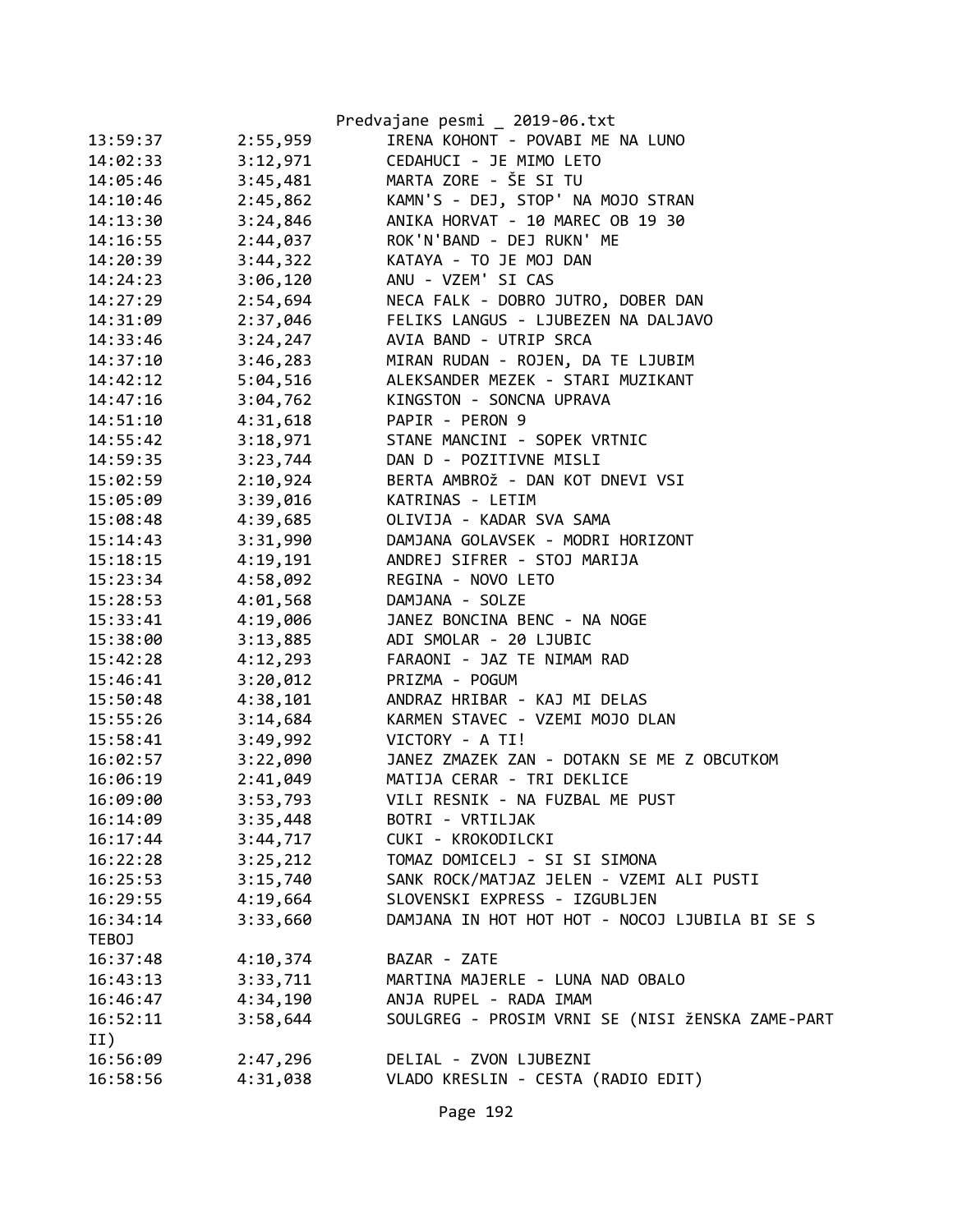| | | |
|---|---|---|
| 13:59:37 | 2:55,959 | IRENA KOHONT - POVABI ME NA LUNO |
| 14:02:33 | 3:12,971 | CEDAHUCI - JE MIMO LETO |
| 14:05:46 | 3:45,481 | MARTA ZORE - ŠE SI TU |
| 14:10:46 | 2:45,862 | KAMN'S - DEJ, STOP' NA MOJO STRAN |
| 14:13:30 | 3:24,846 | ANIKA HORVAT - 10 MAREC OB 19 30 |
| 14:16:55 | 2:44,037 | ROK'N'BAND - DEJ RUKN' ME |
| 14:20:39 | 3:44,322 | KATAYA - TO JE MOJ DAN |
| 14:24:23 | 3:06,120 | ANU - VZEM' SI CAS |
| 14:27:29 | 2:54,694 | NECA FALK - DOBRO JUTRO, DOBER DAN |
| 14:31:09 | 2:37,046 | FELIKS LANGUS - LJUBEZEN NA DALJAVO |
| 14:33:46 | 3:24,247 | AVIA BAND - UTRIP SRCA |
| 14:37:10 | 3:46,283 | MIRAN RUDAN - ROJEN, DA TE LJUBIM |
| 14:42:12 | 5:04,516 | ALEKSANDER MEZEK - STARI MUZIKANT |
| 14:47:16 | 3:04,762 | KINGSTON - SONCNA UPRAVA |
| 14:51:10 | 4:31,618 | PAPIR - PERON 9 |
| 14:55:42 | 3:18,971 | STANE MANCINI - SOPEK VRTNIC |
| 14:59:35 | 3:23,744 | DAN D - POZITIVNE MISLI |
| 15:02:59 | 2:10,924 | BERTA AMBROž - DAN KOT DNEVI VSI |
| 15:05:09 | 3:39,016 | KATRINAS - LETIM |
| 15:08:48 | 4:39,685 | OLIVIJA - KADAR SVA SAMA |
| 15:14:43 | 3:31,990 | DAMJANA GOLAVSEK - MODRI HORIZONT |
| 15:18:15 | 4:19,191 | ANDREJ SIFRER - STOJ MARIJA |
| 15:23:34 | 4:58,092 | REGINA - NOVO LETO |
| 15:28:53 | 4:01,568 | DAMJANA - SOLZE |
| 15:33:41 | 4:19,006 | JANEZ BONCINA BENC - NA NOGE |
| 15:38:00 | 3:13,885 | ADI SMOLAR - 20 LJUBIC |
| 15:42:28 | 4:12,293 | FARAONI - JAZ TE NIMAM RAD |
| 15:46:41 | 3:20,012 | PRIZMA - POGUM |
| 15:50:48 | 4:38,101 | ANDRAZ HRIBAR - KAJ MI DELAS |
| 15:55:26 | 3:14,684 | KARMEN STAVEC - VZEMI MOJO DLAN |
| 15:58:41 | 3:49,992 | VICTORY - A TI! |
| 16:02:57 | 3:22,090 | JANEZ ZMAZEK ZAN - DOTAKN SE ME Z OBCUTKOM |
| 16:06:19 | 2:41,049 | MATIJA CERAR - TRI DEKLICE |
| 16:09:00 | 3:53,793 | VILI RESNIK - NA FUZBAL ME PUST |
| 16:14:09 | 3:35,448 | BOTRI - VRTILJAK |
| 16:17:44 | 3:44,717 | CUKI - KROKODILCKI |
| 16:22:28 | 3:25,212 | TOMAZ DOMICELJ - SI SI SIMONA |
| 16:25:53 | 3:15,740 | SANK ROCK/MATJAZ JELEN - VZEMI ALI PUSTI |
| 16:29:55 | 4:19,664 | SLOVENSKI EXPRESS - IZGUBLJEN |
| 16:34:14 | 3:33,660 | DAMJANA IN HOT HOT HOT - NOCOJ LJUBILA BI SE S TEBOJ |
| 16:37:48 | 4:10,374 | BAZAR - ZATE |
| 16:43:13 | 3:33,711 | MARTINA MAJERLE - LUNA NAD OBALO |
| 16:46:47 | 4:34,190 | ANJA RUPEL - RADA IMAM |
| 16:52:11 | 3:58,644 | SOULGREG - PROSIM VRNI SE (NISI žENSKA ZAME-PART II) |
| 16:56:09 | 2:47,296 | DELIAL - ZVON LJUBEZNI |
| 16:58:56 | 4:31,038 | VLADO KRESLIN - CESTA (RADIO EDIT) |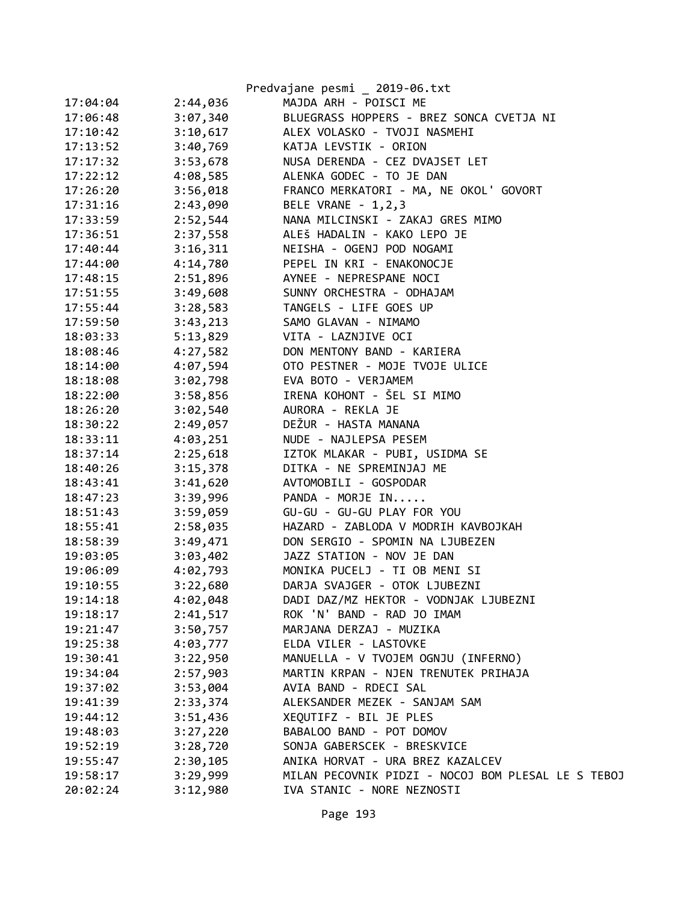| | | |
|---|---|---|
| 17:04:04 | 2:44,036 | MAJDA ARH - POISCI ME |
| 17:06:48 | 3:07,340 | BLUEGRASS HOPPERS - BREZ SONCA CVETJA NI |
| 17:10:42 | 3:10,617 | ALEX VOLASKO - TVOJI NASMEHI |
| 17:13:52 | 3:40,769 | KATJA LEVSTIK - ORION |
| 17:17:32 | 3:53,678 | NUSA DERENDA - CEZ DVAJSET LET |
| 17:22:12 | 4:08,585 | ALENKA GODEC - TO JE DAN |
| 17:26:20 | 3:56,018 | FRANCO MERKATORI - MA, NE OKOL' GOVORT |
| 17:31:16 | 2:43,090 | BELE VRANE - 1,2,3 |
| 17:33:59 | 2:52,544 | NANA MILCINSKI - ZAKAJ GRES MIMO |
| 17:36:51 | 2:37,558 | ALEŠ HADALIN - KAKO LEPO JE |
| 17:40:44 | 3:16,311 | NEISHA - OGENJ POD NOGAMI |
| 17:44:00 | 4:14,780 | PEPEL IN KRI - ENAKONOCJE |
| 17:48:15 | 2:51,896 | AYNEE - NEPRESPANE NOCI |
| 17:51:55 | 3:49,608 | SUNNY ORCHESTRA - ODHAJAM |
| 17:55:44 | 3:28,583 | TANGELS - LIFE GOES UP |
| 17:59:50 | 3:43,213 | SAMO GLAVAN - NIMAMO |
| 18:03:33 | 5:13,829 | VITA - LAZNJIVE OCI |
| 18:08:46 | 4:27,582 | DON MENTONY BAND - KARIERA |
| 18:14:00 | 4:07,594 | OTO PESTNER - MOJE TVOJE ULICE |
| 18:18:08 | 3:02,798 | EVA BOTO - VERJAMEM |
| 18:22:00 | 3:58,856 | IRENA KOHONT - ŠEL SI MIMO |
| 18:26:20 | 3:02,540 | AURORA - REKLA JE |
| 18:30:22 | 2:49,057 | DEŽUR - HASTA MANANA |
| 18:33:11 | 4:03,251 | NUDE - NAJLEPSA PESEM |
| 18:37:14 | 2:25,618 | IZTOK MLAKAR - PUBI, USIDMA SE |
| 18:40:26 | 3:15,378 | DITKA - NE SPREMINJAJ ME |
| 18:43:41 | 3:41,620 | AVTOMOBILI - GOSPODAR |
| 18:47:23 | 3:39,996 | PANDA - MORJE IN..... |
| 18:51:43 | 3:59,059 | GU-GU - GU-GU PLAY FOR YOU |
| 18:55:41 | 2:58,035 | HAZARD - ZABLODA V MODRIH KAVBOJKAH |
| 18:58:39 | 3:49,471 | DON SERGIO - SPOMIN NA LJUBEZEN |
| 19:03:05 | 3:03,402 | JAZZ STATION - NOV JE DAN |
| 19:06:09 | 4:02,793 | MONIKA PUCELJ - TI OB MENI SI |
| 19:10:55 | 3:22,680 | DARJA SVAJGER - OTOK LJUBEZNI |
| 19:14:18 | 4:02,048 | DADI DAZ/MZ HEKTOR - VODNJAK LJUBEZNI |
| 19:18:17 | 2:41,517 | ROK 'N' BAND - RAD JO IMAM |
| 19:21:47 | 3:50,757 | MARJANA DERZAJ - MUZIKA |
| 19:25:38 | 4:03,777 | ELDA VILER - LASTOVKE |
| 19:30:41 | 3:22,950 | MANUELLA - V TVOJEM OGNJU (INFERNO) |
| 19:34:04 | 2:57,903 | MARTIN KRPAN - NJEN TRENUTEK PRIHAJA |
| 19:37:02 | 3:53,004 | AVIA BAND - RDECI SAL |
| 19:41:39 | 2:33,374 | ALEKSANDER MEZEK - SANJAM SAM |
| 19:44:12 | 3:51,436 | XEQUTIFZ - BIL JE PLES |
| 19:48:03 | 3:27,220 | BABALOO BAND - POT DOMOV |
| 19:52:19 | 3:28,720 | SONJA GABERSCEK - BRESKVICE |
| 19:55:47 | 2:30,105 | ANIKA HORVAT - URA BREZ KAZALCEV |
| 19:58:17 | 3:29,999 | MILAN PECOVNIK PIDZI - NOCOJ BOM PLESAL LE S TEBOJ |
| 20:02:24 | 3:12,980 | IVA STANIC - NORE NEZNOSTI |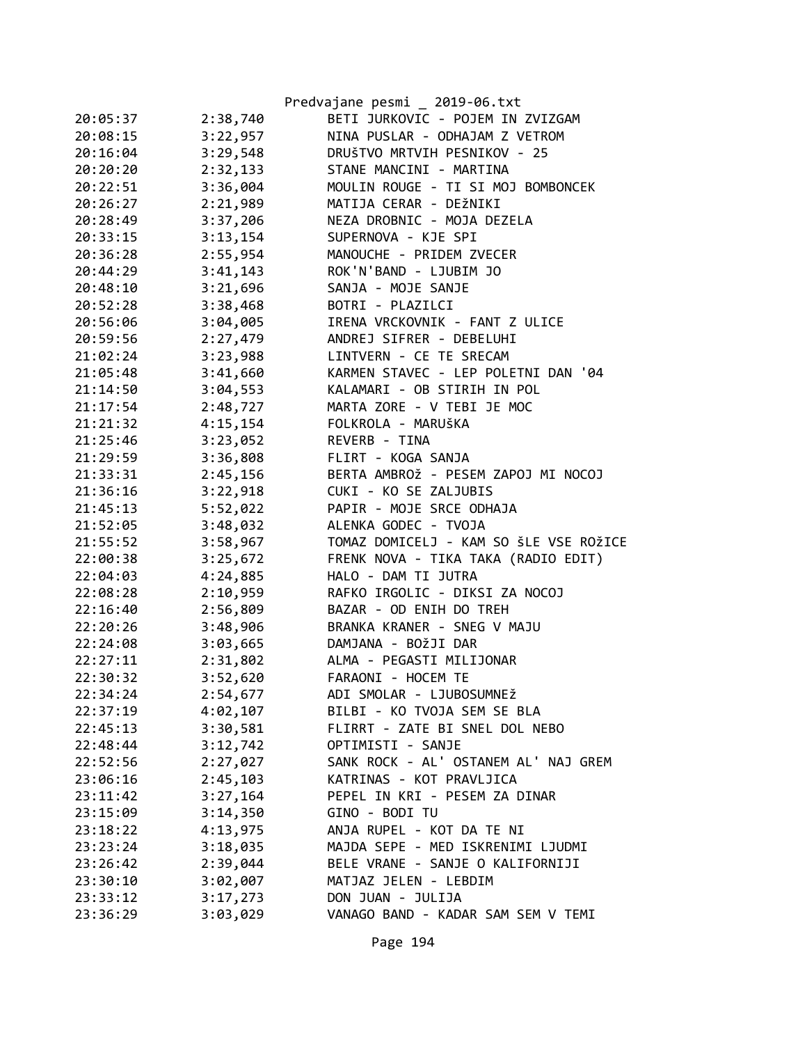| | | |
|---|---|---|
| 20:05:37 | 2:38,740 | BETI JURKOVIC - POJEM IN ZVIZGAM |
| 20:08:15 | 3:22,957 | NINA PUSLAR - ODHAJAM Z VETROM |
| 20:16:04 | 3:29,548 | DRUŠTVO MRTVIH PESNIKOV - 25 |
| 20:20:20 | 2:32,133 | STANE MANCINI - MARTINA |
| 20:22:51 | 3:36,004 | MOULIN ROUGE - TI SI MOJ BOMBONCEK |
| 20:26:27 | 2:21,989 | MATIJA CERAR - DEžNIKI |
| 20:28:49 | 3:37,206 | NEZA DROBNIC - MOJA DEZELA |
| 20:33:15 | 3:13,154 | SUPERNOVA - KJE SPI |
| 20:36:28 | 2:55,954 | MANOUCHE - PRIDEM ZVECER |
| 20:44:29 | 3:41,143 | ROK'N'BAND - LJUBIM JO |
| 20:48:10 | 3:21,696 | SANJA - MOJE SANJE |
| 20:52:28 | 3:38,468 | BOTRI - PLAZILCI |
| 20:56:06 | 3:04,005 | IRENA VRCKOVNIK - FANT Z ULICE |
| 20:59:56 | 2:27,479 | ANDREJ SIFRER - DEBELUHI |
| 21:02:24 | 3:23,988 | LINTVERN - CE TE SRECAM |
| 21:05:48 | 3:41,660 | KARMEN STAVEC - LEP POLETNI DAN '04 |
| 21:14:50 | 3:04,553 | KALAMARI - OB STIRIH IN POL |
| 21:17:54 | 2:48,727 | MARTA ZORE - V TEBI JE MOC |
| 21:21:32 | 4:15,154 | FOLKROLA - MARUŠKA |
| 21:25:46 | 3:23,052 | REVERB - TINA |
| 21:29:59 | 3:36,808 | FLIRT - KOGA SANJA |
| 21:33:31 | 2:45,156 | BERTA AMBROž - PESEM ZAPOJ MI NOCOJ |
| 21:36:16 | 3:22,918 | CUKI - KO SE ZALJUBIS |
| 21:45:13 | 5:52,022 | PAPIR - MOJE SRCE ODHAJA |
| 21:52:05 | 3:48,032 | ALENKA GODEC - TVOJA |
| 21:55:52 | 3:58,967 | TOMAZ DOMICELJ - KAM SO šLE VSE ROžICE |
| 22:00:38 | 3:25,672 | FRENK NOVA - TIKA TAKA (RADIO EDIT) |
| 22:04:03 | 4:24,885 | HALO - DAM TI JUTRA |
| 22:08:28 | 2:10,959 | RAFKO IRGOLIC - DIKSI ZA NOCOJ |
| 22:16:40 | 2:56,809 | BAZAR - OD ENIH DO TREH |
| 22:20:26 | 3:48,906 | BRANKA KRANER - SNEG V MAJU |
| 22:24:08 | 3:03,665 | DAMJANA - BOžJI DAR |
| 22:27:11 | 2:31,802 | ALMA - PEGASTI MILIJONAR |
| 22:30:32 | 3:52,620 | FARAONI - HOCEM TE |
| 22:34:24 | 2:54,677 | ADI SMOLAR - LJUBOSUMNEž |
| 22:37:19 | 4:02,107 | BILBI - KO TVOJA SEM SE BLA |
| 22:45:13 | 3:30,581 | FLIRRT - ZATE BI SNEL DOL NEBO |
| 22:48:44 | 3:12,742 | OPTIMISTI - SANJE |
| 22:52:56 | 2:27,027 | SANK ROCK - AL' OSTANEM AL' NAJ GREM |
| 23:06:16 | 2:45,103 | KATRINAS - KOT PRAVLJICA |
| 23:11:42 | 3:27,164 | PEPEL IN KRI - PESEM ZA DINAR |
| 23:15:09 | 3:14,350 | GINO - BODI TU |
| 23:18:22 | 4:13,975 | ANJA RUPEL - KOT DA TE NI |
| 23:23:24 | 3:18,035 | MAJDA SEPE - MED ISKRENIMI LJUDMI |
| 23:26:42 | 2:39,044 | BELE VRANE - SANJE O KALIFORNIJI |
| 23:30:10 | 3:02,007 | MATJAZ JELEN - LEBDIM |
| 23:33:12 | 3:17,273 | DON JUAN - JULIJA |
| 23:36:29 | 3:03,029 | VANAGO BAND - KADAR SAM SEM V TEMI |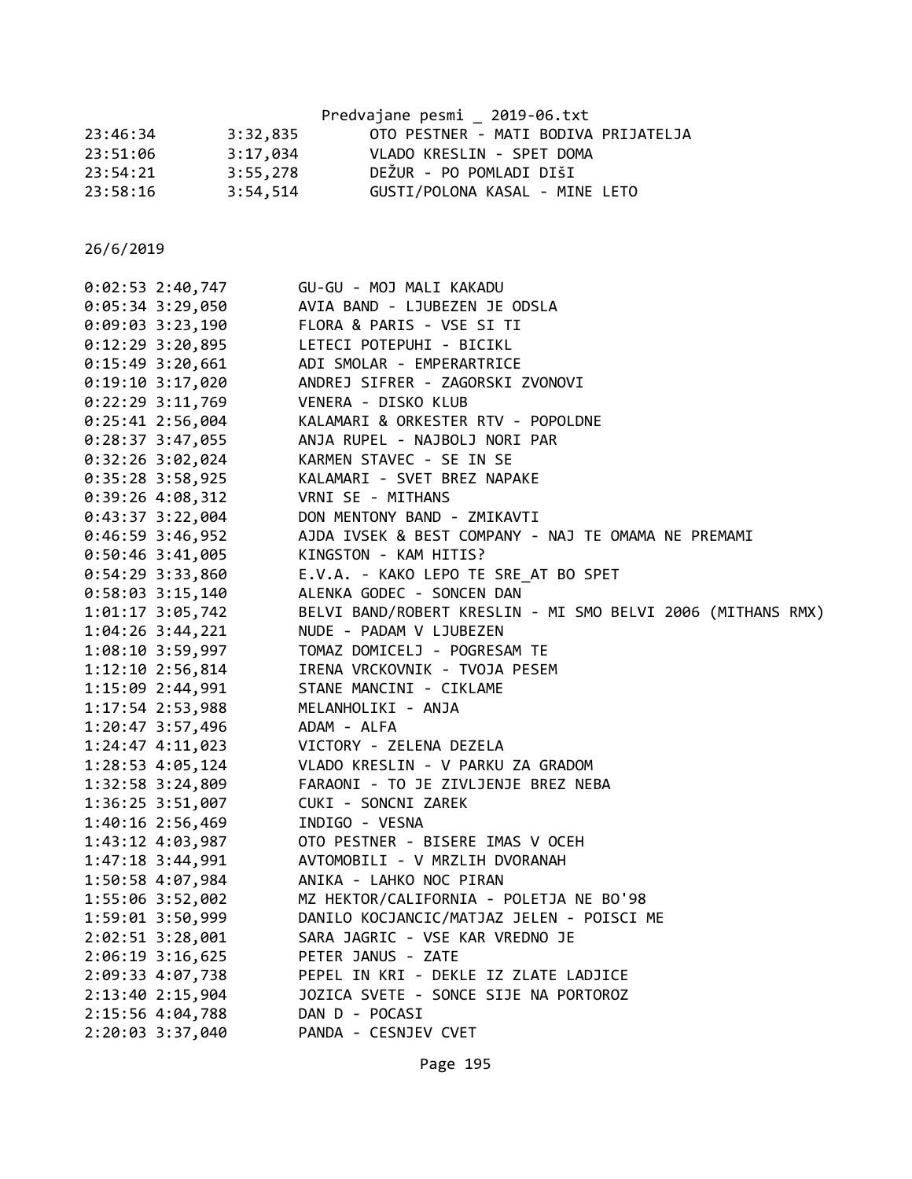23:46:34	3:32,835	OTO PESTNER - MATI BODIVA PRIJATELJA
23:51:06	3:17,034	VLADO KRESLIN - SPET DOMA
23:54:21	3:55,278	DEŽUR - PO POMLADI DIŠI
23:58:16	3:54,514	GUSTI/POLONA KASAL - MINE LETO

26/6/2019

0:02:53 2:40,747	GU-GU - MOJ MALI KAKADU
0:05:34 3:29,050	AVIA BAND - LJUBEZEN JE ODSLA
0:09:03 3:23,190	FLORA & PARIS - VSE SI TI
0:12:29 3:20,895	LETECI POTEPUHI - BICIKL
0:15:49 3:20,661	ADI SMOLAR - EMPERARTRICE
0:19:10 3:17,020	ANDREJ SIFRER - ZAGORSKI ZVONOVI
0:22:29 3:11,769	VENERA - DISKO KLUB
0:25:41 2:56,004	KALAMARI & ORKESTER RTV - POPOLDNE
0:28:37 3:47,055	ANJA RUPEL - NAJBOLJ NORI PAR
0:32:26 3:02,024	KARMEN STAVEC - SE IN SE
0:35:28 3:58,925	KALAMARI - SVET BREZ NAPAKE
0:39:26 4:08,312	VRNI SE - MITHANS
0:43:37 3:22,004	DON MENTONY BAND - ZMIKAVTI
0:46:59 3:46,952	AJDA IVSEK & BEST COMPANY - NAJ TE OMAMA NE PREMAMI
0:50:46 3:41,005	KINGSTON - KAM HITIS?
0:54:29 3:33,860	E.V.A. - KAKO LEPO TE SRE_AT BO SPET
0:58:03 3:15,140	ALENKA GODEC - SONCEN DAN
1:01:17 3:05,742	BELVI BAND/ROBERT KRESLIN - MI SMO BELVI 2006 (MITHANS RMX)
1:04:26 3:44,221	NUDE - PADAM V LJUBEZEN
1:08:10 3:59,997	TOMAZ DOMICELJ - POGRESAM TE
1:12:10 2:56,814	IRENA VRCKOVNIK - TVOJA PESEM
1:15:09 2:44,991	STANE MANCINI - CIKLAME
1:17:54 2:53,988	MELANHOLIKI - ANJA
1:20:47 3:57,496	ADAM - ALFA
1:24:47 4:11,023	VICTORY - ZELENA DEZELA
1:28:53 4:05,124	VLADO KRESLIN - V PARKU ZA GRADOM
1:32:58 3:24,809	FARAONI - TO JE ZIVLJENJE BREZ NEBA
1:36:25 3:51,007	CUKI - SONCNI ZAREK
1:40:16 2:56,469	INDIGO - VESNA
1:43:12 4:03,987	OTO PESTNER - BISERE IMAS V OCEH
1:47:18 3:44,991	AVTOMOBILI - V MRZLIH DVORANAH
1:50:58 4:07,984	ANIKA - LAHKO NOC PIRAN
1:55:06 3:52,002	MZ HEKTOR/CALIFORNIA - POLETJA NE BO'98
1:59:01 3:50,999	DANILO KOCJANCIC/MATJAZ JELEN - POISCI ME
2:02:51 3:28,001	SARA JAGRIC - VSE KAR VREDNO JE
2:06:19 3:16,625	PETER JANUS - ZATE
2:09:33 4:07,738	PEPEL IN KRI - DEKLE IZ ZLATE LADJICE
2:13:40 2:15,904	JOZICA SVETE - SONCE SIJE NA PORTOROZ
2:15:56 4:04,788	DAN D - POCASI
2:20:03 3:37,040	PANDA - CESNJEV CVET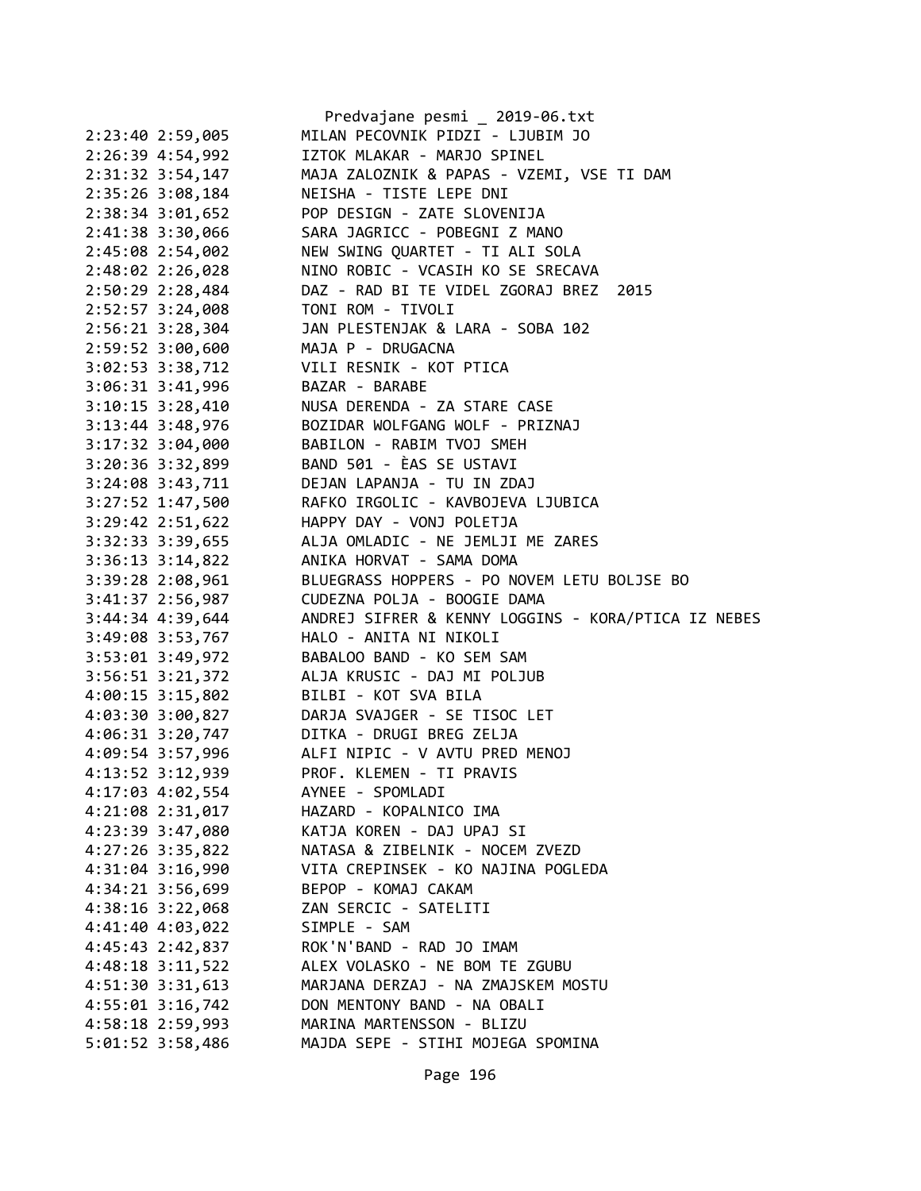```
2:23:40 2:59,005        MILAN PECOVNIK PIDZI - LJUBIM JO
2:26:39 4:54,992        IZTOK MLAKAR - MARJO SPINEL
2:31:32 3:54,147        MAJA ZALOZNIK & PAPAS - VZEMI, VSE TI DAM
2:35:26 3:08,184        NEISHA - TISTE LEPE DNI
2:38:34 3:01,652        POP DESIGN - ZATE SLOVENIJA
2:41:38 3:30,066        SARA JAGRICC - POBEGNI Z MANO
2:45:08 2:54,002        NEW SWING QUARTET - TI ALI SOLA
2:48:02 2:26,028        NINO ROBIC - VCASIH KO SE SRECAVA
2:50:29 2:28,484        DAZ - RAD BI TE VIDEL ZGORAJ BREZ  2015
2:52:57 3:24,008        TONI ROM - TIVOLI
2:56:21 3:28,304        JAN PLESTENJAK & LARA - SOBA 102
2:59:52 3:00,600        MAJA P - DRUGACNA
3:02:53 3:38,712        VILI RESNIK - KOT PTICA
3:06:31 3:41,996        BAZAR - BARABE
3:10:15 3:28,410        NUSA DERENDA - ZA STARE CASE
3:13:44 3:48,976        BOZIDAR WOLFGANG WOLF - PRIZNAJ
3:17:32 3:04,000        BABILON - RABIM TVOJ SMEH
3:20:36 3:32,899        BAND 501 - ÈAS SE USTAVI
3:24:08 3:43,711        DEJAN LAPANJA - TU IN ZDAJ
3:27:52 1:47,500        RAFKO IRGOLIC - KAVBOJEVA LJUBICA
3:29:42 2:51,622        HAPPY DAY - VONJ POLETJA
3:32:33 3:39,655        ALJA OMLADIC - NE JEMLJI ME ZARES
3:36:13 3:14,822        ANIKA HORVAT - SAMA DOMA
3:39:28 2:08,961        BLUEGRASS HOPPERS - PO NOVEM LETU BOLJSE BO
3:41:37 2:56,987        CUDEZNA POLJA - BOOGIE DAMA
3:44:34 4:39,644        ANDREJ SIFRER & KENNY LOGGINS - KORA/PTICA IZ NEBES
3:49:08 3:53,767        HALO - ANITA NI NIKOLI
3:53:01 3:49,972        BABALOO BAND - KO SEM SAM
3:56:51 3:21,372        ALJA KRUSIC - DAJ MI POLJUB
4:00:15 3:15,802        BILBI - KOT SVA BILA
4:03:30 3:00,827        DARJA SVAJGER - SE TISOC LET
4:06:31 3:20,747        DITKA - DRUGI BREG ZELJA
4:09:54 3:57,996        ALFI NIPIC - V AVTU PRED MENOJ
4:13:52 3:12,939        PROF. KLEMEN - TI PRAVIS
4:17:03 4:02,554        AYNEE - SPOMLADI
4:21:08 2:31,017        HAZARD - KOPALNICO IMA
4:23:39 3:47,080        KATJA KOREN - DAJ UPAJ SI
4:27:26 3:35,822        NATASA & ZIBELNIK - NOCEM ZVEZD
4:31:04 3:16,990        VITA CREPINSEK - KO NAJINA POGLEDA
4:34:21 3:56,699        BEPOP - KOMAJ CAKAM
4:38:16 3:22,068        ZAN SERCIC - SATELITI
4:41:40 4:03,022        SIMPLE - SAM
4:45:43 2:42,837        ROK'N'BAND - RAD JO IMAM
4:48:18 3:11,522        ALEX VOLASKO - NE BOM TE ZGUBU
4:51:30 3:31,613        MARJANA DERZAJ - NA ZMAJSKEM MOSTU
4:55:01 3:16,742        DON MENTONY BAND - NA OBALI
4:58:18 2:59,993        MARINA MARTENSSON - BLIZU
5:01:52 3:58,486        MAJDA SEPE - STIHI MOJEGA SPOMINA
```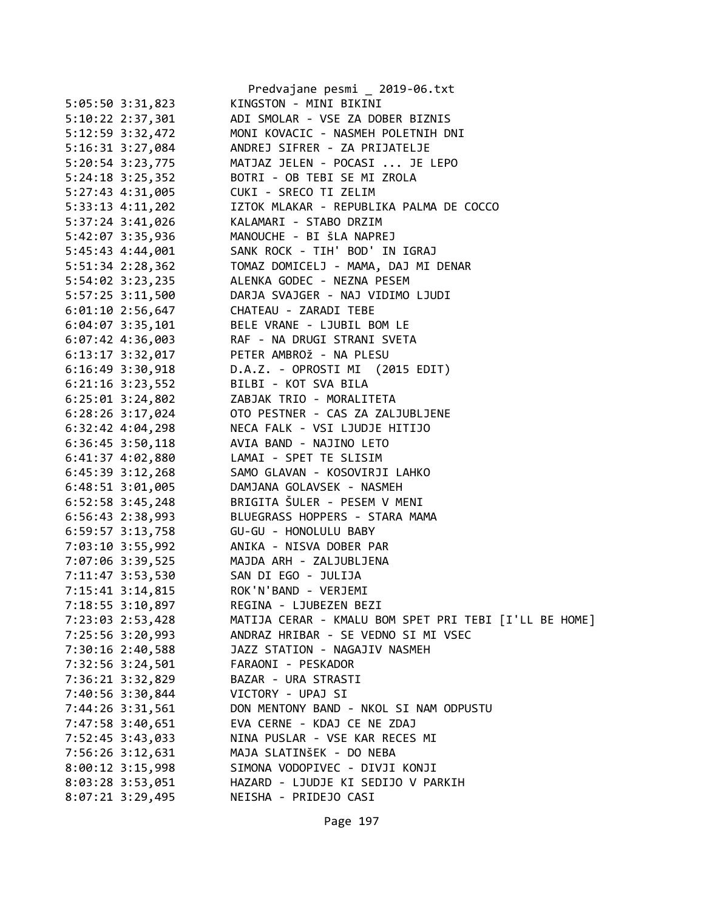```
5:05:50 3:31,823        KINGSTON - MINI BIKINI
5:10:22 2:37,301        ADI SMOLAR - VSE ZA DOBER BIZNIS
5:12:59 3:32,472        MONI KOVACIC - NASMEH POLETNIH DNI
5:16:31 3:27,084        ANDREJ SIFRER - ZA PRIJATELJE
5:20:54 3:23,775        MATJAZ JELEN - POCASI ... JE LEPO
5:24:18 3:25,352        BOTRI - OB TEBI SE MI ZROLA
5:27:43 4:31,005        CUKI - SRECO TI ZELIM
5:33:13 4:11,202        IZTOK MLAKAR - REPUBLIKA PALMA DE COCCO
5:37:24 3:41,026        KALAMARI - STABO DRZIM
5:42:07 3:35,936        MANOUCHE - BI šLA NAPREJ
5:45:43 4:44,001        SANK ROCK - TIH' BOD' IN IGRAJ
5:51:34 2:28,362        TOMAZ DOMICELJ - MAMA, DAJ MI DENAR
5:54:02 3:23,235        ALENKA GODEC - NEZNA PESEM
5:57:25 3:11,500        DARJA SVAJGER - NAJ VIDIMO LJUDI
6:01:10 2:56,647        CHATEAU - ZARADI TEBE
6:04:07 3:35,101        BELE VRANE - LJUBIL BOM LE
6:07:42 4:36,003        RAF - NA DRUGI STRANI SVETA
6:13:17 3:32,017        PETER AMBROž - NA PLESU
6:16:49 3:30,918        D.A.Z. - OPROSTI MI  (2015 EDIT)
6:21:16 3:23,552        BILBI - KOT SVA BILA
6:25:01 3:24,802        ZABJAK TRIO - MORALITETA
6:28:26 3:17,024        OTO PESTNER - CAS ZA ZALJUBLJENE
6:32:42 4:04,298        NECA FALK - VSI LJUDJE HITIJO
6:36:45 3:50,118        AVIA BAND - NAJINO LETO
6:41:37 4:02,880        LAMAI - SPET TE SLISIM
6:45:39 3:12,268        SAMO GLAVAN - KOSOVIRJI LAHKO
6:48:51 3:01,005        DAMJANA GOLAVSEK - NASMEH
6:52:58 3:45,248        BRIGITA ŠULER - PESEM V MENI
6:56:43 2:38,993        BLUEGRASS HOPPERS - STARA MAMA
6:59:57 3:13,758        GU-GU - HONOLULU BABY
7:03:10 3:55,992        ANIKA - NISVA DOBER PAR
7:07:06 3:39,525        MAJDA ARH - ZALJUBLJENA
7:11:47 3:53,530        SAN DI EGO - JULIJA
7:15:41 3:14,815        ROK'N'BAND - VERJEMI
7:18:55 3:10,897        REGINA - LJUBEZEN BEZI
7:23:03 2:53,428        MATIJA CERAR - KMALU BOM SPET PRI TEBI [I'LL BE HOME]
7:25:56 3:20,993        ANDRAZ HRIBAR - SE VEDNO SI MI VSEC
7:30:16 2:40,588        JAZZ STATION - NAGAJIV NASMEH
7:32:56 3:24,501        FARAONI - PESKADOR
7:36:21 3:32,829        BAZAR - URA STRASTI
7:40:56 3:30,844        VICTORY - UPAJ SI
7:44:26 3:31,561        DON MENTONY BAND - NKOL SI NAM ODPUSTU
7:47:58 3:40,651        EVA CERNE - KDAJ CE NE ZDAJ
7:52:45 3:43,033        NINA PUSLAR - VSE KAR RECES MI
7:56:26 3:12,631        MAJA SLATINŠEK - DO NEBA
8:00:12 3:15,998        SIMONA VODOPIVEC - DIVJI KONJI
8:03:28 3:53,051        HAZARD - LJUDJE KI SEDIJO V PARKIH
8:07:21 3:29,495        NEISHA - PRIDEJO CASI
```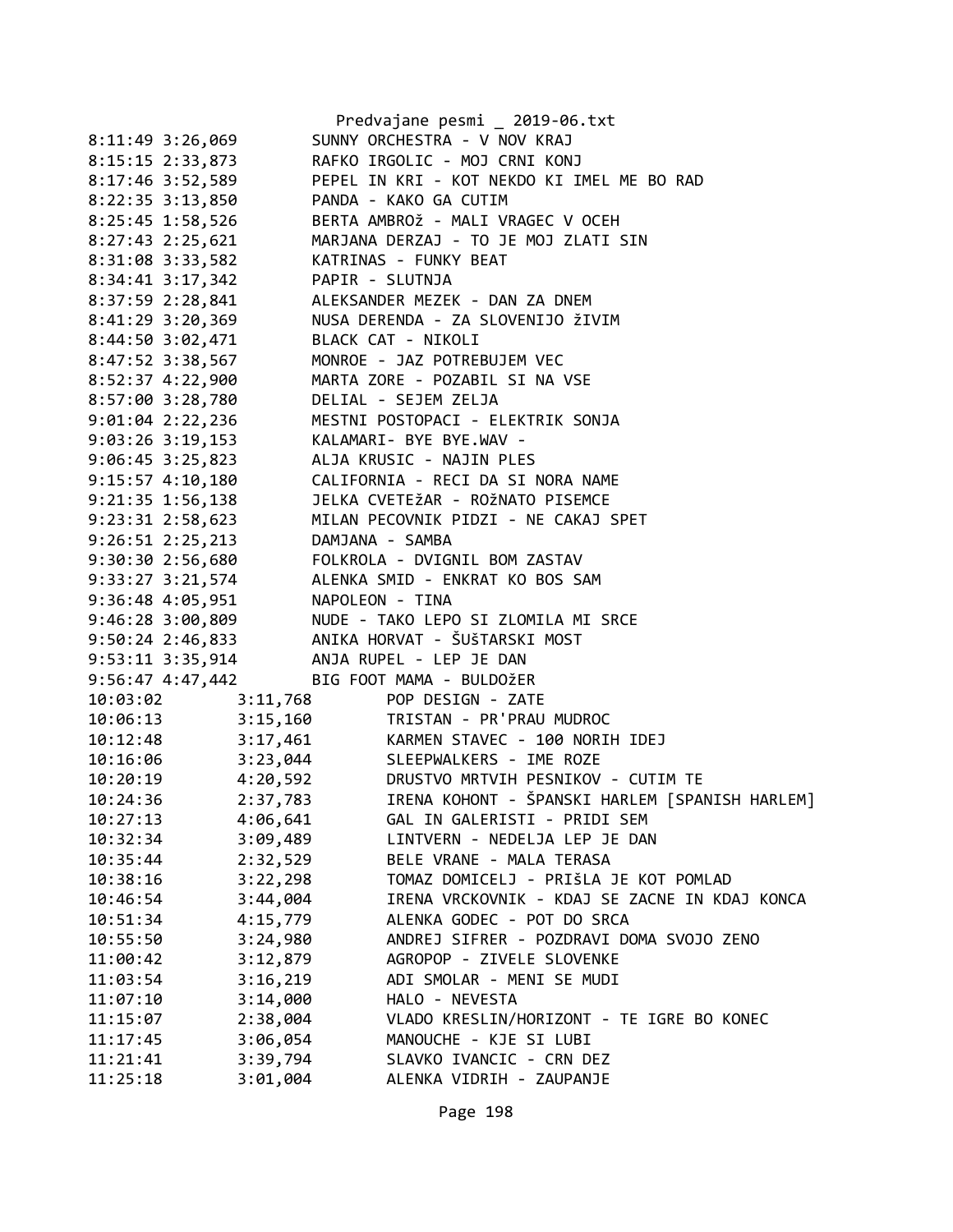8:11:49 3:26,069        SUNNY ORCHESTRA - V NOV KRAJ
8:15:15 2:33,873        RAFKO IRGOLIC - MOJ CRNI KONJ
8:17:46 3:52,589        PEPEL IN KRI - KOT NEKDO KI IMEL ME BO RAD
8:22:35 3:13,850        PANDA - KAKO GA CUTIM
8:25:45 1:58,526        BERTA AMBROž - MALI VRAGEC V OCEH
8:27:43 2:25,621        MARJANA DERZAJ - TO JE MOJ ZLATI SIN
8:31:08 3:33,582        KATRINAS - FUNKY BEAT
8:34:41 3:17,342        PAPIR - SLUTNJA
8:37:59 2:28,841        ALEKSANDER MEZEK - DAN ZA DNEM
8:41:29 3:20,369        NUSA DERENDA - ZA SLOVENIJO žIVIM
8:44:50 3:02,471        BLACK CAT - NIKOLI
8:47:52 3:38,567        MONROE - JAZ POTREBUJEM VEC
8:52:37 4:22,900        MARTA ZORE - POZABIL SI NA VSE
8:57:00 3:28,780        DELIAL - SEJEM ZELJA
9:01:04 2:22,236        MESTNI POSTOPACI - ELEKTRIK SONJA
9:03:26 3:19,153        KALAMARI- BYE BYE.WAV -
9:06:45 3:25,823        ALJA KRUSIC - NAJIN PLES
9:15:57 4:10,180        CALIFORNIA - RECI DA SI NORA NAME
9:21:35 1:56,138        JELKA CVETEžAR - ROžNATO PISEMCE
9:23:31 2:58,623        MILAN PECOVNIK PIDZI - NE CAKAJ SPET
9:26:51 2:25,213        DAMJANA - SAMBA
9:30:30 2:56,680        FOLKROLA - DVIGNIL BOM ZASTAV
9:33:27 3:21,574        ALENKA SMID - ENKRAT KO BOS SAM
9:36:48 4:05,951        NAPOLEON - TINA
9:46:28 3:00,809        NUDE - TAKO LEPO SI ZLOMILA MI SRCE
9:50:24 2:46,833        ANIKA HORVAT - ŠUŠTARSKI MOST
9:53:11 3:35,914        ANJA RUPEL - LEP JE DAN
9:56:47 4:47,442        BIG FOOT MAMA - BULDOžER
10:03:02        3:11,768        POP DESIGN - ZATE
10:06:13        3:15,160        TRISTAN - PR'PRAU MUDROC
10:12:48        3:17,461        KARMEN STAVEC - 100 NORIH IDEJ
10:16:06        3:23,044        SLEEPWALKERS - IME ROZE
10:20:19        4:20,592        DRUSTVO MRTVIH PESNIKOV - CUTIM TE
10:24:36        2:37,783        IRENA KOHONT - ŠPANSKI HARLEM [SPANISH HARLEM]
10:27:13        4:06,641        GAL IN GALERISTI - PRIDI SEM
10:32:34        3:09,489        LINTVERN - NEDELJA LEP JE DAN
10:35:44        2:32,529        BELE VRANE - MALA TERASA
10:38:16        3:22,298        TOMAZ DOMICELJ - PRIŠLA JE KOT POMLAD
10:46:54        3:44,004        IRENA VRCKOVNIK - KDAJ SE ZACNE IN KDAJ KONCA
10:51:34        4:15,779        ALENKA GODEC - POT DO SRCA
10:55:50        3:24,980        ANDREJ SIFRER - POZDRAVI DOMA SVOJO ZENO
11:00:42        3:12,879        AGROPOP - ZIVELE SLOVENKE
11:03:54        3:16,219        ADI SMOLAR - MENI SE MUDI
11:07:10        3:14,000        HALO - NEVESTA
11:15:07        2:38,004        VLADO KRESLIN/HORIZONT - TE IGRE BO KONEC
11:17:45        3:06,054        MANOUCHE - KJE SI LUBI
11:21:41        3:39,794        SLAVKO IVANCIC - CRN DEZ
11:25:18        3:01,004        ALENKA VIDRIH - ZAUPANJE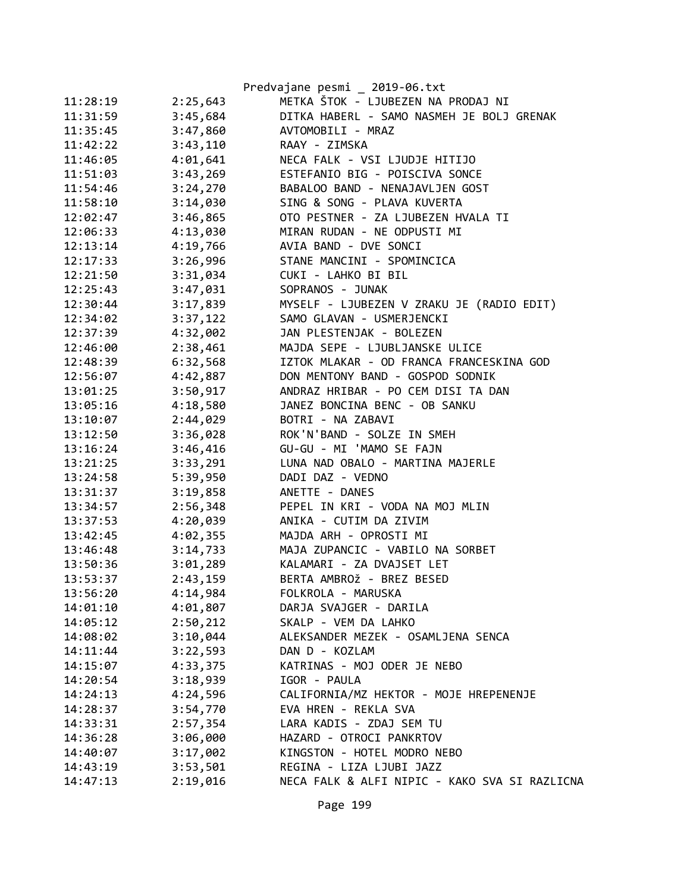| | | |
|---|---|---|
| 11:28:19 | 2:25,643 | METKA ŠTOK - LJUBEZEN NA PRODAJ NI |
| 11:31:59 | 3:45,684 | DITKA HABERL - SAMO NASMEH JE BOLJ GRENAK |
| 11:35:45 | 3:47,860 | AVTOMOBILI - MRAZ |
| 11:42:22 | 3:43,110 | RAAY - ZIMSKA |
| 11:46:05 | 4:01,641 | NECA FALK - VSI LJUDJE HITIJO |
| 11:51:03 | 3:43,269 | ESTEFANIO BIG - POISCIVA SONCE |
| 11:54:46 | 3:24,270 | BABALOO BAND - NENAJAVLJEN GOST |
| 11:58:10 | 3:14,030 | SING & SONG - PLAVA KUVERTA |
| 12:02:47 | 3:46,865 | OTO PESTNER - ZA LJUBEZEN HVALA TI |
| 12:06:33 | 4:13,030 | MIRAN RUDAN - NE ODPUSTI MI |
| 12:13:14 | 4:19,766 | AVIA BAND - DVE SONCI |
| 12:17:33 | 3:26,996 | STANE MANCINI - SPOMINCICA |
| 12:21:50 | 3:31,034 | CUKI - LAHKO BI BIL |
| 12:25:43 | 3:47,031 | SOPRANOS - JUNAK |
| 12:30:44 | 3:17,839 | MYSELF - LJUBEZEN V ZRAKU JE (RADIO EDIT) |
| 12:34:02 | 3:37,122 | SAMO GLAVAN - USMERJENCKI |
| 12:37:39 | 4:32,002 | JAN PLESTENJAK - BOLEZEN |
| 12:46:00 | 2:38,461 | MAJDA SEPE - LJUBLJANSKE ULICE |
| 12:48:39 | 6:32,568 | IZTOK MLAKAR - OD FRANCA FRANCESKINA GOD |
| 12:56:07 | 4:42,887 | DON MENTONY BAND - GOSPOD SODNIK |
| 13:01:25 | 3:50,917 | ANDRAZ HRIBAR - PO CEM DISI TA DAN |
| 13:05:16 | 4:18,580 | JANEZ BONCINA BENC - OB SANKU |
| 13:10:07 | 2:44,029 | BOTRI - NA ZABAVI |
| 13:12:50 | 3:36,028 | ROK'N'BAND - SOLZE IN SMEH |
| 13:16:24 | 3:46,416 | GU-GU - MI 'MAMO SE FAJN |
| 13:21:25 | 3:33,291 | LUNA NAD OBALO - MARTINA MAJERLE |
| 13:24:58 | 5:39,950 | DADI DAZ - VEDNO |
| 13:31:37 | 3:19,858 | ANETTE - DANES |
| 13:34:57 | 2:56,348 | PEPEL IN KRI - VODA NA MOJ MLIN |
| 13:37:53 | 4:20,039 | ANIKA - CUTIM DA ZIVIM |
| 13:42:45 | 4:02,355 | MAJDA ARH - OPROSTI MI |
| 13:46:48 | 3:14,733 | MAJA ZUPANCIC - VABILO NA SORBET |
| 13:50:36 | 3:01,289 | KALAMARI - ZA DVAJSET LET |
| 13:53:37 | 2:43,159 | BERTA AMBROž - BREZ BESED |
| 13:56:20 | 4:14,984 | FOLKROLA - MARUSKA |
| 14:01:10 | 4:01,807 | DARJA SVAJGER - DARILA |
| 14:05:12 | 2:50,212 | SKALP - VEM DA LAHKO |
| 14:08:02 | 3:10,044 | ALEKSANDER MEZEK - OSAMLJENA SENCA |
| 14:11:44 | 3:22,593 | DAN D - KOZLAM |
| 14:15:07 | 4:33,375 | KATRINAS - MOJ ODER JE NEBO |
| 14:20:54 | 3:18,939 | IGOR - PAULA |
| 14:24:13 | 4:24,596 | CALIFORNIA/MZ HEKTOR - MOJE HREPENENJE |
| 14:28:37 | 3:54,770 | EVA HREN - REKLA SVA |
| 14:33:31 | 2:57,354 | LARA KADIS - ZDAJ SEM TU |
| 14:36:28 | 3:06,000 | HAZARD - OTROCI PANKRTOV |
| 14:40:07 | 3:17,002 | KINGSTON - HOTEL MODRO NEBO |
| 14:43:19 | 3:53,501 | REGINA - LIZA LJUBI JAZZ |
| 14:47:13 | 2:19,016 | NECA FALK & ALFI NIPIC - KAKO SVA SI RAZLICNA |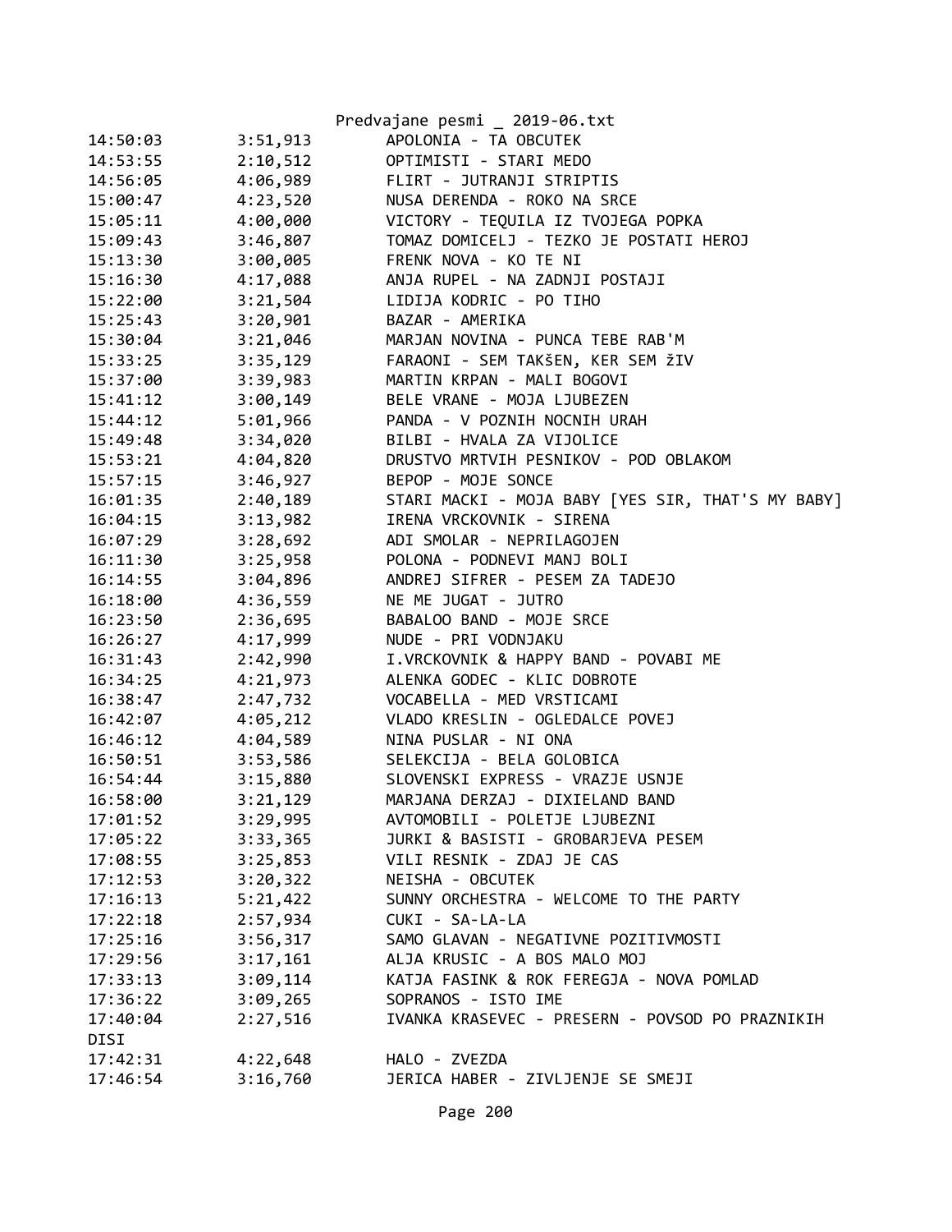Predvajane pesmi _ 2019-06.txt

```
14:50:03        3:51,913        APOLONIA - TA OBCUTEK
14:53:55        2:10,512        OPTIMISTI - STARI MEDO
14:56:05        4:06,989        FLIRT - JUTRANJI STRIPTIS
15:00:47        4:23,520        NUSA DERENDA - ROKO NA SRCE
15:05:11        4:00,000        VICTORY - TEQUILA IZ TVOJEGA POPKA
15:09:43        3:46,807        TOMAZ DOMICELJ - TEZKO JE POSTATI HEROJ
15:13:30        3:00,005        FRENK NOVA - KO TE NI
15:16:30        4:17,088        ANJA RUPEL - NA ZADNJI POSTAJI
15:22:00        3:21,504        LIDIJA KODRIC - PO TIHO
15:25:43        3:20,901        BAZAR - AMERIKA
15:30:04        3:21,046        MARJAN NOVINA - PUNCA TEBE RAB'M
15:33:25        3:35,129        FARAONI - SEM TAKšEN, KER SEM žIV
15:37:00        3:39,983        MARTIN KRPAN - MALI BOGOVI
15:41:12        3:00,149        BELE VRANE - MOJA LJUBEZEN
15:44:12        5:01,966        PANDA - V POZNIH NOCNIH URAH
15:49:48        3:34,020        BILBI - HVALA ZA VIJOLICE
15:53:21        4:04,820        DRUSTVO MRTVIH PESNIKOV - POD OBLAKOM
15:57:15        3:46,927        BEPOP - MOJE SONCE
16:01:35        2:40,189        STARI MACKI - MOJA BABY [YES SIR, THAT'S MY BABY]
16:04:15        3:13,982        IRENA VRCKOVNIK - SIRENA
16:07:29        3:28,692        ADI SMOLAR - NEPRILAGOJEN
16:11:30        3:25,958        POLONA - PODNEVI MANJ BOLI
16:14:55        3:04,896        ANDREJ SIFRER - PESEM ZA TADEJO
16:18:00        4:36,559        NE ME JUGAT - JUTRO
16:23:50        2:36,695        BABALOO BAND - MOJE SRCE
16:26:27        4:17,999        NUDE - PRI VODNJAKU
16:31:43        2:42,990        I.VRCKOVNIK & HAPPY BAND - POVABI ME
16:34:25        4:21,973        ALENKA GODEC - KLIC DOBROTE
16:38:47        2:47,732        VOCABELLA - MED VRSTICAMI
16:42:07        4:05,212        VLADO KRESLIN - OGLEDALCE POVEJ
16:46:12        4:04,589        NINA PUSLAR - NI ONA
16:50:51        3:53,586        SELEKCIJA - BELA GOLOBICA
16:54:44        3:15,880        SLOVENSKI EXPRESS - VRAZJE USNJE
16:58:00        3:21,129        MARJANA DERZAJ - DIXIELAND BAND
17:01:52        3:29,995        AVTOMOBILI - POLETJE LJUBEZNI
17:05:22        3:33,365        JURKI & BASISTI - GROBARJEVA PESEM
17:08:55        3:25,853        VILI RESNIK - ZDAJ JE CAS
17:12:53        3:20,322        NEISHA - OBCUTEK
17:16:13        5:21,422        SUNNY ORCHESTRA - WELCOME TO THE PARTY
17:22:18        2:57,934        CUKI - SA-LA-LA
17:25:16        3:56,317        SAMO GLAVAN - NEGATIVNE POZITIVMOSTI
17:29:56        3:17,161        ALJA KRUSIC - A BOS MALO MOJ
17:33:13        3:09,114        KATJA FASINK & ROK FEREGJA - NOVA POMLAD
17:36:22        3:09,265        SOPRANOS - ISTO IME
17:40:04        2:27,516        IVANKA KRASEVEC - PRESERN - POVSOD PO PRAZNIKIH
DISI
17:42:31        4:22,648        HALO - ZVEZDA
17:46:54        3:16,760        JERICA HABER - ZIVLJENJE SE SMEJI
```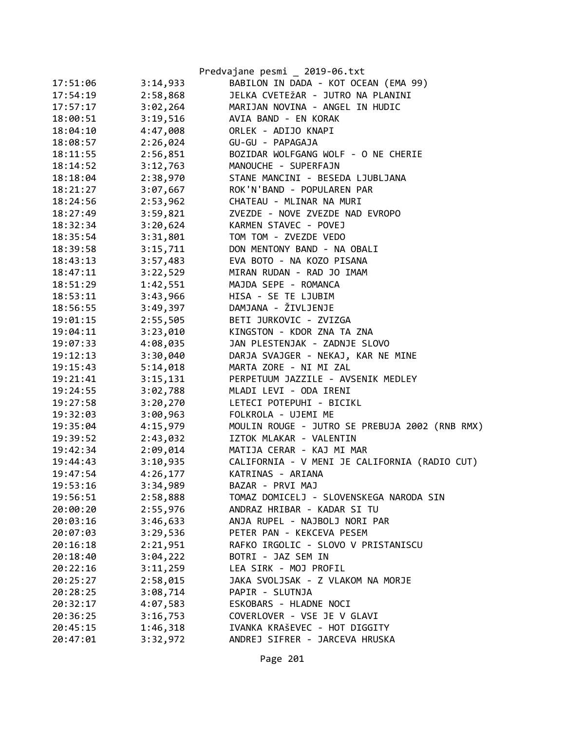Predvajane pesmi _ 2019-06.txt

| | | |
|---|---|---|
| 17:51:06 | 3:14,933 | BABILON IN DADA - KOT OCEAN (EMA 99) |
| 17:54:19 | 2:58,868 | JELKA CVETEžAR - JUTRO NA PLANINI |
| 17:57:17 | 3:02,264 | MARIJAN NOVINA - ANGEL IN HUDIC |
| 18:00:51 | 3:19,516 | AVIA BAND - EN KORAK |
| 18:04:10 | 4:47,008 | ORLEK - ADIJO KNAPI |
| 18:08:57 | 2:26,024 | GU-GU - PAPAGAJA |
| 18:11:55 | 2:56,851 | BOZIDAR WOLFGANG WOLF - O NE CHERIE |
| 18:14:52 | 3:12,763 | MANOUCHE - SUPERFAJN |
| 18:18:04 | 2:38,970 | STANE MANCINI - BESEDA LJUBLJANA |
| 18:21:27 | 3:07,667 | ROK'N'BAND - POPULAREN PAR |
| 18:24:56 | 2:53,962 | CHATEAU - MLINAR NA MURI |
| 18:27:49 | 3:59,821 | ZVEZDE - NOVE ZVEZDE NAD EVROPO |
| 18:32:34 | 3:20,624 | KARMEN STAVEC - POVEJ |
| 18:35:54 | 3:31,801 | TOM TOM - ZVEZDE VEDO |
| 18:39:58 | 3:15,711 | DON MENTONY BAND - NA OBALI |
| 18:43:13 | 3:57,483 | EVA BOTO - NA KOZO PISANA |
| 18:47:11 | 3:22,529 | MIRAN RUDAN - RAD JO IMAM |
| 18:51:29 | 1:42,551 | MAJDA SEPE - ROMANCA |
| 18:53:11 | 3:43,966 | HISA - SE TE LJUBIM |
| 18:56:55 | 3:49,397 | DAMJANA - ŽIVLJENJE |
| 19:01:15 | 2:55,505 | BETI JURKOVIC - ZVIZGA |
| 19:04:11 | 3:23,010 | KINGSTON - KDOR ZNA TA ZNA |
| 19:07:33 | 4:08,035 | JAN PLESTENJAK - ZADNJE SLOVO |
| 19:12:13 | 3:30,040 | DARJA SVAJGER - NEKAJ, KAR NE MINE |
| 19:15:43 | 5:14,018 | MARTA ZORE - NI MI ZAL |
| 19:21:41 | 3:15,131 | PERPETUUM JAZZILE - AVSENIK MEDLEY |
| 19:24:55 | 3:02,788 | MLADI LEVI - ODA IRENI |
| 19:27:58 | 3:20,270 | LETECI POTEPUHI - BICIKL |
| 19:32:03 | 3:00,963 | FOLKROLA - UJEMI ME |
| 19:35:04 | 4:15,979 | MOULIN ROUGE - JUTRO SE PREBUJA 2002 (RNB RMX) |
| 19:39:52 | 2:43,032 | IZTOK MLAKAR - VALENTIN |
| 19:42:34 | 2:09,014 | MATIJA CERAR - KAJ MI MAR |
| 19:44:43 | 3:10,935 | CALIFORNIA - V MENI JE CALIFORNIA (RADIO CUT) |
| 19:47:54 | 4:26,177 | KATRINAS - ARIANA |
| 19:53:16 | 3:34,989 | BAZAR - PRVI MAJ |
| 19:56:51 | 2:58,888 | TOMAZ DOMICELJ - SLOVENSKEGA NARODA SIN |
| 20:00:20 | 2:55,976 | ANDRAZ HRIBAR - KADAR SI TU |
| 20:03:16 | 3:46,633 | ANJA RUPEL - NAJBOLJ NORI PAR |
| 20:07:03 | 3:29,536 | PETER PAN - KEKCEVA PESEM |
| 20:16:18 | 2:21,951 | RAFKO IRGOLIC - SLOVO V PRISTANISCU |
| 20:18:40 | 3:04,222 | BOTRI - JAZ SEM IN |
| 20:22:16 | 3:11,259 | LEA SIRK - MOJ PROFIL |
| 20:25:27 | 2:58,015 | JAKA SVOLJSAK - Z VLAKOM NA MORJE |
| 20:28:25 | 3:08,714 | PAPIR - SLUTNJA |
| 20:32:17 | 4:07,583 | ESKOBARS - HLADNE NOCI |
| 20:36:25 | 3:16,753 | COVERLOVER - VSE JE V GLAVI |
| 20:45:15 | 1:46,318 | IVANKA KRAŠEVEC - HOT DIGGITY |
| 20:47:01 | 3:32,972 | ANDREJ SIFRER - JARCEVA HRUSKA |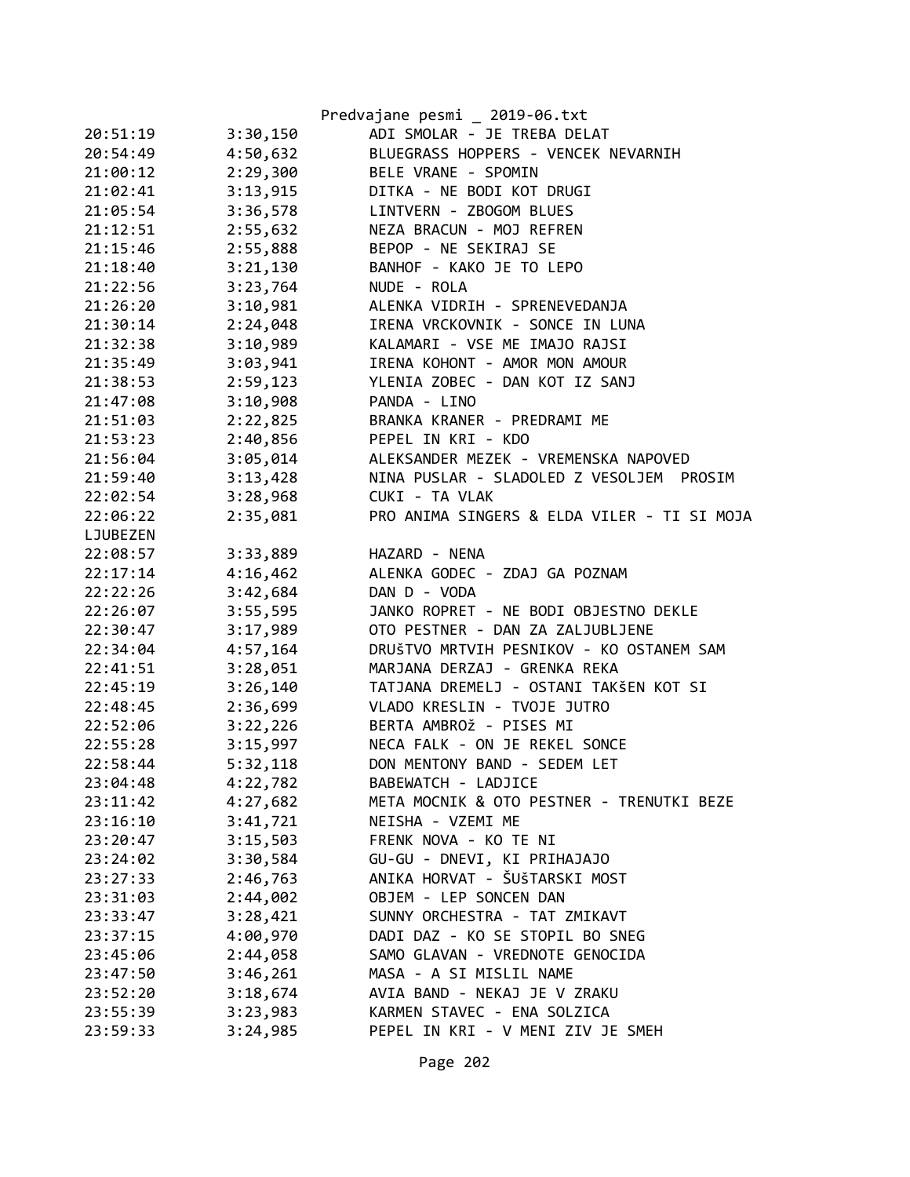Predvajane pesmi _ 2019-06.txt

```
20:51:19        3:30,150        ADI SMOLAR - JE TREBA DELAT
20:54:49        4:50,632        BLUEGRASS HOPPERS - VENCEK NEVARNIH
21:00:12        2:29,300        BELE VRANE - SPOMIN
21:02:41        3:13,915        DITKA - NE BODI KOT DRUGI
21:05:54        3:36,578        LINTVERN - ZBOGOM BLUES
21:12:51        2:55,632        NEZA BRACUN - MOJ REFREN
21:15:46        2:55,888        BEPOP - NE SEKIRAJ SE
21:18:40        3:21,130        BANHOF - KAKO JE TO LEPO
21:22:56        3:23,764        NUDE - ROLA
21:26:20        3:10,981        ALENKA VIDRIH - SPRENEVEDANJA
21:30:14        2:24,048        IRENA VRCKOVNIK - SONCE IN LUNA
21:32:38        3:10,989        KALAMARI - VSE ME IMAJO RAJSI
21:35:49        3:03,941        IRENA KOHONT - AMOR MON AMOUR
21:38:53        2:59,123        YLENIA ZOBEC - DAN KOT IZ SANJ
21:47:08        3:10,908        PANDA - LINO
21:51:03        2:22,825        BRANKA KRANER - PREDRAMI ME
21:53:23        2:40,856        PEPEL IN KRI - KDO
21:56:04        3:05,014        ALEKSANDER MEZEK - VREMENSKA NAPOVED
21:59:40        3:13,428        NINA PUSLAR - SLADOLED Z VESOLJEM  PROSIM
22:02:54        3:28,968        CUKI - TA VLAK
22:06:22        2:35,081        PRO ANIMA SINGERS & ELDA VILER - TI SI MOJA
LJUBEZEN
22:08:57        3:33,889        HAZARD - NENA
22:17:14        4:16,462        ALENKA GODEC - ZDAJ GA POZNAM
22:22:26        3:42,684        DAN D - VODA
22:26:07        3:55,595        JANKO ROPRET - NE BODI OBJESTNO DEKLE
22:30:47        3:17,989        OTO PESTNER - DAN ZA ZALJUBLJENE
22:34:04        4:57,164        DRUŠTVO MRTVIH PESNIKOV - KO OSTANEM SAM
22:41:51        3:28,051        MARJANA DERZAJ - GRENKA REKA
22:45:19        3:26,140        TATJANA DREMELJ - OSTANI TAKŠEN KOT SI
22:48:45        2:36,699        VLADO KRESLIN - TVOJE JUTRO
22:52:06        3:22,226        BERTA AMBROž - PISES MI
22:55:28        3:15,997        NECA FALK - ON JE REKEL SONCE
22:58:44        5:32,118        DON MENTONY BAND - SEDEM LET
23:04:48        4:22,782        BABEWATCH - LADJICE
23:11:42        4:27,682        META MOCNIK & OTO PESTNER - TRENUTKI BEZE
23:16:10        3:41,721        NEISHA - VZEMI ME
23:20:47        3:15,503        FRENK NOVA - KO TE NI
23:24:02        3:30,584        GU-GU - DNEVI, KI PRIHAJAJO
23:27:33        2:46,763        ANIKA HORVAT - ŠUŠTARSKI MOST
23:31:03        2:44,002        OBJEM - LEP SONCEN DAN
23:33:47        3:28,421        SUNNY ORCHESTRA - TAT ZMIKAVT
23:37:15        4:00,970        DADI DAZ - KO SE STOPIL BO SNEG
23:45:06        2:44,058        SAMO GLAVAN - VREDNOTE GENOCIDA
23:47:50        3:46,261        MASA - A SI MISLIL NAME
23:52:20        3:18,674        AVIA BAND - NEKAJ JE V ZRAKU
23:55:39        3:23,983        KARMEN STAVEC - ENA SOLZICA
23:59:33        3:24,985        PEPEL IN KRI - V MENI ZIV JE SMEH
```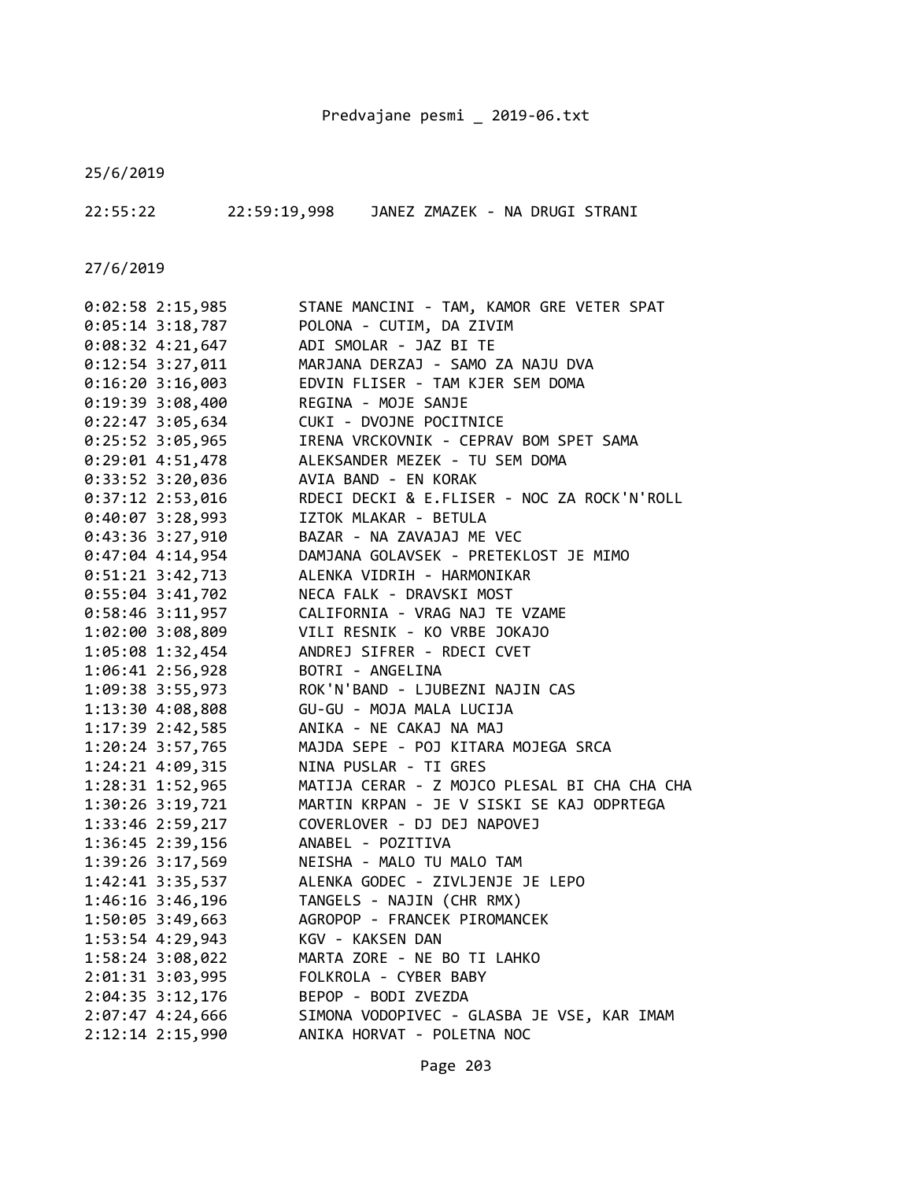25/6/2019

22:55:22        22:59:19,998    JANEZ ZMAZEK - NA DRUGI STRANI

27/6/2019

```
0:02:58 2:15,985        STANE MANCINI - TAM, KAMOR GRE VETER SPAT
0:05:14 3:18,787        POLONA - CUTIM, DA ZIVIM
0:08:32 4:21,647        ADI SMOLAR - JAZ BI TE
0:12:54 3:27,011        MARJANA DERZAJ - SAMO ZA NAJU DVA
0:16:20 3:16,003        EDVIN FLISER - TAM KJER SEM DOMA
0:19:39 3:08,400        REGINA - MOJE SANJE
0:22:47 3:05,634        CUKI - DVOJNE POCITNICE
0:25:52 3:05,965        IRENA VRCKOVNIK - CEPRAV BOM SPET SAMA
0:29:01 4:51,478        ALEKSANDER MEZEK - TU SEM DOMA
0:33:52 3:20,036        AVIA BAND - EN KORAK
0:37:12 2:53,016        RDECI DECKI & E.FLISER - NOC ZA ROCK'N'ROLL
0:40:07 3:28,993        IZTOK MLAKAR - BETULA
0:43:36 3:27,910        BAZAR - NA ZAVAJAJ ME VEC
0:47:04 4:14,954        DAMJANA GOLAVSEK - PRETEKLOST JE MIMO
0:51:21 3:42,713        ALENKA VIDRIH - HARMONIKAR
0:55:04 3:41,702        NECA FALK - DRAVSKI MOST
0:58:46 3:11,957        CALIFORNIA - VRAG NAJ TE VZAME
1:02:00 3:08,809        VILI RESNIK - KO VRBE JOKAJO
1:05:08 1:32,454        ANDREJ SIFRER - RDECI CVET
1:06:41 2:56,928        BOTRI - ANGELINA
1:09:38 3:55,973        ROK'N'BAND - LJUBEZNI NAJIN CAS
1:13:30 4:08,808        GU-GU - MOJA MALA LUCIJA
1:17:39 2:42,585        ANIKA - NE CAKAJ NA MAJ
1:20:24 3:57,765        MAJDA SEPE - POJ KITARA MOJEGA SRCA
1:24:21 4:09,315        NINA PUSLAR - TI GRES
1:28:31 1:52,965        MATIJA CERAR - Z MOJCO PLESAL BI CHA CHA CHA
1:30:26 3:19,721        MARTIN KRPAN - JE V SISKI SE KAJ ODPRTEGA
1:33:46 2:59,217        COVERLOVER - DJ DEJ NAPOVEJ
1:36:45 2:39,156        ANABEL - POZITIVA
1:39:26 3:17,569        NEISHA - MALO TU MALO TAM
1:42:41 3:35,537        ALENKA GODEC - ZIVLJENJE JE LEPO
1:46:16 3:46,196        TANGELS - NAJIN (CHR RMX)
1:50:05 3:49,663        AGROPOP - FRANCEK PIROMANCEK
1:53:54 4:29,943        KGV - KAKSEN DAN
1:58:24 3:08,022        MARTA ZORE - NE BO TI LAHKO
2:01:31 3:03,995        FOLKROLA - CYBER BABY
2:04:35 3:12,176        BEPOP - BODI ZVEZDA
2:07:47 4:24,666        SIMONA VODOPIVEC - GLASBA JE VSE, KAR IMAM
2:12:14 2:15,990        ANIKA HORVAT - POLETNA NOC
```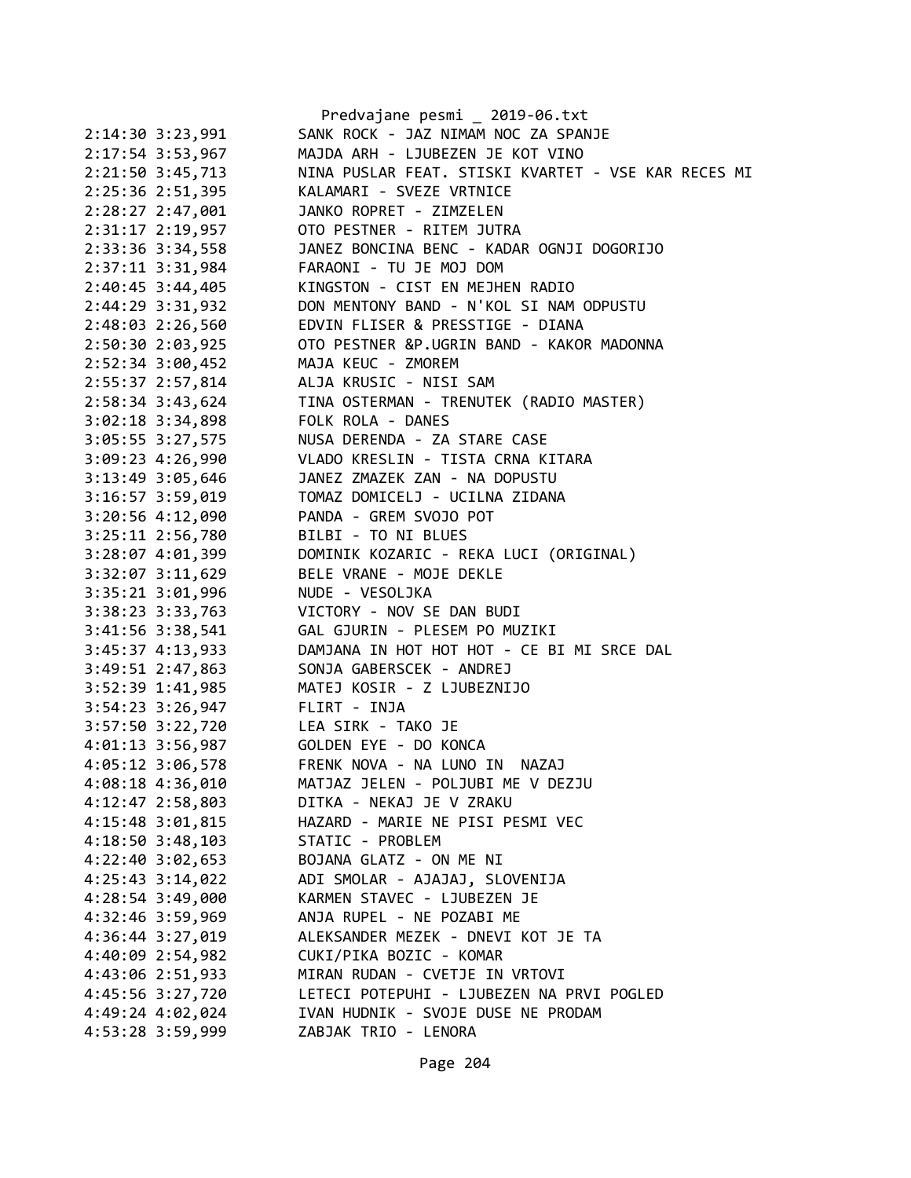Predvajane pesmi _ 2019-06.txt

```
2:14:30 3:23,991        SANK ROCK - JAZ NIMAM NOC ZA SPANJE
2:17:54 3:53,967        MAJDA ARH - LJUBEZEN JE KOT VINO
2:21:50 3:45,713        NINA PUSLAR FEAT. STISKI KVARTET - VSE KAR RECES MI
2:25:36 2:51,395        KALAMARI - SVEZE VRTNICE
2:28:27 2:47,001        JANKO ROPRET - ZIMZELEN
2:31:17 2:19,957        OTO PESTNER - RITEM JUTRA
2:33:36 3:34,558        JANEZ BONCINA BENC - KADAR OGNJI DOGORIJO
2:37:11 3:31,984        FARAONI - TU JE MOJ DOM
2:40:45 3:44,405        KINGSTON - CIST EN MEJHEN RADIO
2:44:29 3:31,932        DON MENTONY BAND - N'KOL SI NAM ODPUSTU
2:48:03 2:26,560        EDVIN FLISER & PRESSTIGE - DIANA
2:50:30 2:03,925        OTO PESTNER &P.UGRIN BAND - KAKOR MADONNA
2:52:34 3:00,452        MAJA KEUC - ZMOREM
2:55:37 2:57,814        ALJA KRUSIC - NISI SAM
2:58:34 3:43,624        TINA OSTERMAN - TRENUTEK (RADIO MASTER)
3:02:18 3:34,898        FOLK ROLA - DANES
3:05:55 3:27,575        NUSA DERENDA - ZA STARE CASE
3:09:23 4:26,990        VLADO KRESLIN - TISTA CRNA KITARA
3:13:49 3:05,646        JANEZ ZMAZEK ZAN - NA DOPUSTU
3:16:57 3:59,019        TOMAZ DOMICELJ - UCILNA ZIDANA
3:20:56 4:12,090        PANDA - GREM SVOJO POT
3:25:11 2:56,780        BILBI - TO NI BLUES
3:28:07 4:01,399        DOMINIK KOZARIC - REKA LUCI (ORIGINAL)
3:32:07 3:11,629        BELE VRANE - MOJE DEKLE
3:35:21 3:01,996        NUDE - VESOLJKA
3:38:23 3:33,763        VICTORY - NOV SE DAN BUDI
3:41:56 3:38,541        GAL GJURIN - PLESEM PO MUZIKI
3:45:37 4:13,933        DAMJANA IN HOT HOT HOT - CE BI MI SRCE DAL
3:49:51 2:47,863        SONJA GABERSCEK - ANDREJ
3:52:39 1:41,985        MATEJ KOSIR - Z LJUBEZNIJO
3:54:23 3:26,947        FLIRT - INJA
3:57:50 3:22,720        LEA SIRK - TAKO JE
4:01:13 3:56,987        GOLDEN EYE - DO KONCA
4:05:12 3:06,578        FRENK NOVA - NA LUNO IN  NAZAJ
4:08:18 4:36,010        MATJAZ JELEN - POLJUBI ME V DEZJU
4:12:47 2:58,803        DITKA - NEKAJ JE V ZRAKU
4:15:48 3:01,815        HAZARD - MARIE NE PISI PESMI VEC
4:18:50 3:48,103        STATIC - PROBLEM
4:22:40 3:02,653        BOJANA GLATZ - ON ME NI
4:25:43 3:14,022        ADI SMOLAR - AJAJAJ, SLOVENIJA
4:28:54 3:49,000        KARMEN STAVEC - LJUBEZEN JE
4:32:46 3:59,969        ANJA RUPEL - NE POZABI ME
4:36:44 3:27,019        ALEKSANDER MEZEK - DNEVI KOT JE TA
4:40:09 2:54,982        CUKI/PIKA BOZIC - KOMAR
4:43:06 2:51,933        MIRAN RUDAN - CVETJE IN VRTOVI
4:45:56 3:27,720        LETECI POTEPUHI - LJUBEZEN NA PRVI POGLED
4:49:24 4:02,024        IVAN HUDNIK - SVOJE DUSE NE PRODAM
4:53:28 3:59,999        ZABJAK TRIO - LENORA
```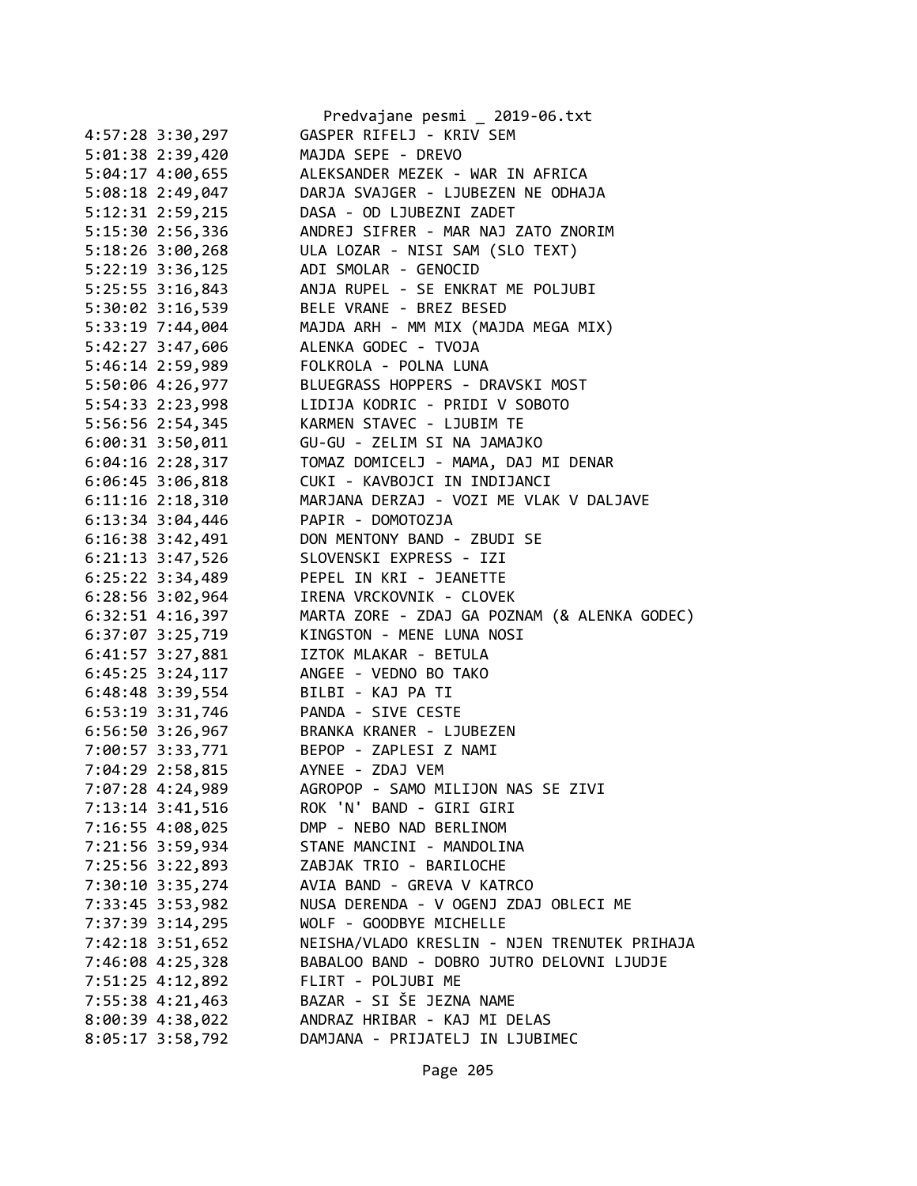```
4:57:28 3:30,297        GASPER RIFELJ - KRIV SEM
5:01:38 2:39,420        MAJDA SEPE - DREVO
5:04:17 4:00,655        ALEKSANDER MEZEK - WAR IN AFRICA
5:08:18 2:49,047        DARJA SVAJGER - LJUBEZEN NE ODHAJA
5:12:31 2:59,215        DASA - OD LJUBEZNI ZADET
5:15:30 2:56,336        ANDREJ SIFRER - MAR NAJ ZATO ZNORIM
5:18:26 3:00,268        ULA LOZAR - NISI SAM (SLO TEXT)
5:22:19 3:36,125        ADI SMOLAR - GENOCID
5:25:55 3:16,843        ANJA RUPEL - SE ENKRAT ME POLJUBI
5:30:02 3:16,539        BELE VRANE - BREZ BESED
5:33:19 7:44,004        MAJDA ARH - MM MIX (MAJDA MEGA MIX)
5:42:27 3:47,606        ALENKA GODEC - TVOJA
5:46:14 2:59,989        FOLKROLA - POLNA LUNA
5:50:06 4:26,977        BLUEGRASS HOPPERS - DRAVSKI MOST
5:54:33 2:23,998        LIDIJA KODRIC - PRIDI V SOBOTO
5:56:56 2:54,345        KARMEN STAVEC - LJUBIM TE
6:00:31 3:50,011        GU-GU - ZELIM SI NA JAMAJKO
6:04:16 2:28,317        TOMAZ DOMICELJ - MAMA, DAJ MI DENAR
6:06:45 3:06,818        CUKI - KAVBOJCI IN INDIJANCI
6:11:16 2:18,310        MARJANA DERZAJ - VOZI ME VLAK V DALJAVE
6:13:34 3:04,446        PAPIR - DOMOTOZJA
6:16:38 3:42,491        DON MENTONY BAND - ZBUDI SE
6:21:13 3:47,526        SLOVENSKI EXPRESS - IZI
6:25:22 3:34,489        PEPEL IN KRI - JEANETTE
6:28:56 3:02,964        IRENA VRCKOVNIK - CLOVEK
6:32:51 4:16,397        MARTA ZORE - ZDAJ GA POZNAM (& ALENKA GODEC)
6:37:07 3:25,719        KINGSTON - MENE LUNA NOSI
6:41:57 3:27,881        IZTOK MLAKAR - BETULA
6:45:25 3:24,117        ANGEE - VEDNO BO TAKO
6:48:48 3:39,554        BILBI - KAJ PA TI
6:53:19 3:31,746        PANDA - SIVE CESTE
6:56:50 3:26,967        BRANKA KRANER - LJUBEZEN
7:00:57 3:33,771        BEPOP - ZAPLESI Z NAMI
7:04:29 2:58,815        AYNEE - ZDAJ VEM
7:07:28 4:24,989        AGROPOP - SAMO MILIJON NAS SE ZIVI
7:13:14 3:41,516        ROK 'N' BAND - GIRI GIRI
7:16:55 4:08,025        DMP - NEBO NAD BERLINOM
7:21:56 3:59,934        STANE MANCINI - MANDOLINA
7:25:56 3:22,893        ZABJAK TRIO - BARILOCHE
7:30:10 3:35,274        AVIA BAND - GREVA V KATRCO
7:33:45 3:53,982        NUSA DERENDA - V OGENJ ZDAJ OBLECI ME
7:37:39 3:14,295        WOLF - GOODBYE MICHELLE
7:42:18 3:51,652        NEISHA/VLADO KRESLIN - NJEN TRENUTEK PRIHAJA
7:46:08 4:25,328        BABALOO BAND - DOBRO JUTRO DELOVNI LJUDJE
7:51:25 4:12,892        FLIRT - POLJUBI ME
7:55:38 4:21,463        BAZAR - SI ŠE JEZNA NAME
8:00:39 4:38,022        ANDRAZ HRIBAR - KAJ MI DELAS
8:05:17 3:58,792        DAMJANA - PRIJATELJ IN LJUBIMEC
```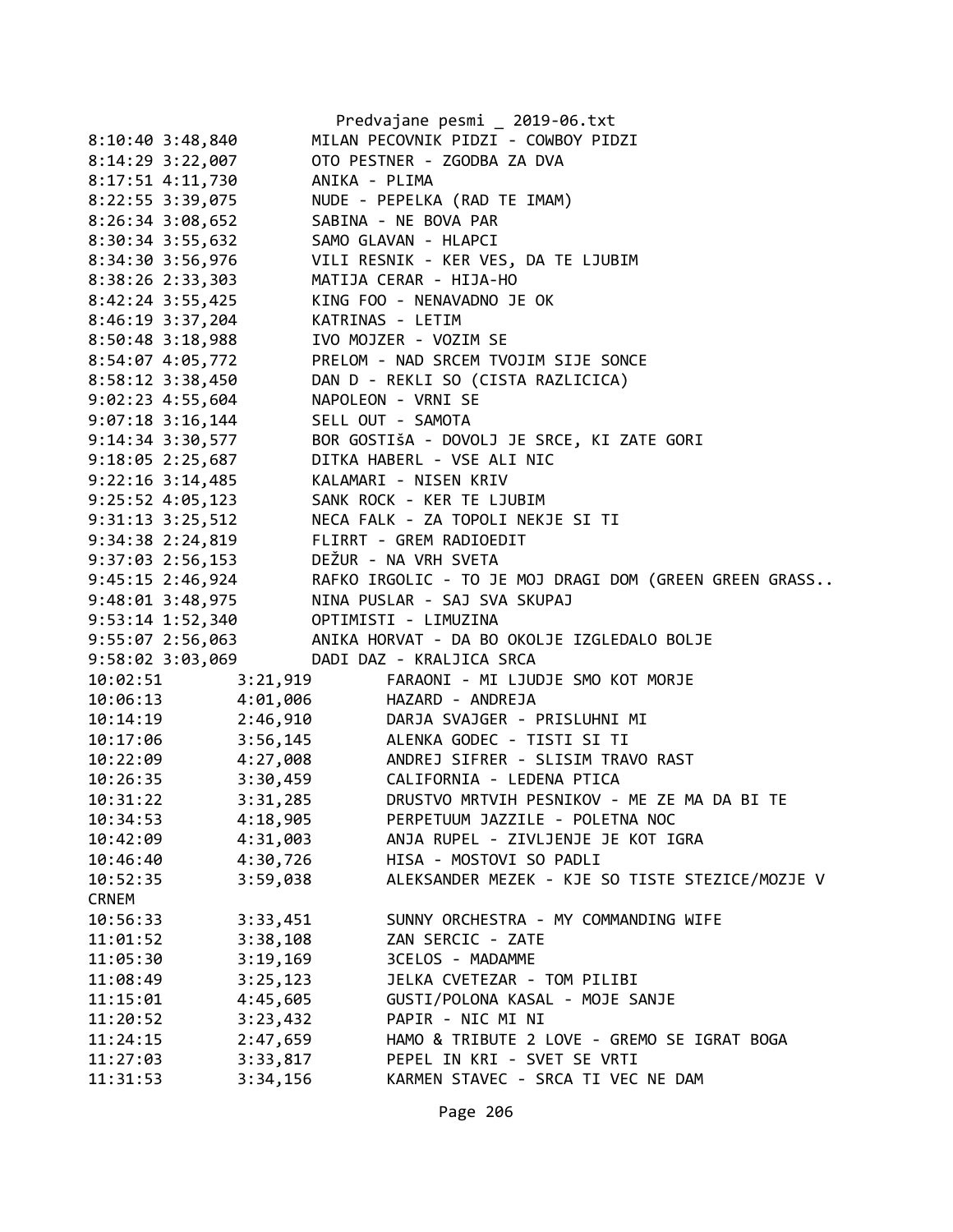Predvajane pesmi _ 2019-06.txt

```
8:10:40 3:48,840        MILAN PECOVNIK PIDZI - COWBOY PIDZI
8:14:29 3:22,007        OTO PESTNER - ZGODBA ZA DVA
8:17:51 4:11,730        ANIKA - PLIMA
8:22:55 3:39,075        NUDE - PEPELKA (RAD TE IMAM)
8:26:34 3:08,652        SABINA - NE BOVA PAR
8:30:34 3:55,632        SAMO GLAVAN - HLAPCI
8:34:30 3:56,976        VILI RESNIK - KER VES, DA TE LJUBIM
8:38:26 2:33,303        MATIJA CERAR - HIJA-HO
8:42:24 3:55,425        KING FOO - NENAVADNO JE OK
8:46:19 3:37,204        KATRINAS - LETIM
8:50:48 3:18,988        IVO MOJZER - VOZIM SE
8:54:07 4:05,772        PRELOM - NAD SRCEM TVOJIM SIJE SONCE
8:58:12 3:38,450        DAN D - REKLI SO (CISTA RAZLICICA)
9:02:23 4:55,604        NAPOLEON - VRNI SE
9:07:18 3:16,144        SELL OUT - SAMOTA
9:14:34 3:30,577        BOR GOSTIšA - DOVOLJ JE SRCE, KI ZATE GORI
9:18:05 2:25,687        DITKA HABERL - VSE ALI NIC
9:22:16 3:14,485        KALAMARI - NISEN KRIV
9:25:52 4:05,123        SANK ROCK - KER TE LJUBIM
9:31:13 3:25,512        NECA FALK - ZA TOPOLI NEKJE SI TI
9:34:38 2:24,819        FLIRRT - GREM RADIOEDIT
9:37:03 2:56,153        DEŽUR - NA VRH SVETA
9:45:15 2:46,924        RAFKO IRGOLIC - TO JE MOJ DRAGI DOM (GREEN GREEN GRASS..
9:48:01 3:48,975        NINA PUSLAR - SAJ SVA SKUPAJ
9:53:14 1:52,340        OPTIMISTI - LIMUZINA
9:55:07 2:56,063        ANIKA HORVAT - DA BO OKOLJE IZGLEDALO BOLJE
9:58:02 3:03,069        DADI DAZ - KRALJICA SRCA
10:02:51        3:21,919        FARAONI - MI LJUDJE SMO KOT MORJE
10:06:13        4:01,006        HAZARD - ANDREJA
10:14:19        2:46,910        DARJA SVAJGER - PRISLUHNI MI
10:17:06        3:56,145        ALENKA GODEC - TISTI SI TI
10:22:09        4:27,008        ANDREJ SIFRER - SLISIM TRAVO RAST
10:26:35        3:30,459        CALIFORNIA - LEDENA PTICA
10:31:22        3:31,285        DRUSTVO MRTVIH PESNIKOV - ME ZE MA DA BI TE
10:34:53        4:18,905        PERPETUUM JAZZILE - POLETNA NOC
10:42:09        4:31,003        ANJA RUPEL - ZIVLJENJE JE KOT IGRA
10:46:40        4:30,726        HISA - MOSTOVI SO PADLI
10:52:35        3:59,038        ALEKSANDER MEZEK - KJE SO TISTE STEZICE/MOZJE V
CRNEM
10:56:33        3:33,451        SUNNY ORCHESTRA - MY COMMANDING WIFE
11:01:52        3:38,108        ZAN SERCIC - ZATE
11:05:30        3:19,169        3CELOS - MADAMME
11:08:49        3:25,123        JELKA CVETEZAR - TOM PILIBI
11:15:01        4:45,605        GUSTI/POLONA KASAL - MOJE SANJE
11:20:52        3:23,432        PAPIR - NIC MI NI
11:24:15        2:47,659        HAMO & TRIBUTE 2 LOVE - GREMO SE IGRAT BOGA
11:27:03        3:33,817        PEPEL IN KRI - SVET SE VRTI
11:31:53        3:34,156        KARMEN STAVEC - SRCA TI VEC NE DAM
```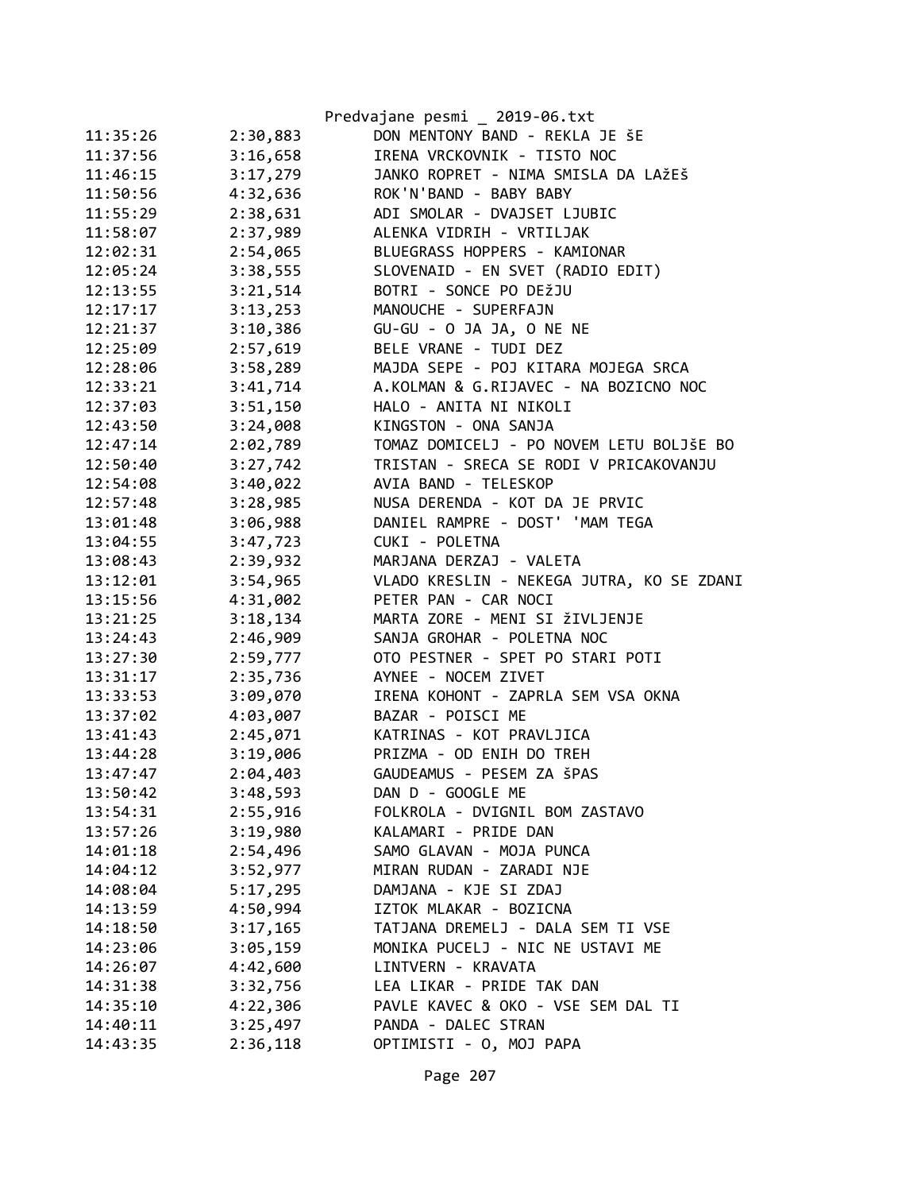Predvajane pesmi _ 2019-06.txt

| | | |
|---|---|---|
| 11:35:26 | 2:30,883 | DON MENTONY BAND - REKLA JE šE |
| 11:37:56 | 3:16,658 | IRENA VRCKOVNIK - TISTO NOC |
| 11:46:15 | 3:17,279 | JANKO ROPRET - NIMA SMISLA DA LAžEš |
| 11:50:56 | 4:32,636 | ROK'N'BAND - BABY BABY |
| 11:55:29 | 2:38,631 | ADI SMOLAR - DVAJSET LJUBIC |
| 11:58:07 | 2:37,989 | ALENKA VIDRIH - VRTILJAK |
| 12:02:31 | 2:54,065 | BLUEGRASS HOPPERS - KAMIONAR |
| 12:05:24 | 3:38,555 | SLOVENAID - EN SVET (RADIO EDIT) |
| 12:13:55 | 3:21,514 | BOTRI - SONCE PO DEžJU |
| 12:17:17 | 3:13,253 | MANOUCHE - SUPERFAJN |
| 12:21:37 | 3:10,386 | GU-GU - O JA JA, O NE NE |
| 12:25:09 | 2:57,619 | BELE VRANE - TUDI DEZ |
| 12:28:06 | 3:58,289 | MAJDA SEPE - POJ KITARA MOJEGA SRCA |
| 12:33:21 | 3:41,714 | A.KOLMAN & G.RIJAVEC - NA BOZICNO NOC |
| 12:37:03 | 3:51,150 | HALO - ANITA NI NIKOLI |
| 12:43:50 | 3:24,008 | KINGSTON - ONA SANJA |
| 12:47:14 | 2:02,789 | TOMAZ DOMICELJ - PO NOVEM LETU BOLJšE BO |
| 12:50:40 | 3:27,742 | TRISTAN - SRECA SE RODI V PRICAKOVANJU |
| 12:54:08 | 3:40,022 | AVIA BAND - TELESKOP |
| 12:57:48 | 3:28,985 | NUSA DERENDA - KOT DA JE PRVIC |
| 13:01:48 | 3:06,988 | DANIEL RAMPRE - DOST' 'MAM TEGA |
| 13:04:55 | 3:47,723 | CUKI - POLETNA |
| 13:08:43 | 2:39,932 | MARJANA DERZAJ - VALETA |
| 13:12:01 | 3:54,965 | VLADO KRESLIN - NEKEGA JUTRA, KO SE ZDANI |
| 13:15:56 | 4:31,002 | PETER PAN - CAR NOCI |
| 13:21:25 | 3:18,134 | MARTA ZORE - MENI SI žIVLJENJE |
| 13:24:43 | 2:46,909 | SANJA GROHAR - POLETNA NOC |
| 13:27:30 | 2:59,777 | OTO PESTNER - SPET PO STARI POTI |
| 13:31:17 | 2:35,736 | AYNEE - NOCEM ZIVET |
| 13:33:53 | 3:09,070 | IRENA KOHONT - ZAPRLA SEM VSA OKNA |
| 13:37:02 | 4:03,007 | BAZAR - POISCI ME |
| 13:41:43 | 2:45,071 | KATRINAS - KOT PRAVLJICA |
| 13:44:28 | 3:19,006 | PRIZMA - OD ENIH DO TREH |
| 13:47:47 | 2:04,403 | GAUDEAMUS - PESEM ZA šPAS |
| 13:50:42 | 3:48,593 | DAN D - GOOGLE ME |
| 13:54:31 | 2:55,916 | FOLKROLA - DVIGNIL BOM ZASTAVO |
| 13:57:26 | 3:19,980 | KALAMARI - PRIDE DAN |
| 14:01:18 | 2:54,496 | SAMO GLAVAN - MOJA PUNCA |
| 14:04:12 | 3:52,977 | MIRAN RUDAN - ZARADI NJE |
| 14:08:04 | 5:17,295 | DAMJANA - KJE SI ZDAJ |
| 14:13:59 | 4:50,994 | IZTOK MLAKAR - BOZICNA |
| 14:18:50 | 3:17,165 | TATJANA DREMELJ - DALA SEM TI VSE |
| 14:23:06 | 3:05,159 | MONIKA PUCELJ - NIC NE USTAVI ME |
| 14:26:07 | 4:42,600 | LINTVERN - KRAVATA |
| 14:31:38 | 3:32,756 | LEA LIKAR - PRIDE TAK DAN |
| 14:35:10 | 4:22,306 | PAVLE KAVEC & OKO - VSE SEM DAL TI |
| 14:40:11 | 3:25,497 | PANDA - DALEC STRAN |
| 14:43:35 | 2:36,118 | OPTIMISTI - O, MOJ PAPA |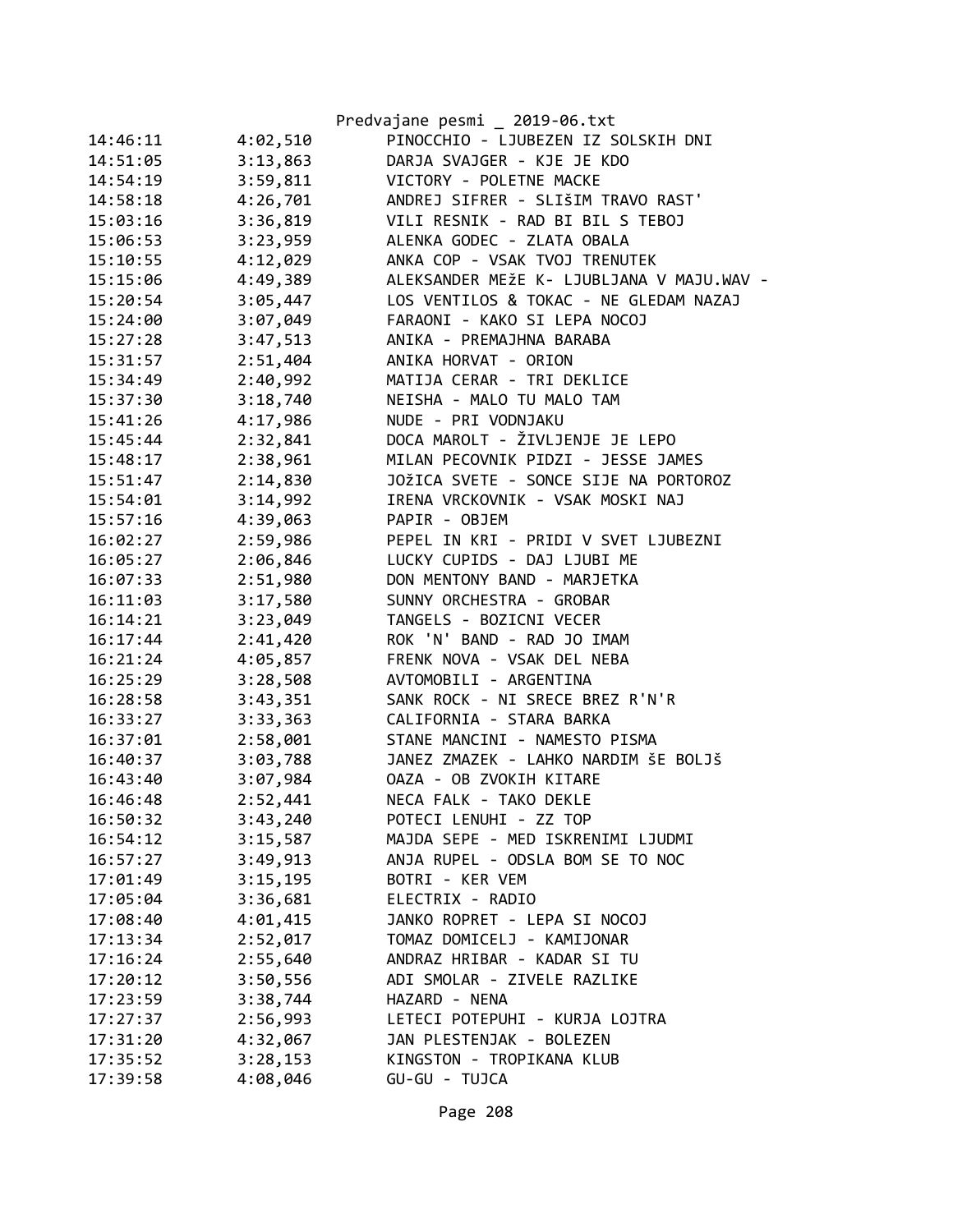| | | |
|---|---|---|
| 14:46:11 | 4:02,510 | PINOCCHIO - LJUBEZEN IZ SOLSKIH DNI |
| 14:51:05 | 3:13,863 | DARJA SVAJGER - KJE JE KDO |
| 14:54:19 | 3:59,811 | VICTORY - POLETNE MACKE |
| 14:58:18 | 4:26,701 | ANDREJ SIFRER - SLIŠIM TRAVO RAST' |
| 15:03:16 | 3:36,819 | VILI RESNIK - RAD BI BIL S TEBOJ |
| 15:06:53 | 3:23,959 | ALENKA GODEC - ZLATA OBALA |
| 15:10:55 | 4:12,029 | ANKA COP - VSAK TVOJ TRENUTEK |
| 15:15:06 | 4:49,389 | ALEKSANDER MEžE K- LJUBLJANA V MAJU.WAV - |
| 15:20:54 | 3:05,447 | LOS VENTILOS & TOKAC - NE GLEDAM NAZAJ |
| 15:24:00 | 3:07,049 | FARAONI - KAKO SI LEPA NOCOJ |
| 15:27:28 | 3:47,513 | ANIKA - PREMAJHNA BARABA |
| 15:31:57 | 2:51,404 | ANIKA HORVAT - ORION |
| 15:34:49 | 2:40,992 | MATIJA CERAR - TRI DEKLICE |
| 15:37:30 | 3:18,740 | NEISHA - MALO TU MALO TAM |
| 15:41:26 | 4:17,986 | NUDE - PRI VODNJAKU |
| 15:45:44 | 2:32,841 | DOCA MAROLT - ŽIVLJENJE JE LEPO |
| 15:48:17 | 2:38,961 | MILAN PECOVNIK PIDZI - JESSE JAMES |
| 15:51:47 | 2:14,830 | JOžICA SVETE - SONCE SIJE NA PORTOROZ |
| 15:54:01 | 3:14,992 | IRENA VRCKOVNIK - VSAK MOSKI NAJ |
| 15:57:16 | 4:39,063 | PAPIR - OBJEM |
| 16:02:27 | 2:59,986 | PEPEL IN KRI - PRIDI V SVET LJUBEZNI |
| 16:05:27 | 2:06,846 | LUCKY CUPIDS - DAJ LJUBI ME |
| 16:07:33 | 2:51,980 | DON MENTONY BAND - MARJETKA |
| 16:11:03 | 3:17,580 | SUNNY ORCHESTRA - GROBAR |
| 16:14:21 | 3:23,049 | TANGELS - BOZICNI VECER |
| 16:17:44 | 2:41,420 | ROK 'N' BAND - RAD JO IMAM |
| 16:21:24 | 4:05,857 | FRENK NOVA - VSAK DEL NEBA |
| 16:25:29 | 3:28,508 | AVTOMOBILI - ARGENTINA |
| 16:28:58 | 3:43,351 | SANK ROCK - NI SRECE BREZ R'N'R |
| 16:33:27 | 3:33,363 | CALIFORNIA - STARA BARKA |
| 16:37:01 | 2:58,001 | STANE MANCINI - NAMESTO PISMA |
| 16:40:37 | 3:03,788 | JANEZ ZMAZEK - LAHKO NARDIM šE BOLJš |
| 16:43:40 | 3:07,984 | OAZA - OB ZVOKIH KITARE |
| 16:46:48 | 2:52,441 | NECA FALK - TAKO DEKLE |
| 16:50:32 | 3:43,240 | POTECI LENUHI - ZZ TOP |
| 16:54:12 | 3:15,587 | MAJDA SEPE - MED ISKRENIMI LJUDMI |
| 16:57:27 | 3:49,913 | ANJA RUPEL - ODSLA BOM SE TO NOC |
| 17:01:49 | 3:15,195 | BOTRI - KER VEM |
| 17:05:04 | 3:36,681 | ELECTRIX - RADIO |
| 17:08:40 | 4:01,415 | JANKO ROPRET - LEPA SI NOCOJ |
| 17:13:34 | 2:52,017 | TOMAZ DOMICELJ - KAMIJONAR |
| 17:16:24 | 2:55,640 | ANDRAZ HRIBAR - KADAR SI TU |
| 17:20:12 | 3:50,556 | ADI SMOLAR - ZIVELE RAZLIKE |
| 17:23:59 | 3:38,744 | HAZARD - NENA |
| 17:27:37 | 2:56,993 | LETECI POTEPUHI - KURJA LOJTRA |
| 17:31:20 | 4:32,067 | JAN PLESTENJAK - BOLEZEN |
| 17:35:52 | 3:28,153 | KINGSTON - TROPIKANA KLUB |
| 17:39:58 | 4:08,046 | GU-GU - TUJCA |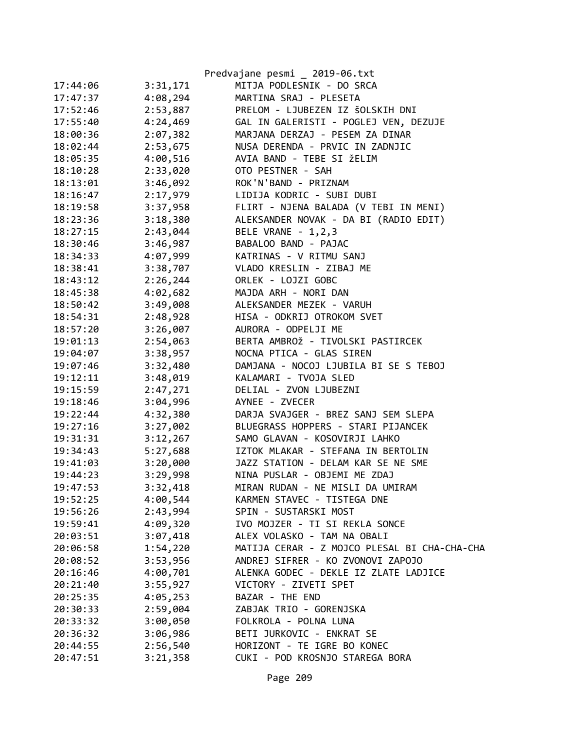| | | |
|---|---|---|
| 17:44:06 | 3:31,171 | MITJA PODLESNIK - DO SRCA |
| 17:47:37 | 4:08,294 | MARTINA SRAJ - PLESETA |
| 17:52:46 | 2:53,887 | PRELOM - LJUBEZEN IZ šOLSKIH DNI |
| 17:55:40 | 4:24,469 | GAL IN GALERISTI - POGLEJ VEN, DEZUJE |
| 18:00:36 | 2:07,382 | MARJANA DERZAJ - PESEM ZA DINAR |
| 18:02:44 | 2:53,675 | NUSA DERENDA - PRVIC IN ZADNJIC |
| 18:05:35 | 4:00,516 | AVIA BAND - TEBE SI žELIM |
| 18:10:28 | 2:33,020 | OTO PESTNER - SAH |
| 18:13:01 | 3:46,092 | ROK'N'BAND - PRIZNAM |
| 18:16:47 | 2:17,979 | LIDIJA KODRIC - SUBI DUBI |
| 18:19:58 | 3:37,958 | FLIRT - NJENA BALADA (V TEBI IN MENI) |
| 18:23:36 | 3:18,380 | ALEKSANDER NOVAK - DA BI (RADIO EDIT) |
| 18:27:15 | 2:43,044 | BELE VRANE - 1,2,3 |
| 18:30:46 | 3:46,987 | BABALOO BAND - PAJAC |
| 18:34:33 | 4:07,999 | KATRINAS - V RITMU SANJ |
| 18:38:41 | 3:38,707 | VLADO KRESLIN - ZIBAJ ME |
| 18:43:12 | 2:26,244 | ORLEK - LOJZI GOBC |
| 18:45:38 | 4:02,682 | MAJDA ARH - NORI DAN |
| 18:50:42 | 3:49,008 | ALEKSANDER MEZEK - VARUH |
| 18:54:31 | 2:48,928 | HISA - ODKRIJ OTROKOM SVET |
| 18:57:20 | 3:26,007 | AURORA - ODPELJI ME |
| 19:01:13 | 2:54,063 | BERTA AMBROž - TIVOLSKI PASTIRCEK |
| 19:04:07 | 3:38,957 | NOCNA PTICA - GLAS SIREN |
| 19:07:46 | 3:32,480 | DAMJANA - NOCOJ LJUBILA BI SE S TEBOJ |
| 19:12:11 | 3:48,019 | KALAMARI - TVOJA SLED |
| 19:15:59 | 2:47,271 | DELIAL - ZVON LJUBEZNI |
| 19:18:46 | 3:04,996 | AYNEE - ZVECER |
| 19:22:44 | 4:32,380 | DARJA SVAJGER - BREZ SANJ SEM SLEPA |
| 19:27:16 | 3:27,002 | BLUEGRASS HOPPERS - STARI PIJANCEK |
| 19:31:31 | 3:12,267 | SAMO GLAVAN - KOSOVIRJI LAHKO |
| 19:34:43 | 5:27,688 | IZTOK MLAKAR - STEFANA IN BERTOLIN |
| 19:41:03 | 3:20,000 | JAZZ STATION - DELAM KAR SE NE SME |
| 19:44:23 | 3:29,998 | NINA PUSLAR - OBJEMI ME ZDAJ |
| 19:47:53 | 3:32,418 | MIRAN RUDAN - NE MISLI DA UMIRAM |
| 19:52:25 | 4:00,544 | KARMEN STAVEC - TISTEGA DNE |
| 19:56:26 | 2:43,994 | SPIN - SUSTARSKI MOST |
| 19:59:41 | 4:09,320 | IVO MOJZER - TI SI REKLA SONCE |
| 20:03:51 | 3:07,418 | ALEX VOLASKO - TAM NA OBALI |
| 20:06:58 | 1:54,220 | MATIJA CERAR - Z MOJCO PLESAL BI CHA-CHA-CHA |
| 20:08:52 | 3:53,956 | ANDREJ SIFRER - KO ZVONOVI ZAPOJO |
| 20:16:46 | 4:00,701 | ALENKA GODEC - DEKLE IZ ZLATE LADJICE |
| 20:21:40 | 3:55,927 | VICTORY - ZIVETI SPET |
| 20:25:35 | 4:05,253 | BAZAR - THE END |
| 20:30:33 | 2:59,004 | ZABJAK TRIO - GORENJSKA |
| 20:33:32 | 3:00,050 | FOLKROLA - POLNA LUNA |
| 20:36:32 | 3:06,986 | BETI JURKOVIC - ENKRAT SE |
| 20:44:55 | 2:56,540 | HORIZONT - TE IGRE BO KONEC |
| 20:47:51 | 3:21,358 | CUKI - POD KROSNJO STAREGA BORA |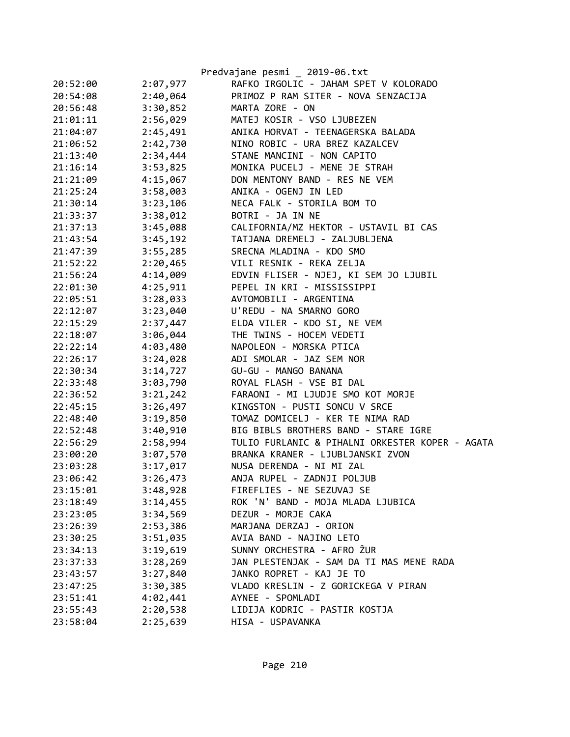| | | |
|---|---|---|
| 20:52:00 | 2:07,977 | RAFKO IRGOLIC - JAHAM SPET V KOLORADO |
| 20:54:08 | 2:40,064 | PRIMOZ P RAM SITER - NOVA SENZACIJA |
| 20:56:48 | 3:30,852 | MARTA ZORE - ON |
| 21:01:11 | 2:56,029 | MATEJ KOSIR - VSO LJUBEZEN |
| 21:04:07 | 2:45,491 | ANIKA HORVAT - TEENAGERSKA BALADA |
| 21:06:52 | 2:42,730 | NINO ROBIC - URA BREZ KAZALCEV |
| 21:13:40 | 2:34,444 | STANE MANCINI - NON CAPITO |
| 21:16:14 | 3:53,825 | MONIKA PUCELJ - MENE JE STRAH |
| 21:21:09 | 4:15,067 | DON MENTONY BAND - RES NE VEM |
| 21:25:24 | 3:58,003 | ANIKA - OGENJ IN LED |
| 21:30:14 | 3:23,106 | NECA FALK - STORILA BOM TO |
| 21:33:37 | 3:38,012 | BOTRI - JA IN NE |
| 21:37:13 | 3:45,088 | CALIFORNIA/MZ HEKTOR - USTAVIL BI CAS |
| 21:43:54 | 3:45,192 | TATJANA DREMELJ - ZALJUBLJENA |
| 21:47:39 | 3:55,285 | SRECNA MLADINA - KDO SMO |
| 21:52:22 | 2:20,465 | VILI RESNIK - REKA ZELJA |
| 21:56:24 | 4:14,009 | EDVIN FLISER - NJEJ, KI SEM JO LJUBIL |
| 22:01:30 | 4:25,911 | PEPEL IN KRI - MISSISSIPPI |
| 22:05:51 | 3:28,033 | AVTOMOBILI - ARGENTINA |
| 22:12:07 | 3:23,040 | U'REDU - NA SMARNO GORO |
| 22:15:29 | 2:37,447 | ELDA VILER - KDO SI, NE VEM |
| 22:18:07 | 3:06,044 | THE TWINS - HOCEM VEDETI |
| 22:22:14 | 4:03,480 | NAPOLEON - MORSKA PTICA |
| 22:26:17 | 3:24,028 | ADI SMOLAR - JAZ SEM NOR |
| 22:30:34 | 3:14,727 | GU-GU - MANGO BANANA |
| 22:33:48 | 3:03,790 | ROYAL FLASH - VSE BI DAL |
| 22:36:52 | 3:21,242 | FARAONI - MI LJUDJE SMO KOT MORJE |
| 22:45:15 | 3:26,497 | KINGSTON - PUSTI SONCU V SRCE |
| 22:48:40 | 3:19,850 | TOMAZ DOMICELJ - KER TE NIMA RAD |
| 22:52:48 | 3:40,910 | BIG BIBLS BROTHERS BAND - STARE IGRE |
| 22:56:29 | 2:58,994 | TULIO FURLANIC & PIHALNI ORKESTER KOPER - AGATA |
| 23:00:20 | 3:07,570 | BRANKA KRANER - LJUBLJANSKI ZVON |
| 23:03:28 | 3:17,017 | NUSA DERENDA - NI MI ZAL |
| 23:06:42 | 3:26,473 | ANJA RUPEL - ZADNJI POLJUB |
| 23:15:01 | 3:48,928 | FIREFLIES - NE SEZUVAJ SE |
| 23:18:49 | 3:14,455 | ROK 'N' BAND - MOJA MLADA LJUBICA |
| 23:23:05 | 3:34,569 | DEZUR - MORJE CAKA |
| 23:26:39 | 2:53,386 | MARJANA DERZAJ - ORION |
| 23:30:25 | 3:51,035 | AVIA BAND - NAJINO LETO |
| 23:34:13 | 3:19,619 | SUNNY ORCHESTRA - AFRO ŽUR |
| 23:37:33 | 3:28,269 | JAN PLESTENJAK - SAM DA TI MAS MENE RADA |
| 23:43:57 | 3:27,840 | JANKO ROPRET - KAJ JE TO |
| 23:47:25 | 3:30,385 | VLADO KRESLIN - Z GORICKEGA V PIRAN |
| 23:51:41 | 4:02,441 | AYNEE - SPOMLADI |
| 23:55:43 | 2:20,538 | LIDIJA KODRIC - PASTIR KOSTJA |
| 23:58:04 | 2:25,639 | HISA - USPAVANKA |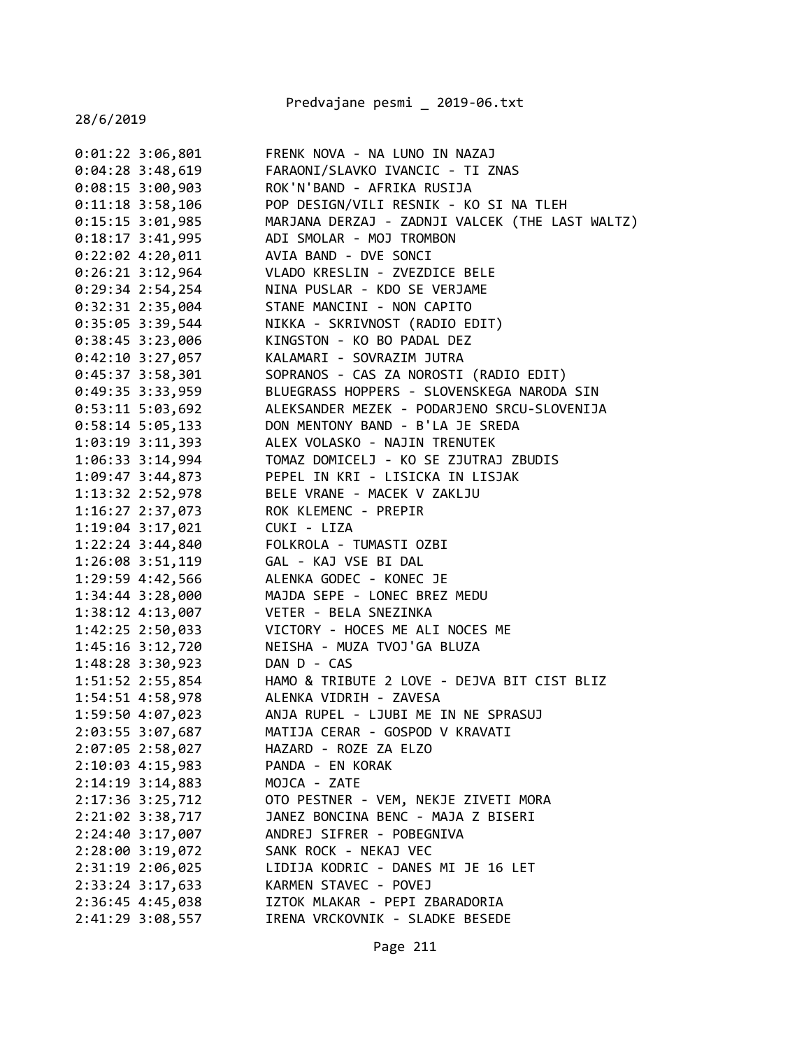28/6/2019

```
0:01:22 3:06,801        FRENK NOVA - NA LUNO IN NAZAJ
0:04:28 3:48,619        FARAONI/SLAVKO IVANCIC - TI ZNAS
0:08:15 3:00,903        ROK'N'BAND - AFRIKA RUSIJA
0:11:18 3:58,106        POP DESIGN/VILI RESNIK - KO SI NA TLEH
0:15:15 3:01,985        MARJANA DERZAJ - ZADNJI VALCEK (THE LAST WALTZ)
0:18:17 3:41,995        ADI SMOLAR - MOJ TROMBON
0:22:02 4:20,011        AVIA BAND - DVE SONCI
0:26:21 3:12,964        VLADO KRESLIN - ZVEZDICE BELE
0:29:34 2:54,254        NINA PUSLAR - KDO SE VERJAME
0:32:31 2:35,004        STANE MANCINI - NON CAPITO
0:35:05 3:39,544        NIKKA - SKRIVNOST (RADIO EDIT)
0:38:45 3:23,006        KINGSTON - KO BO PADAL DEZ
0:42:10 3:27,057        KALAMARI - SOVRAZIM JUTRA
0:45:37 3:58,301        SOPRANOS - CAS ZA NOROSTI (RADIO EDIT)
0:49:35 3:33,959        BLUEGRASS HOPPERS - SLOVENSKEGA NARODA SIN
0:53:11 5:03,692        ALEKSANDER MEZEK - PODARJENO SRCU-SLOVENIJA
0:58:14 5:05,133        DON MENTONY BAND - B'LA JE SREDA
1:03:19 3:11,393        ALEX VOLASKO - NAJIN TRENUTEK
1:06:33 3:14,994        TOMAZ DOMICELJ - KO SE ZJUTRAJ ZBUDIS
1:09:47 3:44,873        PEPEL IN KRI - LISICKA IN LISJAK
1:13:32 2:52,978        BELE VRANE - MACEK V ZAKLJU
1:16:27 2:37,073        ROK KLEMENC - PREPIR
1:19:04 3:17,021        CUKI - LIZA
1:22:24 3:44,840        FOLKROLA - TUMASTI OZBI
1:26:08 3:51,119        GAL - KAJ VSE BI DAL
1:29:59 4:42,566        ALENKA GODEC - KONEC JE
1:34:44 3:28,000        MAJDA SEPE - LONEC BREZ MEDU
1:38:12 4:13,007        VETER - BELA SNEZINKA
1:42:25 2:50,033        VICTORY - HOCES ME ALI NOCES ME
1:45:16 3:12,720        NEISHA - MUZA TVOJ'GA BLUZA
1:48:28 3:30,923        DAN D - CAS
1:51:52 2:55,854        HAMO & TRIBUTE 2 LOVE - DEJVA BIT CIST BLIZ
1:54:51 4:58,978        ALENKA VIDRIH - ZAVESA
1:59:50 4:07,023        ANJA RUPEL - LJUBI ME IN NE SPRASUJ
2:03:55 3:07,687        MATIJA CERAR - GOSPOD V KRAVATI
2:07:05 2:58,027        HAZARD - ROZE ZA ELZO
2:10:03 4:15,983        PANDA - EN KORAK
2:14:19 3:14,883        MOJCA - ZATE
2:17:36 3:25,712        OTO PESTNER - VEM, NEKJE ZIVETI MORA
2:21:02 3:38,717        JANEZ BONCINA BENC - MAJA Z BISERI
2:24:40 3:17,007        ANDREJ SIFRER - POBEGNIVA
2:28:00 3:19,072        SANK ROCK - NEKAJ VEC
2:31:19 2:06,025        LIDIJA KODRIC - DANES MI JE 16 LET
2:33:24 3:17,633        KARMEN STAVEC - POVEJ
2:36:45 4:45,038        IZTOK MLAKAR - PEPI ZBARADORIA
2:41:29 3:08,557        IRENA VRCKOVNIK - SLADKE BESEDE
```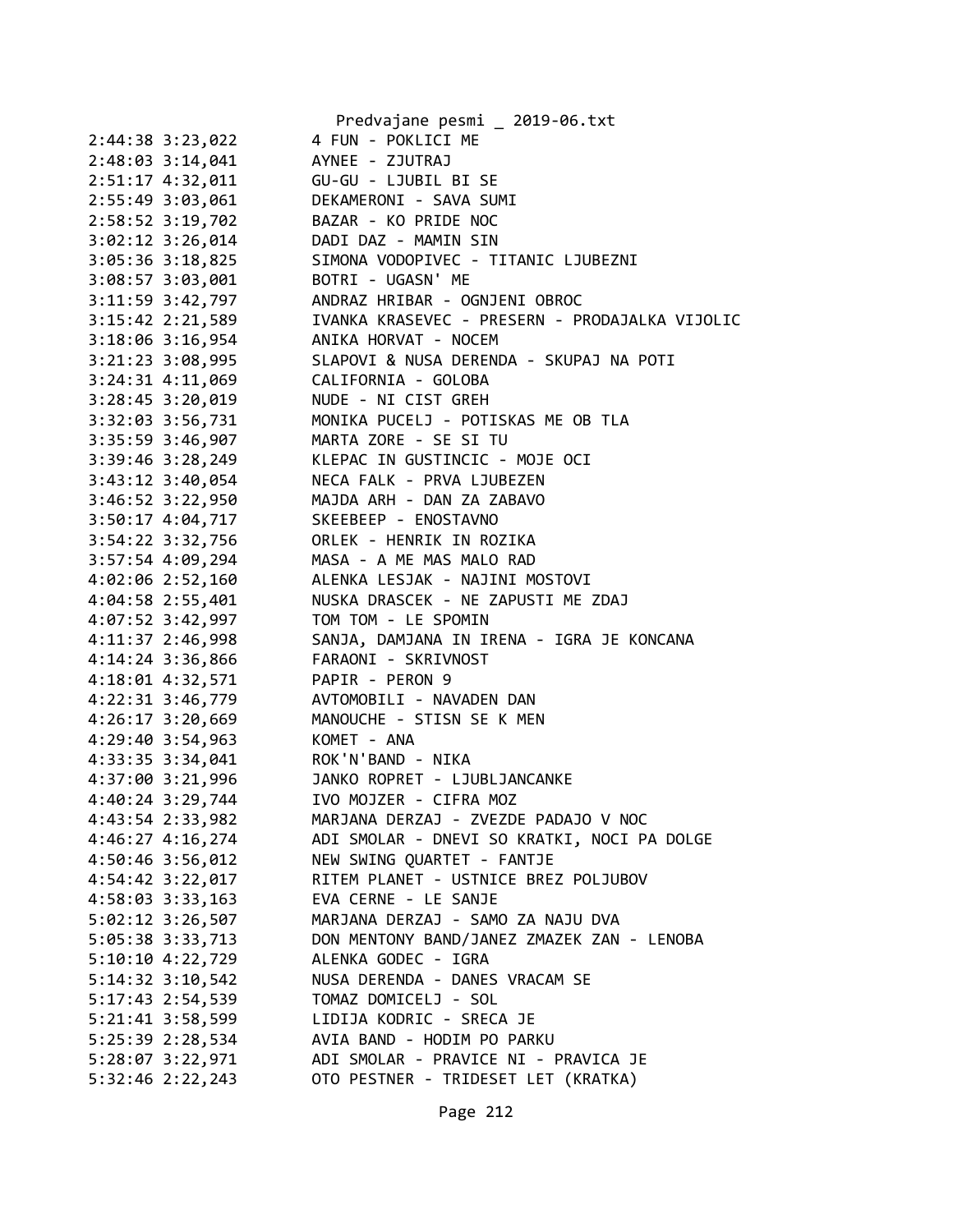```
2:44:38 3:23,022        4 FUN - POKLICI ME
2:48:03 3:14,041        AYNEE - ZJUTRAJ
2:51:17 4:32,011        GU-GU - LJUBIL BI SE
2:55:49 3:03,061        DEKAMERONI - SAVA SUMI
2:58:52 3:19,702        BAZAR - KO PRIDE NOC
3:02:12 3:26,014        DADI DAZ - MAMIN SIN
3:05:36 3:18,825        SIMONA VODOPIVEC - TITANIC LJUBEZNI
3:08:57 3:03,001        BOTRI - UGASN' ME
3:11:59 3:42,797        ANDRAZ HRIBAR - OGNJENI OBROC
3:15:42 2:21,589        IVANKA KRASEVEC - PRESERN - PRODAJALKA VIJOLIC
3:18:06 3:16,954        ANIKA HORVAT - NOCEM
3:21:23 3:08,995        SLAPOVI & NUSA DERENDA - SKUPAJ NA POTI
3:24:31 4:11,069        CALIFORNIA - GOLOBA
3:28:45 3:20,019        NUDE - NI CIST GREH
3:32:03 3:56,731        MONIKA PUCELJ - POTISKAS ME OB TLA
3:35:59 3:46,907        MARTA ZORE - SE SI TU
3:39:46 3:28,249        KLEPAC IN GUSTINCIC - MOJE OCI
3:43:12 3:40,054        NECA FALK - PRVA LJUBEZEN
3:46:52 3:22,950        MAJDA ARH - DAN ZA ZABAVO
3:50:17 4:04,717        SKEEBEEP - ENOSTAVNO
3:54:22 3:32,756        ORLEK - HENRIK IN ROZIKA
3:57:54 4:09,294        MASA - A ME MAS MALO RAD
4:02:06 2:52,160        ALENKA LESJAK - NAJINI MOSTOVI
4:04:58 2:55,401        NUSKA DRASCEK - NE ZAPUSTI ME ZDAJ
4:07:52 3:42,997        TOM TOM - LE SPOMIN
4:11:37 2:46,998        SANJA, DAMJANA IN IRENA - IGRA JE KONCANA
4:14:24 3:36,866        FARAONI - SKRIVNOST
4:18:01 4:32,571        PAPIR - PERON 9
4:22:31 3:46,779        AVTOMOBILI - NAVADEN DAN
4:26:17 3:20,669        MANOUCHE - STISN SE K MEN
4:29:40 3:54,963        KOMET - ANA
4:33:35 3:34,041        ROK'N'BAND - NIKA
4:37:00 3:21,996        JANKO ROPRET - LJUBLJANCANKE
4:40:24 3:29,744        IVO MOJZER - CIFRA MOZ
4:43:54 2:33,982        MARJANA DERZAJ - ZVEZDE PADAJO V NOC
4:46:27 4:16,274        ADI SMOLAR - DNEVI SO KRATKI, NOCI PA DOLGE
4:50:46 3:56,012        NEW SWING QUARTET - FANTJE
4:54:42 3:22,017        RITEM PLANET - USTNICE BREZ POLJUBOV
4:58:03 3:33,163        EVA CERNE - LE SANJE
5:02:12 3:26,507        MARJANA DERZAJ - SAMO ZA NAJU DVA
5:05:38 3:33,713        DON MENTONY BAND/JANEZ ZMAZEK ZAN - LENOBA
5:10:10 4:22,729        ALENKA GODEC - IGRA
5:14:32 3:10,542        NUSA DERENDA - DANES VRACAM SE
5:17:43 2:54,539        TOMAZ DOMICELJ - SOL
5:21:41 3:58,599        LIDIJA KODRIC - SRECA JE
5:25:39 2:28,534        AVIA BAND - HODIM PO PARKU
5:28:07 3:22,971        ADI SMOLAR - PRAVICE NI - PRAVICA JE
5:32:46 2:22,243        OTO PESTNER - TRIDESET LET (KRATKA)
```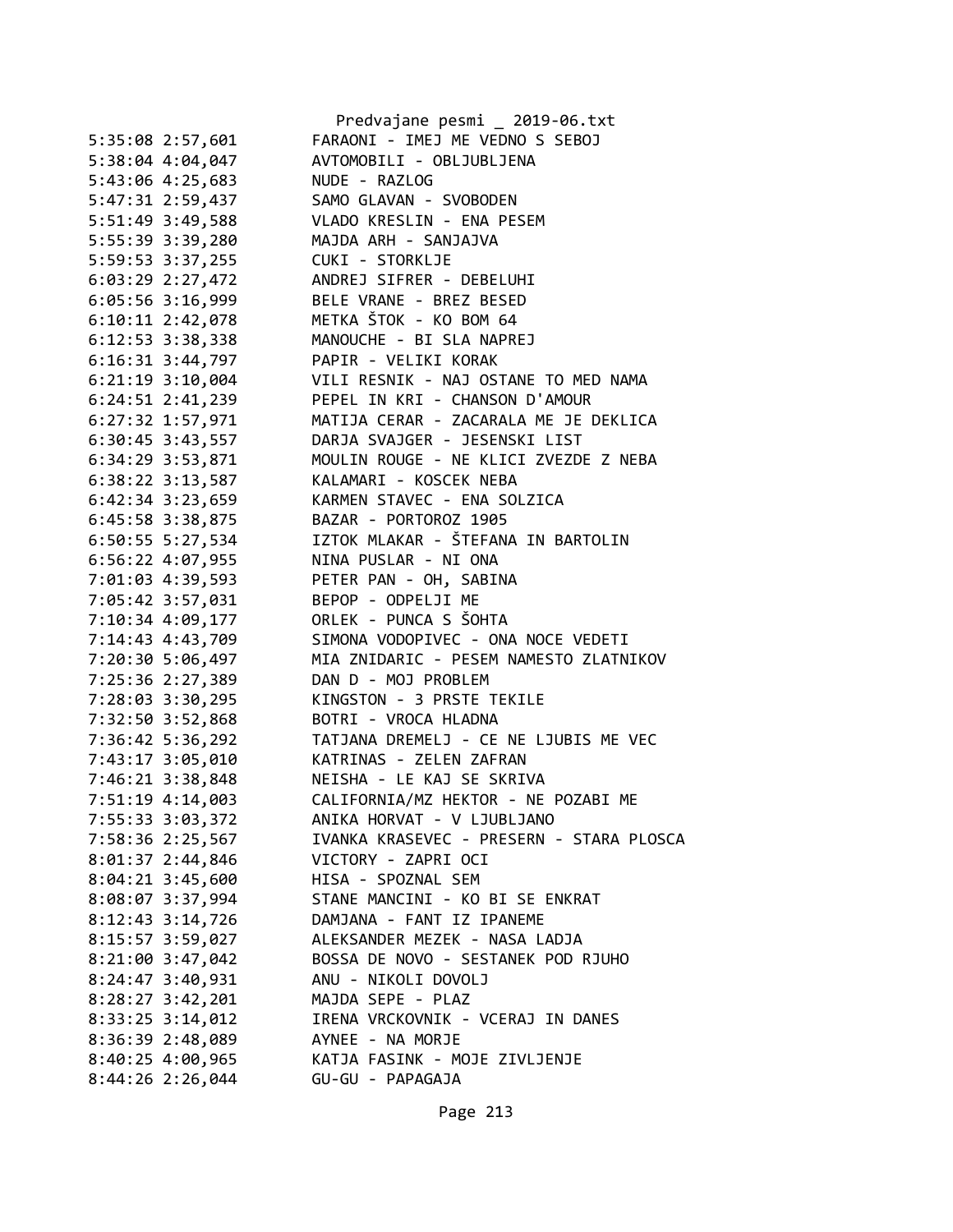```
5:35:08 2:57,601        FARAONI - IMEJ ME VEDNO S SEBOJ
5:38:04 4:04,047        AVTOMOBILI - OBLJUBLJENA
5:43:06 4:25,683        NUDE - RAZLOG
5:47:31 2:59,437        SAMO GLAVAN - SVOBODEN
5:51:49 3:49,588        VLADO KRESLIN - ENA PESEM
5:55:39 3:39,280        MAJDA ARH - SANJAJVA
5:59:53 3:37,255        CUKI - STORKLJE
6:03:29 2:27,472        ANDREJ SIFRER - DEBELUHI
6:05:56 3:16,999        BELE VRANE - BREZ BESED
6:10:11 2:42,078        METKA ŠTOK - KO BOM 64
6:12:53 3:38,338        MANOUCHE - BI SLA NAPREJ
6:16:31 3:44,797        PAPIR - VELIKI KORAK
6:21:19 3:10,004        VILI RESNIK - NAJ OSTANE TO MED NAMA
6:24:51 2:41,239        PEPEL IN KRI - CHANSON D'AMOUR
6:27:32 1:57,971        MATIJA CERAR - ZACARALA ME JE DEKLICA
6:30:45 3:43,557        DARJA SVAJGER - JESENSKI LIST
6:34:29 3:53,871        MOULIN ROUGE - NE KLICI ZVEZDE Z NEBA
6:38:22 3:13,587        KALAMARI - KOSCEK NEBA
6:42:34 3:23,659        KARMEN STAVEC - ENA SOLZICA
6:45:58 3:38,875        BAZAR - PORTOROZ 1905
6:50:55 5:27,534        IZTOK MLAKAR - ŠTEFANA IN BARTOLIN
6:56:22 4:07,955        NINA PUSLAR - NI ONA
7:01:03 4:39,593        PETER PAN - OH, SABINA
7:05:42 3:57,031        BEPOP - ODPELJI ME
7:10:34 4:09,177        ORLEK - PUNCA S ŠOHTA
7:14:43 4:43,709        SIMONA VODOPIVEC - ONA NOCE VEDETI
7:20:30 5:06,497        MIA ZNIDARIC - PESEM NAMESTO ZLATNIKOV
7:25:36 2:27,389        DAN D - MOJ PROBLEM
7:28:03 3:30,295        KINGSTON - 3 PRSTE TEKILE
7:32:50 3:52,868        BOTRI - VROCA HLADNA
7:36:42 5:36,292        TATJANA DREMELJ - CE NE LJUBIS ME VEC
7:43:17 3:05,010        KATRINAS - ZELEN ZAFRAN
7:46:21 3:38,848        NEISHA - LE KAJ SE SKRIVA
7:51:19 4:14,003        CALIFORNIA/MZ HEKTOR - NE POZABI ME
7:55:33 3:03,372        ANIKA HORVAT - V LJUBLJANO
7:58:36 2:25,567        IVANKA KRASEVEC - PRESERN - STARA PLOSCA
8:01:37 2:44,846        VICTORY - ZAPRI OCI
8:04:21 3:45,600        HISA - SPOZNAL SEM
8:08:07 3:37,994        STANE MANCINI - KO BI SE ENKRAT
8:12:43 3:14,726        DAMJANA - FANT IZ IPANEME
8:15:57 3:59,027        ALEKSANDER MEZEK - NASA LADJA
8:21:00 3:47,042        BOSSA DE NOVO - SESTANEK POD RJUHO
8:24:47 3:40,931        ANU - NIKOLI DOVOLJ
8:28:27 3:42,201        MAJDA SEPE - PLAZ
8:33:25 3:14,012        IRENA VRCKOVNIK - VCERAJ IN DANES
8:36:39 2:48,089        AYNEE - NA MORJE
8:40:25 4:00,965        KATJA FASINK - MOJE ZIVLJENJE
8:44:26 2:26,044        GU-GU - PAPAGAJA
```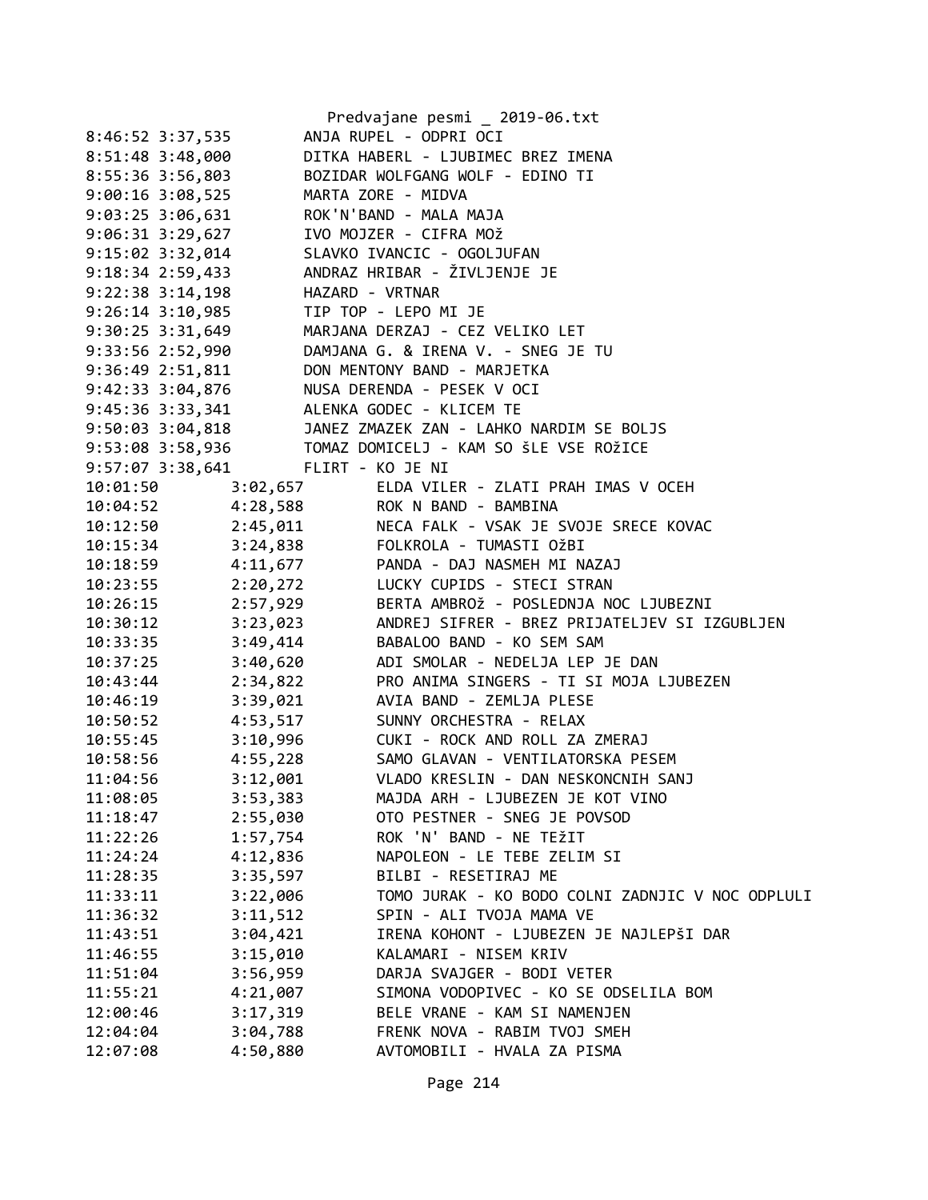```
8:46:52 3:37,535        ANJA RUPEL - ODPRI OCI
8:51:48 3:48,000        DITKA HABERL - LJUBIMEC BREZ IMENA
8:55:36 3:56,803        BOZIDAR WOLFGANG WOLF - EDINO TI
9:00:16 3:08,525        MARTA ZORE - MIDVA
9:03:25 3:06,631        ROK'N'BAND - MALA MAJA
9:06:31 3:29,627        IVO MOJZER - CIFRA MOž
9:15:02 3:32,014        SLAVKO IVANCIC - OGOLJUFAN
9:18:34 2:59,433        ANDRAZ HRIBAR - ŽIVLJENJE JE
9:22:38 3:14,198        HAZARD - VRTNAR
9:26:14 3:10,985        TIP TOP - LEPO MI JE
9:30:25 3:31,649        MARJANA DERZAJ - CEZ VELIKO LET
9:33:56 2:52,990        DAMJANA G. & IRENA V. - SNEG JE TU
9:36:49 2:51,811        DON MENTONY BAND - MARJETKA
9:42:33 3:04,876        NUSA DERENDA - PESEK V OCI
9:45:36 3:33,341        ALENKA GODEC - KLICEM TE
9:50:03 3:04,818        JANEZ ZMAZEK ZAN - LAHKO NARDIM SE BOLJS
9:53:08 3:58,936        TOMAZ DOMICELJ - KAM SO šLE VSE ROžICE
9:57:07 3:38,641        FLIRT - KO JE NI
10:01:50        3:02,657        ELDA VILER - ZLATI PRAH IMAS V OCEH
10:04:52        4:28,588        ROK N BAND - BAMBINA
10:12:50        2:45,011        NECA FALK - VSAK JE SVOJE SRECE KOVAC
10:15:34        3:24,838        FOLKROLA - TUMASTI OžBI
10:18:59        4:11,677        PANDA - DAJ NASMEH MI NAZAJ
10:23:55        2:20,272        LUCKY CUPIDS - STECI STRAN
10:26:15        2:57,929        BERTA AMBROž - POSLEDNJA NOC LJUBEZNI
10:30:12        3:23,023        ANDREJ SIFRER - BREZ PRIJATELJEV SI IZGUBLJEN
10:33:35        3:49,414        BABALOO BAND - KO SEM SAM
10:37:25        3:40,620        ADI SMOLAR - NEDELJA LEP JE DAN
10:43:44        2:34,822        PRO ANIMA SINGERS - TI SI MOJA LJUBEZEN
10:46:19        3:39,021        AVIA BAND - ZEMLJA PLESE
10:50:52        4:53,517        SUNNY ORCHESTRA - RELAX
10:55:45        3:10,996        CUKI - ROCK AND ROLL ZA ZMERAJ
10:58:56        4:55,228        SAMO GLAVAN - VENTILATORSKA PESEM
11:04:56        3:12,001        VLADO KRESLIN - DAN NESKONCNIH SANJ
11:08:05        3:53,383        MAJDA ARH - LJUBEZEN JE KOT VINO
11:18:47        2:55,030        OTO PESTNER - SNEG JE POVSOD
11:22:26        1:57,754        ROK 'N' BAND - NE TEžIT
11:24:24        4:12,836        NAPOLEON - LE TEBE ZELIM SI
11:28:35        3:35,597        BILBI - RESETIRAJ ME
11:33:11        3:22,006        TOMO JURAK - KO BODO COLNI ZADNJIC V NOC ODPLULI
11:36:32        3:11,512        SPIN - ALI TVOJA MAMA VE
11:43:51        3:04,421        IRENA KOHONT - LJUBEZEN JE NAJLEPšI DAR
11:46:55        3:15,010        KALAMARI - NISEM KRIV
11:51:04        3:56,959        DARJA SVAJGER - BODI VETER
11:55:21        4:21,007        SIMONA VODOPIVEC - KO SE ODSELILA BOM
12:00:46        3:17,319        BELE VRANE - KAM SI NAMENJEN
12:04:04        3:04,788        FRENK NOVA - RABIM TVOJ SMEH
12:07:08        4:50,880        AVTOMOBILI - HVALA ZA PISMA
```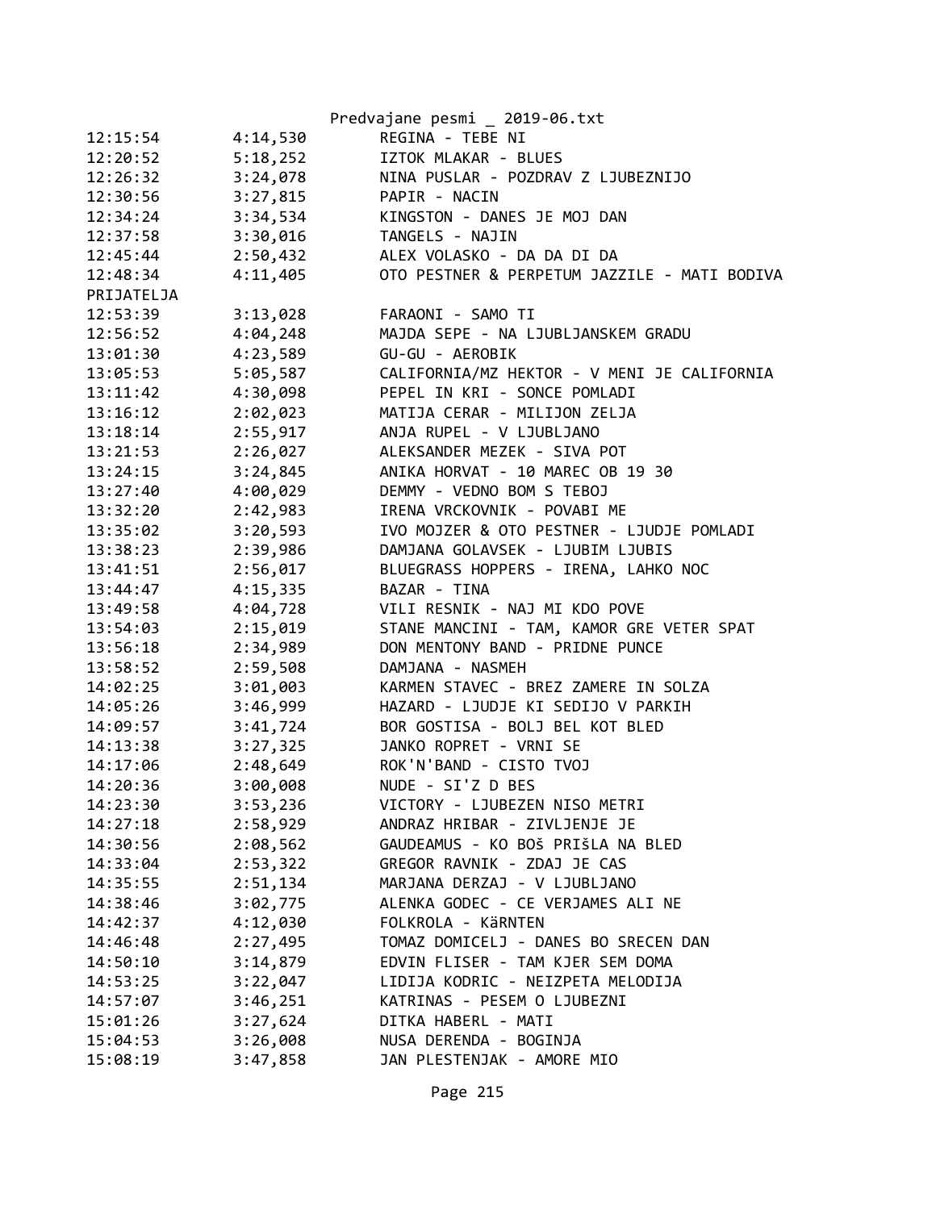12:15:54	4:14,530	REGINA - TEBE NI
12:20:52	5:18,252	IZTOK MLAKAR - BLUES
12:26:32	3:24,078	NINA PUSLAR - POZDRAV Z LJUBEZNIJO
12:30:56	3:27,815	PAPIR - NACIN
12:34:24	3:34,534	KINGSTON - DANES JE MOJ DAN
12:37:58	3:30,016	TANGELS - NAJIN
12:45:44	2:50,432	ALEX VOLASKO - DA DA DI DA
12:48:34	4:11,405	OTO PESTNER & PERPETUM JAZZILE - MATI BODIVA
PRIJATELJA
12:53:39	3:13,028	FARAONI - SAMO TI
12:56:52	4:04,248	MAJDA SEPE - NA LJUBLJANSKEM GRADU
13:01:30	4:23,589	GU-GU - AEROBIK
13:05:53	5:05,587	CALIFORNIA/MZ HEKTOR - V MENI JE CALIFORNIA
13:11:42	4:30,098	PEPEL IN KRI - SONCE POMLADI
13:16:12	2:02,023	MATIJA CERAR - MILIJON ZELJA
13:18:14	2:55,917	ANJA RUPEL - V LJUBLJANO
13:21:53	2:26,027	ALEKSANDER MEZEK - SIVA POT
13:24:15	3:24,845	ANIKA HORVAT - 10 MAREC OB 19 30
13:27:40	4:00,029	DEMMY - VEDNO BOM S TEBOJ
13:32:20	2:42,983	IRENA VRCKOVNIK - POVABI ME
13:35:02	3:20,593	IVO MOJZER & OTO PESTNER - LJUDJE POMLADI
13:38:23	2:39,986	DAMJANA GOLAVSEK - LJUBIM LJUBIS
13:41:51	2:56,017	BLUEGRASS HOPPERS - IRENA, LAHKO NOC
13:44:47	4:15,335	BAZAR - TINA
13:49:58	4:04,728	VILI RESNIK - NAJ MI KDO POVE
13:54:03	2:15,019	STANE MANCINI - TAM, KAMOR GRE VETER SPAT
13:56:18	2:34,989	DON MENTONY BAND - PRIDNE PUNCE
13:58:52	2:59,508	DAMJANA - NASMEH
14:02:25	3:01,003	KARMEN STAVEC - BREZ ZAMERE IN SOLZA
14:05:26	3:46,999	HAZARD - LJUDJE KI SEDIJO V PARKIH
14:09:57	3:41,724	BOR GOSTISA - BOLJ BEL KOT BLED
14:13:38	3:27,325	JANKO ROPRET - VRNI SE
14:17:06	2:48,649	ROK'N'BAND - CISTO TVOJ
14:20:36	3:00,008	NUDE - SI'Z D BES
14:23:30	3:53,236	VICTORY - LJUBEZEN NISO METRI
14:27:18	2:58,929	ANDRAZ HRIBAR - ZIVLJENJE JE
14:30:56	2:08,562	GAUDEAMUS - KO BOš PRIšLA NA BLED
14:33:04	2:53,322	GREGOR RAVNIK - ZDAJ JE CAS
14:35:55	2:51,134	MARJANA DERZAJ - V LJUBLJANO
14:38:46	3:02,775	ALENKA GODEC - CE VERJAMES ALI NE
14:42:37	4:12,030	FOLKROLA - KäRNTEN
14:46:48	2:27,495	TOMAZ DOMICELJ - DANES BO SRECEN DAN
14:50:10	3:14,879	EDVIN FLISER - TAM KJER SEM DOMA
14:53:25	3:22,047	LIDIJA KODRIC - NEIZPETA MELODIJA
14:57:07	3:46,251	KATRINAS - PESEM O LJUBEZNI
15:01:26	3:27,624	DITKA HABERL - MATI
15:04:53	3:26,008	NUSA DERENDA - BOGINJA
15:08:19	3:47,858	JAN PLESTENJAK - AMORE MIO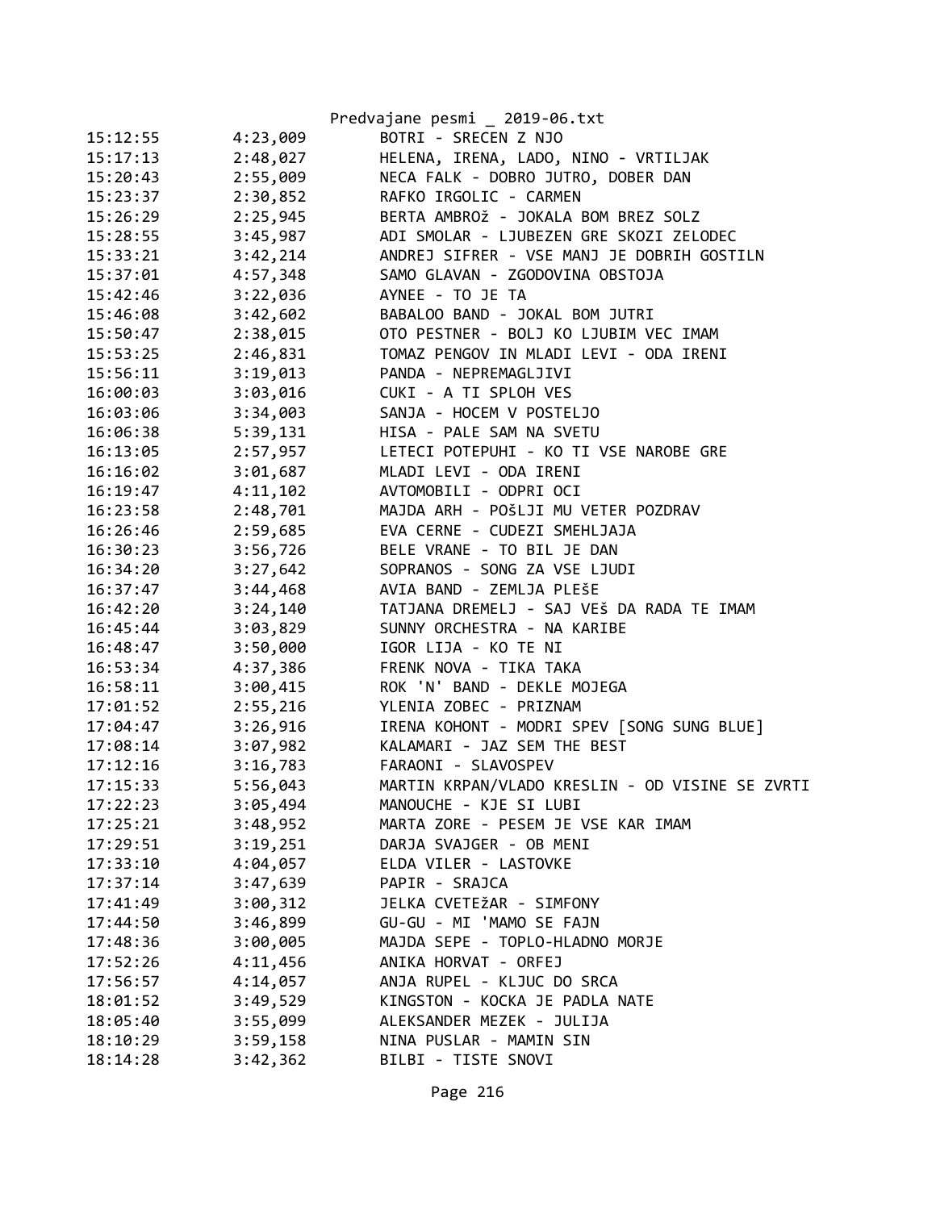| | | |
|---|---|---|
| 15:12:55 | 4:23,009 | BOTRI - SRECEN Z NJO |
| 15:17:13 | 2:48,027 | HELENA, IRENA, LADO, NINO - VRTILJAK |
| 15:20:43 | 2:55,009 | NECA FALK - DOBRO JUTRO, DOBER DAN |
| 15:23:37 | 2:30,852 | RAFKO IRGOLIC - CARMEN |
| 15:26:29 | 2:25,945 | BERTA AMBROž - JOKALA BOM BREZ SOLZ |
| 15:28:55 | 3:45,987 | ADI SMOLAR - LJUBEZEN GRE SKOZI ZELODEC |
| 15:33:21 | 3:42,214 | ANDREJ SIFRER - VSE MANJ JE DOBRIH GOSTILN |
| 15:37:01 | 4:57,348 | SAMO GLAVAN - ZGODOVINA OBSTOJA |
| 15:42:46 | 3:22,036 | AYNEE - TO JE TA |
| 15:46:08 | 3:42,602 | BABALOO BAND - JOKAL BOM JUTRI |
| 15:50:47 | 2:38,015 | OTO PESTNER - BOLJ KO LJUBIM VEC IMAM |
| 15:53:25 | 2:46,831 | TOMAZ PENGOV IN MLADI LEVI - ODA IRENI |
| 15:56:11 | 3:19,013 | PANDA - NEPREMAGLJIVI |
| 16:00:03 | 3:03,016 | CUKI - A TI SPLOH VES |
| 16:03:06 | 3:34,003 | SANJA - HOCEM V POSTELJO |
| 16:06:38 | 5:39,131 | HISA - PALE SAM NA SVETU |
| 16:13:05 | 2:57,957 | LETECI POTEPUHI - KO TI VSE NAROBE GRE |
| 16:16:02 | 3:01,687 | MLADI LEVI - ODA IRENI |
| 16:19:47 | 4:11,102 | AVTOMOBILI - ODPRI OCI |
| 16:23:58 | 2:48,701 | MAJDA ARH - POšLJI MU VETER POZDRAV |
| 16:26:46 | 2:59,685 | EVA CERNE - CUDEZI SMEHLJAJA |
| 16:30:23 | 3:56,726 | BELE VRANE - TO BIL JE DAN |
| 16:34:20 | 3:27,642 | SOPRANOS - SONG ZA VSE LJUDI |
| 16:37:47 | 3:44,468 | AVIA BAND - ZEMLJA PLEšE |
| 16:42:20 | 3:24,140 | TATJANA DREMELJ - SAJ VEš DA RADA TE IMAM |
| 16:45:44 | 3:03,829 | SUNNY ORCHESTRA - NA KARIBE |
| 16:48:47 | 3:50,000 | IGOR LIJA - KO TE NI |
| 16:53:34 | 4:37,386 | FRENK NOVA - TIKA TAKA |
| 16:58:11 | 3:00,415 | ROK 'N' BAND - DEKLE MOJEGA |
| 17:01:52 | 2:55,216 | YLENIA ZOBEC - PRIZNAM |
| 17:04:47 | 3:26,916 | IRENA KOHONT - MODRI SPEV [SONG SUNG BLUE] |
| 17:08:14 | 3:07,982 | KALAMARI - JAZ SEM THE BEST |
| 17:12:16 | 3:16,783 | FARAONI - SLAVOSPEV |
| 17:15:33 | 5:56,043 | MARTIN KRPAN/VLADO KRESLIN - OD VISINE SE ZVRTI |
| 17:22:23 | 3:05,494 | MANOUCHE - KJE SI LUBI |
| 17:25:21 | 3:48,952 | MARTA ZORE - PESEM JE VSE KAR IMAM |
| 17:29:51 | 3:19,251 | DARJA SVAJGER - OB MENI |
| 17:33:10 | 4:04,057 | ELDA VILER - LASTOVKE |
| 17:37:14 | 3:47,639 | PAPIR - SRAJCA |
| 17:41:49 | 3:00,312 | JELKA CVETEžAR - SIMFONY |
| 17:44:50 | 3:46,899 | GU-GU - MI 'MAMO SE FAJN |
| 17:48:36 | 3:00,005 | MAJDA SEPE - TOPLO-HLADNO MORJE |
| 17:52:26 | 4:11,456 | ANIKA HORVAT - ORFEJ |
| 17:56:57 | 4:14,057 | ANJA RUPEL - KLJUC DO SRCA |
| 18:01:52 | 3:49,529 | KINGSTON - KOCKA JE PADLA NATE |
| 18:05:40 | 3:55,099 | ALEKSANDER MEZEK - JULIJA |
| 18:10:29 | 3:59,158 | NINA PUSLAR - MAMIN SIN |
| 18:14:28 | 3:42,362 | BILBI - TISTE SNOVI |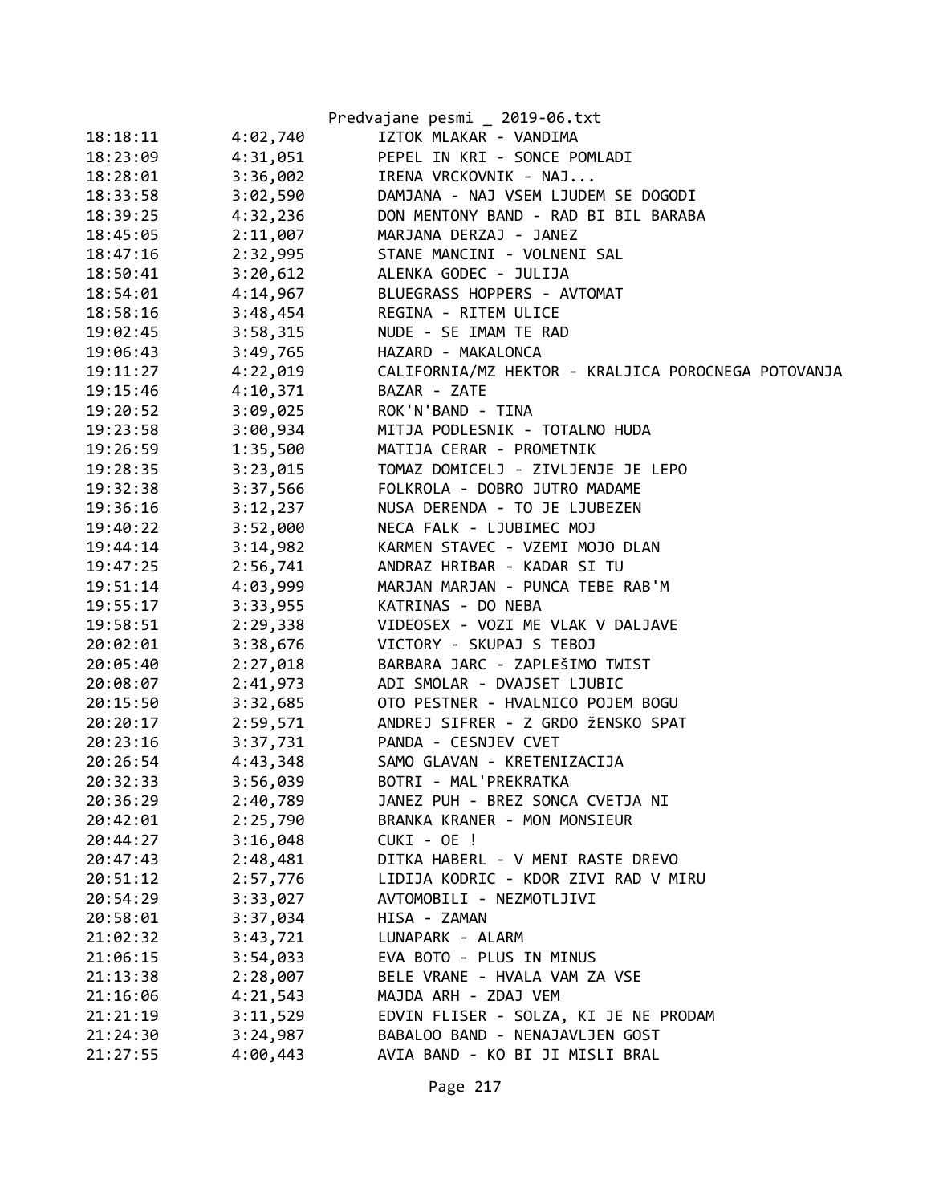Predvajane pesmi _ 2019-06.txt

```
18:18:11        4:02,740        IZTOK MLAKAR - VANDIMA
18:23:09        4:31,051        PEPEL IN KRI - SONCE POMLADI
18:28:01        3:36,002        IRENA VRCKOVNIK - NAJ...
18:33:58        3:02,590        DAMJANA - NAJ VSEM LJUDEM SE DOGODI
18:39:25        4:32,236        DON MENTONY BAND - RAD BI BIL BARABA
18:45:05        2:11,007        MARJANA DERZAJ - JANEZ
18:47:16        2:32,995        STANE MANCINI - VOLNENI SAL
18:50:41        3:20,612        ALENKA GODEC - JULIJA
18:54:01        4:14,967        BLUEGRASS HOPPERS - AVTOMAT
18:58:16        3:48,454        REGINA - RITEM ULICE
19:02:45        3:58,315        NUDE - SE IMAM TE RAD
19:06:43        3:49,765        HAZARD - MAKALONCA
19:11:27        4:22,019        CALIFORNIA/MZ HEKTOR - KRALJICA POROCNEGA POTOVANJA
19:15:46        4:10,371        BAZAR - ZATE
19:20:52        3:09,025        ROK'N'BAND - TINA
19:23:58        3:00,934        MITJA PODLESNIK - TOTALNO HUDA
19:26:59        1:35,500        MATIJA CERAR - PROMETNIK
19:28:35        3:23,015        TOMAZ DOMICELJ - ZIVLJENJE JE LEPO
19:32:38        3:37,566        FOLKROLA - DOBRO JUTRO MADAME
19:36:16        3:12,237        NUSA DERENDA - TO JE LJUBEZEN
19:40:22        3:52,000        NECA FALK - LJUBIMEC MOJ
19:44:14        3:14,982        KARMEN STAVEC - VZEMI MOJO DLAN
19:47:25        2:56,741        ANDRAZ HRIBAR - KADAR SI TU
19:51:14        4:03,999        MARJAN MARJAN - PUNCA TEBE RAB'M
19:55:17        3:33,955        KATRINAS - DO NEBA
19:58:51        2:29,338        VIDEOSEX - VOZI ME VLAK V DALJAVE
20:02:01        3:38,676        VICTORY - SKUPAJ S TEBOJ
20:05:40        2:27,018        BARBARA JARC - ZAPLEŠIMO TWIST
20:08:07        2:41,973        ADI SMOLAR - DVAJSET LJUBIC
20:15:50        3:32,685        OTO PESTNER - HVALNICO POJEM BOGU
20:20:17        2:59,571        ANDREJ SIFRER - Z GRDO ŽENSKO SPAT
20:23:16        3:37,731        PANDA - CESNJEV CVET
20:26:54        4:43,348        SAMO GLAVAN - KRETENIZACIJA
20:32:33        3:56,039        BOTRI - MAL'PREKRATKA
20:36:29        2:40,789        JANEZ PUH - BREZ SONCA CVETJA NI
20:42:01        2:25,790        BRANKA KRANER - MON MONSIEUR
20:44:27        3:16,048        CUKI - OE !
20:47:43        2:48,481        DITKA HABERL - V MENI RASTE DREVO
20:51:12        2:57,776        LIDIJA KODRIC - KDOR ZIVI RAD V MIRU
20:54:29        3:33,027        AVTOMOBILI - NEZMOTLJIVI
20:58:01        3:37,034        HISA - ZAMAN
21:02:32        3:43,721        LUNAPARK - ALARM
21:06:15        3:54,033        EVA BOTO - PLUS IN MINUS
21:13:38        2:28,007        BELE VRANE - HVALA VAM ZA VSE
21:16:06        4:21,543        MAJDA ARH - ZDAJ VEM
21:21:19        3:11,529        EDVIN FLISER - SOLZA, KI JE NE PRODAM
21:24:30        3:24,987        BABALOO BAND - NENAJAVLJEN GOST
21:27:55        4:00,443        AVIA BAND - KO BI JI MISLI BRAL
```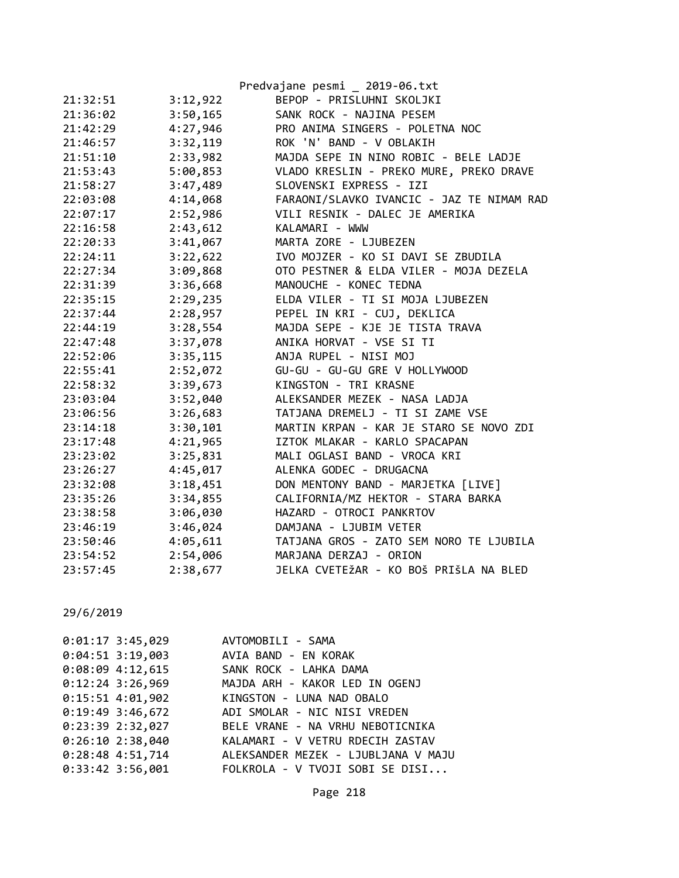| | | |
|---|---|---|
| 21:32:51 | 3:12,922 | BEPOP - PRISLUHNI SKOLJKI |
| 21:36:02 | 3:50,165 | SANK ROCK - NAJINA PESEM |
| 21:42:29 | 4:27,946 | PRO ANIMA SINGERS - POLETNA NOC |
| 21:46:57 | 3:32,119 | ROK 'N' BAND - V OBLAKIH |
| 21:51:10 | 2:33,982 | MAJDA SEPE IN NINO ROBIC - BELE LADJE |
| 21:53:43 | 5:00,853 | VLADO KRESLIN - PREKO MURE, PREKO DRAVE |
| 21:58:27 | 3:47,489 | SLOVENSKI EXPRESS - IZI |
| 22:03:08 | 4:14,068 | FARAONI/SLAVKO IVANCIC - JAZ TE NIMAM RAD |
| 22:07:17 | 2:52,986 | VILI RESNIK - DALEC JE AMERIKA |
| 22:16:58 | 2:43,612 | KALAMARI - WWW |
| 22:20:33 | 3:41,067 | MARTA ZORE - LJUBEZEN |
| 22:24:11 | 3:22,622 | IVO MOJZER - KO SI DAVI SE ZBUDILA |
| 22:27:34 | 3:09,868 | OTO PESTNER & ELDA VILER - MOJA DEZELA |
| 22:31:39 | 3:36,668 | MANOUCHE - KONEC TEDNA |
| 22:35:15 | 2:29,235 | ELDA VILER - TI SI MOJA LJUBEZEN |
| 22:37:44 | 2:28,957 | PEPEL IN KRI - CUJ, DEKLICA |
| 22:44:19 | 3:28,554 | MAJDA SEPE - KJE JE TISTA TRAVA |
| 22:47:48 | 3:37,078 | ANIKA HORVAT - VSE SI TI |
| 22:52:06 | 3:35,115 | ANJA RUPEL - NISI MOJ |
| 22:55:41 | 2:52,072 | GU-GU - GU-GU GRE V HOLLYWOOD |
| 22:58:32 | 3:39,673 | KINGSTON - TRI KRASNE |
| 23:03:04 | 3:52,040 | ALEKSANDER MEZEK - NASA LADJA |
| 23:06:56 | 3:26,683 | TATJANA DREMELJ - TI SI ZAME VSE |
| 23:14:18 | 3:30,101 | MARTIN KRPAN - KAR JE STARO SE NOVO ZDI |
| 23:17:48 | 4:21,965 | IZTOK MLAKAR - KARLO SPACAPAN |
| 23:23:02 | 3:25,831 | MALI OGLASI BAND - VROCA KRI |
| 23:26:27 | 4:45,017 | ALENKA GODEC - DRUGACNA |
| 23:32:08 | 3:18,451 | DON MENTONY BAND - MARJETKA [LIVE] |
| 23:35:26 | 3:34,855 | CALIFORNIA/MZ HEKTOR - STARA BARKA |
| 23:38:58 | 3:06,030 | HAZARD - OTROCI PANKRTOV |
| 23:46:19 | 3:46,024 | DAMJANA - LJUBIM VETER |
| 23:50:46 | 4:05,611 | TATJANA GROS - ZATO SEM NORO TE LJUBILA |
| 23:54:52 | 2:54,006 | MARJANA DERZAJ - ORION |
| 23:57:45 | 2:38,677 | JELKA CVETEžAR - KO BOš PRIšLA NA BLED |

29/6/2019

| | | |
|---|---|---|
| 0:01:17 | 3:45,029 | AVTOMOBILI - SAMA |
| 0:04:51 | 3:19,003 | AVIA BAND - EN KORAK |
| 0:08:09 | 4:12,615 | SANK ROCK - LAHKA DAMA |
| 0:12:24 | 3:26,969 | MAJDA ARH - KAKOR LED IN OGENJ |
| 0:15:51 | 4:01,902 | KINGSTON - LUNA NAD OBALO |
| 0:19:49 | 3:46,672 | ADI SMOLAR - NIC NISI VREDEN |
| 0:23:39 | 2:32,027 | BELE VRANE - NA VRHU NEBOTICNIKA |
| 0:26:10 | 2:38,040 | KALAMARI - V VETRU RDECIH ZASTAV |
| 0:28:48 | 4:51,714 | ALEKSANDER MEZEK - LJUBLJANA V MAJU |
| 0:33:42 | 3:56,001 | FOLKROLA - V TVOJI SOBI SE DISI... |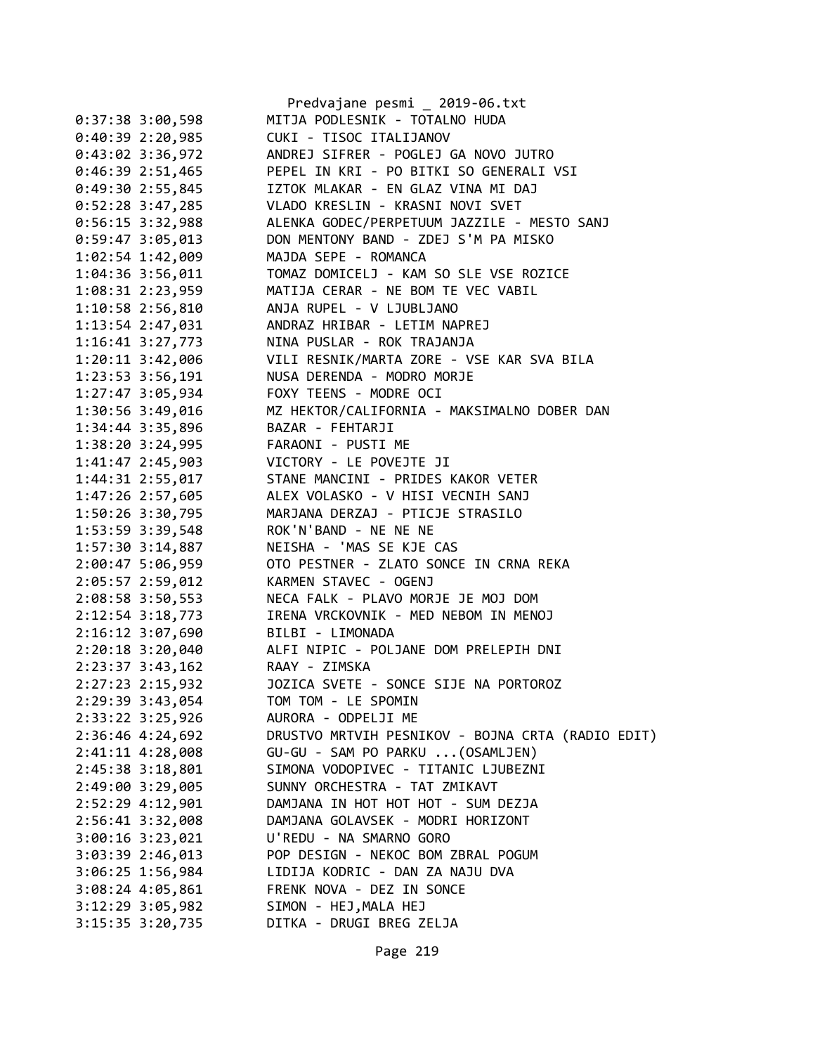```
0:37:38 3:00,598        MITJA PODLESNIK - TOTALNO HUDA
0:40:39 2:20,985        CUKI - TISOC ITALIJANOV
0:43:02 3:36,972        ANDREJ SIFRER - POGLEJ GA NOVO JUTRO
0:46:39 2:51,465        PEPEL IN KRI - PO BITKI SO GENERALI VSI
0:49:30 2:55,845        IZTOK MLAKAR - EN GLAZ VINA MI DAJ
0:52:28 3:47,285        VLADO KRESLIN - KRASNI NOVI SVET
0:56:15 3:32,988        ALENKA GODEC/PERPETUUM JAZZILE - MESTO SANJ
0:59:47 3:05,013        DON MENTONY BAND - ZDEJ S'M PA MISKO
1:02:54 1:42,009        MAJDA SEPE - ROMANCA
1:04:36 3:56,011        TOMAZ DOMICELJ - KAM SO SLE VSE ROZICE
1:08:31 2:23,959        MATIJA CERAR - NE BOM TE VEC VABIL
1:10:58 2:56,810        ANJA RUPEL - V LJUBLJANO
1:13:54 2:47,031        ANDRAZ HRIBAR - LETIM NAPREJ
1:16:41 3:27,773        NINA PUSLAR - ROK TRAJANJA
1:20:11 3:42,006        VILI RESNIK/MARTA ZORE - VSE KAR SVA BILA
1:23:53 3:56,191        NUSA DERENDA - MODRO MORJE
1:27:47 3:05,934        FOXY TEENS - MODRE OCI
1:30:56 3:49,016        MZ HEKTOR/CALIFORNIA - MAKSIMALNO DOBER DAN
1:34:44 3:35,896        BAZAR - FEHTARJI
1:38:20 3:24,995        FARAONI - PUSTI ME
1:41:47 2:45,903        VICTORY - LE POVEJTE JI
1:44:31 2:55,017        STANE MANCINI - PRIDES KAKOR VETER
1:47:26 2:57,605        ALEX VOLASKO - V HISI VECNIH SANJ
1:50:26 3:30,795        MARJANA DERZAJ - PTICJE STRASILO
1:53:59 3:39,548        ROK'N'BAND - NE NE NE
1:57:30 3:14,887        NEISHA - 'MAS SE KJE CAS
2:00:47 5:06,959        OTO PESTNER - ZLATO SONCE IN CRNA REKA
2:05:57 2:59,012        KARMEN STAVEC - OGENJ
2:08:58 3:50,553        NECA FALK - PLAVO MORJE JE MOJ DOM
2:12:54 3:18,773        IRENA VRCKOVNIK - MED NEBOM IN MENOJ
2:16:12 3:07,690        BILBI - LIMONADA
2:20:18 3:20,040        ALFI NIPIC - POLJANE DOM PRELEPIH DNI
2:23:37 3:43,162        RAAY - ZIMSKA
2:27:23 2:15,932        JOZICA SVETE - SONCE SIJE NA PORTOROZ
2:29:39 3:43,054        TOM TOM - LE SPOMIN
2:33:22 3:25,926        AURORA - ODPELJI ME
2:36:46 4:24,692        DRUSTVO MRTVIH PESNIKOV - BOJNA CRTA (RADIO EDIT)
2:41:11 4:28,008        GU-GU - SAM PO PARKU ...(OSAMLJEN)
2:45:38 3:18,801        SIMONA VODOPIVEC - TITANIC LJUBEZNI
2:49:00 3:29,005        SUNNY ORCHESTRA - TAT ZMIKAVT
2:52:29 4:12,901        DAMJANA IN HOT HOT HOT - SUM DEZJA
2:56:41 3:32,008        DAMJANA GOLAVSEK - MODRI HORIZONT
3:00:16 3:23,021        U'REDU - NA SMARNO GORO
3:03:39 2:46,013        POP DESIGN - NEKOC BOM ZBRAL POGUM
3:06:25 1:56,984        LIDIJA KODRIC - DAN ZA NAJU DVA
3:08:24 4:05,861        FRENK NOVA - DEZ IN SONCE
3:12:29 3:05,982        SIMON - HEJ,MALA HEJ
3:15:35 3:20,735        DITKA - DRUGI BREG ZELJA
```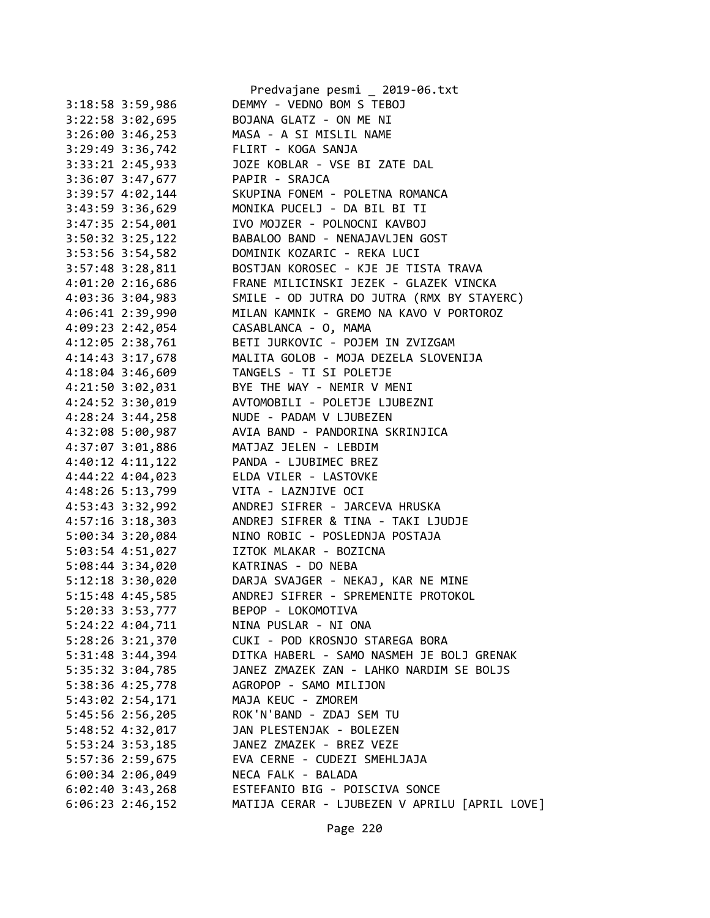3:18:58 3:59,986        DEMMY - VEDNO BOM S TEBOJ
3:22:58 3:02,695        BOJANA GLATZ - ON ME NI
3:26:00 3:46,253        MASA - A SI MISLIL NAME
3:29:49 3:36,742        FLIRT - KOGA SANJA
3:33:21 2:45,933        JOZE KOBLAR - VSE BI ZATE DAL
3:36:07 3:47,677        PAPIR - SRAJCA
3:39:57 4:02,144        SKUPINA FONEM - POLETNA ROMANCA
3:43:59 3:36,629        MONIKA PUCELJ - DA BIL BI TI
3:47:35 2:54,001        IVO MOJZER - POLNOCNI KAVBOJ
3:50:32 3:25,122        BABALOO BAND - NENAJAVLJEN GOST
3:53:56 3:54,582        DOMINIK KOZARIC - REKA LUCI
3:57:48 3:28,811        BOSTJAN KOROSEC - KJE JE TISTA TRAVA
4:01:20 2:16,686        FRANE MILICINSKI JEZEK - GLAZEK VINCKA
4:03:36 3:04,983        SMILE - OD JUTRA DO JUTRA (RMX BY STAYERC)
4:06:41 2:39,990        MILAN KAMNIK - GREMO NA KAVO V PORTOROZ
4:09:23 2:42,054        CASABLANCA - O, MAMA
4:12:05 2:38,761        BETI JURKOVIC - POJEM IN ZVIZGAM
4:14:43 3:17,678        MALITA GOLOB - MOJA DEZELA SLOVENIJA
4:18:04 3:46,609        TANGELS - TI SI POLETJE
4:21:50 3:02,031        BYE THE WAY - NEMIR V MENI
4:24:52 3:30,019        AVTOMOBILI - POLETJE LJUBEZNI
4:28:24 3:44,258        NUDE - PADAM V LJUBEZEN
4:32:08 5:00,987        AVIA BAND - PANDORINA SKRINJICA
4:37:07 3:01,886        MATJAZ JELEN - LEBDIM
4:40:12 4:11,122        PANDA - LJUBIMEC BREZ
4:44:22 4:04,023        ELDA VILER - LASTOVKE
4:48:26 5:13,799        VITA - LAZNJIVE OCI
4:53:43 3:32,992        ANDREJ SIFRER - JARCEVA HRUSKA
4:57:16 3:18,303        ANDREJ SIFRER & TINA - TAKI LJUDJE
5:00:34 3:20,084        NINO ROBIC - POSLEDNJA POSTAJA
5:03:54 4:51,027        IZTOK MLAKAR - BOZICNA
5:08:44 3:34,020        KATRINAS - DO NEBA
5:12:18 3:30,020        DARJA SVAJGER - NEKAJ, KAR NE MINE
5:15:48 4:45,585        ANDREJ SIFRER - SPREMENITE PROTOKOL
5:20:33 3:53,777        BEPOP - LOKOMOTIVA
5:24:22 4:04,711        NINA PUSLAR - NI ONA
5:28:26 3:21,370        CUKI - POD KROSNJO STAREGA BORA
5:31:48 3:44,394        DITKA HABERL - SAMO NASMEH JE BOLJ GRENAK
5:35:32 3:04,785        JANEZ ZMAZEK ZAN - LAHKO NARDIM SE BOLJS
5:38:36 4:25,778        AGROPOP - SAMO MILIJON
5:43:02 2:54,171        MAJA KEUC - ZMOREM
5:45:56 2:56,205        ROK'N'BAND - ZDAJ SEM TU
5:48:52 4:32,017        JAN PLESTENJAK - BOLEZEN
5:53:24 3:53,185        JANEZ ZMAZEK - BREZ VEZE
5:57:36 2:59,675        EVA CERNE - CUDEZI SMEHLJAJA
6:00:34 2:06,049        NECA FALK - BALADA
6:02:40 3:43,268        ESTEFANIO BIG - POISCIVA SONCE
6:06:23 2:46,152        MATIJA CERAR - LJUBEZEN V APRILU [APRIL LOVE]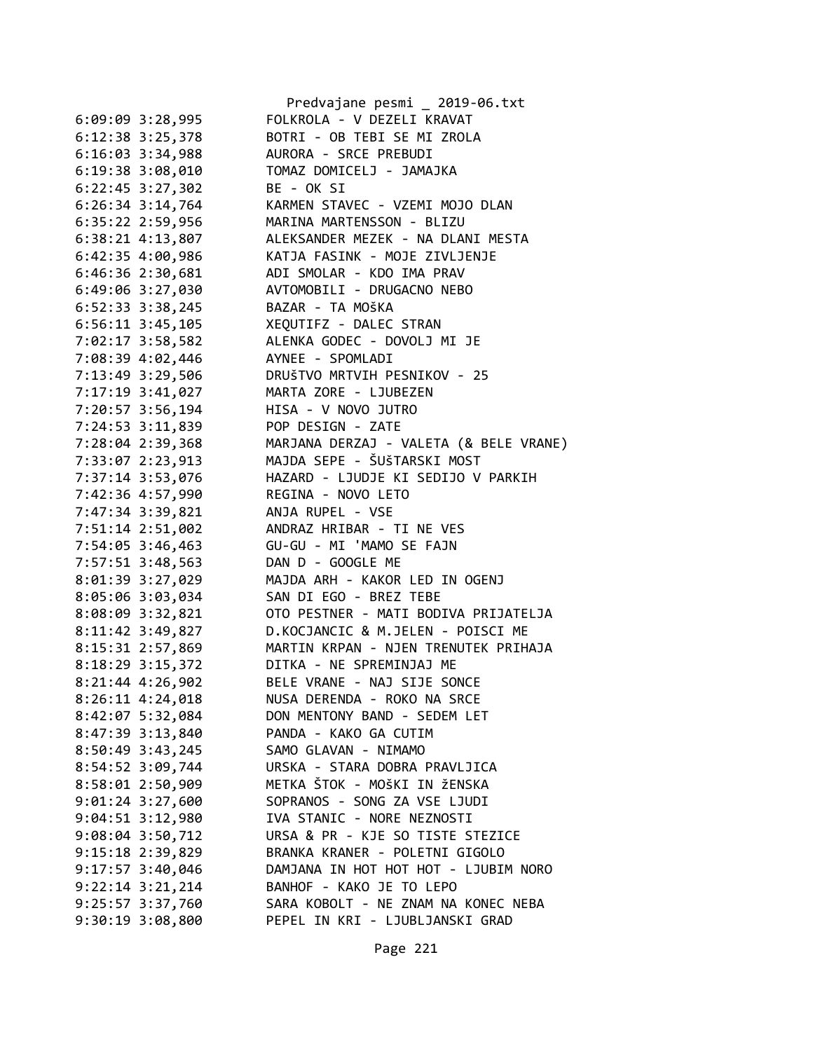```
6:09:09 3:28,995        FOLKROLA - V DEZELI KRAVAT
6:12:38 3:25,378        BOTRI - OB TEBI SE MI ZROLA
6:16:03 3:34,988        AURORA - SRCE PREBUDI
6:19:38 3:08,010        TOMAZ DOMICELJ - JAMAJKA
6:22:45 3:27,302        BE - OK SI
6:26:34 3:14,764        KARMEN STAVEC - VZEMI MOJO DLAN
6:35:22 2:59,956        MARINA MARTENSSON - BLIZU
6:38:21 4:13,807        ALEKSANDER MEZEK - NA DLANI MESTA
6:42:35 4:00,986        KATJA FASINK - MOJE ZIVLJENJE
6:46:36 2:30,681        ADI SMOLAR - KDO IMA PRAV
6:49:06 3:27,030        AVTOMOBILI - DRUGACNO NEBO
6:52:33 3:38,245        BAZAR - TA MOŠKA
6:56:11 3:45,105        XEQUTIFZ - DALEC STRAN
7:02:17 3:58,582        ALENKA GODEC - DOVOLJ MI JE
7:08:39 4:02,446        AYNEE - SPOMLADI
7:13:49 3:29,506        DRUŠTVO MRTVIH PESNIKOV - 25
7:17:19 3:41,027        MARTA ZORE - LJUBEZEN
7:20:57 3:56,194        HISA - V NOVO JUTRO
7:24:53 3:11,839        POP DESIGN - ZATE
7:28:04 2:39,368        MARJANA DERZAJ - VALETA (& BELE VRANE)
7:33:07 2:23,913        MAJDA SEPE - ŠUŠTARSKI MOST
7:37:14 3:53,076        HAZARD - LJUDJE KI SEDIJO V PARKIH
7:42:36 4:57,990        REGINA - NOVO LETO
7:47:34 3:39,821        ANJA RUPEL - VSE
7:51:14 2:51,002        ANDRAZ HRIBAR - TI NE VES
7:54:05 3:46,463        GU-GU - MI 'MAMO SE FAJN
7:57:51 3:48,563        DAN D - GOOGLE ME
8:01:39 3:27,029        MAJDA ARH - KAKOR LED IN OGENJ
8:05:06 3:03,034        SAN DI EGO - BREZ TEBE
8:08:09 3:32,821        OTO PESTNER - MATI BODIVA PRIJATELJA
8:11:42 3:49,827        D.KOCJANCIC & M.JELEN - POISCI ME
8:15:31 2:57,869        MARTIN KRPAN - NJEN TRENUTEK PRIHAJA
8:18:29 3:15,372        DITKA - NE SPREMINJAJ ME
8:21:44 4:26,902        BELE VRANE - NAJ SIJE SONCE
8:26:11 4:24,018        NUSA DERENDA - ROKO NA SRCE
8:42:07 5:32,084        DON MENTONY BAND - SEDEM LET
8:47:39 3:13,840        PANDA - KAKO GA CUTIM
8:50:49 3:43,245        SAMO GLAVAN - NIMAMO
8:54:52 3:09,744        URSKA - STARA DOBRA PRAVLJICA
8:58:01 2:50,909        METKA ŠTOK - MOŠKI IN žENSKA
9:01:24 3:27,600        SOPRANOS - SONG ZA VSE LJUDI
9:04:51 3:12,980        IVA STANIC - NORE NEZNOSTI
9:08:04 3:50,712        URSA & PR - KJE SO TISTE STEZICE
9:15:18 2:39,829        BRANKA KRANER - POLETNI GIGOLO
9:17:57 3:40,046        DAMJANA IN HOT HOT HOT - LJUBIM NORO
9:22:14 3:21,214        BANHOF - KAKO JE TO LEPO
9:25:57 3:37,760        SARA KOBOLT - NE ZNAM NA KONEC NEBA
9:30:19 3:08,800        PEPEL IN KRI - LJUBLJANSKI GRAD
```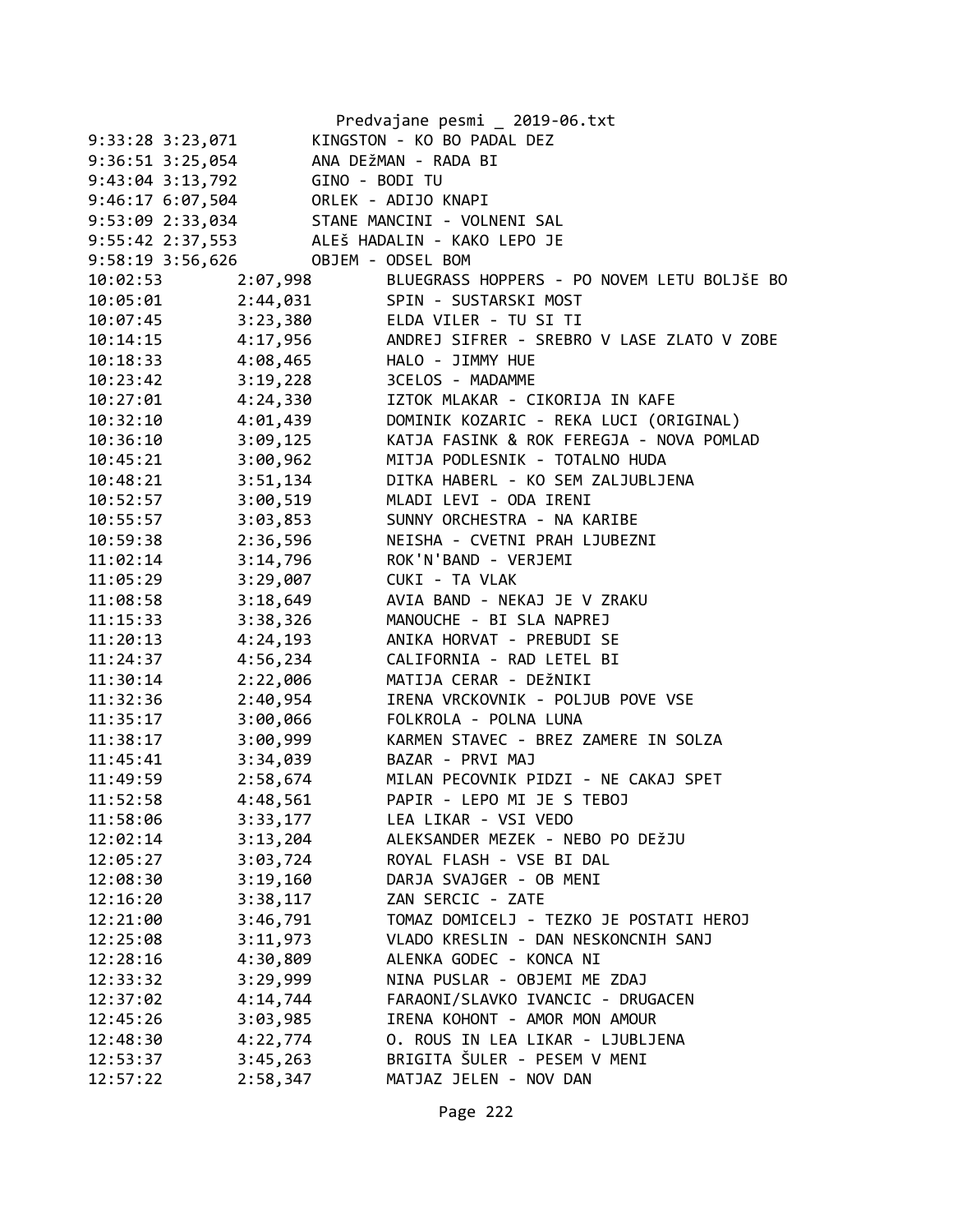Predvajane pesmi _ 2019-06.txt

```
9:33:28 3:23,071        KINGSTON - KO BO PADAL DEZ
9:36:51 3:25,054        ANA DEžMAN - RADA BI
9:43:04 3:13,792        GINO - BODI TU
9:46:17 6:07,504        ORLEK - ADIJO KNAPI
9:53:09 2:33,034        STANE MANCINI - VOLNENI SAL
9:55:42 2:37,553        ALEš HADALIN - KAKO LEPO JE
9:58:19 3:56,626        OBJEM - ODSEL BOM
10:02:53        2:07,998        BLUEGRASS HOPPERS - PO NOVEM LETU BOLJŠE BO
10:05:01        2:44,031        SPIN - SUSTARSKI MOST
10:07:45        3:23,380        ELDA VILER - TU SI TI
10:14:15        4:17,956        ANDREJ SIFRER - SREBRO V LASE ZLATO V ZOBE
10:18:33        4:08,465        HALO - JIMMY HUE
10:23:42        3:19,228        3CELOS - MADAMME
10:27:01        4:24,330        IZTOK MLAKAR - CIKORIJA IN KAFE
10:32:10        4:01,439        DOMINIK KOZARIC - REKA LUCI (ORIGINAL)
10:36:10        3:09,125        KATJA FASINK & ROK FEREGJA - NOVA POMLAD
10:45:21        3:00,962        MITJA PODLESNIK - TOTALNO HUDA
10:48:21        3:51,134        DITKA HABERL - KO SEM ZALJUBLJENA
10:52:57        3:00,519        MLADI LEVI - ODA IRENI
10:55:57        3:03,853        SUNNY ORCHESTRA - NA KARIBE
10:59:38        2:36,596        NEISHA - CVETNI PRAH LJUBEZNI
11:02:14        3:14,796        ROK'N'BAND - VERJEMI
11:05:29        3:29,007        CUKI - TA VLAK
11:08:58        3:18,649        AVIA BAND - NEKAJ JE V ZRAKU
11:15:33        3:38,326        MANOUCHE - BI SLA NAPREJ
11:20:13        4:24,193        ANIKA HORVAT - PREBUDI SE
11:24:37        4:56,234        CALIFORNIA - RAD LETEL BI
11:30:14        2:22,006        MATIJA CERAR - DEžNIKI
11:32:36        2:40,954        IRENA VRCKOVNIK - POLJUB POVE VSE
11:35:17        3:00,066        FOLKROLA - POLNA LUNA
11:38:17        3:00,999        KARMEN STAVEC - BREZ ZAMERE IN SOLZA
11:45:41        3:34,039        BAZAR - PRVI MAJ
11:49:59        2:58,674        MILAN PECOVNIK PIDZI - NE CAKAJ SPET
11:52:58        4:48,561        PAPIR - LEPO MI JE S TEBOJ
11:58:06        3:33,177        LEA LIKAR - VSI VEDO
12:02:14        3:13,204        ALEKSANDER MEZEK - NEBO PO DEžJU
12:05:27        3:03,724        ROYAL FLASH - VSE BI DAL
12:08:30        3:19,160        DARJA SVAJGER - OB MENI
12:16:20        3:38,117        ZAN SERCIC - ZATE
12:21:00        3:46,791        TOMAZ DOMICELJ - TEZKO JE POSTATI HEROJ
12:25:08        3:11,973        VLADO KRESLIN - DAN NESKONCNIH SANJ
12:28:16        4:30,809        ALENKA GODEC - KONCA NI
12:33:32        3:29,999        NINA PUSLAR - OBJEMI ME ZDAJ
12:37:02        4:14,744        FARAONI/SLAVKO IVANCIC - DRUGACEN
12:45:26        3:03,985        IRENA KOHONT - AMOR MON AMOUR
12:48:30        4:22,774        O. ROUS IN LEA LIKAR - LJUBLJENA
12:53:37        3:45,263        BRIGITA ŠULER - PESEM V MENI
12:57:22        2:58,347        MATJAZ JELEN - NOV DAN
```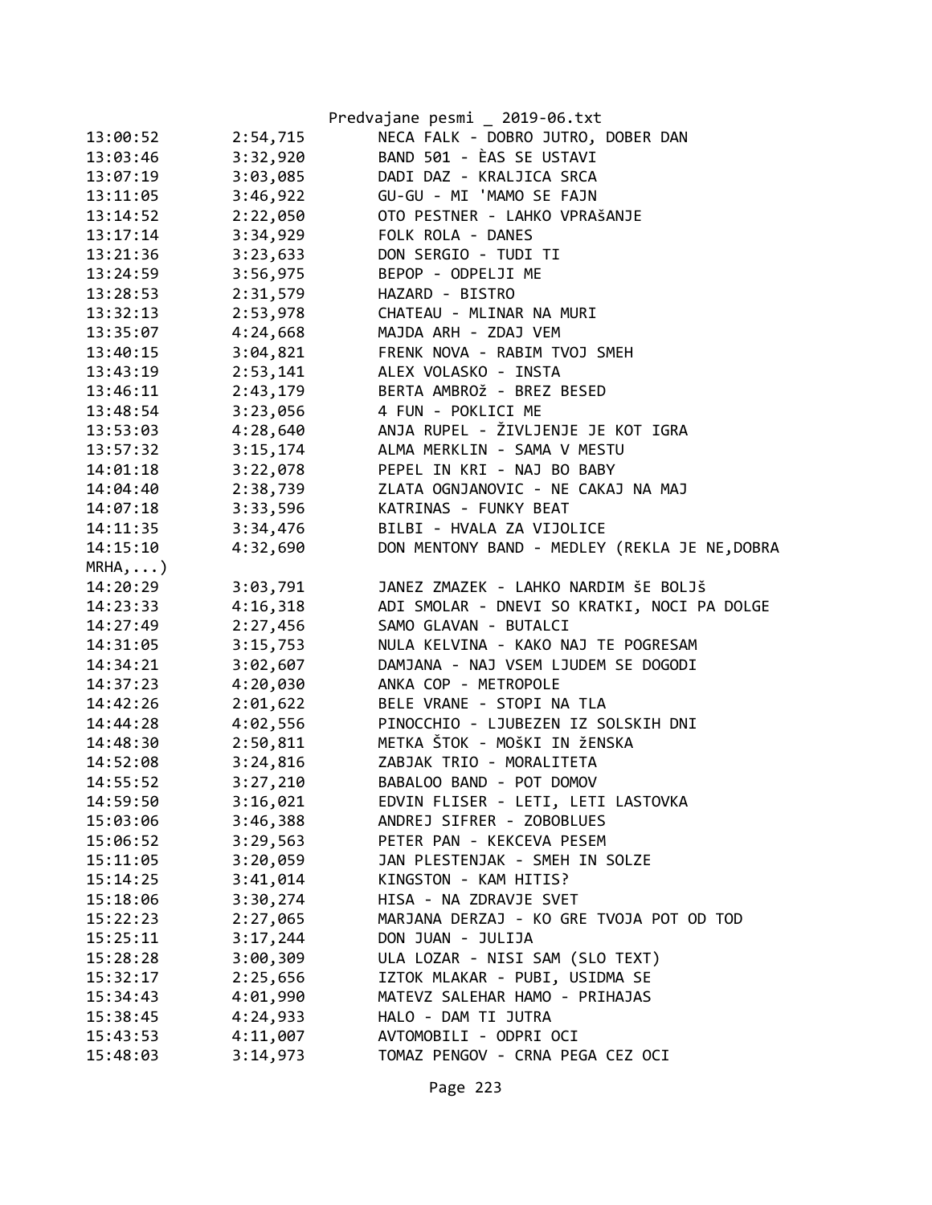| | | |
|---|---|---|
| 13:00:52 | 2:54,715 | NECA FALK - DOBRO JUTRO, DOBER DAN |
| 13:03:46 | 3:32,920 | BAND 501 - ÈAS SE USTAVI |
| 13:07:19 | 3:03,085 | DADI DAZ - KRALJICA SRCA |
| 13:11:05 | 3:46,922 | GU-GU - MI 'MAMO SE FAJN |
| 13:14:52 | 2:22,050 | OTO PESTNER - LAHKO VPRAšANJE |
| 13:17:14 | 3:34,929 | FOLK ROLA - DANES |
| 13:21:36 | 3:23,633 | DON SERGIO - TUDI TI |
| 13:24:59 | 3:56,975 | BEPOP - ODPELJI ME |
| 13:28:53 | 2:31,579 | HAZARD - BISTRO |
| 13:32:13 | 2:53,978 | CHATEAU - MLINAR NA MURI |
| 13:35:07 | 4:24,668 | MAJDA ARH - ZDAJ VEM |
| 13:40:15 | 3:04,821 | FRENK NOVA - RABIM TVOJ SMEH |
| 13:43:19 | 2:53,141 | ALEX VOLASKO - INSTA |
| 13:46:11 | 2:43,179 | BERTA AMBROž - BREZ BESED |
| 13:48:54 | 3:23,056 | 4 FUN - POKLICI ME |
| 13:53:03 | 4:28,640 | ANJA RUPEL - ŽIVLJENJE JE KOT IGRA |
| 13:57:32 | 3:15,174 | ALMA MERKLIN - SAMA V MESTU |
| 14:01:18 | 3:22,078 | PEPEL IN KRI - NAJ BO BABY |
| 14:04:40 | 2:38,739 | ZLATA OGNJANOVIC - NE CAKAJ NA MAJ |
| 14:07:18 | 3:33,596 | KATRINAS - FUNKY BEAT |
| 14:11:35 | 3:34,476 | BILBI - HVALA ZA VIJOLICE |
| 14:15:10 | 4:32,690 | DON MENTONY BAND - MEDLEY (REKLA JE NE,DOBRA MRHA,...) |
| 14:20:29 | 3:03,791 | JANEZ ZMAZEK - LAHKO NARDIM ŠE BOLJŠ |
| 14:23:33 | 4:16,318 | ADI SMOLAR - DNEVI SO KRATKI, NOCI PA DOLGE |
| 14:27:49 | 2:27,456 | SAMO GLAVAN - BUTALCI |
| 14:31:05 | 3:15,753 | NULA KELVINA - KAKO NAJ TE POGRESAM |
| 14:34:21 | 3:02,607 | DAMJANA - NAJ VSEM LJUDEM SE DOGODI |
| 14:37:23 | 4:20,030 | ANKA COP - METROPOLE |
| 14:42:26 | 2:01,622 | BELE VRANE - STOPI NA TLA |
| 14:44:28 | 4:02,556 | PINOCCHIO - LJUBEZEN IZ SOLSKIH DNI |
| 14:48:30 | 2:50,811 | METKA ŠTOK - MOŠKI IN žENSKA |
| 14:52:08 | 3:24,816 | ZABJAK TRIO - MORALITETA |
| 14:55:52 | 3:27,210 | BABALOO BAND - POT DOMOV |
| 14:59:50 | 3:16,021 | EDVIN FLISER - LETI, LETI LASTOVKA |
| 15:03:06 | 3:46,388 | ANDREJ SIFRER - ZOBOBLUES |
| 15:06:52 | 3:29,563 | PETER PAN - KEKCEVA PESEM |
| 15:11:05 | 3:20,059 | JAN PLESTENJAK - SMEH IN SOLZE |
| 15:14:25 | 3:41,014 | KINGSTON - KAM HITIS? |
| 15:18:06 | 3:30,274 | HISA - NA ZDRAVJE SVET |
| 15:22:23 | 2:27,065 | MARJANA DERZAJ - KO GRE TVOJA POT OD TOD |
| 15:25:11 | 3:17,244 | DON JUAN - JULIJA |
| 15:28:28 | 3:00,309 | ULA LOZAR - NISI SAM (SLO TEXT) |
| 15:32:17 | 2:25,656 | IZTOK MLAKAR - PUBI, USIDMA SE |
| 15:34:43 | 4:01,990 | MATEVZ SALEHAR HAMO - PRIHAJAS |
| 15:38:45 | 4:24,933 | HALO - DAM TI JUTRA |
| 15:43:53 | 4:11,007 | AVTOMOBILI - ODPRI OCI |
| 15:48:03 | 3:14,973 | TOMAZ PENGOV - CRNA PEGA CEZ OCI |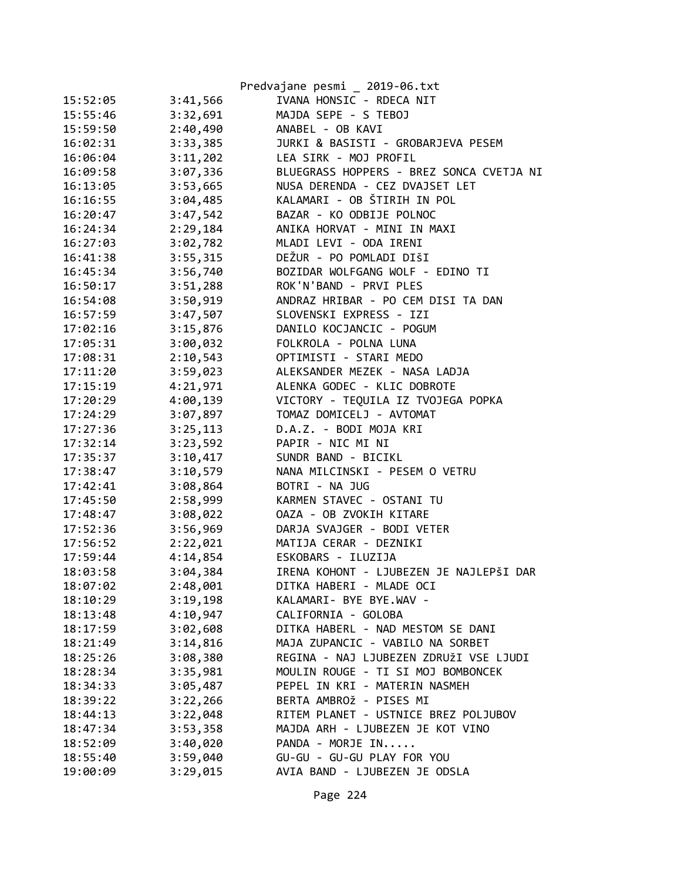| | | |
|---|---|---|
| 15:52:05 | 3:41,566 | IVANA HONSIC - RDECA NIT |
| 15:55:46 | 3:32,691 | MAJDA SEPE - S TEBOJ |
| 15:59:50 | 2:40,490 | ANABEL - OB KAVI |
| 16:02:31 | 3:33,385 | JURKI & BASISTI - GROBARJEVA PESEM |
| 16:06:04 | 3:11,202 | LEA SIRK - MOJ PROFIL |
| 16:09:58 | 3:07,336 | BLUEGRASS HOPPERS - BREZ SONCA CVETJA NI |
| 16:13:05 | 3:53,665 | NUSA DERENDA - CEZ DVAJSET LET |
| 16:16:55 | 3:04,485 | KALAMARI - OB ŠTIRIH IN POL |
| 16:20:47 | 3:47,542 | BAZAR - KO ODBIJE POLNOC |
| 16:24:34 | 2:29,184 | ANIKA HORVAT - MINI IN MAXI |
| 16:27:03 | 3:02,782 | MLADI LEVI - ODA IRENI |
| 16:41:38 | 3:55,315 | DEŽUR - PO POMLADI DIŠI |
| 16:45:34 | 3:56,740 | BOZIDAR WOLFGANG WOLF - EDINO TI |
| 16:50:17 | 3:51,288 | ROK'N'BAND - PRVI PLES |
| 16:54:08 | 3:50,919 | ANDRAZ HRIBAR - PO CEM DISI TA DAN |
| 16:57:59 | 3:47,507 | SLOVENSKI EXPRESS - IZI |
| 17:02:16 | 3:15,876 | DANILO KOCJANCIC - POGUM |
| 17:05:31 | 3:00,032 | FOLKROLA - POLNA LUNA |
| 17:08:31 | 2:10,543 | OPTIMISTI - STARI MEDO |
| 17:11:20 | 3:59,023 | ALEKSANDER MEZEK - NASA LADJA |
| 17:15:19 | 4:21,971 | ALENKA GODEC - KLIC DOBROTE |
| 17:20:29 | 4:00,139 | VICTORY - TEQUILA IZ TVOJEGA POPKA |
| 17:24:29 | 3:07,897 | TOMAZ DOMICELJ - AVTOMAT |
| 17:27:36 | 3:25,113 | D.A.Z. - BODI MOJA KRI |
| 17:32:14 | 3:23,592 | PAPIR - NIC MI NI |
| 17:35:37 | 3:10,417 | SUNDR BAND - BICIKL |
| 17:38:47 | 3:10,579 | NANA MILCINSKI - PESEM O VETRU |
| 17:42:41 | 3:08,864 | BOTRI - NA JUG |
| 17:45:50 | 2:58,999 | KARMEN STAVEC - OSTANI TU |
| 17:48:47 | 3:08,022 | OAZA - OB ZVOKIH KITARE |
| 17:52:36 | 3:56,969 | DARJA SVAJGER - BODI VETER |
| 17:56:52 | 2:22,021 | MATIJA CERAR - DEZNIKI |
| 17:59:44 | 4:14,854 | ESKOBARS - ILUZIJA |
| 18:03:58 | 3:04,384 | IRENA KOHONT - LJUBEZEN JE NAJLEPŠI DAR |
| 18:07:02 | 2:48,001 | DITKA HABERI - MLADE OCI |
| 18:10:29 | 3:19,198 | KALAMARI- BYE BYE.WAV - |
| 18:13:48 | 4:10,947 | CALIFORNIA - GOLOBA |
| 18:17:59 | 3:02,608 | DITKA HABERL - NAD MESTOM SE DANI |
| 18:21:49 | 3:14,816 | MAJA ZUPANCIC - VABILO NA SORBET |
| 18:25:26 | 3:08,380 | REGINA - NAJ LJUBEZEN ZDRUŽI VSE LJUDI |
| 18:28:34 | 3:35,981 | MOULIN ROUGE - TI SI MOJ BOMBONCEK |
| 18:34:33 | 3:05,487 | PEPEL IN KRI - MATERIN NASMEH |
| 18:39:22 | 3:22,266 | BERTA AMBROž - PISES MI |
| 18:44:13 | 3:22,048 | RITEM PLANET - USTNICE BREZ POLJUBOV |
| 18:47:34 | 3:53,358 | MAJDA ARH - LJUBEZEN JE KOT VINO |
| 18:52:09 | 3:40,020 | PANDA - MORJE IN..... |
| 18:55:40 | 3:59,040 | GU-GU - GU-GU PLAY FOR YOU |
| 19:00:09 | 3:29,015 | AVIA BAND - LJUBEZEN JE ODSLA |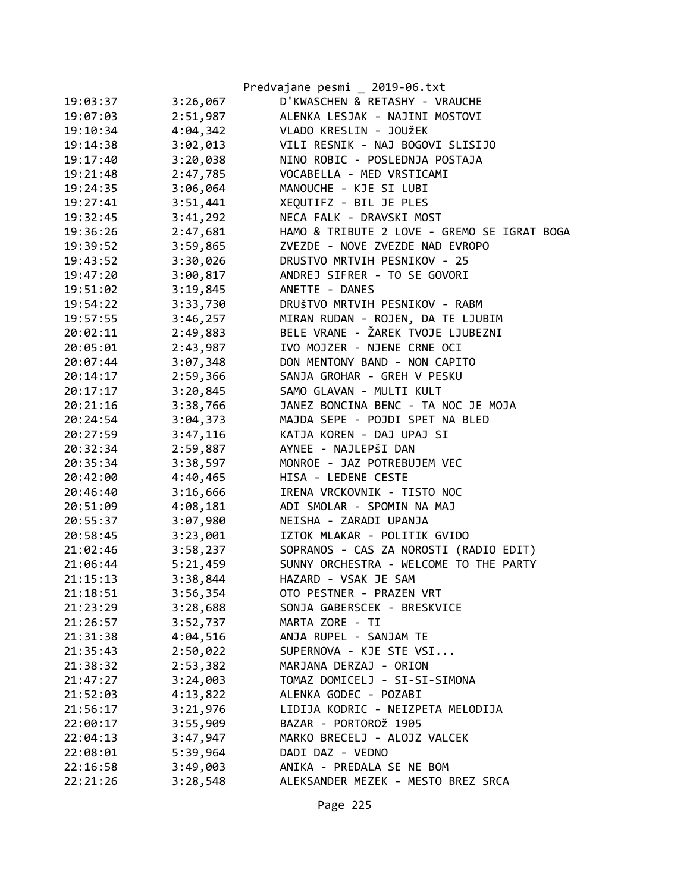Predvajane pesmi _ 2019-06.txt

```
19:03:37        3:26,067        D'KWASCHEN & RETASHY - VRAUCHE
19:07:03        2:51,987        ALENKA LESJAK - NAJINI MOSTOVI
19:10:34        4:04,342        VLADO KRESLIN - JOUžEK
19:14:38        3:02,013        VILI RESNIK - NAJ BOGOVI SLISIJO
19:17:40        3:20,038        NINO ROBIC - POSLEDNJA POSTAJA
19:21:48        2:47,785        VOCABELLA - MED VRSTICAMI
19:24:35        3:06,064        MANOUCHE - KJE SI LUBI
19:27:41        3:51,441        XEQUTIFZ - BIL JE PLES
19:32:45        3:41,292        NECA FALK - DRAVSKI MOST
19:36:26        2:47,681        HAMO & TRIBUTE 2 LOVE - GREMO SE IGRAT BOGA
19:39:52        3:59,865        ZVEZDE - NOVE ZVEZDE NAD EVROPO
19:43:52        3:30,026        DRUSTVO MRTVIH PESNIKOV - 25
19:47:20        3:00,817        ANDREJ SIFRER - TO SE GOVORI
19:51:02        3:19,845        ANETTE - DANES
19:54:22        3:33,730        DRUŠTVO MRTVIH PESNIKOV - RABM
19:57:55        3:46,257        MIRAN RUDAN - ROJEN, DA TE LJUBIM
20:02:11        2:49,883        BELE VRANE - ŽAREK TVOJE LJUBEZNI
20:05:01        2:43,987        IVO MOJZER - NJENE CRNE OCI
20:07:44        3:07,348        DON MENTONY BAND - NON CAPITO
20:14:17        2:59,366        SANJA GROHAR - GREH V PESKU
20:17:17        3:20,845        SAMO GLAVAN - MULTI KULT
20:21:16        3:38,766        JANEZ BONCINA BENC - TA NOC JE MOJA
20:24:54        3:04,373        MAJDA SEPE - POJDI SPET NA BLED
20:27:59        3:47,116        KATJA KOREN - DAJ UPAJ SI
20:32:34        2:59,887        AYNEE - NAJLEPšI DAN
20:35:34        3:38,597        MONROE - JAZ POTREBUJEM VEC
20:42:00        4:40,465        HISA - LEDENE CESTE
20:46:40        3:16,666        IRENA VRCKOVNIK - TISTO NOC
20:51:09        4:08,181        ADI SMOLAR - SPOMIN NA MAJ
20:55:37        3:07,980        NEISHA - ZARADI UPANJA
20:58:45        3:23,001        IZTOK MLAKAR - POLITIK GVIDO
21:02:46        3:58,237        SOPRANOS - CAS ZA NOROSTI (RADIO EDIT)
21:06:44        5:21,459        SUNNY ORCHESTRA - WELCOME TO THE PARTY
21:15:13        3:38,844        HAZARD - VSAK JE SAM
21:18:51        3:56,354        OTO PESTNER - PRAZEN VRT
21:23:29        3:28,688        SONJA GABERSCEK - BRESKVICE
21:26:57        3:52,737        MARTA ZORE - TI
21:31:38        4:04,516        ANJA RUPEL - SANJAM TE
21:35:43        2:50,022        SUPERNOVA - KJE STE VSI...
21:38:32        2:53,382        MARJANA DERZAJ - ORION
21:47:27        3:24,003        TOMAZ DOMICELJ - SI-SI-SIMONA
21:52:03        4:13,822        ALENKA GODEC - POZABI
21:56:17        3:21,976        LIDIJA KODRIC - NEIZPETA MELODIJA
22:00:17        3:55,909        BAZAR - PORTOROž 1905
22:04:13        3:47,947        MARKO BRECELJ - ALOJZ VALCEK
22:08:01        5:39,964        DADI DAZ - VEDNO
22:16:58        3:49,003        ANIKA - PREDALA SE NE BOM
22:21:26        3:28,548        ALEKSANDER MEZEK - MESTO BREZ SRCA
```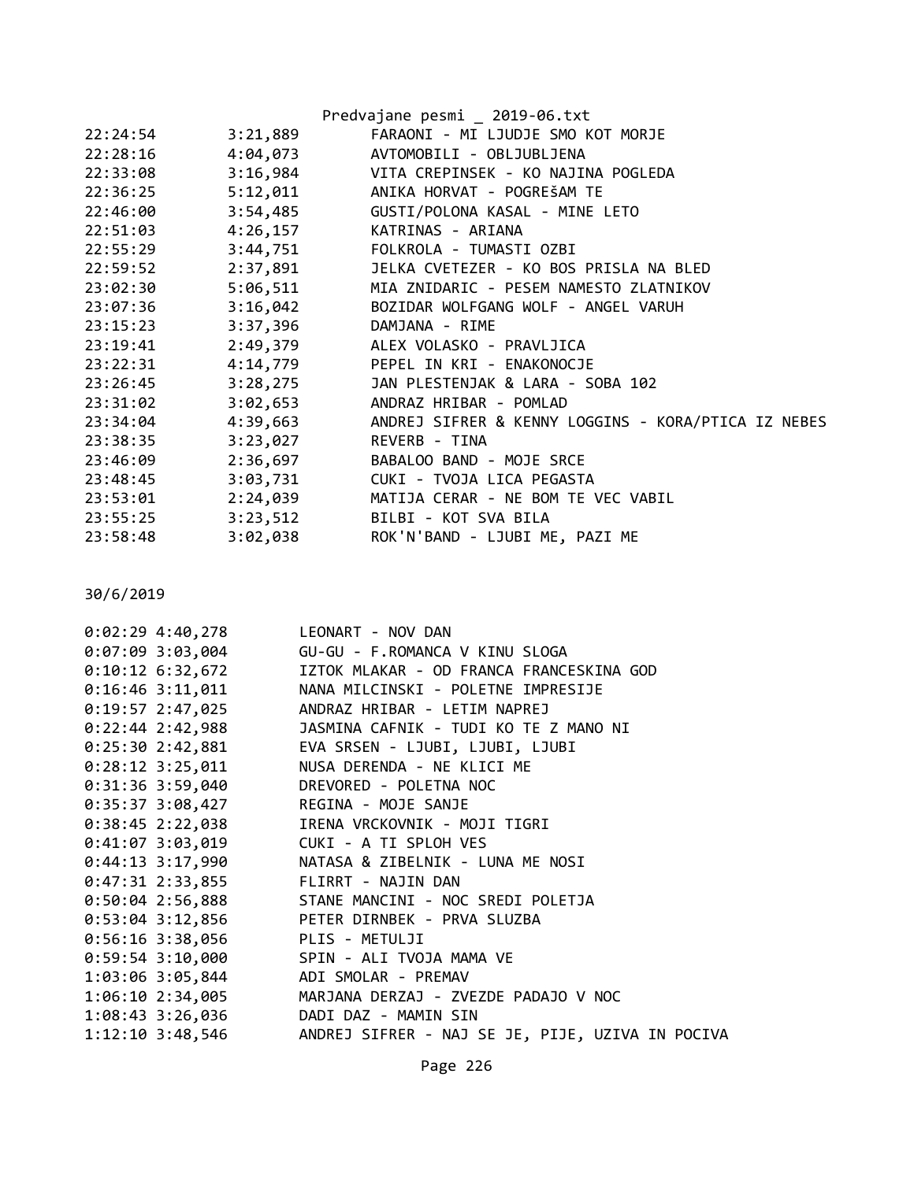| | | |
|---|---|---|
| 22:24:54 | 3:21,889 | FARAONI - MI LJUDJE SMO KOT MORJE |
| 22:28:16 | 4:04,073 | AVTOMOBILI - OBLJUBLJENA |
| 22:33:08 | 3:16,984 | VITA CREPINSEK - KO NAJINA POGLEDA |
| 22:36:25 | 5:12,011 | ANIKA HORVAT - POGREŠAM TE |
| 22:46:00 | 3:54,485 | GUSTI/POLONA KASAL - MINE LETO |
| 22:51:03 | 4:26,157 | KATRINAS - ARIANA |
| 22:55:29 | 3:44,751 | FOLKROLA - TUMASTI OZBI |
| 22:59:52 | 2:37,891 | JELKA CVETEZER - KO BOS PRISLA NA BLED |
| 23:02:30 | 5:06,511 | MIA ZNIDARIC - PESEM NAMESTO ZLATNIKOV |
| 23:07:36 | 3:16,042 | BOZIDAR WOLFGANG WOLF - ANGEL VARUH |
| 23:15:23 | 3:37,396 | DAMJANA - RIME |
| 23:19:41 | 2:49,379 | ALEX VOLASKO - PRAVLJICA |
| 23:22:31 | 4:14,779 | PEPEL IN KRI - ENAKONOCJE |
| 23:26:45 | 3:28,275 | JAN PLESTENJAK & LARA - SOBA 102 |
| 23:31:02 | 3:02,653 | ANDRAZ HRIBAR - POMLAD |
| 23:34:04 | 4:39,663 | ANDREJ SIFRER & KENNY LOGGINS - KORA/PTICA IZ NEBES |
| 23:38:35 | 3:23,027 | REVERB - TINA |
| 23:46:09 | 2:36,697 | BABALOO BAND - MOJE SRCE |
| 23:48:45 | 3:03,731 | CUKI - TVOJA LICA PEGASTA |
| 23:53:01 | 2:24,039 | MATIJA CERAR - NE BOM TE VEC VABIL |
| 23:55:25 | 3:23,512 | BILBI - KOT SVA BILA |
| 23:58:48 | 3:02,038 | ROK'N'BAND - LJUBI ME, PAZI ME |

30/6/2019

| | | |
|---|---|---|
| 0:02:29 | 4:40,278 | LEONART - NOV DAN |
| 0:07:09 | 3:03,004 | GU-GU - F.ROMANCA V KINU SLOGA |
| 0:10:12 | 6:32,672 | IZTOK MLAKAR - OD FRANCA FRANCESKINA GOD |
| 0:16:46 | 3:11,011 | NANA MILCINSKI - POLETNE IMPRESIJE |
| 0:19:57 | 2:47,025 | ANDRAZ HRIBAR - LETIM NAPREJ |
| 0:22:44 | 2:42,988 | JASMINA CAFNIK - TUDI KO TE Z MANO NI |
| 0:25:30 | 2:42,881 | EVA SRSEN - LJUBI, LJUBI, LJUBI |
| 0:28:12 | 3:25,011 | NUSA DERENDA - NE KLICI ME |
| 0:31:36 | 3:59,040 | DREVORED - POLETNA NOC |
| 0:35:37 | 3:08,427 | REGINA - MOJE SANJE |
| 0:38:45 | 2:22,038 | IRENA VRCKOVNIK - MOJI TIGRI |
| 0:41:07 | 3:03,019 | CUKI - A TI SPLOH VES |
| 0:44:13 | 3:17,990 | NATASA & ZIBELNIK - LUNA ME NOSI |
| 0:47:31 | 2:33,855 | FLIRRT - NAJIN DAN |
| 0:50:04 | 2:56,888 | STANE MANCINI - NOC SREDI POLETJA |
| 0:53:04 | 3:12,856 | PETER DIRNBEK - PRVA SLUZBA |
| 0:56:16 | 3:38,056 | PLIS - METULJI |
| 0:59:54 | 3:10,000 | SPIN - ALI TVOJA MAMA VE |
| 1:03:06 | 3:05,844 | ADI SMOLAR - PREMAV |
| 1:06:10 | 2:34,005 | MARJANA DERZAJ - ZVEZDE PADAJO V NOC |
| 1:08:43 | 3:26,036 | DADI DAZ - MAMIN SIN |
| 1:12:10 | 3:48,546 | ANDREJ SIFRER - NAJ SE JE, PIJE, UZIVA IN POCIVA |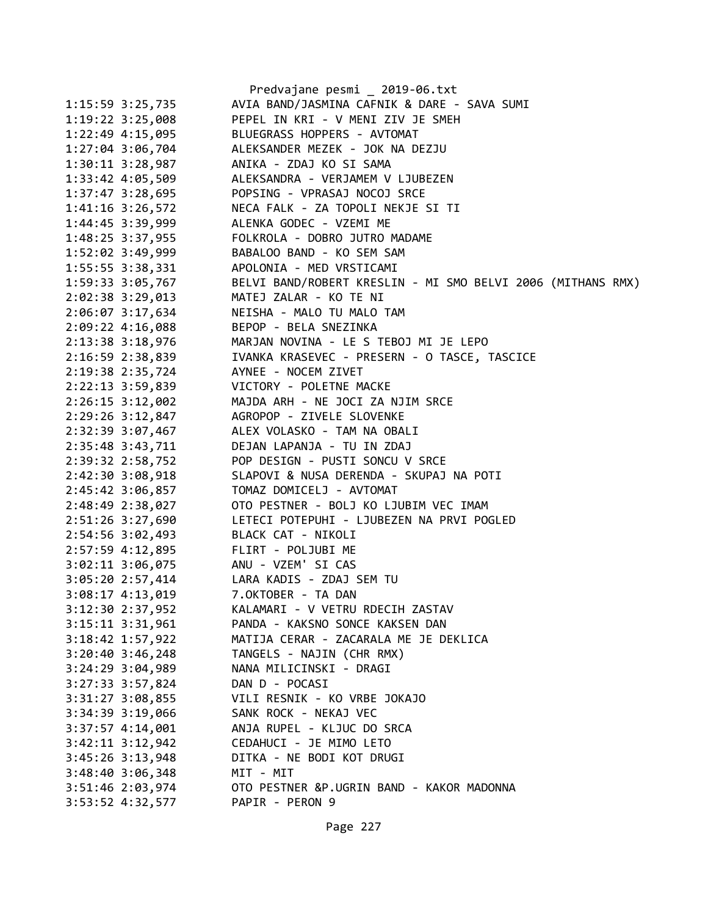```
1:15:59 3:25,735        AVIA BAND/JASMINA CAFNIK & DARE - SAVA SUMI
1:19:22 3:25,008        PEPEL IN KRI - V MENI ZIV JE SMEH
1:22:49 4:15,095        BLUEGRASS HOPPERS - AVTOMAT
1:27:04 3:06,704        ALEKSANDER MEZEK - JOK NA DEZJU
1:30:11 3:28,987        ANIKA - ZDAJ KO SI SAMA
1:33:42 4:05,509        ALEKSANDRA - VERJAMEM V LJUBEZEN
1:37:47 3:28,695        POPSING - VPRASAJ NOCOJ SRCE
1:41:16 3:26,572        NECA FALK - ZA TOPOLI NEKJE SI TI
1:44:45 3:39,999        ALENKA GODEC - VZEMI ME
1:48:25 3:37,955        FOLKROLA - DOBRO JUTRO MADAME
1:52:02 3:49,999        BABALOO BAND - KO SEM SAM
1:55:55 3:38,331        APOLONIA - MED VRSTICAMI
1:59:33 3:05,767        BELVI BAND/ROBERT KRESLIN - MI SMO BELVI 2006 (MITHANS RMX)
2:02:38 3:29,013        MATEJ ZALAR - KO TE NI
2:06:07 3:17,634        NEISHA - MALO TU MALO TAM
2:09:22 4:16,088        BEPOP - BELA SNEZINKA
2:13:38 3:18,976        MARJAN NOVINA - LE S TEBOJ MI JE LEPO
2:16:59 2:38,839        IVANKA KRASEVEC - PRESERN - O TASCE, TASCICE
2:19:38 2:35,724        AYNEE - NOCEM ZIVET
2:22:13 3:59,839        VICTORY - POLETNE MACKE
2:26:15 3:12,002        MAJDA ARH - NE JOCI ZA NJIM SRCE
2:29:26 3:12,847        AGROPOP - ZIVELE SLOVENKE
2:32:39 3:07,467        ALEX VOLASKO - TAM NA OBALI
2:35:48 3:43,711        DEJAN LAPANJA - TU IN ZDAJ
2:39:32 2:58,752        POP DESIGN - PUSTI SONCU V SRCE
2:42:30 3:08,918        SLAPOVI & NUSA DERENDA - SKUPAJ NA POTI
2:45:42 3:06,857        TOMAZ DOMICELJ - AVTOMAT
2:48:49 2:38,027        OTO PESTNER - BOLJ KO LJUBIM VEC IMAM
2:51:26 3:27,690        LETECI POTEPUHI - LJUBEZEN NA PRVI POGLED
2:54:56 3:02,493        BLACK CAT - NIKOLI
2:57:59 4:12,895        FLIRT - POLJUBI ME
3:02:11 3:06,075        ANU - VZEM' SI CAS
3:05:20 2:57,414        LARA KADIS - ZDAJ SEM TU
3:08:17 4:13,019        7.OKTOBER - TA DAN
3:12:30 2:37,952        KALAMARI - V VETRU RDECIH ZASTAV
3:15:11 3:31,961        PANDA - KAKSNO SONCE KAKSEN DAN
3:18:42 1:57,922        MATIJA CERAR - ZACARALA ME JE DEKLICA
3:20:40 3:46,248        TANGELS - NAJIN (CHR RMX)
3:24:29 3:04,989        NANA MILICINSKI - DRAGI
3:27:33 3:57,824        DAN D - POCASI
3:31:27 3:08,855        VILI RESNIK - KO VRBE JOKAJO
3:34:39 3:19,066        SANK ROCK - NEKAJ VEC
3:37:57 4:14,001        ANJA RUPEL - KLJUC DO SRCA
3:42:11 3:12,942        CEDAHUCI - JE MIMO LETO
3:45:26 3:13,948        DITKA - NE BODI KOT DRUGI
3:48:40 3:06,348        MIT - MIT
3:51:46 2:03,974        OTO PESTNER &P.UGRIN BAND - KAKOR MADONNA
3:53:52 4:32,577        PAPIR - PERON 9
```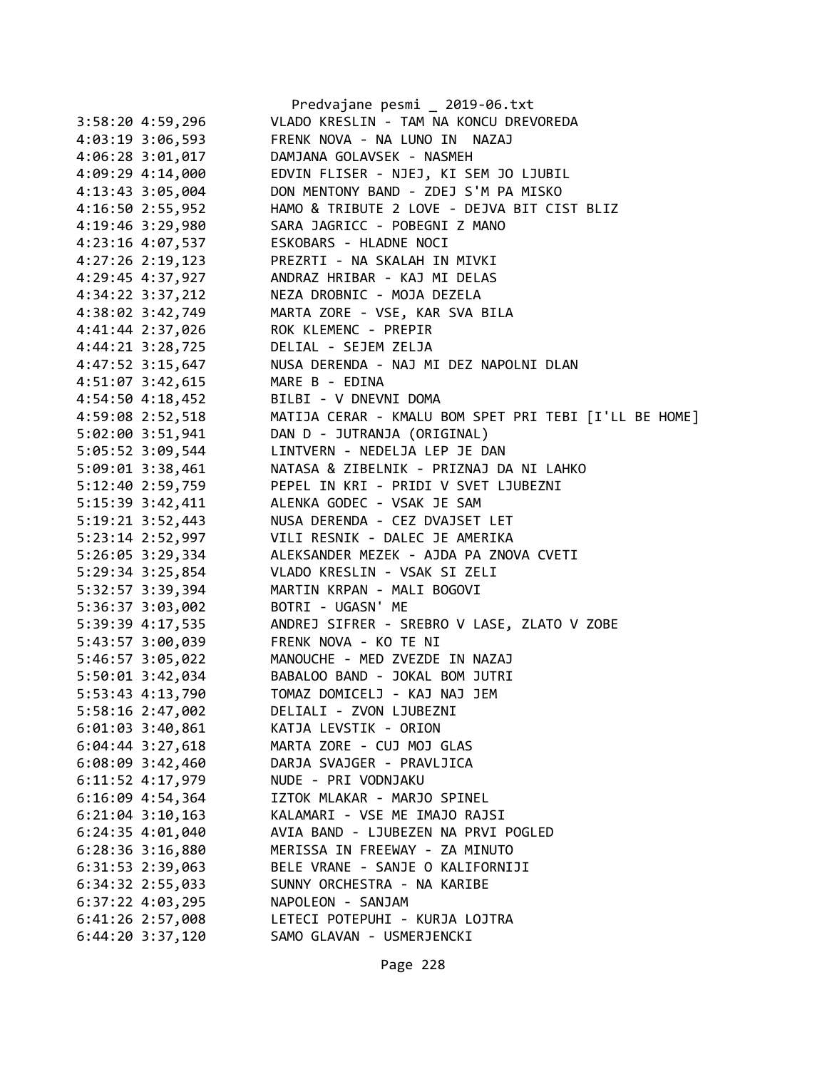```
3:58:20 4:59,296        VLADO KRESLIN - TAM NA KONCU DREVOREDA
4:03:19 3:06,593        FRENK NOVA - NA LUNO IN  NAZAJ
4:06:28 3:01,017        DAMJANA GOLAVSEK - NASMEH
4:09:29 4:14,000        EDVIN FLISER - NJEJ, KI SEM JO LJUBIL
4:13:43 3:05,004        DON MENTONY BAND - ZDEJ S'M PA MISKO
4:16:50 2:55,952        HAMO & TRIBUTE 2 LOVE - DEJVA BIT CIST BLIZ
4:19:46 3:29,980        SARA JAGRICC - POBEGNI Z MANO
4:23:16 4:07,537        ESKOBARS - HLADNE NOCI
4:27:26 2:19,123        PREZRTI - NA SKALAH IN MIVKI
4:29:45 4:37,927        ANDRAZ HRIBAR - KAJ MI DELAS
4:34:22 3:37,212        NEZA DROBNIC - MOJA DEZELA
4:38:02 3:42,749        MARTA ZORE - VSE, KAR SVA BILA
4:41:44 2:37,026        ROK KLEMENC - PREPIR
4:44:21 3:28,725        DELIAL - SEJEM ZELJA
4:47:52 3:15,647        NUSA DERENDA - NAJ MI DEZ NAPOLNI DLAN
4:51:07 3:42,615        MARE B - EDINA
4:54:50 4:18,452        BILBI - V DNEVNI DOMA
4:59:08 2:52,518        MATIJA CERAR - KMALU BOM SPET PRI TEBI [I'LL BE HOME]
5:02:00 3:51,941        DAN D - JUTRANJA (ORIGINAL)
5:05:52 3:09,544        LINTVERN - NEDELJA LEP JE DAN
5:09:01 3:38,461        NATASA & ZIBELNIK - PRIZNAJ DA NI LAHKO
5:12:40 2:59,759        PEPEL IN KRI - PRIDI V SVET LJUBEZNI
5:15:39 3:42,411        ALENKA GODEC - VSAK JE SAM
5:19:21 3:52,443        NUSA DERENDA - CEZ DVAJSET LET
5:23:14 2:52,997        VILI RESNIK - DALEC JE AMERIKA
5:26:05 3:29,334        ALEKSANDER MEZEK - AJDA PA ZNOVA CVETI
5:29:34 3:25,854        VLADO KRESLIN - VSAK SI ZELI
5:32:57 3:39,394        MARTIN KRPAN - MALI BOGOVI
5:36:37 3:03,002        BOTRI - UGASN' ME
5:39:39 4:17,535        ANDREJ SIFRER - SREBRO V LASE, ZLATO V ZOBE
5:43:57 3:00,039        FRENK NOVA - KO TE NI
5:46:57 3:05,022        MANOUCHE - MED ZVEZDE IN NAZAJ
5:50:01 3:42,034        BABALOO BAND - JOKAL BOM JUTRI
5:53:43 4:13,790        TOMAZ DOMICELJ - KAJ NAJ JEM
5:58:16 2:47,002        DELIALI - ZVON LJUBEZNI
6:01:03 3:40,861        KATJA LEVSTIK - ORION
6:04:44 3:27,618        MARTA ZORE - CUJ MOJ GLAS
6:08:09 3:42,460        DARJA SVAJGER - PRAVLJICA
6:11:52 4:17,979        NUDE - PRI VODNJAKU
6:16:09 4:54,364        IZTOK MLAKAR - MARJO SPINEL
6:21:04 3:10,163        KALAMARI - VSE ME IMAJO RAJSI
6:24:35 4:01,040        AVIA BAND - LJUBEZEN NA PRVI POGLED
6:28:36 3:16,880        MERISSA IN FREEWAY - ZA MINUTO
6:31:53 2:39,063        BELE VRANE - SANJE O KALIFORNIJI
6:34:32 2:55,033        SUNNY ORCHESTRA - NA KARIBE
6:37:22 4:03,295        NAPOLEON - SANJAM
6:41:26 2:57,008        LETECI POTEPUHI - KURJA LOJTRA
6:44:20 3:37,120        SAMO GLAVAN - USMERJENCKI
```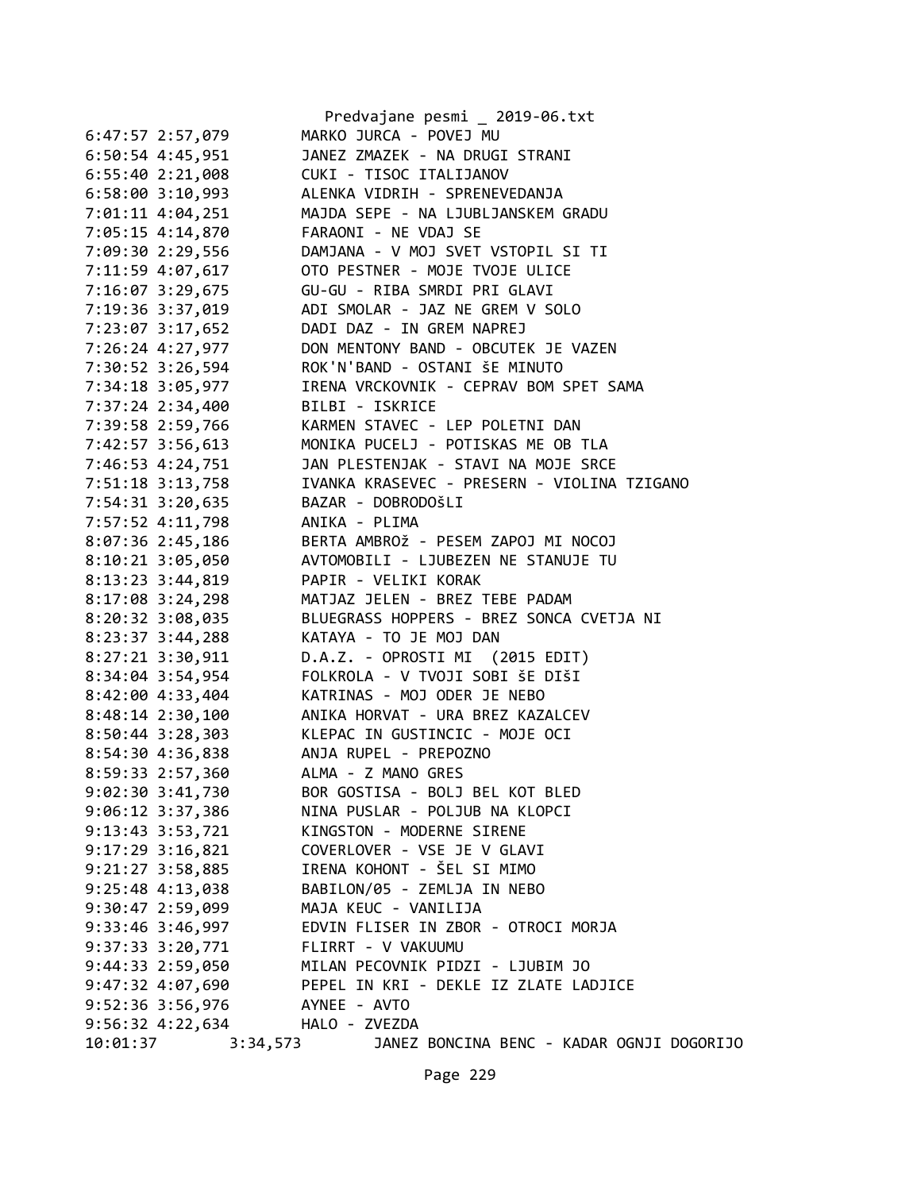```
6:47:57 2:57,079        MARKO JURCA - POVEJ MU
6:50:54 4:45,951        JANEZ ZMAZEK - NA DRUGI STRANI
6:55:40 2:21,008        CUKI - TISOC ITALIJANOV
6:58:00 3:10,993        ALENKA VIDRIH - SPRENEVEDANJA
7:01:11 4:04,251        MAJDA SEPE - NA LJUBLJANSKEM GRADU
7:05:15 4:14,870        FARAONI - NE VDAJ SE
7:09:30 2:29,556        DAMJANA - V MOJ SVET VSTOPIL SI TI
7:11:59 4:07,617        OTO PESTNER - MOJE TVOJE ULICE
7:16:07 3:29,675        GU-GU - RIBA SMRDI PRI GLAVI
7:19:36 3:37,019        ADI SMOLAR - JAZ NE GREM V SOLO
7:23:07 3:17,652        DADI DAZ - IN GREM NAPREJ
7:26:24 4:27,977        DON MENTONY BAND - OBCUTEK JE VAZEN
7:30:52 3:26,594        ROK'N'BAND - OSTANI ŠE MINUTO
7:34:18 3:05,977        IRENA VRCKOVNIK - CEPRAV BOM SPET SAMA
7:37:24 2:34,400        BILBI - ISKRICE
7:39:58 2:59,766        KARMEN STAVEC - LEP POLETNI DAN
7:42:57 3:56,613        MONIKA PUCELJ - POTISKAS ME OB TLA
7:46:53 4:24,751        JAN PLESTENJAK - STAVI NA MOJE SRCE
7:51:18 3:13,758        IVANKA KRASEVEC - PRESERN - VIOLINA TZIGANO
7:54:31 3:20,635        BAZAR - DOBRODOŠLI
7:57:52 4:11,798        ANIKA - PLIMA
8:07:36 2:45,186        BERTA AMBROž - PESEM ZAPOJ MI NOCOJ
8:10:21 3:05,050        AVTOMOBILI - LJUBEZEN NE STANUJE TU
8:13:23 3:44,819        PAPIR - VELIKI KORAK
8:17:08 3:24,298        MATJAZ JELEN - BREZ TEBE PADAM
8:20:32 3:08,035        BLUEGRASS HOPPERS - BREZ SONCA CVETJA NI
8:23:37 3:44,288        KATAYA - TO JE MOJ DAN
8:27:21 3:30,911        D.A.Z. - OPROSTI MI  (2015 EDIT)
8:34:04 3:54,954        FOLKROLA - V TVOJI SOBI ŠE DIŠI
8:42:00 4:33,404        KATRINAS - MOJ ODER JE NEBO
8:48:14 2:30,100        ANIKA HORVAT - URA BREZ KAZALCEV
8:50:44 3:28,303        KLEPAC IN GUSTINCIC - MOJE OCI
8:54:30 4:36,838        ANJA RUPEL - PREPOZNO
8:59:33 2:57,360        ALMA - Z MANO GRES
9:02:30 3:41,730        BOR GOSTISA - BOLJ BEL KOT BLED
9:06:12 3:37,386        NINA PUSLAR - POLJUB NA KLOPCI
9:13:43 3:53,721        KINGSTON - MODERNE SIRENE
9:17:29 3:16,821        COVERLOVER - VSE JE V GLAVI
9:21:27 3:58,885        IRENA KOHONT - ŠEL SI MIMO
9:25:48 4:13,038        BABILON/05 - ZEMLJA IN NEBO
9:30:47 2:59,099        MAJA KEUC - VANILIJA
9:33:46 3:46,997        EDVIN FLISER IN ZBOR - OTROCI MORJA
9:37:33 3:20,771        FLIRRT - V VAKUUMU
9:44:33 2:59,050        MILAN PECOVNIK PIDZI - LJUBIM JO
9:47:32 4:07,690        PEPEL IN KRI - DEKLE IZ ZLATE LADJICE
9:52:36 3:56,976        AYNEE - AVTO
9:56:32 4:22,634        HALO - ZVEZDA
10:01:37        3:34,573        JANEZ BONCINA BENC - KADAR OGNJI DOGORIJO
```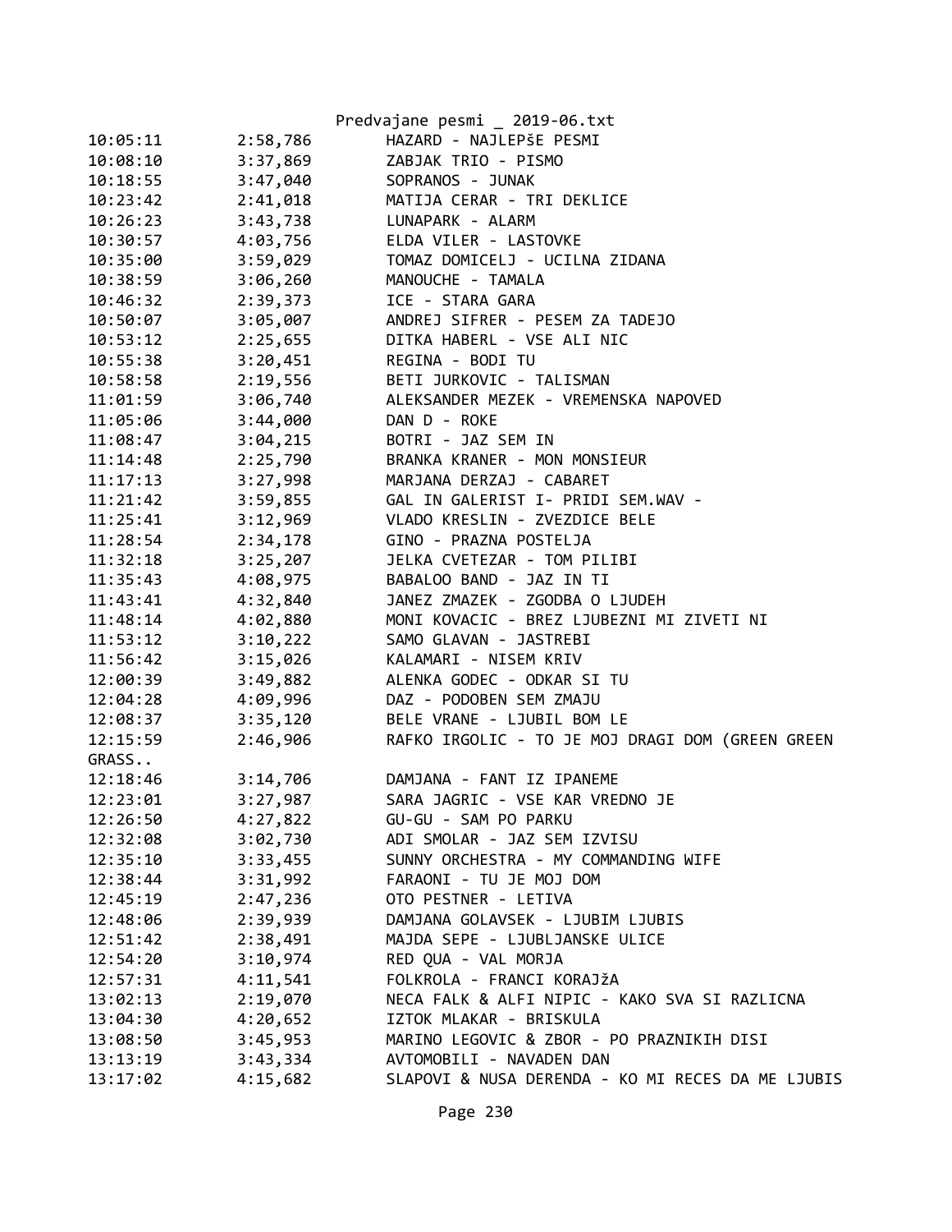| | | |
|---|---|---|
| 10:05:11 | 2:58,786 | HAZARD - NAJLEPŠE PESMI |
| 10:08:10 | 3:37,869 | ZABJAK TRIO - PISMO |
| 10:18:55 | 3:47,040 | SOPRANOS - JUNAK |
| 10:23:42 | 2:41,018 | MATIJA CERAR - TRI DEKLICE |
| 10:26:23 | 3:43,738 | LUNAPARK - ALARM |
| 10:30:57 | 4:03,756 | ELDA VILER - LASTOVKE |
| 10:35:00 | 3:59,029 | TOMAZ DOMICELJ - UCILNA ZIDANA |
| 10:38:59 | 3:06,260 | MANOUCHE - TAMALA |
| 10:46:32 | 2:39,373 | ICE - STARA GARA |
| 10:50:07 | 3:05,007 | ANDREJ SIFRER - PESEM ZA TADEJO |
| 10:53:12 | 2:25,655 | DITKA HABERL - VSE ALI NIC |
| 10:55:38 | 3:20,451 | REGINA - BODI TU |
| 10:58:58 | 2:19,556 | BETI JURKOVIC - TALISMAN |
| 11:01:59 | 3:06,740 | ALEKSANDER MEZEK - VREMENSKA NAPOVED |
| 11:05:06 | 3:44,000 | DAN D - ROKE |
| 11:08:47 | 3:04,215 | BOTRI - JAZ SEM IN |
| 11:14:48 | 2:25,790 | BRANKA KRANER - MON MONSIEUR |
| 11:17:13 | 3:27,998 | MARJANA DERZAJ - CABARET |
| 11:21:42 | 3:59,855 | GAL IN GALERIST I- PRIDI SEM.WAV - |
| 11:25:41 | 3:12,969 | VLADO KRESLIN - ZVEZDICE BELE |
| 11:28:54 | 2:34,178 | GINO - PRAZNA POSTELJA |
| 11:32:18 | 3:25,207 | JELKA CVETEZAR - TOM PILIBI |
| 11:35:43 | 4:08,975 | BABALOO BAND - JAZ IN TI |
| 11:43:41 | 4:32,840 | JANEZ ZMAZEK - ZGODBA O LJUDEH |
| 11:48:14 | 4:02,880 | MONI KOVACIC - BREZ LJUBEZNI MI ZIVETI NI |
| 11:53:12 | 3:10,222 | SAMO GLAVAN - JASTREBI |
| 11:56:42 | 3:15,026 | KALAMARI - NISEM KRIV |
| 12:00:39 | 3:49,882 | ALENKA GODEC - ODKAR SI TU |
| 12:04:28 | 4:09,996 | DAZ - PODOBEN SEM ZMAJU |
| 12:08:37 | 3:35,120 | BELE VRANE - LJUBIL BOM LE |
| 12:15:59 | 2:46,906 | RAFKO IRGOLIC - TO JE MOJ DRAGI DOM (GREEN GREEN GRASS.. |
| 12:18:46 | 3:14,706 | DAMJANA - FANT IZ IPANEME |
| 12:23:01 | 3:27,987 | SARA JAGRIC - VSE KAR VREDNO JE |
| 12:26:50 | 4:27,822 | GU-GU - SAM PO PARKU |
| 12:32:08 | 3:02,730 | ADI SMOLAR - JAZ SEM IZVISU |
| 12:35:10 | 3:33,455 | SUNNY ORCHESTRA - MY COMMANDING WIFE |
| 12:38:44 | 3:31,992 | FARAONI - TU JE MOJ DOM |
| 12:45:19 | 2:47,236 | OTO PESTNER - LETIVA |
| 12:48:06 | 2:39,939 | DAMJANA GOLAVSEK - LJUBIM LJUBIS |
| 12:51:42 | 2:38,491 | MAJDA SEPE - LJUBLJANSKE ULICE |
| 12:54:20 | 3:10,974 | RED QUA - VAL MORJA |
| 12:57:31 | 4:11,541 | FOLKROLA - FRANCI KORAJžA |
| 13:02:13 | 2:19,070 | NECA FALK & ALFI NIPIC - KAKO SVA SI RAZLICNA |
| 13:04:30 | 4:20,652 | IZTOK MLAKAR - BRISKULA |
| 13:08:50 | 3:45,953 | MARINO LEGOVIC & ZBOR - PO PRAZNIKIH DISI |
| 13:13:19 | 3:43,334 | AVTOMOBILI - NAVADEN DAN |
| 13:17:02 | 4:15,682 | SLAPOVI & NUSA DERENDA - KO MI RECES DA ME LJUBIS |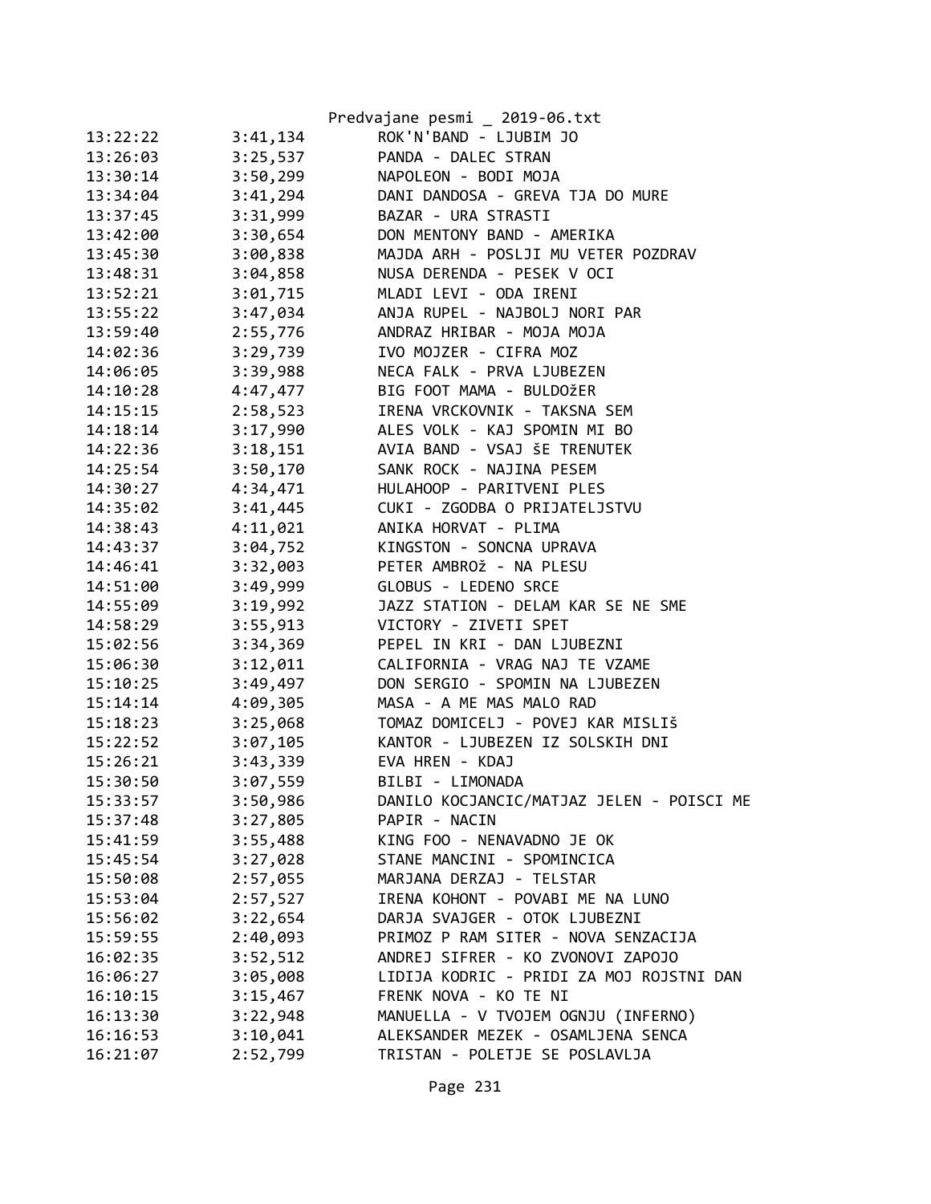| | | |
|---|---|---|
| 13:22:22 | 3:41,134 | ROK'N'BAND - LJUBIM JO |
| 13:26:03 | 3:25,537 | PANDA - DALEC STRAN |
| 13:30:14 | 3:50,299 | NAPOLEON - BODI MOJA |
| 13:34:04 | 3:41,294 | DANI DANDOSA - GREVA TJA DO MURE |
| 13:37:45 | 3:31,999 | BAZAR - URA STRASTI |
| 13:42:00 | 3:30,654 | DON MENTONY BAND - AMERIKA |
| 13:45:30 | 3:00,838 | MAJDA ARH - POSLJI MU VETER POZDRAV |
| 13:48:31 | 3:04,858 | NUSA DERENDA - PESEK V OCI |
| 13:52:21 | 3:01,715 | MLADI LEVI - ODA IRENI |
| 13:55:22 | 3:47,034 | ANJA RUPEL - NAJBOLJ NORI PAR |
| 13:59:40 | 2:55,776 | ANDRAZ HRIBAR - MOJA MOJA |
| 14:02:36 | 3:29,739 | IVO MOJZER - CIFRA MOZ |
| 14:06:05 | 3:39,988 | NECA FALK - PRVA LJUBEZEN |
| 14:10:28 | 4:47,477 | BIG FOOT MAMA - BULDOžER |
| 14:15:15 | 2:58,523 | IRENA VRCKOVNIK - TAKSNA SEM |
| 14:18:14 | 3:17,990 | ALES VOLK - KAJ SPOMIN MI BO |
| 14:22:36 | 3:18,151 | AVIA BAND - VSAJ ŠE TRENUTEK |
| 14:25:54 | 3:50,170 | SANK ROCK - NAJINA PESEM |
| 14:30:27 | 4:34,471 | HULAHOOP - PARITVENI PLES |
| 14:35:02 | 3:41,445 | CUKI - ZGODBA O PRIJATELJSTVU |
| 14:38:43 | 4:11,021 | ANIKA HORVAT - PLIMA |
| 14:43:37 | 3:04,752 | KINGSTON - SONCNA UPRAVA |
| 14:46:41 | 3:32,003 | PETER AMBROž - NA PLESU |
| 14:51:00 | 3:49,999 | GLOBUS - LEDENO SRCE |
| 14:55:09 | 3:19,992 | JAZZ STATION - DELAM KAR SE NE SME |
| 14:58:29 | 3:55,913 | VICTORY - ZIVETI SPET |
| 15:02:56 | 3:34,369 | PEPEL IN KRI - DAN LJUBEZNI |
| 15:06:30 | 3:12,011 | CALIFORNIA - VRAG NAJ TE VZAME |
| 15:10:25 | 3:49,497 | DON SERGIO - SPOMIN NA LJUBEZEN |
| 15:14:14 | 4:09,305 | MASA - A ME MAS MALO RAD |
| 15:18:23 | 3:25,068 | TOMAZ DOMICELJ - POVEJ KAR MISLIŠ |
| 15:22:52 | 3:07,105 | KANTOR - LJUBEZEN IZ SOLSKIH DNI |
| 15:26:21 | 3:43,339 | EVA HREN - KDAJ |
| 15:30:50 | 3:07,559 | BILBI - LIMONADA |
| 15:33:57 | 3:50,986 | DANILO KOCJANCIC/MATJAZ JELEN - POISCI ME |
| 15:37:48 | 3:27,805 | PAPIR - NACIN |
| 15:41:59 | 3:55,488 | KING FOO - NENAVADNO JE OK |
| 15:45:54 | 3:27,028 | STANE MANCINI - SPOMINCICA |
| 15:50:08 | 2:57,055 | MARJANA DERZAJ - TELSTAR |
| 15:53:04 | 2:57,527 | IRENA KOHONT - POVABI ME NA LUNO |
| 15:56:02 | 3:22,654 | DARJA SVAJGER - OTOK LJUBEZNI |
| 15:59:55 | 2:40,093 | PRIMOZ P RAM SITER - NOVA SENZACIJA |
| 16:02:35 | 3:52,512 | ANDREJ SIFRER - KO ZVONOVI ZAPOJO |
| 16:06:27 | 3:05,008 | LIDIJA KODRIC - PRIDI ZA MOJ ROJSTNI DAN |
| 16:10:15 | 3:15,467 | FRENK NOVA - KO TE NI |
| 16:13:30 | 3:22,948 | MANUELLA - V TVOJEM OGNJU (INFERNO) |
| 16:16:53 | 3:10,041 | ALEKSANDER MEZEK - OSAMLJENA SENCA |
| 16:21:07 | 2:52,799 | TRISTAN - POLETJE SE POSLAVLJA |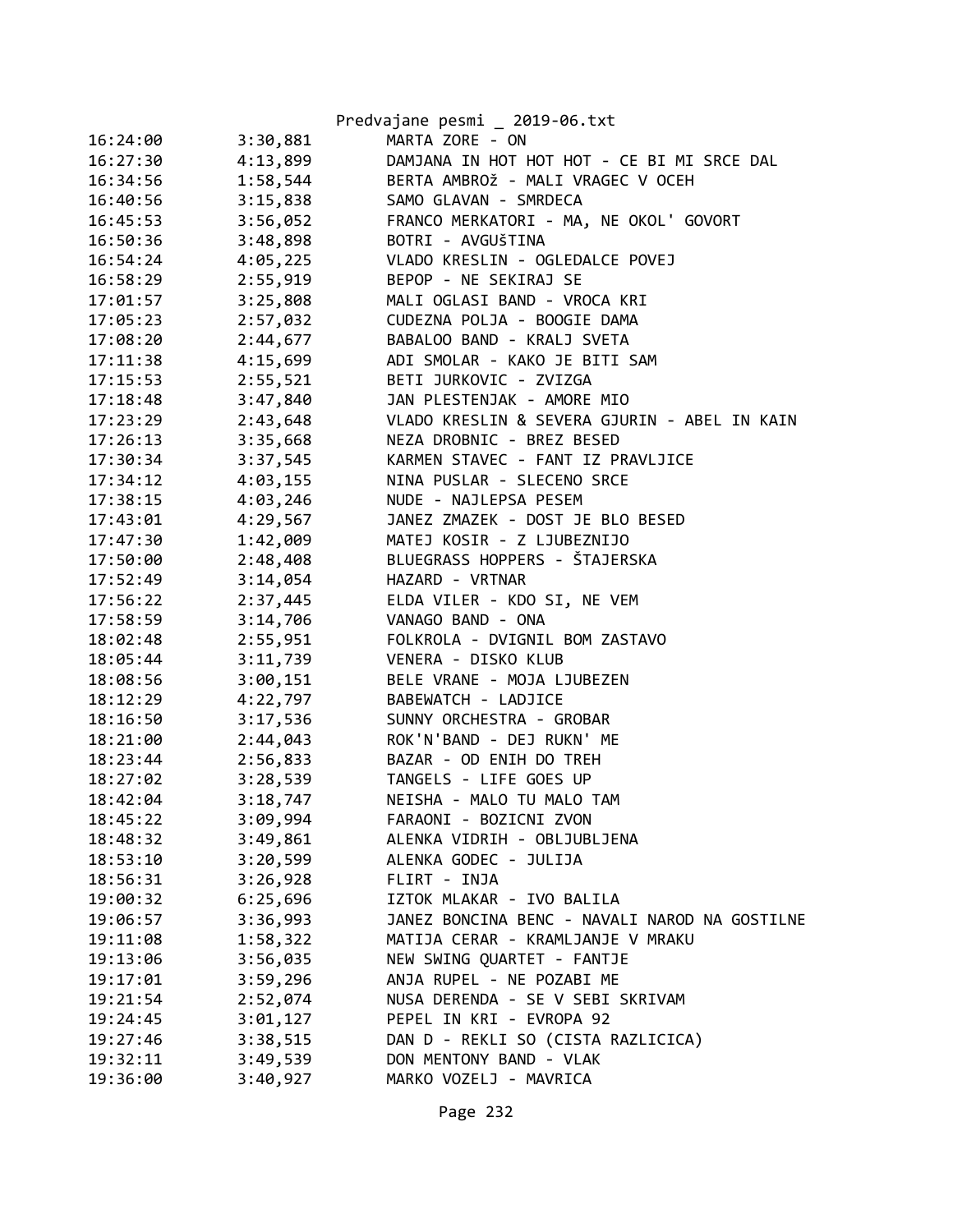| | | |
|---|---|---|
| 16:24:00 | 3:30,881 | MARTA ZORE - ON |
| 16:27:30 | 4:13,899 | DAMJANA IN HOT HOT HOT - CE BI MI SRCE DAL |
| 16:34:56 | 1:58,544 | BERTA AMBROž - MALI VRAGEC V OCEH |
| 16:40:56 | 3:15,838 | SAMO GLAVAN - SMRDECA |
| 16:45:53 | 3:56,052 | FRANCO MERKATORI - MA, NE OKOL' GOVORT |
| 16:50:36 | 3:48,898 | BOTRI - AVGUŠTINA |
| 16:54:24 | 4:05,225 | VLADO KRESLIN - OGLEDALCE POVEJ |
| 16:58:29 | 2:55,919 | BEPOP - NE SEKIRAJ SE |
| 17:01:57 | 3:25,808 | MALI OGLASI BAND - VROCA KRI |
| 17:05:23 | 2:57,032 | CUDEZNA POLJA - BOOGIE DAMA |
| 17:08:20 | 2:44,677 | BABALOO BAND - KRALJ SVETA |
| 17:11:38 | 4:15,699 | ADI SMOLAR - KAKO JE BITI SAM |
| 17:15:53 | 2:55,521 | BETI JURKOVIC - ZVIZGA |
| 17:18:48 | 3:47,840 | JAN PLESTENJAK - AMORE MIO |
| 17:23:29 | 2:43,648 | VLADO KRESLIN & SEVERA GJURIN - ABEL IN KAIN |
| 17:26:13 | 3:35,668 | NEZA DROBNIC - BREZ BESED |
| 17:30:34 | 3:37,545 | KARMEN STAVEC - FANT IZ PRAVLJICE |
| 17:34:12 | 4:03,155 | NINA PUSLAR - SLECENO SRCE |
| 17:38:15 | 4:03,246 | NUDE - NAJLEPSA PESEM |
| 17:43:01 | 4:29,567 | JANEZ ZMAZEK - DOST JE BLO BESED |
| 17:47:30 | 1:42,009 | MATEJ KOSIR - Z LJUBEZNIJO |
| 17:50:00 | 2:48,408 | BLUEGRASS HOPPERS - ŠTAJERSKA |
| 17:52:49 | 3:14,054 | HAZARD - VRTNAR |
| 17:56:22 | 2:37,445 | ELDA VILER - KDO SI, NE VEM |
| 17:58:59 | 3:14,706 | VANAGO BAND - ONA |
| 18:02:48 | 2:55,951 | FOLKROLA - DVIGNIL BOM ZASTAVO |
| 18:05:44 | 3:11,739 | VENERA - DISKO KLUB |
| 18:08:56 | 3:00,151 | BELE VRANE - MOJA LJUBEZEN |
| 18:12:29 | 4:22,797 | BABEWATCH - LADJICE |
| 18:16:50 | 3:17,536 | SUNNY ORCHESTRA - GROBAR |
| 18:21:00 | 2:44,043 | ROK'N'BAND - DEJ RUKN' ME |
| 18:23:44 | 2:56,833 | BAZAR - OD ENIH DO TREH |
| 18:27:02 | 3:28,539 | TANGELS - LIFE GOES UP |
| 18:42:04 | 3:18,747 | NEISHA - MALO TU MALO TAM |
| 18:45:22 | 3:09,994 | FARAONI - BOZICNI ZVON |
| 18:48:32 | 3:49,861 | ALENKA VIDRIH - OBLJUBLJENA |
| 18:53:10 | 3:20,599 | ALENKA GODEC - JULIJA |
| 18:56:31 | 3:26,928 | FLIRT - INJA |
| 19:00:32 | 6:25,696 | IZTOK MLAKAR - IVO BALILA |
| 19:06:57 | 3:36,993 | JANEZ BONCINA BENC - NAVALI NAROD NA GOSTILNE |
| 19:11:08 | 1:58,322 | MATIJA CERAR - KRAMLJANJE V MRAKU |
| 19:13:06 | 3:56,035 | NEW SWING QUARTET - FANTJE |
| 19:17:01 | 3:59,296 | ANJA RUPEL - NE POZABI ME |
| 19:21:54 | 2:52,074 | NUSA DERENDA - SE V SEBI SKRIVAM |
| 19:24:45 | 3:01,127 | PEPEL IN KRI - EVROPA 92 |
| 19:27:46 | 3:38,515 | DAN D - REKLI SO (CISTA RAZLICICA) |
| 19:32:11 | 3:49,539 | DON MENTONY BAND - VLAK |
| 19:36:00 | 3:40,927 | MARKO VOZELJ - MAVRICA |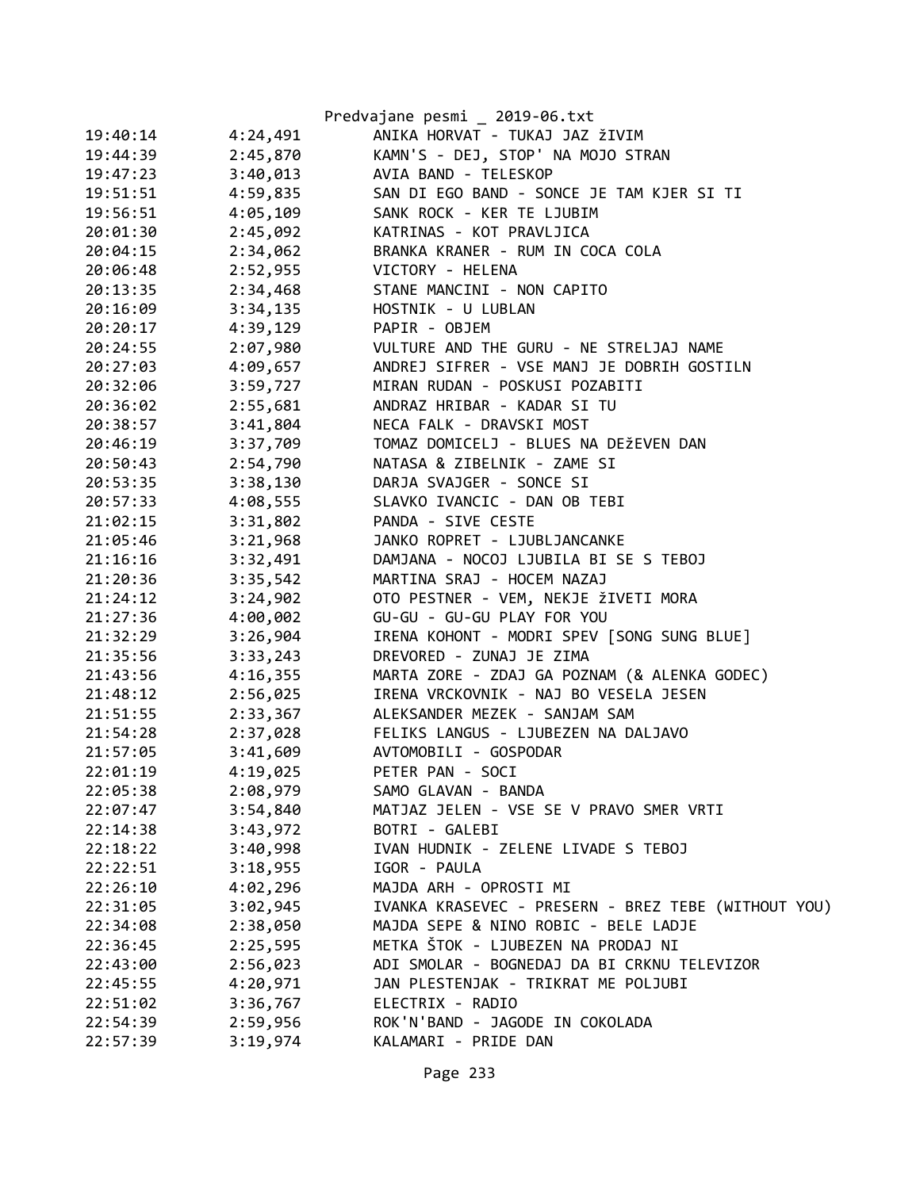| | | |
|---|---|---|
| 19:40:14 | 4:24,491 | ANIKA HORVAT - TUKAJ JAZ žIVIM |
| 19:44:39 | 2:45,870 | KAMN'S - DEJ, STOP' NA MOJO STRAN |
| 19:47:23 | 3:40,013 | AVIA BAND - TELESKOP |
| 19:51:51 | 4:59,835 | SAN DI EGO BAND - SONCE JE TAM KJER SI TI |
| 19:56:51 | 4:05,109 | SANK ROCK - KER TE LJUBIM |
| 20:01:30 | 2:45,092 | KATRINAS - KOT PRAVLJICA |
| 20:04:15 | 2:34,062 | BRANKA KRANER - RUM IN COCA COLA |
| 20:06:48 | 2:52,955 | VICTORY - HELENA |
| 20:13:35 | 2:34,468 | STANE MANCINI - NON CAPITO |
| 20:16:09 | 3:34,135 | HOSTNIK - U LUBLAN |
| 20:20:17 | 4:39,129 | PAPIR - OBJEM |
| 20:24:55 | 2:07,980 | VULTURE AND THE GURU - NE STRELJAJ NAME |
| 20:27:03 | 4:09,657 | ANDREJ SIFRER - VSE MANJ JE DOBRIH GOSTILN |
| 20:32:06 | 3:59,727 | MIRAN RUDAN - POSKUSI POZABITI |
| 20:36:02 | 2:55,681 | ANDRAZ HRIBAR - KADAR SI TU |
| 20:38:57 | 3:41,804 | NECA FALK - DRAVSKI MOST |
| 20:46:19 | 3:37,709 | TOMAZ DOMICELJ - BLUES NA DEžEVEN DAN |
| 20:50:43 | 2:54,790 | NATASA & ZIBELNIK - ZAME SI |
| 20:53:35 | 3:38,130 | DARJA SVAJGER - SONCE SI |
| 20:57:33 | 4:08,555 | SLAVKO IVANCIC - DAN OB TEBI |
| 21:02:15 | 3:31,802 | PANDA - SIVE CESTE |
| 21:05:46 | 3:21,968 | JANKO ROPRET - LJUBLJANCANKE |
| 21:16:16 | 3:32,491 | DAMJANA - NOCOJ LJUBILA BI SE S TEBOJ |
| 21:20:36 | 3:35,542 | MARTINA SRAJ - HOCEM NAZAJ |
| 21:24:12 | 3:24,902 | OTO PESTNER - VEM, NEKJE žIVETI MORA |
| 21:27:36 | 4:00,002 | GU-GU - GU-GU PLAY FOR YOU |
| 21:32:29 | 3:26,904 | IRENA KOHONT - MODRI SPEV [SONG SUNG BLUE] |
| 21:35:56 | 3:33,243 | DREVORED - ZUNAJ JE ZIMA |
| 21:43:56 | 4:16,355 | MARTA ZORE - ZDAJ GA POZNAM (& ALENKA GODEC) |
| 21:48:12 | 2:56,025 | IRENA VRCKOVNIK - NAJ BO VESELA JESEN |
| 21:51:55 | 2:33,367 | ALEKSANDER MEZEK - SANJAM SAM |
| 21:54:28 | 2:37,028 | FELIKS LANGUS - LJUBEZEN NA DALJAVO |
| 21:57:05 | 3:41,609 | AVTOMOBILI - GOSPODAR |
| 22:01:19 | 4:19,025 | PETER PAN - SOCI |
| 22:05:38 | 2:08,979 | SAMO GLAVAN - BANDA |
| 22:07:47 | 3:54,840 | MATJAZ JELEN - VSE SE V PRAVO SMER VRTI |
| 22:14:38 | 3:43,972 | BOTRI - GALEBI |
| 22:18:22 | 3:40,998 | IVAN HUDNIK - ZELENE LIVADE S TEBOJ |
| 22:22:51 | 3:18,955 | IGOR - PAULA |
| 22:26:10 | 4:02,296 | MAJDA ARH - OPROSTI MI |
| 22:31:05 | 3:02,945 | IVANKA KRASEVEC - PRESERN - BREZ TEBE (WITHOUT YOU) |
| 22:34:08 | 2:38,050 | MAJDA SEPE & NINO ROBIC - BELE LADJE |
| 22:36:45 | 2:25,595 | METKA ŠTOK - LJUBEZEN NA PRODAJ NI |
| 22:43:00 | 2:56,023 | ADI SMOLAR - BOGNEDAJ DA BI CRKNU TELEVIZOR |
| 22:45:55 | 4:20,971 | JAN PLESTENJAK - TRIKRAT ME POLJUBI |
| 22:51:02 | 3:36,767 | ELECTRIX - RADIO |
| 22:54:39 | 2:59,956 | ROK'N'BAND - JAGODE IN COKOLADA |
| 22:57:39 | 3:19,974 | KALAMARI - PRIDE DAN |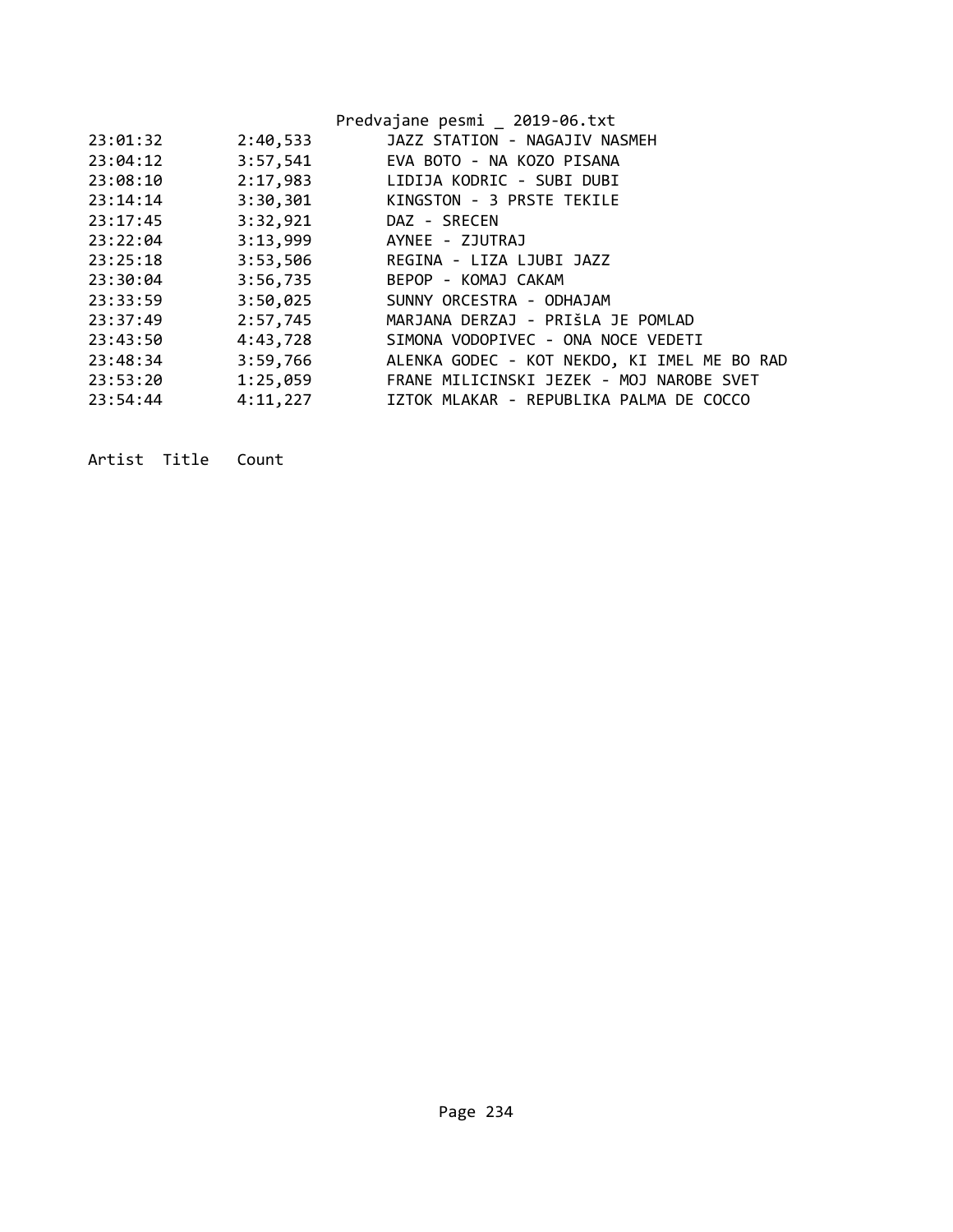| | | |
|---|---|---|
| 23:01:32 | 2:40,533 | JAZZ STATION - NAGAJIV NASMEH |
| 23:04:12 | 3:57,541 | EVA BOTO - NA KOZO PISANA |
| 23:08:10 | 2:17,983 | LIDIJA KODRIC - SUBI DUBI |
| 23:14:14 | 3:30,301 | KINGSTON - 3 PRSTE TEKILE |
| 23:17:45 | 3:32,921 | DAZ - SRECEN |
| 23:22:04 | 3:13,999 | AYNEE - ZJUTRAJ |
| 23:25:18 | 3:53,506 | REGINA - LIZA LJUBI JAZZ |
| 23:30:04 | 3:56,735 | BEPOP - KOMAJ CAKAM |
| 23:33:59 | 3:50,025 | SUNNY ORCESTRA - ODHAJAM |
| 23:37:49 | 2:57,745 | MARJANA DERZAJ - PRIŠLA JE POMLAD |
| 23:43:50 | 4:43,728 | SIMONA VODOPIVEC - ONA NOCE VEDETI |
| 23:48:34 | 3:59,766 | ALENKA GODEC - KOT NEKDO, KI IMEL ME BO RAD |
| 23:53:20 | 1:25,059 | FRANE MILICINSKI JEZEK - MOJ NAROBE SVET |
| 23:54:44 | 4:11,227 | IZTOK MLAKAR - REPUBLIKA PALMA DE COCCO |

Artist Title Count